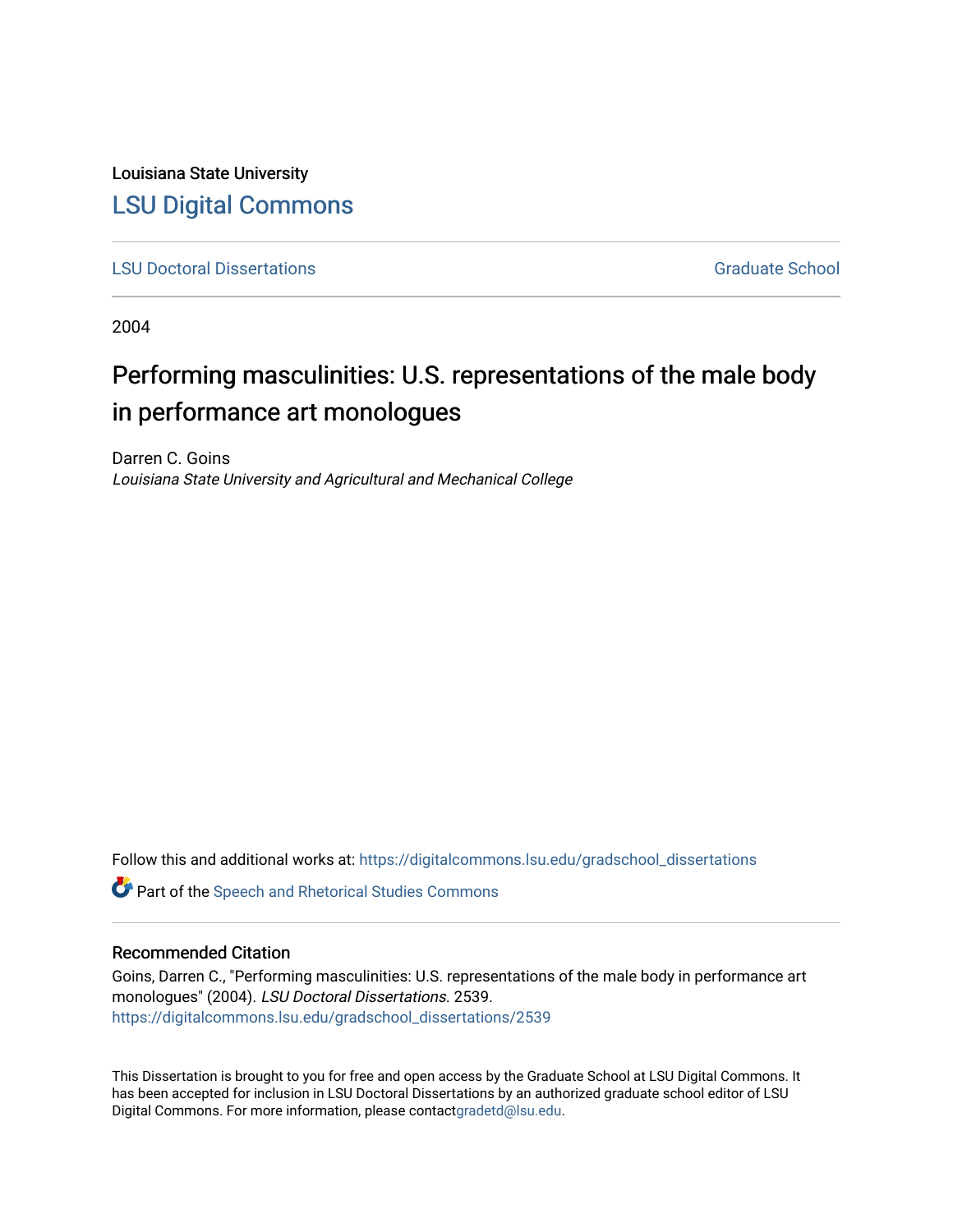Louisiana State University

# LSU Digital Commons

LSU Doctoral Dissertations | Graduate School

2004

## Performing masculinities: U.S. representations of the male body in performance art monologues

Darren C. Goins
*Louisiana State University and Agricultural and Mechanical College*

Follow this and additional works at: https://digitalcommons.lsu.edu/gradschool_dissertations

Part of the Speech and Rhetorical Studies Commons

### Recommended Citation

Goins, Darren C., "Performing masculinities: U.S. representations of the male body in performance art monologues" (2004). *LSU Doctoral Dissertations*. 2539.
https://digitalcommons.lsu.edu/gradschool_dissertations/2539

This Dissertation is brought to you for free and open access by the Graduate School at LSU Digital Commons. It has been accepted for inclusion in LSU Doctoral Dissertations by an authorized graduate school editor of LSU Digital Commons. For more information, please contactgradetd@lsu.edu.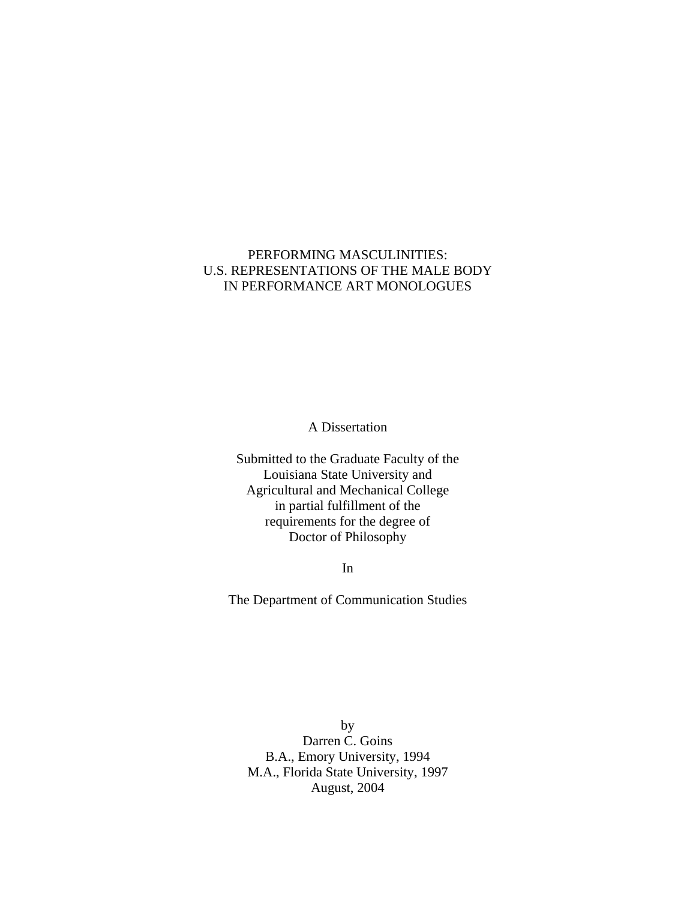# PERFORMING MASCULINITIES: U.S. REPRESENTATIONS OF THE MALE BODY IN PERFORMANCE ART MONOLOGUES

A Dissertation

Submitted to the Graduate Faculty of the
Louisiana State University and
Agricultural and Mechanical College
in partial fulfillment of the
requirements for the degree of
Doctor of Philosophy

In

The Department of Communication Studies

by
Darren C. Goins
B.A., Emory University, 1994
M.A., Florida State University, 1997
August, 2004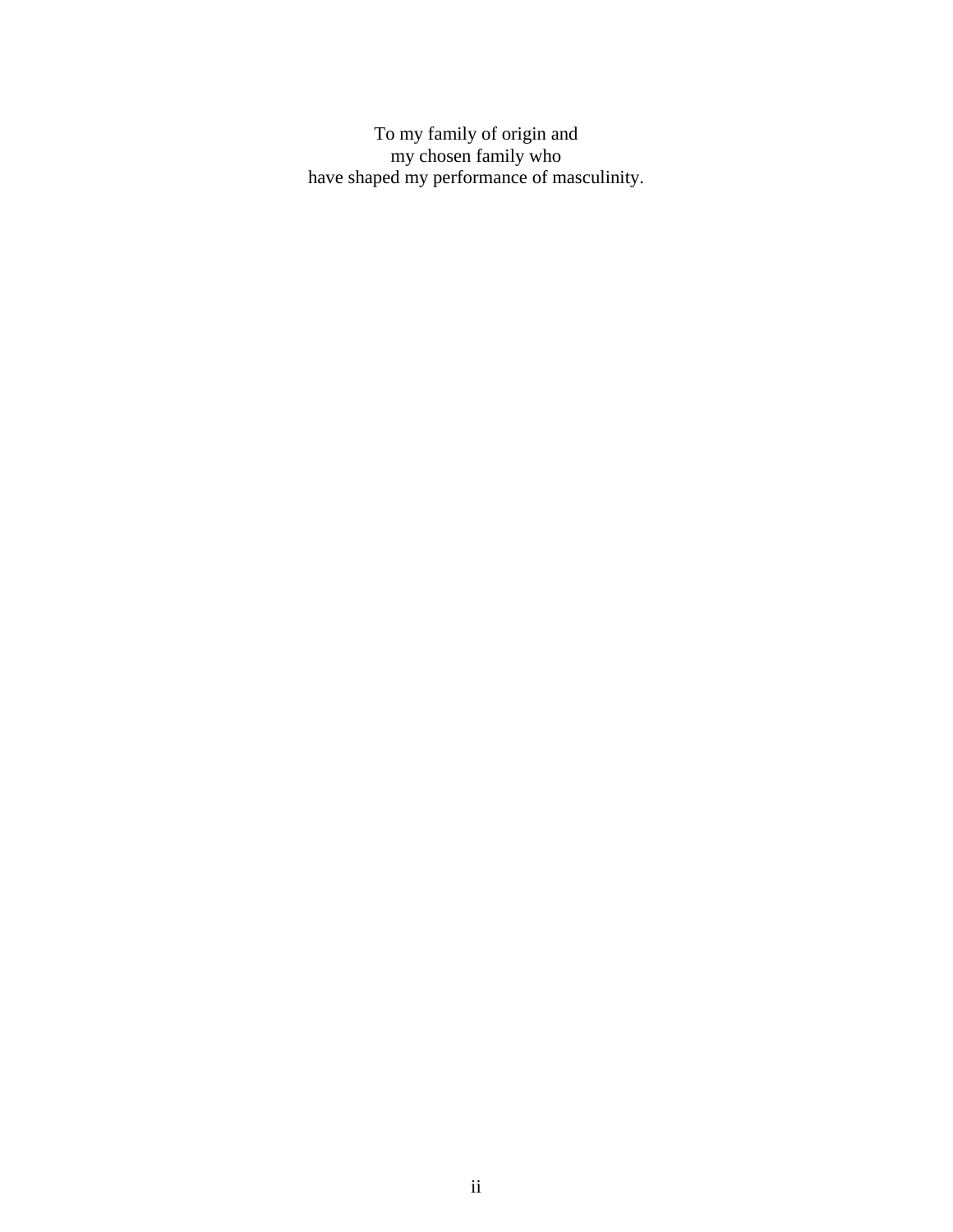To my family of origin and
my chosen family who
have shaped my performance of masculinity.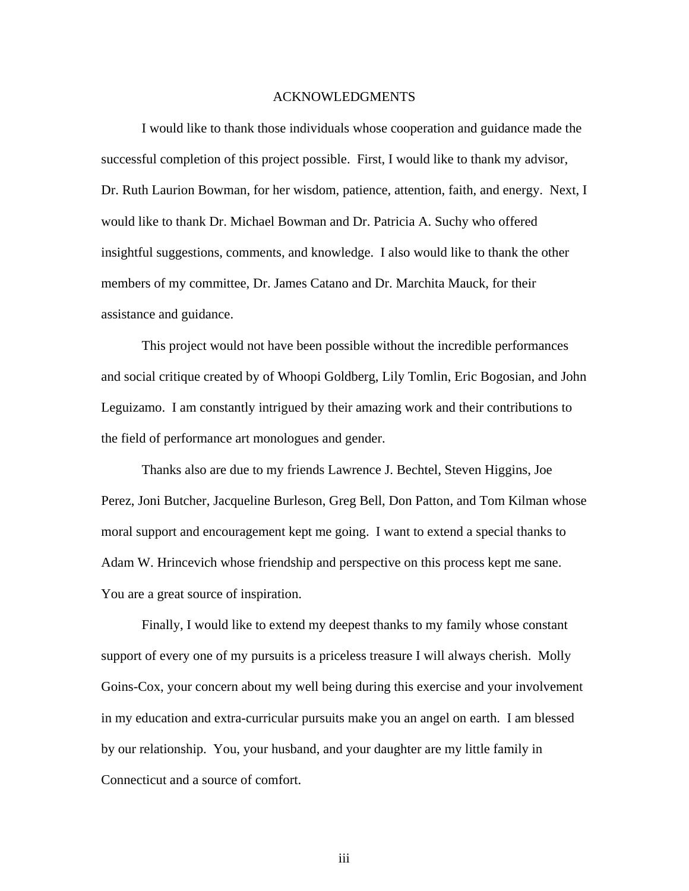# ACKNOWLEDGMENTS

I would like to thank those individuals whose cooperation and guidance made the successful completion of this project possible. First, I would like to thank my advisor, Dr. Ruth Laurion Bowman, for her wisdom, patience, attention, faith, and energy. Next, I would like to thank Dr. Michael Bowman and Dr. Patricia A. Suchy who offered insightful suggestions, comments, and knowledge. I also would like to thank the other members of my committee, Dr. James Catano and Dr. Marchita Mauck, for their assistance and guidance.

This project would not have been possible without the incredible performances and social critique created by of Whoopi Goldberg, Lily Tomlin, Eric Bogosian, and John Leguizamo. I am constantly intrigued by their amazing work and their contributions to the field of performance art monologues and gender.

Thanks also are due to my friends Lawrence J. Bechtel, Steven Higgins, Joe Perez, Joni Butcher, Jacqueline Burleson, Greg Bell, Don Patton, and Tom Kilman whose moral support and encouragement kept me going. I want to extend a special thanks to Adam W. Hrincevich whose friendship and perspective on this process kept me sane. You are a great source of inspiration.

Finally, I would like to extend my deepest thanks to my family whose constant support of every one of my pursuits is a priceless treasure I will always cherish. Molly Goins-Cox, your concern about my well being during this exercise and your involvement in my education and extra-curricular pursuits make you an angel on earth. I am blessed by our relationship. You, your husband, and your daughter are my little family in Connecticut and a source of comfort.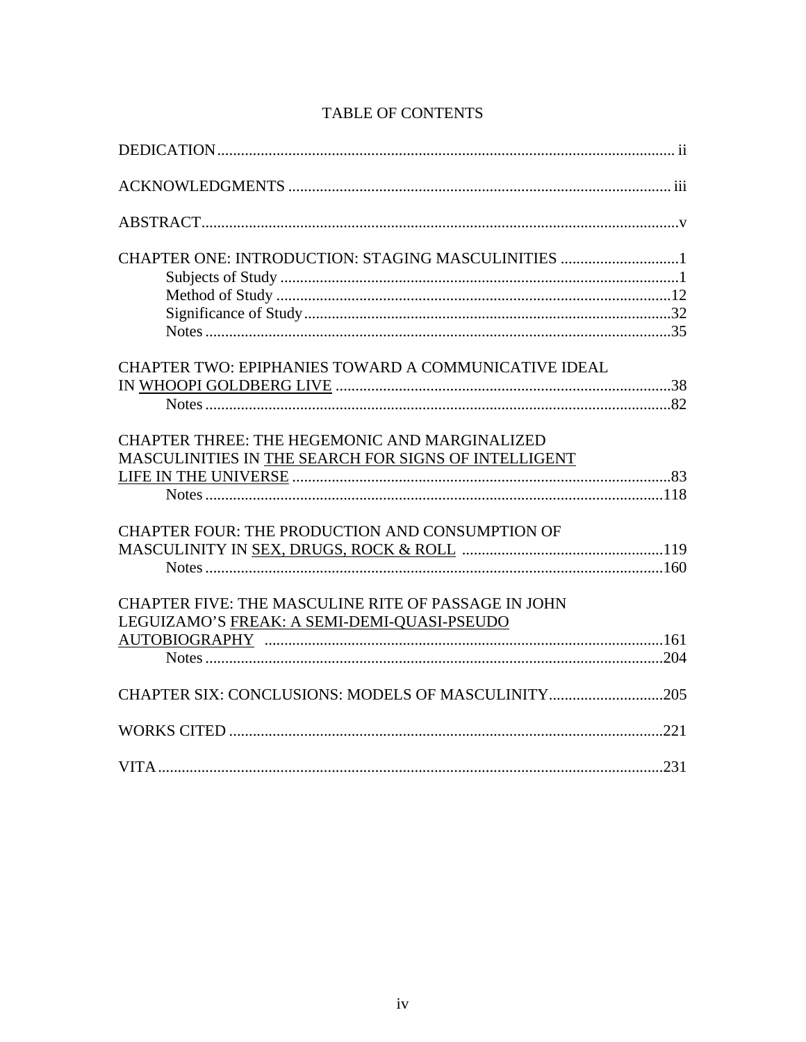# TABLE OF CONTENTS

DEDICATION ........ ii

ACKNOWLEDGMENTS ........ iii

ABSTRACT ........ v

CHAPTER ONE: INTRODUCTION: STAGING MASCULINITIES ........ 1
- Subjects of Study ........ 1
- Method of Study ........ 12
- Significance of Study ........ 32
- Notes ........ 35

CHAPTER TWO: EPIPHANIES TOWARD A COMMUNICATIVE IDEAL IN <u>WHOOPI GOLDBERG LIVE</u> ........ 38
- Notes ........ 82

CHAPTER THREE: THE HEGEMONIC AND MARGINALIZED MASCULINITIES IN <u>THE SEARCH FOR SIGNS OF INTELLIGENT LIFE IN THE UNIVERSE</u> ........ 83
- Notes ........ 118

CHAPTER FOUR: THE PRODUCTION AND CONSUMPTION OF MASCULINITY IN <u>SEX, DRUGS, ROCK & ROLL</u> ........ 119
- Notes ........ 160

CHAPTER FIVE: THE MASCULINE RITE OF PASSAGE IN JOHN LEGUIZAMO'S <u>FREAK: A SEMI-DEMI-QUASI-PSEUDO AUTOBIOGRAPHY</u> ........ 161
- Notes ........ 204

CHAPTER SIX: CONCLUSIONS: MODELS OF MASCULINITY ........ 205

WORKS CITED ........ 221

VITA ........ 231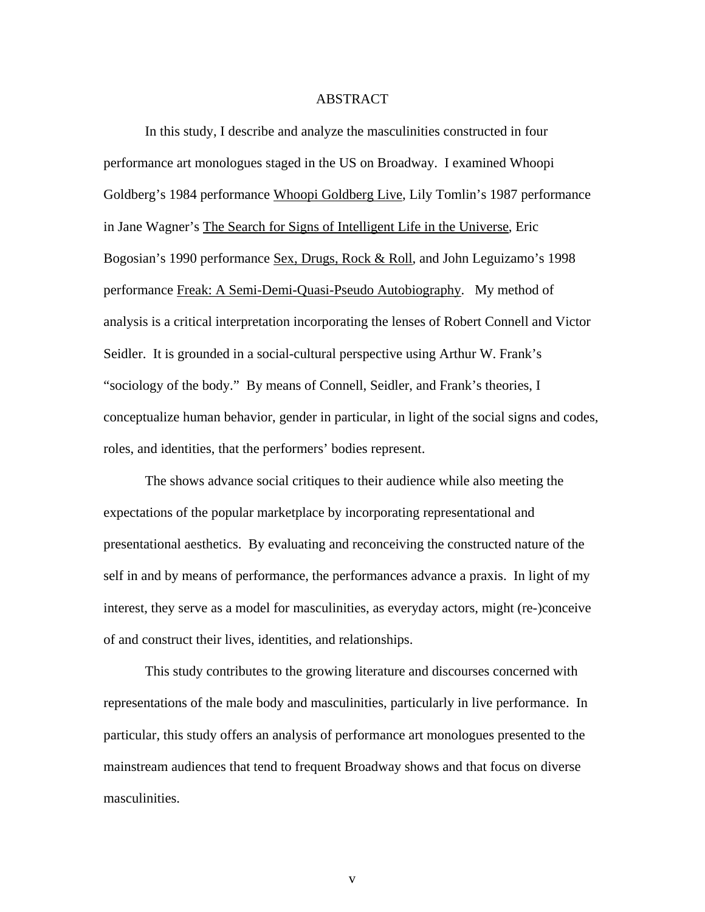# ABSTRACT

In this study, I describe and analyze the masculinities constructed in four performance art monologues staged in the US on Broadway. I examined Whoopi Goldberg's 1984 performance Whoopi Goldberg Live, Lily Tomlin's 1987 performance in Jane Wagner's The Search for Signs of Intelligent Life in the Universe, Eric Bogosian's 1990 performance Sex, Drugs, Rock & Roll, and John Leguizamo's 1998 performance Freak: A Semi-Demi-Quasi-Pseudo Autobiography. My method of analysis is a critical interpretation incorporating the lenses of Robert Connell and Victor Seidler. It is grounded in a social-cultural perspective using Arthur W. Frank's "sociology of the body." By means of Connell, Seidler, and Frank's theories, I conceptualize human behavior, gender in particular, in light of the social signs and codes, roles, and identities, that the performers' bodies represent.

The shows advance social critiques to their audience while also meeting the expectations of the popular marketplace by incorporating representational and presentational aesthetics. By evaluating and reconceiving the constructed nature of the self in and by means of performance, the performances advance a praxis. In light of my interest, they serve as a model for masculinities, as everyday actors, might (re-)conceive of and construct their lives, identities, and relationships.

This study contributes to the growing literature and discourses concerned with representations of the male body and masculinities, particularly in live performance. In particular, this study offers an analysis of performance art monologues presented to the mainstream audiences that tend to frequent Broadway shows and that focus on diverse masculinities.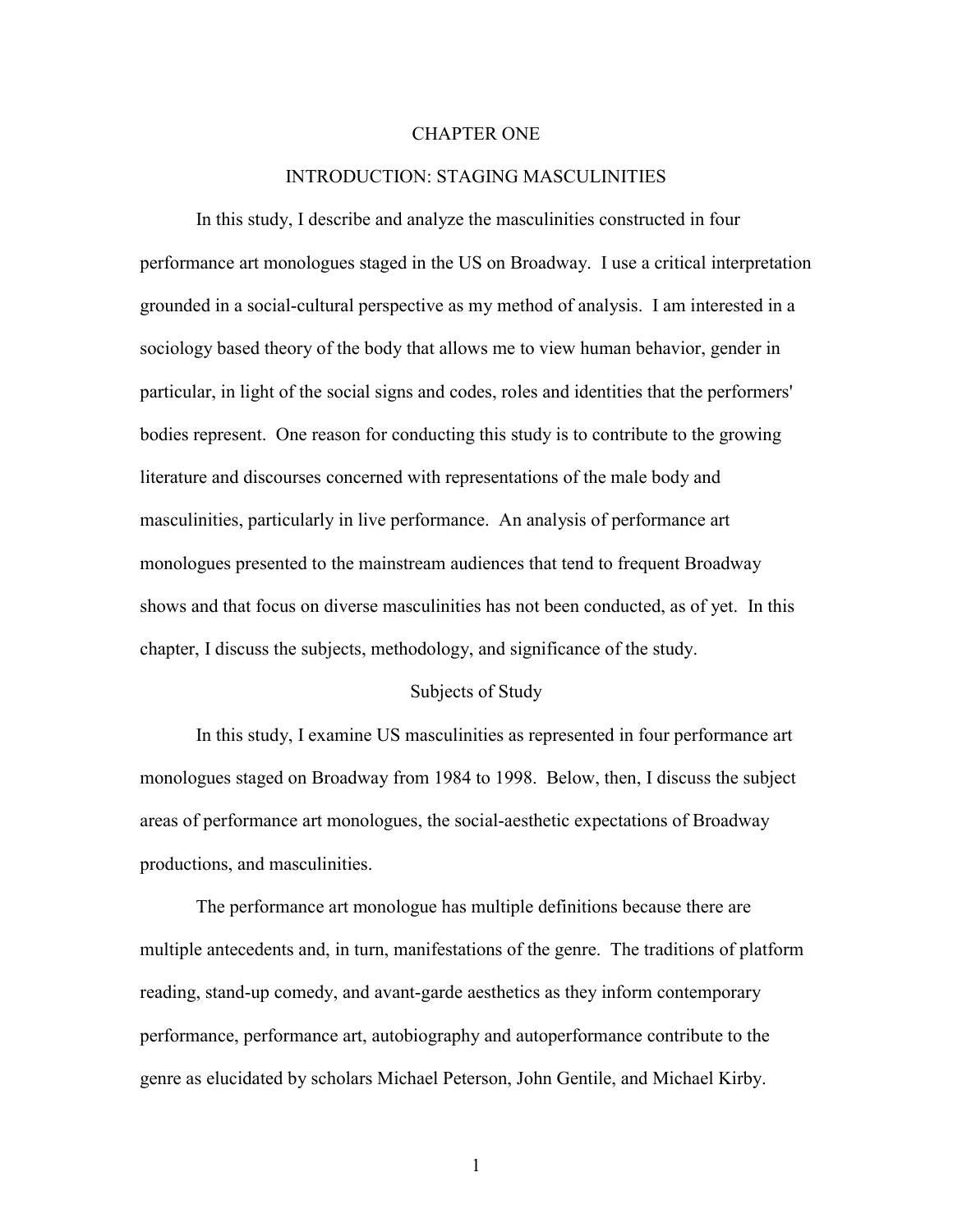# CHAPTER ONE

## INTRODUCTION: STAGING MASCULINITIES

In this study, I describe and analyze the masculinities constructed in four performance art monologues staged in the US on Broadway. I use a critical interpretation grounded in a social-cultural perspective as my method of analysis. I am interested in a sociology based theory of the body that allows me to view human behavior, gender in particular, in light of the social signs and codes, roles and identities that the performers' bodies represent. One reason for conducting this study is to contribute to the growing literature and discourses concerned with representations of the male body and masculinities, particularly in live performance. An analysis of performance art monologues presented to the mainstream audiences that tend to frequent Broadway shows and that focus on diverse masculinities has not been conducted, as of yet. In this chapter, I discuss the subjects, methodology, and significance of the study.

### Subjects of Study

In this study, I examine US masculinities as represented in four performance art monologues staged on Broadway from 1984 to 1998. Below, then, I discuss the subject areas of performance art monologues, the social-aesthetic expectations of Broadway productions, and masculinities.

The performance art monologue has multiple definitions because there are multiple antecedents and, in turn, manifestations of the genre. The traditions of platform reading, stand-up comedy, and avant-garde aesthetics as they inform contemporary performance, performance art, autobiography and autoperformance contribute to the genre as elucidated by scholars Michael Peterson, John Gentile, and Michael Kirby.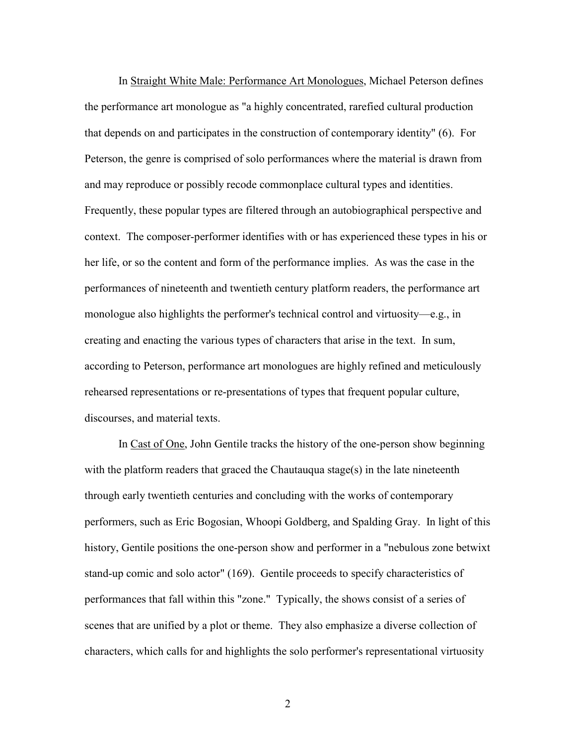In Straight White Male: Performance Art Monologues, Michael Peterson defines the performance art monologue as "a highly concentrated, rarefied cultural production that depends on and participates in the construction of contemporary identity" (6). For Peterson, the genre is comprised of solo performances where the material is drawn from and may reproduce or possibly recode commonplace cultural types and identities. Frequently, these popular types are filtered through an autobiographical perspective and context. The composer-performer identifies with or has experienced these types in his or her life, or so the content and form of the performance implies. As was the case in the performances of nineteenth and twentieth century platform readers, the performance art monologue also highlights the performer's technical control and virtuosity—e.g., in creating and enacting the various types of characters that arise in the text. In sum, according to Peterson, performance art monologues are highly refined and meticulously rehearsed representations or re-presentations of types that frequent popular culture, discourses, and material texts.

In Cast of One, John Gentile tracks the history of the one-person show beginning with the platform readers that graced the Chautauqua stage(s) in the late nineteenth through early twentieth centuries and concluding with the works of contemporary performers, such as Eric Bogosian, Whoopi Goldberg, and Spalding Gray. In light of this history, Gentile positions the one-person show and performer in a "nebulous zone betwixt stand-up comic and solo actor" (169). Gentile proceeds to specify characteristics of performances that fall within this "zone." Typically, the shows consist of a series of scenes that are unified by a plot or theme. They also emphasize a diverse collection of characters, which calls for and highlights the solo performer's representational virtuosity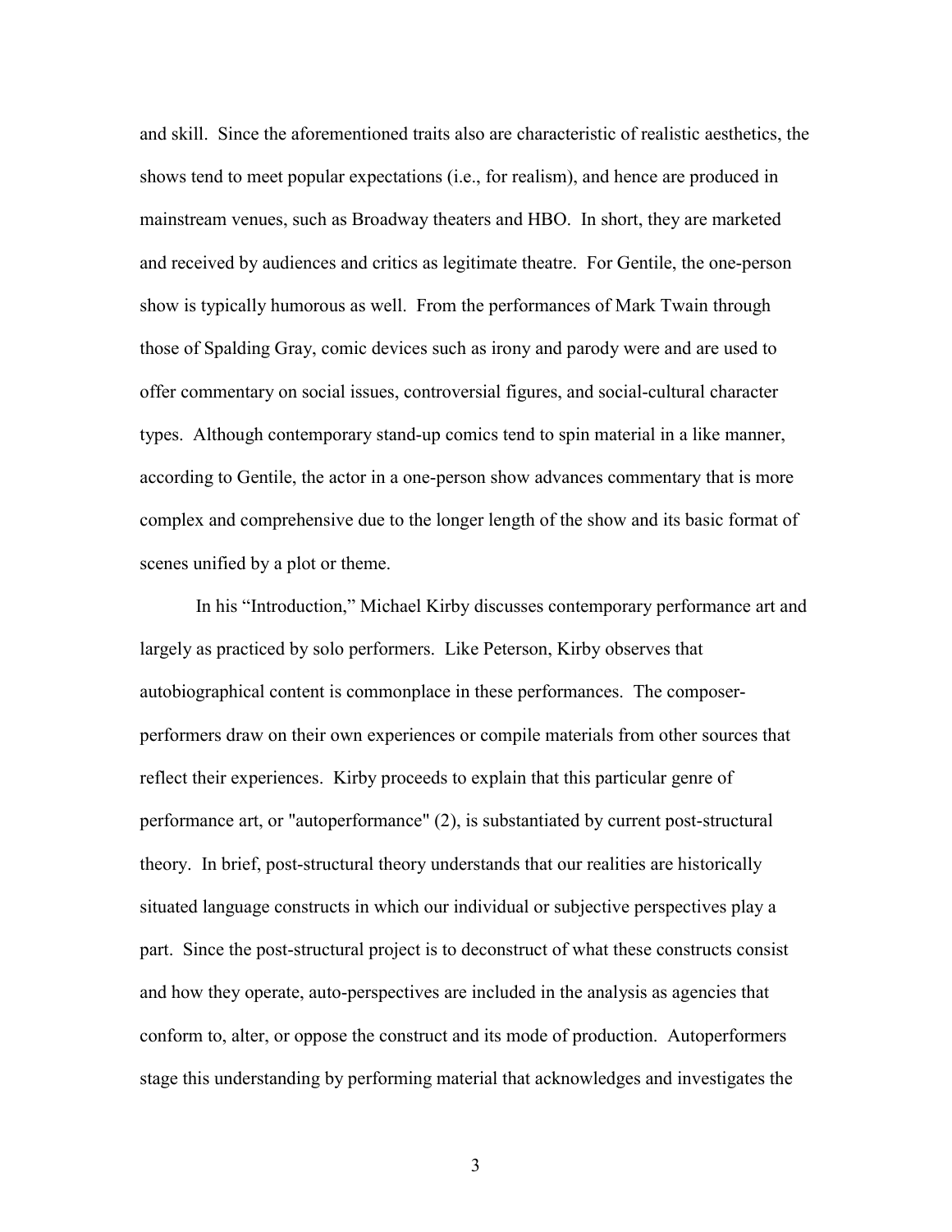and skill. Since the aforementioned traits also are characteristic of realistic aesthetics, the shows tend to meet popular expectations (i.e., for realism), and hence are produced in mainstream venues, such as Broadway theaters and HBO. In short, they are marketed and received by audiences and critics as legitimate theatre. For Gentile, the one-person show is typically humorous as well. From the performances of Mark Twain through those of Spalding Gray, comic devices such as irony and parody were and are used to offer commentary on social issues, controversial figures, and social-cultural character types. Although contemporary stand-up comics tend to spin material in a like manner, according to Gentile, the actor in a one-person show advances commentary that is more complex and comprehensive due to the longer length of the show and its basic format of scenes unified by a plot or theme.

In his "Introduction," Michael Kirby discusses contemporary performance art and largely as practiced by solo performers. Like Peterson, Kirby observes that autobiographical content is commonplace in these performances. The composer-performers draw on their own experiences or compile materials from other sources that reflect their experiences. Kirby proceeds to explain that this particular genre of performance art, or "autoperformance" (2), is substantiated by current post-structural theory. In brief, post-structural theory understands that our realities are historically situated language constructs in which our individual or subjective perspectives play a part. Since the post-structural project is to deconstruct of what these constructs consist and how they operate, auto-perspectives are included in the analysis as agencies that conform to, alter, or oppose the construct and its mode of production. Autoperformers stage this understanding by performing material that acknowledges and investigates the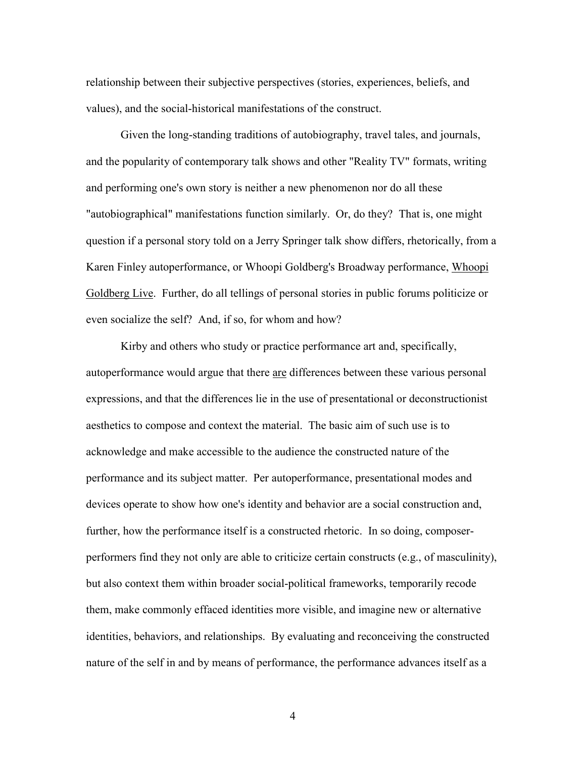relationship between their subjective perspectives (stories, experiences, beliefs, and values), and the social-historical manifestations of the construct.

Given the long-standing traditions of autobiography, travel tales, and journals, and the popularity of contemporary talk shows and other "Reality TV" formats, writing and performing one's own story is neither a new phenomenon nor do all these "autobiographical" manifestations function similarly. Or, do they? That is, one might question if a personal story told on a Jerry Springer talk show differs, rhetorically, from a Karen Finley autoperformance, or Whoopi Goldberg's Broadway performance, <u>Whoopi Goldberg Live</u>. Further, do all tellings of personal stories in public forums politicize or even socialize the self? And, if so, for whom and how?

Kirby and others who study or practice performance art and, specifically, autoperformance would argue that there <u>are</u> differences between these various personal expressions, and that the differences lie in the use of presentational or deconstructionist aesthetics to compose and context the material. The basic aim of such use is to acknowledge and make accessible to the audience the constructed nature of the performance and its subject matter. Per autoperformance, presentational modes and devices operate to show how one's identity and behavior are a social construction and, further, how the performance itself is a constructed rhetoric. In so doing, composer-performers find they not only are able to criticize certain constructs (e.g., of masculinity), but also context them within broader social-political frameworks, temporarily recode them, make commonly effaced identities more visible, and imagine new or alternative identities, behaviors, and relationships. By evaluating and reconceiving the constructed nature of the self in and by means of performance, the performance advances itself as a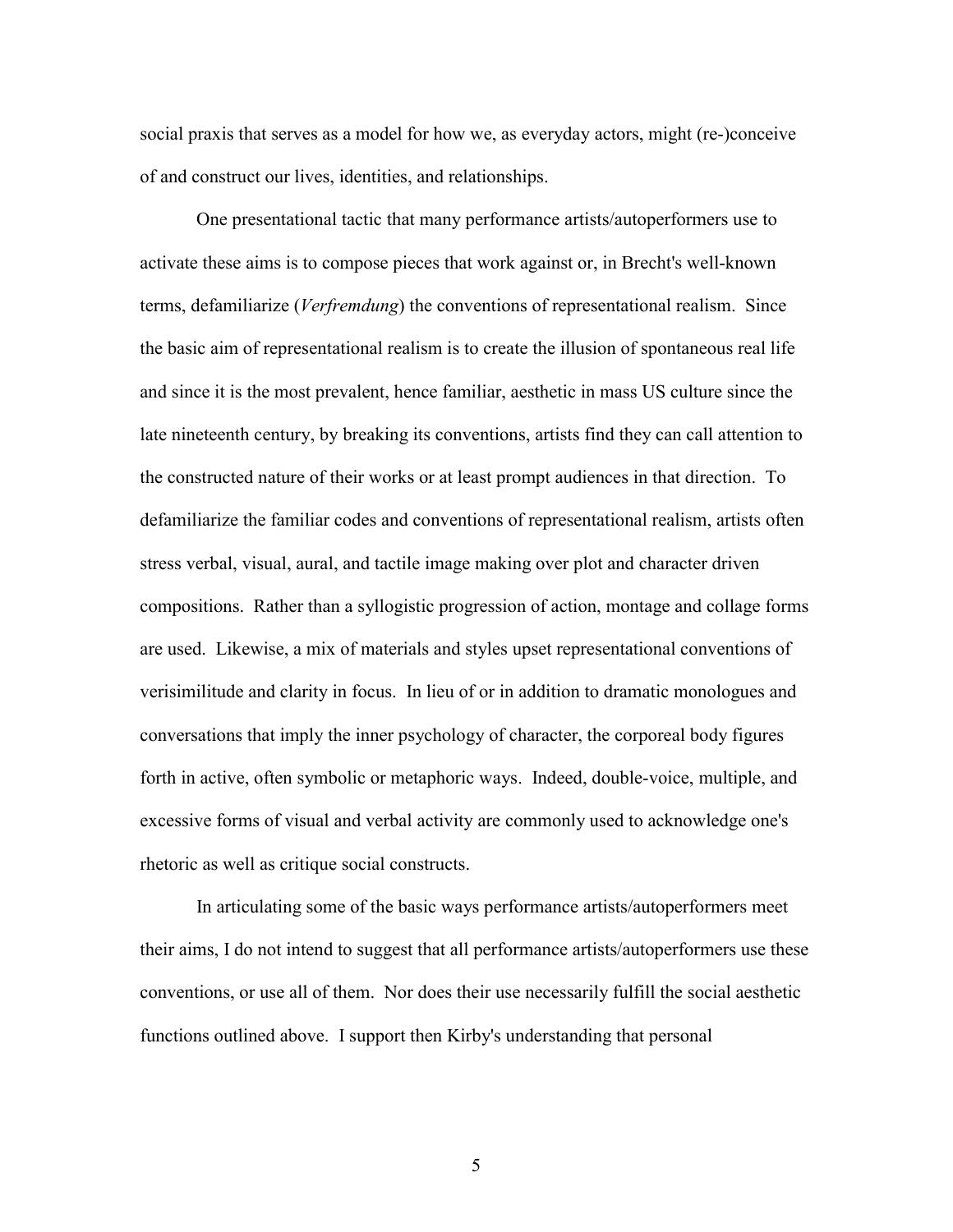social praxis that serves as a model for how we, as everyday actors, might (re-)conceive of and construct our lives, identities, and relationships.

One presentational tactic that many performance artists/autoperformers use to activate these aims is to compose pieces that work against or, in Brecht's well-known terms, defamiliarize (*Verfremdung*) the conventions of representational realism. Since the basic aim of representational realism is to create the illusion of spontaneous real life and since it is the most prevalent, hence familiar, aesthetic in mass US culture since the late nineteenth century, by breaking its conventions, artists find they can call attention to the constructed nature of their works or at least prompt audiences in that direction. To defamiliarize the familiar codes and conventions of representational realism, artists often stress verbal, visual, aural, and tactile image making over plot and character driven compositions. Rather than a syllogistic progression of action, montage and collage forms are used. Likewise, a mix of materials and styles upset representational conventions of verisimilitude and clarity in focus. In lieu of or in addition to dramatic monologues and conversations that imply the inner psychology of character, the corporeal body figures forth in active, often symbolic or metaphoric ways. Indeed, double-voice, multiple, and excessive forms of visual and verbal activity are commonly used to acknowledge one's rhetoric as well as critique social constructs.

In articulating some of the basic ways performance artists/autoperformers meet their aims, I do not intend to suggest that all performance artists/autoperformers use these conventions, or use all of them. Nor does their use necessarily fulfill the social aesthetic functions outlined above. I support then Kirby's understanding that personal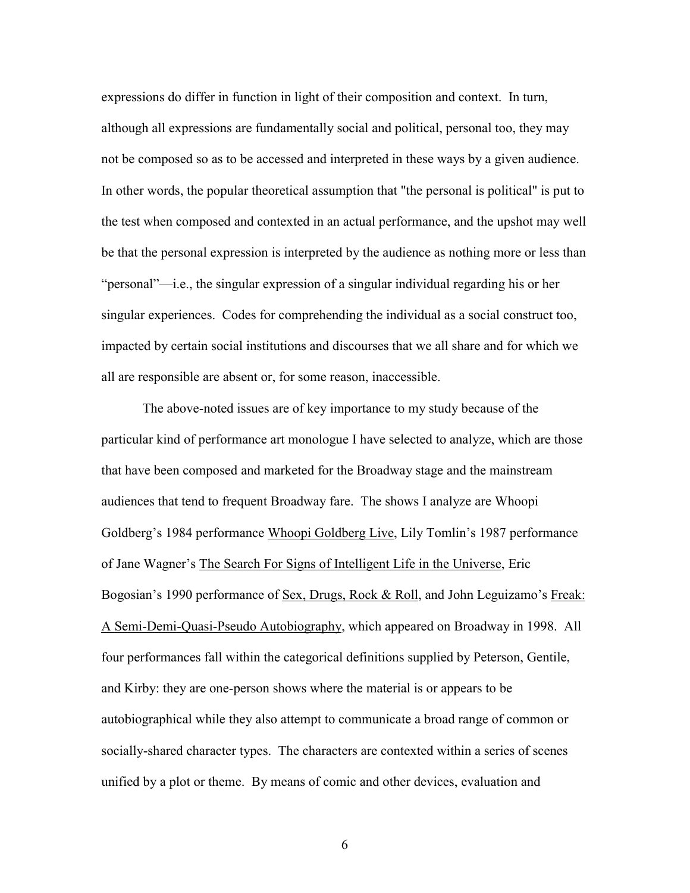expressions do differ in function in light of their composition and context. In turn, although all expressions are fundamentally social and political, personal too, they may not be composed so as to be accessed and interpreted in these ways by a given audience. In other words, the popular theoretical assumption that "the personal is political" is put to the test when composed and contexted in an actual performance, and the upshot may well be that the personal expression is interpreted by the audience as nothing more or less than “personal”—i.e., the singular expression of a singular individual regarding his or her singular experiences. Codes for comprehending the individual as a social construct too, impacted by certain social institutions and discourses that we all share and for which we all are responsible are absent or, for some reason, inaccessible.

The above-noted issues are of key importance to my study because of the particular kind of performance art monologue I have selected to analyze, which are those that have been composed and marketed for the Broadway stage and the mainstream audiences that tend to frequent Broadway fare. The shows I analyze are Whoopi Goldberg’s 1984 performance <u>Whoopi Goldberg Live</u>, Lily Tomlin’s 1987 performance of Jane Wagner’s <u>The Search For Signs of Intelligent Life in the Universe</u>, Eric Bogosian’s 1990 performance of <u>Sex, Drugs, Rock & Roll</u>, and John Leguizamo’s <u>Freak: A Semi-Demi-Quasi-Pseudo Autobiography</u>, which appeared on Broadway in 1998. All four performances fall within the categorical definitions supplied by Peterson, Gentile, and Kirby: they are one-person shows where the material is or appears to be autobiographical while they also attempt to communicate a broad range of common or socially-shared character types. The characters are contexted within a series of scenes unified by a plot or theme. By means of comic and other devices, evaluation and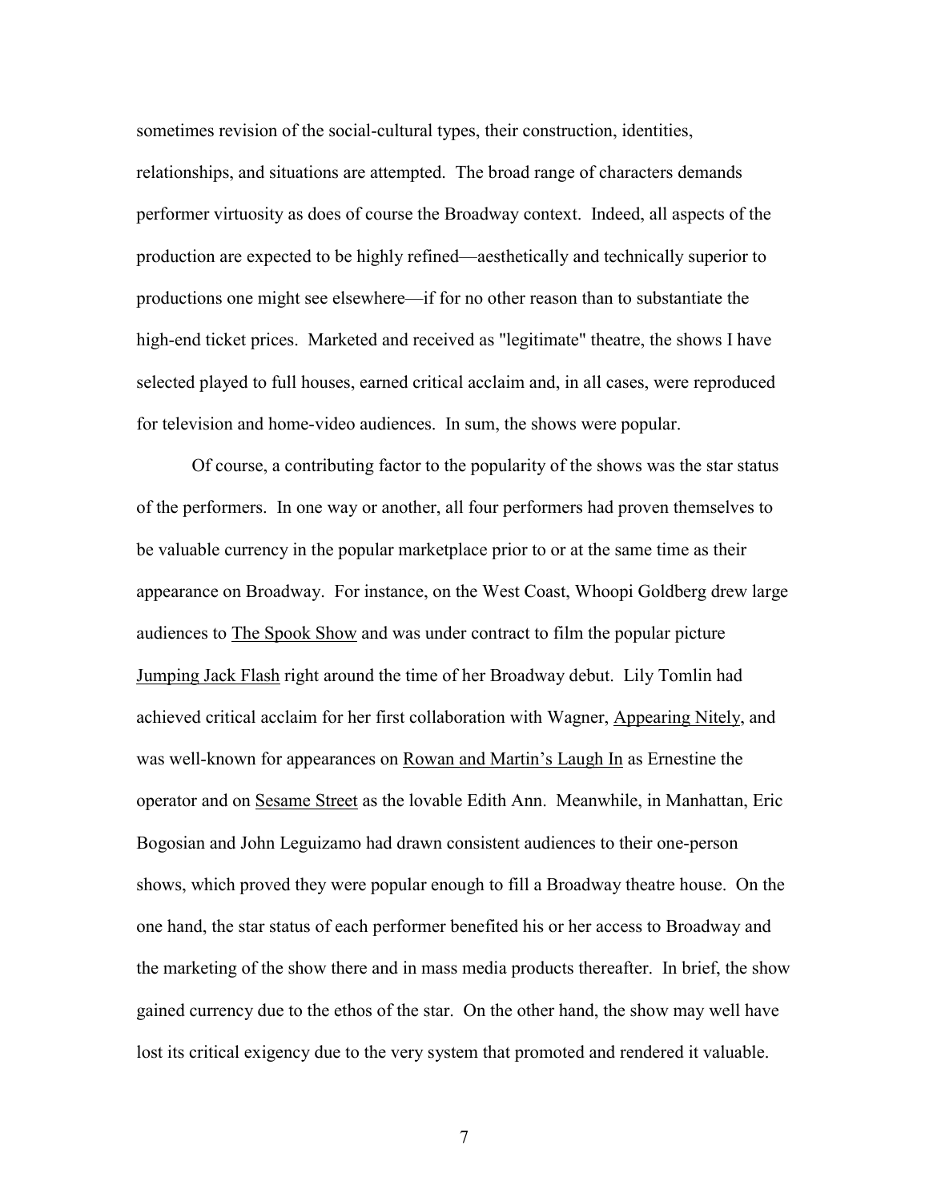sometimes revision of the social-cultural types, their construction, identities, relationships, and situations are attempted. The broad range of characters demands performer virtuosity as does of course the Broadway context. Indeed, all aspects of the production are expected to be highly refined—aesthetically and technically superior to productions one might see elsewhere—if for no other reason than to substantiate the high-end ticket prices. Marketed and received as "legitimate" theatre, the shows I have selected played to full houses, earned critical acclaim and, in all cases, were reproduced for television and home-video audiences. In sum, the shows were popular.

Of course, a contributing factor to the popularity of the shows was the star status of the performers. In one way or another, all four performers had proven themselves to be valuable currency in the popular marketplace prior to or at the same time as their appearance on Broadway. For instance, on the West Coast, Whoopi Goldberg drew large audiences to The Spook Show and was under contract to film the popular picture Jumping Jack Flash right around the time of her Broadway debut. Lily Tomlin had achieved critical acclaim for her first collaboration with Wagner, Appearing Nitely, and was well-known for appearances on Rowan and Martin's Laugh In as Ernestine the operator and on Sesame Street as the lovable Edith Ann. Meanwhile, in Manhattan, Eric Bogosian and John Leguizamo had drawn consistent audiences to their one-person shows, which proved they were popular enough to fill a Broadway theatre house. On the one hand, the star status of each performer benefited his or her access to Broadway and the marketing of the show there and in mass media products thereafter. In brief, the show gained currency due to the ethos of the star. On the other hand, the show may well have lost its critical exigency due to the very system that promoted and rendered it valuable.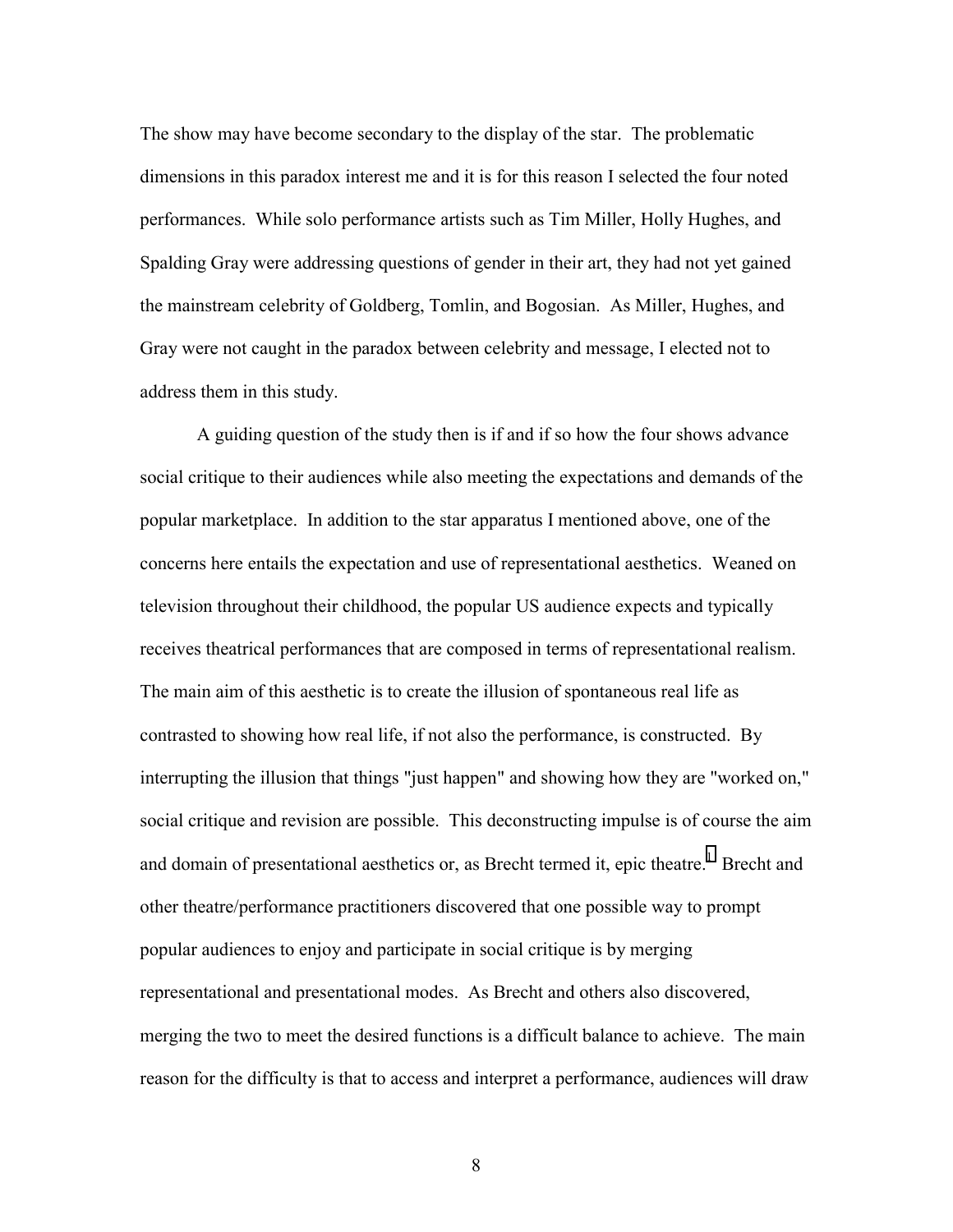The show may have become secondary to the display of the star. The problematic dimensions in this paradox interest me and it is for this reason I selected the four noted performances. While solo performance artists such as Tim Miller, Holly Hughes, and Spalding Gray were addressing questions of gender in their art, they had not yet gained the mainstream celebrity of Goldberg, Tomlin, and Bogosian. As Miller, Hughes, and Gray were not caught in the paradox between celebrity and message, I elected not to address them in this study.

A guiding question of the study then is if and if so how the four shows advance social critique to their audiences while also meeting the expectations and demands of the popular marketplace. In addition to the star apparatus I mentioned above, one of the concerns here entails the expectation and use of representational aesthetics. Weaned on television throughout their childhood, the popular US audience expects and typically receives theatrical performances that are composed in terms of representational realism. The main aim of this aesthetic is to create the illusion of spontaneous real life as contrasted to showing how real life, if not also the performance, is constructed. By interrupting the illusion that things "just happen" and showing how they are "worked on," social critique and revision are possible. This deconstructing impulse is of course the aim and domain of presentational aesthetics or, as Brecht termed it, epic theatre.[1] Brecht and other theatre/performance practitioners discovered that one possible way to prompt popular audiences to enjoy and participate in social critique is by merging representational and presentational modes. As Brecht and others also discovered, merging the two to meet the desired functions is a difficult balance to achieve. The main reason for the difficulty is that to access and interpret a performance, audiences will draw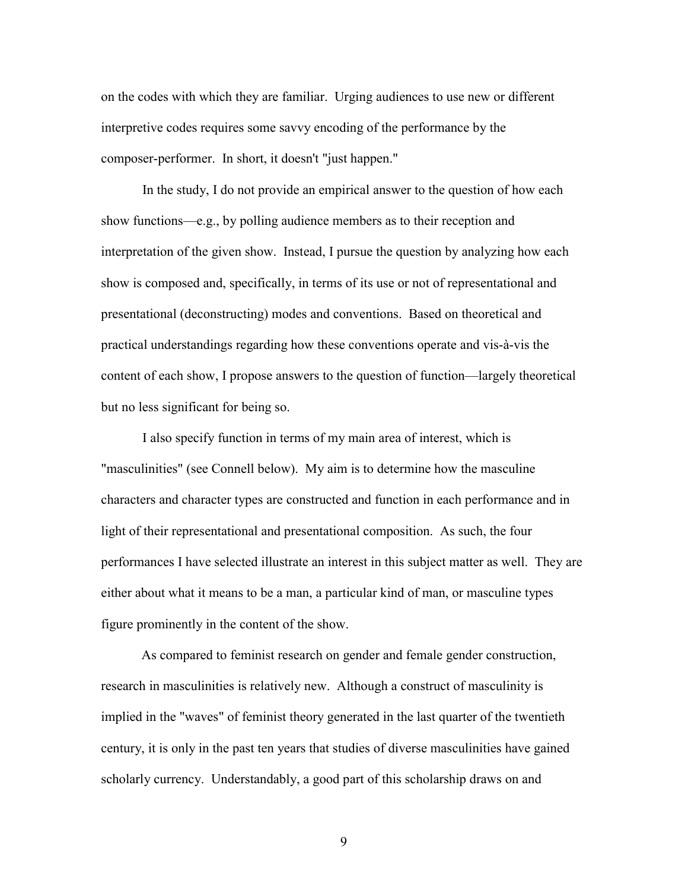on the codes with which they are familiar. Urging audiences to use new or different interpretive codes requires some savvy encoding of the performance by the composer-performer. In short, it doesn't "just happen."

In the study, I do not provide an empirical answer to the question of how each show functions—e.g., by polling audience members as to their reception and interpretation of the given show. Instead, I pursue the question by analyzing how each show is composed and, specifically, in terms of its use or not of representational and presentational (deconstructing) modes and conventions. Based on theoretical and practical understandings regarding how these conventions operate and vis-à-vis the content of each show, I propose answers to the question of function—largely theoretical but no less significant for being so.

I also specify function in terms of my main area of interest, which is "masculinities" (see Connell below). My aim is to determine how the masculine characters and character types are constructed and function in each performance and in light of their representational and presentational composition. As such, the four performances I have selected illustrate an interest in this subject matter as well. They are either about what it means to be a man, a particular kind of man, or masculine types figure prominently in the content of the show.

As compared to feminist research on gender and female gender construction, research in masculinities is relatively new. Although a construct of masculinity is implied in the "waves" of feminist theory generated in the last quarter of the twentieth century, it is only in the past ten years that studies of diverse masculinities have gained scholarly currency. Understandably, a good part of this scholarship draws on and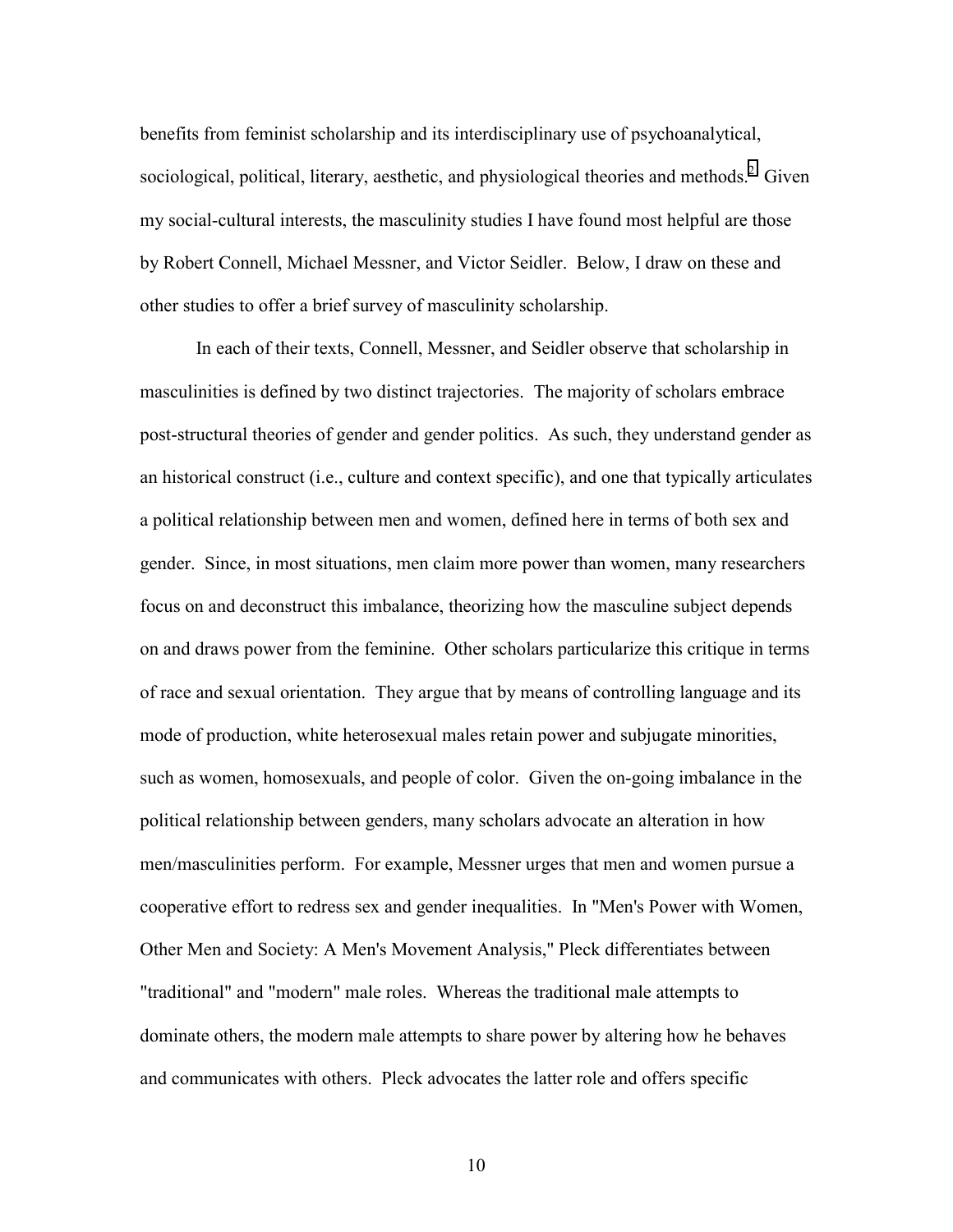benefits from feminist scholarship and its interdisciplinary use of psychoanalytical, sociological, political, literary, aesthetic, and physiological theories and methods.[2] Given my social-cultural interests, the masculinity studies I have found most helpful are those by Robert Connell, Michael Messner, and Victor Seidler. Below, I draw on these and other studies to offer a brief survey of masculinity scholarship.

In each of their texts, Connell, Messner, and Seidler observe that scholarship in masculinities is defined by two distinct trajectories. The majority of scholars embrace post-structural theories of gender and gender politics. As such, they understand gender as an historical construct (i.e., culture and context specific), and one that typically articulates a political relationship between men and women, defined here in terms of both sex and gender. Since, in most situations, men claim more power than women, many researchers focus on and deconstruct this imbalance, theorizing how the masculine subject depends on and draws power from the feminine. Other scholars particularize this critique in terms of race and sexual orientation. They argue that by means of controlling language and its mode of production, white heterosexual males retain power and subjugate minorities, such as women, homosexuals, and people of color. Given the on-going imbalance in the political relationship between genders, many scholars advocate an alteration in how men/masculinities perform. For example, Messner urges that men and women pursue a cooperative effort to redress sex and gender inequalities. In "Men's Power with Women, Other Men and Society: A Men's Movement Analysis," Pleck differentiates between "traditional" and "modern" male roles. Whereas the traditional male attempts to dominate others, the modern male attempts to share power by altering how he behaves and communicates with others. Pleck advocates the latter role and offers specific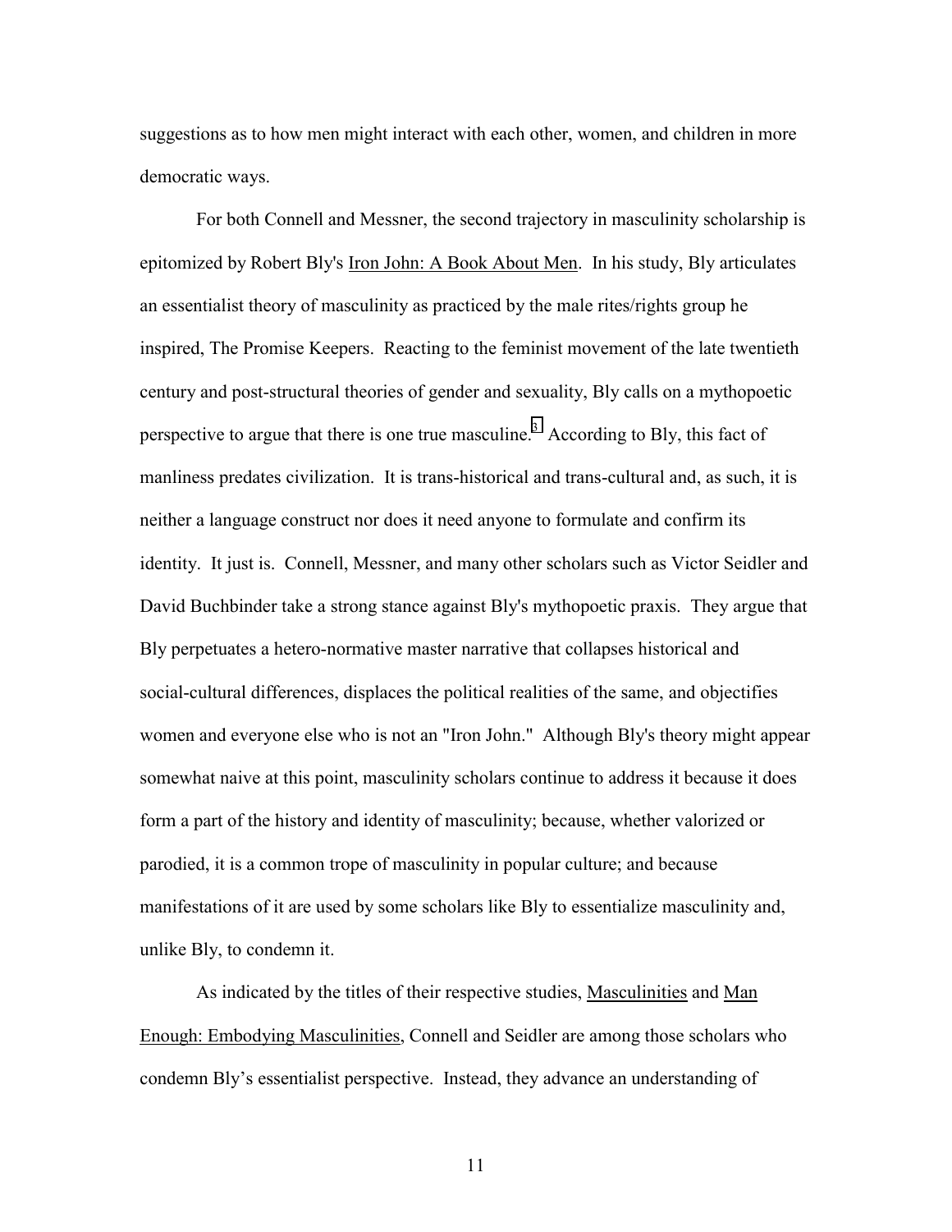suggestions as to how men might interact with each other, women, and children in more democratic ways.

For both Connell and Messner, the second trajectory in masculinity scholarship is epitomized by Robert Bly's Iron John: A Book About Men. In his study, Bly articulates an essentialist theory of masculinity as practiced by the male rites/rights group he inspired, The Promise Keepers. Reacting to the feminist movement of the late twentieth century and post-structural theories of gender and sexuality, Bly calls on a mythopoetic perspective to argue that there is one true masculine.[3] According to Bly, this fact of manliness predates civilization. It is trans-historical and trans-cultural and, as such, it is neither a language construct nor does it need anyone to formulate and confirm its identity. It just is. Connell, Messner, and many other scholars such as Victor Seidler and David Buchbinder take a strong stance against Bly's mythopoetic praxis. They argue that Bly perpetuates a hetero-normative master narrative that collapses historical and social-cultural differences, displaces the political realities of the same, and objectifies women and everyone else who is not an "Iron John." Although Bly's theory might appear somewhat naive at this point, masculinity scholars continue to address it because it does form a part of the history and identity of masculinity; because, whether valorized or parodied, it is a common trope of masculinity in popular culture; and because manifestations of it are used by some scholars like Bly to essentialize masculinity and, unlike Bly, to condemn it.

As indicated by the titles of their respective studies, Masculinities and Man Enough: Embodying Masculinities, Connell and Seidler are among those scholars who condemn Bly's essentialist perspective. Instead, they advance an understanding of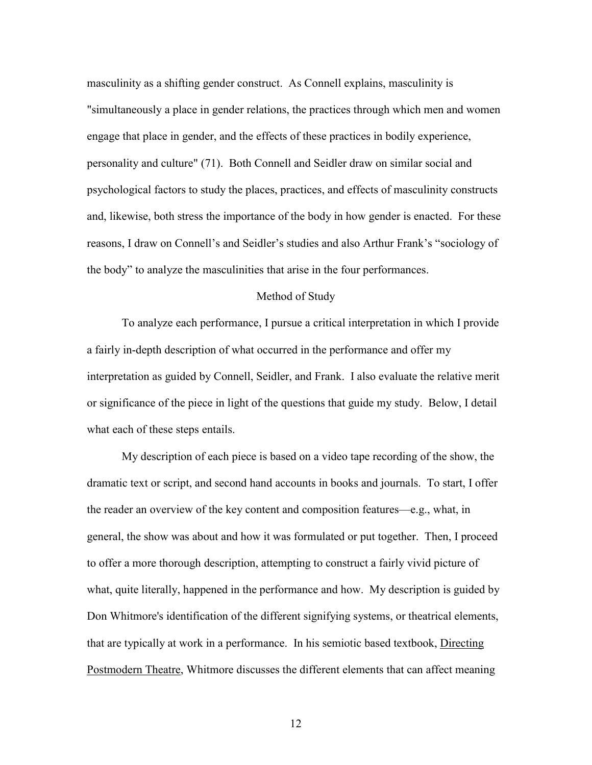masculinity as a shifting gender construct. As Connell explains, masculinity is "simultaneously a place in gender relations, the practices through which men and women engage that place in gender, and the effects of these practices in bodily experience, personality and culture" (71). Both Connell and Seidler draw on similar social and psychological factors to study the places, practices, and effects of masculinity constructs and, likewise, both stress the importance of the body in how gender is enacted. For these reasons, I draw on Connell's and Seidler's studies and also Arthur Frank's "sociology of the body" to analyze the masculinities that arise in the four performances.

## Method of Study

To analyze each performance, I pursue a critical interpretation in which I provide a fairly in-depth description of what occurred in the performance and offer my interpretation as guided by Connell, Seidler, and Frank. I also evaluate the relative merit or significance of the piece in light of the questions that guide my study. Below, I detail what each of these steps entails.

My description of each piece is based on a video tape recording of the show, the dramatic text or script, and second hand accounts in books and journals. To start, I offer the reader an overview of the key content and composition features—e.g., what, in general, the show was about and how it was formulated or put together. Then, I proceed to offer a more thorough description, attempting to construct a fairly vivid picture of what, quite literally, happened in the performance and how. My description is guided by Don Whitmore's identification of the different signifying systems, or theatrical elements, that are typically at work in a performance. In his semiotic based textbook, Directing Postmodern Theatre, Whitmore discusses the different elements that can affect meaning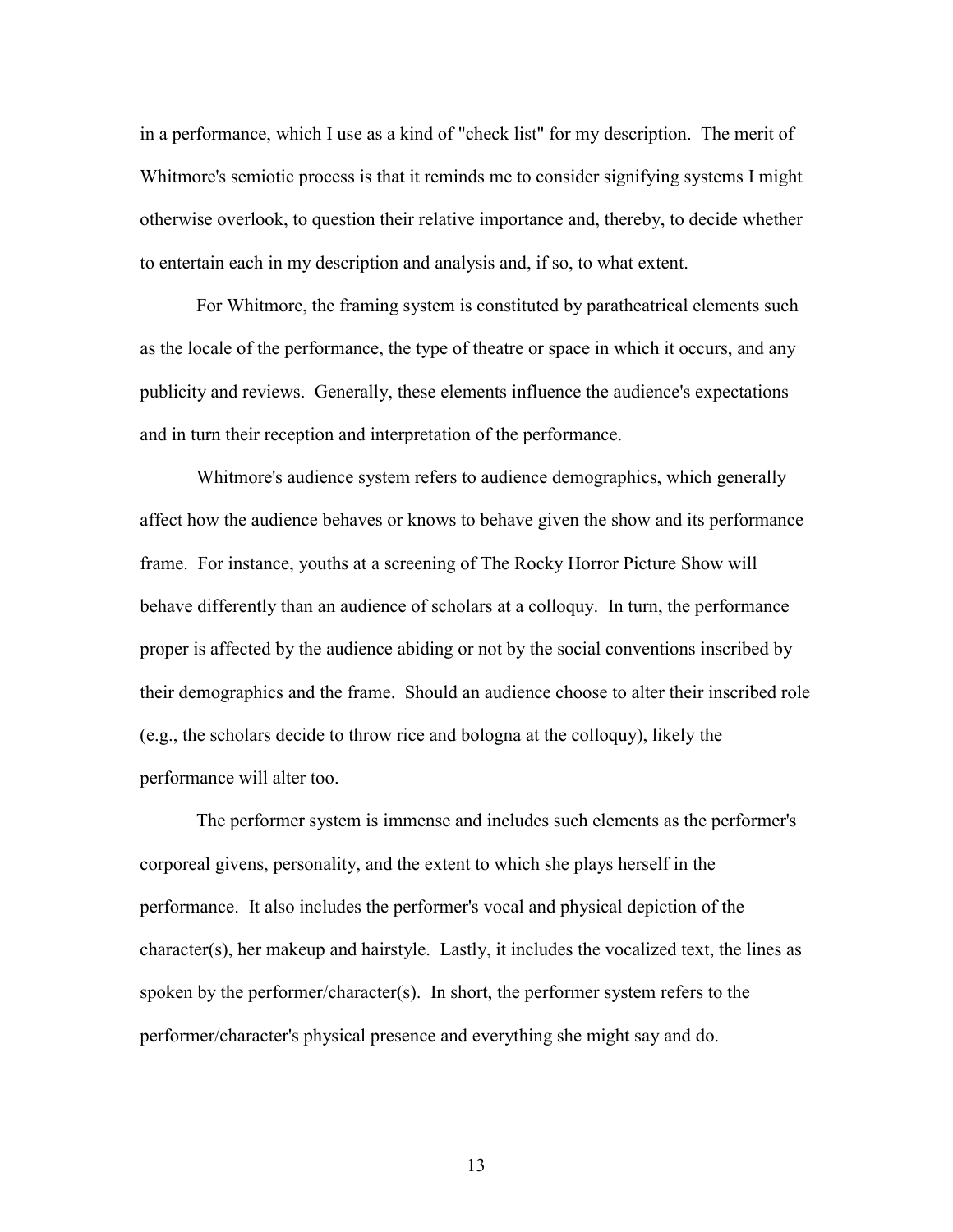in a performance, which I use as a kind of "check list" for my description. The merit of Whitmore's semiotic process is that it reminds me to consider signifying systems I might otherwise overlook, to question their relative importance and, thereby, to decide whether to entertain each in my description and analysis and, if so, to what extent.

For Whitmore, the framing system is constituted by paratheatrical elements such as the locale of the performance, the type of theatre or space in which it occurs, and any publicity and reviews. Generally, these elements influence the audience's expectations and in turn their reception and interpretation of the performance.

Whitmore's audience system refers to audience demographics, which generally affect how the audience behaves or knows to behave given the show and its performance frame. For instance, youths at a screening of The Rocky Horror Picture Show will behave differently than an audience of scholars at a colloquy. In turn, the performance proper is affected by the audience abiding or not by the social conventions inscribed by their demographics and the frame. Should an audience choose to alter their inscribed role (e.g., the scholars decide to throw rice and bologna at the colloquy), likely the performance will alter too.

The performer system is immense and includes such elements as the performer's corporeal givens, personality, and the extent to which she plays herself in the performance. It also includes the performer's vocal and physical depiction of the character(s), her makeup and hairstyle. Lastly, it includes the vocalized text, the lines as spoken by the performer/character(s). In short, the performer system refers to the performer/character's physical presence and everything she might say and do.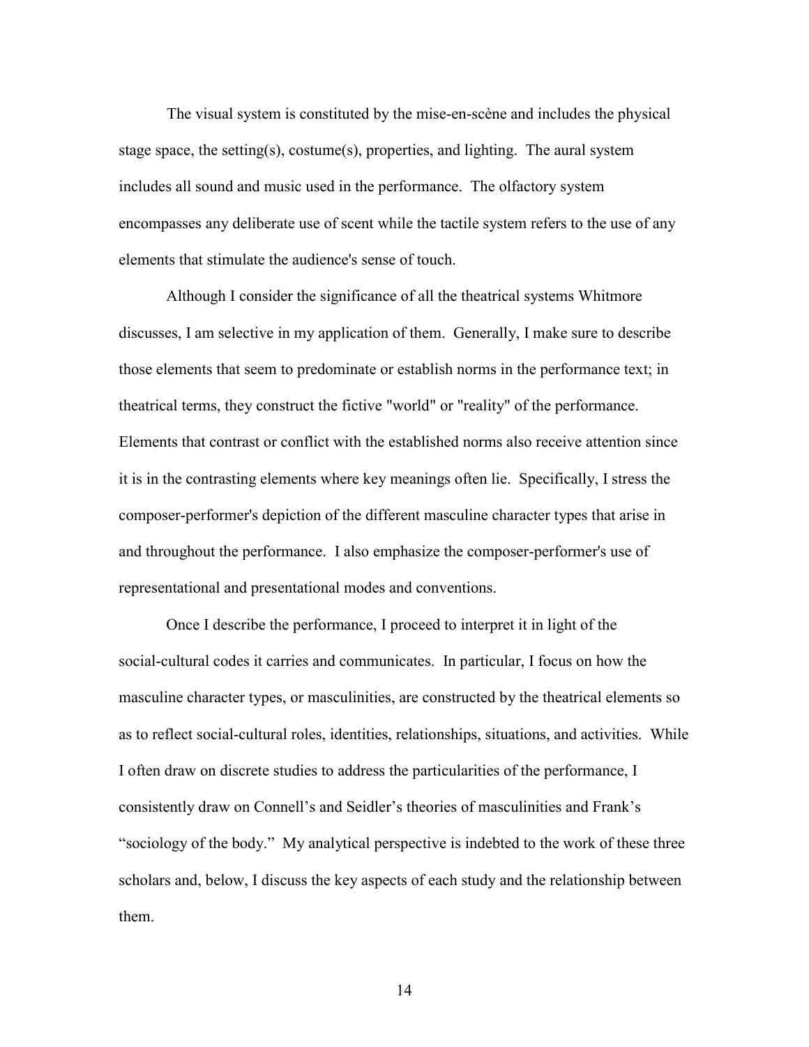The visual system is constituted by the mise-en-scène and includes the physical stage space, the setting(s), costume(s), properties, and lighting. The aural system includes all sound and music used in the performance. The olfactory system encompasses any deliberate use of scent while the tactile system refers to the use of any elements that stimulate the audience's sense of touch.

Although I consider the significance of all the theatrical systems Whitmore discusses, I am selective in my application of them. Generally, I make sure to describe those elements that seem to predominate or establish norms in the performance text; in theatrical terms, they construct the fictive "world" or "reality" of the performance. Elements that contrast or conflict with the established norms also receive attention since it is in the contrasting elements where key meanings often lie. Specifically, I stress the composer-performer's depiction of the different masculine character types that arise in and throughout the performance. I also emphasize the composer-performer's use of representational and presentational modes and conventions.

Once I describe the performance, I proceed to interpret it in light of the social-cultural codes it carries and communicates. In particular, I focus on how the masculine character types, or masculinities, are constructed by the theatrical elements so as to reflect social-cultural roles, identities, relationships, situations, and activities. While I often draw on discrete studies to address the particularities of the performance, I consistently draw on Connell's and Seidler's theories of masculinities and Frank's "sociology of the body." My analytical perspective is indebted to the work of these three scholars and, below, I discuss the key aspects of each study and the relationship between them.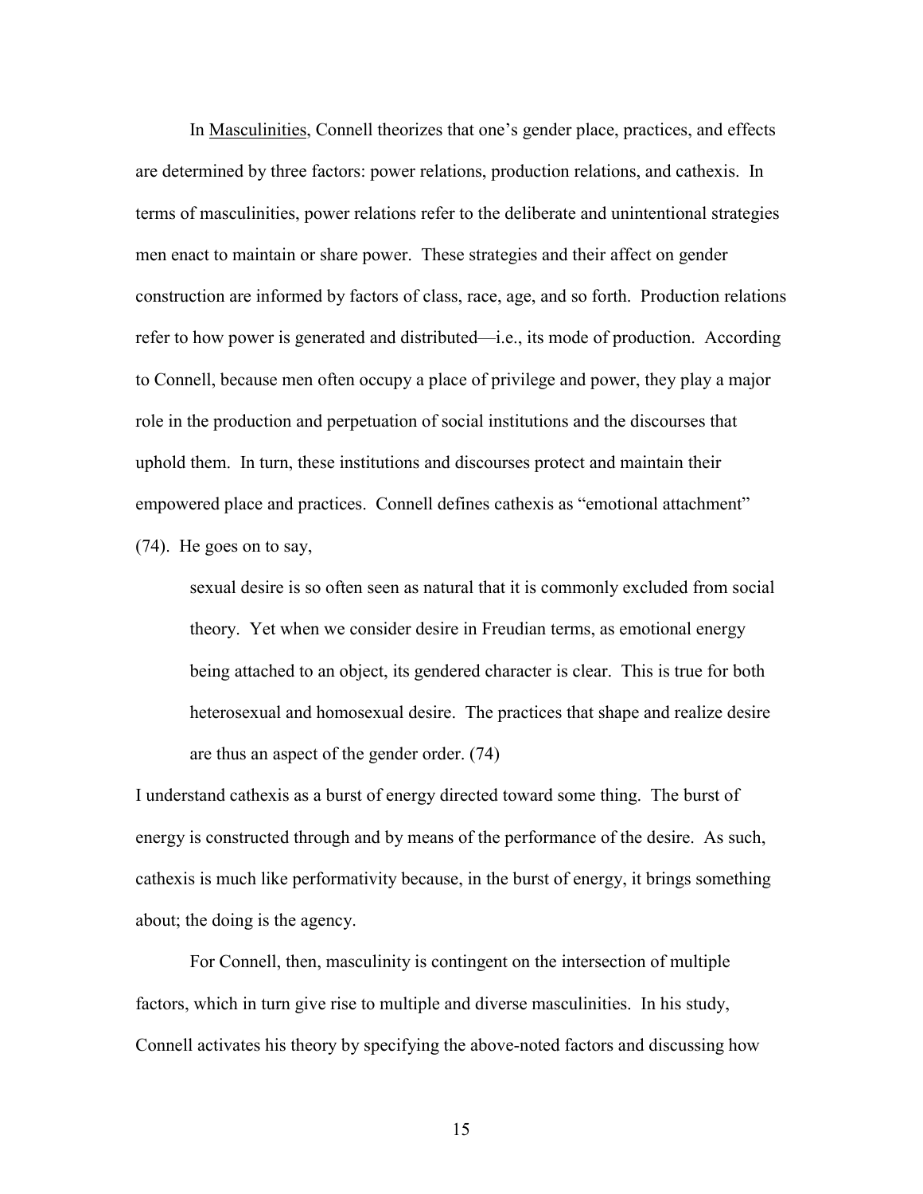In Masculinities, Connell theorizes that one's gender place, practices, and effects are determined by three factors: power relations, production relations, and cathexis. In terms of masculinities, power relations refer to the deliberate and unintentional strategies men enact to maintain or share power. These strategies and their affect on gender construction are informed by factors of class, race, age, and so forth. Production relations refer to how power is generated and distributed—i.e., its mode of production. According to Connell, because men often occupy a place of privilege and power, they play a major role in the production and perpetuation of social institutions and the discourses that uphold them. In turn, these institutions and discourses protect and maintain their empowered place and practices. Connell defines cathexis as "emotional attachment" (74). He goes on to say,

> sexual desire is so often seen as natural that it is commonly excluded from social theory. Yet when we consider desire in Freudian terms, as emotional energy being attached to an object, its gendered character is clear. This is true for both heterosexual and homosexual desire. The practices that shape and realize desire are thus an aspect of the gender order. (74)

I understand cathexis as a burst of energy directed toward some thing. The burst of energy is constructed through and by means of the performance of the desire. As such, cathexis is much like performativity because, in the burst of energy, it brings something about; the doing is the agency.

For Connell, then, masculinity is contingent on the intersection of multiple factors, which in turn give rise to multiple and diverse masculinities. In his study, Connell activates his theory by specifying the above-noted factors and discussing how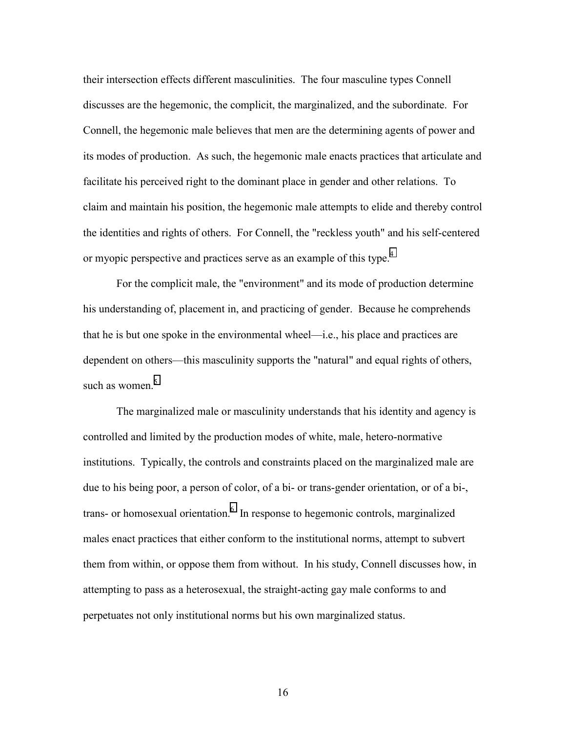their intersection effects different masculinities. The four masculine types Connell discusses are the hegemonic, the complicit, the marginalized, and the subordinate. For Connell, the hegemonic male believes that men are the determining agents of power and its modes of production. As such, the hegemonic male enacts practices that articulate and facilitate his perceived right to the dominant place in gender and other relations. To claim and maintain his position, the hegemonic male attempts to elide and thereby control the identities and rights of others. For Connell, the "reckless youth" and his self-centered or myopic perspective and practices serve as an example of this type.[4]

For the complicit male, the "environment" and its mode of production determine his understanding of, placement in, and practicing of gender. Because he comprehends that he is but one spoke in the environmental wheel—i.e., his place and practices are dependent on others—this masculinity supports the "natural" and equal rights of others, such as women.[5]

The marginalized male or masculinity understands that his identity and agency is controlled and limited by the production modes of white, male, hetero-normative institutions. Typically, the controls and constraints placed on the marginalized male are due to his being poor, a person of color, of a bi- or trans-gender orientation, or of a bi-, trans- or homosexual orientation.[6] In response to hegemonic controls, marginalized males enact practices that either conform to the institutional norms, attempt to subvert them from within, or oppose them from without. In his study, Connell discusses how, in attempting to pass as a heterosexual, the straight-acting gay male conforms to and perpetuates not only institutional norms but his own marginalized status.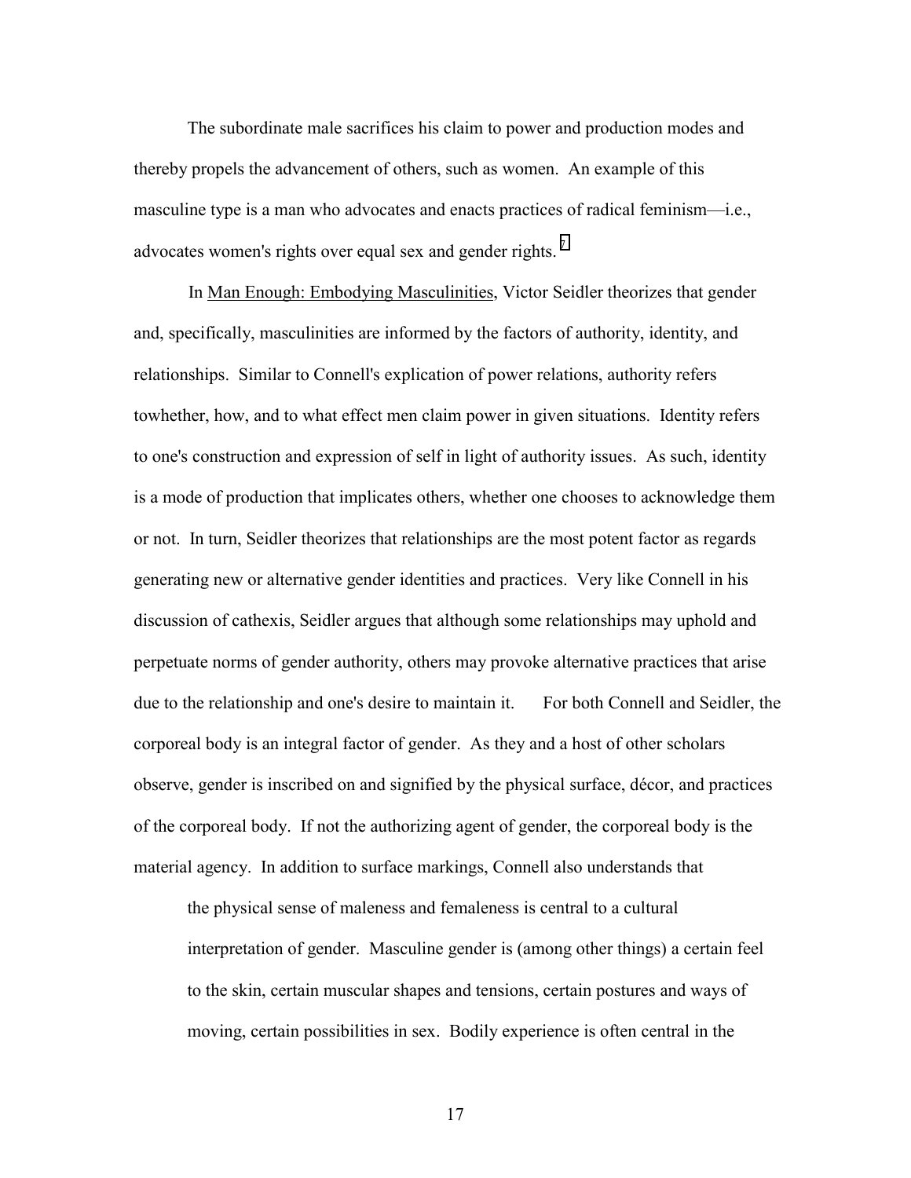The subordinate male sacrifices his claim to power and production modes and thereby propels the advancement of others, such as women. An example of this masculine type is a man who advocates and enacts practices of radical feminism—i.e., advocates women's rights over equal sex and gender rights.[7]

In Man Enough: Embodying Masculinities, Victor Seidler theorizes that gender and, specifically, masculinities are informed by the factors of authority, identity, and relationships. Similar to Connell's explication of power relations, authority refers towhether, how, and to what effect men claim power in given situations. Identity refers to one's construction and expression of self in light of authority issues. As such, identity is a mode of production that implicates others, whether one chooses to acknowledge them or not. In turn, Seidler theorizes that relationships are the most potent factor as regards generating new or alternative gender identities and practices. Very like Connell in his discussion of cathexis, Seidler argues that although some relationships may uphold and perpetuate norms of gender authority, others may provoke alternative practices that arise due to the relationship and one's desire to maintain it. For both Connell and Seidler, the corporeal body is an integral factor of gender. As they and a host of other scholars observe, gender is inscribed on and signified by the physical surface, décor, and practices of the corporeal body. If not the authorizing agent of gender, the corporeal body is the material agency. In addition to surface markings, Connell also understands that

> the physical sense of maleness and femaleness is central to a cultural interpretation of gender. Masculine gender is (among other things) a certain feel to the skin, certain muscular shapes and tensions, certain postures and ways of moving, certain possibilities in sex. Bodily experience is often central in the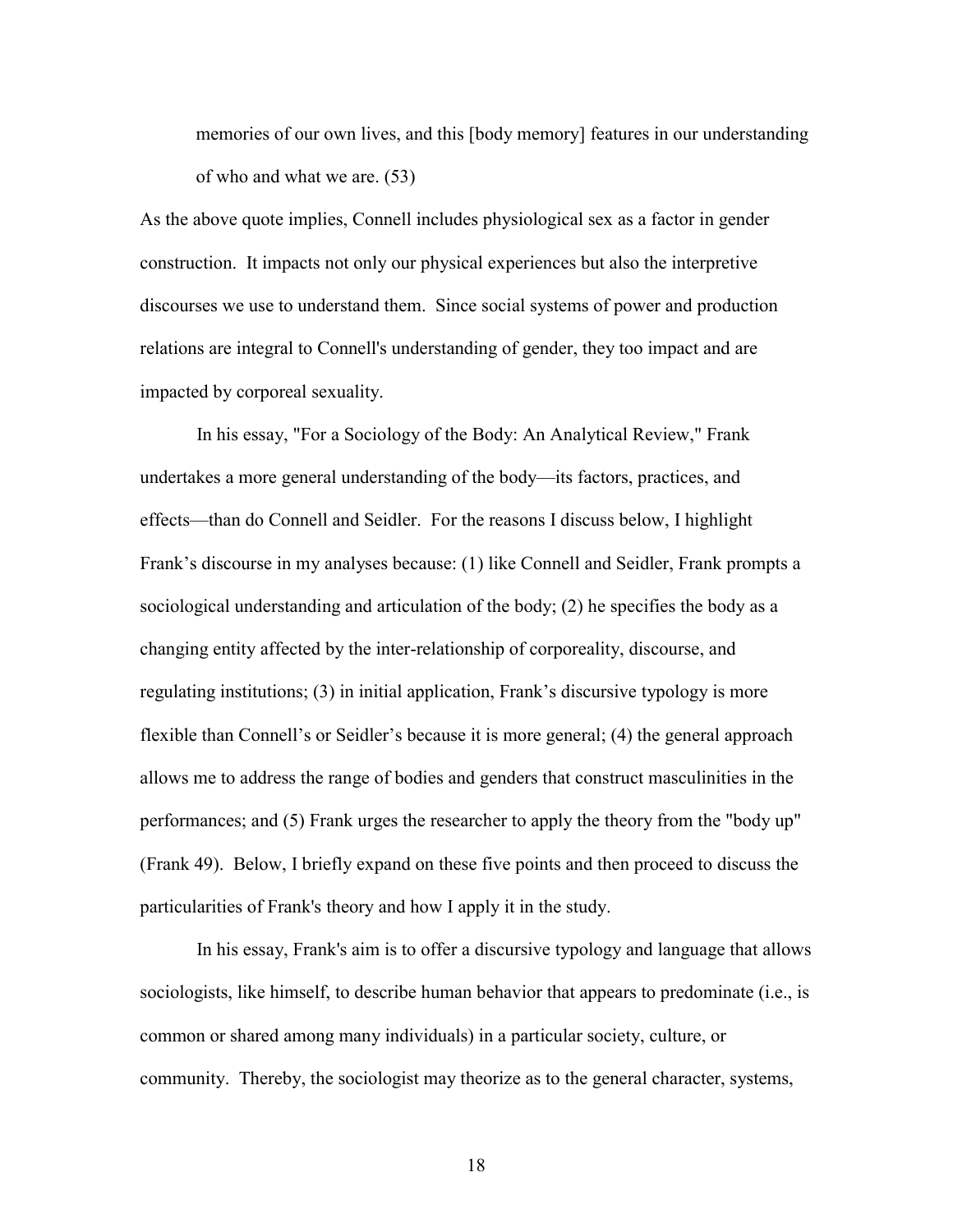> memories of our own lives, and this [body memory] features in our understanding of who and what we are. (53)

As the above quote implies, Connell includes physiological sex as a factor in gender construction. It impacts not only our physical experiences but also the interpretive discourses we use to understand them. Since social systems of power and production relations are integral to Connell's understanding of gender, they too impact and are impacted by corporeal sexuality.

In his essay, "For a Sociology of the Body: An Analytical Review," Frank undertakes a more general understanding of the body—its factors, practices, and effects—than do Connell and Seidler. For the reasons I discuss below, I highlight Frank's discourse in my analyses because: (1) like Connell and Seidler, Frank prompts a sociological understanding and articulation of the body; (2) he specifies the body as a changing entity affected by the inter-relationship of corporeality, discourse, and regulating institutions; (3) in initial application, Frank's discursive typology is more flexible than Connell's or Seidler's because it is more general; (4) the general approach allows me to address the range of bodies and genders that construct masculinities in the performances; and (5) Frank urges the researcher to apply the theory from the "body up" (Frank 49). Below, I briefly expand on these five points and then proceed to discuss the particularities of Frank's theory and how I apply it in the study.

In his essay, Frank's aim is to offer a discursive typology and language that allows sociologists, like himself, to describe human behavior that appears to predominate (i.e., is common or shared among many individuals) in a particular society, culture, or community. Thereby, the sociologist may theorize as to the general character, systems,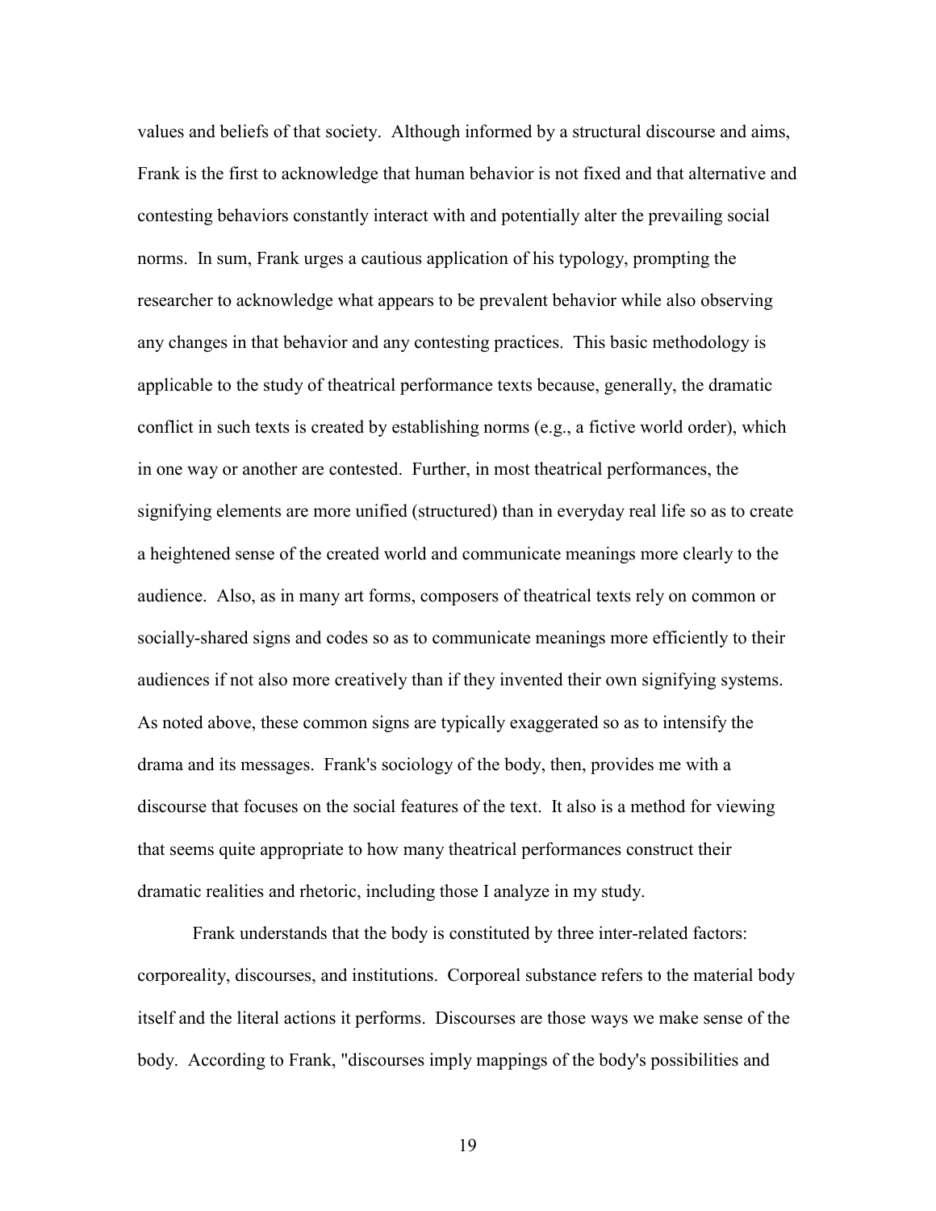values and beliefs of that society. Although informed by a structural discourse and aims, Frank is the first to acknowledge that human behavior is not fixed and that alternative and contesting behaviors constantly interact with and potentially alter the prevailing social norms. In sum, Frank urges a cautious application of his typology, prompting the researcher to acknowledge what appears to be prevalent behavior while also observing any changes in that behavior and any contesting practices. This basic methodology is applicable to the study of theatrical performance texts because, generally, the dramatic conflict in such texts is created by establishing norms (e.g., a fictive world order), which in one way or another are contested. Further, in most theatrical performances, the signifying elements are more unified (structured) than in everyday real life so as to create a heightened sense of the created world and communicate meanings more clearly to the audience. Also, as in many art forms, composers of theatrical texts rely on common or socially-shared signs and codes so as to communicate meanings more efficiently to their audiences if not also more creatively than if they invented their own signifying systems. As noted above, these common signs are typically exaggerated so as to intensify the drama and its messages. Frank's sociology of the body, then, provides me with a discourse that focuses on the social features of the text. It also is a method for viewing that seems quite appropriate to how many theatrical performances construct their dramatic realities and rhetoric, including those I analyze in my study.

Frank understands that the body is constituted by three inter-related factors: corporeality, discourses, and institutions. Corporeal substance refers to the material body itself and the literal actions it performs. Discourses are those ways we make sense of the body. According to Frank, "discourses imply mappings of the body's possibilities and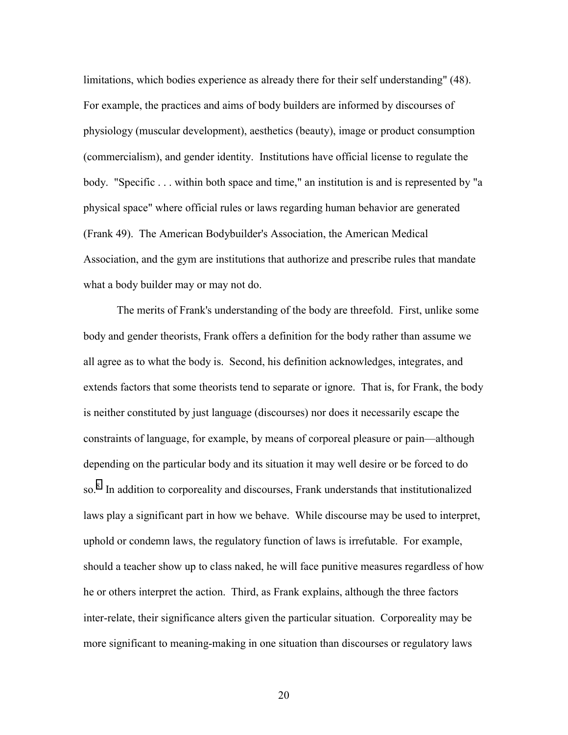limitations, which bodies experience as already there for their self understanding" (48). For example, the practices and aims of body builders are informed by discourses of physiology (muscular development), aesthetics (beauty), image or product consumption (commercialism), and gender identity. Institutions have official license to regulate the body. "Specific . . . within both space and time," an institution is and is represented by "a physical space" where official rules or laws regarding human behavior are generated (Frank 49). The American Bodybuilder's Association, the American Medical Association, and the gym are institutions that authorize and prescribe rules that mandate what a body builder may or may not do.

The merits of Frank's understanding of the body are threefold. First, unlike some body and gender theorists, Frank offers a definition for the body rather than assume we all agree as to what the body is. Second, his definition acknowledges, integrates, and extends factors that some theorists tend to separate or ignore. That is, for Frank, the body is neither constituted by just language (discourses) nor does it necessarily escape the constraints of language, for example, by means of corporeal pleasure or pain—although depending on the particular body and its situation it may well desire or be forced to do so.[8] In addition to corporeality and discourses, Frank understands that institutionalized laws play a significant part in how we behave. While discourse may be used to interpret, uphold or condemn laws, the regulatory function of laws is irrefutable. For example, should a teacher show up to class naked, he will face punitive measures regardless of how he or others interpret the action. Third, as Frank explains, although the three factors inter-relate, their significance alters given the particular situation. Corporeality may be more significant to meaning-making in one situation than discourses or regulatory laws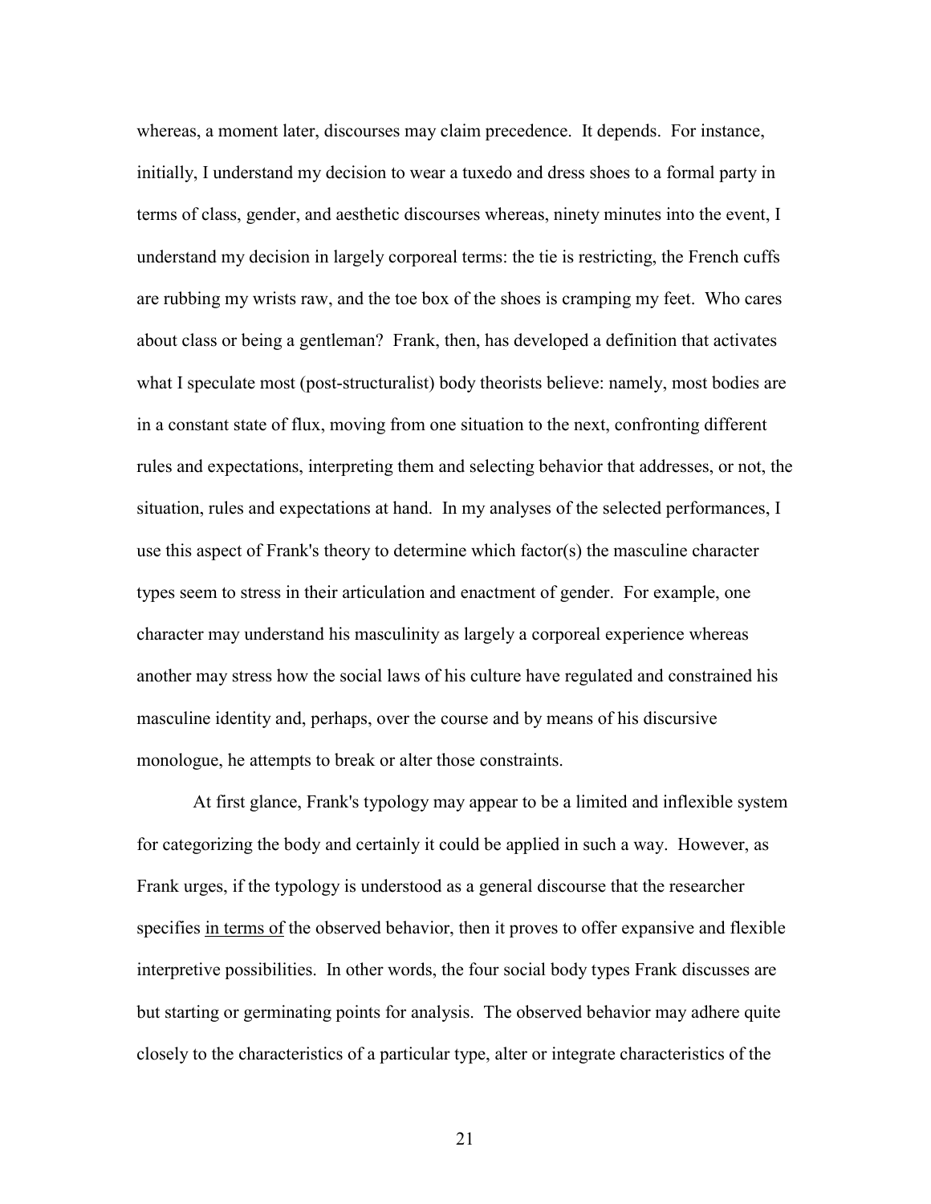whereas, a moment later, discourses may claim precedence. It depends. For instance, initially, I understand my decision to wear a tuxedo and dress shoes to a formal party in terms of class, gender, and aesthetic discourses whereas, ninety minutes into the event, I understand my decision in largely corporeal terms: the tie is restricting, the French cuffs are rubbing my wrists raw, and the toe box of the shoes is cramping my feet. Who cares about class or being a gentleman? Frank, then, has developed a definition that activates what I speculate most (post-structuralist) body theorists believe: namely, most bodies are in a constant state of flux, moving from one situation to the next, confronting different rules and expectations, interpreting them and selecting behavior that addresses, or not, the situation, rules and expectations at hand. In my analyses of the selected performances, I use this aspect of Frank's theory to determine which factor(s) the masculine character types seem to stress in their articulation and enactment of gender. For example, one character may understand his masculinity as largely a corporeal experience whereas another may stress how the social laws of his culture have regulated and constrained his masculine identity and, perhaps, over the course and by means of his discursive monologue, he attempts to break or alter those constraints.

At first glance, Frank's typology may appear to be a limited and inflexible system for categorizing the body and certainly it could be applied in such a way. However, as Frank urges, if the typology is understood as a general discourse that the researcher specifies <u>in terms of</u> the observed behavior, then it proves to offer expansive and flexible interpretive possibilities. In other words, the four social body types Frank discusses are but starting or germinating points for analysis. The observed behavior may adhere quite closely to the characteristics of a particular type, alter or integrate characteristics of the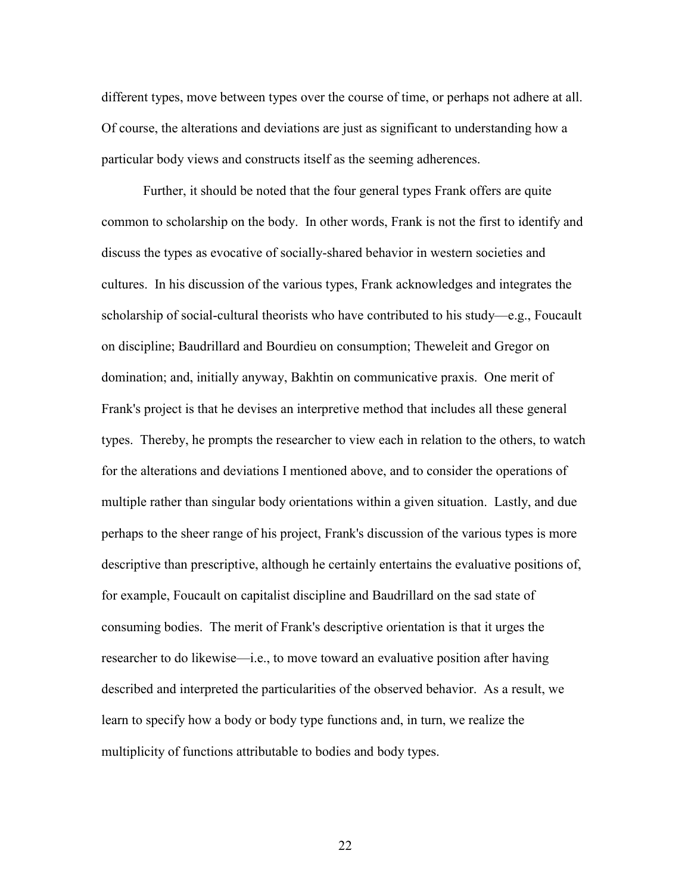different types, move between types over the course of time, or perhaps not adhere at all. Of course, the alterations and deviations are just as significant to understanding how a particular body views and constructs itself as the seeming adherences.

Further, it should be noted that the four general types Frank offers are quite common to scholarship on the body. In other words, Frank is not the first to identify and discuss the types as evocative of socially-shared behavior in western societies and cultures. In his discussion of the various types, Frank acknowledges and integrates the scholarship of social-cultural theorists who have contributed to his study—e.g., Foucault on discipline; Baudrillard and Bourdieu on consumption; Theweleit and Gregor on domination; and, initially anyway, Bakhtin on communicative praxis. One merit of Frank's project is that he devises an interpretive method that includes all these general types. Thereby, he prompts the researcher to view each in relation to the others, to watch for the alterations and deviations I mentioned above, and to consider the operations of multiple rather than singular body orientations within a given situation. Lastly, and due perhaps to the sheer range of his project, Frank's discussion of the various types is more descriptive than prescriptive, although he certainly entertains the evaluative positions of, for example, Foucault on capitalist discipline and Baudrillard on the sad state of consuming bodies. The merit of Frank's descriptive orientation is that it urges the researcher to do likewise—i.e., to move toward an evaluative position after having described and interpreted the particularities of the observed behavior. As a result, we learn to specify how a body or body type functions and, in turn, we realize the multiplicity of functions attributable to bodies and body types.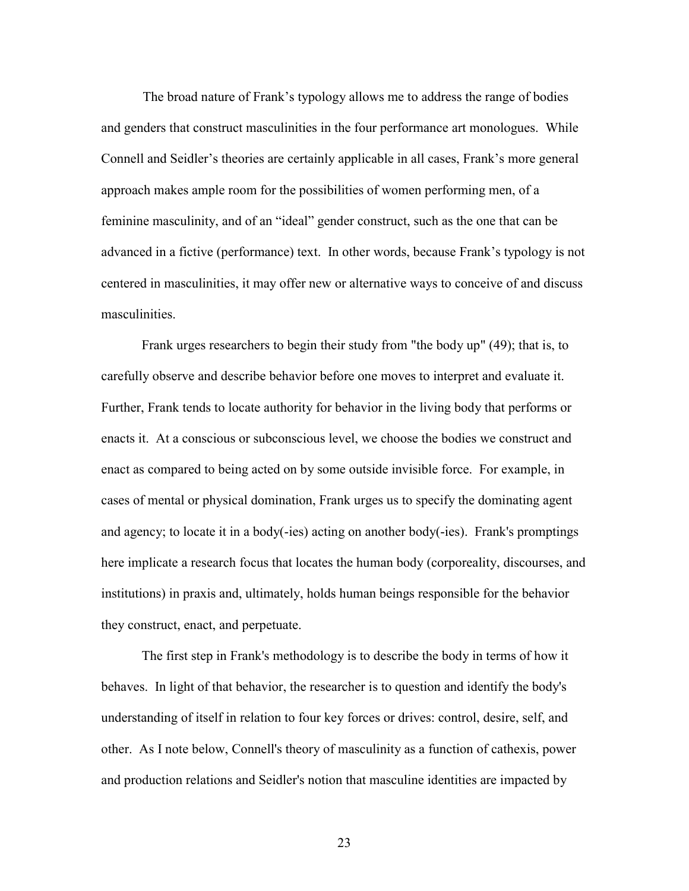The broad nature of Frank's typology allows me to address the range of bodies and genders that construct masculinities in the four performance art monologues. While Connell and Seidler's theories are certainly applicable in all cases, Frank's more general approach makes ample room for the possibilities of women performing men, of a feminine masculinity, and of an "ideal" gender construct, such as the one that can be advanced in a fictive (performance) text. In other words, because Frank's typology is not centered in masculinities, it may offer new or alternative ways to conceive of and discuss masculinities.

Frank urges researchers to begin their study from "the body up" (49); that is, to carefully observe and describe behavior before one moves to interpret and evaluate it. Further, Frank tends to locate authority for behavior in the living body that performs or enacts it. At a conscious or subconscious level, we choose the bodies we construct and enact as compared to being acted on by some outside invisible force. For example, in cases of mental or physical domination, Frank urges us to specify the dominating agent and agency; to locate it in a body(-ies) acting on another body(-ies). Frank's promptings here implicate a research focus that locates the human body (corporeality, discourses, and institutions) in praxis and, ultimately, holds human beings responsible for the behavior they construct, enact, and perpetuate.

The first step in Frank's methodology is to describe the body in terms of how it behaves. In light of that behavior, the researcher is to question and identify the body's understanding of itself in relation to four key forces or drives: control, desire, self, and other. As I note below, Connell's theory of masculinity as a function of cathexis, power and production relations and Seidler's notion that masculine identities are impacted by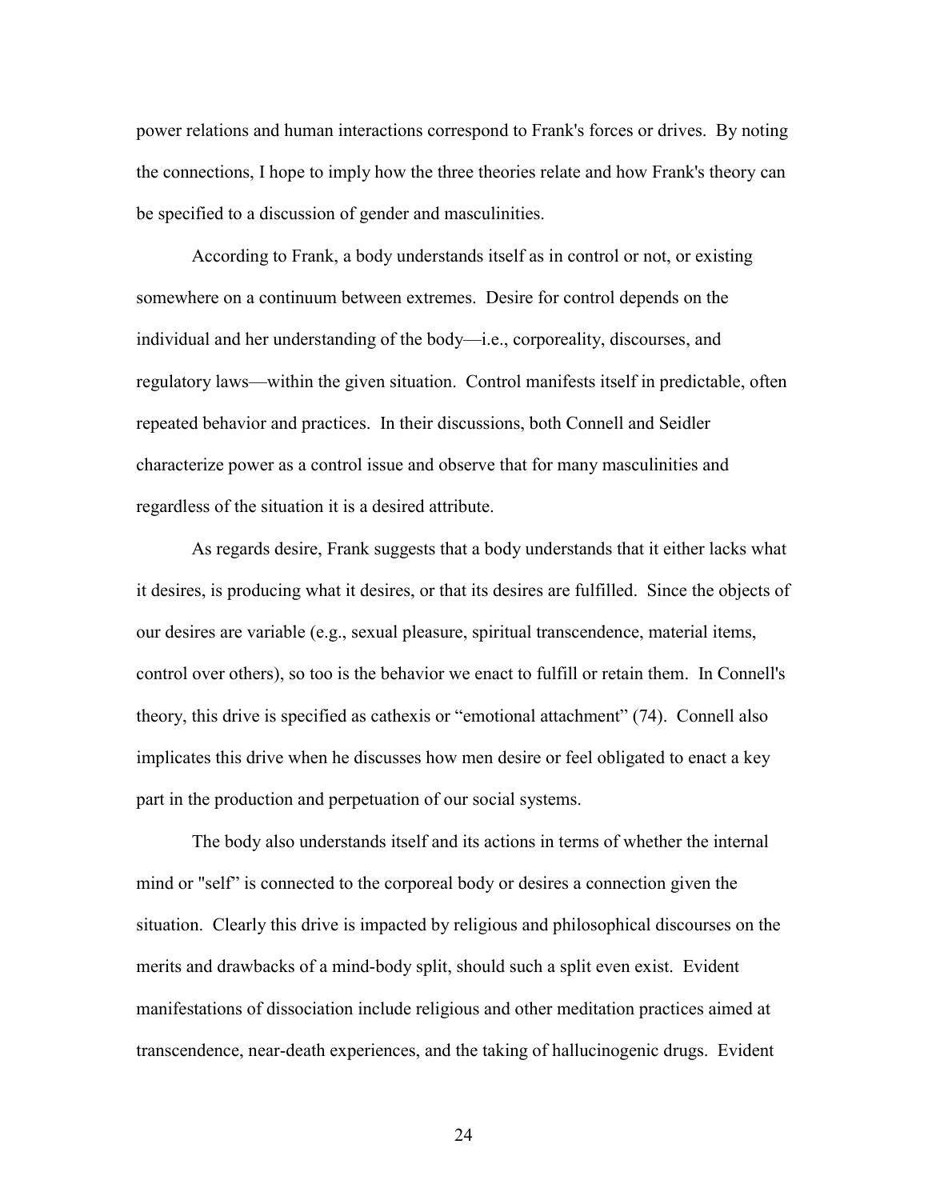power relations and human interactions correspond to Frank's forces or drives. By noting the connections, I hope to imply how the three theories relate and how Frank's theory can be specified to a discussion of gender and masculinities.

According to Frank, a body understands itself as in control or not, or existing somewhere on a continuum between extremes. Desire for control depends on the individual and her understanding of the body—i.e., corporeality, discourses, and regulatory laws—within the given situation. Control manifests itself in predictable, often repeated behavior and practices. In their discussions, both Connell and Seidler characterize power as a control issue and observe that for many masculinities and regardless of the situation it is a desired attribute.

As regards desire, Frank suggests that a body understands that it either lacks what it desires, is producing what it desires, or that its desires are fulfilled. Since the objects of our desires are variable (e.g., sexual pleasure, spiritual transcendence, material items, control over others), so too is the behavior we enact to fulfill or retain them. In Connell's theory, this drive is specified as cathexis or "emotional attachment" (74). Connell also implicates this drive when he discusses how men desire or feel obligated to enact a key part in the production and perpetuation of our social systems.

The body also understands itself and its actions in terms of whether the internal mind or "self" is connected to the corporeal body or desires a connection given the situation. Clearly this drive is impacted by religious and philosophical discourses on the merits and drawbacks of a mind-body split, should such a split even exist. Evident manifestations of dissociation include religious and other meditation practices aimed at transcendence, near-death experiences, and the taking of hallucinogenic drugs. Evident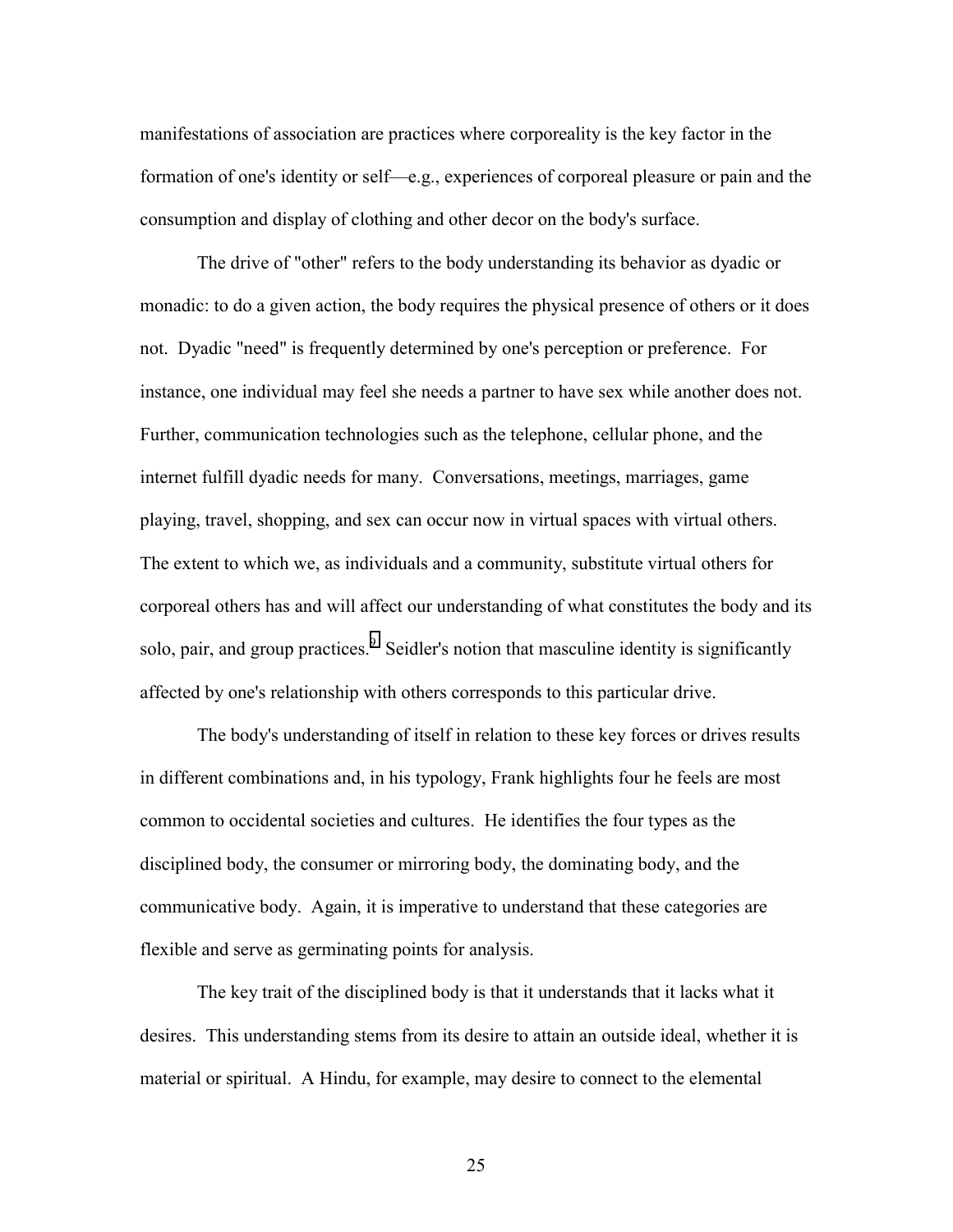manifestations of association are practices where corporeality is the key factor in the formation of one's identity or self—e.g., experiences of corporeal pleasure or pain and the consumption and display of clothing and other decor on the body's surface.

The drive of "other" refers to the body understanding its behavior as dyadic or monadic: to do a given action, the body requires the physical presence of others or it does not. Dyadic "need" is frequently determined by one's perception or preference. For instance, one individual may feel she needs a partner to have sex while another does not. Further, communication technologies such as the telephone, cellular phone, and the internet fulfill dyadic needs for many. Conversations, meetings, marriages, game playing, travel, shopping, and sex can occur now in virtual spaces with virtual others. The extent to which we, as individuals and a community, substitute virtual others for corporeal others has and will affect our understanding of what constitutes the body and its solo, pair, and group practices.[9] Seidler's notion that masculine identity is significantly affected by one's relationship with others corresponds to this particular drive.

The body's understanding of itself in relation to these key forces or drives results in different combinations and, in his typology, Frank highlights four he feels are most common to occidental societies and cultures. He identifies the four types as the disciplined body, the consumer or mirroring body, the dominating body, and the communicative body. Again, it is imperative to understand that these categories are flexible and serve as germinating points for analysis.

The key trait of the disciplined body is that it understands that it lacks what it desires. This understanding stems from its desire to attain an outside ideal, whether it is material or spiritual. A Hindu, for example, may desire to connect to the elemental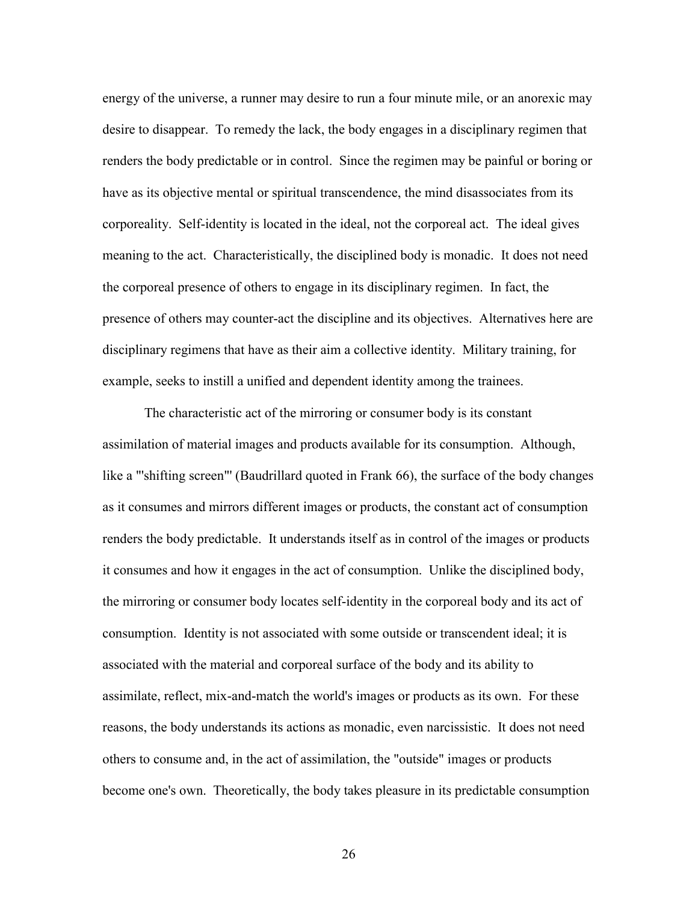energy of the universe, a runner may desire to run a four minute mile, or an anorexic may desire to disappear. To remedy the lack, the body engages in a disciplinary regimen that renders the body predictable or in control. Since the regimen may be painful or boring or have as its objective mental or spiritual transcendence, the mind disassociates from its corporeality. Self-identity is located in the ideal, not the corporeal act. The ideal gives meaning to the act. Characteristically, the disciplined body is monadic. It does not need the corporeal presence of others to engage in its disciplinary regimen. In fact, the presence of others may counter-act the discipline and its objectives. Alternatives here are disciplinary regimens that have as their aim a collective identity. Military training, for example, seeks to instill a unified and dependent identity among the trainees.

The characteristic act of the mirroring or consumer body is its constant assimilation of material images and products available for its consumption. Although, like a "'shifting screen'" (Baudrillard quoted in Frank 66), the surface of the body changes as it consumes and mirrors different images or products, the constant act of consumption renders the body predictable. It understands itself as in control of the images or products it consumes and how it engages in the act of consumption. Unlike the disciplined body, the mirroring or consumer body locates self-identity in the corporeal body and its act of consumption. Identity is not associated with some outside or transcendent ideal; it is associated with the material and corporeal surface of the body and its ability to assimilate, reflect, mix-and-match the world's images or products as its own. For these reasons, the body understands its actions as monadic, even narcissistic. It does not need others to consume and, in the act of assimilation, the "outside" images or products become one's own. Theoretically, the body takes pleasure in its predictable consumption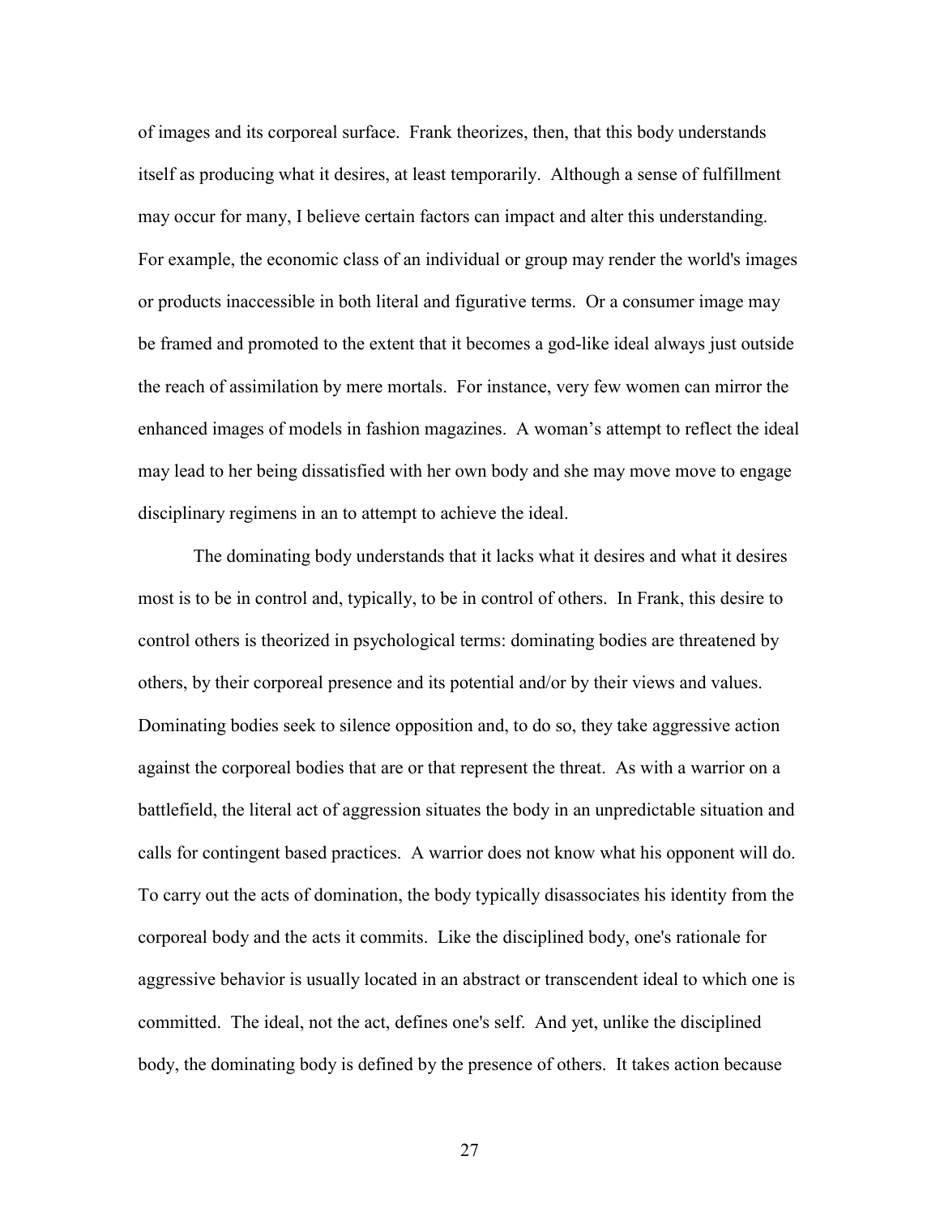of images and its corporeal surface. Frank theorizes, then, that this body understands itself as producing what it desires, at least temporarily. Although a sense of fulfillment may occur for many, I believe certain factors can impact and alter this understanding. For example, the economic class of an individual or group may render the world's images or products inaccessible in both literal and figurative terms. Or a consumer image may be framed and promoted to the extent that it becomes a god-like ideal always just outside the reach of assimilation by mere mortals. For instance, very few women can mirror the enhanced images of models in fashion magazines. A woman's attempt to reflect the ideal may lead to her being dissatisfied with her own body and she may move move to engage disciplinary regimens in an to attempt to achieve the ideal.

The dominating body understands that it lacks what it desires and what it desires most is to be in control and, typically, to be in control of others. In Frank, this desire to control others is theorized in psychological terms: dominating bodies are threatened by others, by their corporeal presence and its potential and/or by their views and values. Dominating bodies seek to silence opposition and, to do so, they take aggressive action against the corporeal bodies that are or that represent the threat. As with a warrior on a battlefield, the literal act of aggression situates the body in an unpredictable situation and calls for contingent based practices. A warrior does not know what his opponent will do. To carry out the acts of domination, the body typically disassociates his identity from the corporeal body and the acts it commits. Like the disciplined body, one's rationale for aggressive behavior is usually located in an abstract or transcendent ideal to which one is committed. The ideal, not the act, defines one's self. And yet, unlike the disciplined body, the dominating body is defined by the presence of others. It takes action because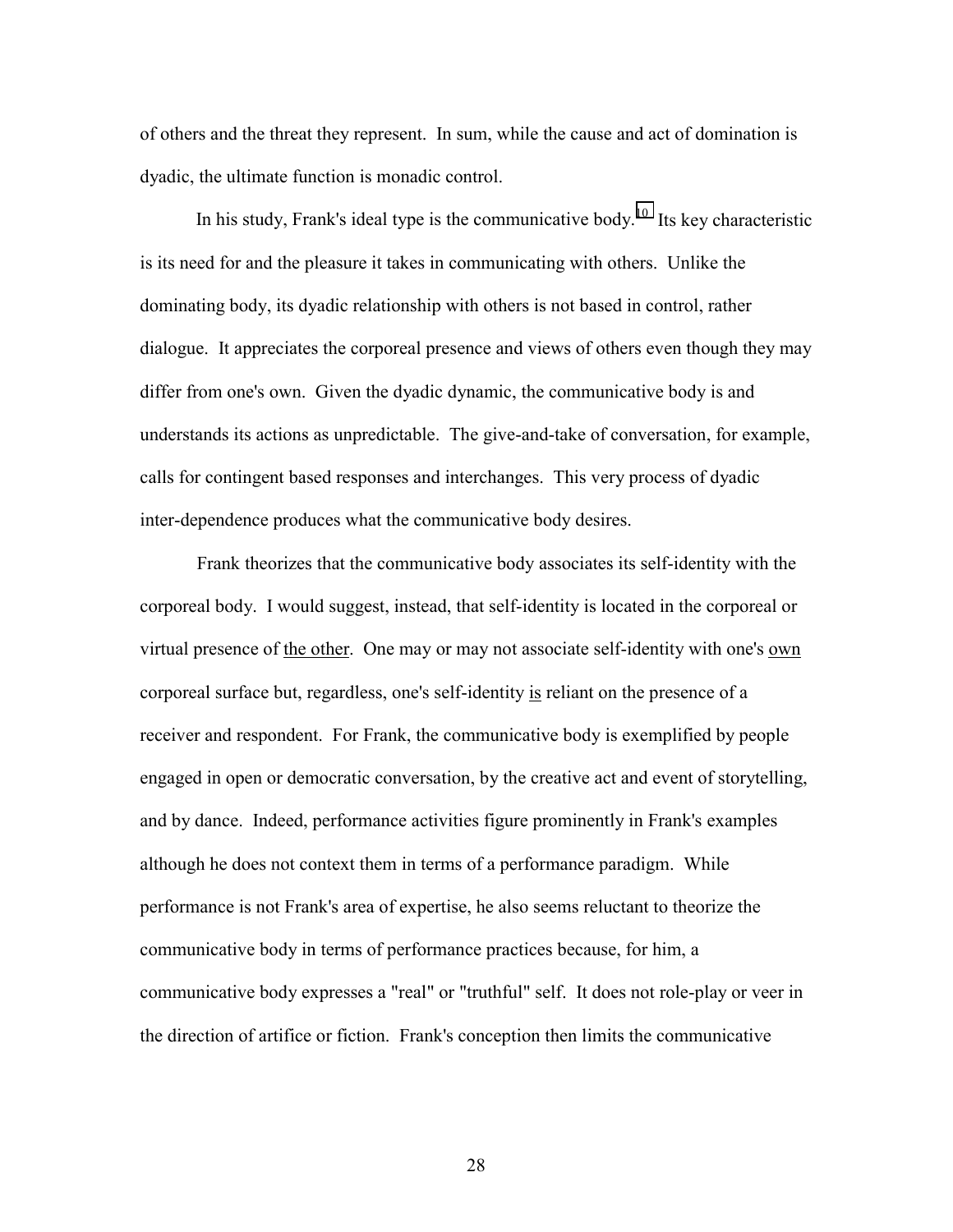of others and the threat they represent. In sum, while the cause and act of domination is dyadic, the ultimate function is monadic control.

In his study, Frank's ideal type is the communicative body.[10] Its key characteristic is its need for and the pleasure it takes in communicating with others. Unlike the dominating body, its dyadic relationship with others is not based in control, rather dialogue. It appreciates the corporeal presence and views of others even though they may differ from one's own. Given the dyadic dynamic, the communicative body is and understands its actions as unpredictable. The give-and-take of conversation, for example, calls for contingent based responses and interchanges. This very process of dyadic inter-dependence produces what the communicative body desires.

Frank theorizes that the communicative body associates its self-identity with the corporeal body. I would suggest, instead, that self-identity is located in the corporeal or virtual presence of <u>the other</u>. One may or may not associate self-identity with one's <u>own</u> corporeal surface but, regardless, one's self-identity <u>is</u> reliant on the presence of a receiver and respondent. For Frank, the communicative body is exemplified by people engaged in open or democratic conversation, by the creative act and event of storytelling, and by dance. Indeed, performance activities figure prominently in Frank's examples although he does not context them in terms of a performance paradigm. While performance is not Frank's area of expertise, he also seems reluctant to theorize the communicative body in terms of performance practices because, for him, a communicative body expresses a "real" or "truthful" self. It does not role-play or veer in the direction of artifice or fiction. Frank's conception then limits the communicative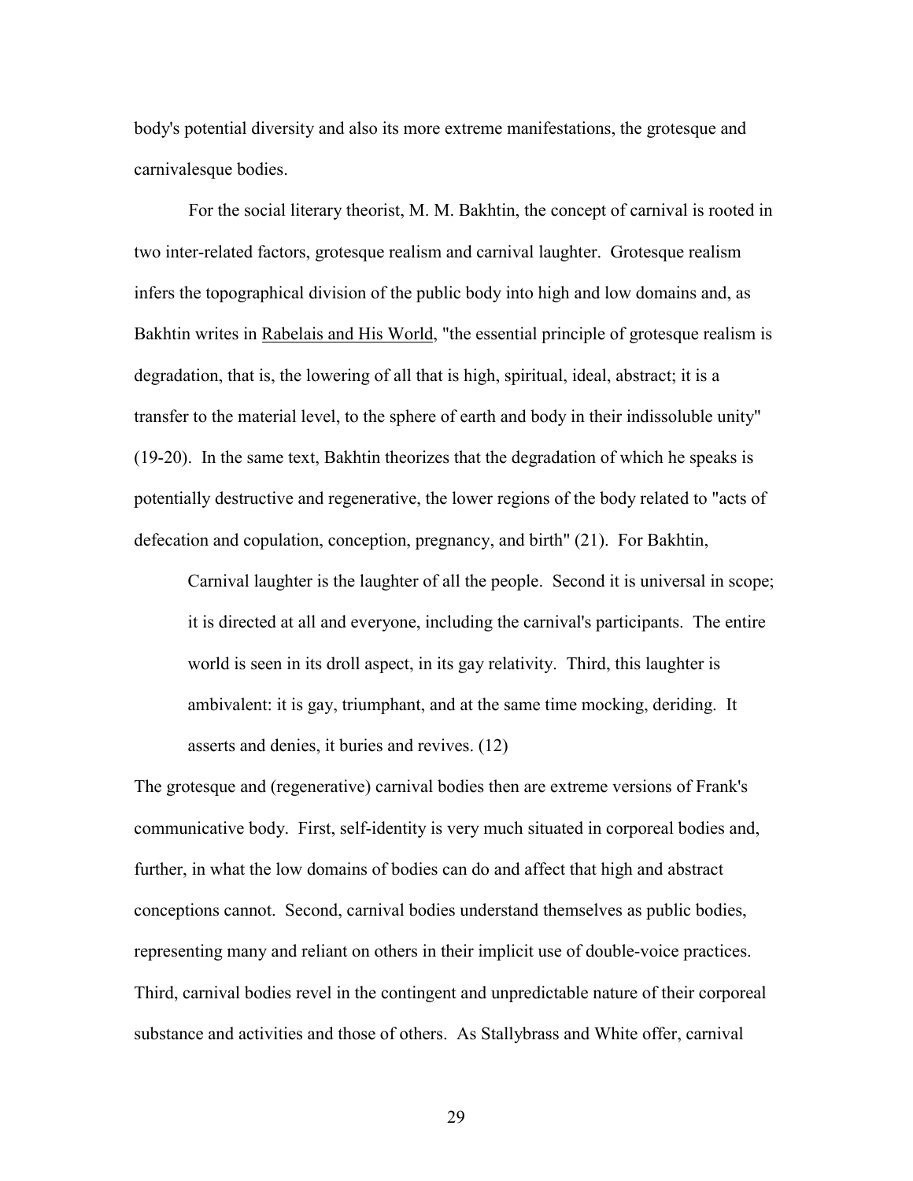body's potential diversity and also its more extreme manifestations, the grotesque and carnivalesque bodies.

For the social literary theorist, M. M. Bakhtin, the concept of carnival is rooted in two inter-related factors, grotesque realism and carnival laughter. Grotesque realism infers the topographical division of the public body into high and low domains and, as Bakhtin writes in Rabelais and His World, "the essential principle of grotesque realism is degradation, that is, the lowering of all that is high, spiritual, ideal, abstract; it is a transfer to the material level, to the sphere of earth and body in their indissoluble unity" (19-20). In the same text, Bakhtin theorizes that the degradation of which he speaks is potentially destructive and regenerative, the lower regions of the body related to "acts of defecation and copulation, conception, pregnancy, and birth" (21). For Bakhtin,

> Carnival laughter is the laughter of all the people. Second it is universal in scope; it is directed at all and everyone, including the carnival's participants. The entire world is seen in its droll aspect, in its gay relativity. Third, this laughter is ambivalent: it is gay, triumphant, and at the same time mocking, deriding. It asserts and denies, it buries and revives. (12)

The grotesque and (regenerative) carnival bodies then are extreme versions of Frank's communicative body. First, self-identity is very much situated in corporeal bodies and, further, in what the low domains of bodies can do and affect that high and abstract conceptions cannot. Second, carnival bodies understand themselves as public bodies, representing many and reliant on others in their implicit use of double-voice practices. Third, carnival bodies revel in the contingent and unpredictable nature of their corporeal substance and activities and those of others. As Stallybrass and White offer, carnival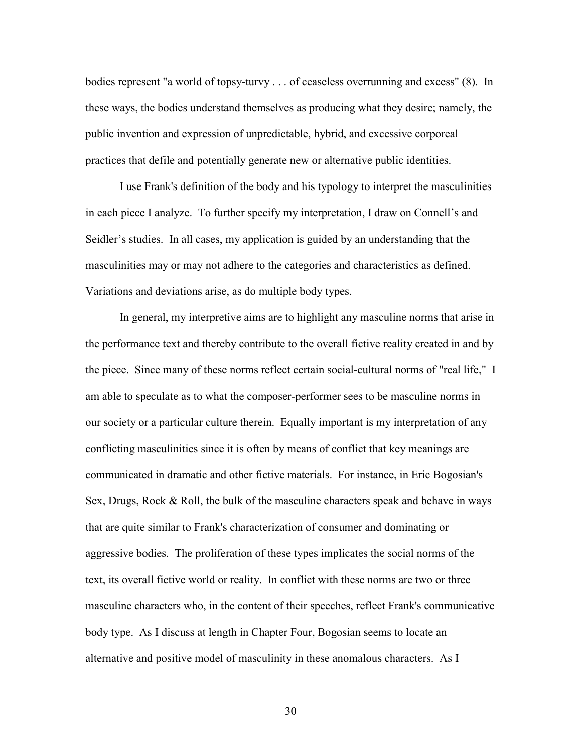bodies represent "a world of topsy-turvy . . . of ceaseless overrunning and excess" (8). In these ways, the bodies understand themselves as producing what they desire; namely, the public invention and expression of unpredictable, hybrid, and excessive corporeal practices that defile and potentially generate new or alternative public identities.

I use Frank's definition of the body and his typology to interpret the masculinities in each piece I analyze. To further specify my interpretation, I draw on Connell's and Seidler's studies. In all cases, my application is guided by an understanding that the masculinities may or may not adhere to the categories and characteristics as defined. Variations and deviations arise, as do multiple body types.

In general, my interpretive aims are to highlight any masculine norms that arise in the performance text and thereby contribute to the overall fictive reality created in and by the piece. Since many of these norms reflect certain social-cultural norms of "real life," I am able to speculate as to what the composer-performer sees to be masculine norms in our society or a particular culture therein. Equally important is my interpretation of any conflicting masculinities since it is often by means of conflict that key meanings are communicated in dramatic and other fictive materials. For instance, in Eric Bogosian's Sex, Drugs, Rock & Roll, the bulk of the masculine characters speak and behave in ways that are quite similar to Frank's characterization of consumer and dominating or aggressive bodies. The proliferation of these types implicates the social norms of the text, its overall fictive world or reality. In conflict with these norms are two or three masculine characters who, in the content of their speeches, reflect Frank's communicative body type. As I discuss at length in Chapter Four, Bogosian seems to locate an alternative and positive model of masculinity in these anomalous characters. As I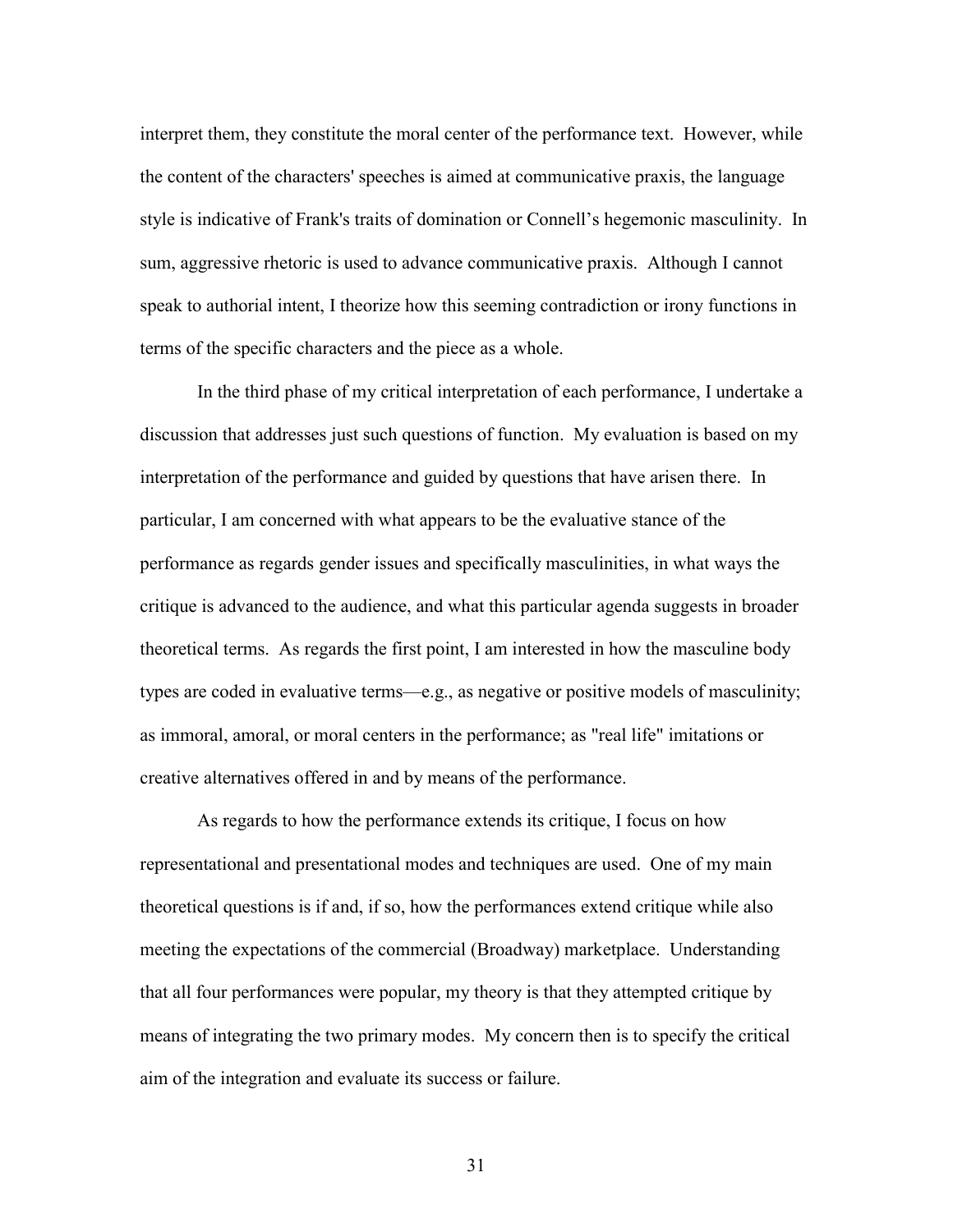interpret them, they constitute the moral center of the performance text. However, while the content of the characters' speeches is aimed at communicative praxis, the language style is indicative of Frank's traits of domination or Connell's hegemonic masculinity. In sum, aggressive rhetoric is used to advance communicative praxis. Although I cannot speak to authorial intent, I theorize how this seeming contradiction or irony functions in terms of the specific characters and the piece as a whole.

In the third phase of my critical interpretation of each performance, I undertake a discussion that addresses just such questions of function. My evaluation is based on my interpretation of the performance and guided by questions that have arisen there. In particular, I am concerned with what appears to be the evaluative stance of the performance as regards gender issues and specifically masculinities, in what ways the critique is advanced to the audience, and what this particular agenda suggests in broader theoretical terms. As regards the first point, I am interested in how the masculine body types are coded in evaluative terms—e.g., as negative or positive models of masculinity; as immoral, amoral, or moral centers in the performance; as "real life" imitations or creative alternatives offered in and by means of the performance.

As regards to how the performance extends its critique, I focus on how representational and presentational modes and techniques are used. One of my main theoretical questions is if and, if so, how the performances extend critique while also meeting the expectations of the commercial (Broadway) marketplace. Understanding that all four performances were popular, my theory is that they attempted critique by means of integrating the two primary modes. My concern then is to specify the critical aim of the integration and evaluate its success or failure.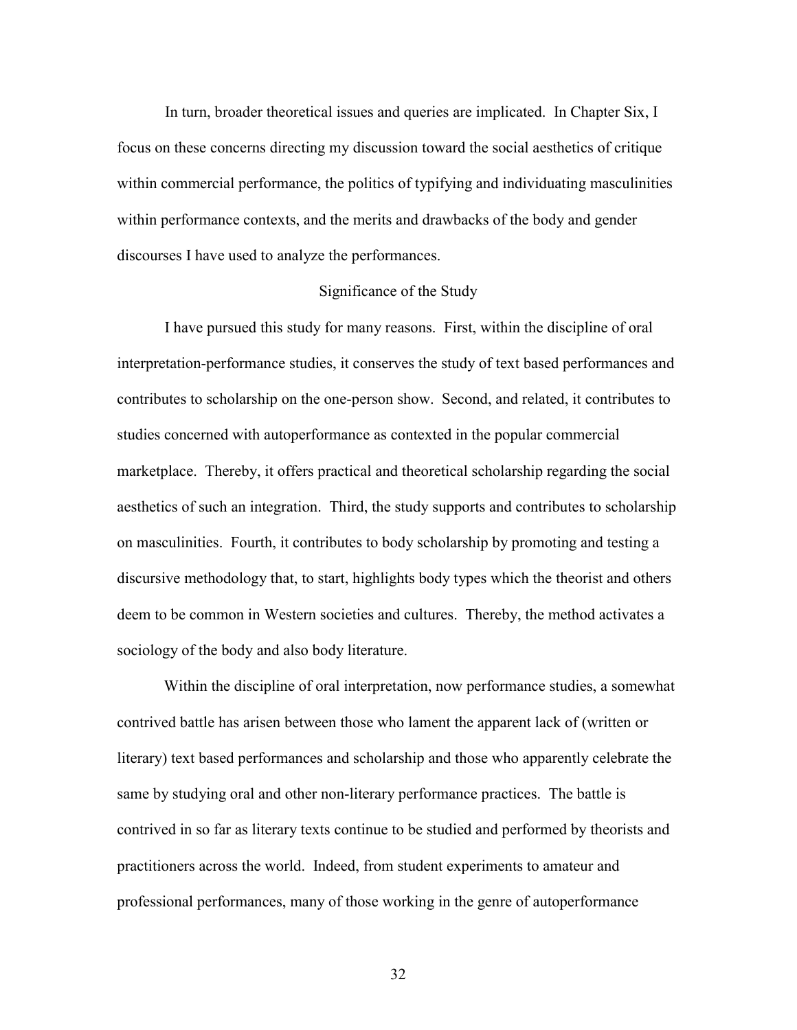In turn, broader theoretical issues and queries are implicated. In Chapter Six, I focus on these concerns directing my discussion toward the social aesthetics of critique within commercial performance, the politics of typifying and individuating masculinities within performance contexts, and the merits and drawbacks of the body and gender discourses I have used to analyze the performances.

## Significance of the Study

I have pursued this study for many reasons. First, within the discipline of oral interpretation-performance studies, it conserves the study of text based performances and contributes to scholarship on the one-person show. Second, and related, it contributes to studies concerned with autoperformance as contexted in the popular commercial marketplace. Thereby, it offers practical and theoretical scholarship regarding the social aesthetics of such an integration. Third, the study supports and contributes to scholarship on masculinities. Fourth, it contributes to body scholarship by promoting and testing a discursive methodology that, to start, highlights body types which the theorist and others deem to be common in Western societies and cultures. Thereby, the method activates a sociology of the body and also body literature.

Within the discipline of oral interpretation, now performance studies, a somewhat contrived battle has arisen between those who lament the apparent lack of (written or literary) text based performances and scholarship and those who apparently celebrate the same by studying oral and other non-literary performance practices. The battle is contrived in so far as literary texts continue to be studied and performed by theorists and practitioners across the world. Indeed, from student experiments to amateur and professional performances, many of those working in the genre of autoperformance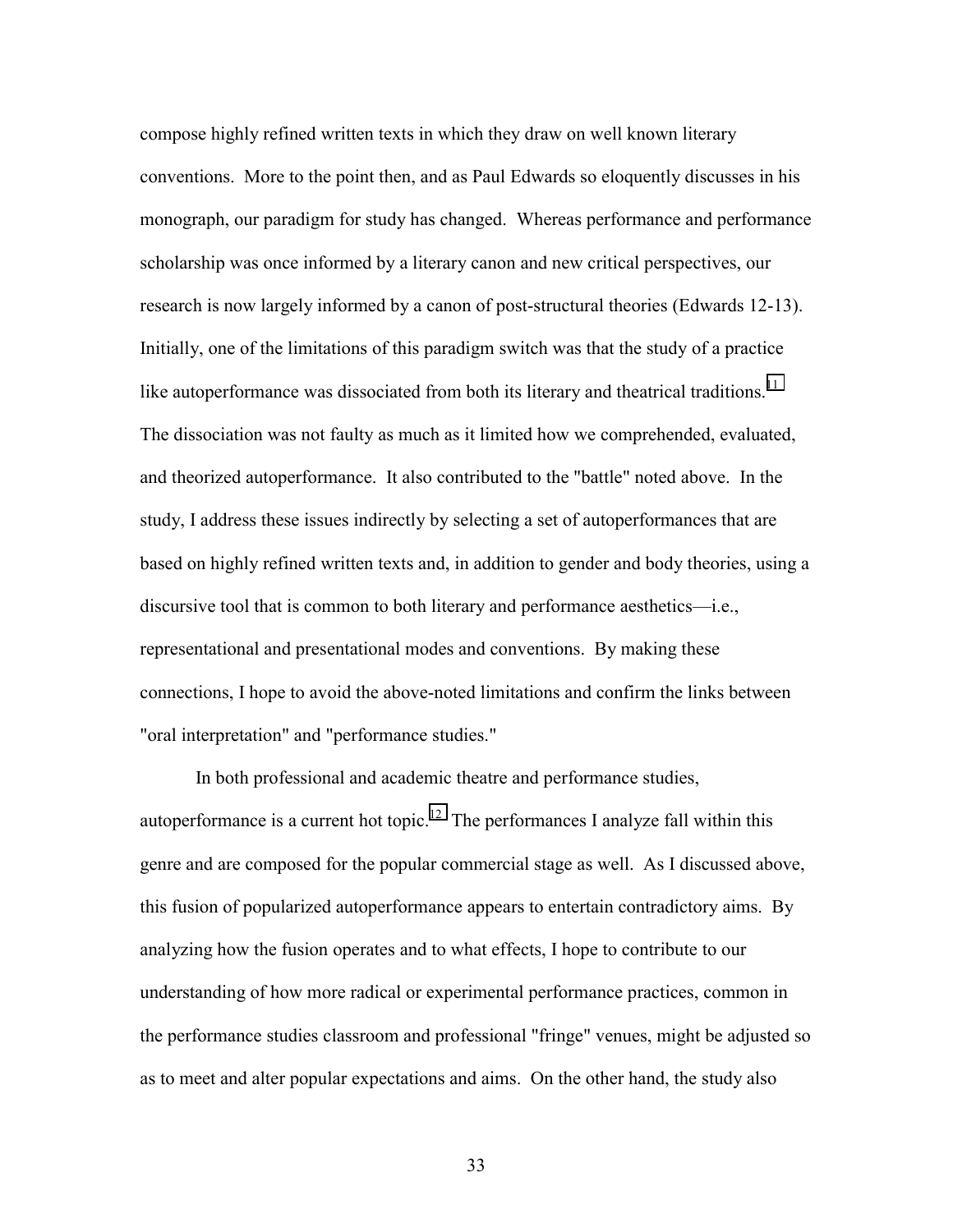compose highly refined written texts in which they draw on well known literary conventions. More to the point then, and as Paul Edwards so eloquently discusses in his monograph, our paradigm for study has changed. Whereas performance and performance scholarship was once informed by a literary canon and new critical perspectives, our research is now largely informed by a canon of post-structural theories (Edwards 12-13). Initially, one of the limitations of this paradigm switch was that the study of a practice like autoperformance was dissociated from both its literary and theatrical traditions.[11] The dissociation was not faulty as much as it limited how we comprehended, evaluated, and theorized autoperformance. It also contributed to the "battle" noted above. In the study, I address these issues indirectly by selecting a set of autoperformances that are based on highly refined written texts and, in addition to gender and body theories, using a discursive tool that is common to both literary and performance aesthetics—i.e., representational and presentational modes and conventions. By making these connections, I hope to avoid the above-noted limitations and confirm the links between "oral interpretation" and "performance studies."

In both professional and academic theatre and performance studies, autoperformance is a current hot topic.[12] The performances I analyze fall within this genre and are composed for the popular commercial stage as well. As I discussed above, this fusion of popularized autoperformance appears to entertain contradictory aims. By analyzing how the fusion operates and to what effects, I hope to contribute to our understanding of how more radical or experimental performance practices, common in the performance studies classroom and professional "fringe" venues, might be adjusted so as to meet and alter popular expectations and aims. On the other hand, the study also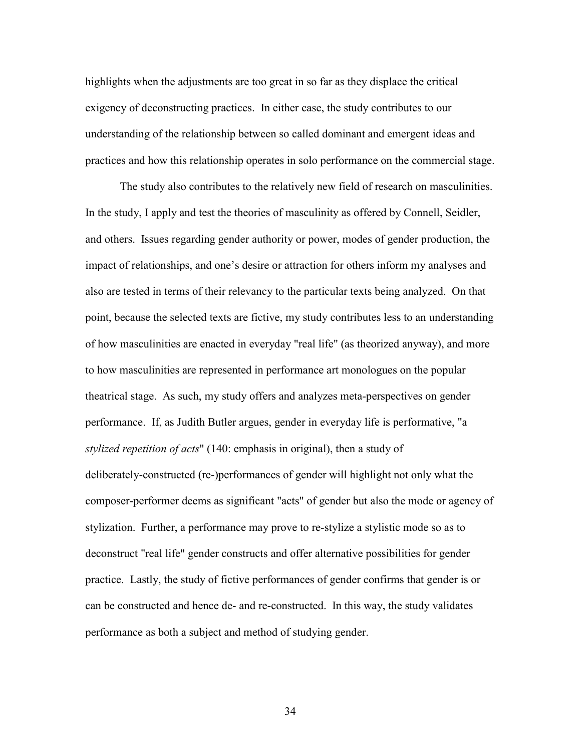highlights when the adjustments are too great in so far as they displace the critical exigency of deconstructing practices. In either case, the study contributes to our understanding of the relationship between so called dominant and emergent ideas and practices and how this relationship operates in solo performance on the commercial stage.

The study also contributes to the relatively new field of research on masculinities. In the study, I apply and test the theories of masculinity as offered by Connell, Seidler, and others. Issues regarding gender authority or power, modes of gender production, the impact of relationships, and one's desire or attraction for others inform my analyses and also are tested in terms of their relevancy to the particular texts being analyzed. On that point, because the selected texts are fictive, my study contributes less to an understanding of how masculinities are enacted in everyday "real life" (as theorized anyway), and more to how masculinities are represented in performance art monologues on the popular theatrical stage. As such, my study offers and analyzes meta-perspectives on gender performance. If, as Judith Butler argues, gender in everyday life is performative, "a *stylized repetition of acts*" (140: emphasis in original), then a study of deliberately-constructed (re-)performances of gender will highlight not only what the composer-performer deems as significant "acts" of gender but also the mode or agency of stylization. Further, a performance may prove to re-stylize a stylistic mode so as to deconstruct "real life" gender constructs and offer alternative possibilities for gender practice. Lastly, the study of fictive performances of gender confirms that gender is or can be constructed and hence de- and re-constructed. In this way, the study validates performance as both a subject and method of studying gender.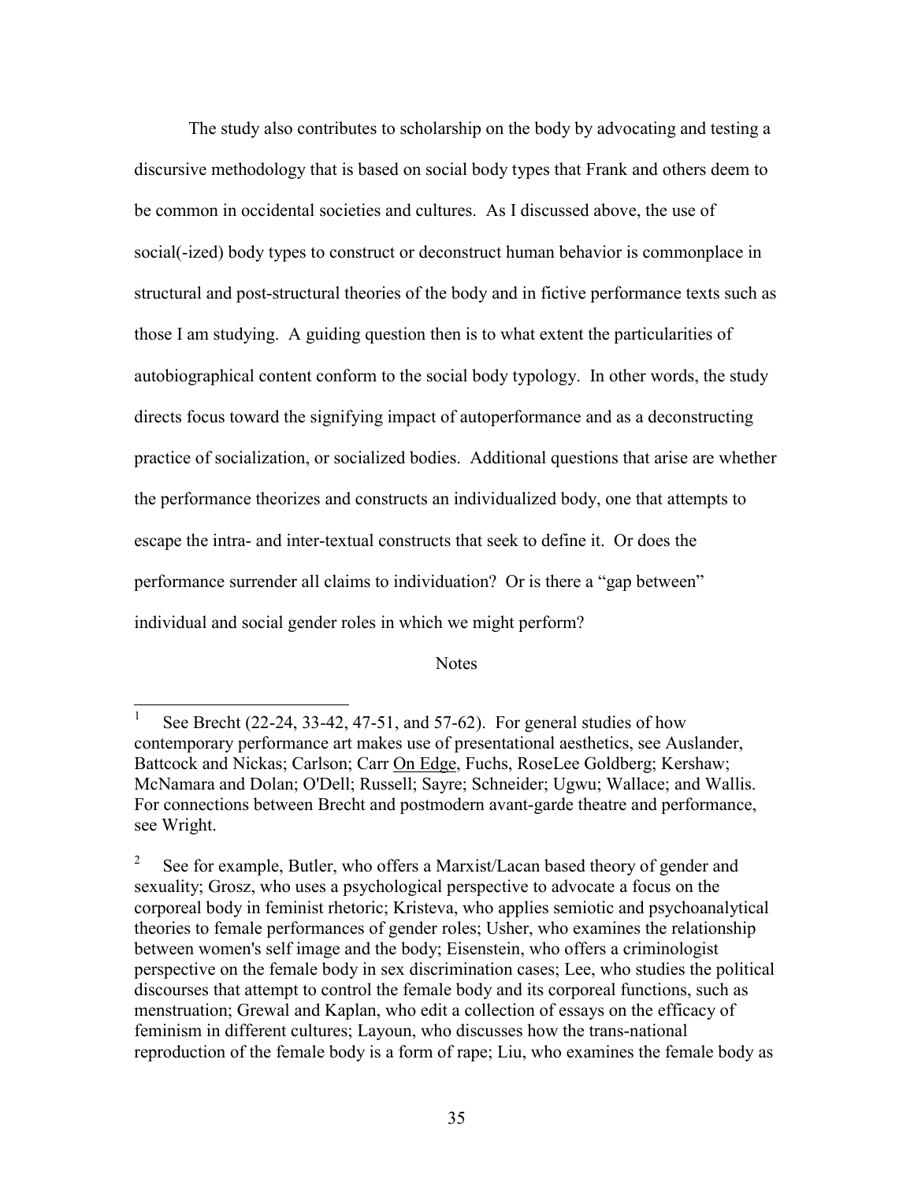The study also contributes to scholarship on the body by advocating and testing a discursive methodology that is based on social body types that Frank and others deem to be common in occidental societies and cultures. As I discussed above, the use of social(-ized) body types to construct or deconstruct human behavior is commonplace in structural and post-structural theories of the body and in fictive performance texts such as those I am studying. A guiding question then is to what extent the particularities of autobiographical content conform to the social body typology. In other words, the study directs focus toward the signifying impact of autoperformance and as a deconstructing practice of socialization, or socialized bodies. Additional questions that arise are whether the performance theorizes and constructs an individualized body, one that attempts to escape the intra- and inter-textual constructs that seek to define it. Or does the performance surrender all claims to individuation? Or is there a "gap between" individual and social gender roles in which we might perform?

Notes

---

[1] See Brecht (22-24, 33-42, 47-51, and 57-62). For general studies of how contemporary performance art makes use of presentational aesthetics, see Auslander, Battcock and Nickas; Carlson; Carr On Edge, Fuchs, RoseLee Goldberg; Kershaw; McNamara and Dolan; O'Dell; Russell; Sayre; Schneider; Ugwu; Wallace; and Wallis. For connections between Brecht and postmodern avant-garde theatre and performance, see Wright.

[2] See for example, Butler, who offers a Marxist/Lacan based theory of gender and sexuality; Grosz, who uses a psychological perspective to advocate a focus on the corporeal body in feminist rhetoric; Kristeva, who applies semiotic and psychoanalytical theories to female performances of gender roles; Usher, who examines the relationship between women's self image and the body; Eisenstein, who offers a criminologist perspective on the female body in sex discrimination cases; Lee, who studies the political discourses that attempt to control the female body and its corporeal functions, such as menstruation; Grewal and Kaplan, who edit a collection of essays on the efficacy of feminism in different cultures; Layoun, who discusses how the trans-national reproduction of the female body is a form of rape; Liu, who examines the female body as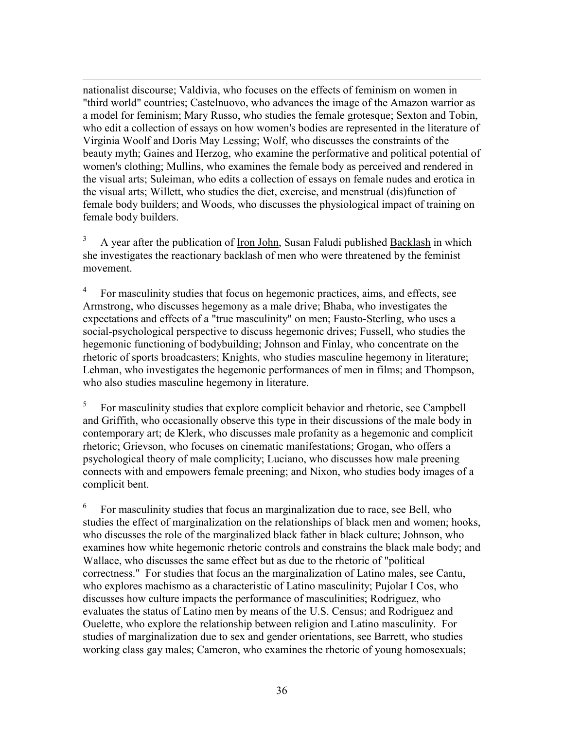nationalist discourse; Valdivia, who focuses on the effects of feminism on women in "third world" countries; Castelnuovo, who advances the image of the Amazon warrior as a model for feminism; Mary Russo, who studies the female grotesque; Sexton and Tobin, who edit a collection of essays on how women's bodies are represented in the literature of Virginia Woolf and Doris May Lessing; Wolf, who discusses the constraints of the beauty myth; Gaines and Herzog, who examine the performative and political potential of women's clothing; Mullins, who examines the female body as perceived and rendered in the visual arts; Suleiman, who edits a collection of essays on female nudes and erotica in the visual arts; Willett, who studies the diet, exercise, and menstrual (dis)function of female body builders; and Woods, who discusses the physiological impact of training on female body builders.

[3] A year after the publication of Iron John, Susan Faludi published Backlash in which she investigates the reactionary backlash of men who were threatened by the feminist movement.

[4] For masculinity studies that focus on hegemonic practices, aims, and effects, see Armstrong, who discusses hegemony as a male drive; Bhaba, who investigates the expectations and effects of a "true masculinity" on men; Fausto-Sterling, who uses a social-psychological perspective to discuss hegemonic drives; Fussell, who studies the hegemonic functioning of bodybuilding; Johnson and Finlay, who concentrate on the rhetoric of sports broadcasters; Knights, who studies masculine hegemony in literature; Lehman, who investigates the hegemonic performances of men in films; and Thompson, who also studies masculine hegemony in literature.

[5] For masculinity studies that explore complicit behavior and rhetoric, see Campbell and Griffith, who occasionally observe this type in their discussions of the male body in contemporary art; de Klerk, who discusses male profanity as a hegemonic and complicit rhetoric; Grievson, who focuses on cinematic manifestations; Grogan, who offers a psychological theory of male complicity; Luciano, who discusses how male preening connects with and empowers female preening; and Nixon, who studies body images of a complicit bent.

[6] For masculinity studies that focus an marginalization due to race, see Bell, who studies the effect of marginalization on the relationships of black men and women; hooks, who discusses the role of the marginalized black father in black culture; Johnson, who examines how white hegemonic rhetoric controls and constrains the black male body; and Wallace, who discusses the same effect but as due to the rhetoric of "political correctness." For studies that focus an the marginalization of Latino males, see Cantu, who explores machismo as a characteristic of Latino masculinity; Pujolar I Cos, who discusses how culture impacts the performance of masculinities; Rodriguez, who evaluates the status of Latino men by means of the U.S. Census; and Rodriguez and Ouelette, who explore the relationship between religion and Latino masculinity. For studies of marginalization due to sex and gender orientations, see Barrett, who studies working class gay males; Cameron, who examines the rhetoric of young homosexuals;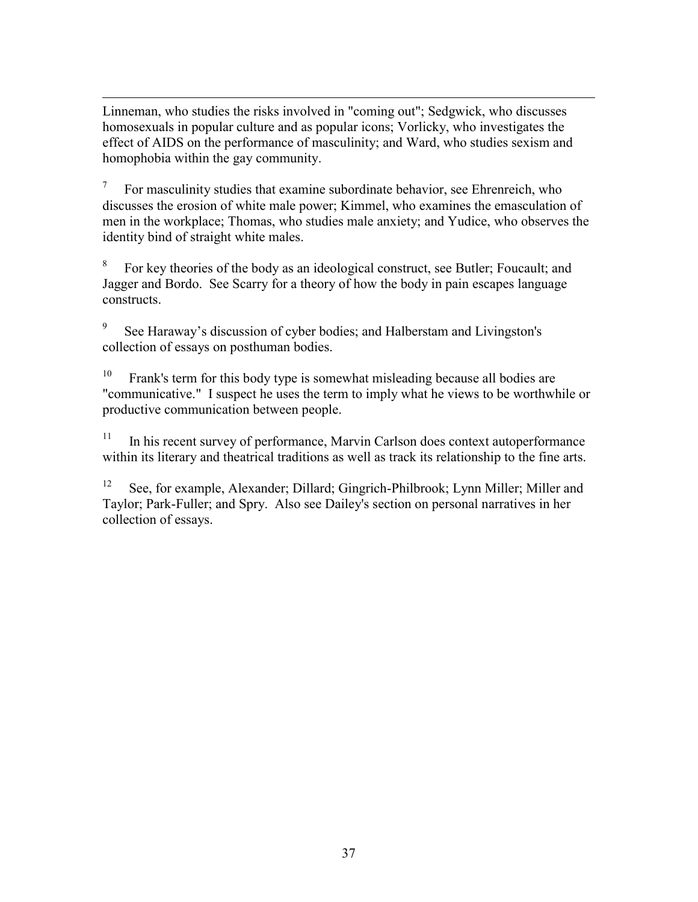Linneman, who studies the risks involved in "coming out"; Sedgwick, who discusses homosexuals in popular culture and as popular icons; Vorlicky, who investigates the effect of AIDS on the performance of masculinity; and Ward, who studies sexism and homophobia within the gay community.

[7] For masculinity studies that examine subordinate behavior, see Ehrenreich, who discusses the erosion of white male power; Kimmel, who examines the emasculation of men in the workplace; Thomas, who studies male anxiety; and Yudice, who observes the identity bind of straight white males.

[8] For key theories of the body as an ideological construct, see Butler; Foucault; and Jagger and Bordo. See Scarry for a theory of how the body in pain escapes language constructs.

[9] See Haraway's discussion of cyber bodies; and Halberstam and Livingston's collection of essays on posthuman bodies.

[10] Frank's term for this body type is somewhat misleading because all bodies are "communicative." I suspect he uses the term to imply what he views to be worthwhile or productive communication between people.

[11] In his recent survey of performance, Marvin Carlson does context autoperformance within its literary and theatrical traditions as well as track its relationship to the fine arts.

[12] See, for example, Alexander; Dillard; Gingrich-Philbrook; Lynn Miller; Miller and Taylor; Park-Fuller; and Spry. Also see Dailey's section on personal narratives in her collection of essays.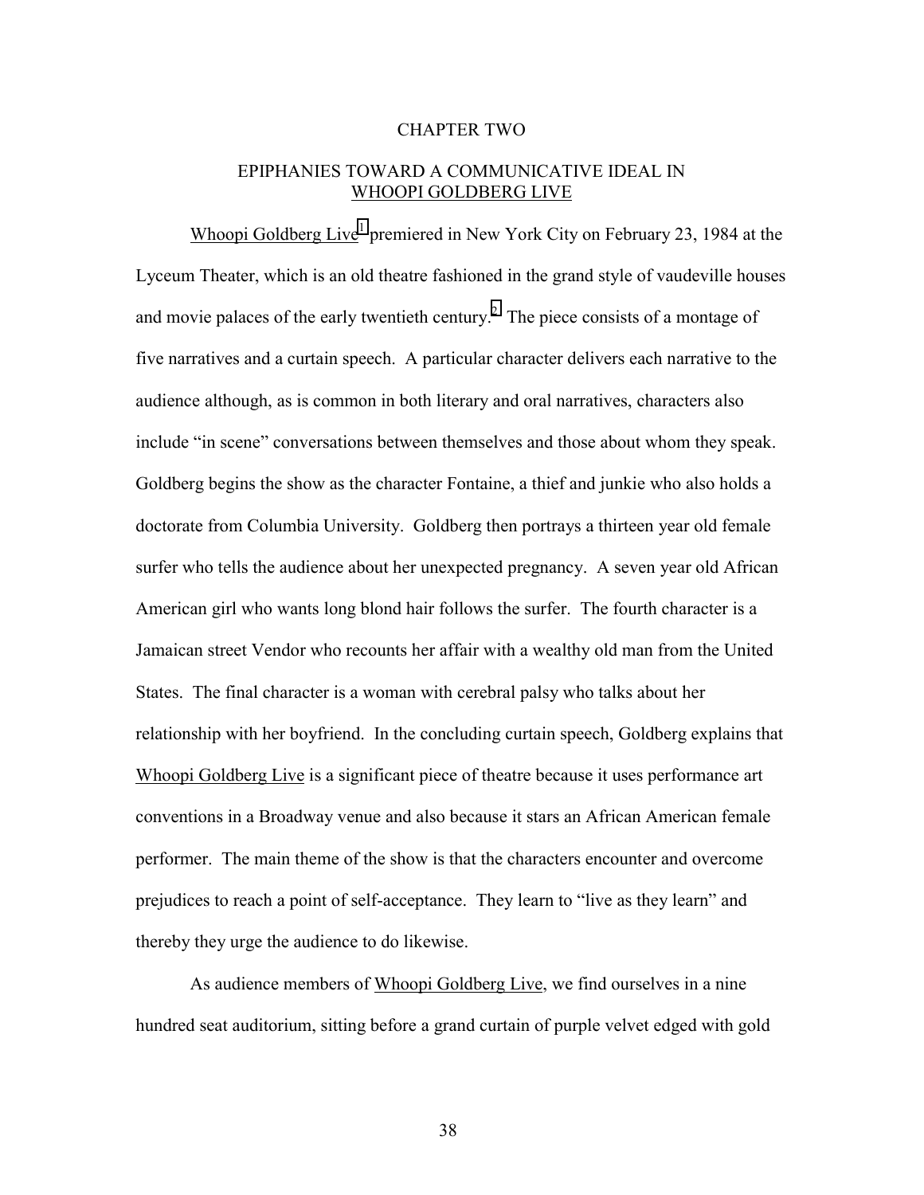# CHAPTER TWO

## EPIPHANIES TOWARD A COMMUNICATIVE IDEAL IN WHOOPI GOLDBERG LIVE

Whoopi Goldberg Live[1] premiered in New York City on February 23, 1984 at the Lyceum Theater, which is an old theatre fashioned in the grand style of vaudeville houses and movie palaces of the early twentieth century.[2] The piece consists of a montage of five narratives and a curtain speech. A particular character delivers each narrative to the audience although, as is common in both literary and oral narratives, characters also include "in scene" conversations between themselves and those about whom they speak. Goldberg begins the show as the character Fontaine, a thief and junkie who also holds a doctorate from Columbia University. Goldberg then portrays a thirteen year old female surfer who tells the audience about her unexpected pregnancy. A seven year old African American girl who wants long blond hair follows the surfer. The fourth character is a Jamaican street Vendor who recounts her affair with a wealthy old man from the United States. The final character is a woman with cerebral palsy who talks about her relationship with her boyfriend. In the concluding curtain speech, Goldberg explains that Whoopi Goldberg Live is a significant piece of theatre because it uses performance art conventions in a Broadway venue and also because it stars an African American female performer. The main theme of the show is that the characters encounter and overcome prejudices to reach a point of self-acceptance. They learn to "live as they learn" and thereby they urge the audience to do likewise.

As audience members of Whoopi Goldberg Live, we find ourselves in a nine hundred seat auditorium, sitting before a grand curtain of purple velvet edged with gold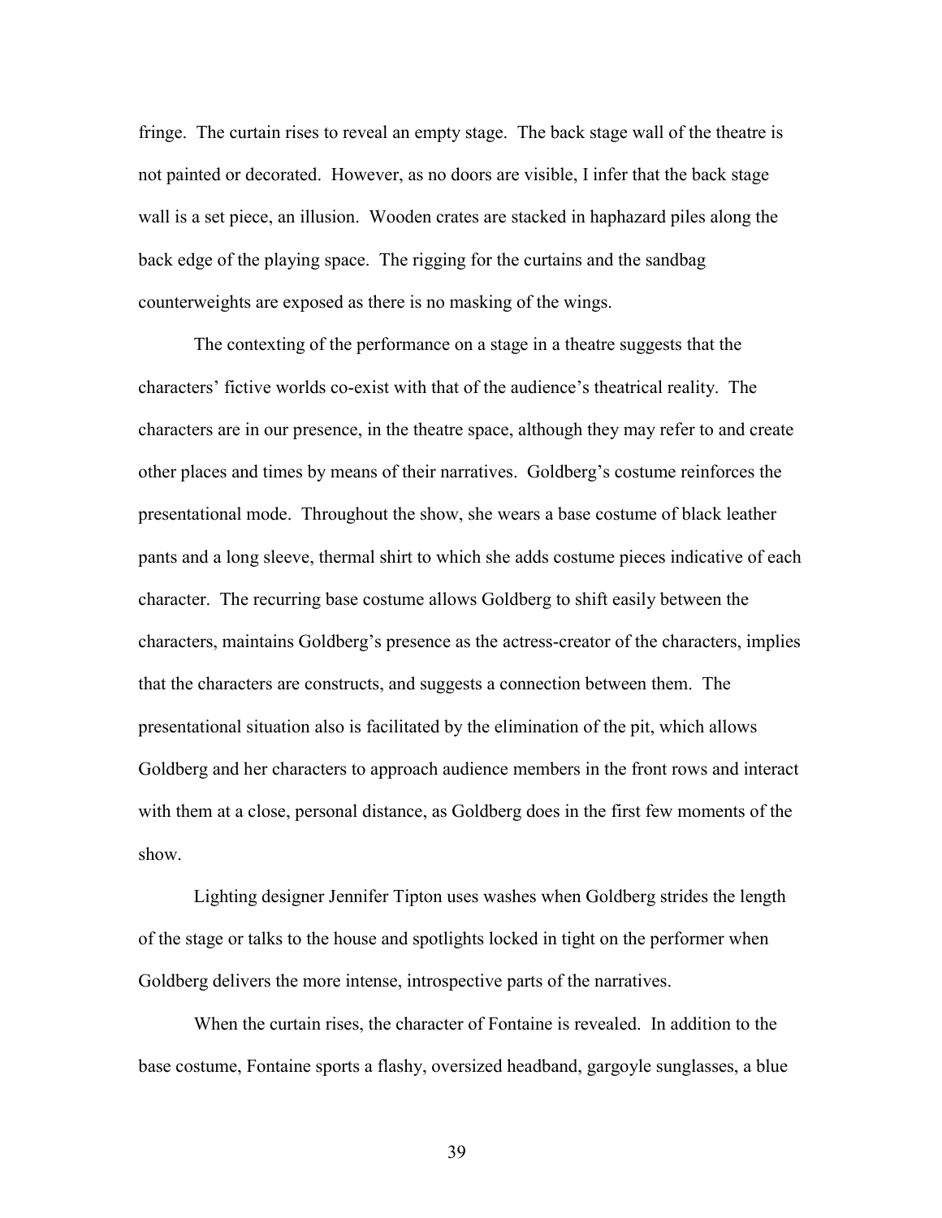fringe. The curtain rises to reveal an empty stage. The back stage wall of the theatre is not painted or decorated. However, as no doors are visible, I infer that the back stage wall is a set piece, an illusion. Wooden crates are stacked in haphazard piles along the back edge of the playing space. The rigging for the curtains and the sandbag counterweights are exposed as there is no masking of the wings.

The contexting of the performance on a stage in a theatre suggests that the characters' fictive worlds co-exist with that of the audience's theatrical reality. The characters are in our presence, in the theatre space, although they may refer to and create other places and times by means of their narratives. Goldberg's costume reinforces the presentational mode. Throughout the show, she wears a base costume of black leather pants and a long sleeve, thermal shirt to which she adds costume pieces indicative of each character. The recurring base costume allows Goldberg to shift easily between the characters, maintains Goldberg's presence as the actress-creator of the characters, implies that the characters are constructs, and suggests a connection between them. The presentational situation also is facilitated by the elimination of the pit, which allows Goldberg and her characters to approach audience members in the front rows and interact with them at a close, personal distance, as Goldberg does in the first few moments of the show.

Lighting designer Jennifer Tipton uses washes when Goldberg strides the length of the stage or talks to the house and spotlights locked in tight on the performer when Goldberg delivers the more intense, introspective parts of the narratives.

When the curtain rises, the character of Fontaine is revealed. In addition to the base costume, Fontaine sports a flashy, oversized headband, gargoyle sunglasses, a blue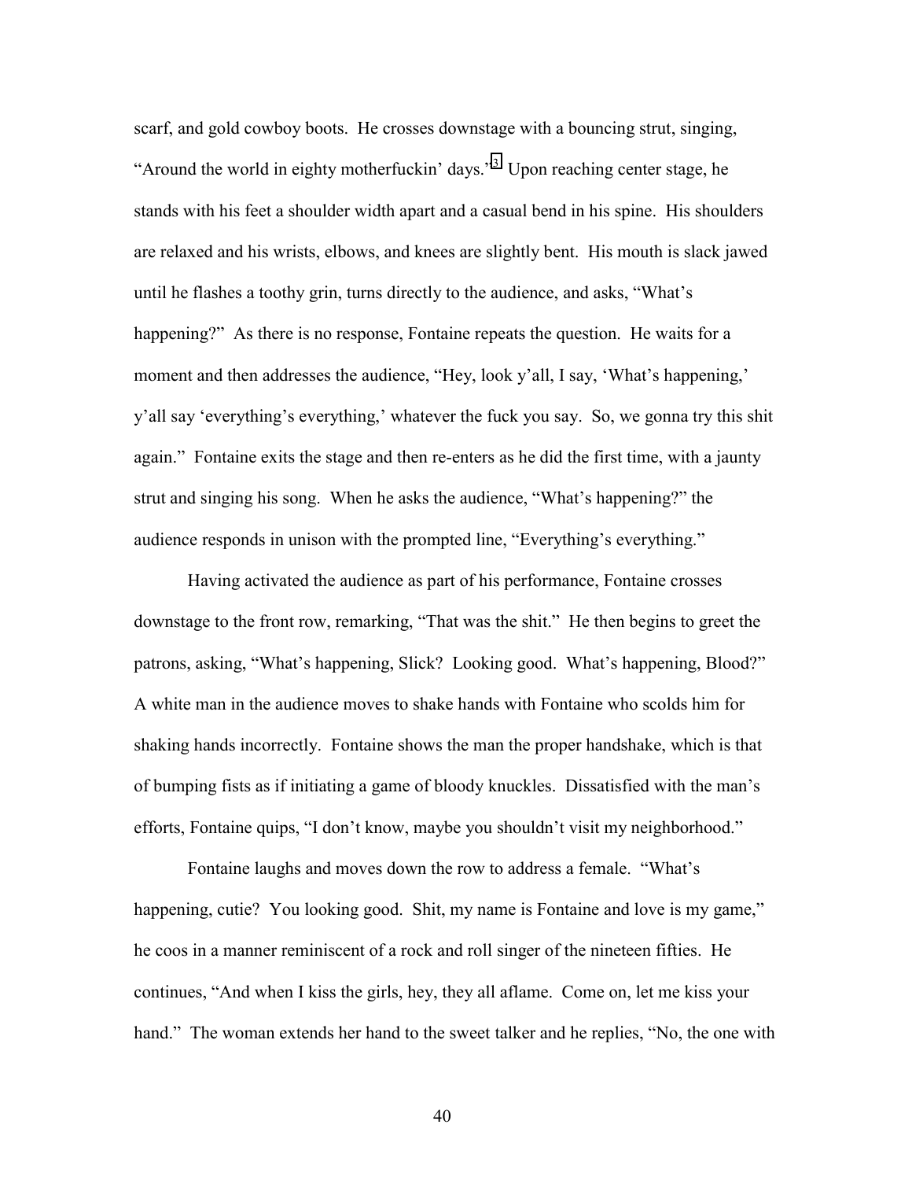scarf, and gold cowboy boots. He crosses downstage with a bouncing strut, singing, "Around the world in eighty motherfuckin' days."[3] Upon reaching center stage, he stands with his feet a shoulder width apart and a casual bend in his spine. His shoulders are relaxed and his wrists, elbows, and knees are slightly bent. His mouth is slack jawed until he flashes a toothy grin, turns directly to the audience, and asks, "What's happening?" As there is no response, Fontaine repeats the question. He waits for a moment and then addresses the audience, "Hey, look y'all, I say, 'What's happening,' y'all say 'everything's everything,' whatever the fuck you say. So, we gonna try this shit again." Fontaine exits the stage and then re-enters as he did the first time, with a jaunty strut and singing his song. When he asks the audience, "What's happening?" the audience responds in unison with the prompted line, "Everything's everything."

Having activated the audience as part of his performance, Fontaine crosses downstage to the front row, remarking, "That was the shit." He then begins to greet the patrons, asking, "What's happening, Slick? Looking good. What's happening, Blood?" A white man in the audience moves to shake hands with Fontaine who scolds him for shaking hands incorrectly. Fontaine shows the man the proper handshake, which is that of bumping fists as if initiating a game of bloody knuckles. Dissatisfied with the man's efforts, Fontaine quips, "I don't know, maybe you shouldn't visit my neighborhood."

Fontaine laughs and moves down the row to address a female. "What's happening, cutie? You looking good. Shit, my name is Fontaine and love is my game," he coos in a manner reminiscent of a rock and roll singer of the nineteen fifties. He continues, "And when I kiss the girls, hey, they all aflame. Come on, let me kiss your hand." The woman extends her hand to the sweet talker and he replies, "No, the one with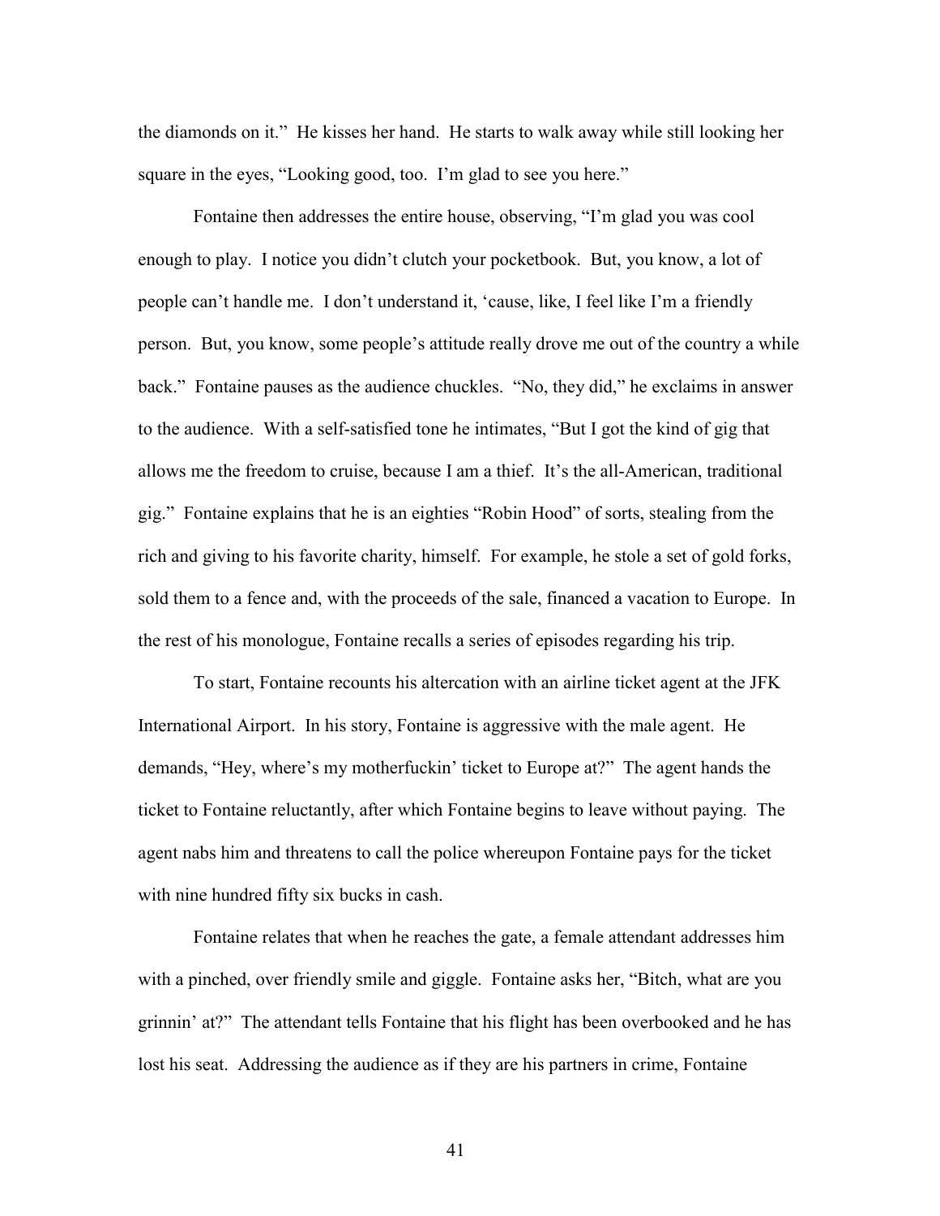the diamonds on it." He kisses her hand. He starts to walk away while still looking her square in the eyes, "Looking good, too. I'm glad to see you here."

Fontaine then addresses the entire house, observing, "I'm glad you was cool enough to play. I notice you didn't clutch your pocketbook. But, you know, a lot of people can't handle me. I don't understand it, 'cause, like, I feel like I'm a friendly person. But, you know, some people's attitude really drove me out of the country a while back." Fontaine pauses as the audience chuckles. "No, they did," he exclaims in answer to the audience. With a self-satisfied tone he intimates, "But I got the kind of gig that allows me the freedom to cruise, because I am a thief. It's the all-American, traditional gig." Fontaine explains that he is an eighties "Robin Hood" of sorts, stealing from the rich and giving to his favorite charity, himself. For example, he stole a set of gold forks, sold them to a fence and, with the proceeds of the sale, financed a vacation to Europe. In the rest of his monologue, Fontaine recalls a series of episodes regarding his trip.

To start, Fontaine recounts his altercation with an airline ticket agent at the JFK International Airport. In his story, Fontaine is aggressive with the male agent. He demands, "Hey, where's my motherfuckin' ticket to Europe at?" The agent hands the ticket to Fontaine reluctantly, after which Fontaine begins to leave without paying. The agent nabs him and threatens to call the police whereupon Fontaine pays for the ticket with nine hundred fifty six bucks in cash.

Fontaine relates that when he reaches the gate, a female attendant addresses him with a pinched, over friendly smile and giggle. Fontaine asks her, "Bitch, what are you grinnin' at?" The attendant tells Fontaine that his flight has been overbooked and he has lost his seat. Addressing the audience as if they are his partners in crime, Fontaine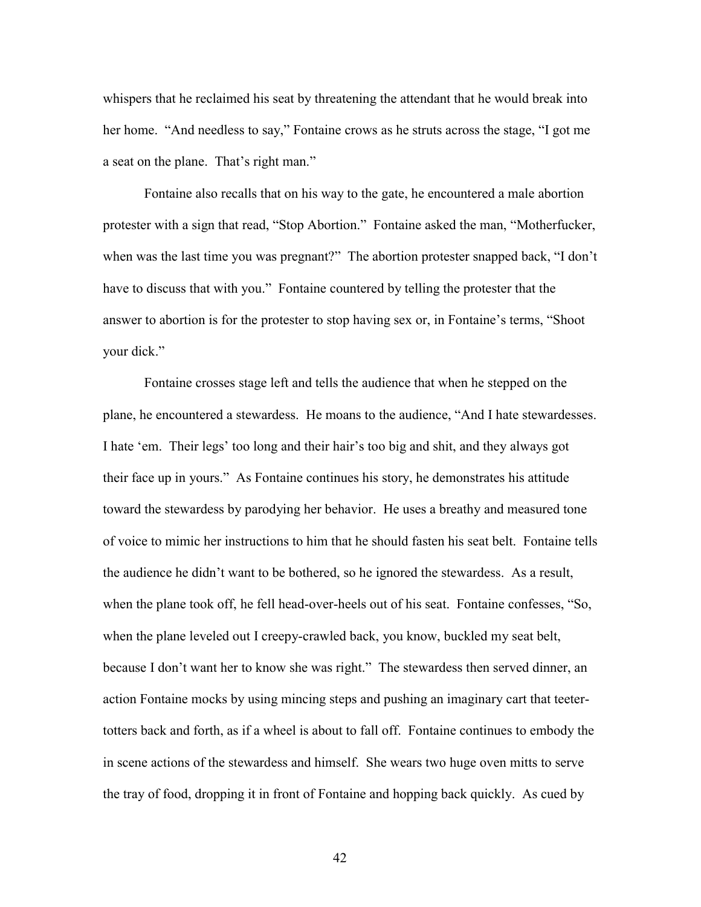whispers that he reclaimed his seat by threatening the attendant that he would break into her home. "And needless to say," Fontaine crows as he struts across the stage, "I got me a seat on the plane. That's right man."

Fontaine also recalls that on his way to the gate, he encountered a male abortion protester with a sign that read, "Stop Abortion." Fontaine asked the man, "Motherfucker, when was the last time you was pregnant?" The abortion protester snapped back, "I don't have to discuss that with you." Fontaine countered by telling the protester that the answer to abortion is for the protester to stop having sex or, in Fontaine's terms, "Shoot your dick."

Fontaine crosses stage left and tells the audience that when he stepped on the plane, he encountered a stewardess. He moans to the audience, "And I hate stewardesses. I hate 'em. Their legs' too long and their hair's too big and shit, and they always got their face up in yours." As Fontaine continues his story, he demonstrates his attitude toward the stewardess by parodying her behavior. He uses a breathy and measured tone of voice to mimic her instructions to him that he should fasten his seat belt. Fontaine tells the audience he didn't want to be bothered, so he ignored the stewardess. As a result, when the plane took off, he fell head-over-heels out of his seat. Fontaine confesses, "So, when the plane leveled out I creepy-crawled back, you know, buckled my seat belt, because I don't want her to know she was right." The stewardess then served dinner, an action Fontaine mocks by using mincing steps and pushing an imaginary cart that teeter-totters back and forth, as if a wheel is about to fall off. Fontaine continues to embody the in scene actions of the stewardess and himself. She wears two huge oven mitts to serve the tray of food, dropping it in front of Fontaine and hopping back quickly. As cued by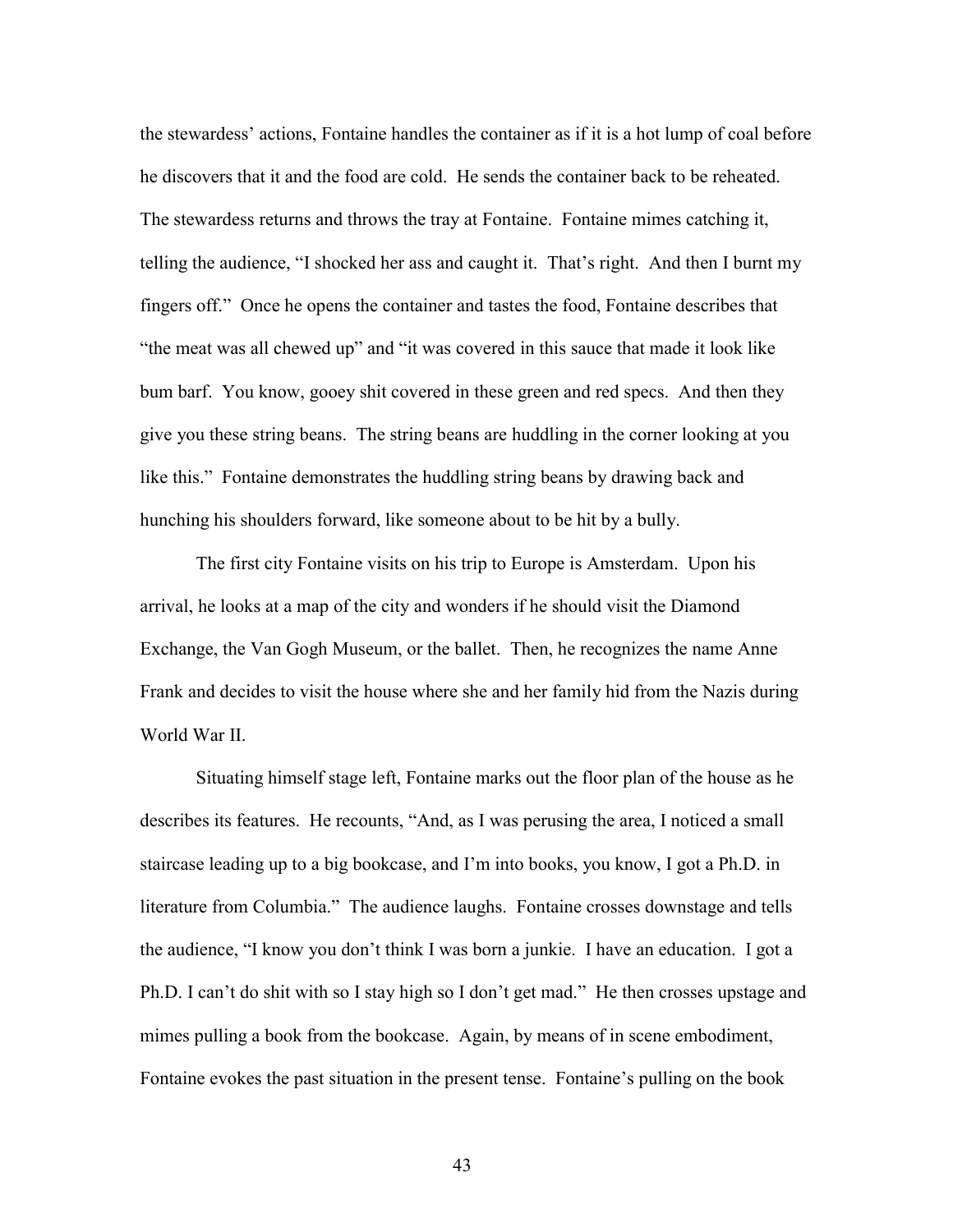the stewardess' actions, Fontaine handles the container as if it is a hot lump of coal before he discovers that it and the food are cold. He sends the container back to be reheated. The stewardess returns and throws the tray at Fontaine. Fontaine mimes catching it, telling the audience, "I shocked her ass and caught it. That's right. And then I burnt my fingers off." Once he opens the container and tastes the food, Fontaine describes that "the meat was all chewed up" and "it was covered in this sauce that made it look like bum barf. You know, gooey shit covered in these green and red specs. And then they give you these string beans. The string beans are huddling in the corner looking at you like this." Fontaine demonstrates the huddling string beans by drawing back and hunching his shoulders forward, like someone about to be hit by a bully.

The first city Fontaine visits on his trip to Europe is Amsterdam. Upon his arrival, he looks at a map of the city and wonders if he should visit the Diamond Exchange, the Van Gogh Museum, or the ballet. Then, he recognizes the name Anne Frank and decides to visit the house where she and her family hid from the Nazis during World War II.

Situating himself stage left, Fontaine marks out the floor plan of the house as he describes its features. He recounts, "And, as I was perusing the area, I noticed a small staircase leading up to a big bookcase, and I'm into books, you know, I got a Ph.D. in literature from Columbia." The audience laughs. Fontaine crosses downstage and tells the audience, "I know you don't think I was born a junkie. I have an education. I got a Ph.D. I can't do shit with so I stay high so I don't get mad." He then crosses upstage and mimes pulling a book from the bookcase. Again, by means of in scene embodiment, Fontaine evokes the past situation in the present tense. Fontaine's pulling on the book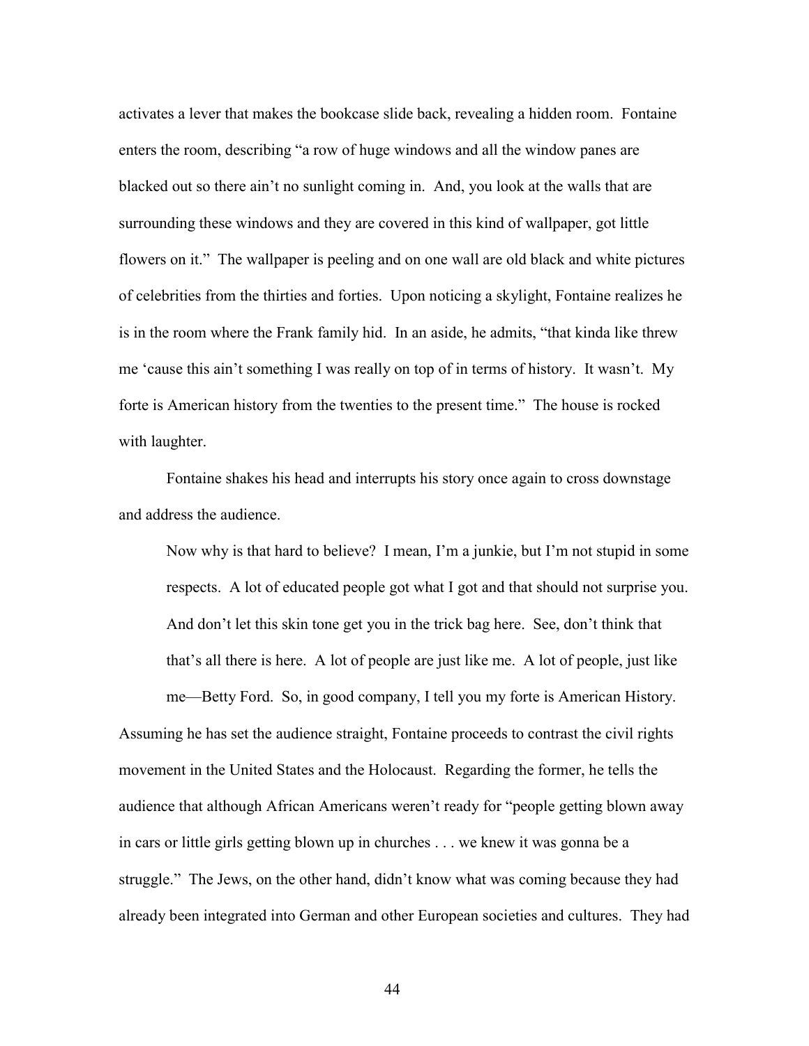activates a lever that makes the bookcase slide back, revealing a hidden room. Fontaine enters the room, describing "a row of huge windows and all the window panes are blacked out so there ain't no sunlight coming in. And, you look at the walls that are surrounding these windows and they are covered in this kind of wallpaper, got little flowers on it." The wallpaper is peeling and on one wall are old black and white pictures of celebrities from the thirties and forties. Upon noticing a skylight, Fontaine realizes he is in the room where the Frank family hid. In an aside, he admits, "that kinda like threw me 'cause this ain't something I was really on top of in terms of history. It wasn't. My forte is American history from the twenties to the present time." The house is rocked with laughter.

Fontaine shakes his head and interrupts his story once again to cross downstage and address the audience.

> Now why is that hard to believe? I mean, I'm a junkie, but I'm not stupid in some respects. A lot of educated people got what I got and that should not surprise you. And don't let this skin tone get you in the trick bag here. See, don't think that that's all there is here. A lot of people are just like me. A lot of people, just like me—Betty Ford. So, in good company, I tell you my forte is American History.

Assuming he has set the audience straight, Fontaine proceeds to contrast the civil rights movement in the United States and the Holocaust. Regarding the former, he tells the audience that although African Americans weren't ready for "people getting blown away in cars or little girls getting blown up in churches . . . we knew it was gonna be a struggle." The Jews, on the other hand, didn't know what was coming because they had already been integrated into German and other European societies and cultures. They had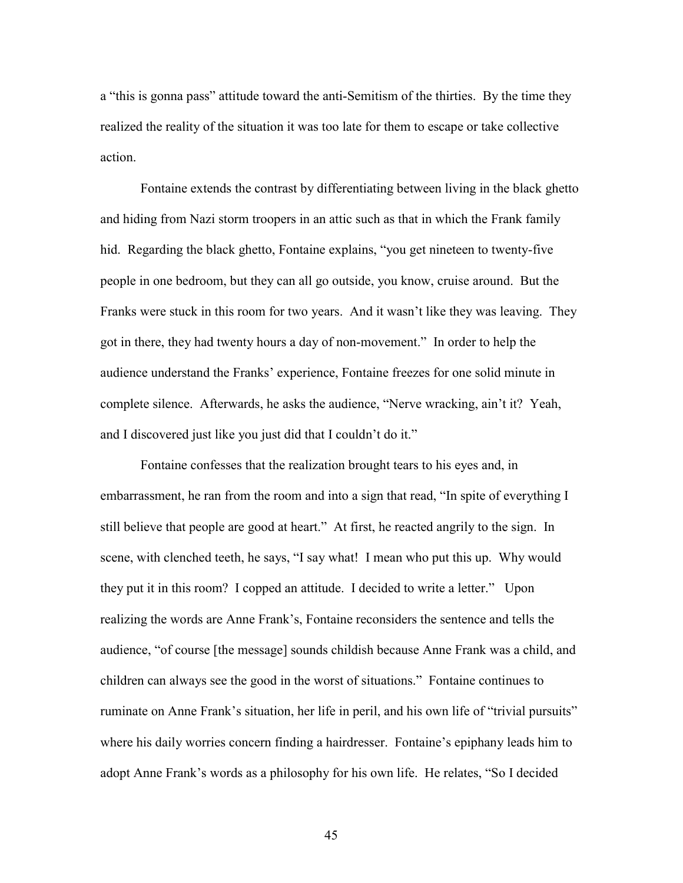a "this is gonna pass" attitude toward the anti-Semitism of the thirties. By the time they realized the reality of the situation it was too late for them to escape or take collective action.

Fontaine extends the contrast by differentiating between living in the black ghetto and hiding from Nazi storm troopers in an attic such as that in which the Frank family hid. Regarding the black ghetto, Fontaine explains, "you get nineteen to twenty-five people in one bedroom, but they can all go outside, you know, cruise around. But the Franks were stuck in this room for two years. And it wasn't like they was leaving. They got in there, they had twenty hours a day of non-movement." In order to help the audience understand the Franks' experience, Fontaine freezes for one solid minute in complete silence. Afterwards, he asks the audience, "Nerve wracking, ain't it? Yeah, and I discovered just like you just did that I couldn't do it."

Fontaine confesses that the realization brought tears to his eyes and, in embarrassment, he ran from the room and into a sign that read, "In spite of everything I still believe that people are good at heart." At first, he reacted angrily to the sign. In scene, with clenched teeth, he says, "I say what! I mean who put this up. Why would they put it in this room? I copped an attitude. I decided to write a letter." Upon realizing the words are Anne Frank's, Fontaine reconsiders the sentence and tells the audience, "of course [the message] sounds childish because Anne Frank was a child, and children can always see the good in the worst of situations." Fontaine continues to ruminate on Anne Frank's situation, her life in peril, and his own life of "trivial pursuits" where his daily worries concern finding a hairdresser. Fontaine's epiphany leads him to adopt Anne Frank's words as a philosophy for his own life. He relates, "So I decided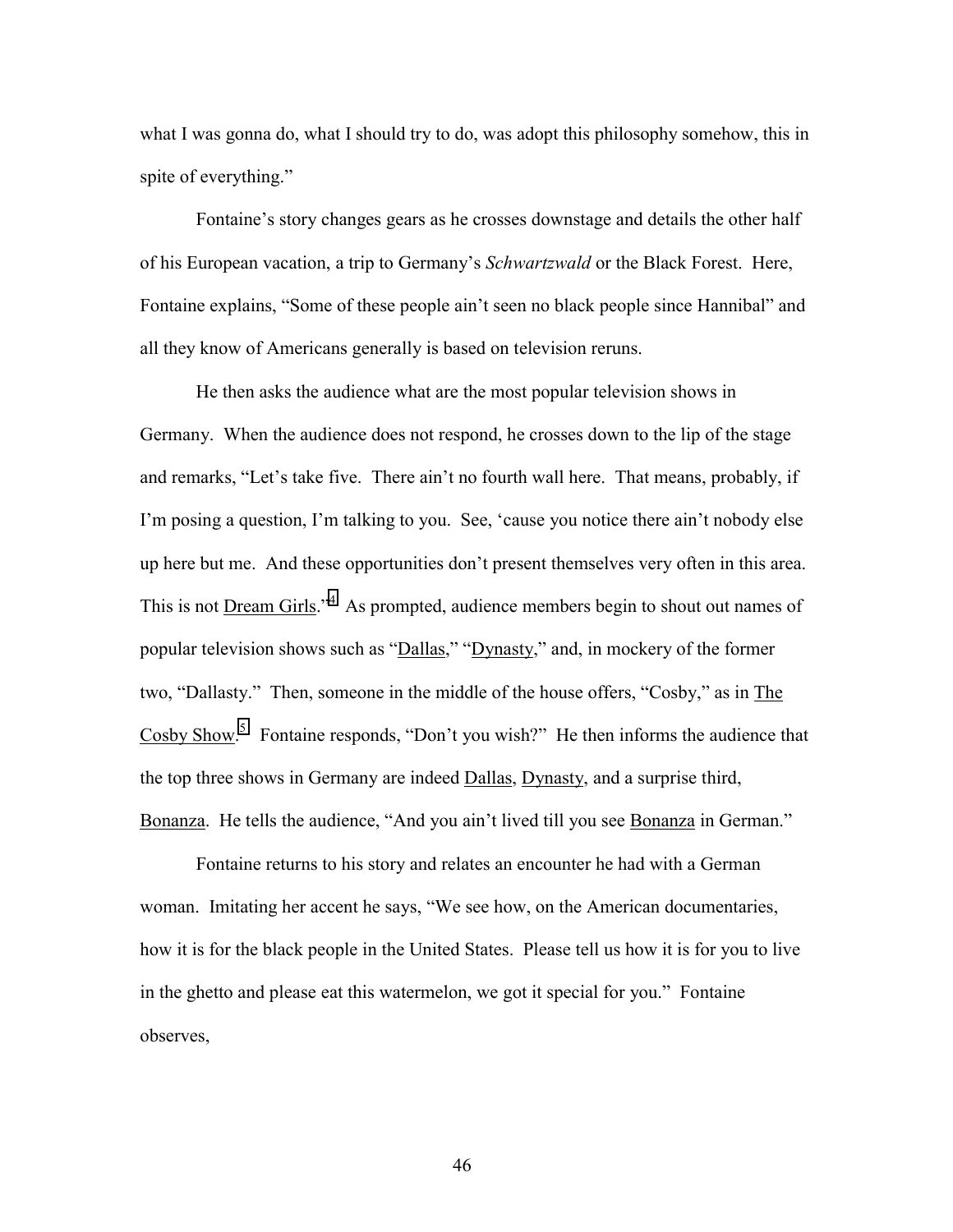what I was gonna do, what I should try to do, was adopt this philosophy somehow, this in spite of everything."

Fontaine's story changes gears as he crosses downstage and details the other half of his European vacation, a trip to Germany's *Schwartzwald* or the Black Forest. Here, Fontaine explains, "Some of these people ain't seen no black people since Hannibal" and all they know of Americans generally is based on television reruns.

He then asks the audience what are the most popular television shows in Germany. When the audience does not respond, he crosses down to the lip of the stage and remarks, "Let's take five. There ain't no fourth wall here. That means, probably, if I'm posing a question, I'm talking to you. See, 'cause you notice there ain't nobody else up here but me. And these opportunities don't present themselves very often in this area. This is not Dream Girls."[4] As prompted, audience members begin to shout out names of popular television shows such as "Dallas," "Dynasty," and, in mockery of the former two, "Dallasty." Then, someone in the middle of the house offers, "Cosby," as in The Cosby Show.[5] Fontaine responds, "Don't you wish?" He then informs the audience that the top three shows in Germany are indeed Dallas, Dynasty, and a surprise third, Bonanza. He tells the audience, "And you ain't lived till you see Bonanza in German."

Fontaine returns to his story and relates an encounter he had with a German woman. Imitating her accent he says, "We see how, on the American documentaries, how it is for the black people in the United States. Please tell us how it is for you to live in the ghetto and please eat this watermelon, we got it special for you." Fontaine observes,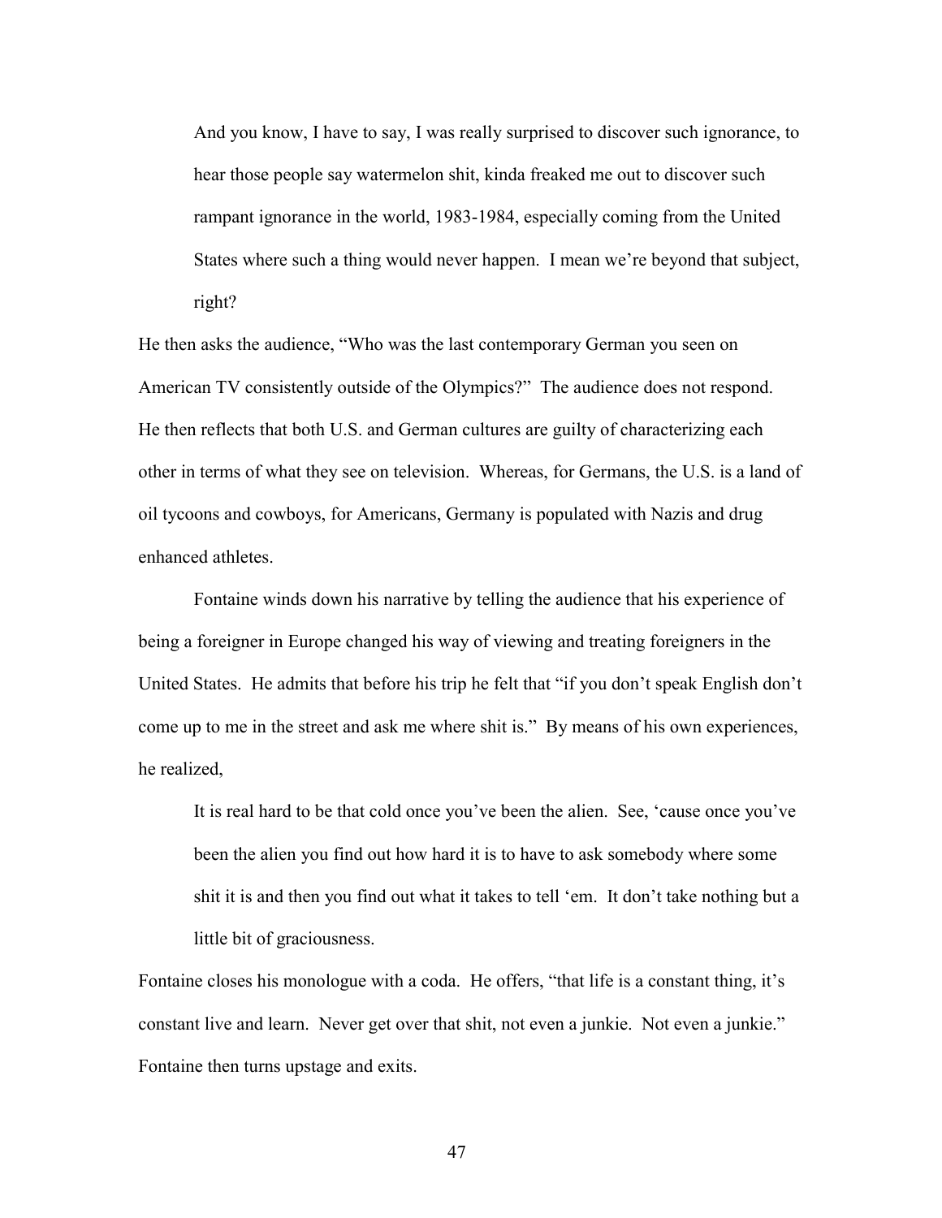> And you know, I have to say, I was really surprised to discover such ignorance, to hear those people say watermelon shit, kinda freaked me out to discover such rampant ignorance in the world, 1983-1984, especially coming from the United States where such a thing would never happen. I mean we're beyond that subject, right?

He then asks the audience, "Who was the last contemporary German you seen on American TV consistently outside of the Olympics?" The audience does not respond. He then reflects that both U.S. and German cultures are guilty of characterizing each other in terms of what they see on television. Whereas, for Germans, the U.S. is a land of oil tycoons and cowboys, for Americans, Germany is populated with Nazis and drug enhanced athletes.

Fontaine winds down his narrative by telling the audience that his experience of being a foreigner in Europe changed his way of viewing and treating foreigners in the United States. He admits that before his trip he felt that "if you don't speak English don't come up to me in the street and ask me where shit is." By means of his own experiences, he realized,

> It is real hard to be that cold once you've been the alien. See, 'cause once you've been the alien you find out how hard it is to have to ask somebody where some shit it is and then you find out what it takes to tell 'em. It don't take nothing but a little bit of graciousness.

Fontaine closes his monologue with a coda. He offers, "that life is a constant thing, it's constant live and learn. Never get over that shit, not even a junkie. Not even a junkie." Fontaine then turns upstage and exits.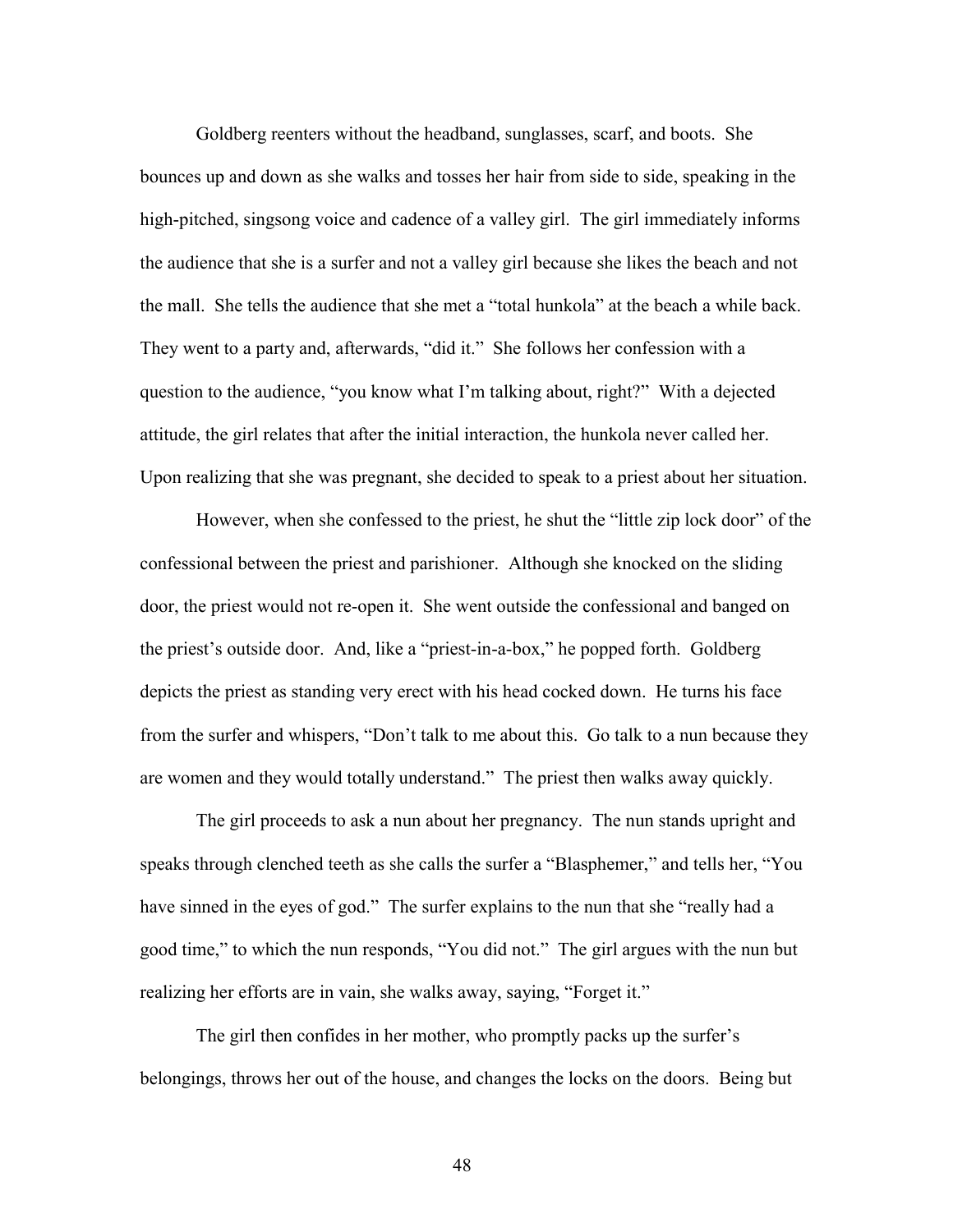Goldberg reenters without the headband, sunglasses, scarf, and boots. She bounces up and down as she walks and tosses her hair from side to side, speaking in the high-pitched, singsong voice and cadence of a valley girl. The girl immediately informs the audience that she is a surfer and not a valley girl because she likes the beach and not the mall. She tells the audience that she met a "total hunkola" at the beach a while back. They went to a party and, afterwards, "did it." She follows her confession with a question to the audience, "you know what I'm talking about, right?" With a dejected attitude, the girl relates that after the initial interaction, the hunkola never called her. Upon realizing that she was pregnant, she decided to speak to a priest about her situation.

However, when she confessed to the priest, he shut the "little zip lock door" of the confessional between the priest and parishioner. Although she knocked on the sliding door, the priest would not re-open it. She went outside the confessional and banged on the priest's outside door. And, like a "priest-in-a-box," he popped forth. Goldberg depicts the priest as standing very erect with his head cocked down. He turns his face from the surfer and whispers, "Don't talk to me about this. Go talk to a nun because they are women and they would totally understand." The priest then walks away quickly.

The girl proceeds to ask a nun about her pregnancy. The nun stands upright and speaks through clenched teeth as she calls the surfer a "Blasphemer," and tells her, "You have sinned in the eyes of god." The surfer explains to the nun that she "really had a good time," to which the nun responds, "You did not." The girl argues with the nun but realizing her efforts are in vain, she walks away, saying, "Forget it."

The girl then confides in her mother, who promptly packs up the surfer's belongings, throws her out of the house, and changes the locks on the doors. Being but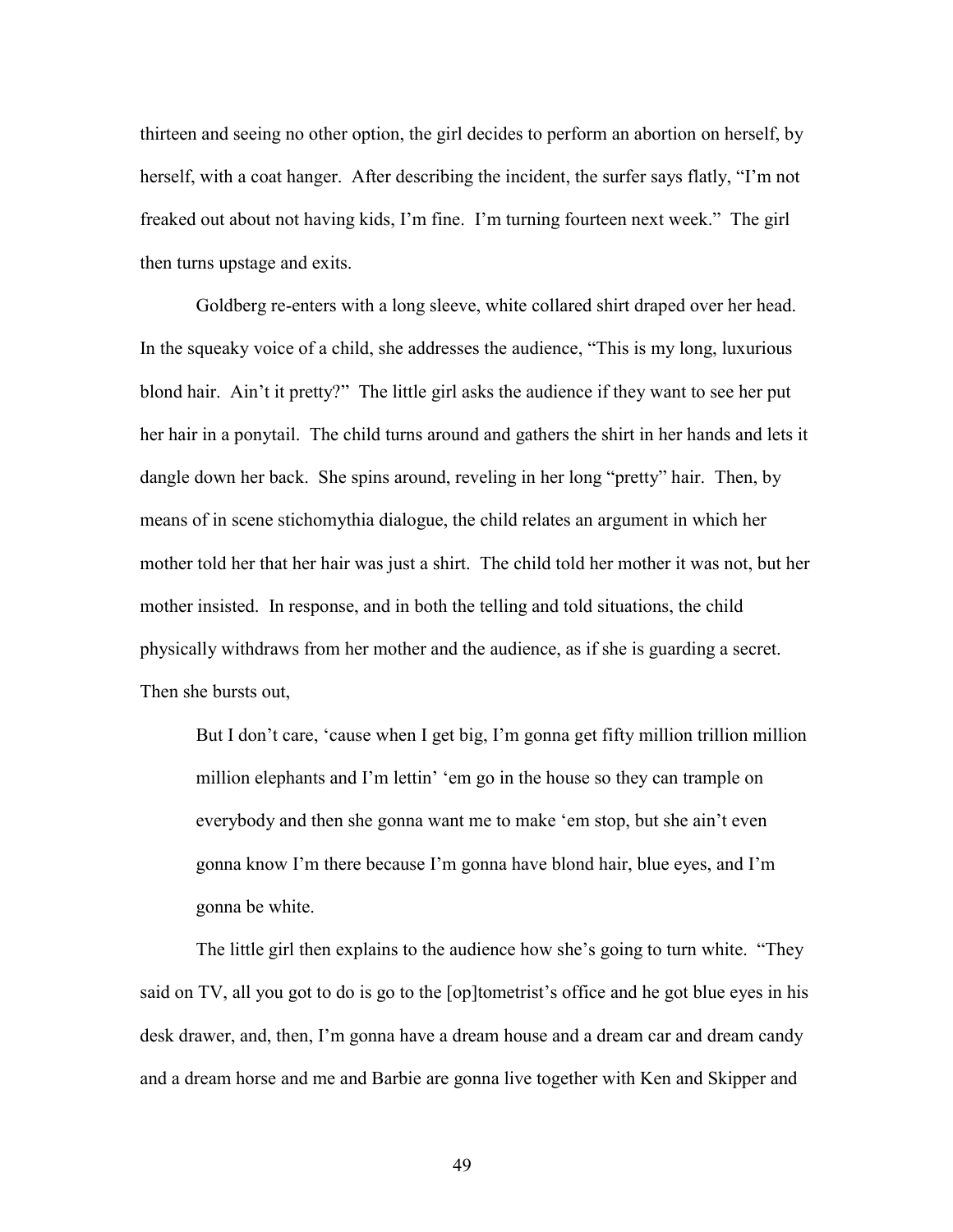thirteen and seeing no other option, the girl decides to perform an abortion on herself, by herself, with a coat hanger. After describing the incident, the surfer says flatly, "I'm not freaked out about not having kids, I'm fine. I'm turning fourteen next week." The girl then turns upstage and exits.

Goldberg re-enters with a long sleeve, white collared shirt draped over her head. In the squeaky voice of a child, she addresses the audience, "This is my long, luxurious blond hair. Ain't it pretty?" The little girl asks the audience if they want to see her put her hair in a ponytail. The child turns around and gathers the shirt in her hands and lets it dangle down her back. She spins around, reveling in her long "pretty" hair. Then, by means of in scene stichomythia dialogue, the child relates an argument in which her mother told her that her hair was just a shirt. The child told her mother it was not, but her mother insisted. In response, and in both the telling and told situations, the child physically withdraws from her mother and the audience, as if she is guarding a secret. Then she bursts out,

> But I don't care, 'cause when I get big, I'm gonna get fifty million trillion million million elephants and I'm lettin' 'em go in the house so they can trample on everybody and then she gonna want me to make 'em stop, but she ain't even gonna know I'm there because I'm gonna have blond hair, blue eyes, and I'm gonna be white.

The little girl then explains to the audience how she's going to turn white. "They said on TV, all you got to do is go to the [op]tometrist's office and he got blue eyes in his desk drawer, and, then, I'm gonna have a dream house and a dream car and dream candy and a dream horse and me and Barbie are gonna live together with Ken and Skipper and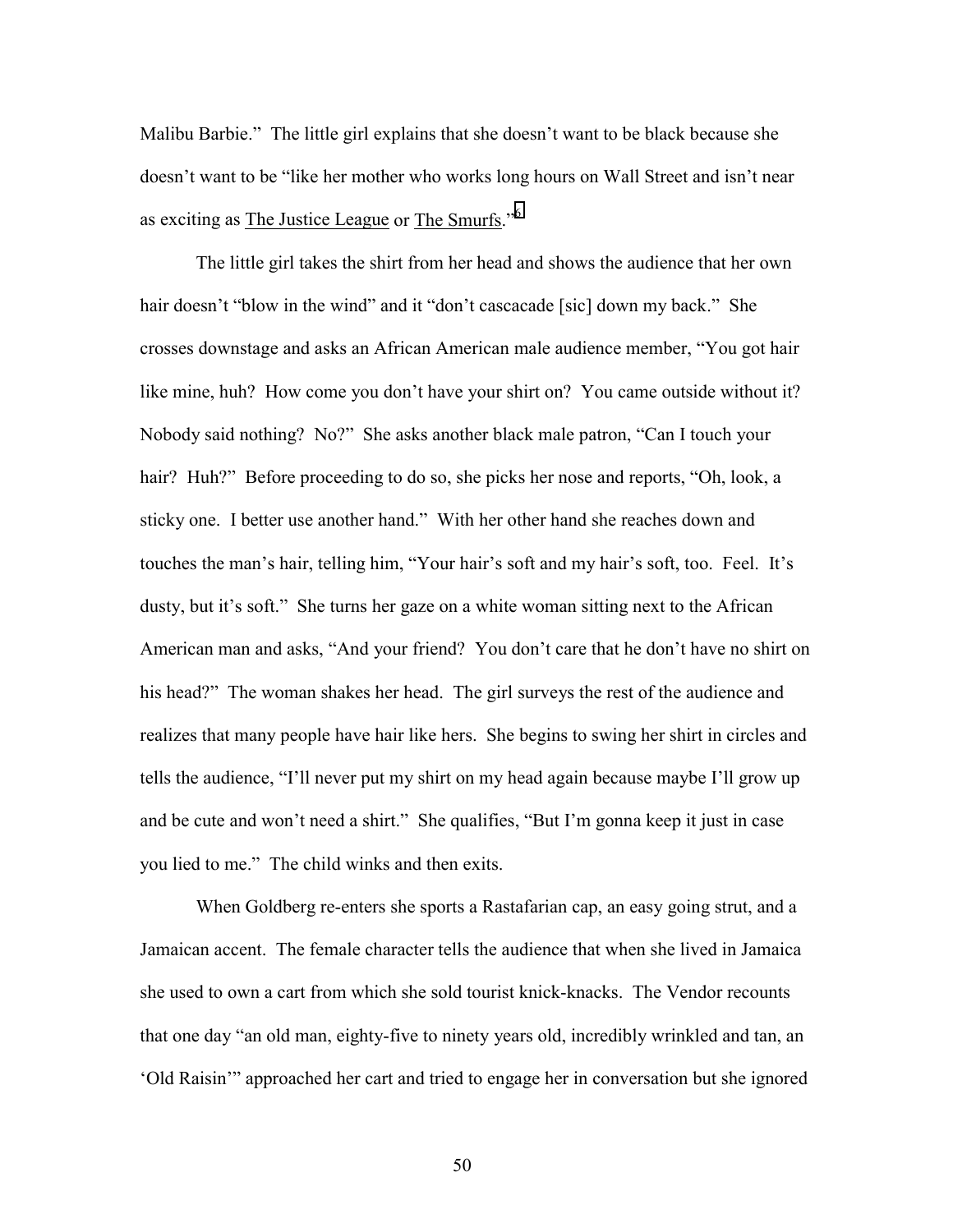Malibu Barbie." The little girl explains that she doesn't want to be black because she doesn't want to be "like her mother who works long hours on Wall Street and isn't near as exciting as The Justice League or The Smurfs."[6]

The little girl takes the shirt from her head and shows the audience that her own hair doesn't "blow in the wind" and it "don't cascacade [sic] down my back." She crosses downstage and asks an African American male audience member, "You got hair like mine, huh? How come you don't have your shirt on? You came outside without it? Nobody said nothing? No?" She asks another black male patron, "Can I touch your hair? Huh?" Before proceeding to do so, she picks her nose and reports, "Oh, look, a sticky one. I better use another hand." With her other hand she reaches down and touches the man's hair, telling him, "Your hair's soft and my hair's soft, too. Feel. It's dusty, but it's soft." She turns her gaze on a white woman sitting next to the African American man and asks, "And your friend? You don't care that he don't have no shirt on his head?" The woman shakes her head. The girl surveys the rest of the audience and realizes that many people have hair like hers. She begins to swing her shirt in circles and tells the audience, "I'll never put my shirt on my head again because maybe I'll grow up and be cute and won't need a shirt." She qualifies, "But I'm gonna keep it just in case you lied to me." The child winks and then exits.

When Goldberg re-enters she sports a Rastafarian cap, an easy going strut, and a Jamaican accent. The female character tells the audience that when she lived in Jamaica she used to own a cart from which she sold tourist knick-knacks. The Vendor recounts that one day "an old man, eighty-five to ninety years old, incredibly wrinkled and tan, an 'Old Raisin'" approached her cart and tried to engage her in conversation but she ignored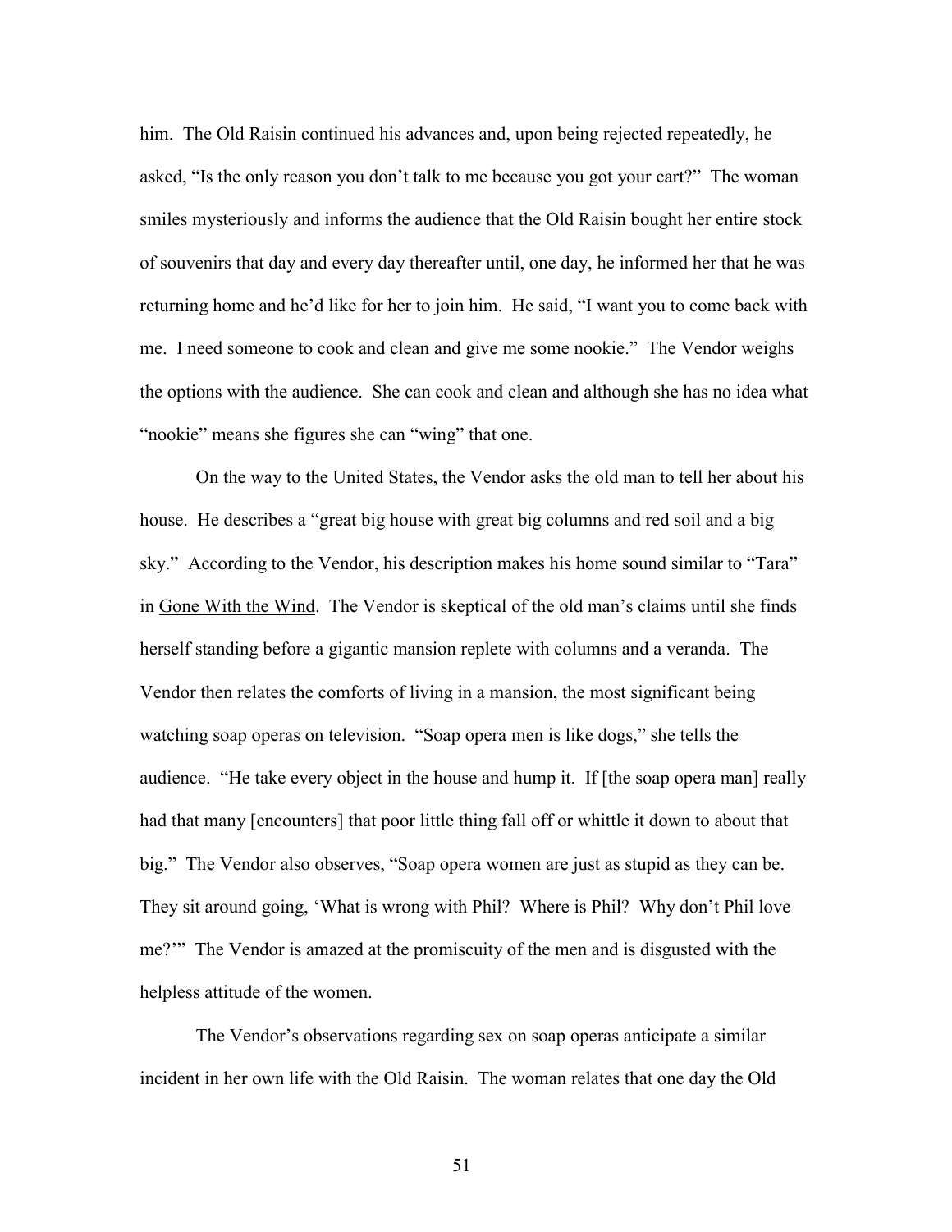him. The Old Raisin continued his advances and, upon being rejected repeatedly, he asked, "Is the only reason you don't talk to me because you got your cart?" The woman smiles mysteriously and informs the audience that the Old Raisin bought her entire stock of souvenirs that day and every day thereafter until, one day, he informed her that he was returning home and he'd like for her to join him. He said, "I want you to come back with me. I need someone to cook and clean and give me some nookie." The Vendor weighs the options with the audience. She can cook and clean and although she has no idea what "nookie" means she figures she can "wing" that one.

On the way to the United States, the Vendor asks the old man to tell her about his house. He describes a "great big house with great big columns and red soil and a big sky." According to the Vendor, his description makes his home sound similar to "Tara" in Gone With the Wind. The Vendor is skeptical of the old man's claims until she finds herself standing before a gigantic mansion replete with columns and a veranda. The Vendor then relates the comforts of living in a mansion, the most significant being watching soap operas on television. "Soap opera men is like dogs," she tells the audience. "He take every object in the house and hump it. If [the soap opera man] really had that many [encounters] that poor little thing fall off or whittle it down to about that big." The Vendor also observes, "Soap opera women are just as stupid as they can be. They sit around going, 'What is wrong with Phil? Where is Phil? Why don't Phil love me?'" The Vendor is amazed at the promiscuity of the men and is disgusted with the helpless attitude of the women.

The Vendor's observations regarding sex on soap operas anticipate a similar incident in her own life with the Old Raisin. The woman relates that one day the Old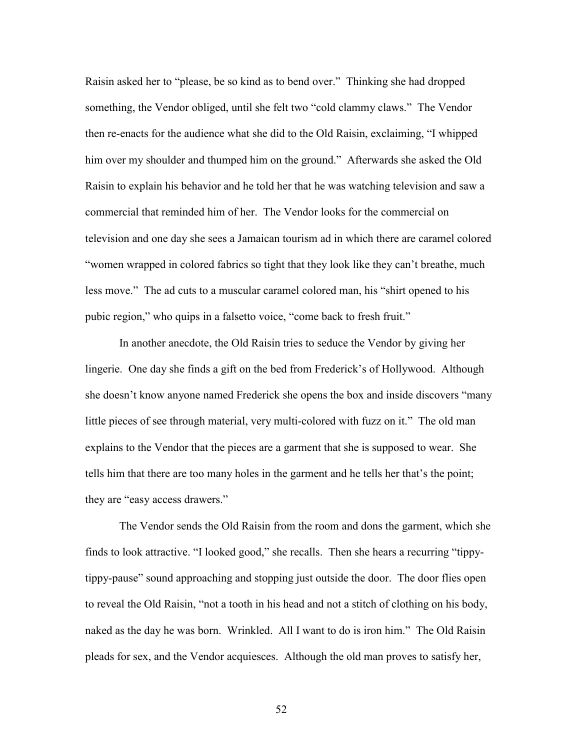Raisin asked her to "please, be so kind as to bend over." Thinking she had dropped something, the Vendor obliged, until she felt two "cold clammy claws." The Vendor then re-enacts for the audience what she did to the Old Raisin, exclaiming, "I whipped him over my shoulder and thumped him on the ground." Afterwards she asked the Old Raisin to explain his behavior and he told her that he was watching television and saw a commercial that reminded him of her. The Vendor looks for the commercial on television and one day she sees a Jamaican tourism ad in which there are caramel colored "women wrapped in colored fabrics so tight that they look like they can't breathe, much less move." The ad cuts to a muscular caramel colored man, his "shirt opened to his pubic region," who quips in a falsetto voice, "come back to fresh fruit."

In another anecdote, the Old Raisin tries to seduce the Vendor by giving her lingerie. One day she finds a gift on the bed from Frederick's of Hollywood. Although she doesn't know anyone named Frederick she opens the box and inside discovers "many little pieces of see through material, very multi-colored with fuzz on it." The old man explains to the Vendor that the pieces are a garment that she is supposed to wear. She tells him that there are too many holes in the garment and he tells her that's the point; they are "easy access drawers."

The Vendor sends the Old Raisin from the room and dons the garment, which she finds to look attractive. "I looked good," she recalls. Then she hears a recurring "tippy-tippy-pause" sound approaching and stopping just outside the door. The door flies open to reveal the Old Raisin, "not a tooth in his head and not a stitch of clothing on his body, naked as the day he was born. Wrinkled. All I want to do is iron him." The Old Raisin pleads for sex, and the Vendor acquiesces. Although the old man proves to satisfy her,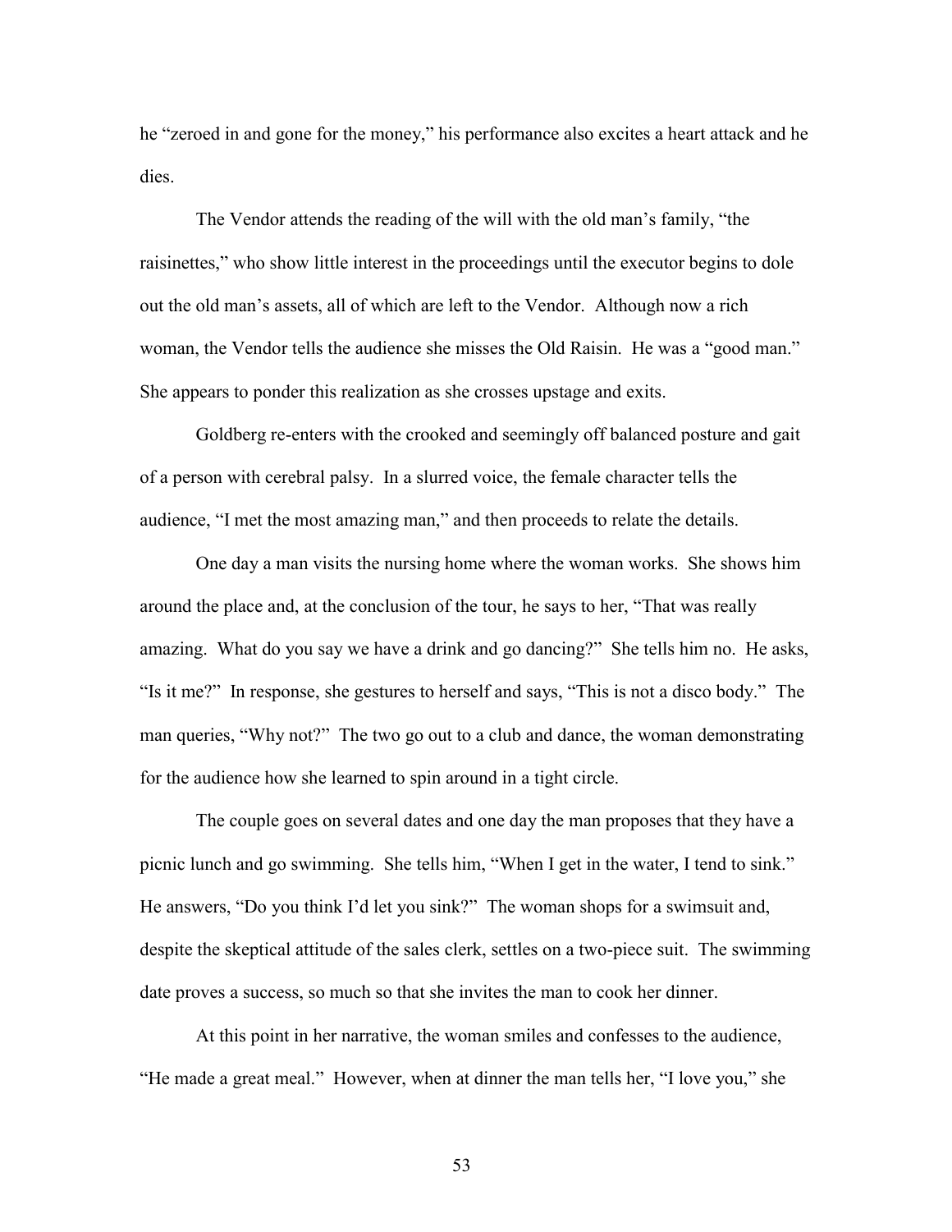he "zeroed in and gone for the money," his performance also excites a heart attack and he dies.

The Vendor attends the reading of the will with the old man's family, "the raisinettes," who show little interest in the proceedings until the executor begins to dole out the old man's assets, all of which are left to the Vendor. Although now a rich woman, the Vendor tells the audience she misses the Old Raisin. He was a "good man." She appears to ponder this realization as she crosses upstage and exits.

Goldberg re-enters with the crooked and seemingly off balanced posture and gait of a person with cerebral palsy. In a slurred voice, the female character tells the audience, "I met the most amazing man," and then proceeds to relate the details.

One day a man visits the nursing home where the woman works. She shows him around the place and, at the conclusion of the tour, he says to her, "That was really amazing. What do you say we have a drink and go dancing?" She tells him no. He asks, "Is it me?" In response, she gestures to herself and says, "This is not a disco body." The man queries, "Why not?" The two go out to a club and dance, the woman demonstrating for the audience how she learned to spin around in a tight circle.

The couple goes on several dates and one day the man proposes that they have a picnic lunch and go swimming. She tells him, "When I get in the water, I tend to sink." He answers, "Do you think I'd let you sink?" The woman shops for a swimsuit and, despite the skeptical attitude of the sales clerk, settles on a two-piece suit. The swimming date proves a success, so much so that she invites the man to cook her dinner.

At this point in her narrative, the woman smiles and confesses to the audience, "He made a great meal." However, when at dinner the man tells her, "I love you," she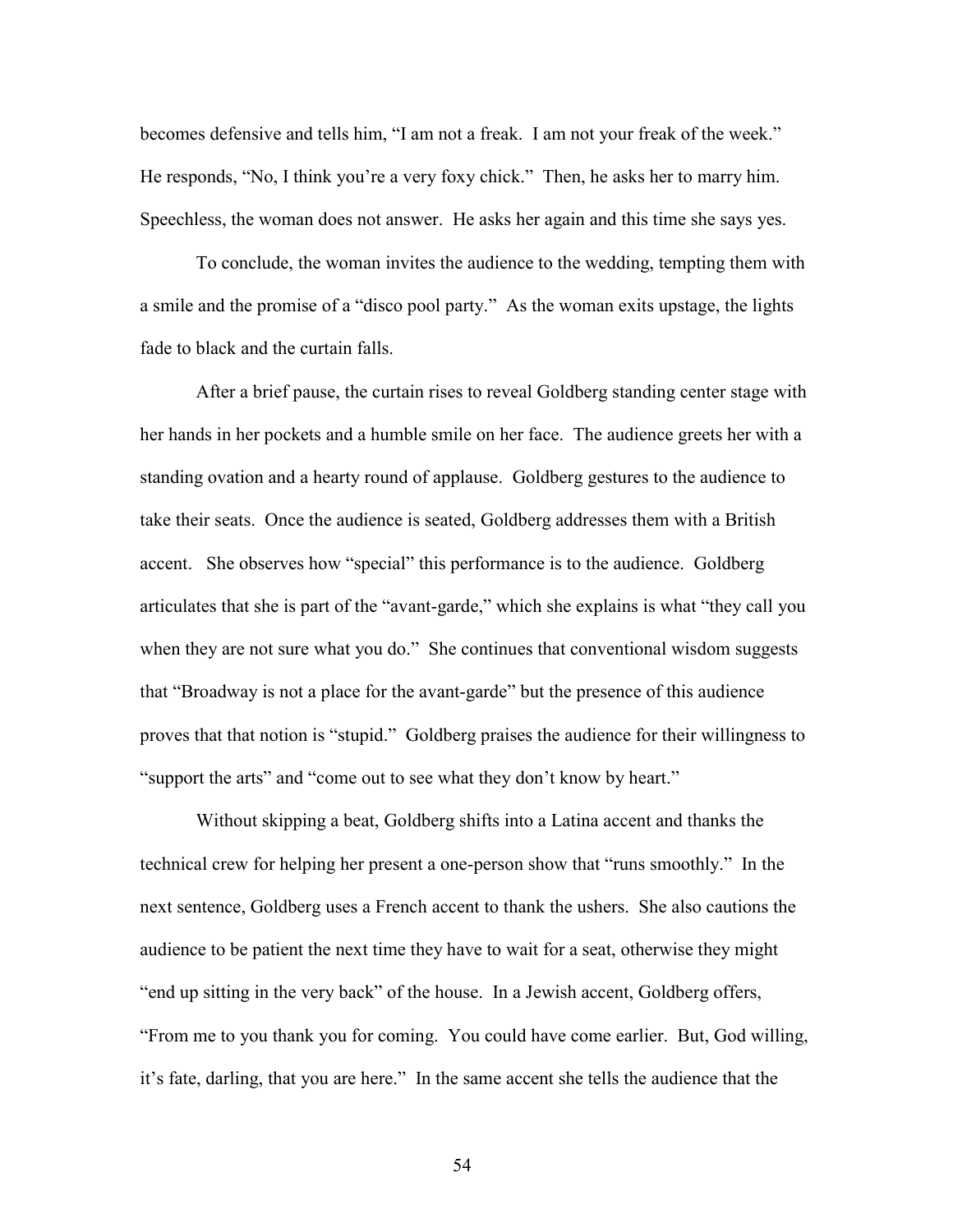becomes defensive and tells him, "I am not a freak. I am not your freak of the week." He responds, "No, I think you're a very foxy chick." Then, he asks her to marry him. Speechless, the woman does not answer. He asks her again and this time she says yes.

To conclude, the woman invites the audience to the wedding, tempting them with a smile and the promise of a "disco pool party." As the woman exits upstage, the lights fade to black and the curtain falls.

After a brief pause, the curtain rises to reveal Goldberg standing center stage with her hands in her pockets and a humble smile on her face. The audience greets her with a standing ovation and a hearty round of applause. Goldberg gestures to the audience to take their seats. Once the audience is seated, Goldberg addresses them with a British accent. She observes how "special" this performance is to the audience. Goldberg articulates that she is part of the "avant-garde," which she explains is what "they call you when they are not sure what you do." She continues that conventional wisdom suggests that "Broadway is not a place for the avant-garde" but the presence of this audience proves that that notion is "stupid." Goldberg praises the audience for their willingness to "support the arts" and "come out to see what they don't know by heart."

Without skipping a beat, Goldberg shifts into a Latina accent and thanks the technical crew for helping her present a one-person show that "runs smoothly." In the next sentence, Goldberg uses a French accent to thank the ushers. She also cautions the audience to be patient the next time they have to wait for a seat, otherwise they might "end up sitting in the very back" of the house. In a Jewish accent, Goldberg offers, "From me to you thank you for coming. You could have come earlier. But, God willing, it's fate, darling, that you are here." In the same accent she tells the audience that the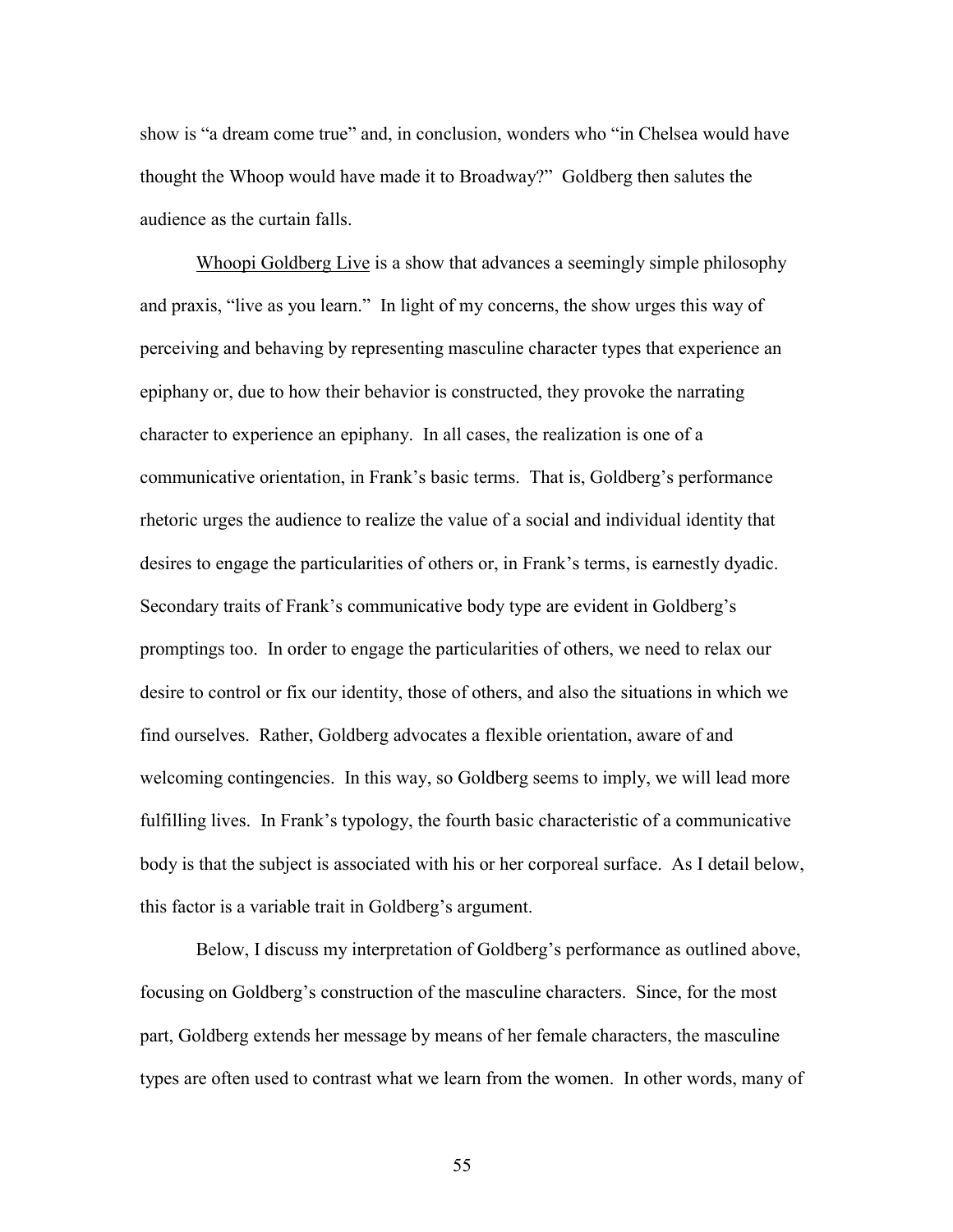show is "a dream come true" and, in conclusion, wonders who "in Chelsea would have thought the Whoop would have made it to Broadway?" Goldberg then salutes the audience as the curtain falls.

Whoopi Goldberg Live is a show that advances a seemingly simple philosophy and praxis, "live as you learn." In light of my concerns, the show urges this way of perceiving and behaving by representing masculine character types that experience an epiphany or, due to how their behavior is constructed, they provoke the narrating character to experience an epiphany. In all cases, the realization is one of a communicative orientation, in Frank's basic terms. That is, Goldberg's performance rhetoric urges the audience to realize the value of a social and individual identity that desires to engage the particularities of others or, in Frank's terms, is earnestly dyadic. Secondary traits of Frank's communicative body type are evident in Goldberg's promptings too. In order to engage the particularities of others, we need to relax our desire to control or fix our identity, those of others, and also the situations in which we find ourselves. Rather, Goldberg advocates a flexible orientation, aware of and welcoming contingencies. In this way, so Goldberg seems to imply, we will lead more fulfilling lives. In Frank's typology, the fourth basic characteristic of a communicative body is that the subject is associated with his or her corporeal surface. As I detail below, this factor is a variable trait in Goldberg's argument.

Below, I discuss my interpretation of Goldberg's performance as outlined above, focusing on Goldberg's construction of the masculine characters. Since, for the most part, Goldberg extends her message by means of her female characters, the masculine types are often used to contrast what we learn from the women. In other words, many of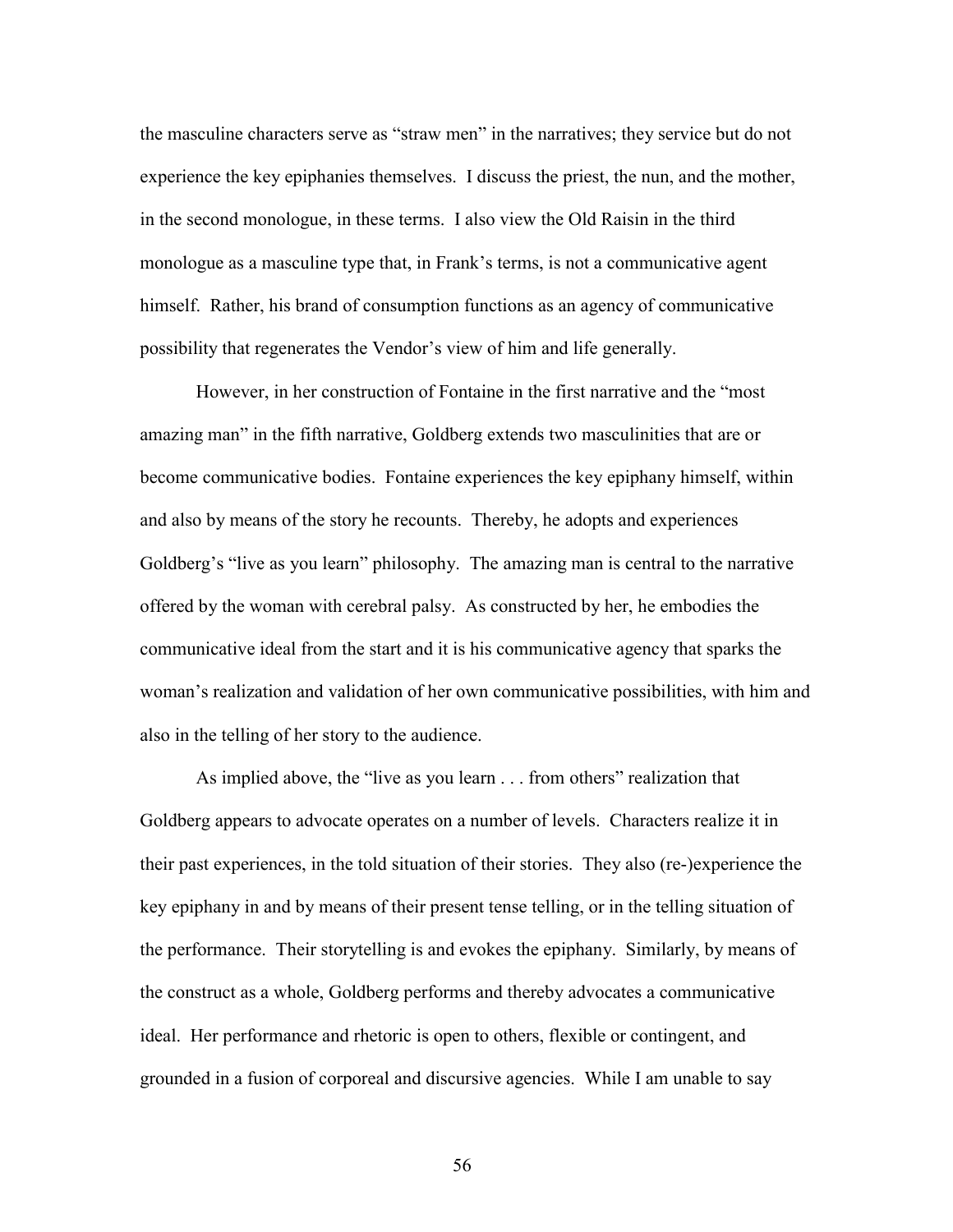the masculine characters serve as "straw men" in the narratives; they service but do not experience the key epiphanies themselves. I discuss the priest, the nun, and the mother, in the second monologue, in these terms. I also view the Old Raisin in the third monologue as a masculine type that, in Frank's terms, is not a communicative agent himself. Rather, his brand of consumption functions as an agency of communicative possibility that regenerates the Vendor's view of him and life generally.

However, in her construction of Fontaine in the first narrative and the "most amazing man" in the fifth narrative, Goldberg extends two masculinities that are or become communicative bodies. Fontaine experiences the key epiphany himself, within and also by means of the story he recounts. Thereby, he adopts and experiences Goldberg's "live as you learn" philosophy. The amazing man is central to the narrative offered by the woman with cerebral palsy. As constructed by her, he embodies the communicative ideal from the start and it is his communicative agency that sparks the woman's realization and validation of her own communicative possibilities, with him and also in the telling of her story to the audience.

As implied above, the "live as you learn . . . from others" realization that Goldberg appears to advocate operates on a number of levels. Characters realize it in their past experiences, in the told situation of their stories. They also (re-)experience the key epiphany in and by means of their present tense telling, or in the telling situation of the performance. Their storytelling is and evokes the epiphany. Similarly, by means of the construct as a whole, Goldberg performs and thereby advocates a communicative ideal. Her performance and rhetoric is open to others, flexible or contingent, and grounded in a fusion of corporeal and discursive agencies. While I am unable to say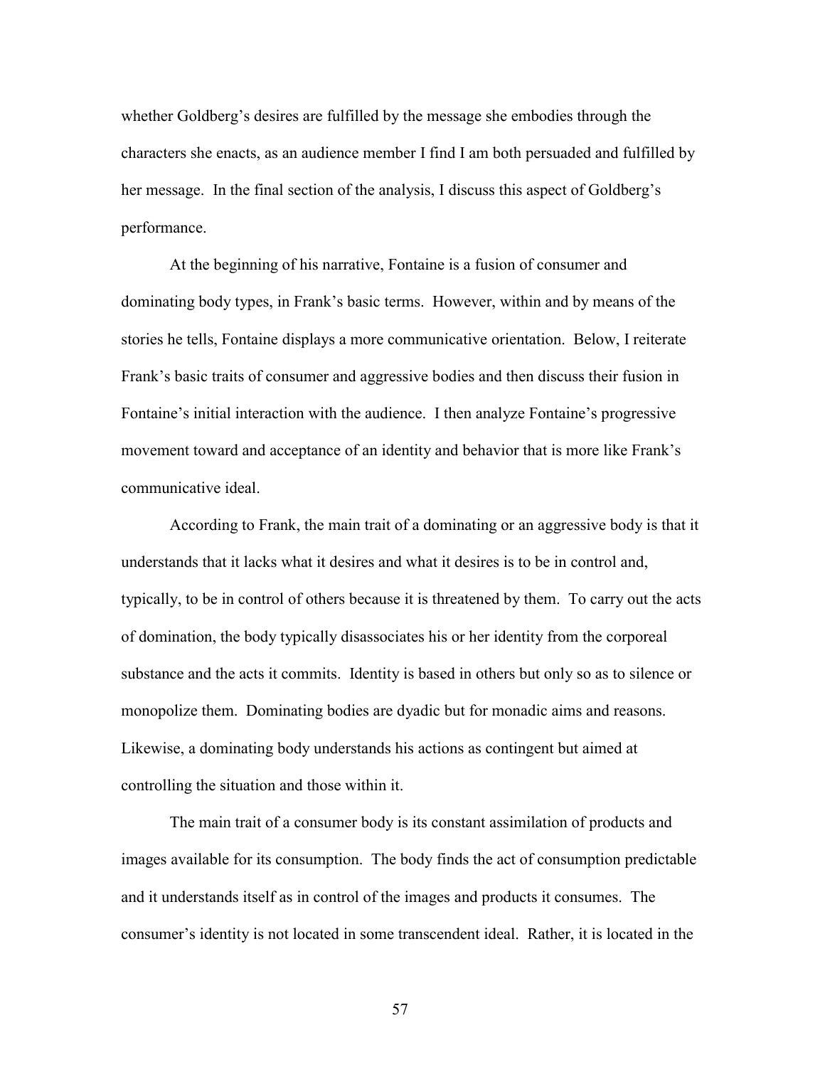whether Goldberg's desires are fulfilled by the message she embodies through the characters she enacts, as an audience member I find I am both persuaded and fulfilled by her message. In the final section of the analysis, I discuss this aspect of Goldberg's performance.

At the beginning of his narrative, Fontaine is a fusion of consumer and dominating body types, in Frank's basic terms. However, within and by means of the stories he tells, Fontaine displays a more communicative orientation. Below, I reiterate Frank's basic traits of consumer and aggressive bodies and then discuss their fusion in Fontaine's initial interaction with the audience. I then analyze Fontaine's progressive movement toward and acceptance of an identity and behavior that is more like Frank's communicative ideal.

According to Frank, the main trait of a dominating or an aggressive body is that it understands that it lacks what it desires and what it desires is to be in control and, typically, to be in control of others because it is threatened by them. To carry out the acts of domination, the body typically disassociates his or her identity from the corporeal substance and the acts it commits. Identity is based in others but only so as to silence or monopolize them. Dominating bodies are dyadic but for monadic aims and reasons. Likewise, a dominating body understands his actions as contingent but aimed at controlling the situation and those within it.

The main trait of a consumer body is its constant assimilation of products and images available for its consumption. The body finds the act of consumption predictable and it understands itself as in control of the images and products it consumes. The consumer's identity is not located in some transcendent ideal. Rather, it is located in the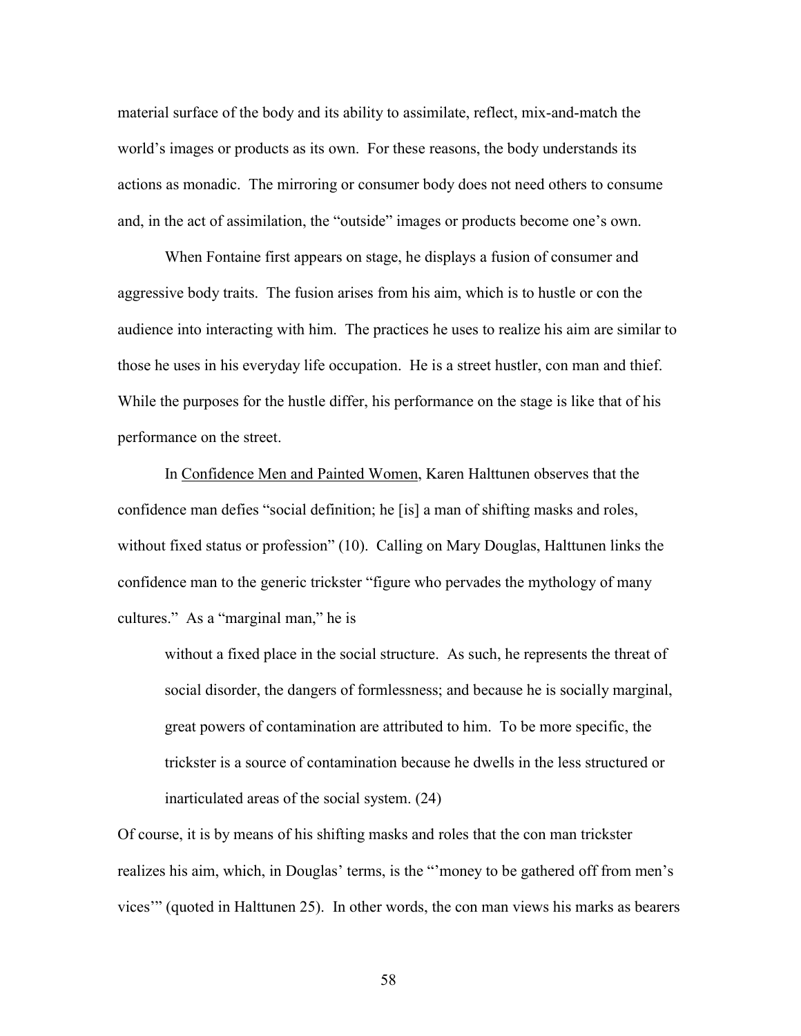material surface of the body and its ability to assimilate, reflect, mix-and-match the world's images or products as its own. For these reasons, the body understands its actions as monadic. The mirroring or consumer body does not need others to consume and, in the act of assimilation, the "outside" images or products become one's own.

When Fontaine first appears on stage, he displays a fusion of consumer and aggressive body traits. The fusion arises from his aim, which is to hustle or con the audience into interacting with him. The practices he uses to realize his aim are similar to those he uses in his everyday life occupation. He is a street hustler, con man and thief. While the purposes for the hustle differ, his performance on the stage is like that of his performance on the street.

In Confidence Men and Painted Women, Karen Halttunen observes that the confidence man defies "social definition; he [is] a man of shifting masks and roles, without fixed status or profession" (10). Calling on Mary Douglas, Halttunen links the confidence man to the generic trickster "figure who pervades the mythology of many cultures." As a "marginal man," he is

> without a fixed place in the social structure. As such, he represents the threat of social disorder, the dangers of formlessness; and because he is socially marginal, great powers of contamination are attributed to him. To be more specific, the trickster is a source of contamination because he dwells in the less structured or inarticulated areas of the social system. (24)

Of course, it is by means of his shifting masks and roles that the con man trickster realizes his aim, which, in Douglas' terms, is the "'money to be gathered off from men's vices'" (quoted in Halttunen 25). In other words, the con man views his marks as bearers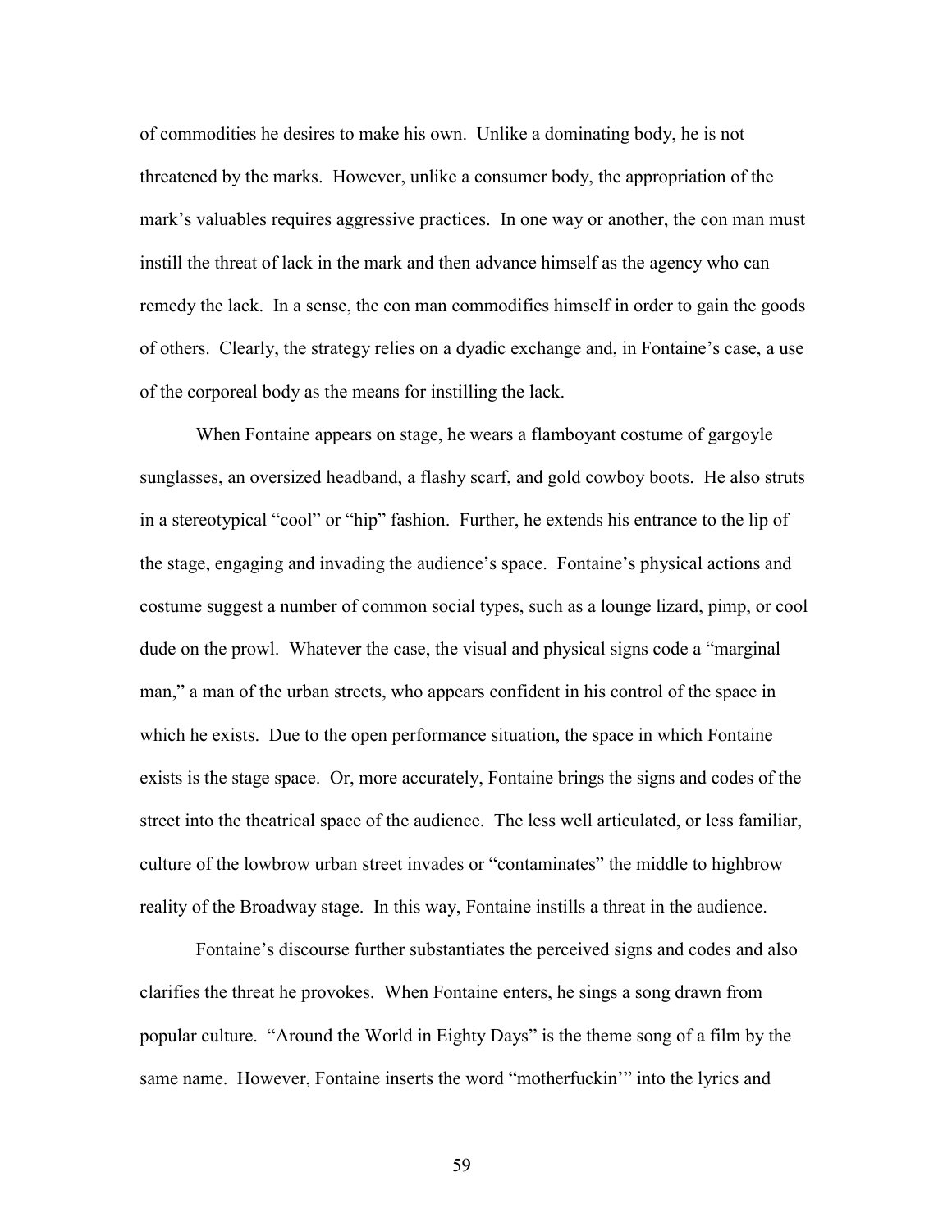of commodities he desires to make his own. Unlike a dominating body, he is not threatened by the marks. However, unlike a consumer body, the appropriation of the mark's valuables requires aggressive practices. In one way or another, the con man must instill the threat of lack in the mark and then advance himself as the agency who can remedy the lack. In a sense, the con man commodifies himself in order to gain the goods of others. Clearly, the strategy relies on a dyadic exchange and, in Fontaine's case, a use of the corporeal body as the means for instilling the lack.

When Fontaine appears on stage, he wears a flamboyant costume of gargoyle sunglasses, an oversized headband, a flashy scarf, and gold cowboy boots. He also struts in a stereotypical "cool" or "hip" fashion. Further, he extends his entrance to the lip of the stage, engaging and invading the audience's space. Fontaine's physical actions and costume suggest a number of common social types, such as a lounge lizard, pimp, or cool dude on the prowl. Whatever the case, the visual and physical signs code a "marginal man," a man of the urban streets, who appears confident in his control of the space in which he exists. Due to the open performance situation, the space in which Fontaine exists is the stage space. Or, more accurately, Fontaine brings the signs and codes of the street into the theatrical space of the audience. The less well articulated, or less familiar, culture of the lowbrow urban street invades or "contaminates" the middle to highbrow reality of the Broadway stage. In this way, Fontaine instills a threat in the audience.

Fontaine's discourse further substantiates the perceived signs and codes and also clarifies the threat he provokes. When Fontaine enters, he sings a song drawn from popular culture. "Around the World in Eighty Days" is the theme song of a film by the same name. However, Fontaine inserts the word "motherfuckin'" into the lyrics and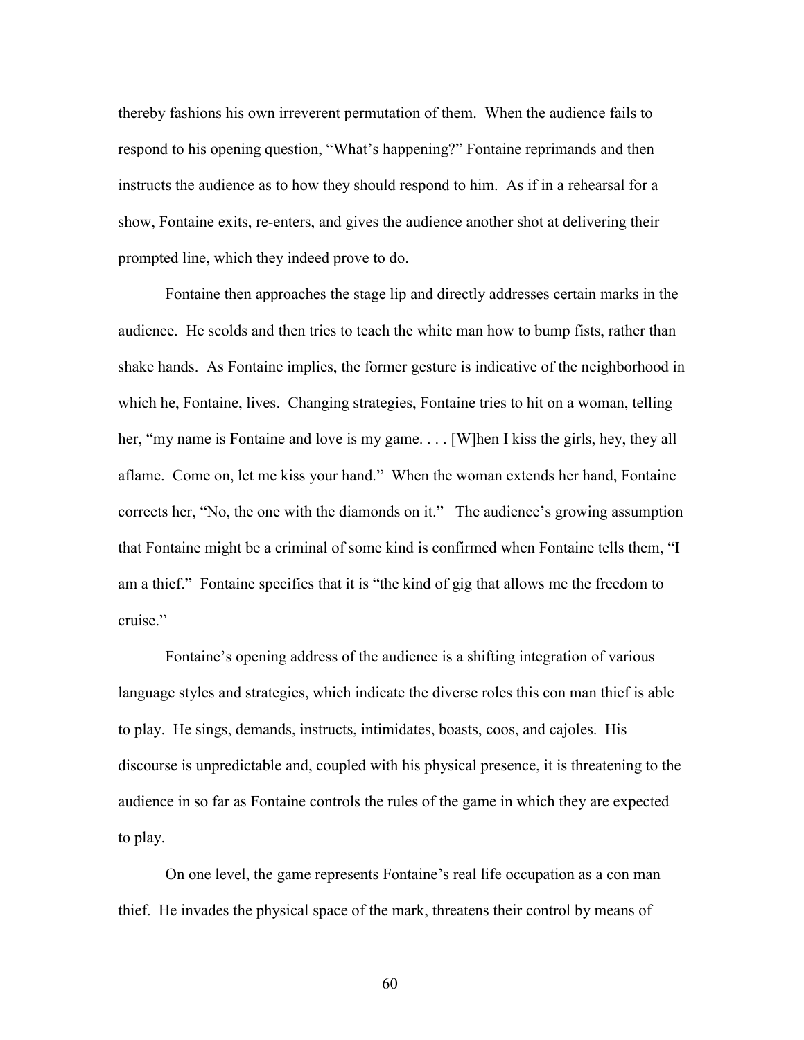thereby fashions his own irreverent permutation of them. When the audience fails to respond to his opening question, "What's happening?" Fontaine reprimands and then instructs the audience as to how they should respond to him. As if in a rehearsal for a show, Fontaine exits, re-enters, and gives the audience another shot at delivering their prompted line, which they indeed prove to do.

Fontaine then approaches the stage lip and directly addresses certain marks in the audience. He scolds and then tries to teach the white man how to bump fists, rather than shake hands. As Fontaine implies, the former gesture is indicative of the neighborhood in which he, Fontaine, lives. Changing strategies, Fontaine tries to hit on a woman, telling her, "my name is Fontaine and love is my game. . . . [W]hen I kiss the girls, hey, they all aflame. Come on, let me kiss your hand." When the woman extends her hand, Fontaine corrects her, "No, the one with the diamonds on it." The audience's growing assumption that Fontaine might be a criminal of some kind is confirmed when Fontaine tells them, "I am a thief." Fontaine specifies that it is "the kind of gig that allows me the freedom to cruise."

Fontaine's opening address of the audience is a shifting integration of various language styles and strategies, which indicate the diverse roles this con man thief is able to play. He sings, demands, instructs, intimidates, boasts, coos, and cajoles. His discourse is unpredictable and, coupled with his physical presence, it is threatening to the audience in so far as Fontaine controls the rules of the game in which they are expected to play.

On one level, the game represents Fontaine's real life occupation as a con man thief. He invades the physical space of the mark, threatens their control by means of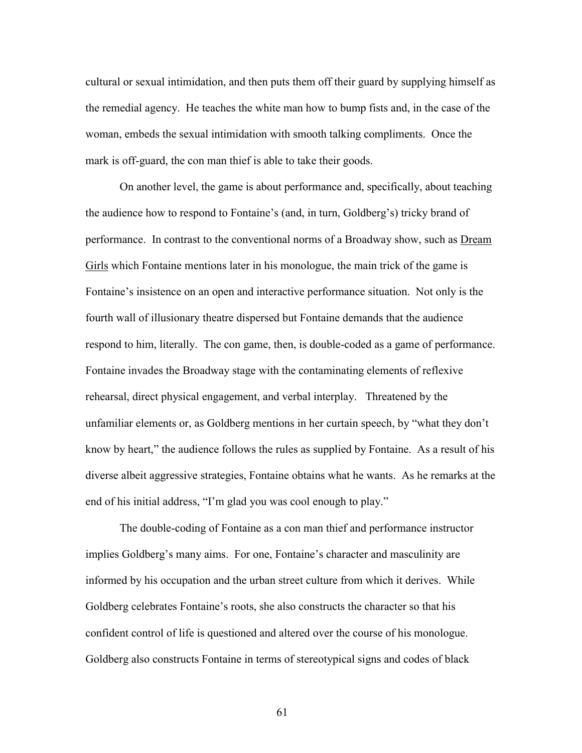cultural or sexual intimidation, and then puts them off their guard by supplying himself as the remedial agency. He teaches the white man how to bump fists and, in the case of the woman, embeds the sexual intimidation with smooth talking compliments. Once the mark is off-guard, the con man thief is able to take their goods.

On another level, the game is about performance and, specifically, about teaching the audience how to respond to Fontaine's (and, in turn, Goldberg's) tricky brand of performance. In contrast to the conventional norms of a Broadway show, such as Dream Girls which Fontaine mentions later in his monologue, the main trick of the game is Fontaine's insistence on an open and interactive performance situation. Not only is the fourth wall of illusionary theatre dispersed but Fontaine demands that the audience respond to him, literally. The con game, then, is double-coded as a game of performance. Fontaine invades the Broadway stage with the contaminating elements of reflexive rehearsal, direct physical engagement, and verbal interplay. Threatened by the unfamiliar elements or, as Goldberg mentions in her curtain speech, by "what they don't know by heart," the audience follows the rules as supplied by Fontaine. As a result of his diverse albeit aggressive strategies, Fontaine obtains what he wants. As he remarks at the end of his initial address, "I'm glad you was cool enough to play."

The double-coding of Fontaine as a con man thief and performance instructor implies Goldberg's many aims. For one, Fontaine's character and masculinity are informed by his occupation and the urban street culture from which it derives. While Goldberg celebrates Fontaine's roots, she also constructs the character so that his confident control of life is questioned and altered over the course of his monologue. Goldberg also constructs Fontaine in terms of stereotypical signs and codes of black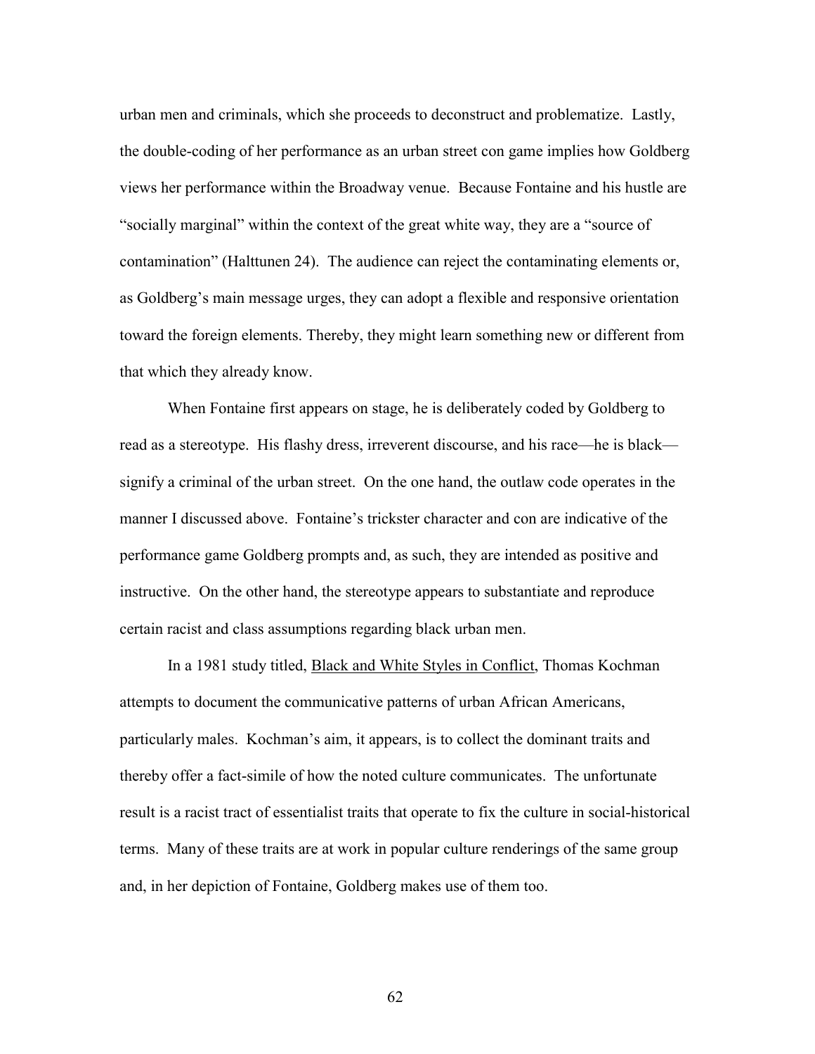urban men and criminals, which she proceeds to deconstruct and problematize. Lastly, the double-coding of her performance as an urban street con game implies how Goldberg views her performance within the Broadway venue. Because Fontaine and his hustle are "socially marginal" within the context of the great white way, they are a "source of contamination" (Halttunen 24). The audience can reject the contaminating elements or, as Goldberg's main message urges, they can adopt a flexible and responsive orientation toward the foreign elements. Thereby, they might learn something new or different from that which they already know.

When Fontaine first appears on stage, he is deliberately coded by Goldberg to read as a stereotype. His flashy dress, irreverent discourse, and his race—he is black—signify a criminal of the urban street. On the one hand, the outlaw code operates in the manner I discussed above. Fontaine's trickster character and con are indicative of the performance game Goldberg prompts and, as such, they are intended as positive and instructive. On the other hand, the stereotype appears to substantiate and reproduce certain racist and class assumptions regarding black urban men.

In a 1981 study titled, <u>Black and White Styles in Conflict</u>, Thomas Kochman attempts to document the communicative patterns of urban African Americans, particularly males. Kochman's aim, it appears, is to collect the dominant traits and thereby offer a fact-simile of how the noted culture communicates. The unfortunate result is a racist tract of essentialist traits that operate to fix the culture in social-historical terms. Many of these traits are at work in popular culture renderings of the same group and, in her depiction of Fontaine, Goldberg makes use of them too.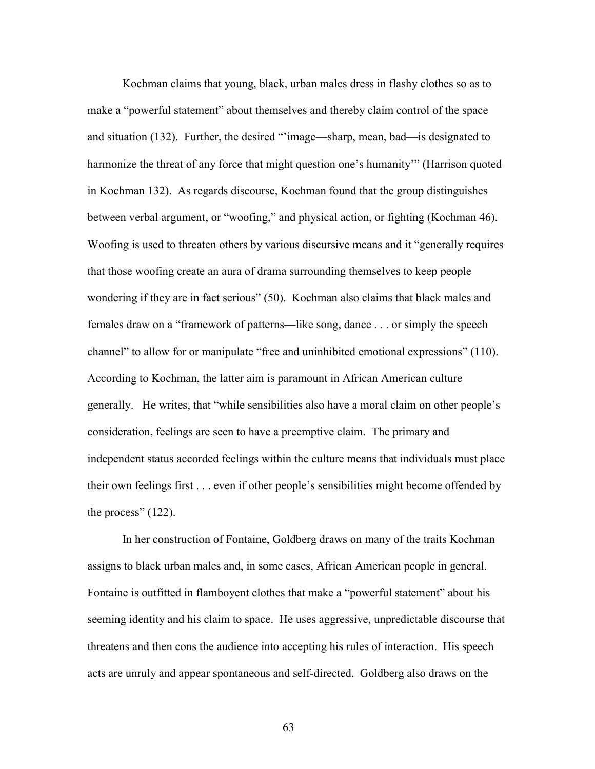Kochman claims that young, black, urban males dress in flashy clothes so as to make a "powerful statement" about themselves and thereby claim control of the space and situation (132). Further, the desired "'image—sharp, mean, bad—is designated to harmonize the threat of any force that might question one's humanity'" (Harrison quoted in Kochman 132). As regards discourse, Kochman found that the group distinguishes between verbal argument, or "woofing," and physical action, or fighting (Kochman 46). Woofing is used to threaten others by various discursive means and it "generally requires that those woofing create an aura of drama surrounding themselves to keep people wondering if they are in fact serious" (50). Kochman also claims that black males and females draw on a "framework of patterns—like song, dance . . . or simply the speech channel" to allow for or manipulate "free and uninhibited emotional expressions" (110). According to Kochman, the latter aim is paramount in African American culture generally. He writes, that "while sensibilities also have a moral claim on other people's consideration, feelings are seen to have a preemptive claim. The primary and independent status accorded feelings within the culture means that individuals must place their own feelings first . . . even if other people's sensibilities might become offended by the process" (122).

In her construction of Fontaine, Goldberg draws on many of the traits Kochman assigns to black urban males and, in some cases, African American people in general. Fontaine is outfitted in flamboyent clothes that make a "powerful statement" about his seeming identity and his claim to space. He uses aggressive, unpredictable discourse that threatens and then cons the audience into accepting his rules of interaction. His speech acts are unruly and appear spontaneous and self-directed. Goldberg also draws on the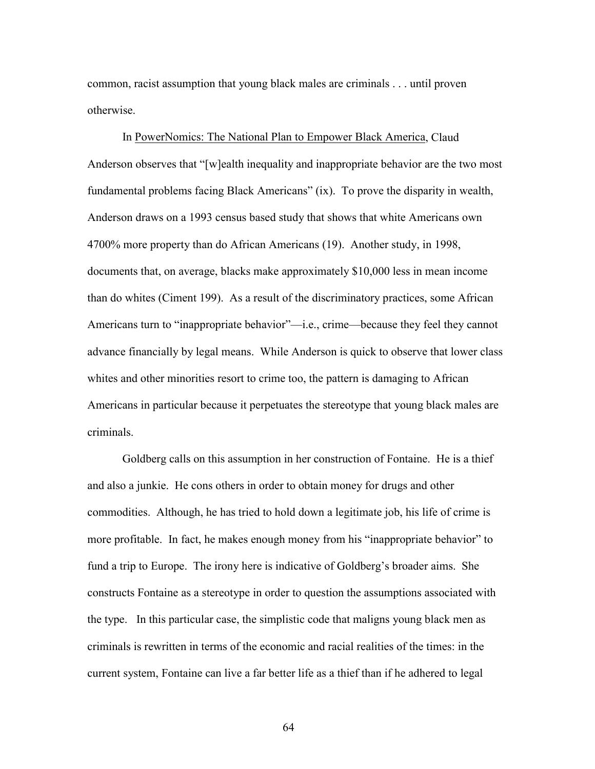common, racist assumption that young black males are criminals . . . until proven otherwise.

In PowerNomics: The National Plan to Empower Black America, Claud Anderson observes that "[w]ealth inequality and inappropriate behavior are the two most fundamental problems facing Black Americans" (ix). To prove the disparity in wealth, Anderson draws on a 1993 census based study that shows that white Americans own 4700% more property than do African Americans (19). Another study, in 1998, documents that, on average, blacks make approximately $10,000 less in mean income than do whites (Ciment 199). As a result of the discriminatory practices, some African Americans turn to "inappropriate behavior"—i.e., crime—because they feel they cannot advance financially by legal means. While Anderson is quick to observe that lower class whites and other minorities resort to crime too, the pattern is damaging to African Americans in particular because it perpetuates the stereotype that young black males are criminals.

Goldberg calls on this assumption in her construction of Fontaine. He is a thief and also a junkie. He cons others in order to obtain money for drugs and other commodities. Although, he has tried to hold down a legitimate job, his life of crime is more profitable. In fact, he makes enough money from his "inappropriate behavior" to fund a trip to Europe. The irony here is indicative of Goldberg's broader aims. She constructs Fontaine as a stereotype in order to question the assumptions associated with the type. In this particular case, the simplistic code that maligns young black men as criminals is rewritten in terms of the economic and racial realities of the times: in the current system, Fontaine can live a far better life as a thief than if he adhered to legal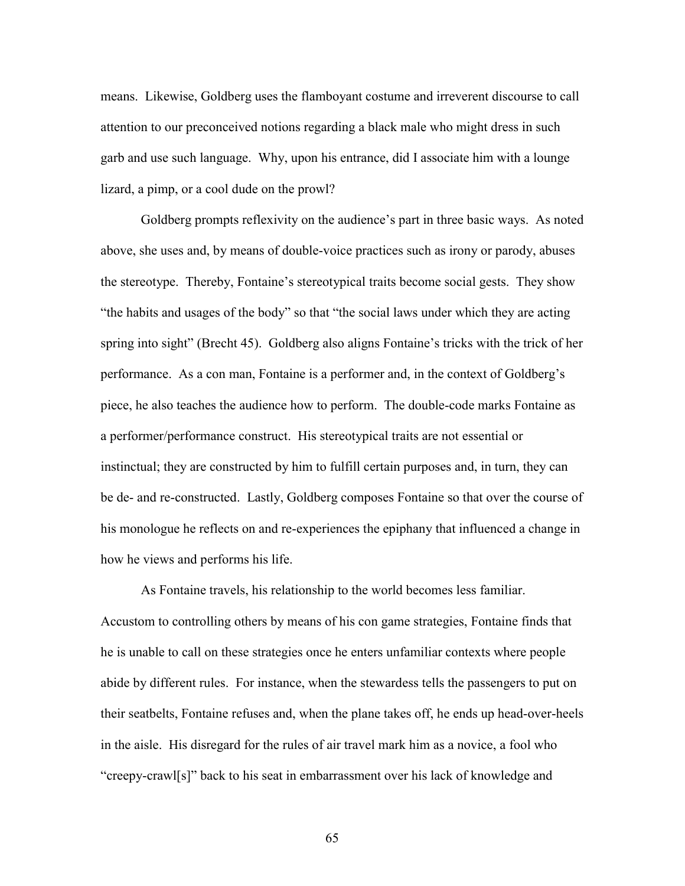means. Likewise, Goldberg uses the flamboyant costume and irreverent discourse to call attention to our preconceived notions regarding a black male who might dress in such garb and use such language. Why, upon his entrance, did I associate him with a lounge lizard, a pimp, or a cool dude on the prowl?

Goldberg prompts reflexivity on the audience's part in three basic ways. As noted above, she uses and, by means of double-voice practices such as irony or parody, abuses the stereotype. Thereby, Fontaine's stereotypical traits become social gests. They show "the habits and usages of the body" so that "the social laws under which they are acting spring into sight" (Brecht 45). Goldberg also aligns Fontaine's tricks with the trick of her performance. As a con man, Fontaine is a performer and, in the context of Goldberg's piece, he also teaches the audience how to perform. The double-code marks Fontaine as a performer/performance construct. His stereotypical traits are not essential or instinctual; they are constructed by him to fulfill certain purposes and, in turn, they can be de- and re-constructed. Lastly, Goldberg composes Fontaine so that over the course of his monologue he reflects on and re-experiences the epiphany that influenced a change in how he views and performs his life.

As Fontaine travels, his relationship to the world becomes less familiar. Accustom to controlling others by means of his con game strategies, Fontaine finds that he is unable to call on these strategies once he enters unfamiliar contexts where people abide by different rules. For instance, when the stewardess tells the passengers to put on their seatbelts, Fontaine refuses and, when the plane takes off, he ends up head-over-heels in the aisle. His disregard for the rules of air travel mark him as a novice, a fool who "creepy-crawl[s]" back to his seat in embarrassment over his lack of knowledge and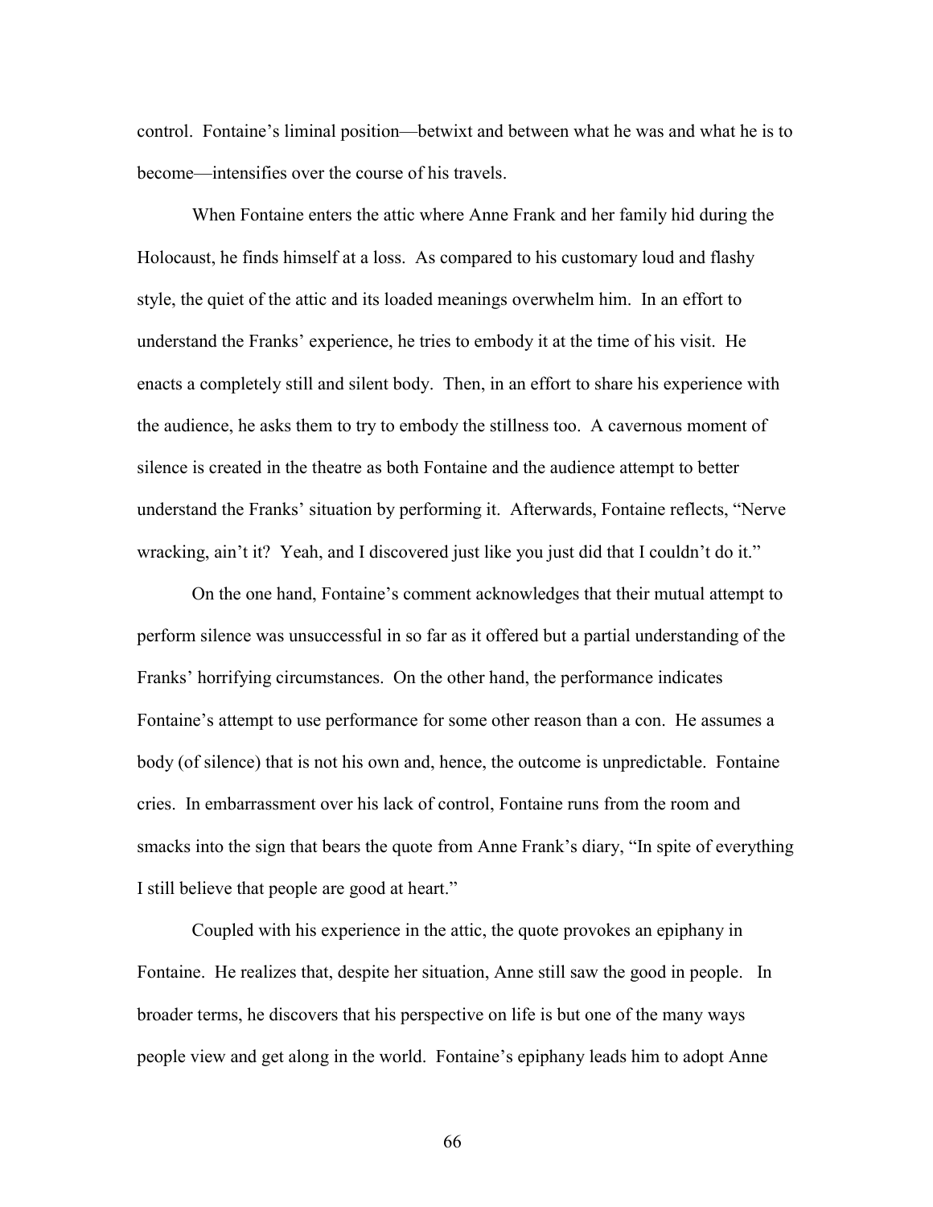control. Fontaine's liminal position—betwixt and between what he was and what he is to become—intensifies over the course of his travels.

When Fontaine enters the attic where Anne Frank and her family hid during the Holocaust, he finds himself at a loss. As compared to his customary loud and flashy style, the quiet of the attic and its loaded meanings overwhelm him. In an effort to understand the Franks' experience, he tries to embody it at the time of his visit. He enacts a completely still and silent body. Then, in an effort to share his experience with the audience, he asks them to try to embody the stillness too. A cavernous moment of silence is created in the theatre as both Fontaine and the audience attempt to better understand the Franks' situation by performing it. Afterwards, Fontaine reflects, "Nerve wracking, ain't it? Yeah, and I discovered just like you just did that I couldn't do it."

On the one hand, Fontaine's comment acknowledges that their mutual attempt to perform silence was unsuccessful in so far as it offered but a partial understanding of the Franks' horrifying circumstances. On the other hand, the performance indicates Fontaine's attempt to use performance for some other reason than a con. He assumes a body (of silence) that is not his own and, hence, the outcome is unpredictable. Fontaine cries. In embarrassment over his lack of control, Fontaine runs from the room and smacks into the sign that bears the quote from Anne Frank's diary, "In spite of everything I still believe that people are good at heart."

Coupled with his experience in the attic, the quote provokes an epiphany in Fontaine. He realizes that, despite her situation, Anne still saw the good in people. In broader terms, he discovers that his perspective on life is but one of the many ways people view and get along in the world. Fontaine's epiphany leads him to adopt Anne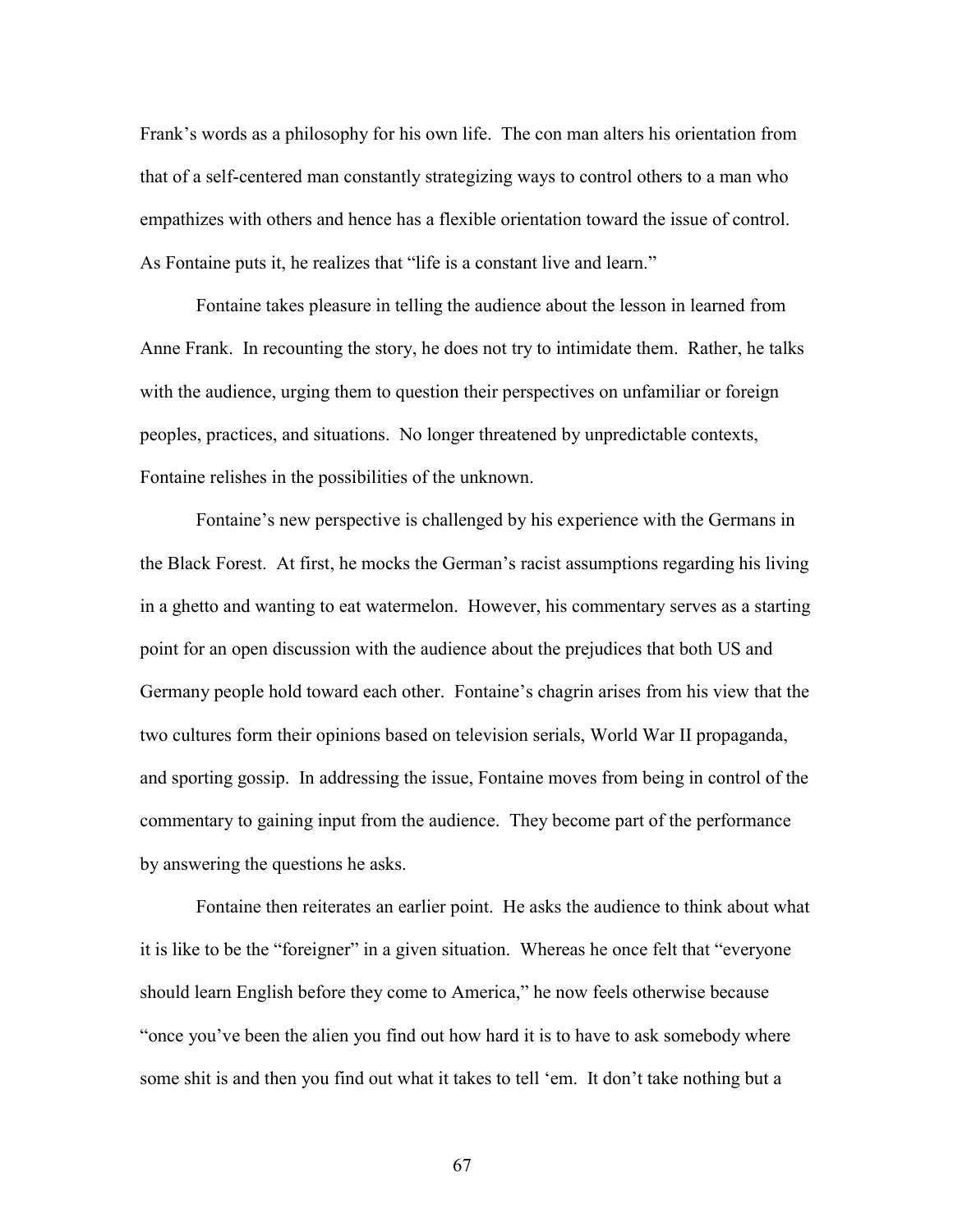Frank's words as a philosophy for his own life. The con man alters his orientation from that of a self-centered man constantly strategizing ways to control others to a man who empathizes with others and hence has a flexible orientation toward the issue of control. As Fontaine puts it, he realizes that "life is a constant live and learn."

Fontaine takes pleasure in telling the audience about the lesson in learned from Anne Frank. In recounting the story, he does not try to intimidate them. Rather, he talks with the audience, urging them to question their perspectives on unfamiliar or foreign peoples, practices, and situations. No longer threatened by unpredictable contexts, Fontaine relishes in the possibilities of the unknown.

Fontaine's new perspective is challenged by his experience with the Germans in the Black Forest. At first, he mocks the German's racist assumptions regarding his living in a ghetto and wanting to eat watermelon. However, his commentary serves as a starting point for an open discussion with the audience about the prejudices that both US and Germany people hold toward each other. Fontaine's chagrin arises from his view that the two cultures form their opinions based on television serials, World War II propaganda, and sporting gossip. In addressing the issue, Fontaine moves from being in control of the commentary to gaining input from the audience. They become part of the performance by answering the questions he asks.

Fontaine then reiterates an earlier point. He asks the audience to think about what it is like to be the "foreigner" in a given situation. Whereas he once felt that "everyone should learn English before they come to America," he now feels otherwise because "once you've been the alien you find out how hard it is to have to ask somebody where some shit is and then you find out what it takes to tell 'em. It don't take nothing but a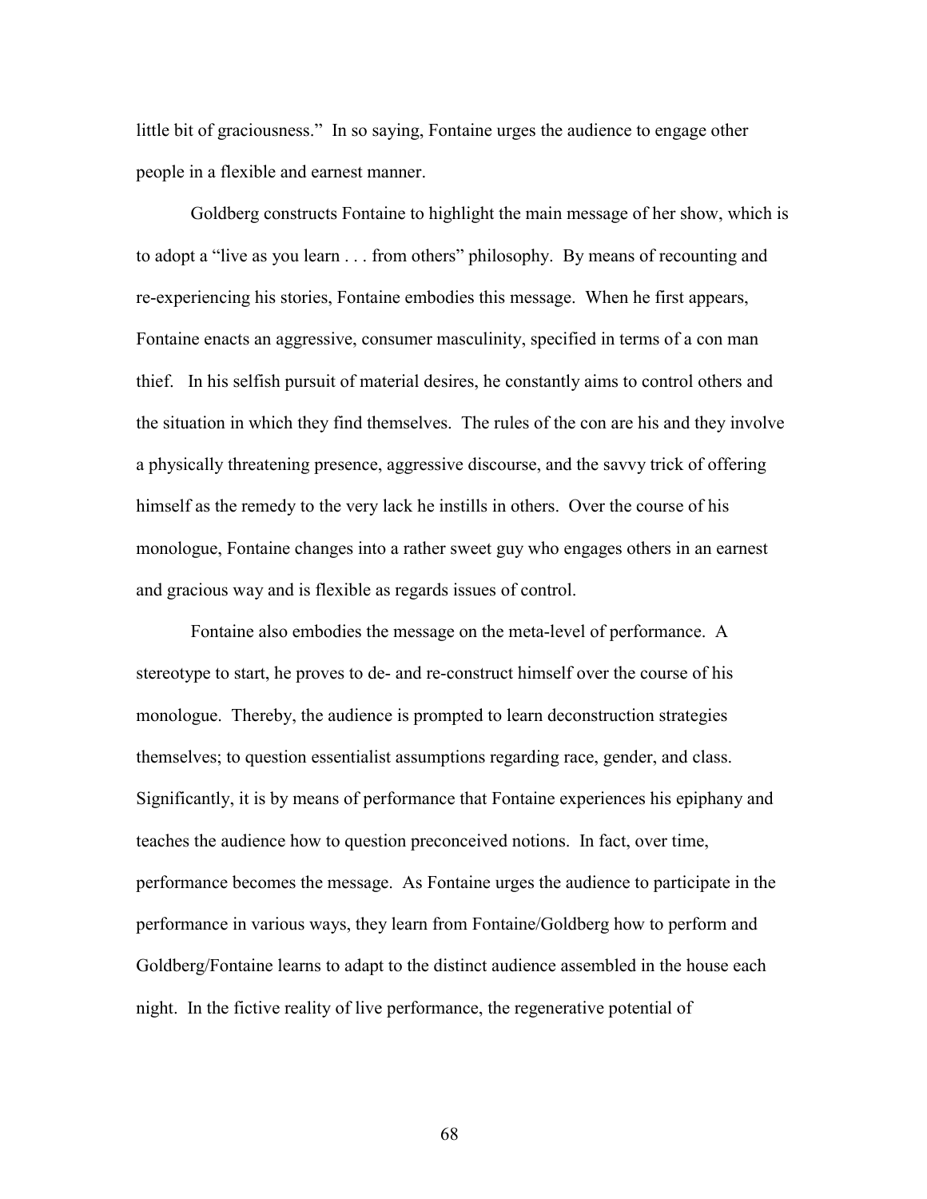little bit of graciousness." In so saying, Fontaine urges the audience to engage other people in a flexible and earnest manner.

Goldberg constructs Fontaine to highlight the main message of her show, which is to adopt a "live as you learn . . . from others" philosophy. By means of recounting and re-experiencing his stories, Fontaine embodies this message. When he first appears, Fontaine enacts an aggressive, consumer masculinity, specified in terms of a con man thief. In his selfish pursuit of material desires, he constantly aims to control others and the situation in which they find themselves. The rules of the con are his and they involve a physically threatening presence, aggressive discourse, and the savvy trick of offering himself as the remedy to the very lack he instills in others. Over the course of his monologue, Fontaine changes into a rather sweet guy who engages others in an earnest and gracious way and is flexible as regards issues of control.

Fontaine also embodies the message on the meta-level of performance. A stereotype to start, he proves to de- and re-construct himself over the course of his monologue. Thereby, the audience is prompted to learn deconstruction strategies themselves; to question essentialist assumptions regarding race, gender, and class. Significantly, it is by means of performance that Fontaine experiences his epiphany and teaches the audience how to question preconceived notions. In fact, over time, performance becomes the message. As Fontaine urges the audience to participate in the performance in various ways, they learn from Fontaine/Goldberg how to perform and Goldberg/Fontaine learns to adapt to the distinct audience assembled in the house each night. In the fictive reality of live performance, the regenerative potential of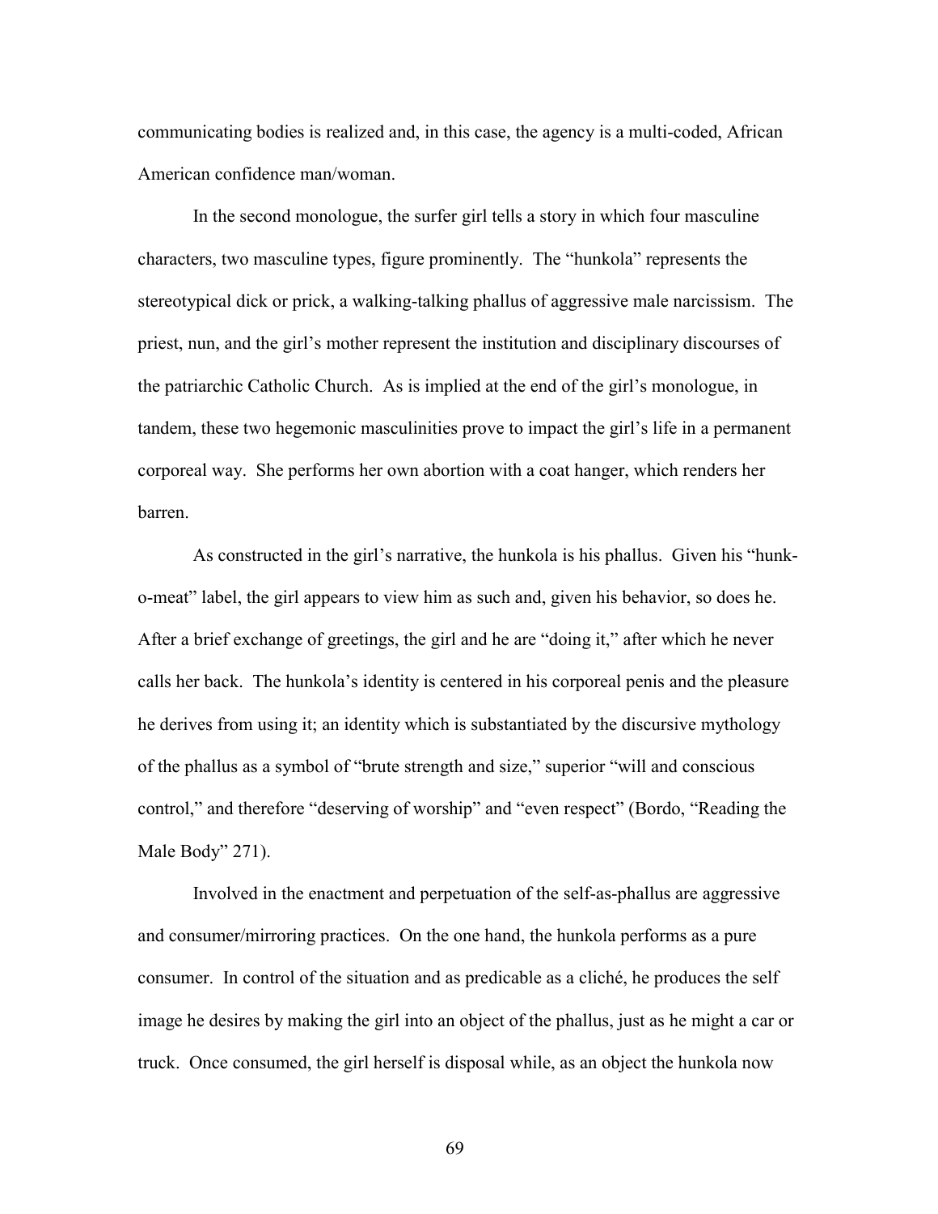communicating bodies is realized and, in this case, the agency is a multi-coded, African American confidence man/woman.

In the second monologue, the surfer girl tells a story in which four masculine characters, two masculine types, figure prominently. The "hunkola" represents the stereotypical dick or prick, a walking-talking phallus of aggressive male narcissism. The priest, nun, and the girl's mother represent the institution and disciplinary discourses of the patriarchic Catholic Church. As is implied at the end of the girl's monologue, in tandem, these two hegemonic masculinities prove to impact the girl's life in a permanent corporeal way. She performs her own abortion with a coat hanger, which renders her barren.

As constructed in the girl's narrative, the hunkola is his phallus. Given his "hunk-o-meat" label, the girl appears to view him as such and, given his behavior, so does he. After a brief exchange of greetings, the girl and he are "doing it," after which he never calls her back. The hunkola's identity is centered in his corporeal penis and the pleasure he derives from using it; an identity which is substantiated by the discursive mythology of the phallus as a symbol of "brute strength and size," superior "will and conscious control," and therefore "deserving of worship" and "even respect" (Bordo, "Reading the Male Body" 271).

Involved in the enactment and perpetuation of the self-as-phallus are aggressive and consumer/mirroring practices. On the one hand, the hunkola performs as a pure consumer. In control of the situation and as predicable as a cliché, he produces the self image he desires by making the girl into an object of the phallus, just as he might a car or truck. Once consumed, the girl herself is disposal while, as an object the hunkola now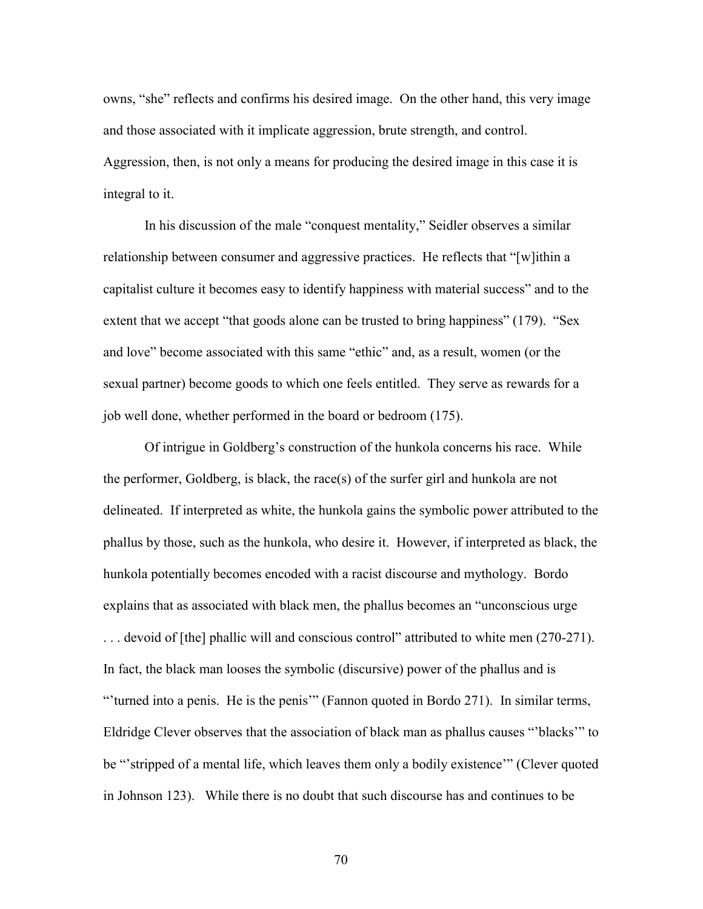owns, "she" reflects and confirms his desired image. On the other hand, this very image and those associated with it implicate aggression, brute strength, and control. Aggression, then, is not only a means for producing the desired image in this case it is integral to it.

In his discussion of the male "conquest mentality," Seidler observes a similar relationship between consumer and aggressive practices. He reflects that "[w]ithin a capitalist culture it becomes easy to identify happiness with material success" and to the extent that we accept "that goods alone can be trusted to bring happiness" (179). "Sex and love" become associated with this same "ethic" and, as a result, women (or the sexual partner) become goods to which one feels entitled. They serve as rewards for a job well done, whether performed in the board or bedroom (175).

Of intrigue in Goldberg's construction of the hunkola concerns his race. While the performer, Goldberg, is black, the race(s) of the surfer girl and hunkola are not delineated. If interpreted as white, the hunkola gains the symbolic power attributed to the phallus by those, such as the hunkola, who desire it. However, if interpreted as black, the hunkola potentially becomes encoded with a racist discourse and mythology. Bordo explains that as associated with black men, the phallus becomes an "unconscious urge . . . devoid of [the] phallic will and conscious control" attributed to white men (270-271). In fact, the black man looses the symbolic (discursive) power of the phallus and is "'turned into a penis. He is the penis'" (Fannon quoted in Bordo 271). In similar terms, Eldridge Clever observes that the association of black man as phallus causes "'blacks'" to be "'stripped of a mental life, which leaves them only a bodily existence'" (Clever quoted in Johnson 123). While there is no doubt that such discourse has and continues to be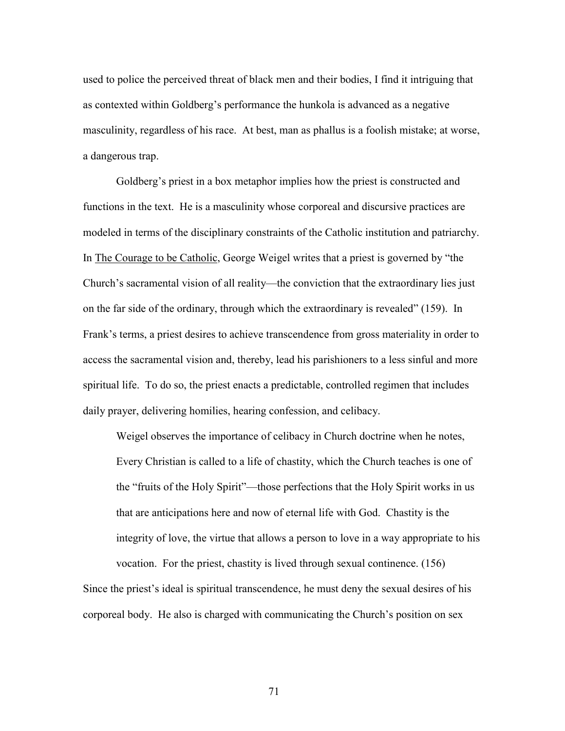used to police the perceived threat of black men and their bodies, I find it intriguing that as contexted within Goldberg's performance the hunkola is advanced as a negative masculinity, regardless of his race. At best, man as phallus is a foolish mistake; at worse, a dangerous trap.

Goldberg's priest in a box metaphor implies how the priest is constructed and functions in the text. He is a masculinity whose corporeal and discursive practices are modeled in terms of the disciplinary constraints of the Catholic institution and patriarchy. In <u>The Courage to be Catholic</u>, George Weigel writes that a priest is governed by "the Church's sacramental vision of all reality—the conviction that the extraordinary lies just on the far side of the ordinary, through which the extraordinary is revealed" (159). In Frank's terms, a priest desires to achieve transcendence from gross materiality in order to access the sacramental vision and, thereby, lead his parishioners to a less sinful and more spiritual life. To do so, the priest enacts a predictable, controlled regimen that includes daily prayer, delivering homilies, hearing confession, and celibacy.

Weigel observes the importance of celibacy in Church doctrine when he notes,

> Every Christian is called to a life of chastity, which the Church teaches is one of the "fruits of the Holy Spirit"—those perfections that the Holy Spirit works in us that are anticipations here and now of eternal life with God. Chastity is the integrity of love, the virtue that allows a person to love in a way appropriate to his vocation. For the priest, chastity is lived through sexual continence. (156)

Since the priest's ideal is spiritual transcendence, he must deny the sexual desires of his corporeal body. He also is charged with communicating the Church's position on sex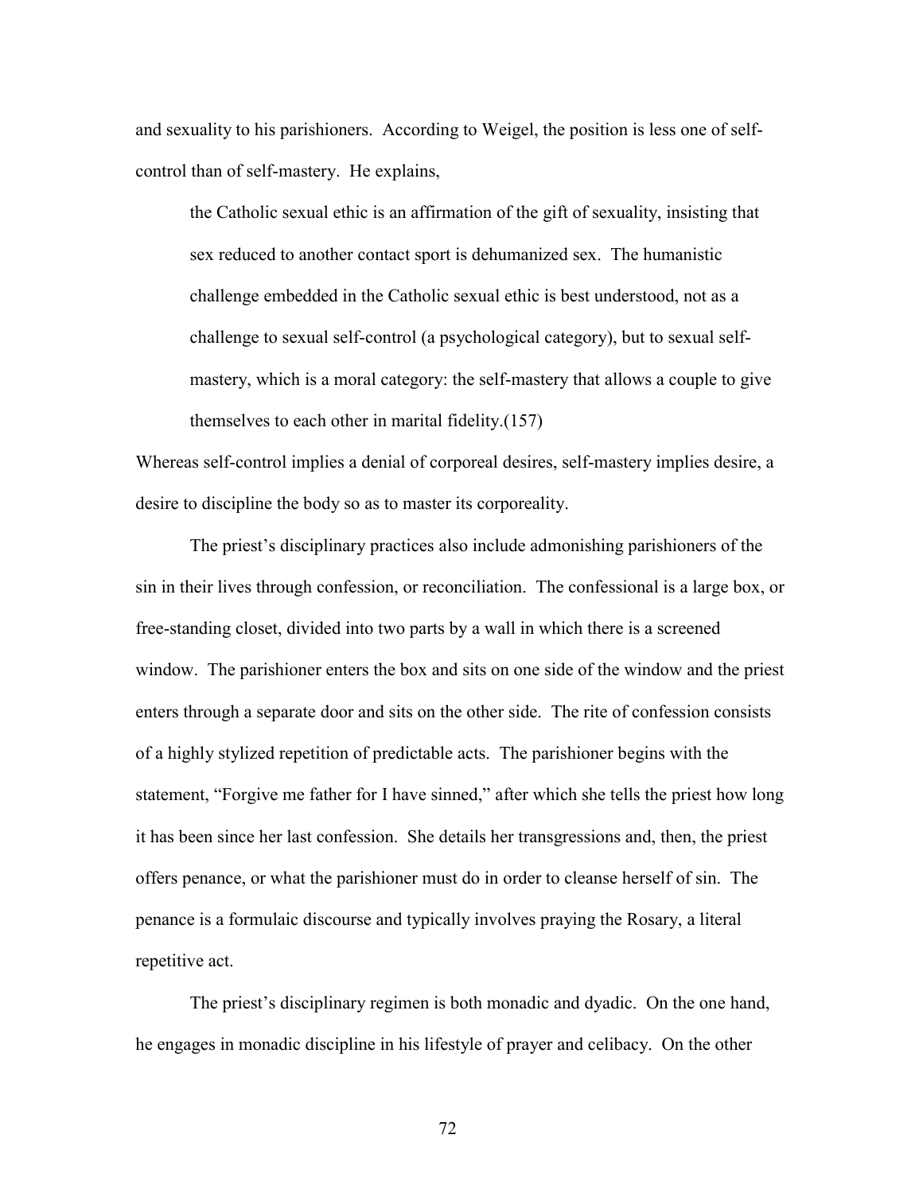and sexuality to his parishioners. According to Weigel, the position is less one of self-control than of self-mastery. He explains,

> the Catholic sexual ethic is an affirmation of the gift of sexuality, insisting that sex reduced to another contact sport is dehumanized sex. The humanistic challenge embedded in the Catholic sexual ethic is best understood, not as a challenge to sexual self-control (a psychological category), but to sexual self-mastery, which is a moral category: the self-mastery that allows a couple to give themselves to each other in marital fidelity.(157)

Whereas self-control implies a denial of corporeal desires, self-mastery implies desire, a desire to discipline the body so as to master its corporeality.

The priest's disciplinary practices also include admonishing parishioners of the sin in their lives through confession, or reconciliation. The confessional is a large box, or free-standing closet, divided into two parts by a wall in which there is a screened window. The parishioner enters the box and sits on one side of the window and the priest enters through a separate door and sits on the other side. The rite of confession consists of a highly stylized repetition of predictable acts. The parishioner begins with the statement, "Forgive me father for I have sinned," after which she tells the priest how long it has been since her last confession. She details her transgressions and, then, the priest offers penance, or what the parishioner must do in order to cleanse herself of sin. The penance is a formulaic discourse and typically involves praying the Rosary, a literal repetitive act.

The priest's disciplinary regimen is both monadic and dyadic. On the one hand, he engages in monadic discipline in his lifestyle of prayer and celibacy. On the other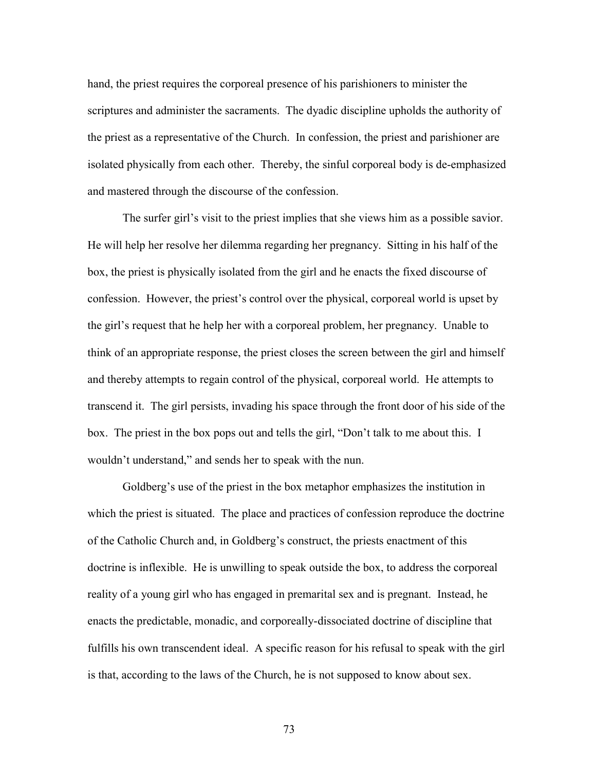hand, the priest requires the corporeal presence of his parishioners to minister the scriptures and administer the sacraments. The dyadic discipline upholds the authority of the priest as a representative of the Church. In confession, the priest and parishioner are isolated physically from each other. Thereby, the sinful corporeal body is de-emphasized and mastered through the discourse of the confession.

The surfer girl's visit to the priest implies that she views him as a possible savior. He will help her resolve her dilemma regarding her pregnancy. Sitting in his half of the box, the priest is physically isolated from the girl and he enacts the fixed discourse of confession. However, the priest's control over the physical, corporeal world is upset by the girl's request that he help her with a corporeal problem, her pregnancy. Unable to think of an appropriate response, the priest closes the screen between the girl and himself and thereby attempts to regain control of the physical, corporeal world. He attempts to transcend it. The girl persists, invading his space through the front door of his side of the box. The priest in the box pops out and tells the girl, "Don't talk to me about this. I wouldn't understand," and sends her to speak with the nun.

Goldberg's use of the priest in the box metaphor emphasizes the institution in which the priest is situated. The place and practices of confession reproduce the doctrine of the Catholic Church and, in Goldberg's construct, the priests enactment of this doctrine is inflexible. He is unwilling to speak outside the box, to address the corporeal reality of a young girl who has engaged in premarital sex and is pregnant. Instead, he enacts the predictable, monadic, and corporeally-dissociated doctrine of discipline that fulfills his own transcendent ideal. A specific reason for his refusal to speak with the girl is that, according to the laws of the Church, he is not supposed to know about sex.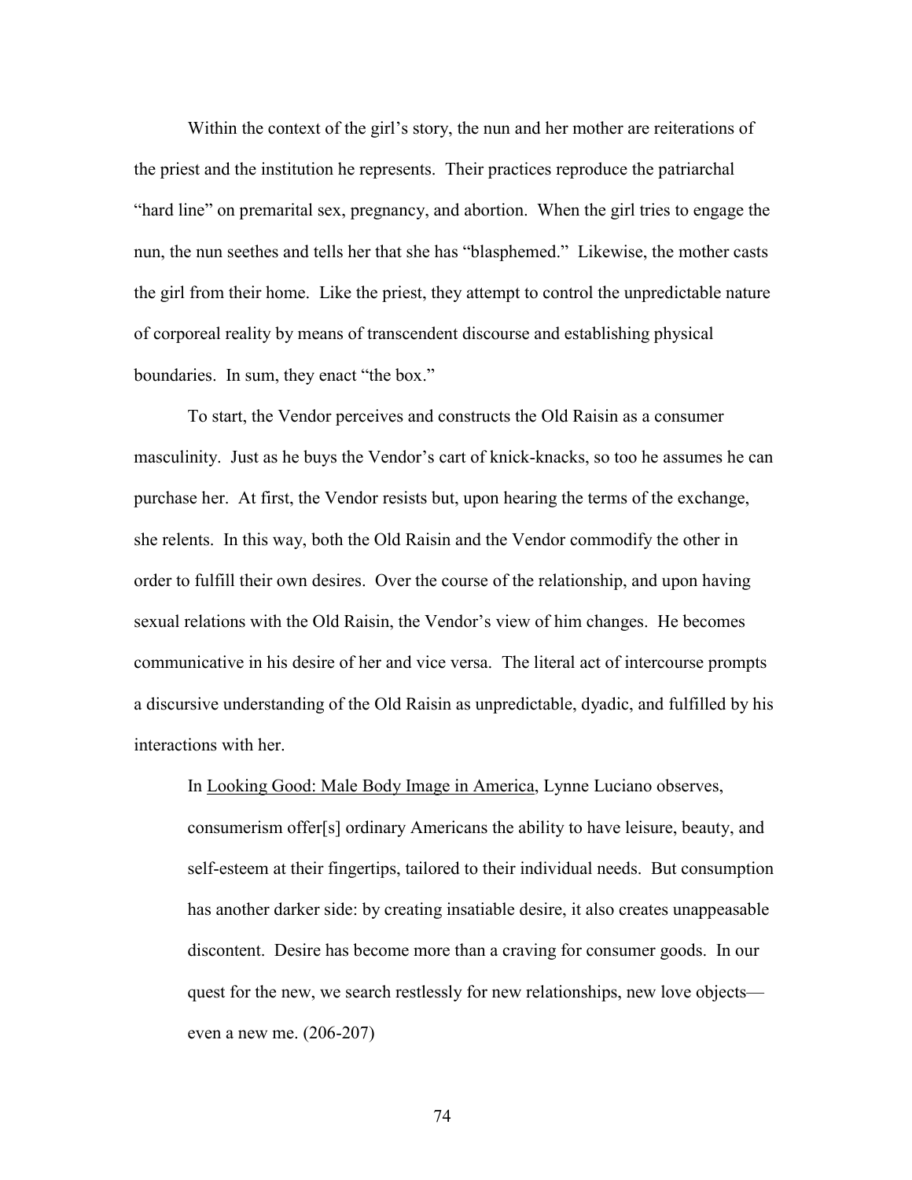Within the context of the girl's story, the nun and her mother are reiterations of the priest and the institution he represents. Their practices reproduce the patriarchal "hard line" on premarital sex, pregnancy, and abortion. When the girl tries to engage the nun, the nun seethes and tells her that she has "blasphemed." Likewise, the mother casts the girl from their home. Like the priest, they attempt to control the unpredictable nature of corporeal reality by means of transcendent discourse and establishing physical boundaries. In sum, they enact "the box."

To start, the Vendor perceives and constructs the Old Raisin as a consumer masculinity. Just as he buys the Vendor's cart of knick-knacks, so too he assumes he can purchase her. At first, the Vendor resists but, upon hearing the terms of the exchange, she relents. In this way, both the Old Raisin and the Vendor commodify the other in order to fulfill their own desires. Over the course of the relationship, and upon having sexual relations with the Old Raisin, the Vendor's view of him changes. He becomes communicative in his desire of her and vice versa. The literal act of intercourse prompts a discursive understanding of the Old Raisin as unpredictable, dyadic, and fulfilled by his interactions with her.

In Looking Good: Male Body Image in America, Lynne Luciano observes,

> consumerism offer[s] ordinary Americans the ability to have leisure, beauty, and self-esteem at their fingertips, tailored to their individual needs. But consumption has another darker side: by creating insatiable desire, it also creates unappeasable discontent. Desire has become more than a craving for consumer goods. In our quest for the new, we search restlessly for new relationships, new love objects—even a new me. (206-207)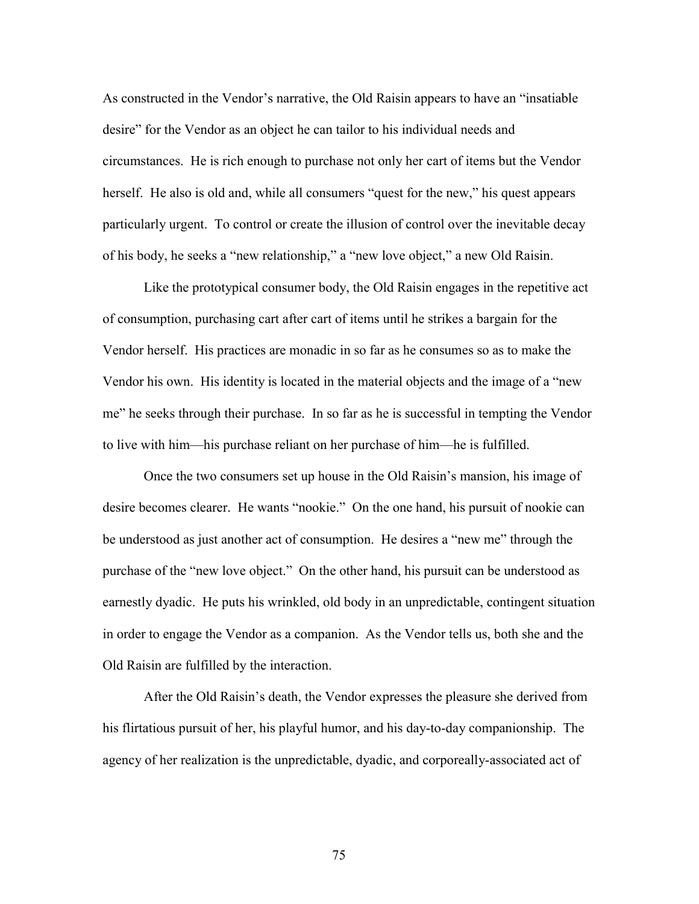As constructed in the Vendor's narrative, the Old Raisin appears to have an "insatiable desire" for the Vendor as an object he can tailor to his individual needs and circumstances. He is rich enough to purchase not only her cart of items but the Vendor herself. He also is old and, while all consumers "quest for the new," his quest appears particularly urgent. To control or create the illusion of control over the inevitable decay of his body, he seeks a "new relationship," a "new love object," a new Old Raisin.

Like the prototypical consumer body, the Old Raisin engages in the repetitive act of consumption, purchasing cart after cart of items until he strikes a bargain for the Vendor herself. His practices are monadic in so far as he consumes so as to make the Vendor his own. His identity is located in the material objects and the image of a "new me" he seeks through their purchase. In so far as he is successful in tempting the Vendor to live with him—his purchase reliant on her purchase of him—he is fulfilled.

Once the two consumers set up house in the Old Raisin's mansion, his image of desire becomes clearer. He wants "nookie." On the one hand, his pursuit of nookie can be understood as just another act of consumption. He desires a "new me" through the purchase of the "new love object." On the other hand, his pursuit can be understood as earnestly dyadic. He puts his wrinkled, old body in an unpredictable, contingent situation in order to engage the Vendor as a companion. As the Vendor tells us, both she and the Old Raisin are fulfilled by the interaction.

After the Old Raisin's death, the Vendor expresses the pleasure she derived from his flirtatious pursuit of her, his playful humor, and his day-to-day companionship. The agency of her realization is the unpredictable, dyadic, and corporeally-associated act of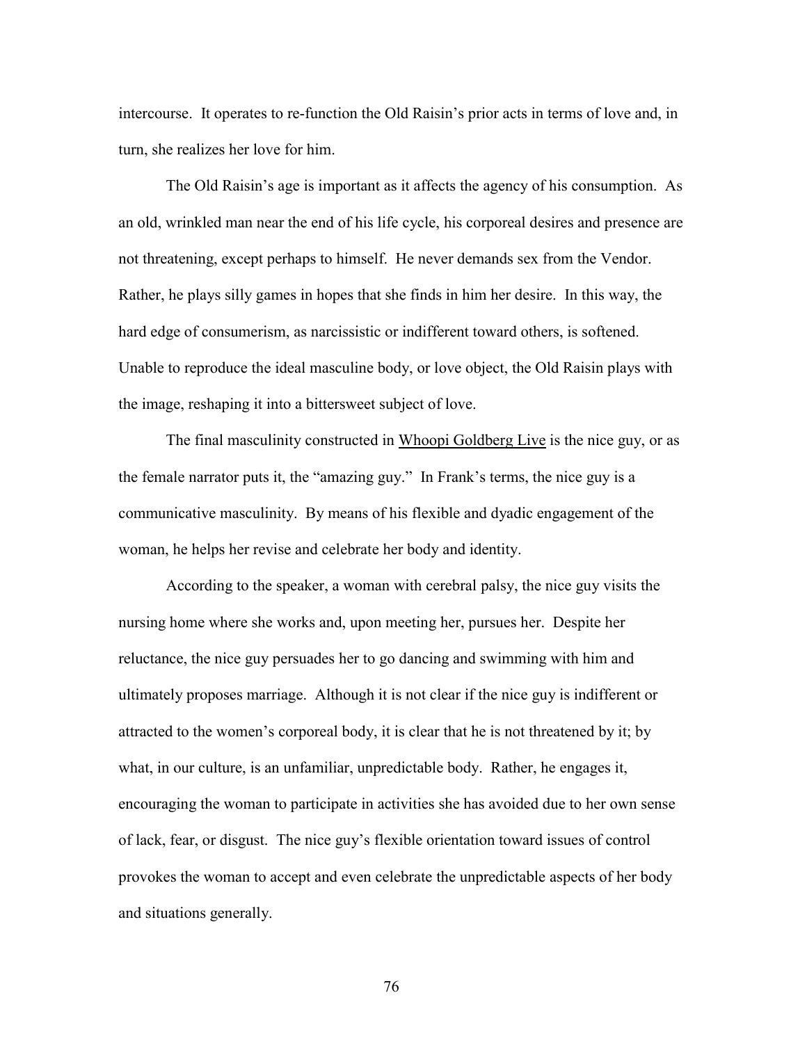intercourse. It operates to re-function the Old Raisin's prior acts in terms of love and, in turn, she realizes her love for him.

The Old Raisin's age is important as it affects the agency of his consumption. As an old, wrinkled man near the end of his life cycle, his corporeal desires and presence are not threatening, except perhaps to himself. He never demands sex from the Vendor. Rather, he plays silly games in hopes that she finds in him her desire. In this way, the hard edge of consumerism, as narcissistic or indifferent toward others, is softened. Unable to reproduce the ideal masculine body, or love object, the Old Raisin plays with the image, reshaping it into a bittersweet subject of love.

The final masculinity constructed in Whoopi Goldberg Live is the nice guy, or as the female narrator puts it, the "amazing guy." In Frank's terms, the nice guy is a communicative masculinity. By means of his flexible and dyadic engagement of the woman, he helps her revise and celebrate her body and identity.

According to the speaker, a woman with cerebral palsy, the nice guy visits the nursing home where she works and, upon meeting her, pursues her. Despite her reluctance, the nice guy persuades her to go dancing and swimming with him and ultimately proposes marriage. Although it is not clear if the nice guy is indifferent or attracted to the women's corporeal body, it is clear that he is not threatened by it; by what, in our culture, is an unfamiliar, unpredictable body. Rather, he engages it, encouraging the woman to participate in activities she has avoided due to her own sense of lack, fear, or disgust. The nice guy's flexible orientation toward issues of control provokes the woman to accept and even celebrate the unpredictable aspects of her body and situations generally.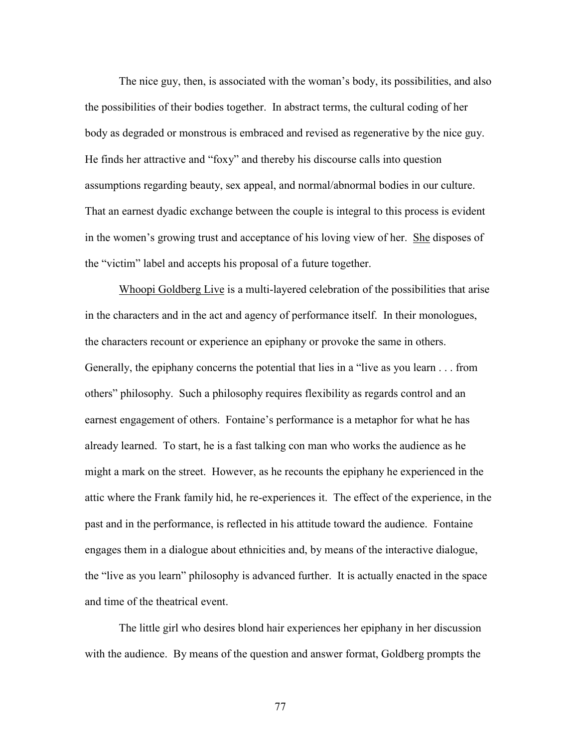The nice guy, then, is associated with the woman's body, its possibilities, and also the possibilities of their bodies together. In abstract terms, the cultural coding of her body as degraded or monstrous is embraced and revised as regenerative by the nice guy. He finds her attractive and "foxy" and thereby his discourse calls into question assumptions regarding beauty, sex appeal, and normal/abnormal bodies in our culture. That an earnest dyadic exchange between the couple is integral to this process is evident in the women's growing trust and acceptance of his loving view of her. <u>She</u> disposes of the "victim" label and accepts his proposal of a future together.

<u>Whoopi Goldberg Live</u> is a multi-layered celebration of the possibilities that arise in the characters and in the act and agency of performance itself. In their monologues, the characters recount or experience an epiphany or provoke the same in others. Generally, the epiphany concerns the potential that lies in a "live as you learn . . . from others" philosophy. Such a philosophy requires flexibility as regards control and an earnest engagement of others. Fontaine's performance is a metaphor for what he has already learned. To start, he is a fast talking con man who works the audience as he might a mark on the street. However, as he recounts the epiphany he experienced in the attic where the Frank family hid, he re-experiences it. The effect of the experience, in the past and in the performance, is reflected in his attitude toward the audience. Fontaine engages them in a dialogue about ethnicities and, by means of the interactive dialogue, the "live as you learn" philosophy is advanced further. It is actually enacted in the space and time of the theatrical event.

The little girl who desires blond hair experiences her epiphany in her discussion with the audience. By means of the question and answer format, Goldberg prompts the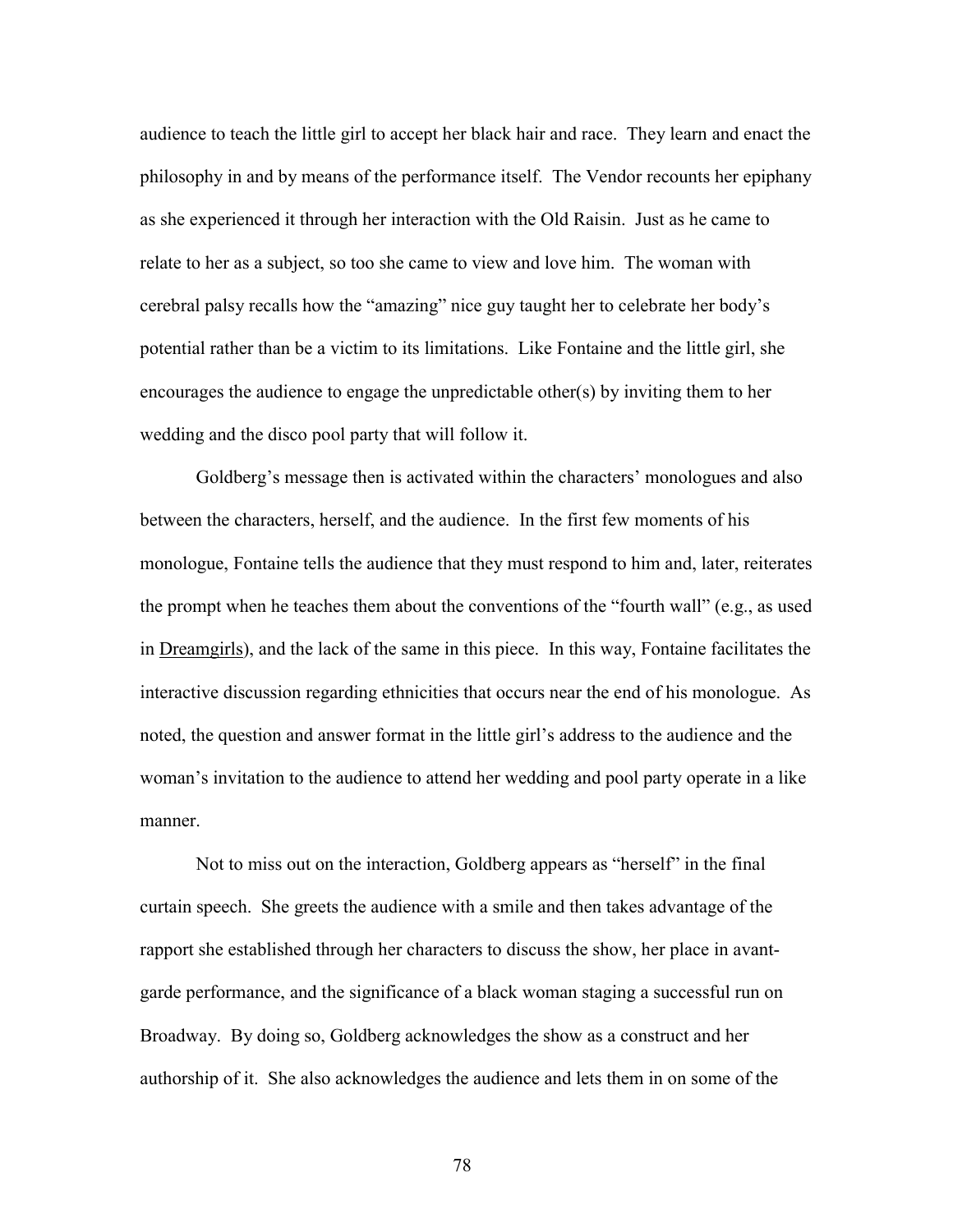audience to teach the little girl to accept her black hair and race. They learn and enact the philosophy in and by means of the performance itself. The Vendor recounts her epiphany as she experienced it through her interaction with the Old Raisin. Just as he came to relate to her as a subject, so too she came to view and love him. The woman with cerebral palsy recalls how the "amazing" nice guy taught her to celebrate her body's potential rather than be a victim to its limitations. Like Fontaine and the little girl, she encourages the audience to engage the unpredictable other(s) by inviting them to her wedding and the disco pool party that will follow it.

Goldberg's message then is activated within the characters' monologues and also between the characters, herself, and the audience. In the first few moments of his monologue, Fontaine tells the audience that they must respond to him and, later, reiterates the prompt when he teaches them about the conventions of the "fourth wall" (e.g., as used in <u>Dreamgirls</u>), and the lack of the same in this piece. In this way, Fontaine facilitates the interactive discussion regarding ethnicities that occurs near the end of his monologue. As noted, the question and answer format in the little girl's address to the audience and the woman's invitation to the audience to attend her wedding and pool party operate in a like manner.

Not to miss out on the interaction, Goldberg appears as "herself" in the final curtain speech. She greets the audience with a smile and then takes advantage of the rapport she established through her characters to discuss the show, her place in avant-garde performance, and the significance of a black woman staging a successful run on Broadway. By doing so, Goldberg acknowledges the show as a construct and her authorship of it. She also acknowledges the audience and lets them in on some of the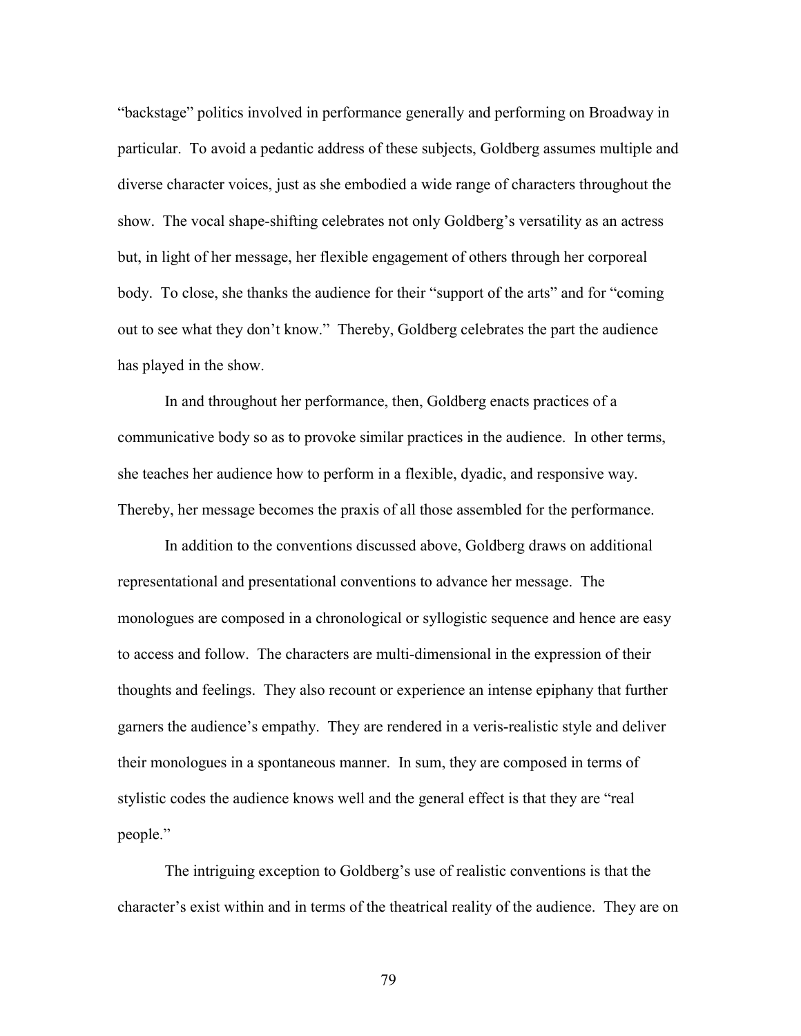"backstage" politics involved in performance generally and performing on Broadway in particular. To avoid a pedantic address of these subjects, Goldberg assumes multiple and diverse character voices, just as she embodied a wide range of characters throughout the show. The vocal shape-shifting celebrates not only Goldberg's versatility as an actress but, in light of her message, her flexible engagement of others through her corporeal body. To close, she thanks the audience for their "support of the arts" and for "coming out to see what they don't know." Thereby, Goldberg celebrates the part the audience has played in the show.

In and throughout her performance, then, Goldberg enacts practices of a communicative body so as to provoke similar practices in the audience. In other terms, she teaches her audience how to perform in a flexible, dyadic, and responsive way. Thereby, her message becomes the praxis of all those assembled for the performance.

In addition to the conventions discussed above, Goldberg draws on additional representational and presentational conventions to advance her message. The monologues are composed in a chronological or syllogistic sequence and hence are easy to access and follow. The characters are multi-dimensional in the expression of their thoughts and feelings. They also recount or experience an intense epiphany that further garners the audience's empathy. They are rendered in a veris-realistic style and deliver their monologues in a spontaneous manner. In sum, they are composed in terms of stylistic codes the audience knows well and the general effect is that they are "real people."

The intriguing exception to Goldberg's use of realistic conventions is that the character's exist within and in terms of the theatrical reality of the audience. They are on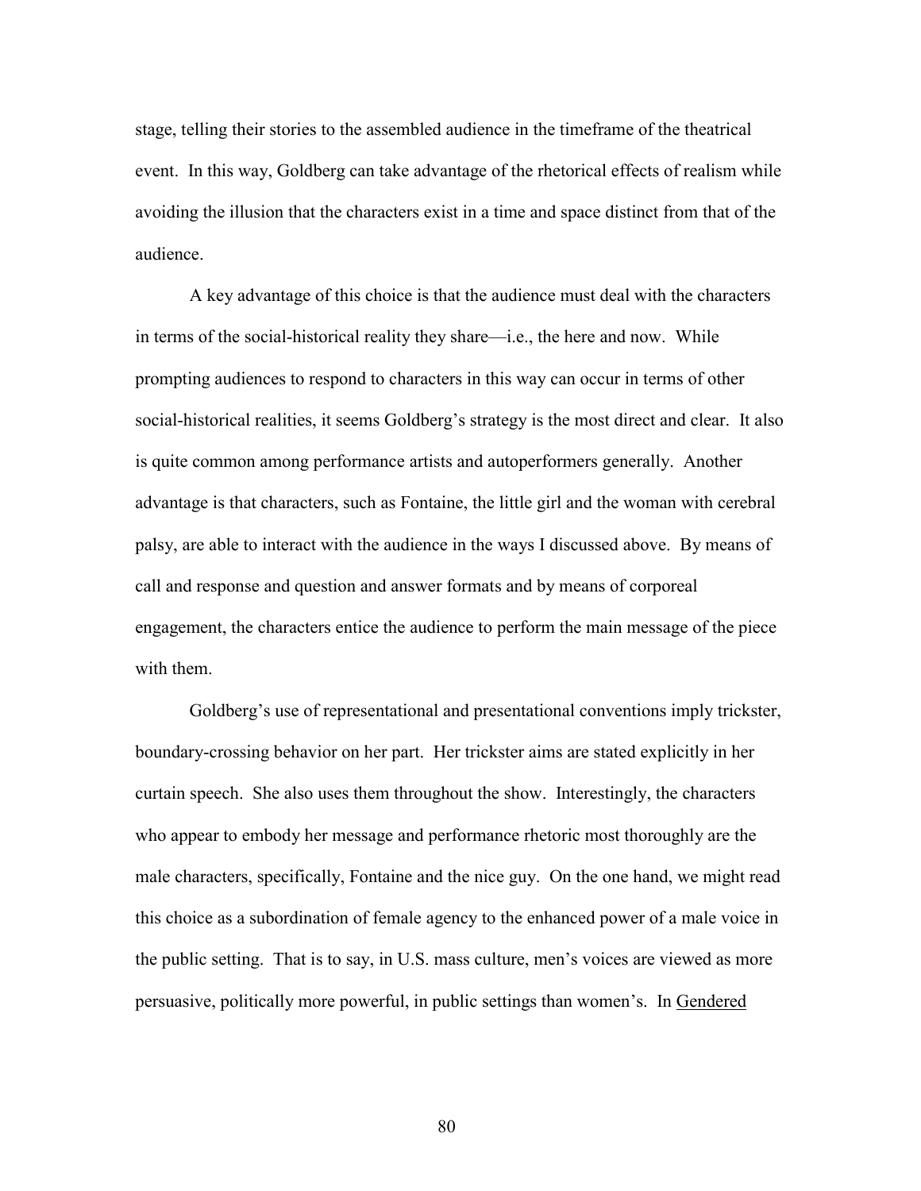stage, telling their stories to the assembled audience in the timeframe of the theatrical event. In this way, Goldberg can take advantage of the rhetorical effects of realism while avoiding the illusion that the characters exist in a time and space distinct from that of the audience.

A key advantage of this choice is that the audience must deal with the characters in terms of the social-historical reality they share—i.e., the here and now. While prompting audiences to respond to characters in this way can occur in terms of other social-historical realities, it seems Goldberg's strategy is the most direct and clear. It also is quite common among performance artists and autoperformers generally. Another advantage is that characters, such as Fontaine, the little girl and the woman with cerebral palsy, are able to interact with the audience in the ways I discussed above. By means of call and response and question and answer formats and by means of corporeal engagement, the characters entice the audience to perform the main message of the piece with them.

Goldberg's use of representational and presentational conventions imply trickster, boundary-crossing behavior on her part. Her trickster aims are stated explicitly in her curtain speech. She also uses them throughout the show. Interestingly, the characters who appear to embody her message and performance rhetoric most thoroughly are the male characters, specifically, Fontaine and the nice guy. On the one hand, we might read this choice as a subordination of female agency to the enhanced power of a male voice in the public setting. That is to say, in U.S. mass culture, men's voices are viewed as more persuasive, politically more powerful, in public settings than women's. In Gendered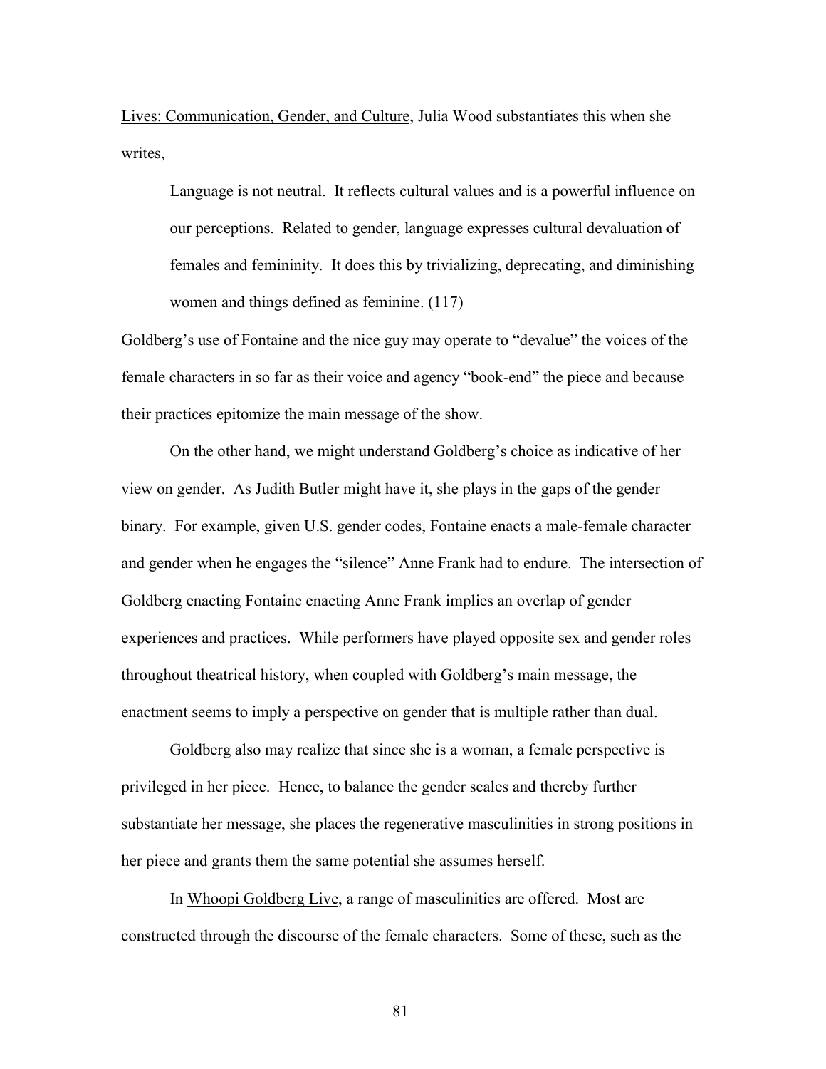Lives: Communication, Gender, and Culture, Julia Wood substantiates this when she writes,

> Language is not neutral. It reflects cultural values and is a powerful influence on our perceptions. Related to gender, language expresses cultural devaluation of females and femininity. It does this by trivializing, deprecating, and diminishing women and things defined as feminine. (117)

Goldberg's use of Fontaine and the nice guy may operate to "devalue" the voices of the female characters in so far as their voice and agency "book-end" the piece and because their practices epitomize the main message of the show.

On the other hand, we might understand Goldberg's choice as indicative of her view on gender. As Judith Butler might have it, she plays in the gaps of the gender binary. For example, given U.S. gender codes, Fontaine enacts a male-female character and gender when he engages the "silence" Anne Frank had to endure. The intersection of Goldberg enacting Fontaine enacting Anne Frank implies an overlap of gender experiences and practices. While performers have played opposite sex and gender roles throughout theatrical history, when coupled with Goldberg's main message, the enactment seems to imply a perspective on gender that is multiple rather than dual.

Goldberg also may realize that since she is a woman, a female perspective is privileged in her piece. Hence, to balance the gender scales and thereby further substantiate her message, she places the regenerative masculinities in strong positions in her piece and grants them the same potential she assumes herself.

In Whoopi Goldberg Live, a range of masculinities are offered. Most are constructed through the discourse of the female characters. Some of these, such as the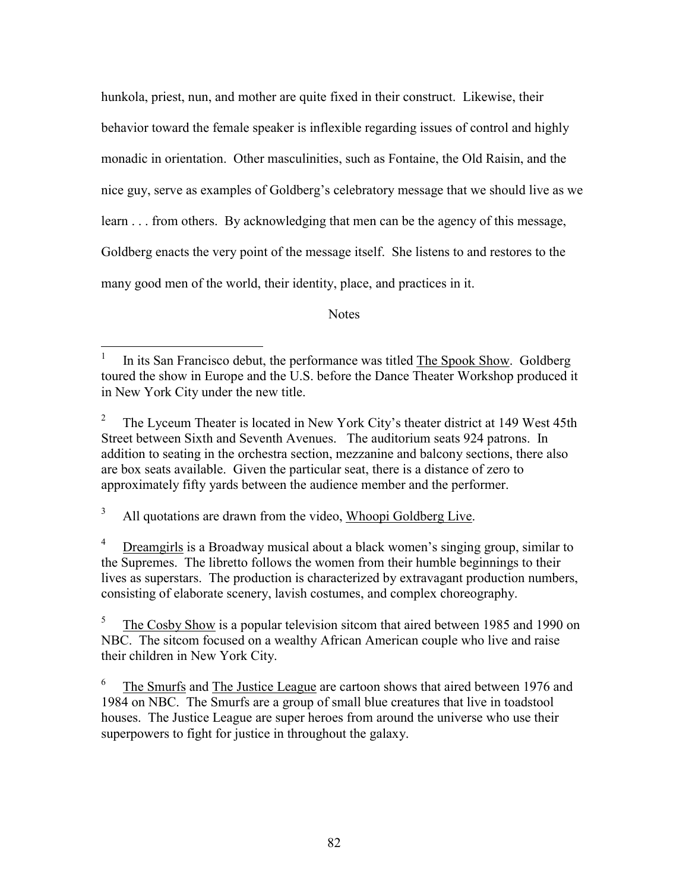hunkola, priest, nun, and mother are quite fixed in their construct. Likewise, their behavior toward the female speaker is inflexible regarding issues of control and highly monadic in orientation. Other masculinities, such as Fontaine, the Old Raisin, and the nice guy, serve as examples of Goldberg's celebratory message that we should live as we learn . . . from others. By acknowledging that men can be the agency of this message, Goldberg enacts the very point of the message itself. She listens to and restores to the many good men of the world, their identity, place, and practices in it.

Notes

[1] In its San Francisco debut, the performance was titled The Spook Show. Goldberg toured the show in Europe and the U.S. before the Dance Theater Workshop produced it in New York City under the new title.

[2] The Lyceum Theater is located in New York City's theater district at 149 West 45th Street between Sixth and Seventh Avenues. The auditorium seats 924 patrons. In addition to seating in the orchestra section, mezzanine and balcony sections, there also are box seats available. Given the particular seat, there is a distance of zero to approximately fifty yards between the audience member and the performer.

[3] All quotations are drawn from the video, Whoopi Goldberg Live.

[4] Dreamgirls is a Broadway musical about a black women's singing group, similar to the Supremes. The libretto follows the women from their humble beginnings to their lives as superstars. The production is characterized by extravagant production numbers, consisting of elaborate scenery, lavish costumes, and complex choreography.

[5] The Cosby Show is a popular television sitcom that aired between 1985 and 1990 on NBC. The sitcom focused on a wealthy African American couple who live and raise their children in New York City.

[6] The Smurfs and The Justice League are cartoon shows that aired between 1976 and 1984 on NBC. The Smurfs are a group of small blue creatures that live in toadstool houses. The Justice League are super heroes from around the universe who use their superpowers to fight for justice in throughout the galaxy.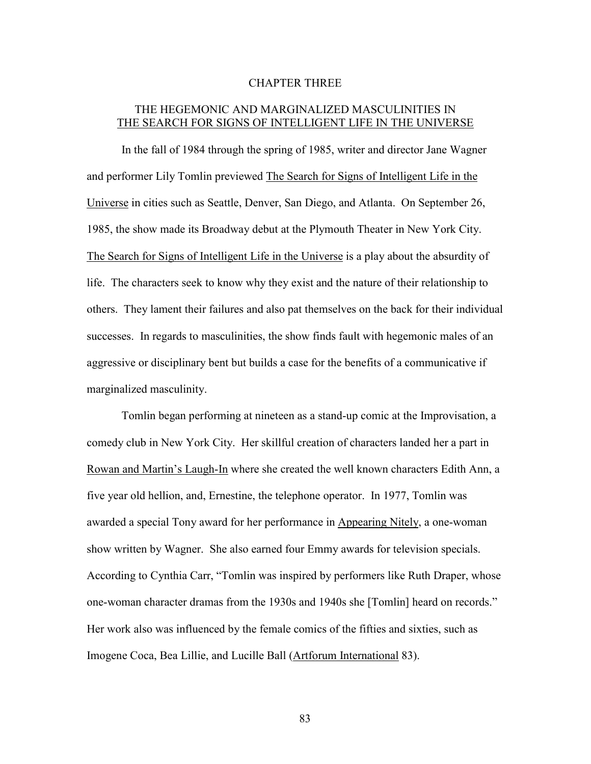# CHAPTER THREE

## THE HEGEMONIC AND MARGINALIZED MASCULINITIES IN THE SEARCH FOR SIGNS OF INTELLIGENT LIFE IN THE UNIVERSE

In the fall of 1984 through the spring of 1985, writer and director Jane Wagner and performer Lily Tomlin previewed The Search for Signs of Intelligent Life in the Universe in cities such as Seattle, Denver, San Diego, and Atlanta. On September 26, 1985, the show made its Broadway debut at the Plymouth Theater in New York City. The Search for Signs of Intelligent Life in the Universe is a play about the absurdity of life. The characters seek to know why they exist and the nature of their relationship to others. They lament their failures and also pat themselves on the back for their individual successes. In regards to masculinities, the show finds fault with hegemonic males of an aggressive or disciplinary bent but builds a case for the benefits of a communicative if marginalized masculinity.

Tomlin began performing at nineteen as a stand-up comic at the Improvisation, a comedy club in New York City. Her skillful creation of characters landed her a part in Rowan and Martin's Laugh-In where she created the well known characters Edith Ann, a five year old hellion, and, Ernestine, the telephone operator. In 1977, Tomlin was awarded a special Tony award for her performance in Appearing Nitely, a one-woman show written by Wagner. She also earned four Emmy awards for television specials. According to Cynthia Carr, "Tomlin was inspired by performers like Ruth Draper, whose one-woman character dramas from the 1930s and 1940s she [Tomlin] heard on records." Her work also was influenced by the female comics of the fifties and sixties, such as Imogene Coca, Bea Lillie, and Lucille Ball (Artforum International 83).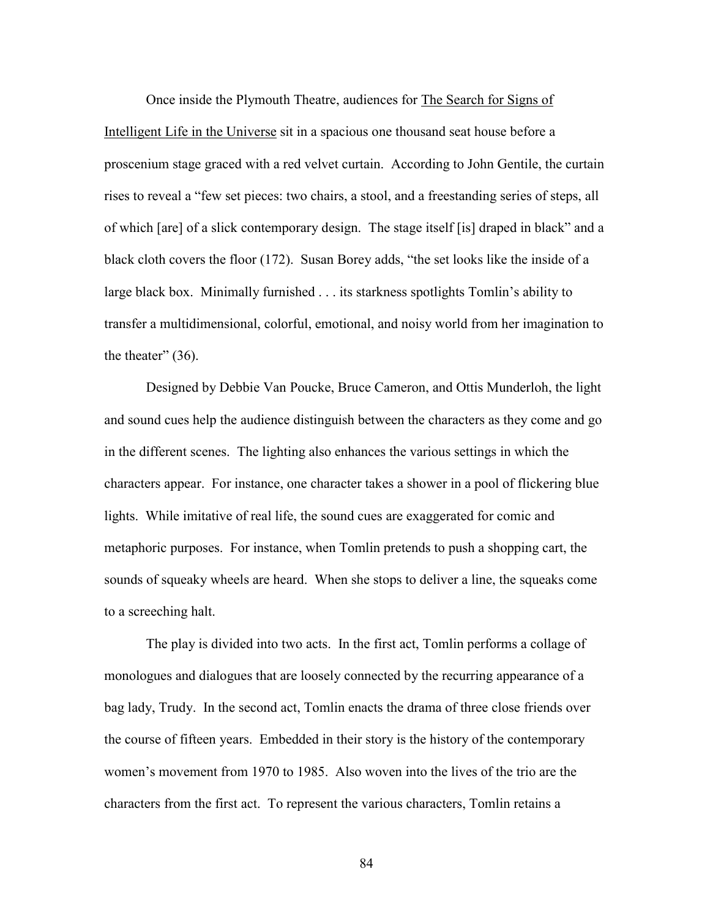Once inside the Plymouth Theatre, audiences for <u>The Search for Signs of Intelligent Life in the Universe</u> sit in a spacious one thousand seat house before a proscenium stage graced with a red velvet curtain. According to John Gentile, the curtain rises to reveal a "few set pieces: two chairs, a stool, and a freestanding series of steps, all of which [are] of a slick contemporary design. The stage itself [is] draped in black" and a black cloth covers the floor (172). Susan Borey adds, "the set looks like the inside of a large black box. Minimally furnished . . . its starkness spotlights Tomlin's ability to transfer a multidimensional, colorful, emotional, and noisy world from her imagination to the theater" (36).

Designed by Debbie Van Poucke, Bruce Cameron, and Ottis Munderloh, the light and sound cues help the audience distinguish between the characters as they come and go in the different scenes. The lighting also enhances the various settings in which the characters appear. For instance, one character takes a shower in a pool of flickering blue lights. While imitative of real life, the sound cues are exaggerated for comic and metaphoric purposes. For instance, when Tomlin pretends to push a shopping cart, the sounds of squeaky wheels are heard. When she stops to deliver a line, the squeaks come to a screeching halt.

The play is divided into two acts. In the first act, Tomlin performs a collage of monologues and dialogues that are loosely connected by the recurring appearance of a bag lady, Trudy. In the second act, Tomlin enacts the drama of three close friends over the course of fifteen years. Embedded in their story is the history of the contemporary women's movement from 1970 to 1985. Also woven into the lives of the trio are the characters from the first act. To represent the various characters, Tomlin retains a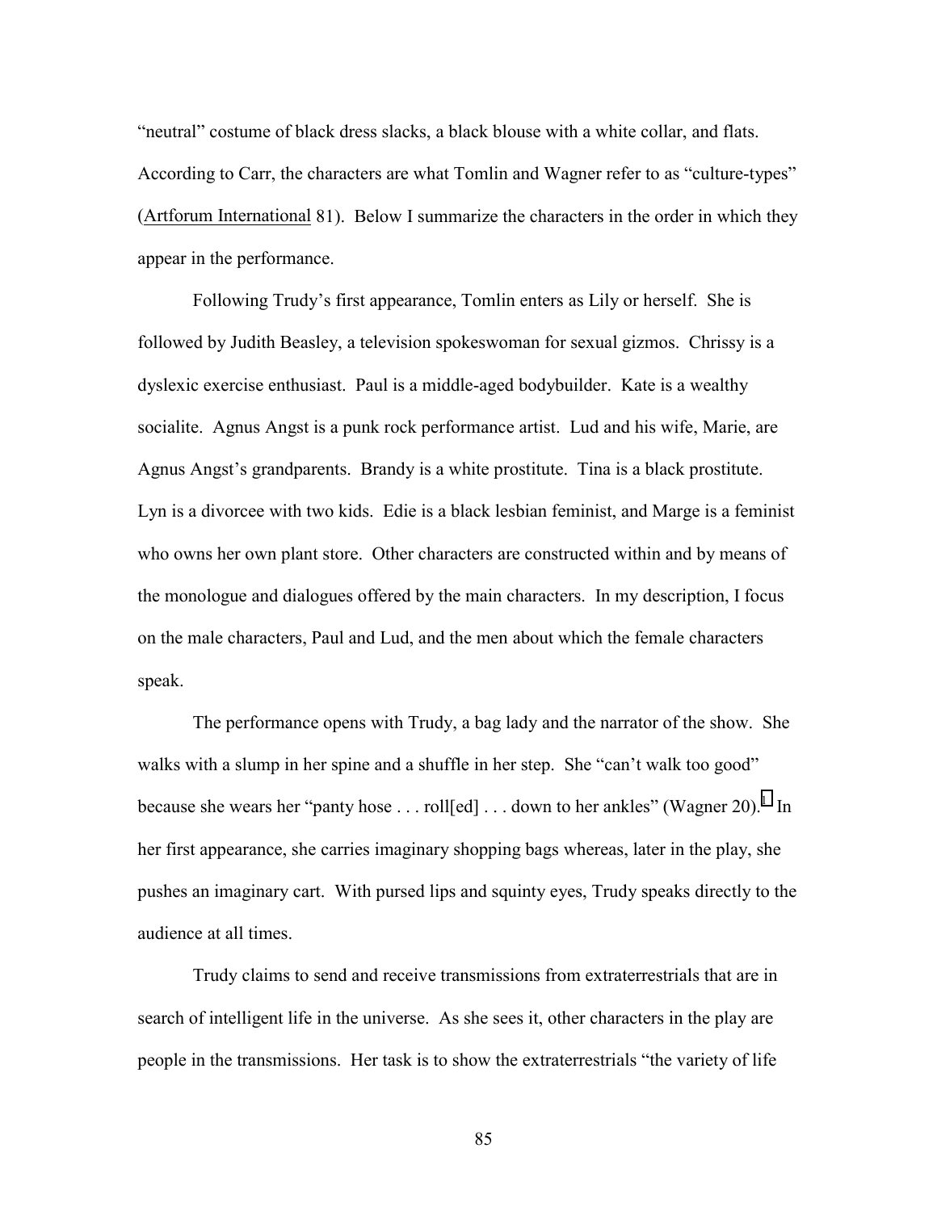"neutral" costume of black dress slacks, a black blouse with a white collar, and flats. According to Carr, the characters are what Tomlin and Wagner refer to as "culture-types" (Artforum International 81). Below I summarize the characters in the order in which they appear in the performance.

Following Trudy's first appearance, Tomlin enters as Lily or herself. She is followed by Judith Beasley, a television spokeswoman for sexual gizmos. Chrissy is a dyslexic exercise enthusiast. Paul is a middle-aged bodybuilder. Kate is a wealthy socialite. Agnus Angst is a punk rock performance artist. Lud and his wife, Marie, are Agnus Angst's grandparents. Brandy is a white prostitute. Tina is a black prostitute. Lyn is a divorcee with two kids. Edie is a black lesbian feminist, and Marge is a feminist who owns her own plant store. Other characters are constructed within and by means of the monologue and dialogues offered by the main characters. In my description, I focus on the male characters, Paul and Lud, and the men about which the female characters speak.

The performance opens with Trudy, a bag lady and the narrator of the show. She walks with a slump in her spine and a shuffle in her step. She "can't walk too good" because she wears her "panty hose . . . roll[ed] . . . down to her ankles" (Wagner 20).[1] In her first appearance, she carries imaginary shopping bags whereas, later in the play, she pushes an imaginary cart. With pursed lips and squinty eyes, Trudy speaks directly to the audience at all times.

Trudy claims to send and receive transmissions from extraterrestrials that are in search of intelligent life in the universe. As she sees it, other characters in the play are people in the transmissions. Her task is to show the extraterrestrials "the variety of life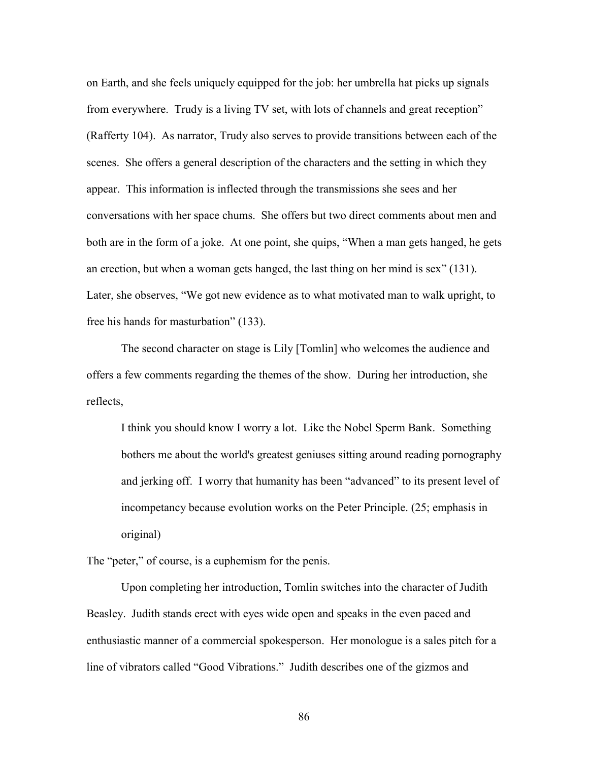on Earth, and she feels uniquely equipped for the job: her umbrella hat picks up signals from everywhere. Trudy is a living TV set, with lots of channels and great reception" (Rafferty 104). As narrator, Trudy also serves to provide transitions between each of the scenes. She offers a general description of the characters and the setting in which they appear. This information is inflected through the transmissions she sees and her conversations with her space chums. She offers but two direct comments about men and both are in the form of a joke. At one point, she quips, "When a man gets hanged, he gets an erection, but when a woman gets hanged, the last thing on her mind is sex" (131). Later, she observes, "We got new evidence as to what motivated man to walk upright, to free his hands for masturbation" (133).

The second character on stage is Lily [Tomlin] who welcomes the audience and offers a few comments regarding the themes of the show. During her introduction, she reflects,

> I think you should know I worry a lot. Like the Nobel Sperm Bank. Something bothers me about the world's greatest geniuses sitting around reading pornography and jerking off. I worry that humanity has been "advanced" to its present level of incompetancy because evolution works on the Peter Principle. (25; emphasis in original)

The "peter," of course, is a euphemism for the penis.

Upon completing her introduction, Tomlin switches into the character of Judith Beasley. Judith stands erect with eyes wide open and speaks in the even paced and enthusiastic manner of a commercial spokesperson. Her monologue is a sales pitch for a line of vibrators called "Good Vibrations." Judith describes one of the gizmos and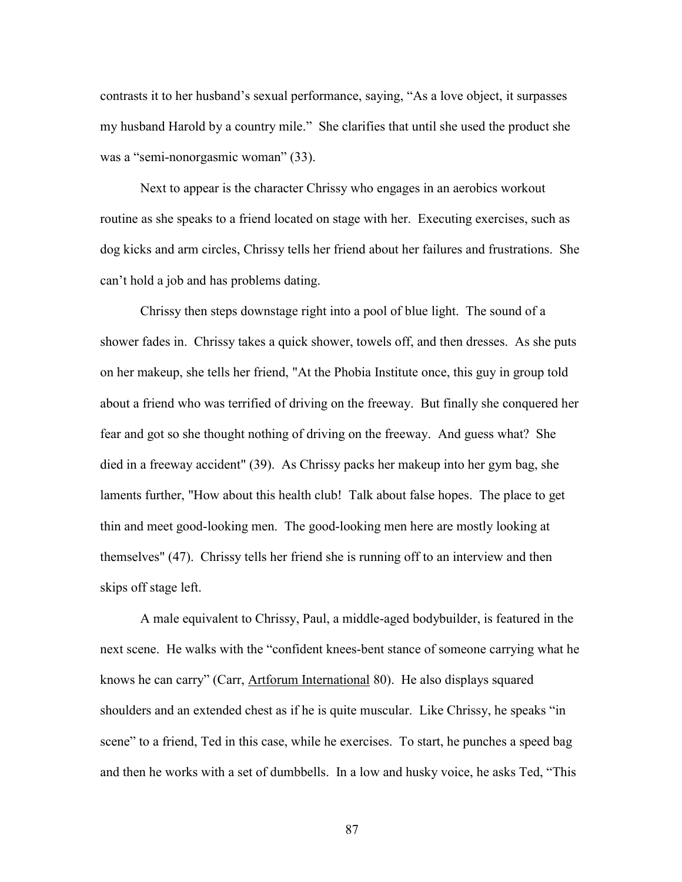contrasts it to her husband's sexual performance, saying, "As a love object, it surpasses my husband Harold by a country mile." She clarifies that until she used the product she was a "semi-nonorgasmic woman" (33).

Next to appear is the character Chrissy who engages in an aerobics workout routine as she speaks to a friend located on stage with her. Executing exercises, such as dog kicks and arm circles, Chrissy tells her friend about her failures and frustrations. She can't hold a job and has problems dating.

Chrissy then steps downstage right into a pool of blue light. The sound of a shower fades in. Chrissy takes a quick shower, towels off, and then dresses. As she puts on her makeup, she tells her friend, "At the Phobia Institute once, this guy in group told about a friend who was terrified of driving on the freeway. But finally she conquered her fear and got so she thought nothing of driving on the freeway. And guess what? She died in a freeway accident" (39). As Chrissy packs her makeup into her gym bag, she laments further, "How about this health club! Talk about false hopes. The place to get thin and meet good-looking men. The good-looking men here are mostly looking at themselves" (47). Chrissy tells her friend she is running off to an interview and then skips off stage left.

A male equivalent to Chrissy, Paul, a middle-aged bodybuilder, is featured in the next scene. He walks with the "confident knees-bent stance of someone carrying what he knows he can carry" (Carr, <u>Artforum International</u> 80). He also displays squared shoulders and an extended chest as if he is quite muscular. Like Chrissy, he speaks "in scene" to a friend, Ted in this case, while he exercises. To start, he punches a speed bag and then he works with a set of dumbbells. In a low and husky voice, he asks Ted, "This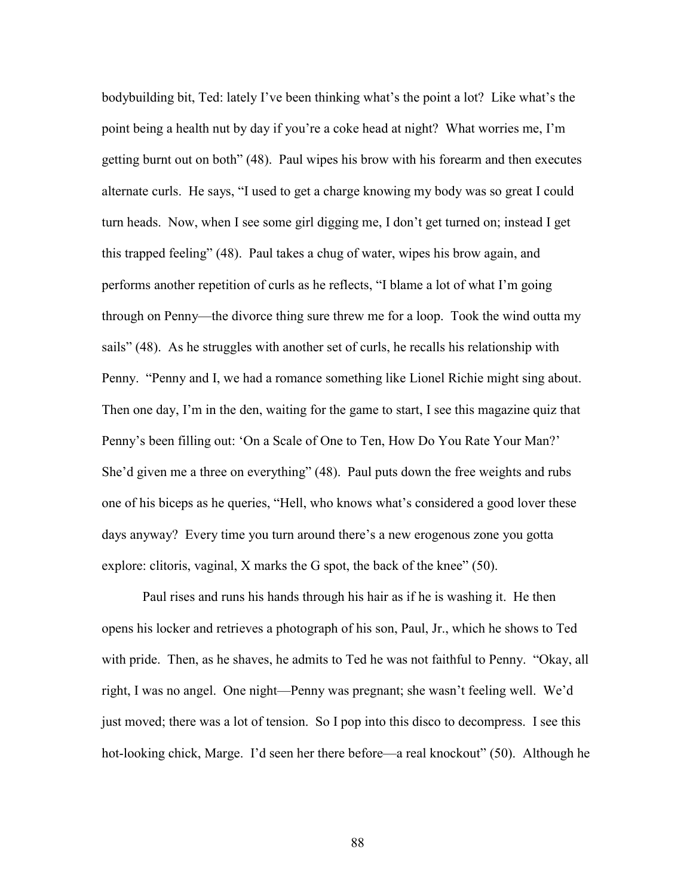bodybuilding bit, Ted: lately I've been thinking what's the point a lot? Like what's the point being a health nut by day if you're a coke head at night? What worries me, I'm getting burnt out on both" (48). Paul wipes his brow with his forearm and then executes alternate curls. He says, "I used to get a charge knowing my body was so great I could turn heads. Now, when I see some girl digging me, I don't get turned on; instead I get this trapped feeling" (48). Paul takes a chug of water, wipes his brow again, and performs another repetition of curls as he reflects, "I blame a lot of what I'm going through on Penny—the divorce thing sure threw me for a loop. Took the wind outta my sails" (48). As he struggles with another set of curls, he recalls his relationship with Penny. "Penny and I, we had a romance something like Lionel Richie might sing about. Then one day, I'm in the den, waiting for the game to start, I see this magazine quiz that Penny's been filling out: 'On a Scale of One to Ten, How Do You Rate Your Man?' She'd given me a three on everything" (48). Paul puts down the free weights and rubs one of his biceps as he queries, "Hell, who knows what's considered a good lover these days anyway? Every time you turn around there's a new erogenous zone you gotta explore: clitoris, vaginal, X marks the G spot, the back of the knee" (50).

Paul rises and runs his hands through his hair as if he is washing it. He then opens his locker and retrieves a photograph of his son, Paul, Jr., which he shows to Ted with pride. Then, as he shaves, he admits to Ted he was not faithful to Penny. "Okay, all right, I was no angel. One night—Penny was pregnant; she wasn't feeling well. We'd just moved; there was a lot of tension. So I pop into this disco to decompress. I see this hot-looking chick, Marge. I'd seen her there before—a real knockout" (50). Although he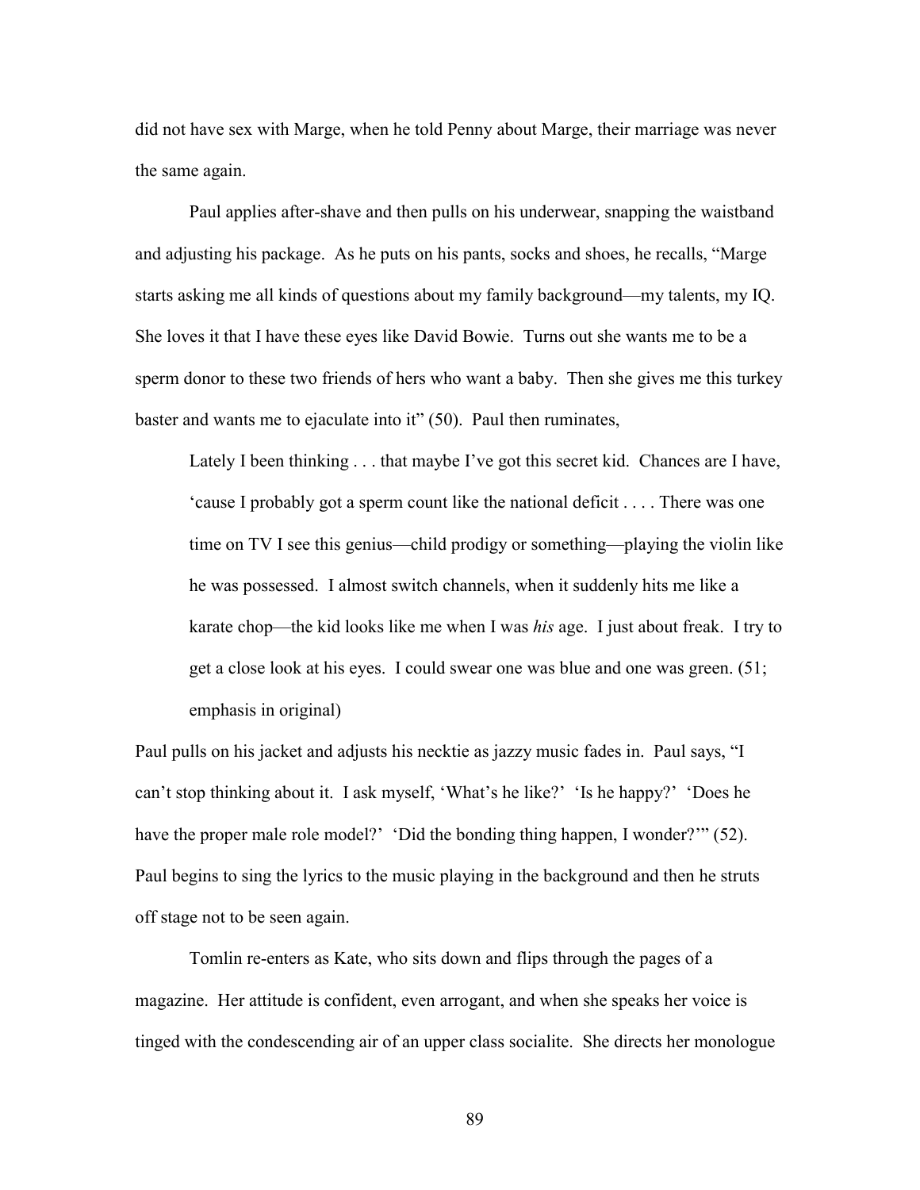did not have sex with Marge, when he told Penny about Marge, their marriage was never the same again.

Paul applies after-shave and then pulls on his underwear, snapping the waistband and adjusting his package. As he puts on his pants, socks and shoes, he recalls, "Marge starts asking me all kinds of questions about my family background—my talents, my IQ. She loves it that I have these eyes like David Bowie. Turns out she wants me to be a sperm donor to these two friends of hers who want a baby. Then she gives me this turkey baster and wants me to ejaculate into it" (50). Paul then ruminates,

> Lately I been thinking . . . that maybe I've got this secret kid. Chances are I have, 'cause I probably got a sperm count like the national deficit . . . . There was one time on TV I see this genius—child prodigy or something—playing the violin like he was possessed. I almost switch channels, when it suddenly hits me like a karate chop—the kid looks like me when I was *his* age. I just about freak. I try to get a close look at his eyes. I could swear one was blue and one was green. (51; emphasis in original)

Paul pulls on his jacket and adjusts his necktie as jazzy music fades in. Paul says, "I can't stop thinking about it. I ask myself, 'What's he like?' 'Is he happy?' 'Does he have the proper male role model?' 'Did the bonding thing happen, I wonder?'" (52). Paul begins to sing the lyrics to the music playing in the background and then he struts off stage not to be seen again.

Tomlin re-enters as Kate, who sits down and flips through the pages of a magazine. Her attitude is confident, even arrogant, and when she speaks her voice is tinged with the condescending air of an upper class socialite. She directs her monologue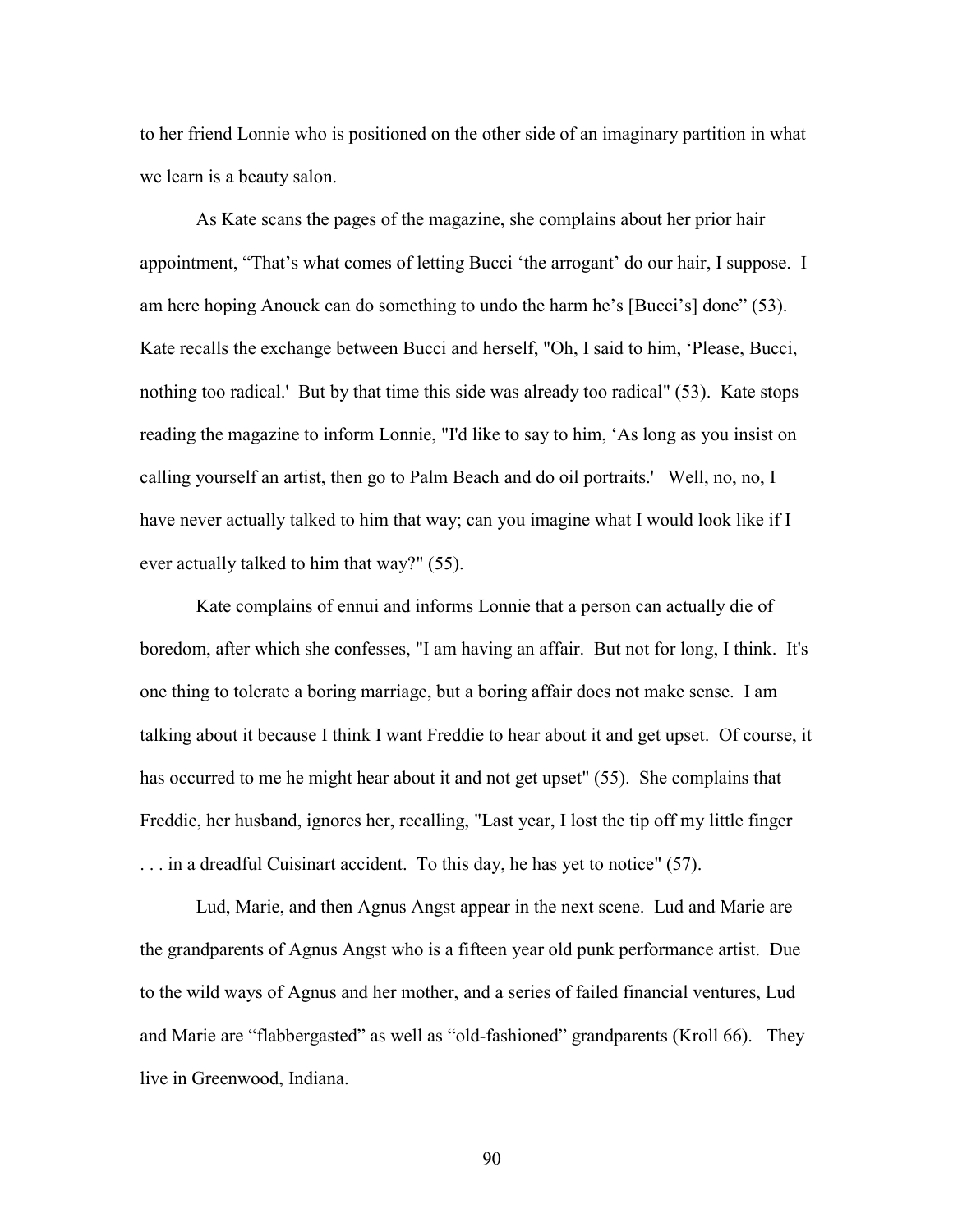to her friend Lonnie who is positioned on the other side of an imaginary partition in what we learn is a beauty salon.

As Kate scans the pages of the magazine, she complains about her prior hair appointment, "That's what comes of letting Bucci 'the arrogant' do our hair, I suppose. I am here hoping Anouck can do something to undo the harm he's [Bucci's] done" (53). Kate recalls the exchange between Bucci and herself, "Oh, I said to him, 'Please, Bucci, nothing too radical.' But by that time this side was already too radical" (53). Kate stops reading the magazine to inform Lonnie, "I'd like to say to him, 'As long as you insist on calling yourself an artist, then go to Palm Beach and do oil portraits.' Well, no, no, I have never actually talked to him that way; can you imagine what I would look like if I ever actually talked to him that way?" (55).

Kate complains of ennui and informs Lonnie that a person can actually die of boredom, after which she confesses, "I am having an affair. But not for long, I think. It's one thing to tolerate a boring marriage, but a boring affair does not make sense. I am talking about it because I think I want Freddie to hear about it and get upset. Of course, it has occurred to me he might hear about it and not get upset" (55). She complains that Freddie, her husband, ignores her, recalling, "Last year, I lost the tip off my little finger . . . in a dreadful Cuisinart accident. To this day, he has yet to notice" (57).

Lud, Marie, and then Agnus Angst appear in the next scene. Lud and Marie are the grandparents of Agnus Angst who is a fifteen year old punk performance artist. Due to the wild ways of Agnus and her mother, and a series of failed financial ventures, Lud and Marie are "flabbergasted" as well as "old-fashioned" grandparents (Kroll 66). They live in Greenwood, Indiana.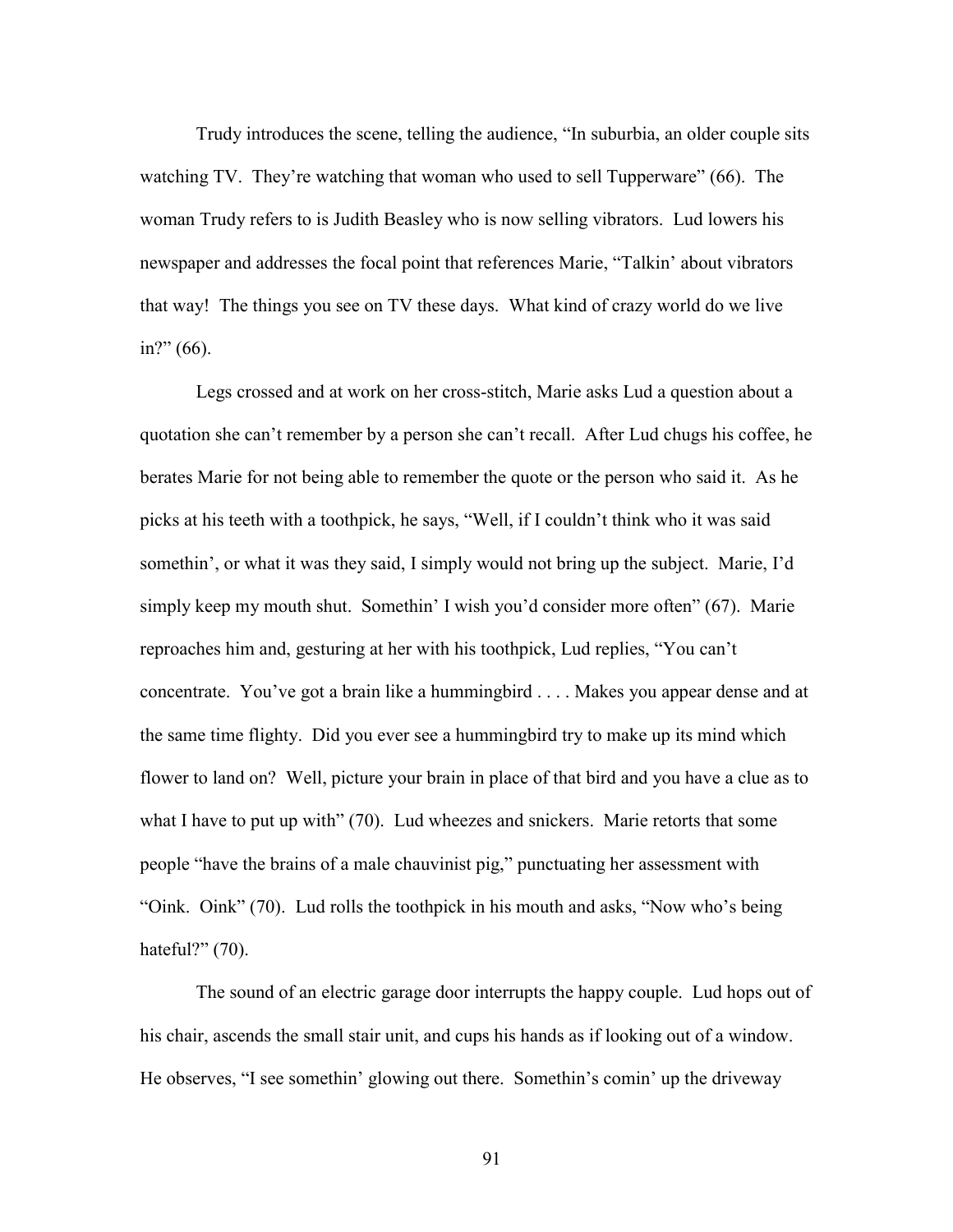Trudy introduces the scene, telling the audience, "In suburbia, an older couple sits watching TV. They're watching that woman who used to sell Tupperware" (66). The woman Trudy refers to is Judith Beasley who is now selling vibrators. Lud lowers his newspaper and addresses the focal point that references Marie, "Talkin' about vibrators that way! The things you see on TV these days. What kind of crazy world do we live in?" (66).

Legs crossed and at work on her cross-stitch, Marie asks Lud a question about a quotation she can't remember by a person she can't recall. After Lud chugs his coffee, he berates Marie for not being able to remember the quote or the person who said it. As he picks at his teeth with a toothpick, he says, "Well, if I couldn't think who it was said somethin', or what it was they said, I simply would not bring up the subject. Marie, I'd simply keep my mouth shut. Somethin' I wish you'd consider more often" (67). Marie reproaches him and, gesturing at her with his toothpick, Lud replies, "You can't concentrate. You've got a brain like a hummingbird . . . . Makes you appear dense and at the same time flighty. Did you ever see a hummingbird try to make up its mind which flower to land on? Well, picture your brain in place of that bird and you have a clue as to what I have to put up with" (70). Lud wheezes and snickers. Marie retorts that some people "have the brains of a male chauvinist pig," punctuating her assessment with "Oink. Oink" (70). Lud rolls the toothpick in his mouth and asks, "Now who's being hateful?" (70).

The sound of an electric garage door interrupts the happy couple. Lud hops out of his chair, ascends the small stair unit, and cups his hands as if looking out of a window. He observes, "I see somethin' glowing out there. Somethin's comin' up the driveway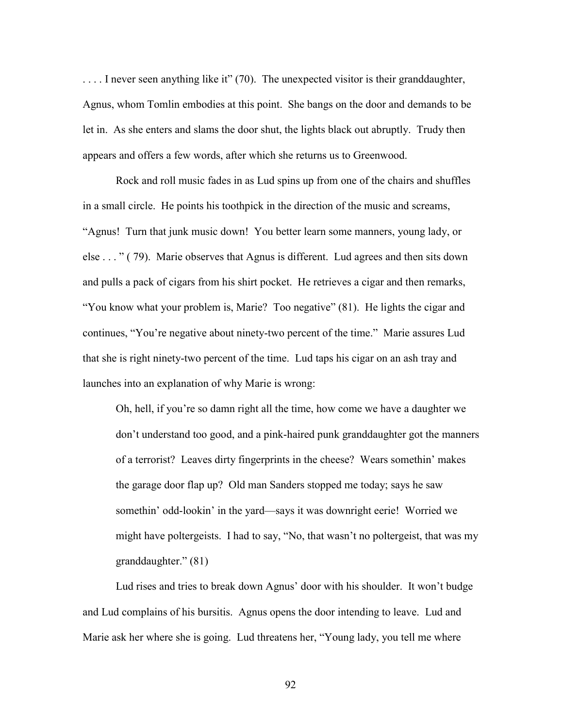. . . . I never seen anything like it" (70). The unexpected visitor is their granddaughter, Agnus, whom Tomlin embodies at this point. She bangs on the door and demands to be let in. As she enters and slams the door shut, the lights black out abruptly. Trudy then appears and offers a few words, after which she returns us to Greenwood.

Rock and roll music fades in as Lud spins up from one of the chairs and shuffles in a small circle. He points his toothpick in the direction of the music and screams, "Agnus! Turn that junk music down! You better learn some manners, young lady, or else . . . " ( 79). Marie observes that Agnus is different. Lud agrees and then sits down and pulls a pack of cigars from his shirt pocket. He retrieves a cigar and then remarks, "You know what your problem is, Marie? Too negative" (81). He lights the cigar and continues, "You're negative about ninety-two percent of the time." Marie assures Lud that she is right ninety-two percent of the time. Lud taps his cigar on an ash tray and launches into an explanation of why Marie is wrong:

> Oh, hell, if you're so damn right all the time, how come we have a daughter we don't understand too good, and a pink-haired punk granddaughter got the manners of a terrorist? Leaves dirty fingerprints in the cheese? Wears somethin' makes the garage door flap up? Old man Sanders stopped me today; says he saw somethin' odd-lookin' in the yard—says it was downright eerie! Worried we might have poltergeists. I had to say, "No, that wasn't no poltergeist, that was my granddaughter." (81)

Lud rises and tries to break down Agnus' door with his shoulder. It won't budge and Lud complains of his bursitis. Agnus opens the door intending to leave. Lud and Marie ask her where she is going. Lud threatens her, "Young lady, you tell me where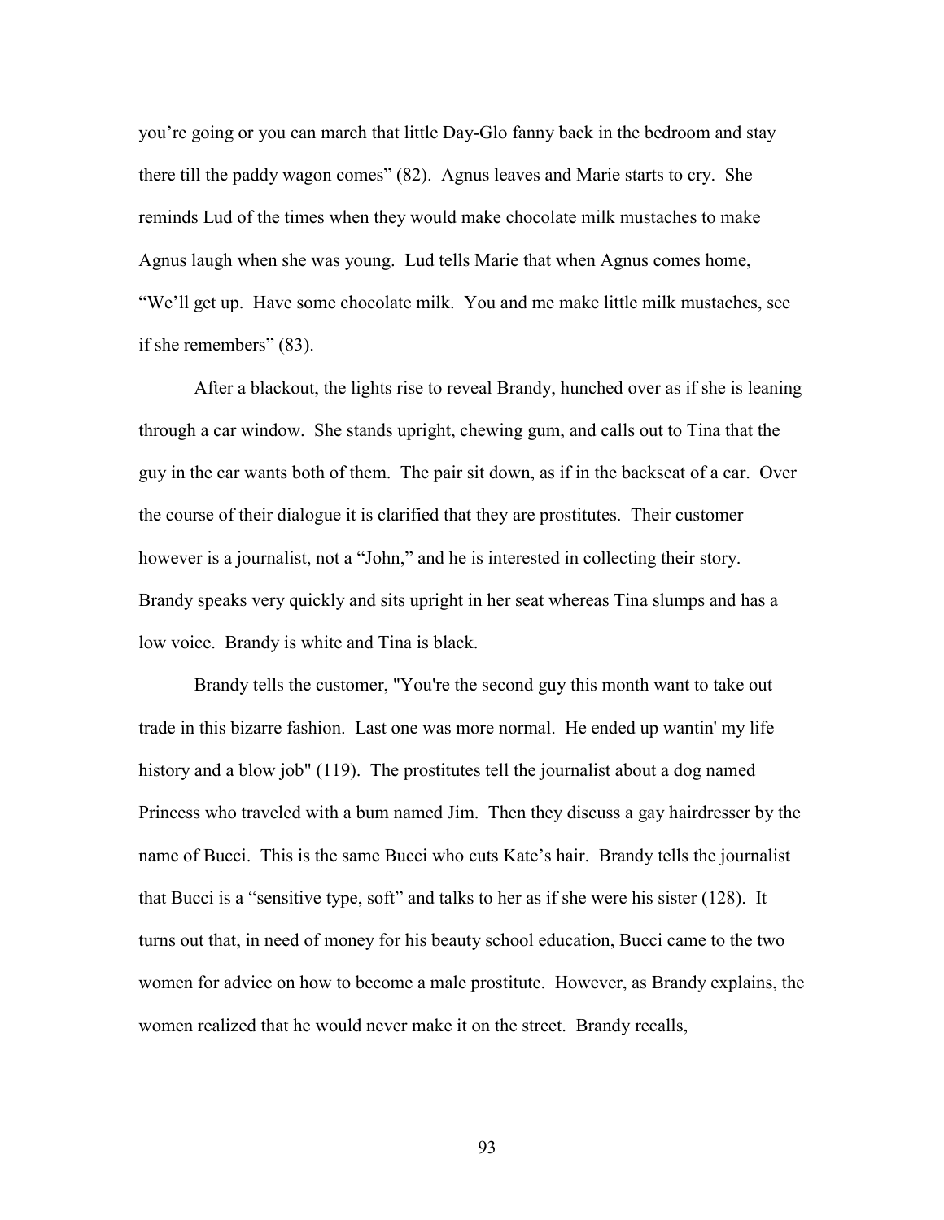you're going or you can march that little Day-Glo fanny back in the bedroom and stay there till the paddy wagon comes" (82). Agnus leaves and Marie starts to cry. She reminds Lud of the times when they would make chocolate milk mustaches to make Agnus laugh when she was young. Lud tells Marie that when Agnus comes home, "We'll get up. Have some chocolate milk. You and me make little milk mustaches, see if she remembers" (83).

After a blackout, the lights rise to reveal Brandy, hunched over as if she is leaning through a car window. She stands upright, chewing gum, and calls out to Tina that the guy in the car wants both of them. The pair sit down, as if in the backseat of a car. Over the course of their dialogue it is clarified that they are prostitutes. Their customer however is a journalist, not a "John," and he is interested in collecting their story. Brandy speaks very quickly and sits upright in her seat whereas Tina slumps and has a low voice. Brandy is white and Tina is black.

Brandy tells the customer, "You're the second guy this month want to take out trade in this bizarre fashion. Last one was more normal. He ended up wantin' my life history and a blow job" (119). The prostitutes tell the journalist about a dog named Princess who traveled with a bum named Jim. Then they discuss a gay hairdresser by the name of Bucci. This is the same Bucci who cuts Kate's hair. Brandy tells the journalist that Bucci is a "sensitive type, soft" and talks to her as if she were his sister (128). It turns out that, in need of money for his beauty school education, Bucci came to the two women for advice on how to become a male prostitute. However, as Brandy explains, the women realized that he would never make it on the street. Brandy recalls,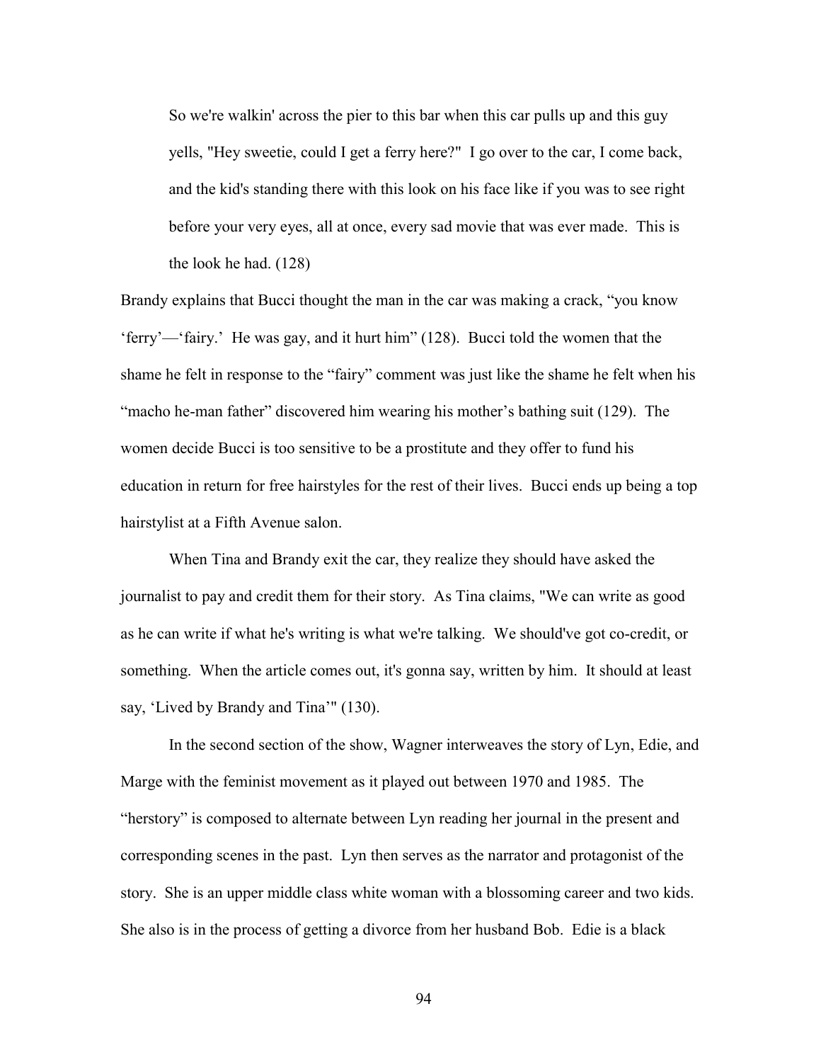> So we're walkin' across the pier to this bar when this car pulls up and this guy yells, "Hey sweetie, could I get a ferry here?" I go over to the car, I come back, and the kid's standing there with this look on his face like if you was to see right before your very eyes, all at once, every sad movie that was ever made. This is the look he had. (128)

Brandy explains that Bucci thought the man in the car was making a crack, "you know 'ferry'—'fairy.' He was gay, and it hurt him" (128). Bucci told the women that the shame he felt in response to the "fairy" comment was just like the shame he felt when his "macho he-man father" discovered him wearing his mother's bathing suit (129). The women decide Bucci is too sensitive to be a prostitute and they offer to fund his education in return for free hairstyles for the rest of their lives. Bucci ends up being a top hairstylist at a Fifth Avenue salon.

When Tina and Brandy exit the car, they realize they should have asked the journalist to pay and credit them for their story. As Tina claims, "We can write as good as he can write if what he's writing is what we're talking. We should've got co-credit, or something. When the article comes out, it's gonna say, written by him. It should at least say, 'Lived by Brandy and Tina'" (130).

In the second section of the show, Wagner interweaves the story of Lyn, Edie, and Marge with the feminist movement as it played out between 1970 and 1985. The "herstory" is composed to alternate between Lyn reading her journal in the present and corresponding scenes in the past. Lyn then serves as the narrator and protagonist of the story. She is an upper middle class white woman with a blossoming career and two kids. She also is in the process of getting a divorce from her husband Bob. Edie is a black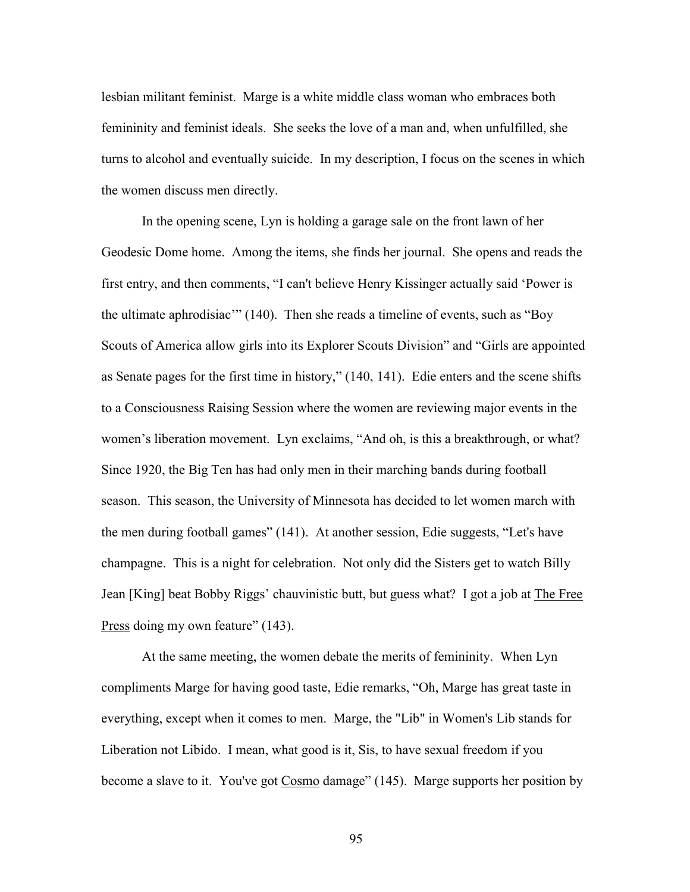lesbian militant feminist. Marge is a white middle class woman who embraces both femininity and feminist ideals. She seeks the love of a man and, when unfulfilled, she turns to alcohol and eventually suicide. In my description, I focus on the scenes in which the women discuss men directly.

In the opening scene, Lyn is holding a garage sale on the front lawn of her Geodesic Dome home. Among the items, she finds her journal. She opens and reads the first entry, and then comments, "I can't believe Henry Kissinger actually said 'Power is the ultimate aphrodisiac'" (140). Then she reads a timeline of events, such as "Boy Scouts of America allow girls into its Explorer Scouts Division" and "Girls are appointed as Senate pages for the first time in history," (140, 141). Edie enters and the scene shifts to a Consciousness Raising Session where the women are reviewing major events in the women's liberation movement. Lyn exclaims, "And oh, is this a breakthrough, or what? Since 1920, the Big Ten has had only men in their marching bands during football season. This season, the University of Minnesota has decided to let women march with the men during football games" (141). At another session, Edie suggests, "Let's have champagne. This is a night for celebration. Not only did the Sisters get to watch Billy Jean [King] beat Bobby Riggs' chauvinistic butt, but guess what? I got a job at <u>The Free Press</u> doing my own feature" (143).

At the same meeting, the women debate the merits of femininity. When Lyn compliments Marge for having good taste, Edie remarks, "Oh, Marge has great taste in everything, except when it comes to men. Marge, the "Lib" in Women's Lib stands for Liberation not Libido. I mean, what good is it, Sis, to have sexual freedom if you become a slave to it. You've got <u>Cosmo</u> damage" (145). Marge supports her position by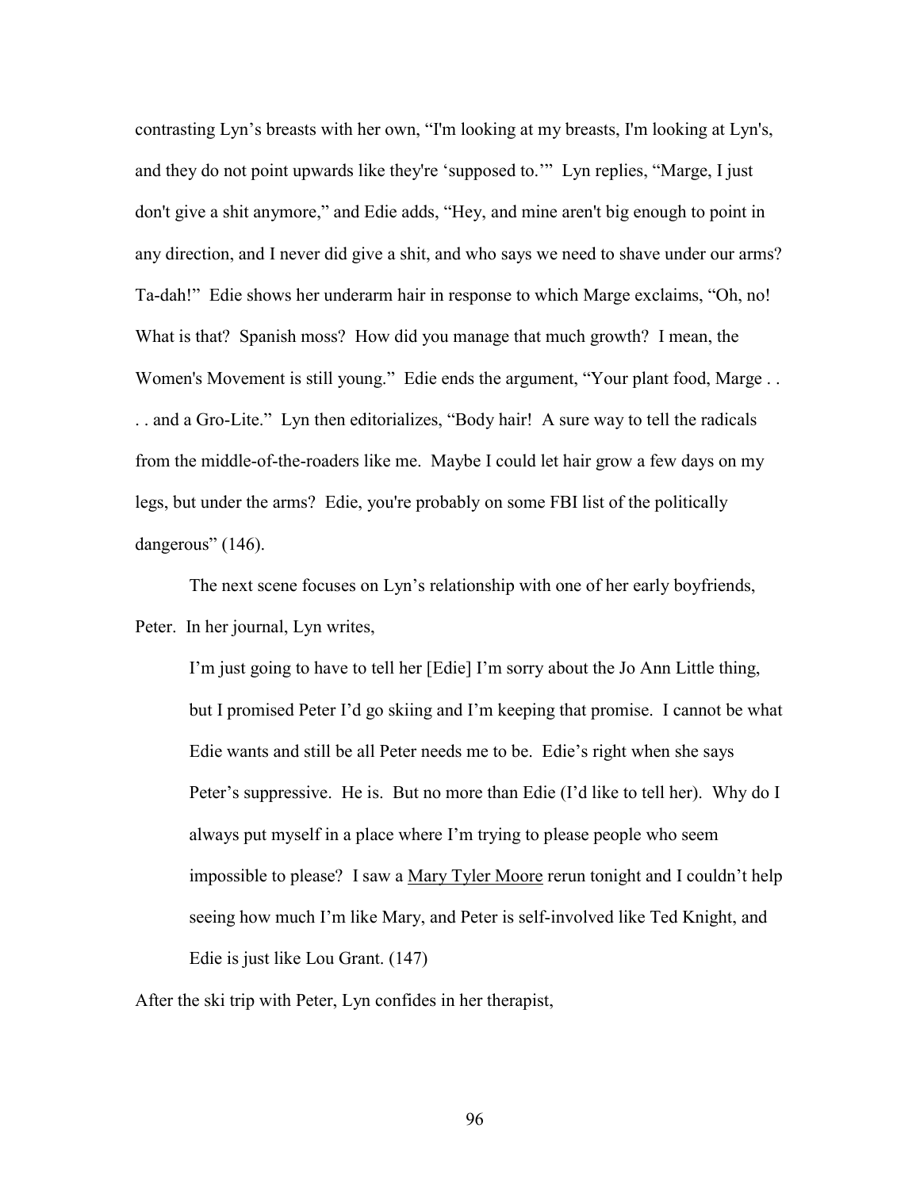contrasting Lyn's breasts with her own, "I'm looking at my breasts, I'm looking at Lyn's, and they do not point upwards like they're 'supposed to.'" Lyn replies, "Marge, I just don't give a shit anymore," and Edie adds, "Hey, and mine aren't big enough to point in any direction, and I never did give a shit, and who says we need to shave under our arms? Ta-dah!" Edie shows her underarm hair in response to which Marge exclaims, "Oh, no! What is that? Spanish moss? How did you manage that much growth? I mean, the Women's Movement is still young." Edie ends the argument, "Your plant food, Marge . . . . and a Gro-Lite." Lyn then editorializes, "Body hair! A sure way to tell the radicals from the middle-of-the-roaders like me. Maybe I could let hair grow a few days on my legs, but under the arms? Edie, you're probably on some FBI list of the politically dangerous" (146).

The next scene focuses on Lyn's relationship with one of her early boyfriends, Peter. In her journal, Lyn writes,

> I'm just going to have to tell her [Edie] I'm sorry about the Jo Ann Little thing, but I promised Peter I'd go skiing and I'm keeping that promise. I cannot be what Edie wants and still be all Peter needs me to be. Edie's right when she says Peter's suppressive. He is. But no more than Edie (I'd like to tell her). Why do I always put myself in a place where I'm trying to please people who seem impossible to please? I saw a <u>Mary Tyler Moore</u> rerun tonight and I couldn't help seeing how much I'm like Mary, and Peter is self-involved like Ted Knight, and Edie is just like Lou Grant. (147)

After the ski trip with Peter, Lyn confides in her therapist,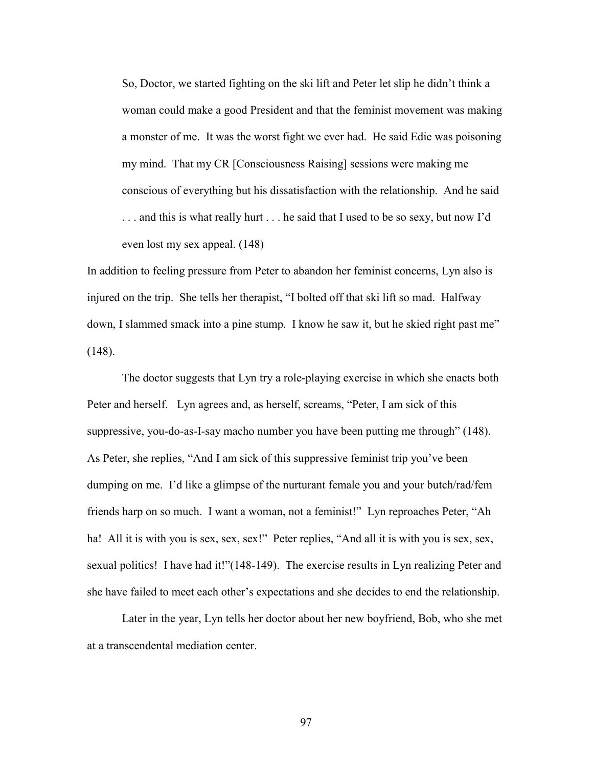> So, Doctor, we started fighting on the ski lift and Peter let slip he didn't think a woman could make a good President and that the feminist movement was making a monster of me. It was the worst fight we ever had. He said Edie was poisoning my mind. That my CR [Consciousness Raising] sessions were making me conscious of everything but his dissatisfaction with the relationship. And he said . . . and this is what really hurt . . . he said that I used to be so sexy, but now I'd even lost my sex appeal. (148)

In addition to feeling pressure from Peter to abandon her feminist concerns, Lyn also is injured on the trip. She tells her therapist, "I bolted off that ski lift so mad. Halfway down, I slammed smack into a pine stump. I know he saw it, but he skied right past me" (148).

The doctor suggests that Lyn try a role-playing exercise in which she enacts both Peter and herself. Lyn agrees and, as herself, screams, "Peter, I am sick of this suppressive, you-do-as-I-say macho number you have been putting me through" (148). As Peter, she replies, "And I am sick of this suppressive feminist trip you've been dumping on me. I'd like a glimpse of the nurturant female you and your butch/rad/fem friends harp on so much. I want a woman, not a feminist!" Lyn reproaches Peter, "Ah ha! All it is with you is sex, sex, sex!" Peter replies, "And all it is with you is sex, sex, sexual politics! I have had it!"(148-149). The exercise results in Lyn realizing Peter and she have failed to meet each other's expectations and she decides to end the relationship.

Later in the year, Lyn tells her doctor about her new boyfriend, Bob, who she met at a transcendental mediation center.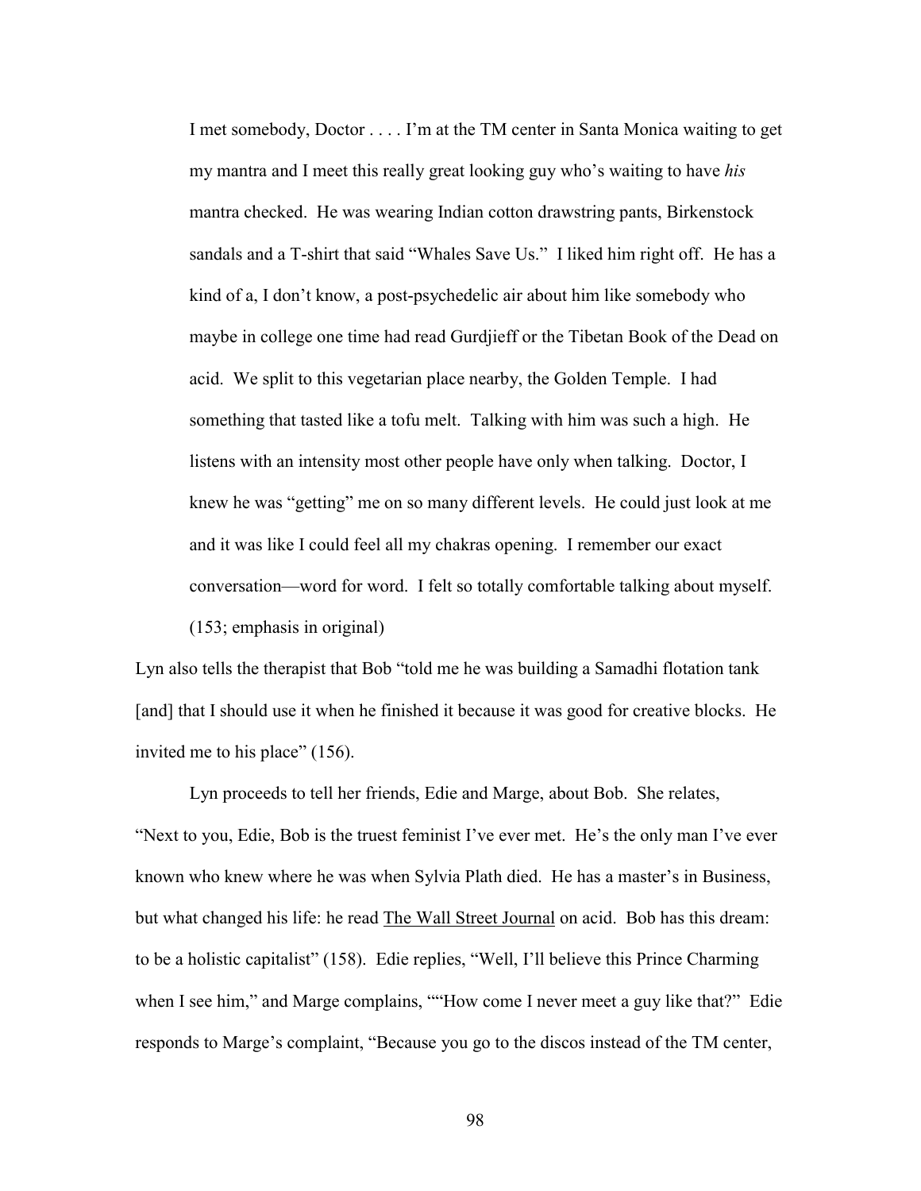> I met somebody, Doctor . . . . I'm at the TM center in Santa Monica waiting to get my mantra and I meet this really great looking guy who's waiting to have *his* mantra checked. He was wearing Indian cotton drawstring pants, Birkenstock sandals and a T-shirt that said "Whales Save Us." I liked him right off. He has a kind of a, I don't know, a post-psychedelic air about him like somebody who maybe in college one time had read Gurdjieff or the Tibetan Book of the Dead on acid. We split to this vegetarian place nearby, the Golden Temple. I had something that tasted like a tofu melt. Talking with him was such a high. He listens with an intensity most other people have only when talking. Doctor, I knew he was "getting" me on so many different levels. He could just look at me and it was like I could feel all my chakras opening. I remember our exact conversation—word for word. I felt so totally comfortable talking about myself. (153; emphasis in original)

Lyn also tells the therapist that Bob "told me he was building a Samadhi flotation tank [and] that I should use it when he finished it because it was good for creative blocks. He invited me to his place" (156).

Lyn proceeds to tell her friends, Edie and Marge, about Bob. She relates, "Next to you, Edie, Bob is the truest feminist I've ever met. He's the only man I've ever known who knew where he was when Sylvia Plath died. He has a master's in Business, but what changed his life: he read <u>The Wall Street Journal</u> on acid. Bob has this dream: to be a holistic capitalist" (158). Edie replies, "Well, I'll believe this Prince Charming when I see him," and Marge complains, ""How come I never meet a guy like that?" Edie responds to Marge's complaint, "Because you go to the discos instead of the TM center,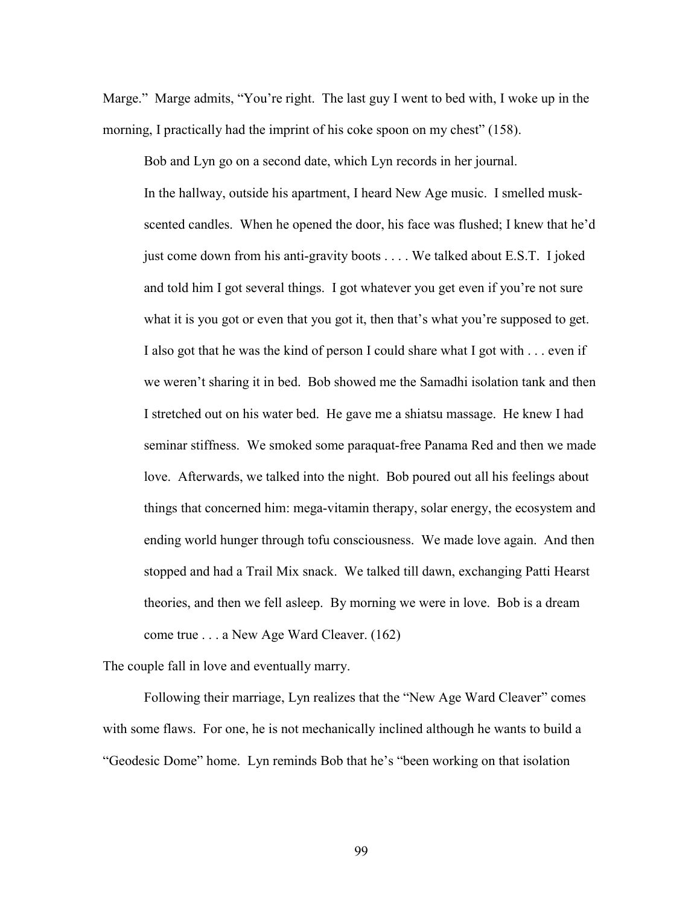Marge." Marge admits, "You're right. The last guy I went to bed with, I woke up in the morning, I practically had the imprint of his coke spoon on my chest" (158).

Bob and Lyn go on a second date, which Lyn records in her journal.

> In the hallway, outside his apartment, I heard New Age music. I smelled musk-scented candles. When he opened the door, his face was flushed; I knew that he'd just come down from his anti-gravity boots . . . . We talked about E.S.T. I joked and told him I got several things. I got whatever you get even if you're not sure what it is you got or even that you got it, then that's what you're supposed to get. I also got that he was the kind of person I could share what I got with . . . even if we weren't sharing it in bed. Bob showed me the Samadhi isolation tank and then I stretched out on his water bed. He gave me a shiatsu massage. He knew I had seminar stiffness. We smoked some paraquat-free Panama Red and then we made love. Afterwards, we talked into the night. Bob poured out all his feelings about things that concerned him: mega-vitamin therapy, solar energy, the ecosystem and ending world hunger through tofu consciousness. We made love again. And then stopped and had a Trail Mix snack. We talked till dawn, exchanging Patti Hearst theories, and then we fell asleep. By morning we were in love. Bob is a dream come true . . . a New Age Ward Cleaver. (162)

The couple fall in love and eventually marry.

Following their marriage, Lyn realizes that the "New Age Ward Cleaver" comes with some flaws. For one, he is not mechanically inclined although he wants to build a "Geodesic Dome" home. Lyn reminds Bob that he's "been working on that isolation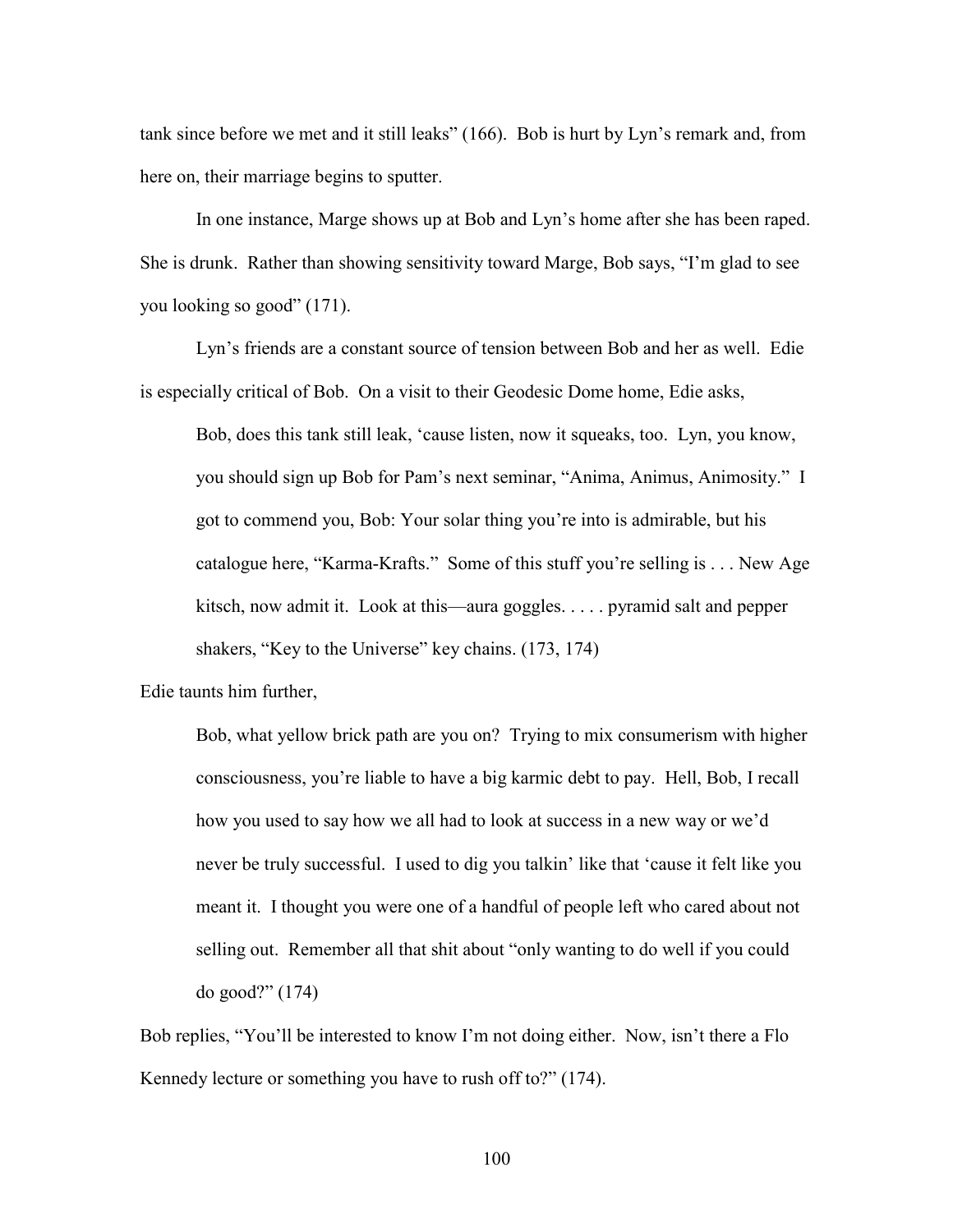tank since before we met and it still leaks" (166). Bob is hurt by Lyn's remark and, from here on, their marriage begins to sputter.

In one instance, Marge shows up at Bob and Lyn's home after she has been raped. She is drunk. Rather than showing sensitivity toward Marge, Bob says, "I'm glad to see you looking so good" (171).

Lyn's friends are a constant source of tension between Bob and her as well. Edie is especially critical of Bob. On a visit to their Geodesic Dome home, Edie asks,

> Bob, does this tank still leak, 'cause listen, now it squeaks, too. Lyn, you know, you should sign up Bob for Pam's next seminar, "Anima, Animus, Animosity." I got to commend you, Bob: Your solar thing you're into is admirable, but his catalogue here, "Karma-Krafts." Some of this stuff you're selling is . . . New Age kitsch, now admit it. Look at this—aura goggles. . . . . pyramid salt and pepper shakers, "Key to the Universe" key chains. (173, 174)

Edie taunts him further,

> Bob, what yellow brick path are you on? Trying to mix consumerism with higher consciousness, you're liable to have a big karmic debt to pay. Hell, Bob, I recall how you used to say how we all had to look at success in a new way or we'd never be truly successful. I used to dig you talkin' like that 'cause it felt like you meant it. I thought you were one of a handful of people left who cared about not selling out. Remember all that shit about "only wanting to do well if you could do good?" (174)

Bob replies, "You'll be interested to know I'm not doing either. Now, isn't there a Flo Kennedy lecture or something you have to rush off to?" (174).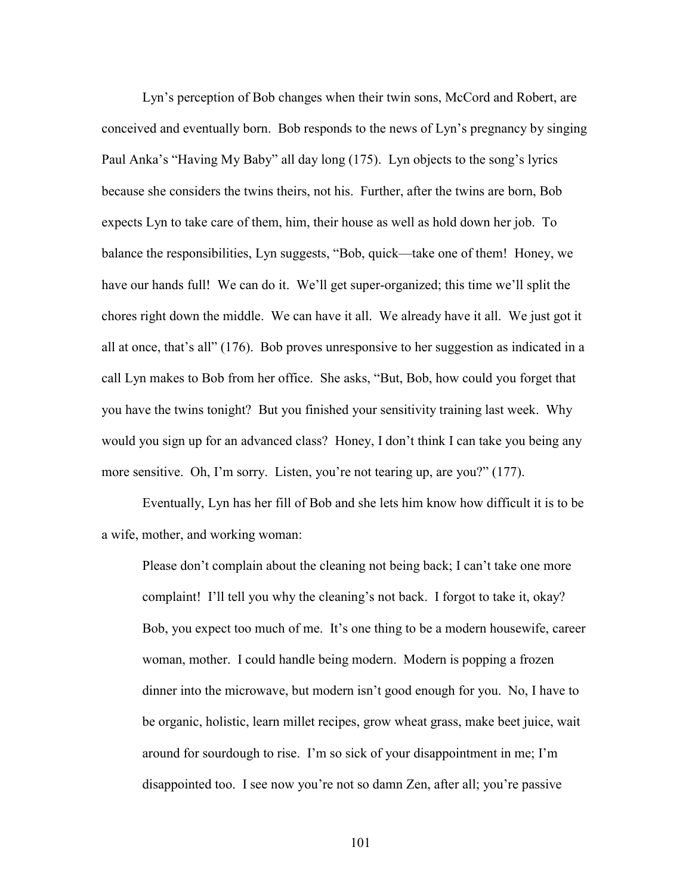Lyn's perception of Bob changes when their twin sons, McCord and Robert, are conceived and eventually born. Bob responds to the news of Lyn's pregnancy by singing Paul Anka's "Having My Baby" all day long (175). Lyn objects to the song's lyrics because she considers the twins theirs, not his. Further, after the twins are born, Bob expects Lyn to take care of them, him, their house as well as hold down her job. To balance the responsibilities, Lyn suggests, "Bob, quick—take one of them! Honey, we have our hands full! We can do it. We'll get super-organized; this time we'll split the chores right down the middle. We can have it all. We already have it all. We just got it all at once, that's all" (176). Bob proves unresponsive to her suggestion as indicated in a call Lyn makes to Bob from her office. She asks, "But, Bob, how could you forget that you have the twins tonight? But you finished your sensitivity training last week. Why would you sign up for an advanced class? Honey, I don't think I can take you being any more sensitive. Oh, I'm sorry. Listen, you're not tearing up, are you?" (177).

Eventually, Lyn has her fill of Bob and she lets him know how difficult it is to be a wife, mother, and working woman:

> Please don't complain about the cleaning not being back; I can't take one more complaint! I'll tell you why the cleaning's not back. I forgot to take it, okay? Bob, you expect too much of me. It's one thing to be a modern housewife, career woman, mother. I could handle being modern. Modern is popping a frozen dinner into the microwave, but modern isn't good enough for you. No, I have to be organic, holistic, learn millet recipes, grow wheat grass, make beet juice, wait around for sourdough to rise. I'm so sick of your disappointment in me; I'm disappointed too. I see now you're not so damn Zen, after all; you're passive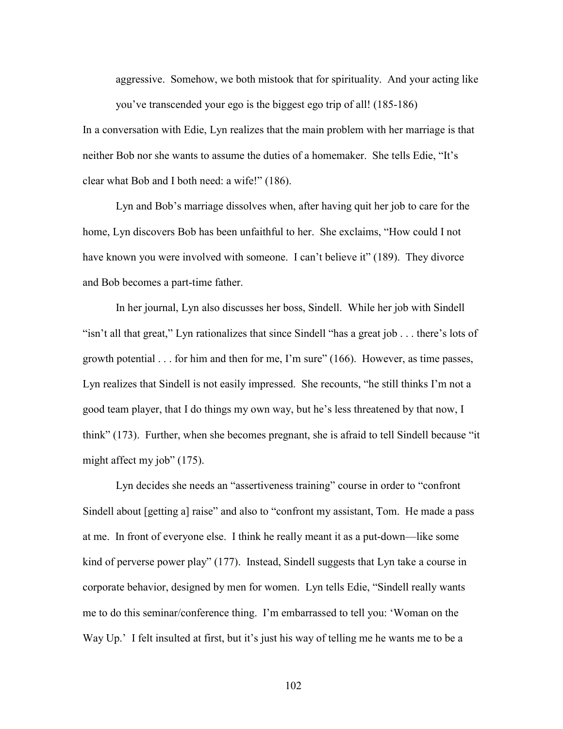> aggressive. Somehow, we both mistook that for spirituality. And your acting like you've transcended your ego is the biggest ego trip of all! (185-186)

In a conversation with Edie, Lyn realizes that the main problem with her marriage is that neither Bob nor she wants to assume the duties of a homemaker. She tells Edie, "It's clear what Bob and I both need: a wife!" (186).

Lyn and Bob's marriage dissolves when, after having quit her job to care for the home, Lyn discovers Bob has been unfaithful to her. She exclaims, "How could I not have known you were involved with someone. I can't believe it" (189). They divorce and Bob becomes a part-time father.

In her journal, Lyn also discusses her boss, Sindell. While her job with Sindell "isn't all that great," Lyn rationalizes that since Sindell "has a great job . . . there's lots of growth potential . . . for him and then for me, I'm sure" (166). However, as time passes, Lyn realizes that Sindell is not easily impressed. She recounts, "he still thinks I'm not a good team player, that I do things my own way, but he's less threatened by that now, I think" (173). Further, when she becomes pregnant, she is afraid to tell Sindell because "it might affect my job" (175).

Lyn decides she needs an "assertiveness training" course in order to "confront Sindell about [getting a] raise" and also to "confront my assistant, Tom. He made a pass at me. In front of everyone else. I think he really meant it as a put-down—like some kind of perverse power play" (177). Instead, Sindell suggests that Lyn take a course in corporate behavior, designed by men for women. Lyn tells Edie, "Sindell really wants me to do this seminar/conference thing. I'm embarrassed to tell you: 'Woman on the Way Up.' I felt insulted at first, but it's just his way of telling me he wants me to be a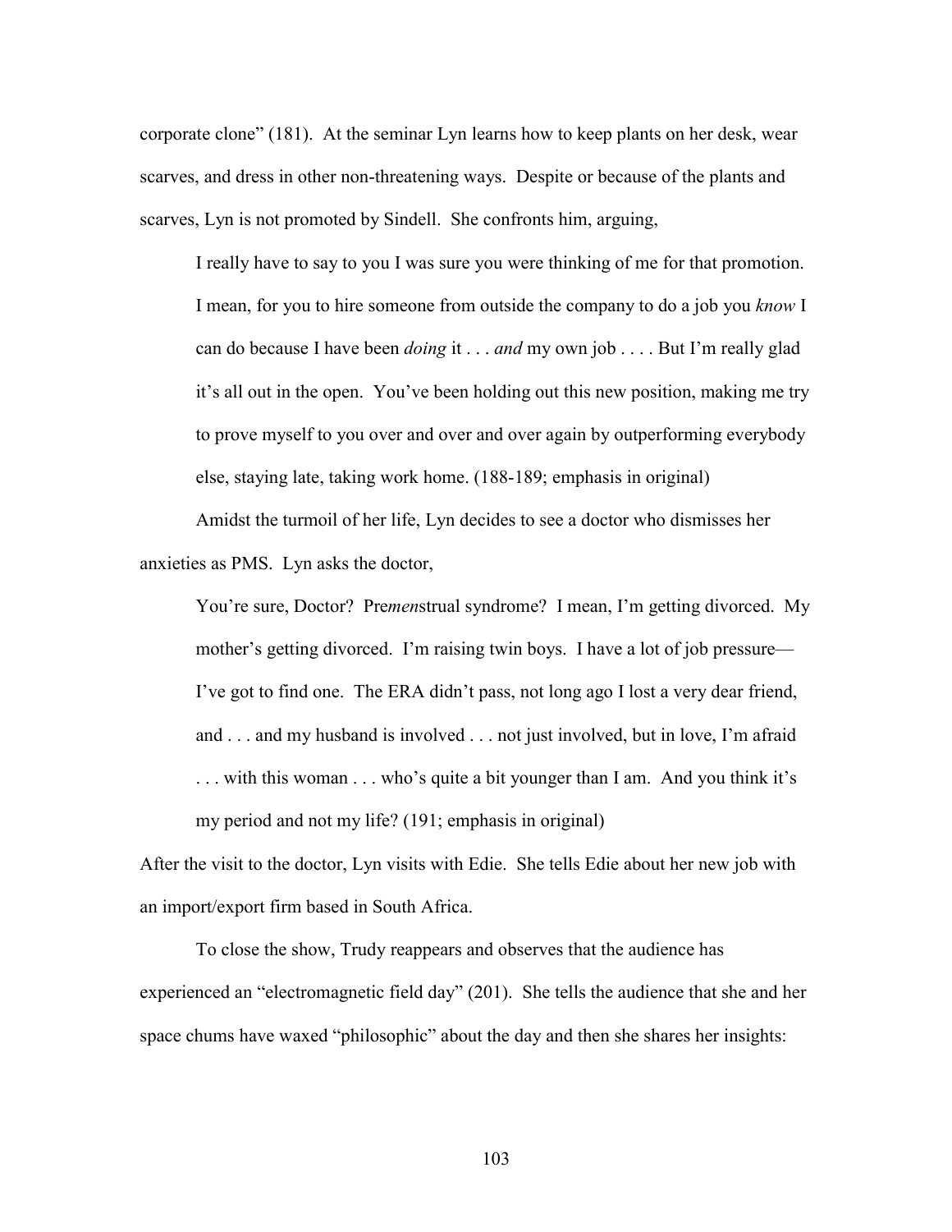corporate clone" (181). At the seminar Lyn learns how to keep plants on her desk, wear scarves, and dress in other non-threatening ways. Despite or because of the plants and scarves, Lyn is not promoted by Sindell. She confronts him, arguing,

> I really have to say to you I was sure you were thinking of me for that promotion. I mean, for you to hire someone from outside the company to do a job you *know* I can do because I have been *doing* it . . . *and* my own job . . . . But I'm really glad it's all out in the open. You've been holding out this new position, making me try to prove myself to you over and over and over again by outperforming everybody else, staying late, taking work home. (188-189; emphasis in original)

Amidst the turmoil of her life, Lyn decides to see a doctor who dismisses her anxieties as PMS. Lyn asks the doctor,

> You're sure, Doctor? Pre*men*strual syndrome? I mean, I'm getting divorced. My mother's getting divorced. I'm raising twin boys. I have a lot of job pressure—I've got to find one. The ERA didn't pass, not long ago I lost a very dear friend, and . . . and my husband is involved . . . not just involved, but in love, I'm afraid . . . with this woman . . . who's quite a bit younger than I am. And you think it's my period and not my life? (191; emphasis in original)

After the visit to the doctor, Lyn visits with Edie. She tells Edie about her new job with an import/export firm based in South Africa.

To close the show, Trudy reappears and observes that the audience has experienced an "electromagnetic field day" (201). She tells the audience that she and her space chums have waxed "philosophic" about the day and then she shares her insights: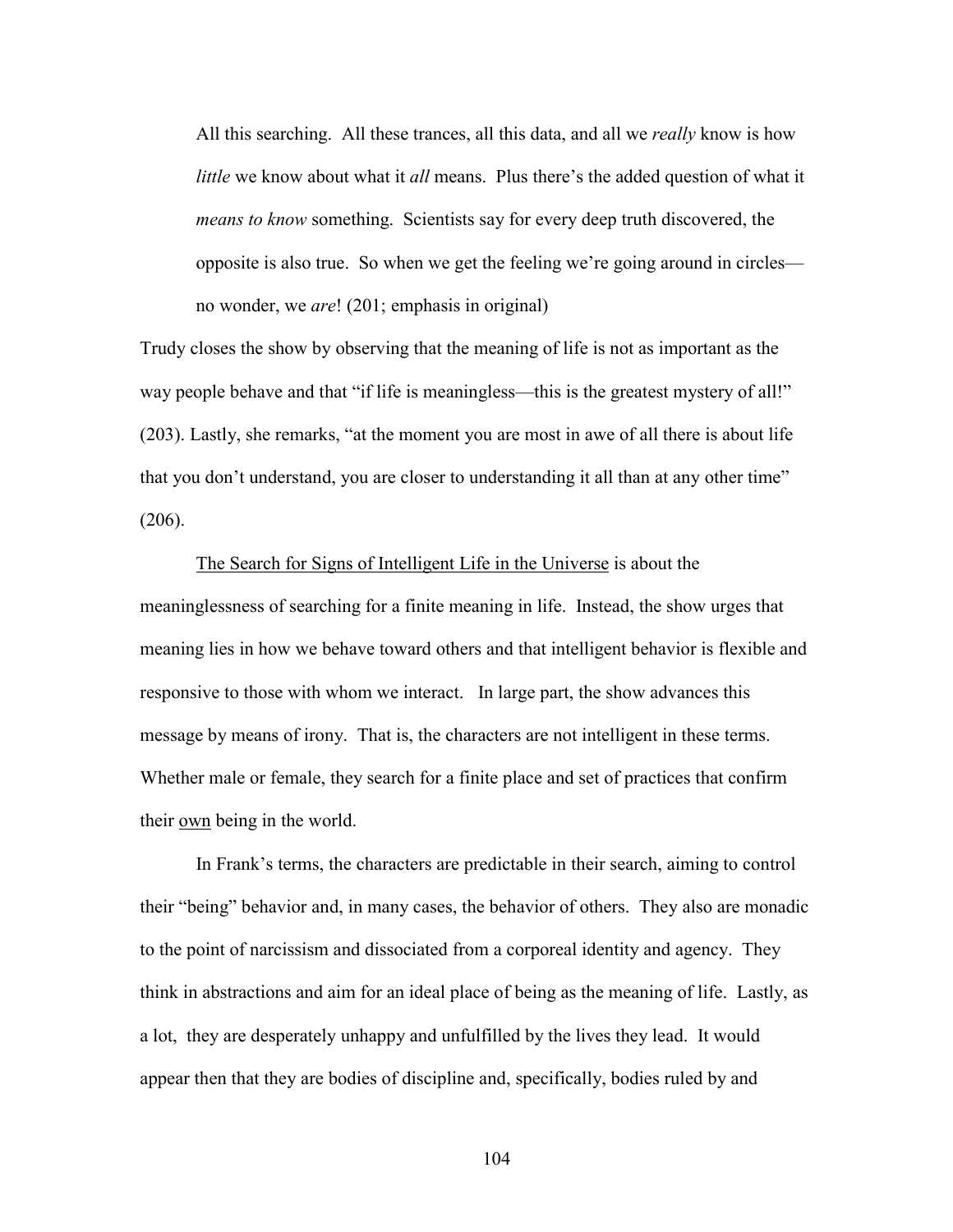> All this searching. All these trances, all this data, and all we *really* know is how *little* we know about what it *all* means. Plus there's the added question of what it *means to know* something. Scientists say for every deep truth discovered, the opposite is also true. So when we get the feeling we're going around in circles—no wonder, we *are*! (201; emphasis in original)

Trudy closes the show by observing that the meaning of life is not as important as the way people behave and that "if life is meaningless—this is the greatest mystery of all!" (203). Lastly, she remarks, "at the moment you are most in awe of all there is about life that you don't understand, you are closer to understanding it all than at any other time" (206).

The Search for Signs of Intelligent Life in the Universe is about the meaninglessness of searching for a finite meaning in life. Instead, the show urges that meaning lies in how we behave toward others and that intelligent behavior is flexible and responsive to those with whom we interact. In large part, the show advances this message by means of irony. That is, the characters are not intelligent in these terms. Whether male or female, they search for a finite place and set of practices that confirm their own being in the world.

In Frank's terms, the characters are predictable in their search, aiming to control their "being" behavior and, in many cases, the behavior of others. They also are monadic to the point of narcissism and dissociated from a corporeal identity and agency. They think in abstractions and aim for an ideal place of being as the meaning of life. Lastly, as a lot, they are desperately unhappy and unfulfilled by the lives they lead. It would appear then that they are bodies of discipline and, specifically, bodies ruled by and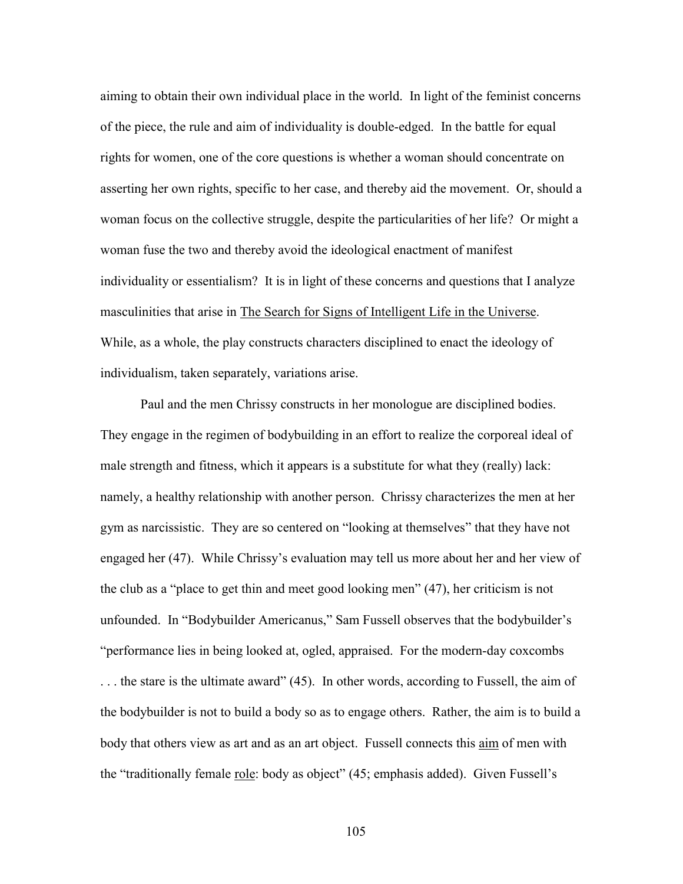aiming to obtain their own individual place in the world. In light of the feminist concerns of the piece, the rule and aim of individuality is double-edged. In the battle for equal rights for women, one of the core questions is whether a woman should concentrate on asserting her own rights, specific to her case, and thereby aid the movement. Or, should a woman focus on the collective struggle, despite the particularities of her life? Or might a woman fuse the two and thereby avoid the ideological enactment of manifest individuality or essentialism? It is in light of these concerns and questions that I analyze masculinities that arise in <u>The Search for Signs of Intelligent Life in the Universe</u>. While, as a whole, the play constructs characters disciplined to enact the ideology of individualism, taken separately, variations arise.

Paul and the men Chrissy constructs in her monologue are disciplined bodies. They engage in the regimen of bodybuilding in an effort to realize the corporeal ideal of male strength and fitness, which it appears is a substitute for what they (really) lack: namely, a healthy relationship with another person. Chrissy characterizes the men at her gym as narcissistic. They are so centered on "looking at themselves" that they have not engaged her (47). While Chrissy's evaluation may tell us more about her and her view of the club as a "place to get thin and meet good looking men" (47), her criticism is not unfounded. In "Bodybuilder Americanus," Sam Fussell observes that the bodybuilder's "performance lies in being looked at, ogled, appraised. For the modern-day coxcombs . . . the stare is the ultimate award" (45). In other words, according to Fussell, the aim of the bodybuilder is not to build a body so as to engage others. Rather, the aim is to build a body that others view as art and as an art object. Fussell connects this <u>aim</u> of men with the "traditionally female <u>role</u>: body as object" (45; emphasis added). Given Fussell's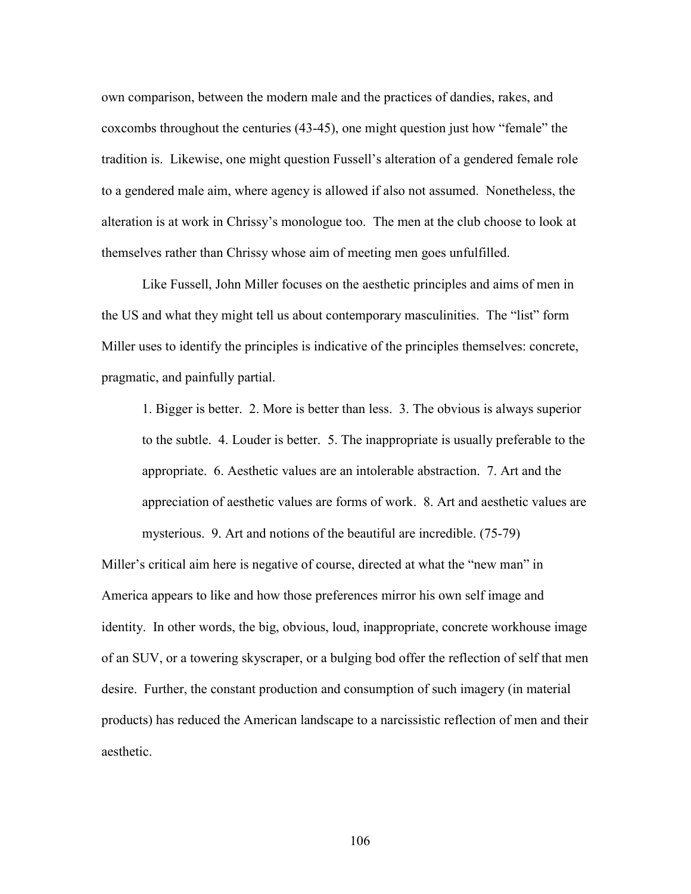own comparison, between the modern male and the practices of dandies, rakes, and coxcombs throughout the centuries (43-45), one might question just how "female" the tradition is. Likewise, one might question Fussell's alteration of a gendered female role to a gendered male aim, where agency is allowed if also not assumed. Nonetheless, the alteration is at work in Chrissy's monologue too. The men at the club choose to look at themselves rather than Chrissy whose aim of meeting men goes unfulfilled.

Like Fussell, John Miller focuses on the aesthetic principles and aims of men in the US and what they might tell us about contemporary masculinities. The "list" form Miller uses to identify the principles is indicative of the principles themselves: concrete, pragmatic, and painfully partial.

> 1. Bigger is better. 2. More is better than less. 3. The obvious is always superior to the subtle. 4. Louder is better. 5. The inappropriate is usually preferable to the appropriate. 6. Aesthetic values are an intolerable abstraction. 7. Art and the appreciation of aesthetic values are forms of work. 8. Art and aesthetic values are mysterious. 9. Art and notions of the beautiful are incredible. (75-79)

Miller's critical aim here is negative of course, directed at what the "new man" in America appears to like and how those preferences mirror his own self image and identity. In other words, the big, obvious, loud, inappropriate, concrete workhouse image of an SUV, or a towering skyscraper, or a bulging bod offer the reflection of self that men desire. Further, the constant production and consumption of such imagery (in material products) has reduced the American landscape to a narcissistic reflection of men and their aesthetic.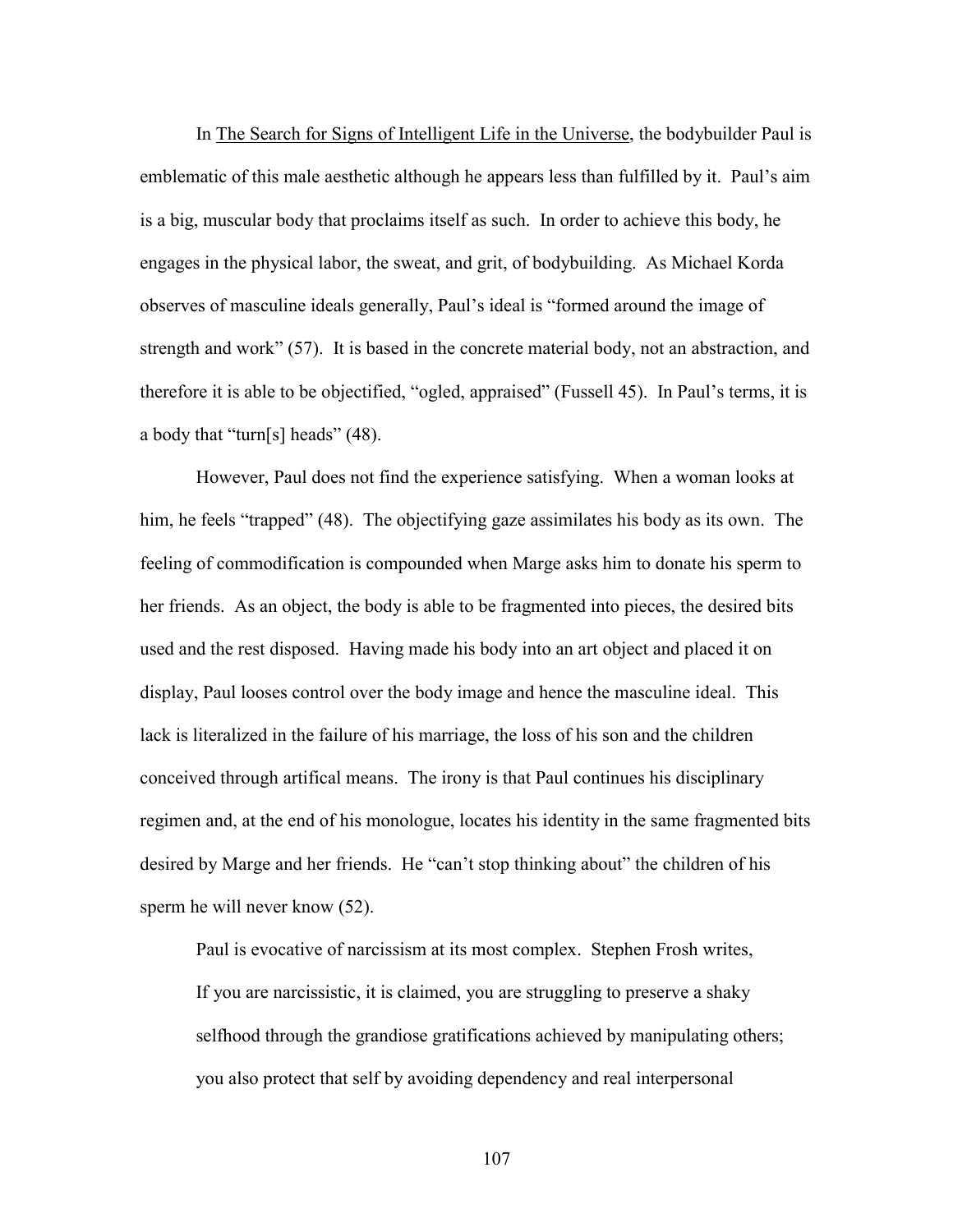In The Search for Signs of Intelligent Life in the Universe, the bodybuilder Paul is emblematic of this male aesthetic although he appears less than fulfilled by it. Paul's aim is a big, muscular body that proclaims itself as such. In order to achieve this body, he engages in the physical labor, the sweat, and grit, of bodybuilding. As Michael Korda observes of masculine ideals generally, Paul's ideal is "formed around the image of strength and work" (57). It is based in the concrete material body, not an abstraction, and therefore it is able to be objectified, "ogled, appraised" (Fussell 45). In Paul's terms, it is a body that "turn[s] heads" (48).

However, Paul does not find the experience satisfying. When a woman looks at him, he feels "trapped" (48). The objectifying gaze assimilates his body as its own. The feeling of commodification is compounded when Marge asks him to donate his sperm to her friends. As an object, the body is able to be fragmented into pieces, the desired bits used and the rest disposed. Having made his body into an art object and placed it on display, Paul looses control over the body image and hence the masculine ideal. This lack is literalized in the failure of his marriage, the loss of his son and the children conceived through artifical means. The irony is that Paul continues his disciplinary regimen and, at the end of his monologue, locates his identity in the same fragmented bits desired by Marge and her friends. He "can't stop thinking about" the children of his sperm he will never know (52).

Paul is evocative of narcissism at its most complex. Stephen Frosh writes,

> If you are narcissistic, it is claimed, you are struggling to preserve a shaky selfhood through the grandiose gratifications achieved by manipulating others; you also protect that self by avoiding dependency and real interpersonal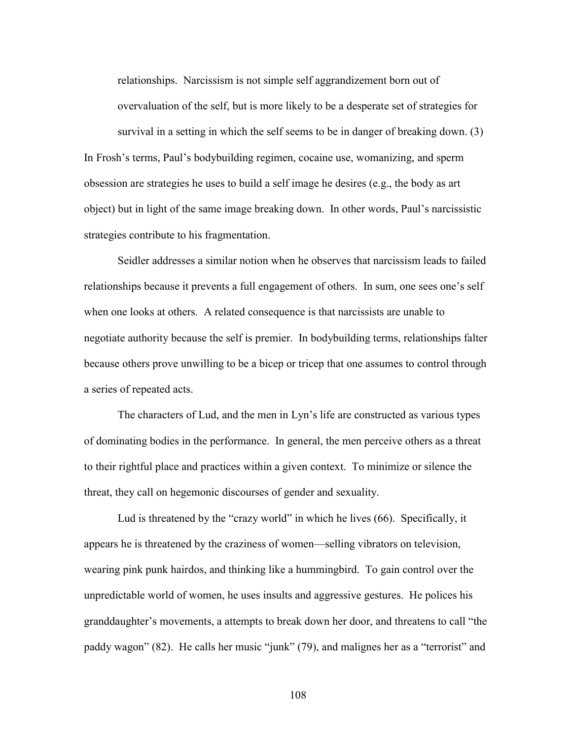> relationships. Narcissism is not simple self aggrandizement born out of overvaluation of the self, but is more likely to be a desperate set of strategies for survival in a setting in which the self seems to be in danger of breaking down. (3)

In Frosh's terms, Paul's bodybuilding regimen, cocaine use, womanizing, and sperm obsession are strategies he uses to build a self image he desires (e.g., the body as art object) but in light of the same image breaking down. In other words, Paul's narcissistic strategies contribute to his fragmentation.

Seidler addresses a similar notion when he observes that narcissism leads to failed relationships because it prevents a full engagement of others. In sum, one sees one's self when one looks at others. A related consequence is that narcissists are unable to negotiate authority because the self is premier. In bodybuilding terms, relationships falter because others prove unwilling to be a bicep or tricep that one assumes to control through a series of repeated acts.

The characters of Lud, and the men in Lyn's life are constructed as various types of dominating bodies in the performance. In general, the men perceive others as a threat to their rightful place and practices within a given context. To minimize or silence the threat, they call on hegemonic discourses of gender and sexuality.

Lud is threatened by the "crazy world" in which he lives (66). Specifically, it appears he is threatened by the craziness of women—selling vibrators on television, wearing pink punk hairdos, and thinking like a hummingbird. To gain control over the unpredictable world of women, he uses insults and aggressive gestures. He polices his granddaughter's movements, a attempts to break down her door, and threatens to call "the paddy wagon" (82). He calls her music "junk" (79), and malignes her as a "terrorist" and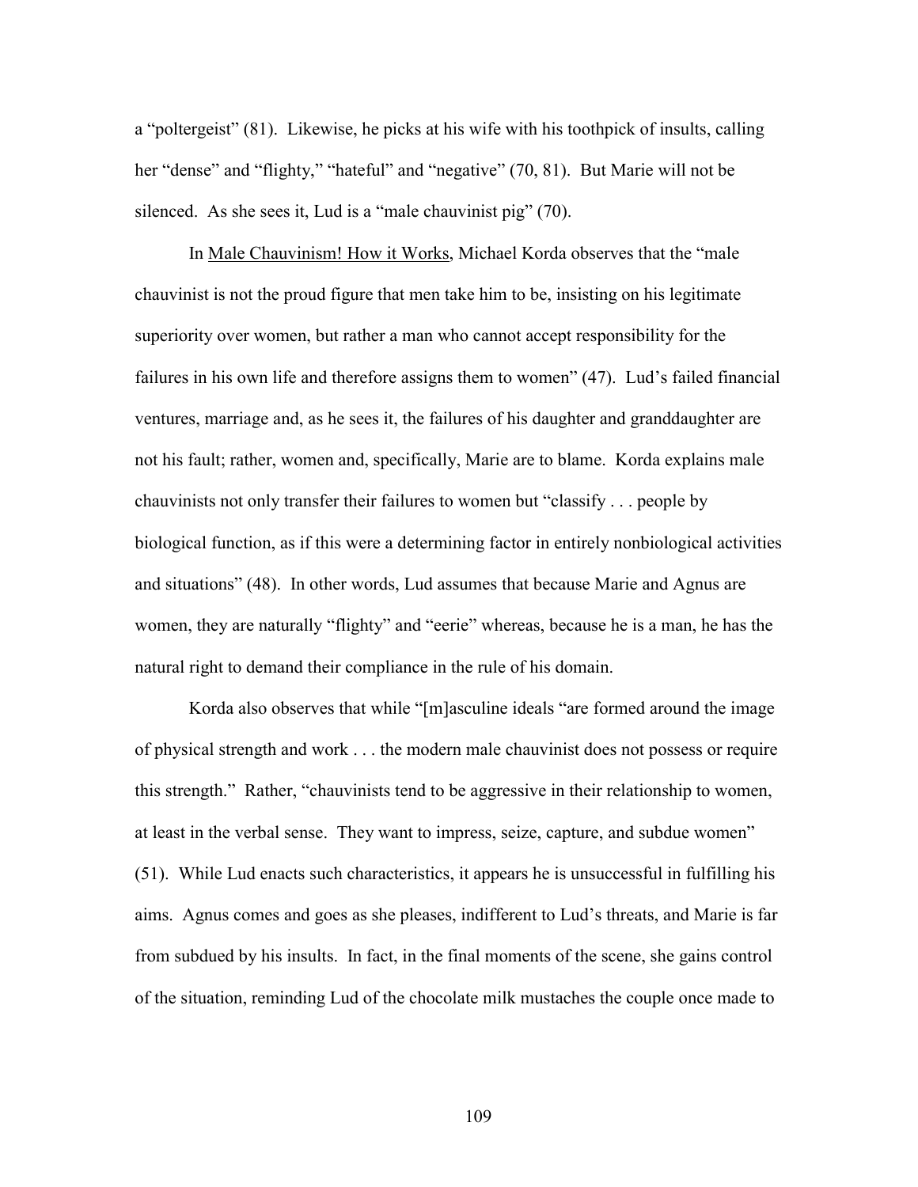a "poltergeist" (81). Likewise, he picks at his wife with his toothpick of insults, calling her "dense" and "flighty," "hateful" and "negative" (70, 81). But Marie will not be silenced. As she sees it, Lud is a "male chauvinist pig" (70).

In Male Chauvinism! How it Works, Michael Korda observes that the "male chauvinist is not the proud figure that men take him to be, insisting on his legitimate superiority over women, but rather a man who cannot accept responsibility for the failures in his own life and therefore assigns them to women" (47). Lud's failed financial ventures, marriage and, as he sees it, the failures of his daughter and granddaughter are not his fault; rather, women and, specifically, Marie are to blame. Korda explains male chauvinists not only transfer their failures to women but "classify . . . people by biological function, as if this were a determining factor in entirely nonbiological activities and situations" (48). In other words, Lud assumes that because Marie and Agnus are women, they are naturally "flighty" and "eerie" whereas, because he is a man, he has the natural right to demand their compliance in the rule of his domain.

Korda also observes that while "[m]asculine ideals "are formed around the image of physical strength and work . . . the modern male chauvinist does not possess or require this strength." Rather, "chauvinists tend to be aggressive in their relationship to women, at least in the verbal sense. They want to impress, seize, capture, and subdue women" (51). While Lud enacts such characteristics, it appears he is unsuccessful in fulfilling his aims. Agnus comes and goes as she pleases, indifferent to Lud's threats, and Marie is far from subdued by his insults. In fact, in the final moments of the scene, she gains control of the situation, reminding Lud of the chocolate milk mustaches the couple once made to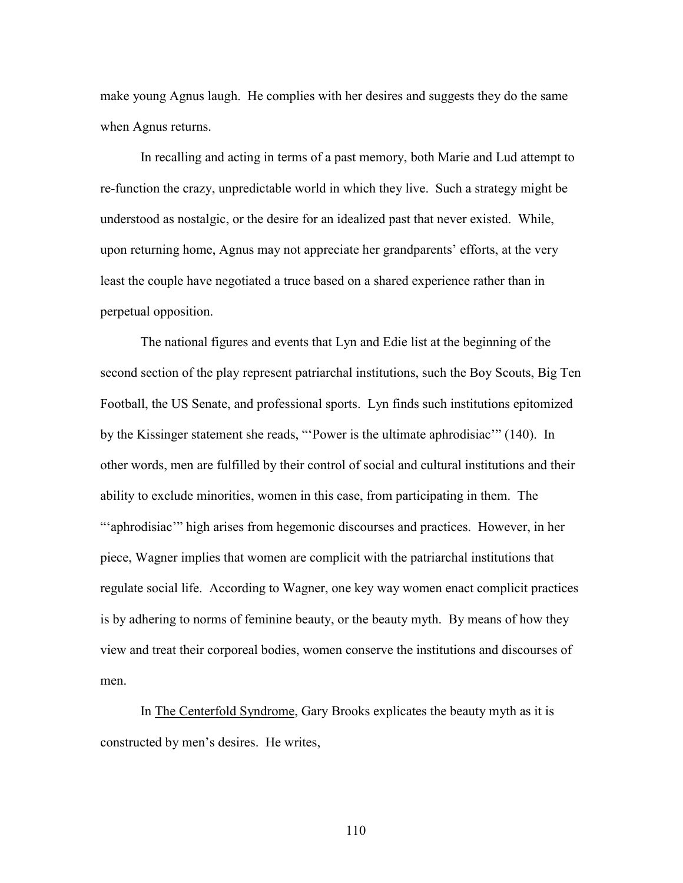make young Agnus laugh. He complies with her desires and suggests they do the same when Agnus returns.

In recalling and acting in terms of a past memory, both Marie and Lud attempt to re-function the crazy, unpredictable world in which they live. Such a strategy might be understood as nostalgic, or the desire for an idealized past that never existed. While, upon returning home, Agnus may not appreciate her grandparents' efforts, at the very least the couple have negotiated a truce based on a shared experience rather than in perpetual opposition.

The national figures and events that Lyn and Edie list at the beginning of the second section of the play represent patriarchal institutions, such the Boy Scouts, Big Ten Football, the US Senate, and professional sports. Lyn finds such institutions epitomized by the Kissinger statement she reads, "'Power is the ultimate aphrodisiac'" (140). In other words, men are fulfilled by their control of social and cultural institutions and their ability to exclude minorities, women in this case, from participating in them. The "'aphrodisiac'" high arises from hegemonic discourses and practices. However, in her piece, Wagner implies that women are complicit with the patriarchal institutions that regulate social life. According to Wagner, one key way women enact complicit practices is by adhering to norms of feminine beauty, or the beauty myth. By means of how they view and treat their corporeal bodies, women conserve the institutions and discourses of men.

In The Centerfold Syndrome, Gary Brooks explicates the beauty myth as it is constructed by men's desires. He writes,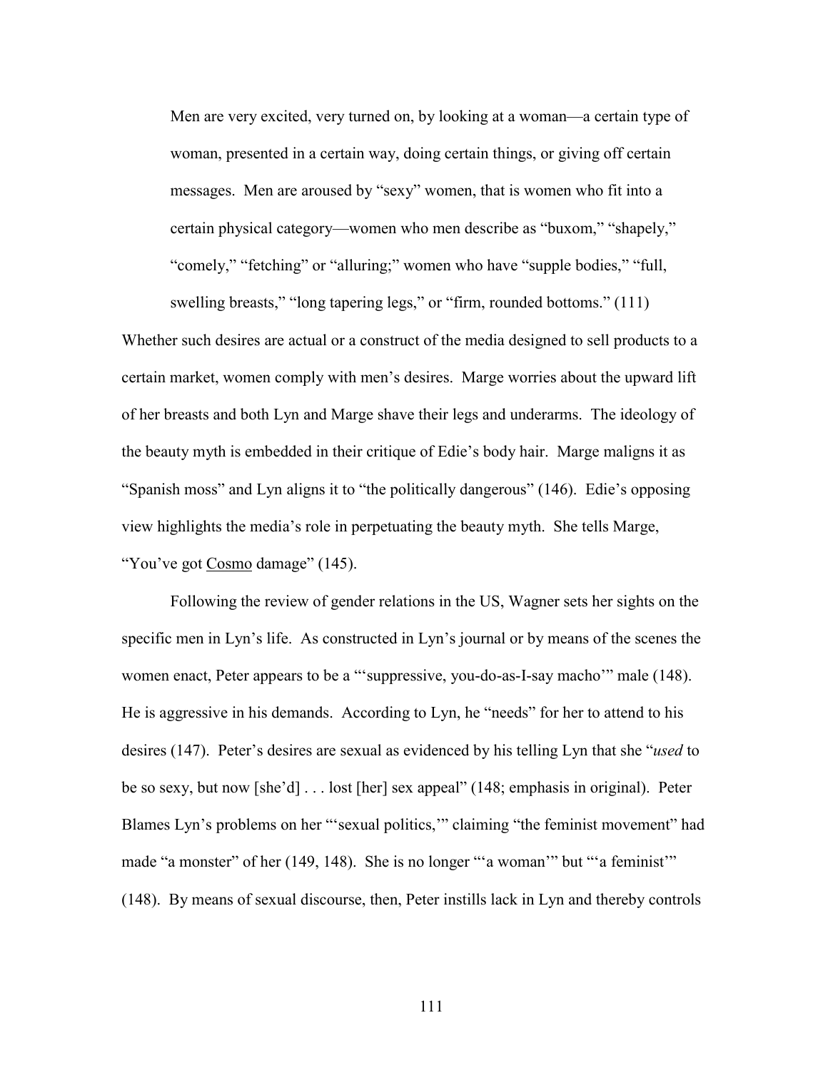> Men are very excited, very turned on, by looking at a woman—a certain type of woman, presented in a certain way, doing certain things, or giving off certain messages. Men are aroused by "sexy" women, that is women who fit into a certain physical category—women who men describe as "buxom," "shapely," "comely," "fetching" or "alluring;" women who have "supple bodies," "full, swelling breasts," "long tapering legs," or "firm, rounded bottoms." (111)

Whether such desires are actual or a construct of the media designed to sell products to a certain market, women comply with men's desires. Marge worries about the upward lift of her breasts and both Lyn and Marge shave their legs and underarms. The ideology of the beauty myth is embedded in their critique of Edie's body hair. Marge maligns it as "Spanish moss" and Lyn aligns it to "the politically dangerous" (146). Edie's opposing view highlights the media's role in perpetuating the beauty myth. She tells Marge, "You've got Cosmo damage" (145).

Following the review of gender relations in the US, Wagner sets her sights on the specific men in Lyn's life. As constructed in Lyn's journal or by means of the scenes the women enact, Peter appears to be a "'suppressive, you-do-as-I-say macho'" male (148). He is aggressive in his demands. According to Lyn, he "needs" for her to attend to his desires (147). Peter's desires are sexual as evidenced by his telling Lyn that she "*used* to be so sexy, but now [she'd] . . . lost [her] sex appeal" (148; emphasis in original). Peter Blames Lyn's problems on her "'sexual politics,'" claiming "the feminist movement" had made "a monster" of her (149, 148). She is no longer "'a woman'" but "'a feminist'" (148). By means of sexual discourse, then, Peter instills lack in Lyn and thereby controls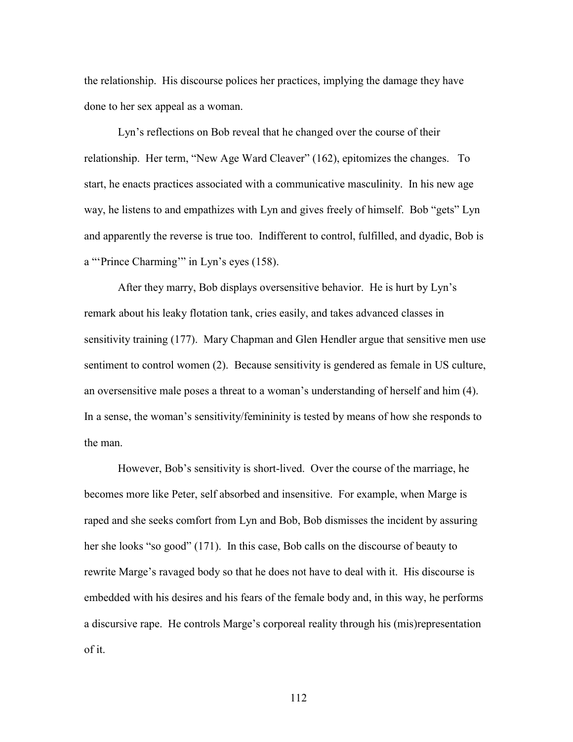the relationship. His discourse polices her practices, implying the damage they have done to her sex appeal as a woman.

Lyn's reflections on Bob reveal that he changed over the course of their relationship. Her term, "New Age Ward Cleaver" (162), epitomizes the changes. To start, he enacts practices associated with a communicative masculinity. In his new age way, he listens to and empathizes with Lyn and gives freely of himself. Bob "gets" Lyn and apparently the reverse is true too. Indifferent to control, fulfilled, and dyadic, Bob is a "'Prince Charming'" in Lyn's eyes (158).

After they marry, Bob displays oversensitive behavior. He is hurt by Lyn's remark about his leaky flotation tank, cries easily, and takes advanced classes in sensitivity training (177). Mary Chapman and Glen Hendler argue that sensitive men use sentiment to control women (2). Because sensitivity is gendered as female in US culture, an oversensitive male poses a threat to a woman's understanding of herself and him (4). In a sense, the woman's sensitivity/femininity is tested by means of how she responds to the man.

However, Bob's sensitivity is short-lived. Over the course of the marriage, he becomes more like Peter, self absorbed and insensitive. For example, when Marge is raped and she seeks comfort from Lyn and Bob, Bob dismisses the incident by assuring her she looks "so good" (171). In this case, Bob calls on the discourse of beauty to rewrite Marge's ravaged body so that he does not have to deal with it. His discourse is embedded with his desires and his fears of the female body and, in this way, he performs a discursive rape. He controls Marge's corporeal reality through his (mis)representation of it.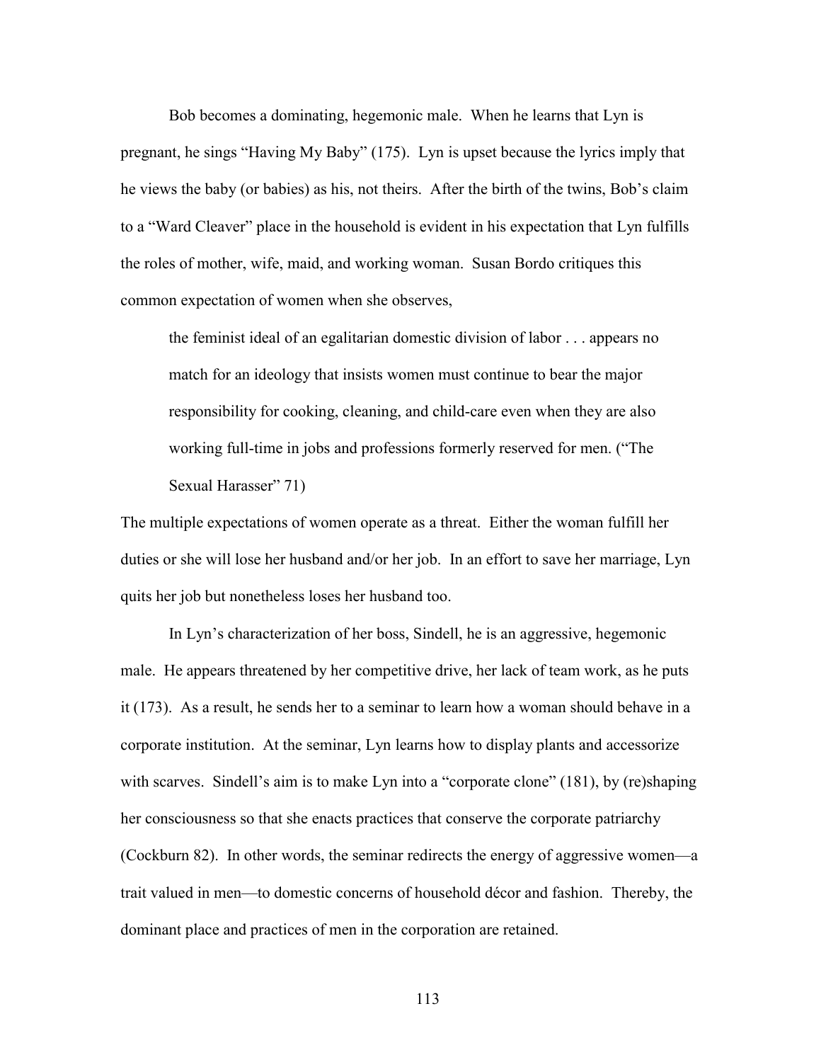Bob becomes a dominating, hegemonic male. When he learns that Lyn is pregnant, he sings "Having My Baby" (175). Lyn is upset because the lyrics imply that he views the baby (or babies) as his, not theirs. After the birth of the twins, Bob's claim to a "Ward Cleaver" place in the household is evident in his expectation that Lyn fulfills the roles of mother, wife, maid, and working woman. Susan Bordo critiques this common expectation of women when she observes,

> the feminist ideal of an egalitarian domestic division of labor . . . appears no match for an ideology that insists women must continue to bear the major responsibility for cooking, cleaning, and child-care even when they are also working full-time in jobs and professions formerly reserved for men. ("The Sexual Harasser" 71)

The multiple expectations of women operate as a threat. Either the woman fulfill her duties or she will lose her husband and/or her job. In an effort to save her marriage, Lyn quits her job but nonetheless loses her husband too.

In Lyn's characterization of her boss, Sindell, he is an aggressive, hegemonic male. He appears threatened by her competitive drive, her lack of team work, as he puts it (173). As a result, he sends her to a seminar to learn how a woman should behave in a corporate institution. At the seminar, Lyn learns how to display plants and accessorize with scarves. Sindell's aim is to make Lyn into a "corporate clone" (181), by (re)shaping her consciousness so that she enacts practices that conserve the corporate patriarchy (Cockburn 82). In other words, the seminar redirects the energy of aggressive women—a trait valued in men—to domestic concerns of household décor and fashion. Thereby, the dominant place and practices of men in the corporation are retained.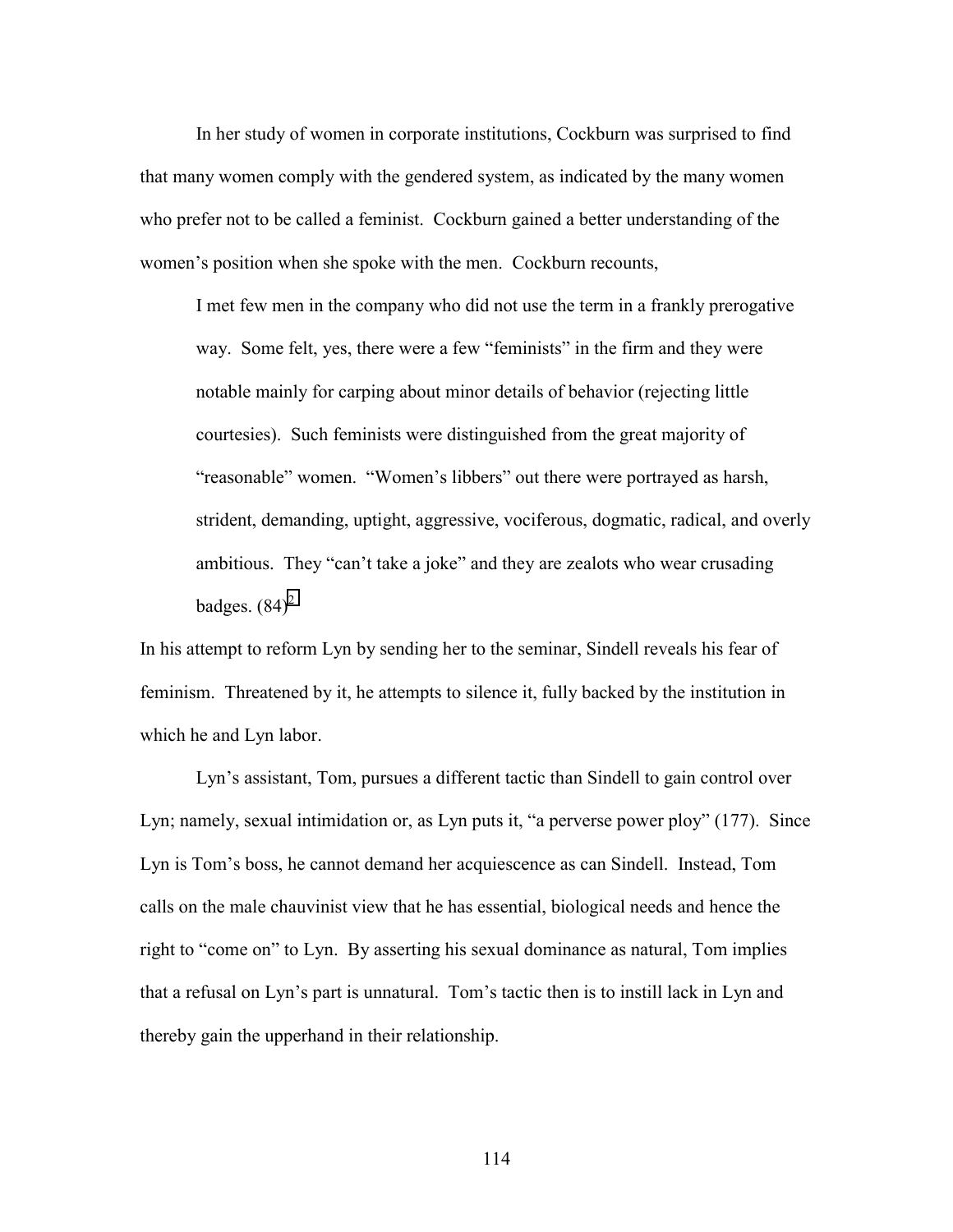In her study of women in corporate institutions, Cockburn was surprised to find that many women comply with the gendered system, as indicated by the many women who prefer not to be called a feminist. Cockburn gained a better understanding of the women's position when she spoke with the men. Cockburn recounts,

> I met few men in the company who did not use the term in a frankly prerogative way. Some felt, yes, there were a few "feminists" in the firm and they were notable mainly for carping about minor details of behavior (rejecting little courtesies). Such feminists were distinguished from the great majority of "reasonable" women. "Women's libbers" out there were portrayed as harsh, strident, demanding, uptight, aggressive, vociferous, dogmatic, radical, and overly ambitious. They "can't take a joke" and they are zealots who wear crusading badges. (84)[2]

In his attempt to reform Lyn by sending her to the seminar, Sindell reveals his fear of feminism. Threatened by it, he attempts to silence it, fully backed by the institution in which he and Lyn labor.

Lyn's assistant, Tom, pursues a different tactic than Sindell to gain control over Lyn; namely, sexual intimidation or, as Lyn puts it, "a perverse power ploy" (177). Since Lyn is Tom's boss, he cannot demand her acquiescence as can Sindell. Instead, Tom calls on the male chauvinist view that he has essential, biological needs and hence the right to "come on" to Lyn. By asserting his sexual dominance as natural, Tom implies that a refusal on Lyn's part is unnatural. Tom's tactic then is to instill lack in Lyn and thereby gain the upperhand in their relationship.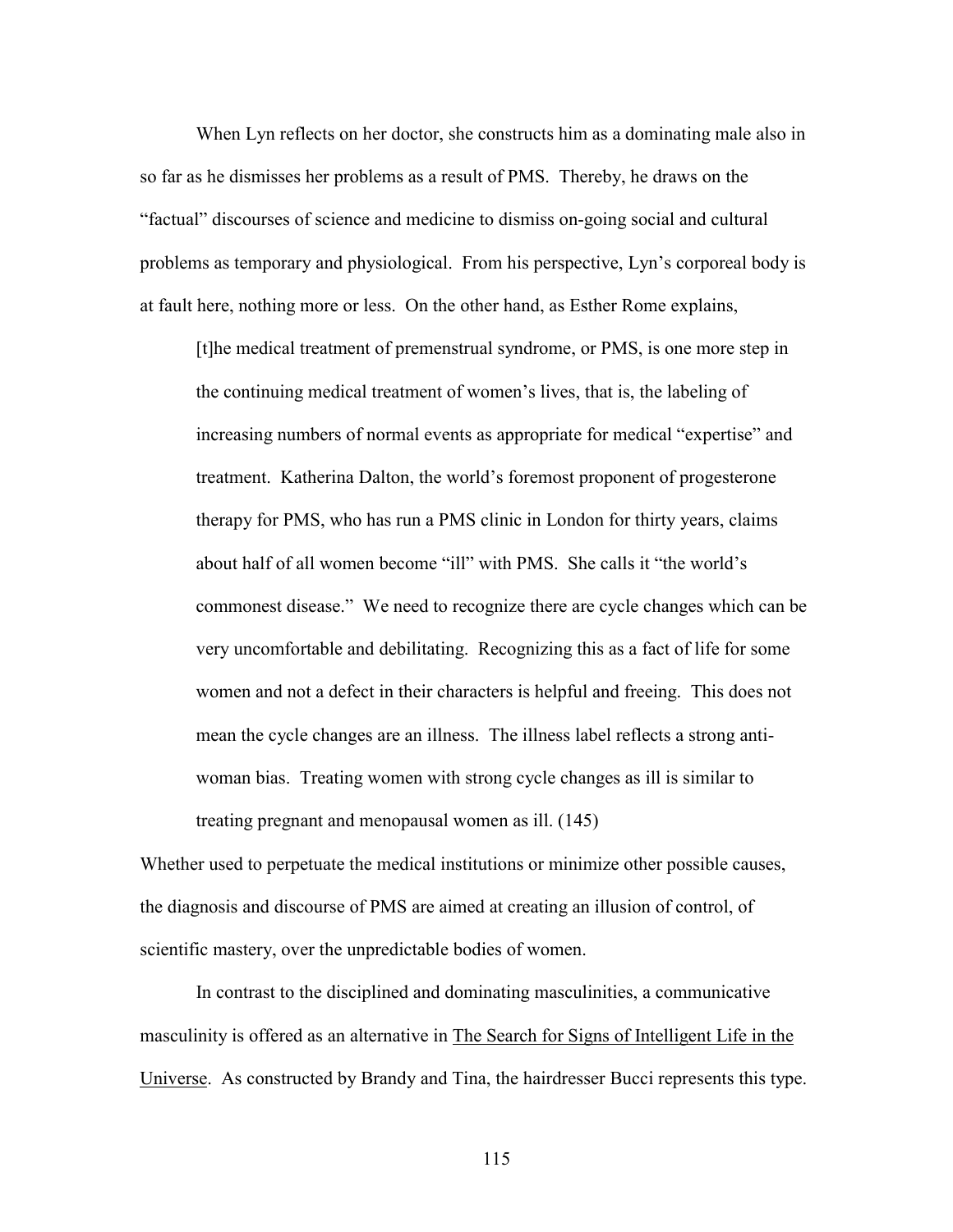When Lyn reflects on her doctor, she constructs him as a dominating male also in so far as he dismisses her problems as a result of PMS. Thereby, he draws on the "factual" discourses of science and medicine to dismiss on-going social and cultural problems as temporary and physiological. From his perspective, Lyn's corporeal body is at fault here, nothing more or less. On the other hand, as Esther Rome explains,

> [t]he medical treatment of premenstrual syndrome, or PMS, is one more step in the continuing medical treatment of women's lives, that is, the labeling of increasing numbers of normal events as appropriate for medical "expertise" and treatment. Katherina Dalton, the world's foremost proponent of progesterone therapy for PMS, who has run a PMS clinic in London for thirty years, claims about half of all women become "ill" with PMS. She calls it "the world's commonest disease." We need to recognize there are cycle changes which can be very uncomfortable and debilitating. Recognizing this as a fact of life for some women and not a defect in their characters is helpful and freeing. This does not mean the cycle changes are an illness. The illness label reflects a strong anti-woman bias. Treating women with strong cycle changes as ill is similar to treating pregnant and menopausal women as ill. (145)

Whether used to perpetuate the medical institutions or minimize other possible causes, the diagnosis and discourse of PMS are aimed at creating an illusion of control, of scientific mastery, over the unpredictable bodies of women.

In contrast to the disciplined and dominating masculinities, a communicative masculinity is offered as an alternative in The Search for Signs of Intelligent Life in the Universe. As constructed by Brandy and Tina, the hairdresser Bucci represents this type.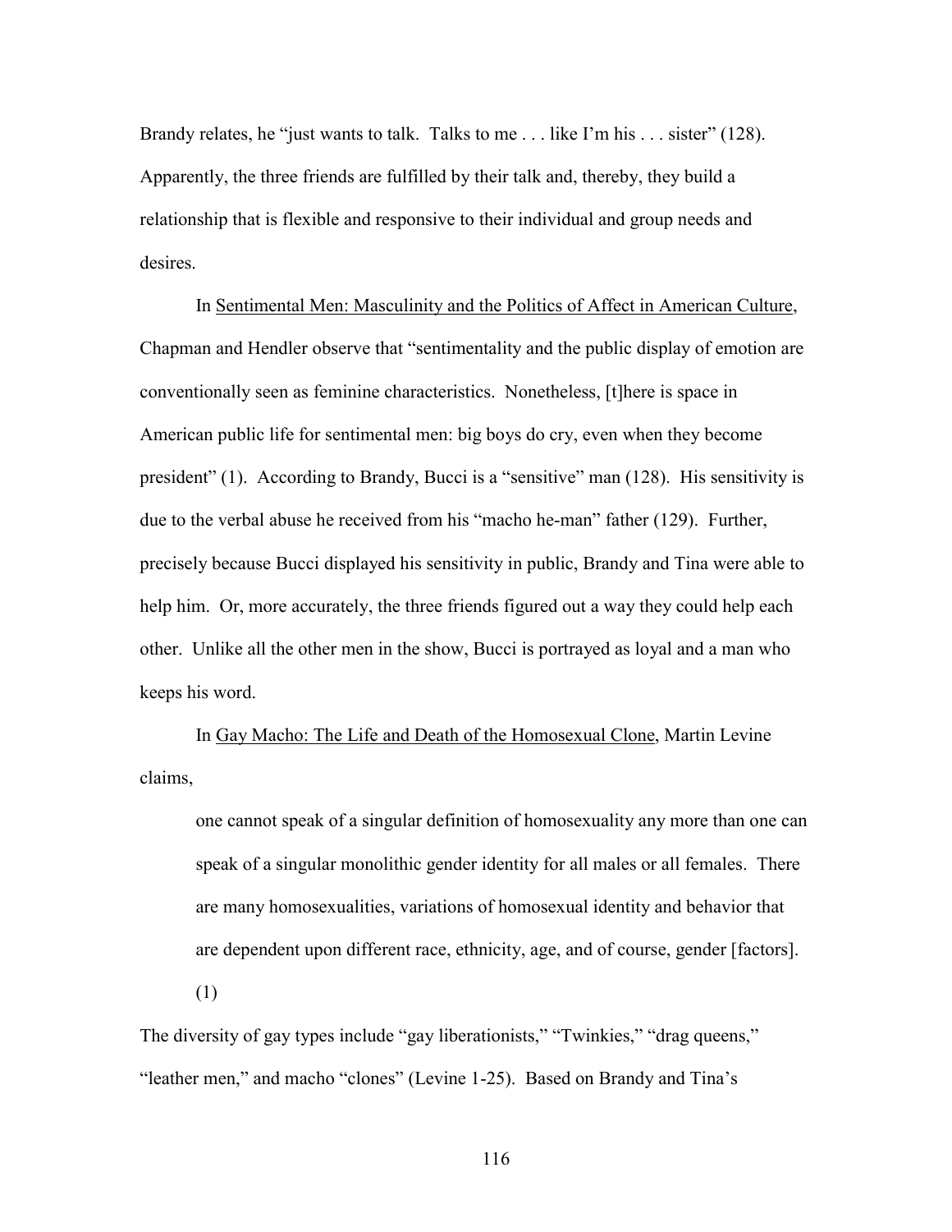Brandy relates, he "just wants to talk. Talks to me . . . like I'm his . . . sister" (128). Apparently, the three friends are fulfilled by their talk and, thereby, they build a relationship that is flexible and responsive to their individual and group needs and desires.

In Sentimental Men: Masculinity and the Politics of Affect in American Culture, Chapman and Hendler observe that "sentimentality and the public display of emotion are conventionally seen as feminine characteristics. Nonetheless, [t]here is space in American public life for sentimental men: big boys do cry, even when they become president" (1). According to Brandy, Bucci is a "sensitive" man (128). His sensitivity is due to the verbal abuse he received from his "macho he-man" father (129). Further, precisely because Bucci displayed his sensitivity in public, Brandy and Tina were able to help him. Or, more accurately, the three friends figured out a way they could help each other. Unlike all the other men in the show, Bucci is portrayed as loyal and a man who keeps his word.

In Gay Macho: The Life and Death of the Homosexual Clone, Martin Levine claims,

> one cannot speak of a singular definition of homosexuality any more than one can speak of a singular monolithic gender identity for all males or all females. There are many homosexualities, variations of homosexual identity and behavior that are dependent upon different race, ethnicity, age, and of course, gender [factors]. (1)

The diversity of gay types include "gay liberationists," "Twinkies," "drag queens," "leather men," and macho "clones" (Levine 1-25). Based on Brandy and Tina's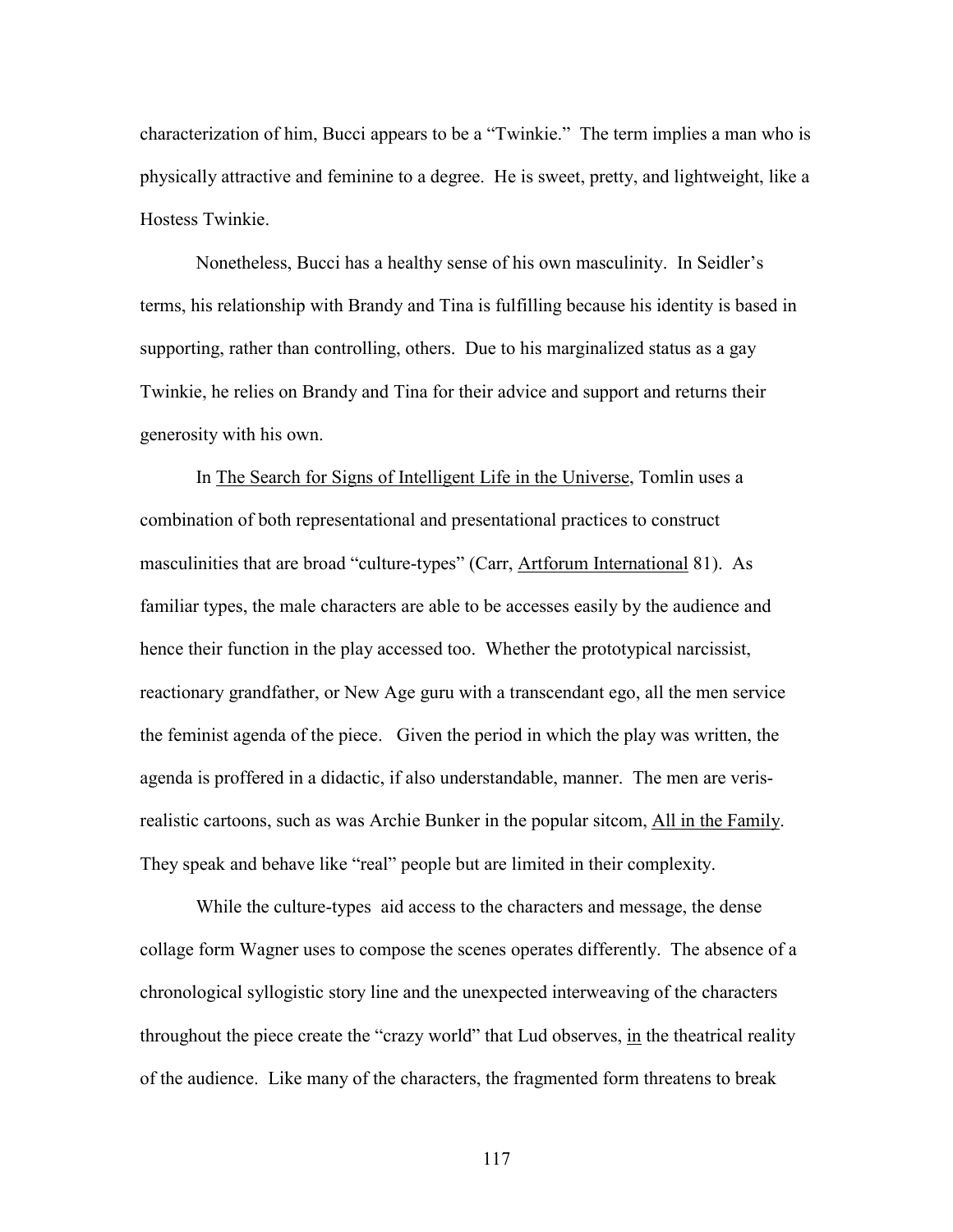characterization of him, Bucci appears to be a "Twinkie." The term implies a man who is physically attractive and feminine to a degree. He is sweet, pretty, and lightweight, like a Hostess Twinkie.

Nonetheless, Bucci has a healthy sense of his own masculinity. In Seidler's terms, his relationship with Brandy and Tina is fulfilling because his identity is based in supporting, rather than controlling, others. Due to his marginalized status as a gay Twinkie, he relies on Brandy and Tina for their advice and support and returns their generosity with his own.

In <u>The Search for Signs of Intelligent Life in the Universe</u>, Tomlin uses a combination of both representational and presentational practices to construct masculinities that are broad "culture-types" (Carr, <u>Artforum International</u> 81). As familiar types, the male characters are able to be accesses easily by the audience and hence their function in the play accessed too. Whether the prototypical narcissist, reactionary grandfather, or New Age guru with a transcendant ego, all the men service the feminist agenda of the piece. Given the period in which the play was written, the agenda is proffered in a didactic, if also understandable, manner. The men are veris-realistic cartoons, such as was Archie Bunker in the popular sitcom, <u>All in the Family</u>. They speak and behave like "real" people but are limited in their complexity.

While the culture-types aid access to the characters and message, the dense collage form Wagner uses to compose the scenes operates differently. The absence of a chronological syllogistic story line and the unexpected interweaving of the characters throughout the piece create the "crazy world" that Lud observes, <u>in</u> the theatrical reality of the audience. Like many of the characters, the fragmented form threatens to break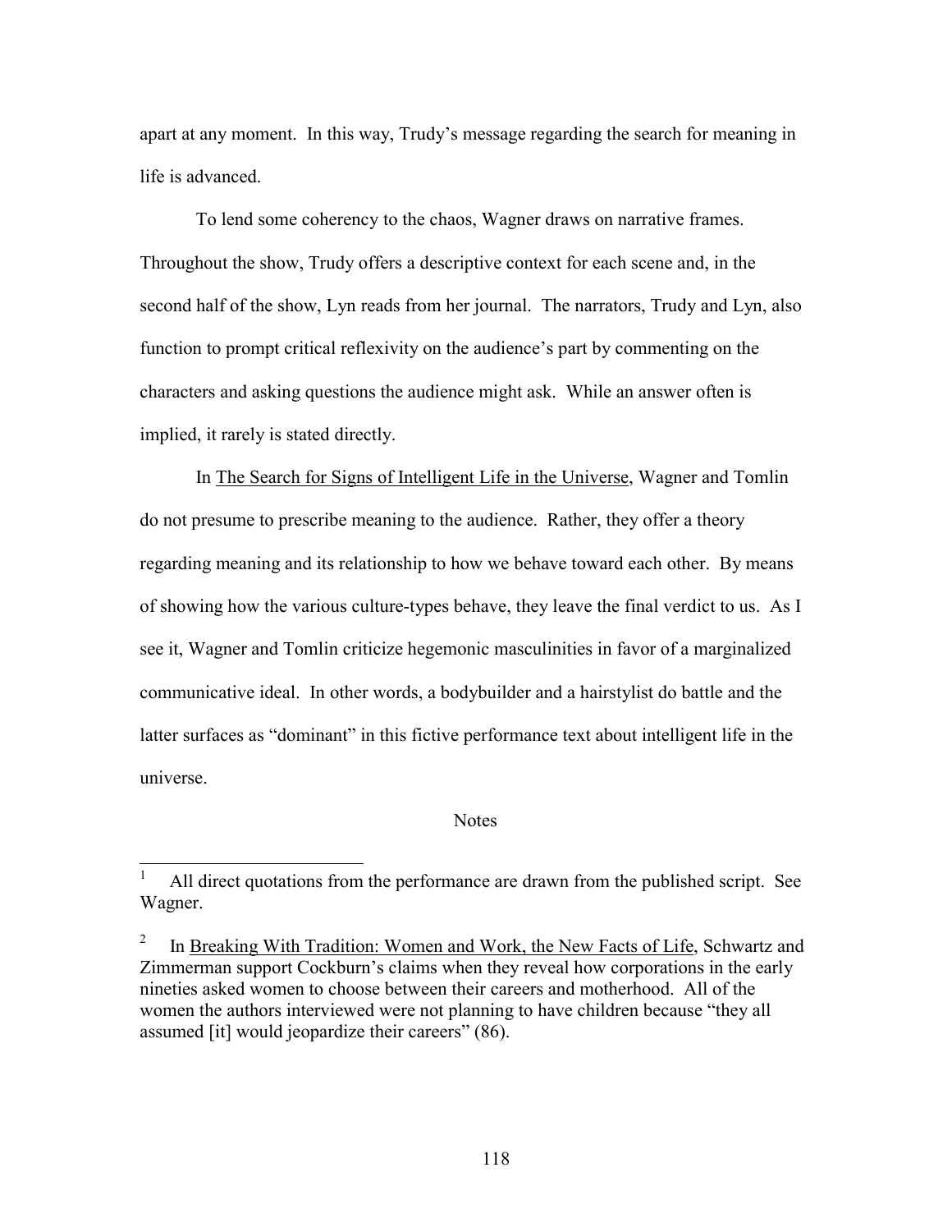apart at any moment. In this way, Trudy's message regarding the search for meaning in life is advanced.

To lend some coherency to the chaos, Wagner draws on narrative frames. Throughout the show, Trudy offers a descriptive context for each scene and, in the second half of the show, Lyn reads from her journal. The narrators, Trudy and Lyn, also function to prompt critical reflexivity on the audience's part by commenting on the characters and asking questions the audience might ask. While an answer often is implied, it rarely is stated directly.

In The Search for Signs of Intelligent Life in the Universe, Wagner and Tomlin do not presume to prescribe meaning to the audience. Rather, they offer a theory regarding meaning and its relationship to how we behave toward each other. By means of showing how the various culture-types behave, they leave the final verdict to us. As I see it, Wagner and Tomlin criticize hegemonic masculinities in favor of a marginalized communicative ideal. In other words, a bodybuilder and a hairstylist do battle and the latter surfaces as "dominant" in this fictive performance text about intelligent life in the universe.

## Notes

[1] All direct quotations from the performance are drawn from the published script. See Wagner.

[2] In Breaking With Tradition: Women and Work, the New Facts of Life, Schwartz and Zimmerman support Cockburn's claims when they reveal how corporations in the early nineties asked women to choose between their careers and motherhood. All of the women the authors interviewed were not planning to have children because "they all assumed [it] would jeopardize their careers" (86).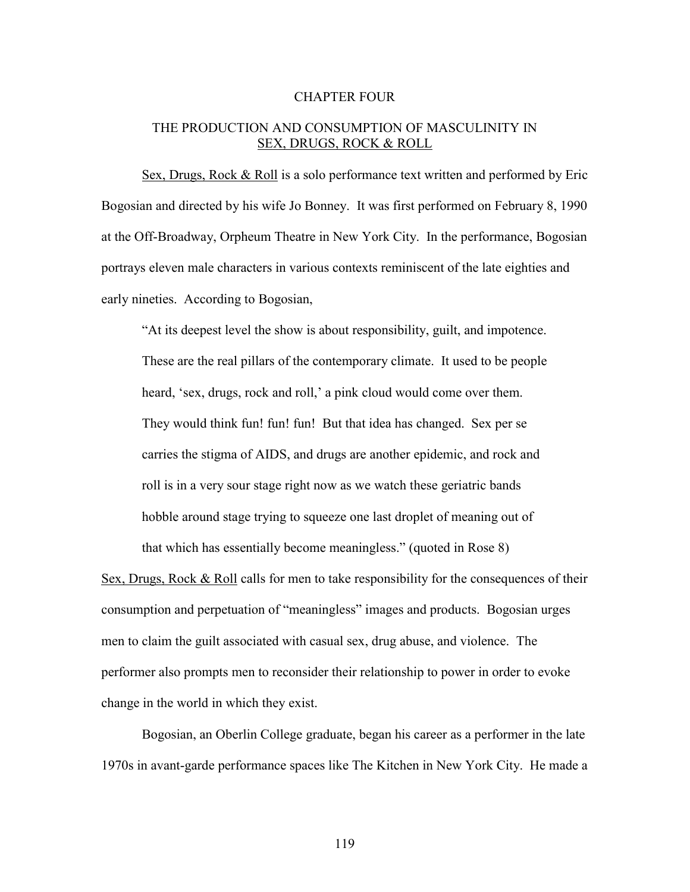# CHAPTER FOUR

## THE PRODUCTION AND CONSUMPTION OF MASCULINITY IN SEX, DRUGS, ROCK & ROLL

Sex, Drugs, Rock & Roll is a solo performance text written and performed by Eric Bogosian and directed by his wife Jo Bonney. It was first performed on February 8, 1990 at the Off-Broadway, Orpheum Theatre in New York City. In the performance, Bogosian portrays eleven male characters in various contexts reminiscent of the late eighties and early nineties. According to Bogosian,

> "At its deepest level the show is about responsibility, guilt, and impotence. These are the real pillars of the contemporary climate. It used to be people heard, 'sex, drugs, rock and roll,' a pink cloud would come over them. They would think fun! fun! fun! But that idea has changed. Sex per se carries the stigma of AIDS, and drugs are another epidemic, and rock and roll is in a very sour stage right now as we watch these geriatric bands hobble around stage trying to squeeze one last droplet of meaning out of that which has essentially become meaningless." (quoted in Rose 8)

Sex, Drugs, Rock & Roll calls for men to take responsibility for the consequences of their consumption and perpetuation of "meaningless" images and products. Bogosian urges men to claim the guilt associated with casual sex, drug abuse, and violence. The performer also prompts men to reconsider their relationship to power in order to evoke change in the world in which they exist.

Bogosian, an Oberlin College graduate, began his career as a performer in the late 1970s in avant-garde performance spaces like The Kitchen in New York City. He made a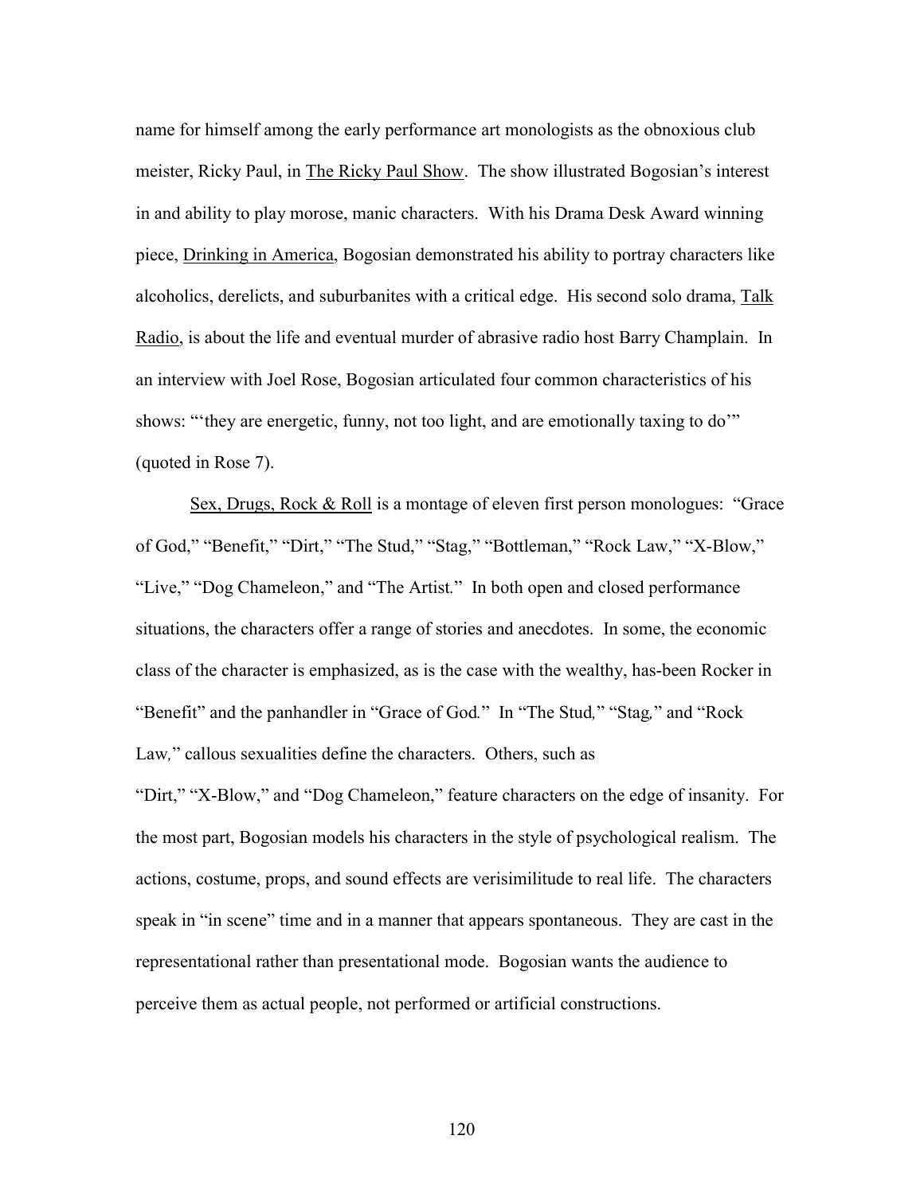name for himself among the early performance art monologists as the obnoxious club meister, Ricky Paul, in The Ricky Paul Show. The show illustrated Bogosian's interest in and ability to play morose, manic characters. With his Drama Desk Award winning piece, Drinking in America, Bogosian demonstrated his ability to portray characters like alcoholics, derelicts, and suburbanites with a critical edge. His second solo drama, Talk Radio, is about the life and eventual murder of abrasive radio host Barry Champlain. In an interview with Joel Rose, Bogosian articulated four common characteristics of his shows: "'they are energetic, funny, not too light, and are emotionally taxing to do'" (quoted in Rose 7).

Sex, Drugs, Rock & Roll is a montage of eleven first person monologues: "Grace of God," "Benefit," "Dirt," "The Stud," "Stag," "Bottleman," "Rock Law," "X-Blow," "Live," "Dog Chameleon," and "The Artist." In both open and closed performance situations, the characters offer a range of stories and anecdotes. In some, the economic class of the character is emphasized, as is the case with the wealthy, has-been Rocker in "Benefit" and the panhandler in "Grace of God." In "The Stud," "Stag," and "Rock Law," callous sexualities define the characters. Others, such as "Dirt," "X-Blow," and "Dog Chameleon," feature characters on the edge of insanity. For the most part, Bogosian models his characters in the style of psychological realism. The actions, costume, props, and sound effects are verisimilitude to real life. The characters speak in "in scene" time and in a manner that appears spontaneous. They are cast in the representational rather than presentational mode. Bogosian wants the audience to perceive them as actual people, not performed or artificial constructions.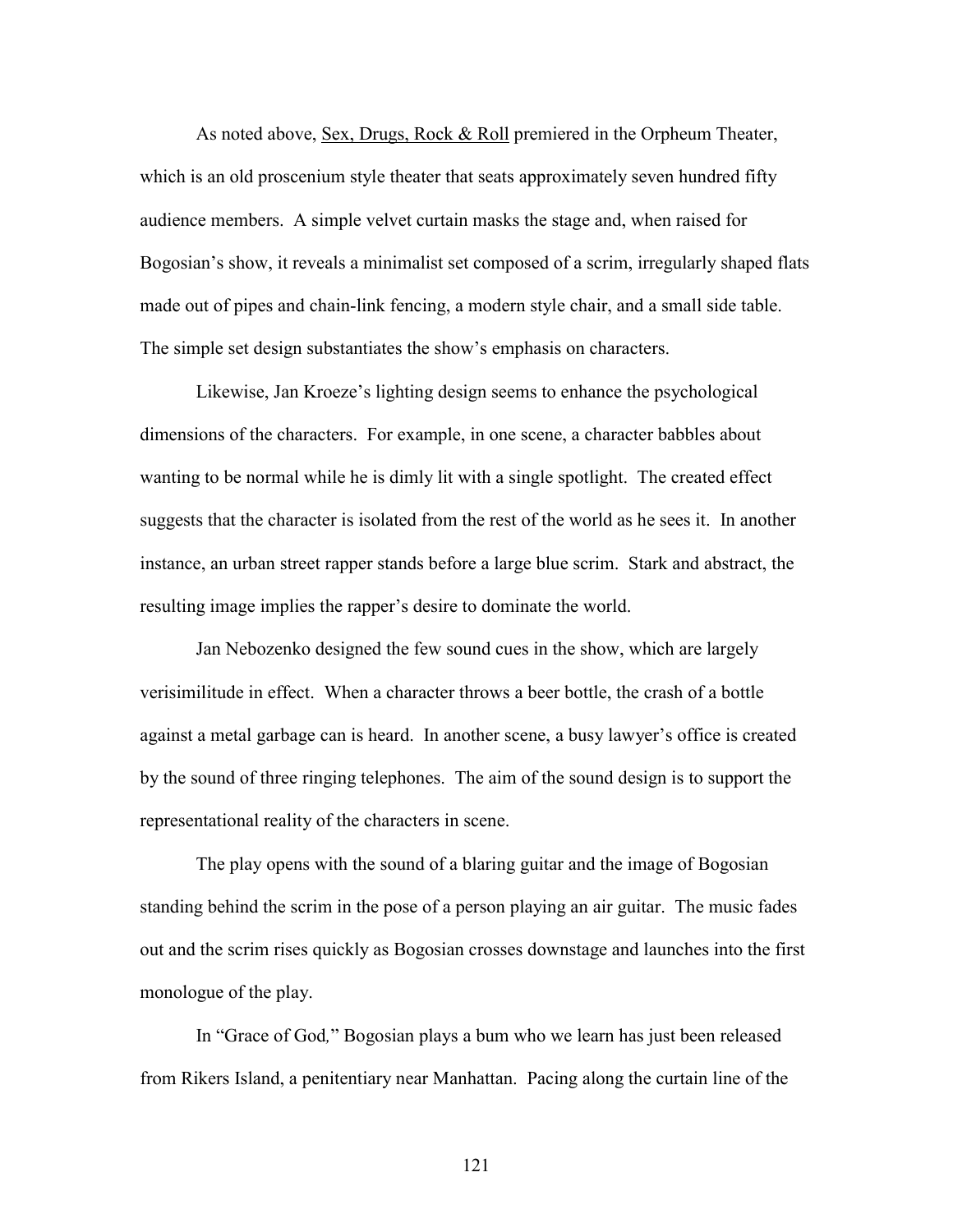As noted above, Sex, Drugs, Rock & Roll premiered in the Orpheum Theater, which is an old proscenium style theater that seats approximately seven hundred fifty audience members. A simple velvet curtain masks the stage and, when raised for Bogosian's show, it reveals a minimalist set composed of a scrim, irregularly shaped flats made out of pipes and chain-link fencing, a modern style chair, and a small side table. The simple set design substantiates the show's emphasis on characters.

Likewise, Jan Kroeze's lighting design seems to enhance the psychological dimensions of the characters. For example, in one scene, a character babbles about wanting to be normal while he is dimly lit with a single spotlight. The created effect suggests that the character is isolated from the rest of the world as he sees it. In another instance, an urban street rapper stands before a large blue scrim. Stark and abstract, the resulting image implies the rapper's desire to dominate the world.

Jan Nebozenko designed the few sound cues in the show, which are largely verisimilitude in effect. When a character throws a beer bottle, the crash of a bottle against a metal garbage can is heard. In another scene, a busy lawyer's office is created by the sound of three ringing telephones. The aim of the sound design is to support the representational reality of the characters in scene.

The play opens with the sound of a blaring guitar and the image of Bogosian standing behind the scrim in the pose of a person playing an air guitar. The music fades out and the scrim rises quickly as Bogosian crosses downstage and launches into the first monologue of the play.

In "Grace of God," Bogosian plays a bum who we learn has just been released from Rikers Island, a penitentiary near Manhattan. Pacing along the curtain line of the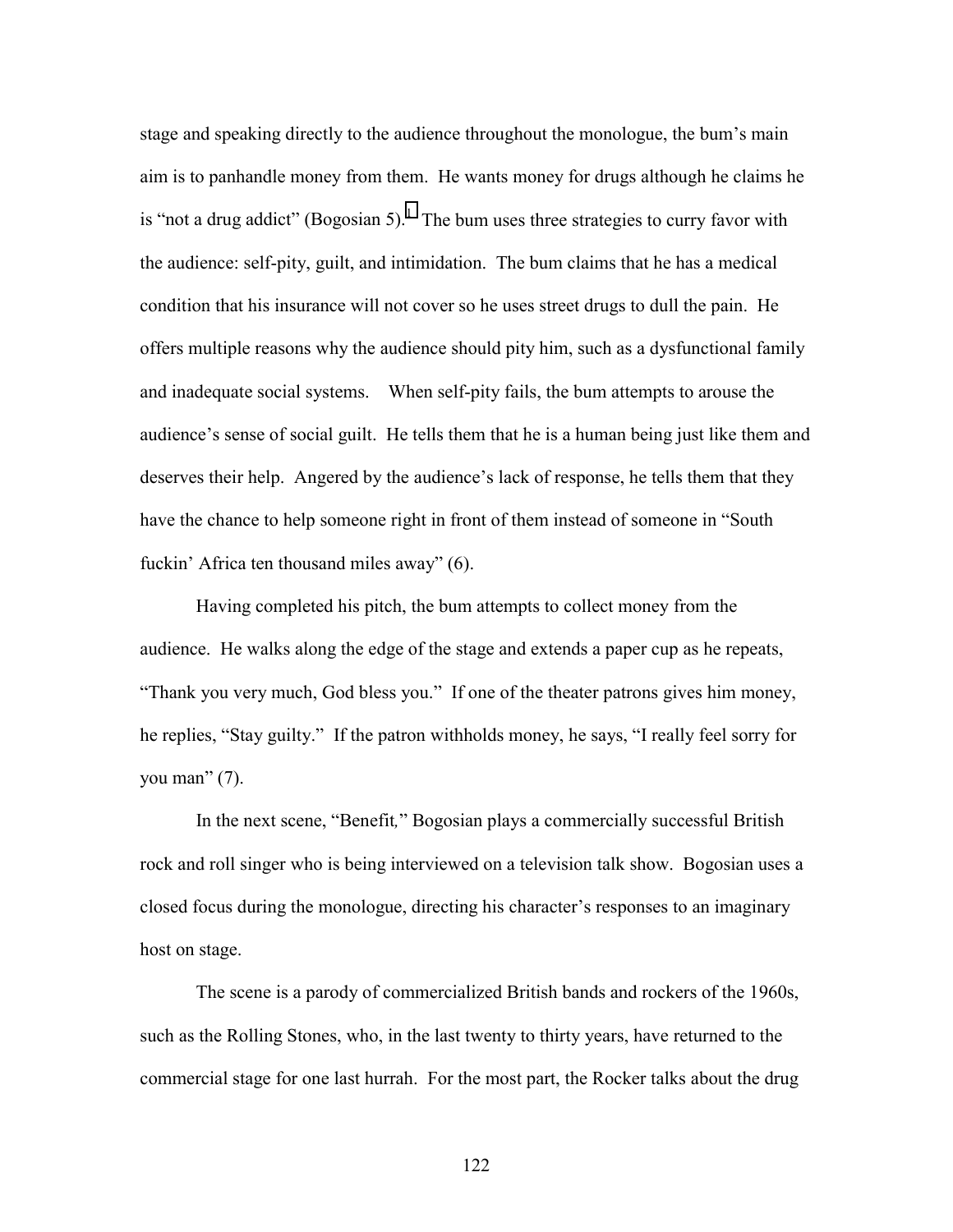stage and speaking directly to the audience throughout the monologue, the bum's main aim is to panhandle money from them. He wants money for drugs although he claims he is "not a drug addict" (Bogosian 5).[1] The bum uses three strategies to curry favor with the audience: self-pity, guilt, and intimidation. The bum claims that he has a medical condition that his insurance will not cover so he uses street drugs to dull the pain. He offers multiple reasons why the audience should pity him, such as a dysfunctional family and inadequate social systems. When self-pity fails, the bum attempts to arouse the audience's sense of social guilt. He tells them that he is a human being just like them and deserves their help. Angered by the audience's lack of response, he tells them that they have the chance to help someone right in front of them instead of someone in "South fuckin' Africa ten thousand miles away" (6).

Having completed his pitch, the bum attempts to collect money from the audience. He walks along the edge of the stage and extends a paper cup as he repeats, "Thank you very much, God bless you." If one of the theater patrons gives him money, he replies, "Stay guilty." If the patron withholds money, he says, "I really feel sorry for you man" (7).

In the next scene, "Benefit*,*" Bogosian plays a commercially successful British rock and roll singer who is being interviewed on a television talk show. Bogosian uses a closed focus during the monologue, directing his character's responses to an imaginary host on stage.

The scene is a parody of commercialized British bands and rockers of the 1960s, such as the Rolling Stones, who, in the last twenty to thirty years, have returned to the commercial stage for one last hurrah. For the most part, the Rocker talks about the drug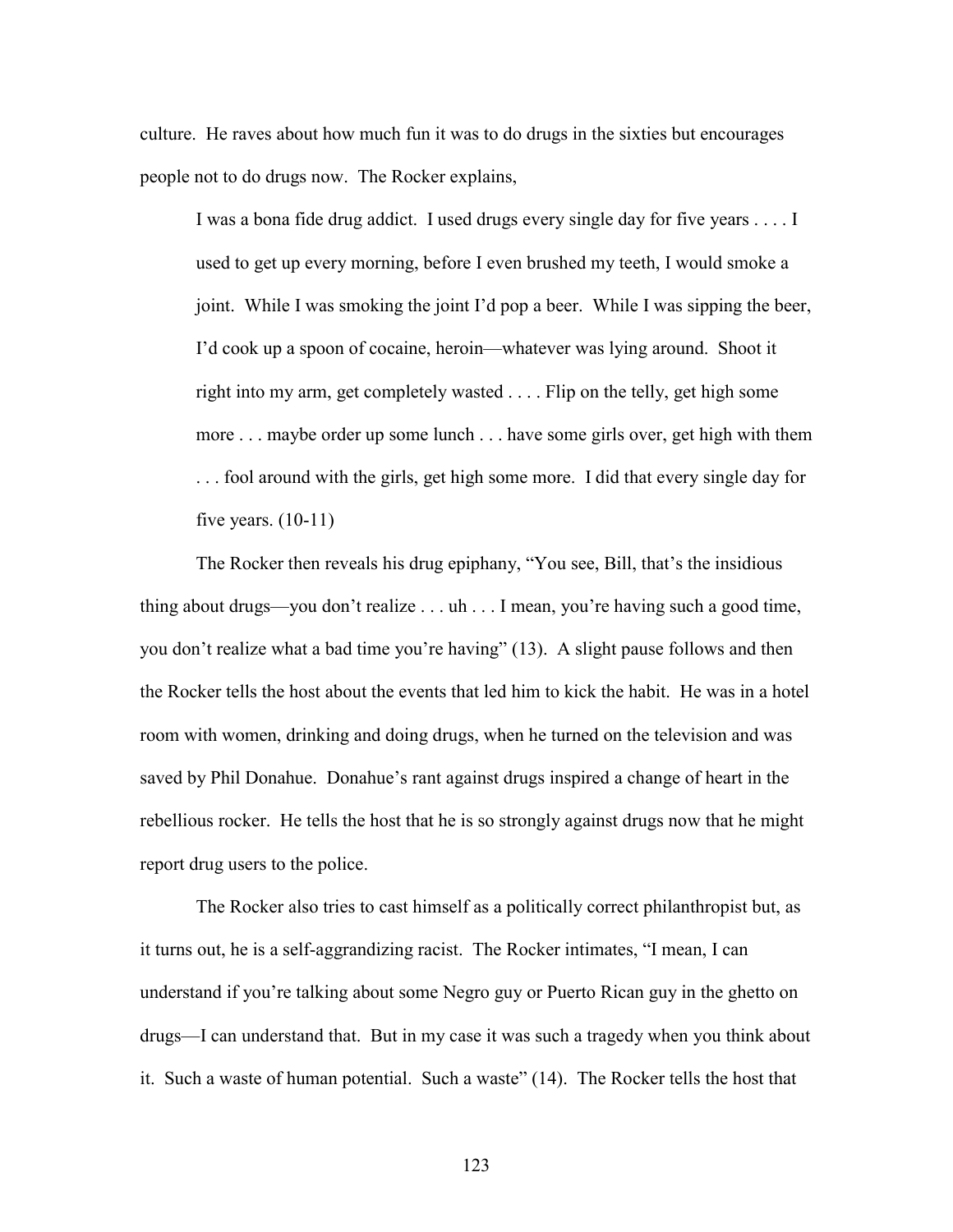culture. He raves about how much fun it was to do drugs in the sixties but encourages people not to do drugs now. The Rocker explains,

> I was a bona fide drug addict. I used drugs every single day for five years . . . . I used to get up every morning, before I even brushed my teeth, I would smoke a joint. While I was smoking the joint I'd pop a beer. While I was sipping the beer, I'd cook up a spoon of cocaine, heroin—whatever was lying around. Shoot it right into my arm, get completely wasted . . . . Flip on the telly, get high some more . . . maybe order up some lunch . . . have some girls over, get high with them . . . fool around with the girls, get high some more. I did that every single day for five years. (10-11)

The Rocker then reveals his drug epiphany, "You see, Bill, that's the insidious thing about drugs—you don't realize . . . uh . . . I mean, you're having such a good time, you don't realize what a bad time you're having" (13). A slight pause follows and then the Rocker tells the host about the events that led him to kick the habit. He was in a hotel room with women, drinking and doing drugs, when he turned on the television and was saved by Phil Donahue. Donahue's rant against drugs inspired a change of heart in the rebellious rocker. He tells the host that he is so strongly against drugs now that he might report drug users to the police.

The Rocker also tries to cast himself as a politically correct philanthropist but, as it turns out, he is a self-aggrandizing racist. The Rocker intimates, "I mean, I can understand if you're talking about some Negro guy or Puerto Rican guy in the ghetto on drugs—I can understand that. But in my case it was such a tragedy when you think about it. Such a waste of human potential. Such a waste" (14). The Rocker tells the host that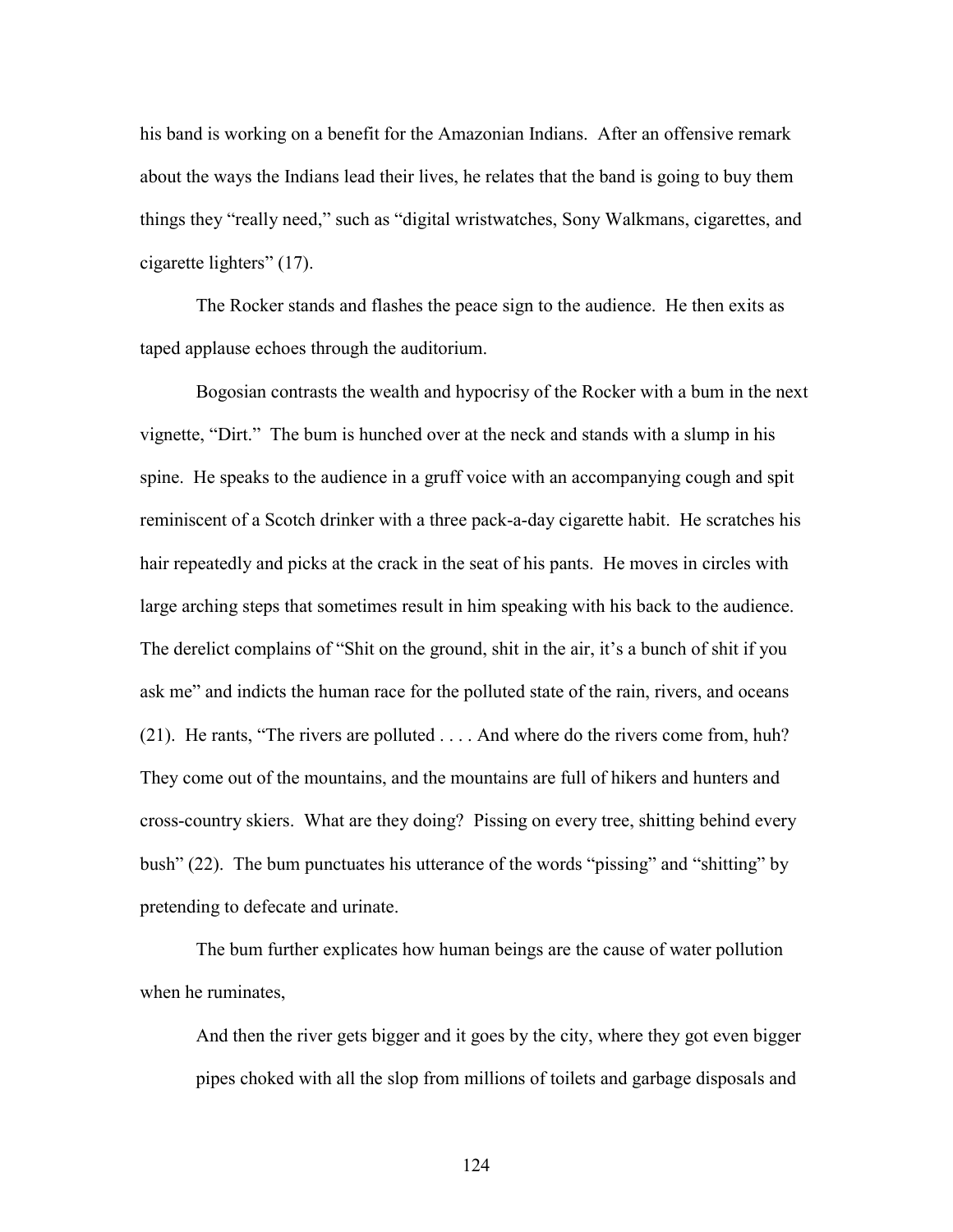his band is working on a benefit for the Amazonian Indians. After an offensive remark about the ways the Indians lead their lives, he relates that the band is going to buy them things they "really need," such as "digital wristwatches, Sony Walkmans, cigarettes, and cigarette lighters" (17).

The Rocker stands and flashes the peace sign to the audience. He then exits as taped applause echoes through the auditorium.

Bogosian contrasts the wealth and hypocrisy of the Rocker with a bum in the next vignette, "Dirt." The bum is hunched over at the neck and stands with a slump in his spine. He speaks to the audience in a gruff voice with an accompanying cough and spit reminiscent of a Scotch drinker with a three pack-a-day cigarette habit. He scratches his hair repeatedly and picks at the crack in the seat of his pants. He moves in circles with large arching steps that sometimes result in him speaking with his back to the audience. The derelict complains of "Shit on the ground, shit in the air, it's a bunch of shit if you ask me" and indicts the human race for the polluted state of the rain, rivers, and oceans (21). He rants, "The rivers are polluted . . . . And where do the rivers come from, huh? They come out of the mountains, and the mountains are full of hikers and hunters and cross-country skiers. What are they doing? Pissing on every tree, shitting behind every bush" (22). The bum punctuates his utterance of the words "pissing" and "shitting" by pretending to defecate and urinate.

The bum further explicates how human beings are the cause of water pollution when he ruminates,

> And then the river gets bigger and it goes by the city, where they got even bigger pipes choked with all the slop from millions of toilets and garbage disposals and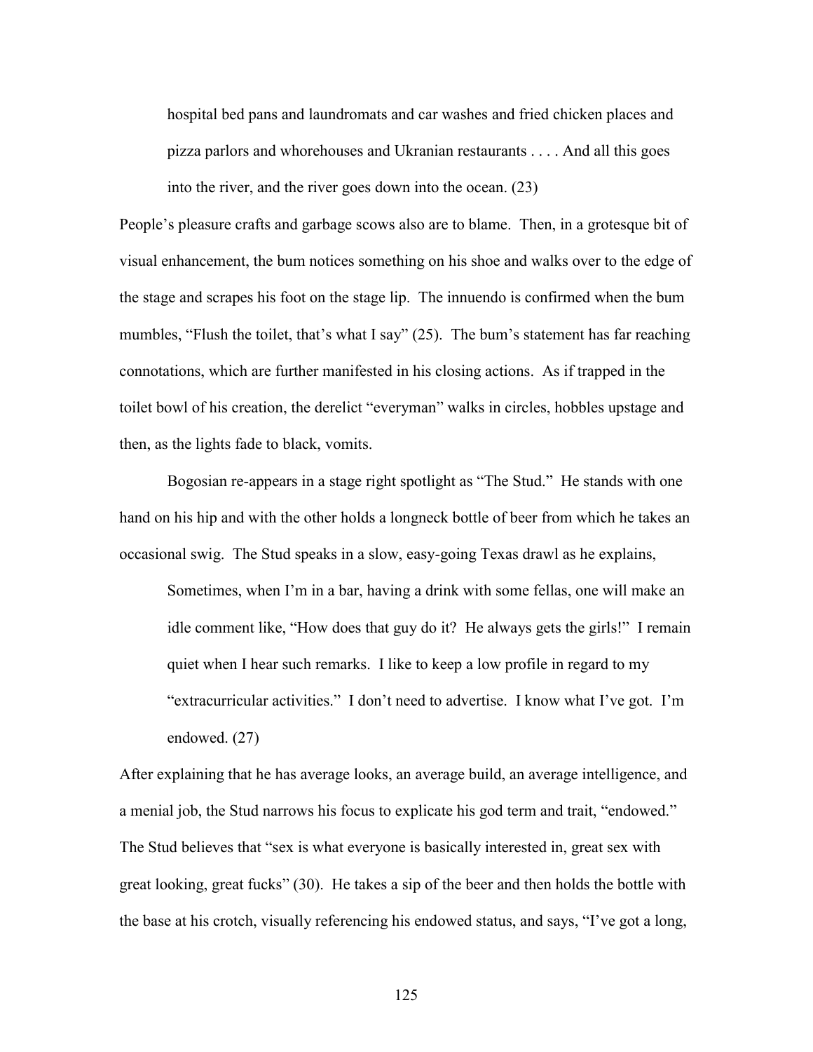> hospital bed pans and laundromats and car washes and fried chicken places and pizza parlors and whorehouses and Ukranian restaurants . . . . And all this goes into the river, and the river goes down into the ocean. (23)

People's pleasure crafts and garbage scows also are to blame. Then, in a grotesque bit of visual enhancement, the bum notices something on his shoe and walks over to the edge of the stage and scrapes his foot on the stage lip. The innuendo is confirmed when the bum mumbles, "Flush the toilet, that's what I say" (25). The bum's statement has far reaching connotations, which are further manifested in his closing actions. As if trapped in the toilet bowl of his creation, the derelict "everyman" walks in circles, hobbles upstage and then, as the lights fade to black, vomits.

Bogosian re-appears in a stage right spotlight as "The Stud." He stands with one hand on his hip and with the other holds a longneck bottle of beer from which he takes an occasional swig. The Stud speaks in a slow, easy-going Texas drawl as he explains,

> Sometimes, when I'm in a bar, having a drink with some fellas, one will make an idle comment like, "How does that guy do it? He always gets the girls!" I remain quiet when I hear such remarks. I like to keep a low profile in regard to my "extracurricular activities." I don't need to advertise. I know what I've got. I'm endowed. (27)

After explaining that he has average looks, an average build, an average intelligence, and a menial job, the Stud narrows his focus to explicate his god term and trait, "endowed." The Stud believes that "sex is what everyone is basically interested in, great sex with great looking, great fucks" (30). He takes a sip of the beer and then holds the bottle with the base at his crotch, visually referencing his endowed status, and says, "I've got a long,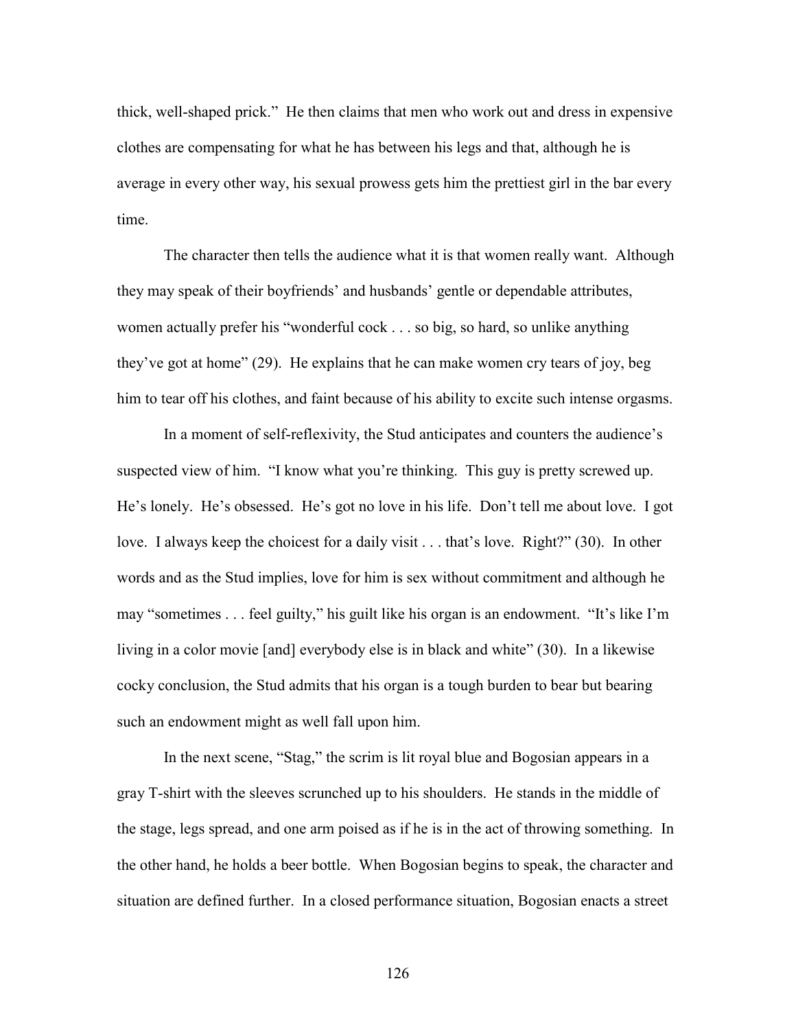thick, well-shaped prick." He then claims that men who work out and dress in expensive clothes are compensating for what he has between his legs and that, although he is average in every other way, his sexual prowess gets him the prettiest girl in the bar every time.

The character then tells the audience what it is that women really want. Although they may speak of their boyfriends' and husbands' gentle or dependable attributes, women actually prefer his "wonderful cock . . . so big, so hard, so unlike anything they've got at home" (29). He explains that he can make women cry tears of joy, beg him to tear off his clothes, and faint because of his ability to excite such intense orgasms.

In a moment of self-reflexivity, the Stud anticipates and counters the audience's suspected view of him. "I know what you're thinking. This guy is pretty screwed up. He's lonely. He's obsessed. He's got no love in his life. Don't tell me about love. I got love. I always keep the choicest for a daily visit . . . that's love. Right?" (30). In other words and as the Stud implies, love for him is sex without commitment and although he may "sometimes . . . feel guilty," his guilt like his organ is an endowment. "It's like I'm living in a color movie [and] everybody else is in black and white" (30). In a likewise cocky conclusion, the Stud admits that his organ is a tough burden to bear but bearing such an endowment might as well fall upon him.

In the next scene, "Stag," the scrim is lit royal blue and Bogosian appears in a gray T-shirt with the sleeves scrunched up to his shoulders. He stands in the middle of the stage, legs spread, and one arm poised as if he is in the act of throwing something. In the other hand, he holds a beer bottle. When Bogosian begins to speak, the character and situation are defined further. In a closed performance situation, Bogosian enacts a street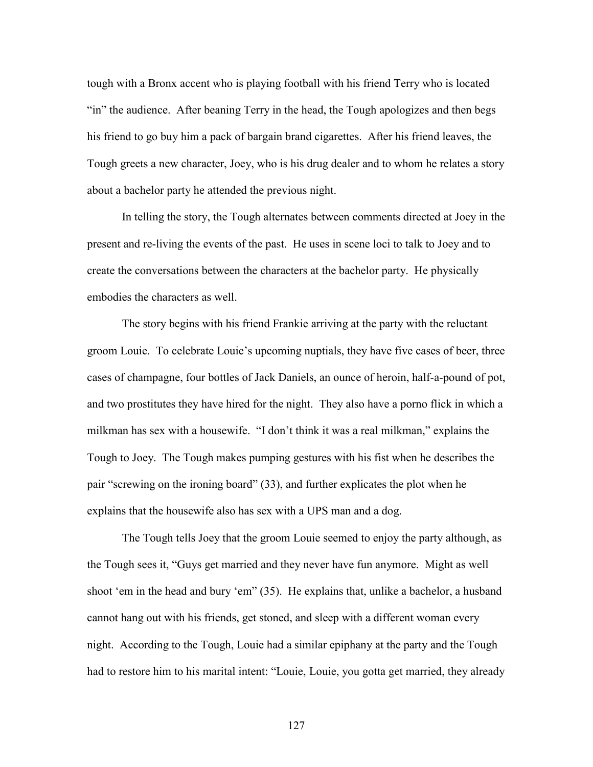tough with a Bronx accent who is playing football with his friend Terry who is located "in" the audience. After beaning Terry in the head, the Tough apologizes and then begs his friend to go buy him a pack of bargain brand cigarettes. After his friend leaves, the Tough greets a new character, Joey, who is his drug dealer and to whom he relates a story about a bachelor party he attended the previous night.

In telling the story, the Tough alternates between comments directed at Joey in the present and re-living the events of the past. He uses in scene loci to talk to Joey and to create the conversations between the characters at the bachelor party. He physically embodies the characters as well.

The story begins with his friend Frankie arriving at the party with the reluctant groom Louie. To celebrate Louie's upcoming nuptials, they have five cases of beer, three cases of champagne, four bottles of Jack Daniels, an ounce of heroin, half-a-pound of pot, and two prostitutes they have hired for the night. They also have a porno flick in which a milkman has sex with a housewife. "I don't think it was a real milkman," explains the Tough to Joey. The Tough makes pumping gestures with his fist when he describes the pair "screwing on the ironing board" (33), and further explicates the plot when he explains that the housewife also has sex with a UPS man and a dog.

The Tough tells Joey that the groom Louie seemed to enjoy the party although, as the Tough sees it, "Guys get married and they never have fun anymore. Might as well shoot 'em in the head and bury 'em" (35). He explains that, unlike a bachelor, a husband cannot hang out with his friends, get stoned, and sleep with a different woman every night. According to the Tough, Louie had a similar epiphany at the party and the Tough had to restore him to his marital intent: "Louie, Louie, you gotta get married, they already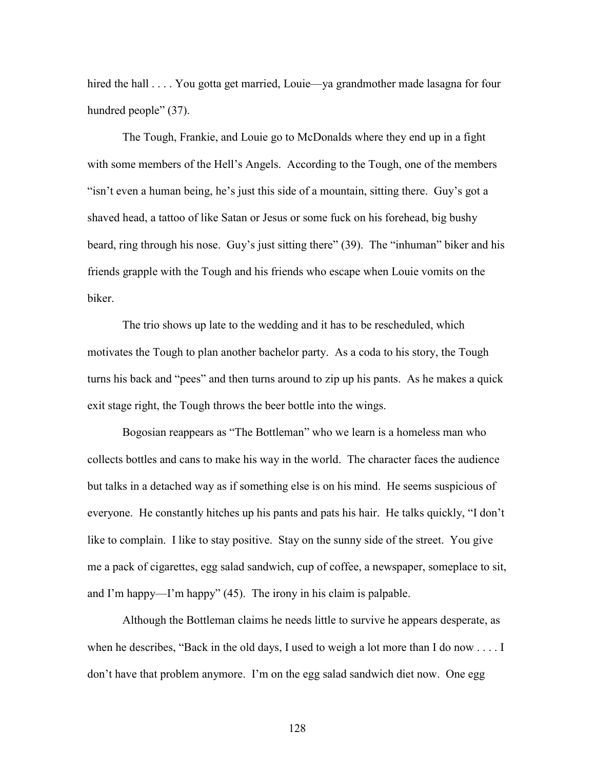hired the hall . . . . You gotta get married, Louie—ya grandmother made lasagna for four hundred people" (37).

The Tough, Frankie, and Louie go to McDonalds where they end up in a fight with some members of the Hell's Angels. According to the Tough, one of the members "isn't even a human being, he's just this side of a mountain, sitting there. Guy's got a shaved head, a tattoo of like Satan or Jesus or some fuck on his forehead, big bushy beard, ring through his nose. Guy's just sitting there" (39). The "inhuman" biker and his friends grapple with the Tough and his friends who escape when Louie vomits on the biker.

The trio shows up late to the wedding and it has to be rescheduled, which motivates the Tough to plan another bachelor party. As a coda to his story, the Tough turns his back and "pees" and then turns around to zip up his pants. As he makes a quick exit stage right, the Tough throws the beer bottle into the wings.

Bogosian reappears as "The Bottleman" who we learn is a homeless man who collects bottles and cans to make his way in the world. The character faces the audience but talks in a detached way as if something else is on his mind. He seems suspicious of everyone. He constantly hitches up his pants and pats his hair. He talks quickly, "I don't like to complain. I like to stay positive. Stay on the sunny side of the street. You give me a pack of cigarettes, egg salad sandwich, cup of coffee, a newspaper, someplace to sit, and I'm happy—I'm happy" (45). The irony in his claim is palpable.

Although the Bottleman claims he needs little to survive he appears desperate, as when he describes, "Back in the old days, I used to weigh a lot more than I do now . . . . I don't have that problem anymore. I'm on the egg salad sandwich diet now. One egg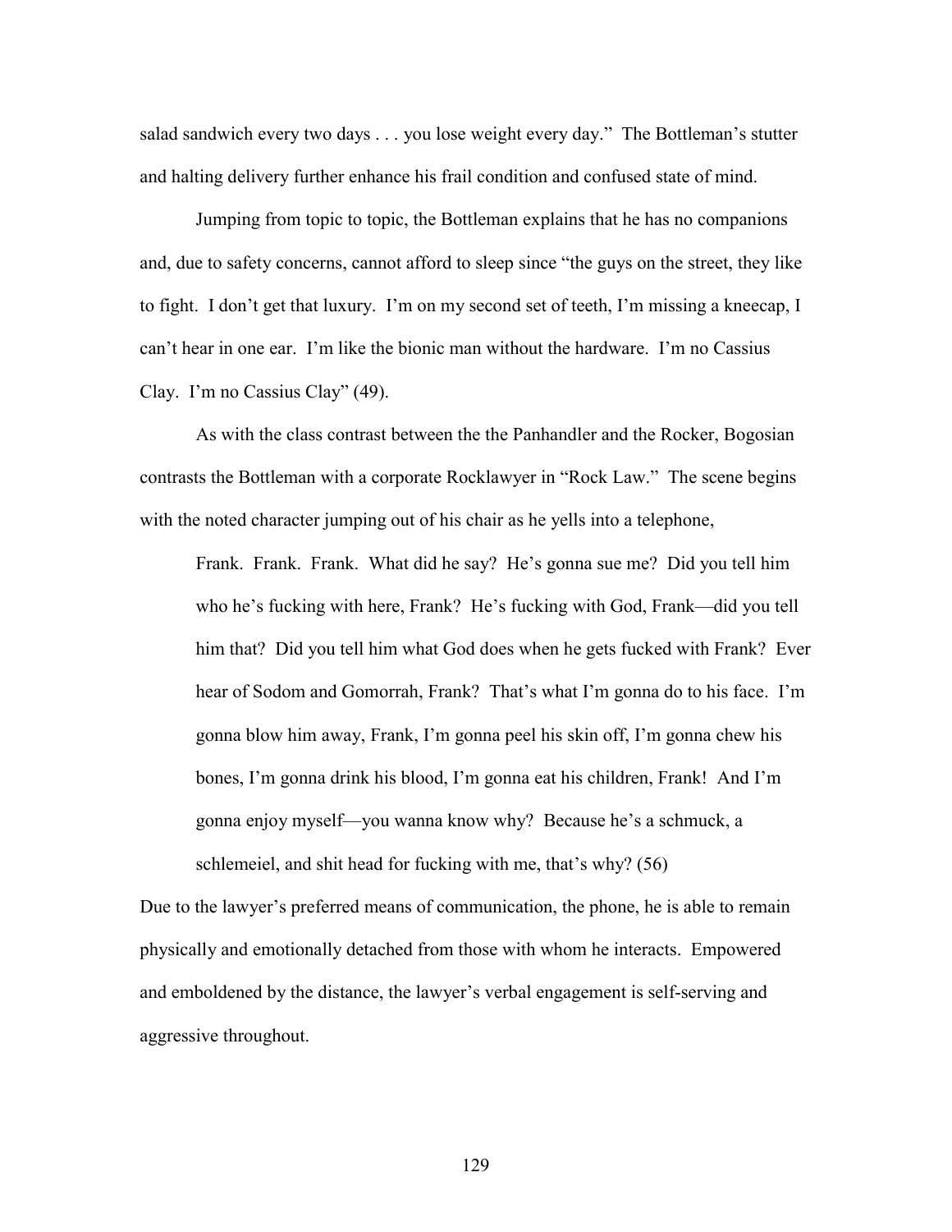salad sandwich every two days . . . you lose weight every day." The Bottleman's stutter and halting delivery further enhance his frail condition and confused state of mind.

Jumping from topic to topic, the Bottleman explains that he has no companions and, due to safety concerns, cannot afford to sleep since "the guys on the street, they like to fight. I don't get that luxury. I'm on my second set of teeth, I'm missing a kneecap, I can't hear in one ear. I'm like the bionic man without the hardware. I'm no Cassius Clay. I'm no Cassius Clay" (49).

As with the class contrast between the the Panhandler and the Rocker, Bogosian contrasts the Bottleman with a corporate Rocklawyer in "Rock Law." The scene begins with the noted character jumping out of his chair as he yells into a telephone,

> Frank. Frank. Frank. What did he say? He's gonna sue me? Did you tell him who he's fucking with here, Frank? He's fucking with God, Frank—did you tell him that? Did you tell him what God does when he gets fucked with Frank? Ever hear of Sodom and Gomorrah, Frank? That's what I'm gonna do to his face. I'm gonna blow him away, Frank, I'm gonna peel his skin off, I'm gonna chew his bones, I'm gonna drink his blood, I'm gonna eat his children, Frank! And I'm gonna enjoy myself—you wanna know why? Because he's a schmuck, a schlemeiel, and shit head for fucking with me, that's why? (56)

Due to the lawyer's preferred means of communication, the phone, he is able to remain physically and emotionally detached from those with whom he interacts. Empowered and emboldened by the distance, the lawyer's verbal engagement is self-serving and aggressive throughout.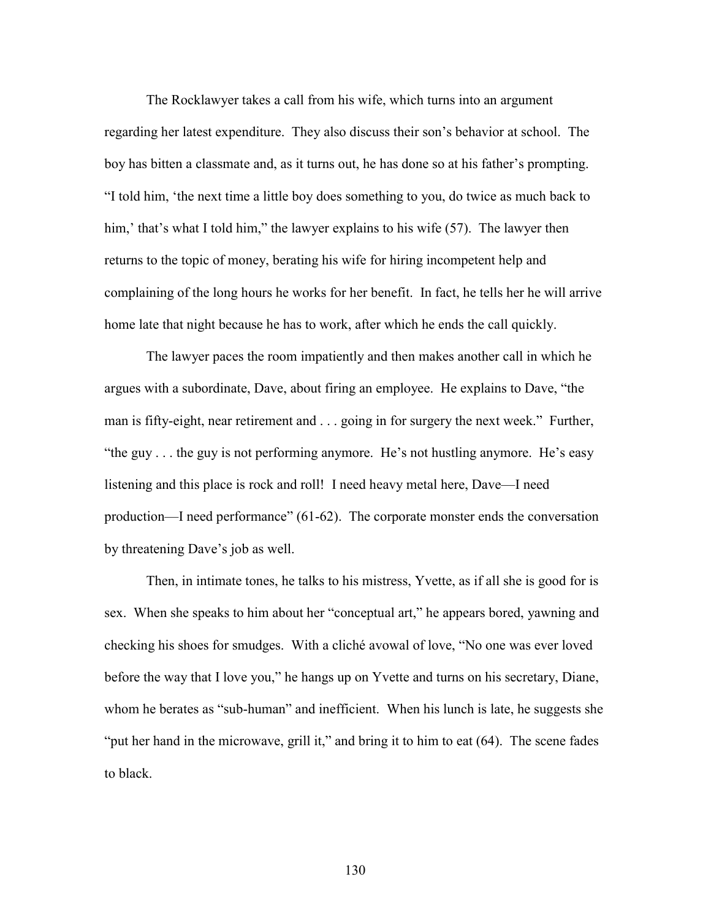The Rocklawyer takes a call from his wife, which turns into an argument regarding her latest expenditure. They also discuss their son's behavior at school. The boy has bitten a classmate and, as it turns out, he has done so at his father's prompting. "I told him, 'the next time a little boy does something to you, do twice as much back to him,' that's what I told him," the lawyer explains to his wife (57). The lawyer then returns to the topic of money, berating his wife for hiring incompetent help and complaining of the long hours he works for her benefit. In fact, he tells her he will arrive home late that night because he has to work, after which he ends the call quickly.

The lawyer paces the room impatiently and then makes another call in which he argues with a subordinate, Dave, about firing an employee. He explains to Dave, "the man is fifty-eight, near retirement and . . . going in for surgery the next week." Further, "the guy . . . the guy is not performing anymore. He's not hustling anymore. He's easy listening and this place is rock and roll! I need heavy metal here, Dave—I need production—I need performance" (61-62). The corporate monster ends the conversation by threatening Dave's job as well.

Then, in intimate tones, he talks to his mistress, Yvette, as if all she is good for is sex. When she speaks to him about her "conceptual art," he appears bored, yawning and checking his shoes for smudges. With a cliché avowal of love, "No one was ever loved before the way that I love you," he hangs up on Yvette and turns on his secretary, Diane, whom he berates as "sub-human" and inefficient. When his lunch is late, he suggests she "put her hand in the microwave, grill it," and bring it to him to eat (64). The scene fades to black.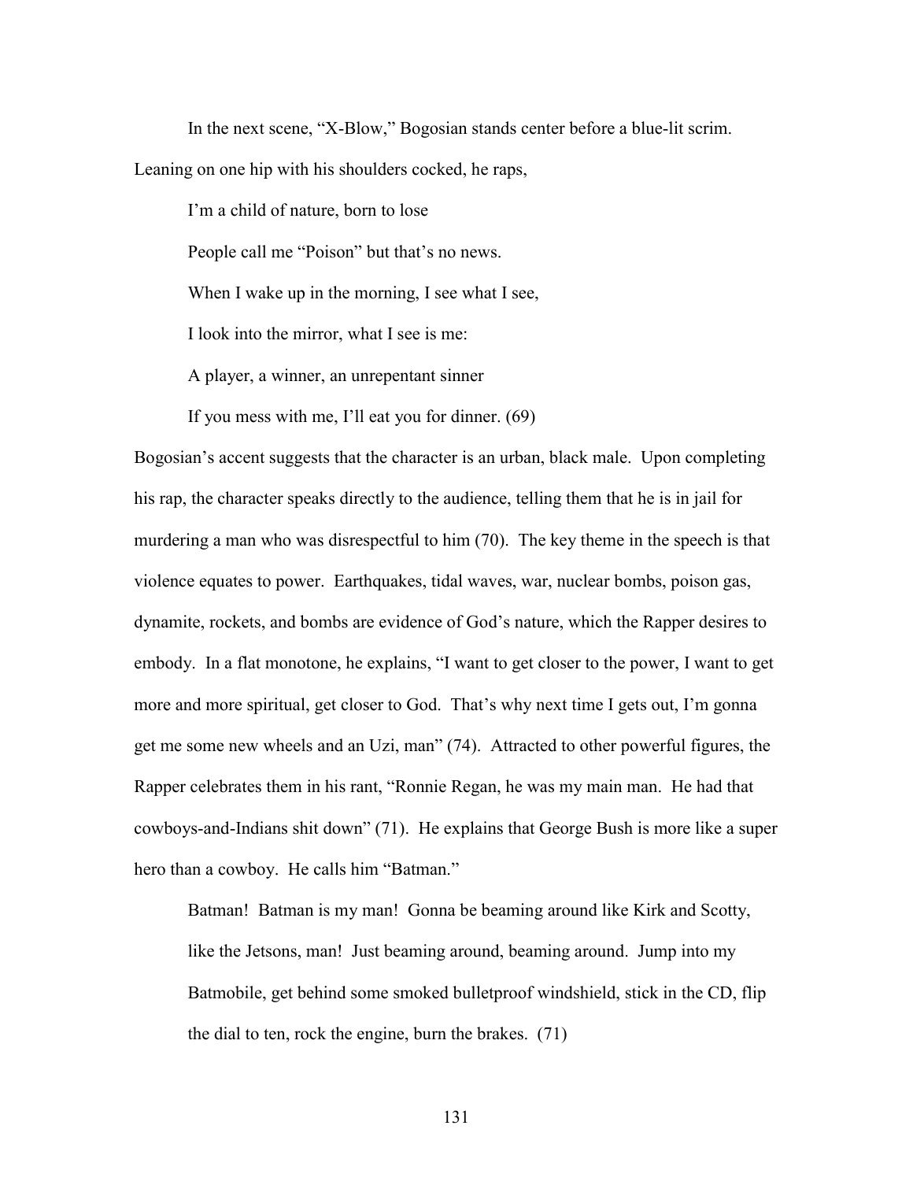In the next scene, "X-Blow," Bogosian stands center before a blue-lit scrim. Leaning on one hip with his shoulders cocked, he raps,

> I'm a child of nature, born to lose
>
> People call me "Poison" but that's no news.
>
> When I wake up in the morning, I see what I see,
>
> I look into the mirror, what I see is me:
>
> A player, a winner, an unrepentant sinner
>
> If you mess with me, I'll eat you for dinner. (69)

Bogosian's accent suggests that the character is an urban, black male. Upon completing his rap, the character speaks directly to the audience, telling them that he is in jail for murdering a man who was disrespectful to him (70). The key theme in the speech is that violence equates to power. Earthquakes, tidal waves, war, nuclear bombs, poison gas, dynamite, rockets, and bombs are evidence of God's nature, which the Rapper desires to embody. In a flat monotone, he explains, "I want to get closer to the power, I want to get more and more spiritual, get closer to God. That's why next time I gets out, I'm gonna get me some new wheels and an Uzi, man" (74). Attracted to other powerful figures, the Rapper celebrates them in his rant, "Ronnie Regan, he was my main man. He had that cowboys-and-Indians shit down" (71). He explains that George Bush is more like a super hero than a cowboy. He calls him "Batman."

> Batman! Batman is my man! Gonna be beaming around like Kirk and Scotty, like the Jetsons, man! Just beaming around, beaming around. Jump into my Batmobile, get behind some smoked bulletproof windshield, stick in the CD, flip the dial to ten, rock the engine, burn the brakes. (71)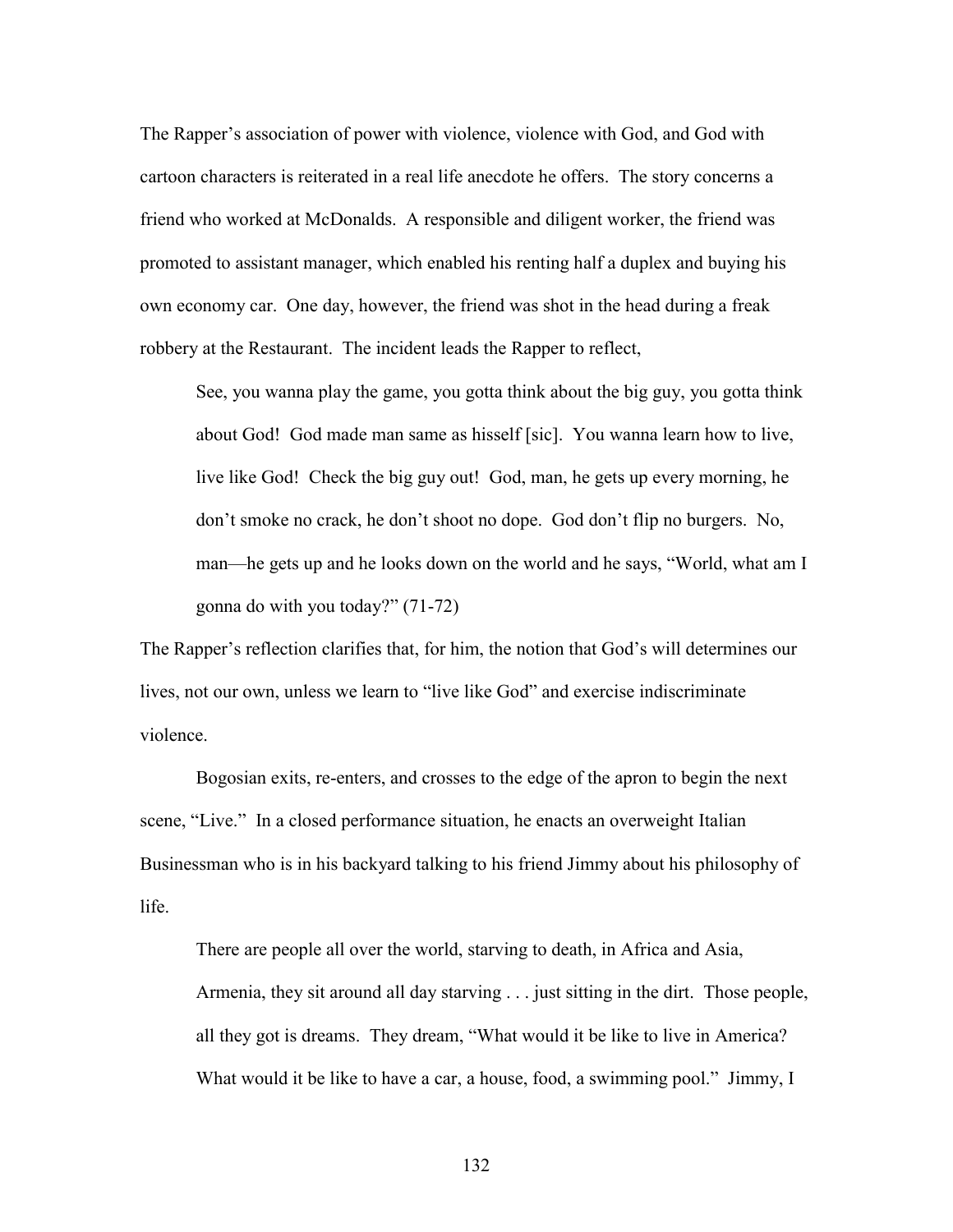The Rapper's association of power with violence, violence with God, and God with cartoon characters is reiterated in a real life anecdote he offers. The story concerns a friend who worked at McDonalds. A responsible and diligent worker, the friend was promoted to assistant manager, which enabled his renting half a duplex and buying his own economy car. One day, however, the friend was shot in the head during a freak robbery at the Restaurant. The incident leads the Rapper to reflect,

> See, you wanna play the game, you gotta think about the big guy, you gotta think about God! God made man same as hisself [sic]. You wanna learn how to live, live like God! Check the big guy out! God, man, he gets up every morning, he don't smoke no crack, he don't shoot no dope. God don't flip no burgers. No, man—he gets up and he looks down on the world and he says, "World, what am I gonna do with you today?" (71-72)

The Rapper's reflection clarifies that, for him, the notion that God's will determines our lives, not our own, unless we learn to "live like God" and exercise indiscriminate violence.

Bogosian exits, re-enters, and crosses to the edge of the apron to begin the next scene, "Live." In a closed performance situation, he enacts an overweight Italian Businessman who is in his backyard talking to his friend Jimmy about his philosophy of life.

> There are people all over the world, starving to death, in Africa and Asia, Armenia, they sit around all day starving . . . just sitting in the dirt. Those people, all they got is dreams. They dream, "What would it be like to live in America? What would it be like to have a car, a house, food, a swimming pool." Jimmy, I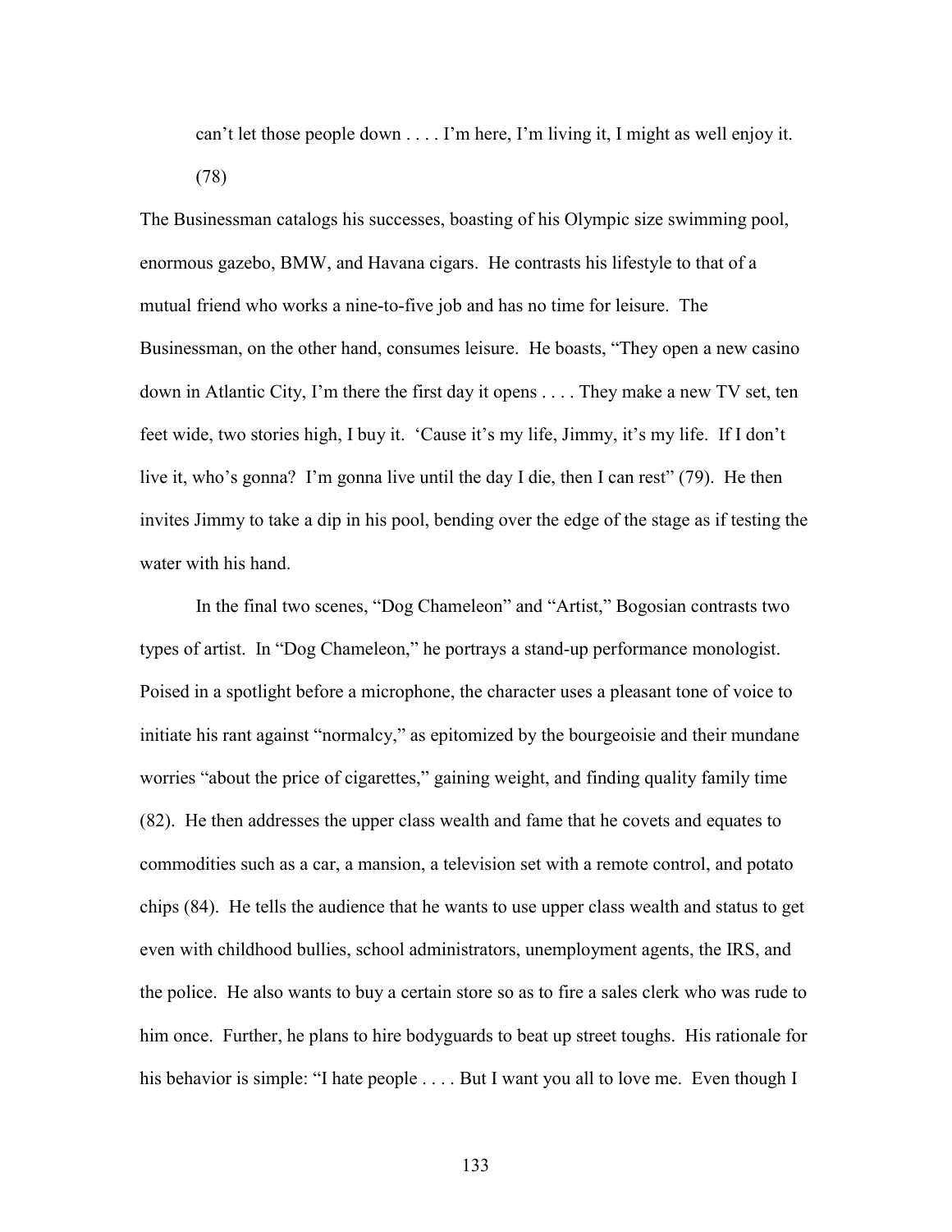can't let those people down . . . . I'm here, I'm living it, I might as well enjoy it. (78)

The Businessman catalogs his successes, boasting of his Olympic size swimming pool, enormous gazebo, BMW, and Havana cigars. He contrasts his lifestyle to that of a mutual friend who works a nine-to-five job and has no time for leisure. The Businessman, on the other hand, consumes leisure. He boasts, "They open a new casino down in Atlantic City, I'm there the first day it opens . . . . They make a new TV set, ten feet wide, two stories high, I buy it. 'Cause it's my life, Jimmy, it's my life. If I don't live it, who's gonna? I'm gonna live until the day I die, then I can rest" (79). He then invites Jimmy to take a dip in his pool, bending over the edge of the stage as if testing the water with his hand.

In the final two scenes, "Dog Chameleon" and "Artist," Bogosian contrasts two types of artist. In "Dog Chameleon," he portrays a stand-up performance monologist. Poised in a spotlight before a microphone, the character uses a pleasant tone of voice to initiate his rant against "normalcy," as epitomized by the bourgeoisie and their mundane worries "about the price of cigarettes," gaining weight, and finding quality family time (82). He then addresses the upper class wealth and fame that he covets and equates to commodities such as a car, a mansion, a television set with a remote control, and potato chips (84). He tells the audience that he wants to use upper class wealth and status to get even with childhood bullies, school administrators, unemployment agents, the IRS, and the police. He also wants to buy a certain store so as to fire a sales clerk who was rude to him once. Further, he plans to hire bodyguards to beat up street toughs. His rationale for his behavior is simple: "I hate people . . . . But I want you all to love me. Even though I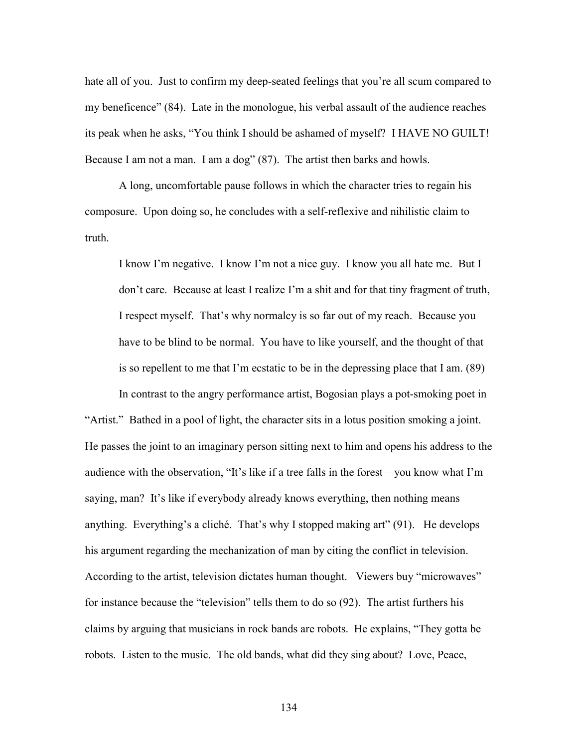hate all of you. Just to confirm my deep-seated feelings that you're all scum compared to my beneficence" (84). Late in the monologue, his verbal assault of the audience reaches its peak when he asks, "You think I should be ashamed of myself? I HAVE NO GUILT! Because I am not a man. I am a dog" (87). The artist then barks and howls.

A long, uncomfortable pause follows in which the character tries to regain his composure. Upon doing so, he concludes with a self-reflexive and nihilistic claim to truth.

> I know I'm negative. I know I'm not a nice guy. I know you all hate me. But I don't care. Because at least I realize I'm a shit and for that tiny fragment of truth, I respect myself. That's why normalcy is so far out of my reach. Because you have to be blind to be normal. You have to like yourself, and the thought of that is so repellent to me that I'm ecstatic to be in the depressing place that I am. (89)

In contrast to the angry performance artist, Bogosian plays a pot-smoking poet in "Artist." Bathed in a pool of light, the character sits in a lotus position smoking a joint. He passes the joint to an imaginary person sitting next to him and opens his address to the audience with the observation, "It's like if a tree falls in the forest—you know what I'm saying, man? It's like if everybody already knows everything, then nothing means anything. Everything's a cliché. That's why I stopped making art" (91). He develops his argument regarding the mechanization of man by citing the conflict in television. According to the artist, television dictates human thought. Viewers buy "microwaves" for instance because the "television" tells them to do so (92). The artist furthers his claims by arguing that musicians in rock bands are robots. He explains, "They gotta be robots. Listen to the music. The old bands, what did they sing about? Love, Peace,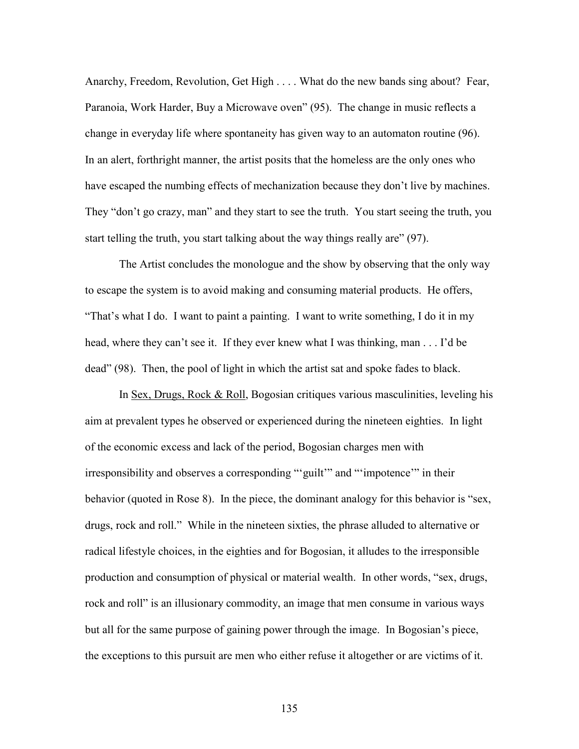Anarchy, Freedom, Revolution, Get High . . . . What do the new bands sing about? Fear, Paranoia, Work Harder, Buy a Microwave oven" (95). The change in music reflects a change in everyday life where spontaneity has given way to an automaton routine (96). In an alert, forthright manner, the artist posits that the homeless are the only ones who have escaped the numbing effects of mechanization because they don't live by machines. They "don't go crazy, man" and they start to see the truth. You start seeing the truth, you start telling the truth, you start talking about the way things really are" (97).

The Artist concludes the monologue and the show by observing that the only way to escape the system is to avoid making and consuming material products. He offers, "That's what I do. I want to paint a painting. I want to write something, I do it in my head, where they can't see it. If they ever knew what I was thinking, man . . . I'd be dead" (98). Then, the pool of light in which the artist sat and spoke fades to black.

In <u>Sex, Drugs, Rock & Roll</u>, Bogosian critiques various masculinities, leveling his aim at prevalent types he observed or experienced during the nineteen eighties. In light of the economic excess and lack of the period, Bogosian charges men with irresponsibility and observes a corresponding "'guilt'" and "'impotence'" in their behavior (quoted in Rose 8). In the piece, the dominant analogy for this behavior is "sex, drugs, rock and roll." While in the nineteen sixties, the phrase alluded to alternative or radical lifestyle choices, in the eighties and for Bogosian, it alludes to the irresponsible production and consumption of physical or material wealth. In other words, "sex, drugs, rock and roll" is an illusionary commodity, an image that men consume in various ways but all for the same purpose of gaining power through the image. In Bogosian's piece, the exceptions to this pursuit are men who either refuse it altogether or are victims of it.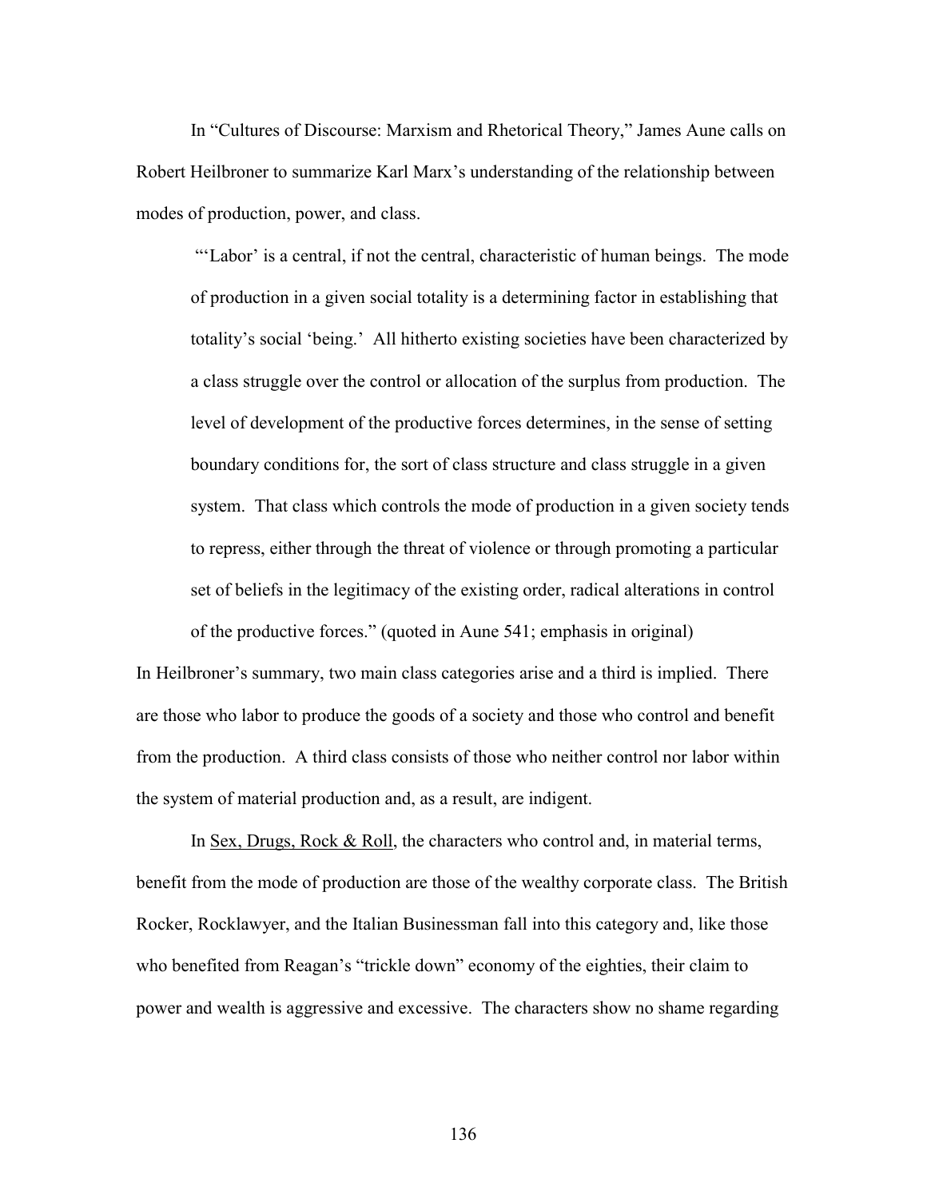In "Cultures of Discourse: Marxism and Rhetorical Theory," James Aune calls on Robert Heilbroner to summarize Karl Marx's understanding of the relationship between modes of production, power, and class.

> "'Labor' is a central, if not the central, characteristic of human beings. The mode of production in a given social totality is a determining factor in establishing that totality's social 'being.' All hitherto existing societies have been characterized by a class struggle over the control or allocation of the surplus from production. The level of development of the productive forces determines, in the sense of setting boundary conditions for, the sort of class structure and class struggle in a given system. That class which controls the mode of production in a given society tends to repress, either through the threat of violence or through promoting a particular set of beliefs in the legitimacy of the existing order, radical alterations in control of the productive forces." (quoted in Aune 541; emphasis in original)

In Heilbroner's summary, two main class categories arise and a third is implied. There are those who labor to produce the goods of a society and those who control and benefit from the production. A third class consists of those who neither control nor labor within the system of material production and, as a result, are indigent.

In <u>Sex, Drugs, Rock & Roll</u>, the characters who control and, in material terms, benefit from the mode of production are those of the wealthy corporate class. The British Rocker, Rocklawyer, and the Italian Businessman fall into this category and, like those who benefited from Reagan's "trickle down" economy of the eighties, their claim to power and wealth is aggressive and excessive. The characters show no shame regarding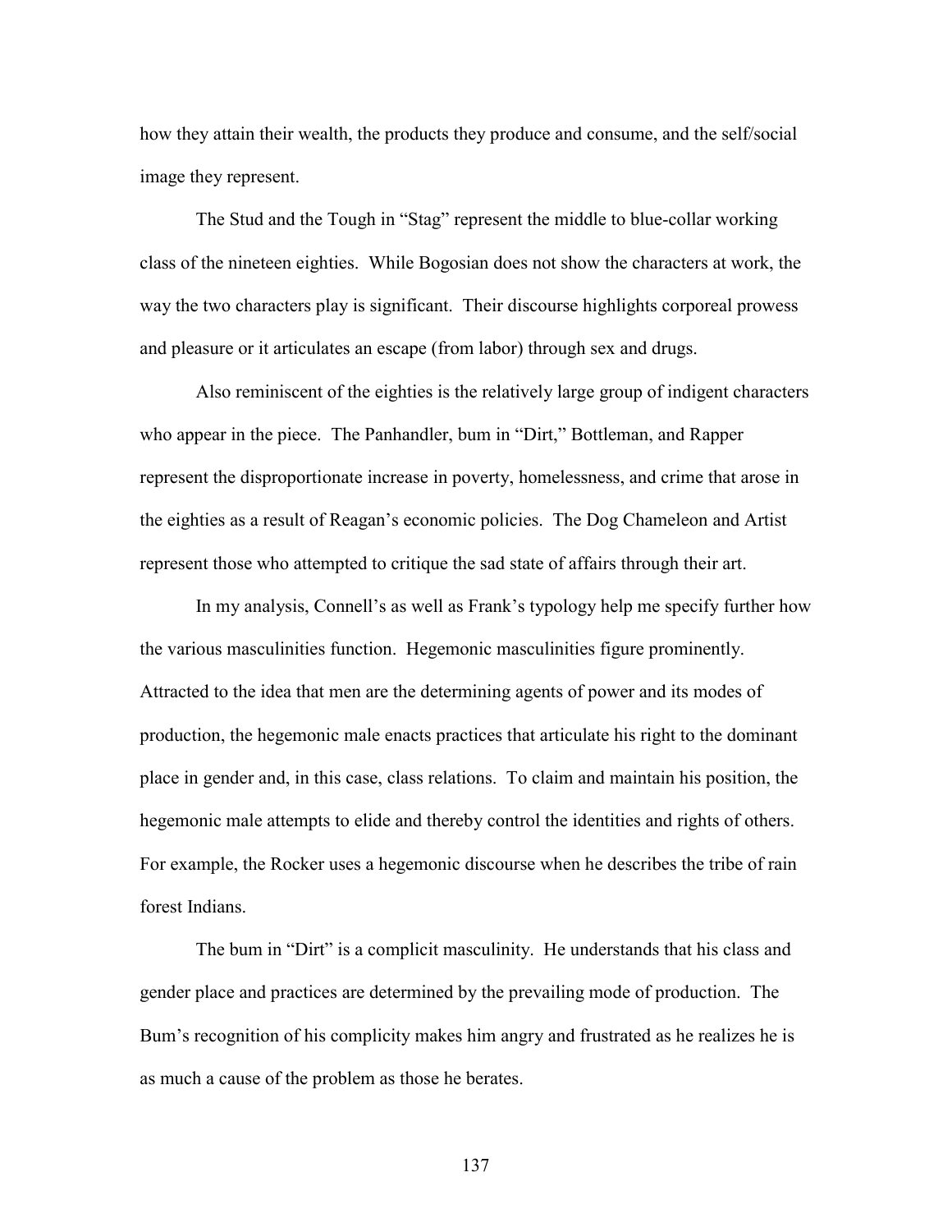how they attain their wealth, the products they produce and consume, and the self/social image they represent.

The Stud and the Tough in "Stag" represent the middle to blue-collar working class of the nineteen eighties. While Bogosian does not show the characters at work, the way the two characters play is significant. Their discourse highlights corporeal prowess and pleasure or it articulates an escape (from labor) through sex and drugs.

Also reminiscent of the eighties is the relatively large group of indigent characters who appear in the piece. The Panhandler, bum in "Dirt," Bottleman, and Rapper represent the disproportionate increase in poverty, homelessness, and crime that arose in the eighties as a result of Reagan's economic policies. The Dog Chameleon and Artist represent those who attempted to critique the sad state of affairs through their art.

In my analysis, Connell's as well as Frank's typology help me specify further how the various masculinities function. Hegemonic masculinities figure prominently. Attracted to the idea that men are the determining agents of power and its modes of production, the hegemonic male enacts practices that articulate his right to the dominant place in gender and, in this case, class relations. To claim and maintain his position, the hegemonic male attempts to elide and thereby control the identities and rights of others. For example, the Rocker uses a hegemonic discourse when he describes the tribe of rain forest Indians.

The bum in "Dirt" is a complicit masculinity. He understands that his class and gender place and practices are determined by the prevailing mode of production. The Bum's recognition of his complicity makes him angry and frustrated as he realizes he is as much a cause of the problem as those he berates.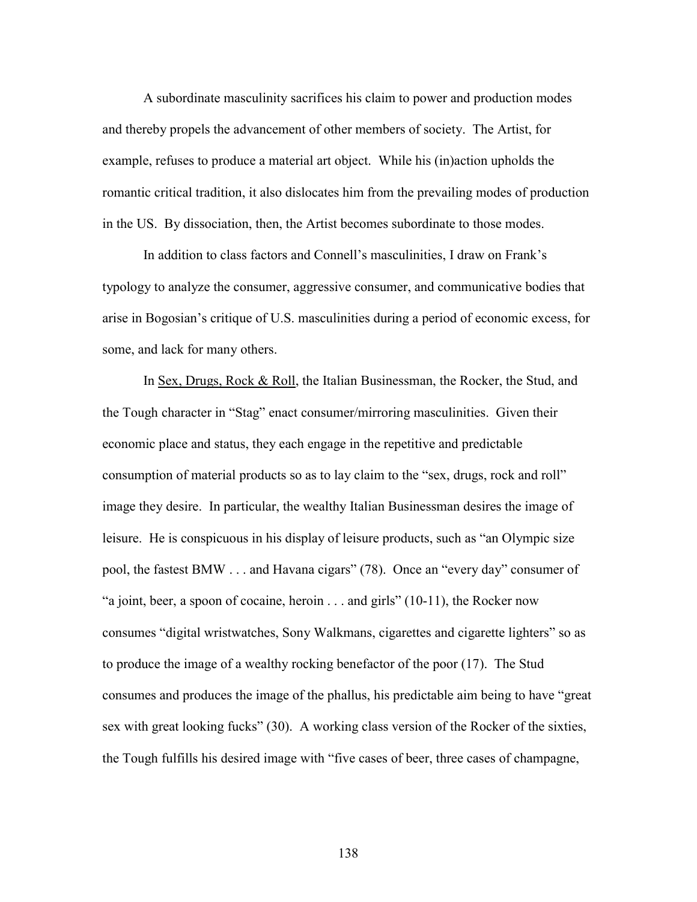A subordinate masculinity sacrifices his claim to power and production modes and thereby propels the advancement of other members of society. The Artist, for example, refuses to produce a material art object. While his (in)action upholds the romantic critical tradition, it also dislocates him from the prevailing modes of production in the US. By dissociation, then, the Artist becomes subordinate to those modes.

In addition to class factors and Connell's masculinities, I draw on Frank's typology to analyze the consumer, aggressive consumer, and communicative bodies that arise in Bogosian's critique of U.S. masculinities during a period of economic excess, for some, and lack for many others.

In Sex, Drugs, Rock & Roll, the Italian Businessman, the Rocker, the Stud, and the Tough character in "Stag" enact consumer/mirroring masculinities. Given their economic place and status, they each engage in the repetitive and predictable consumption of material products so as to lay claim to the "sex, drugs, rock and roll" image they desire. In particular, the wealthy Italian Businessman desires the image of leisure. He is conspicuous in his display of leisure products, such as "an Olympic size pool, the fastest BMW . . . and Havana cigars" (78). Once an "every day" consumer of "a joint, beer, a spoon of cocaine, heroin . . . and girls" (10-11), the Rocker now consumes "digital wristwatches, Sony Walkmans, cigarettes and cigarette lighters" so as to produce the image of a wealthy rocking benefactor of the poor (17). The Stud consumes and produces the image of the phallus, his predictable aim being to have "great sex with great looking fucks" (30). A working class version of the Rocker of the sixties, the Tough fulfills his desired image with "five cases of beer, three cases of champagne,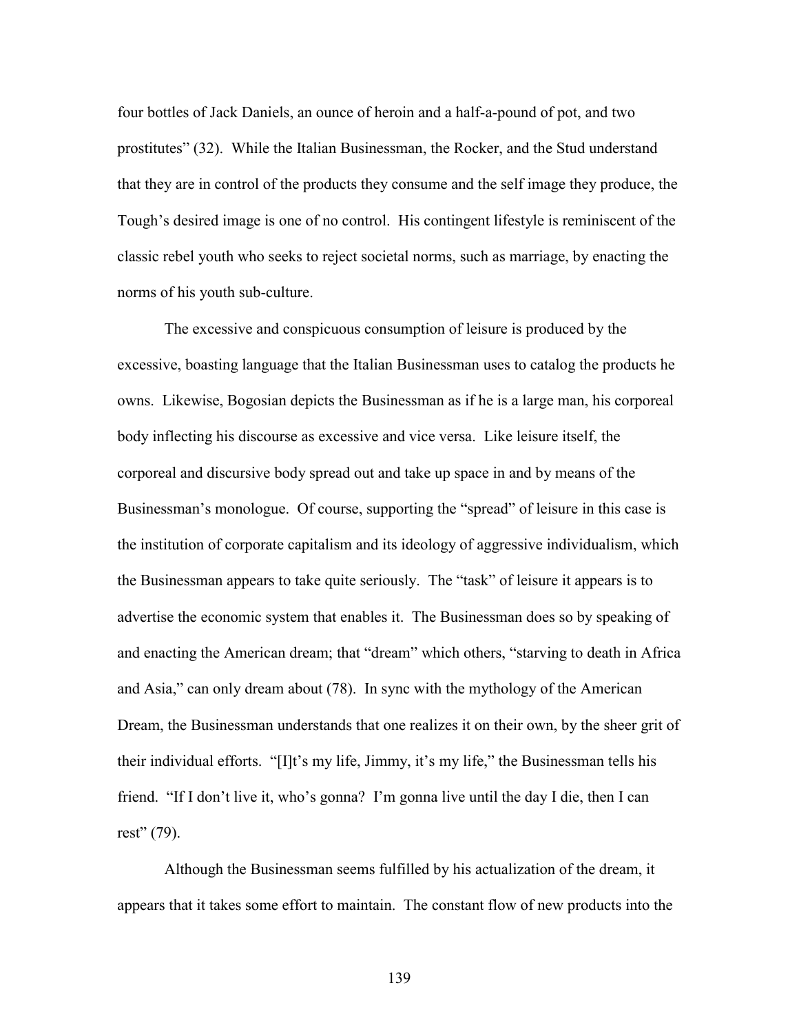four bottles of Jack Daniels, an ounce of heroin and a half-a-pound of pot, and two prostitutes" (32). While the Italian Businessman, the Rocker, and the Stud understand that they are in control of the products they consume and the self image they produce, the Tough's desired image is one of no control. His contingent lifestyle is reminiscent of the classic rebel youth who seeks to reject societal norms, such as marriage, by enacting the norms of his youth sub-culture.

The excessive and conspicuous consumption of leisure is produced by the excessive, boasting language that the Italian Businessman uses to catalog the products he owns. Likewise, Bogosian depicts the Businessman as if he is a large man, his corporeal body inflecting his discourse as excessive and vice versa. Like leisure itself, the corporeal and discursive body spread out and take up space in and by means of the Businessman's monologue. Of course, supporting the "spread" of leisure in this case is the institution of corporate capitalism and its ideology of aggressive individualism, which the Businessman appears to take quite seriously. The "task" of leisure it appears is to advertise the economic system that enables it. The Businessman does so by speaking of and enacting the American dream; that "dream" which others, "starving to death in Africa and Asia," can only dream about (78). In sync with the mythology of the American Dream, the Businessman understands that one realizes it on their own, by the sheer grit of their individual efforts. "[I]t's my life, Jimmy, it's my life," the Businessman tells his friend. "If I don't live it, who's gonna? I'm gonna live until the day I die, then I can rest" (79).

Although the Businessman seems fulfilled by his actualization of the dream, it appears that it takes some effort to maintain. The constant flow of new products into the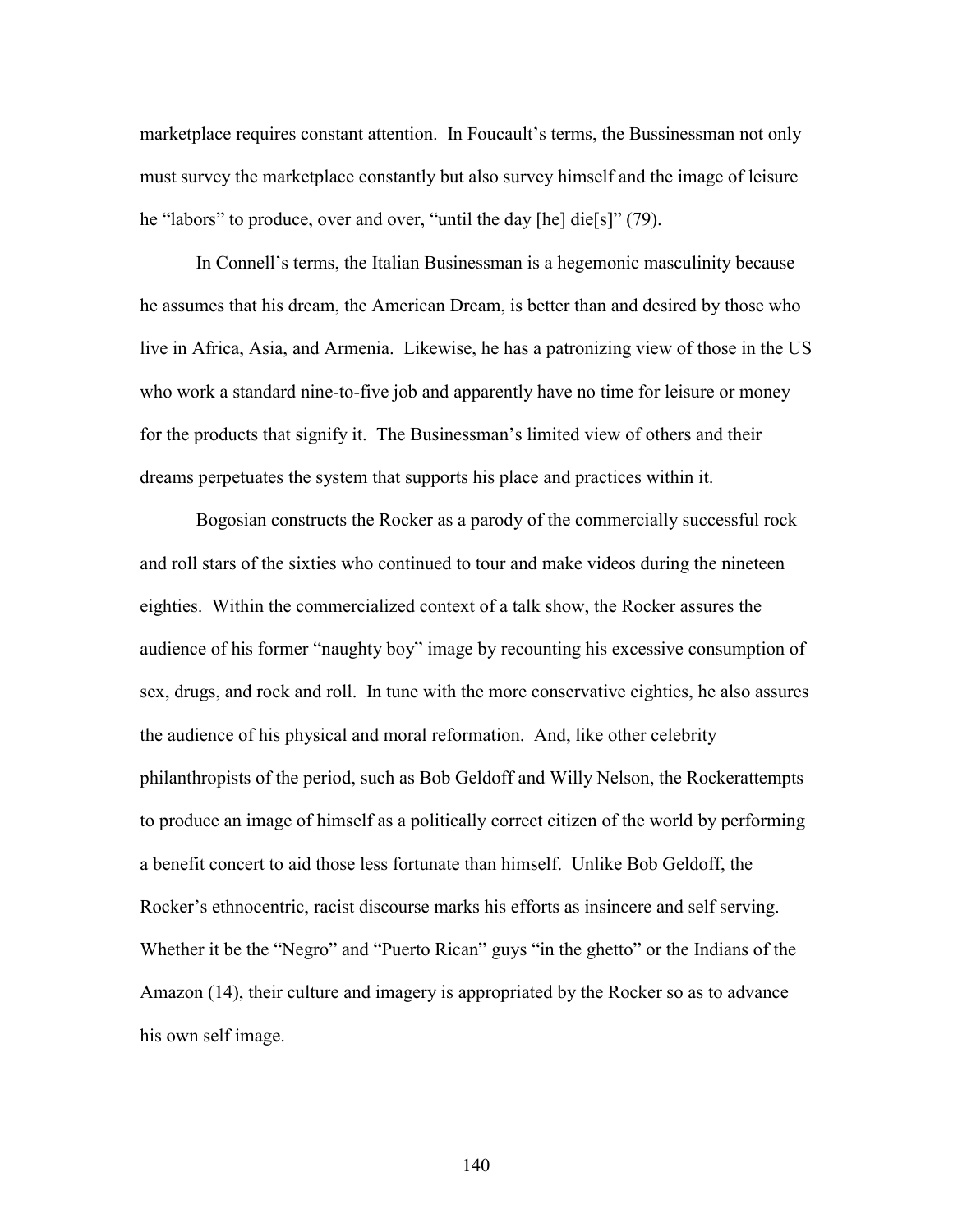marketplace requires constant attention. In Foucault's terms, the Bussinessman not only must survey the marketplace constantly but also survey himself and the image of leisure he "labors" to produce, over and over, "until the day [he] die[s]" (79).

In Connell's terms, the Italian Businessman is a hegemonic masculinity because he assumes that his dream, the American Dream, is better than and desired by those who live in Africa, Asia, and Armenia. Likewise, he has a patronizing view of those in the US who work a standard nine-to-five job and apparently have no time for leisure or money for the products that signify it. The Businessman's limited view of others and their dreams perpetuates the system that supports his place and practices within it.

Bogosian constructs the Rocker as a parody of the commercially successful rock and roll stars of the sixties who continued to tour and make videos during the nineteen eighties. Within the commercialized context of a talk show, the Rocker assures the audience of his former "naughty boy" image by recounting his excessive consumption of sex, drugs, and rock and roll. In tune with the more conservative eighties, he also assures the audience of his physical and moral reformation. And, like other celebrity philanthropists of the period, such as Bob Geldoff and Willy Nelson, the Rockerattempts to produce an image of himself as a politically correct citizen of the world by performing a benefit concert to aid those less fortunate than himself. Unlike Bob Geldoff, the Rocker's ethnocentric, racist discourse marks his efforts as insincere and self serving. Whether it be the "Negro" and "Puerto Rican" guys "in the ghetto" or the Indians of the Amazon (14), their culture and imagery is appropriated by the Rocker so as to advance his own self image.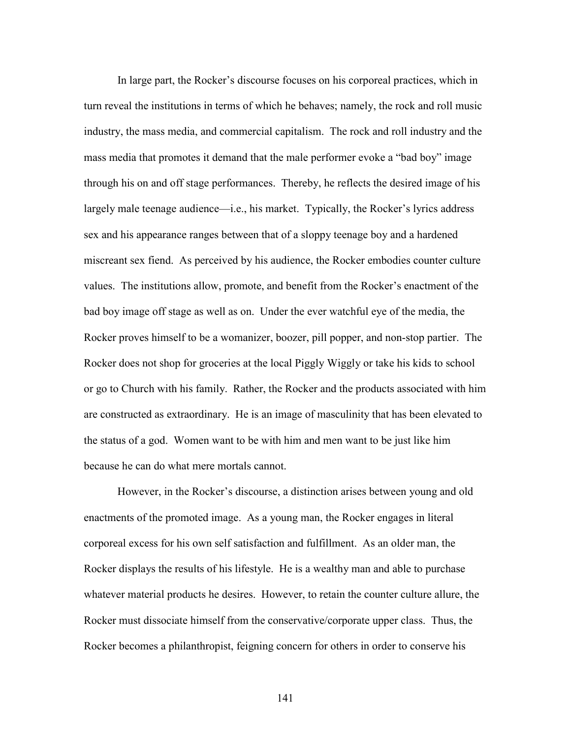In large part, the Rocker's discourse focuses on his corporeal practices, which in turn reveal the institutions in terms of which he behaves; namely, the rock and roll music industry, the mass media, and commercial capitalism. The rock and roll industry and the mass media that promotes it demand that the male performer evoke a "bad boy" image through his on and off stage performances. Thereby, he reflects the desired image of his largely male teenage audience—i.e., his market. Typically, the Rocker's lyrics address sex and his appearance ranges between that of a sloppy teenage boy and a hardened miscreant sex fiend. As perceived by his audience, the Rocker embodies counter culture values. The institutions allow, promote, and benefit from the Rocker's enactment of the bad boy image off stage as well as on. Under the ever watchful eye of the media, the Rocker proves himself to be a womanizer, boozer, pill popper, and non-stop partier. The Rocker does not shop for groceries at the local Piggly Wiggly or take his kids to school or go to Church with his family. Rather, the Rocker and the products associated with him are constructed as extraordinary. He is an image of masculinity that has been elevated to the status of a god. Women want to be with him and men want to be just like him because he can do what mere mortals cannot.

However, in the Rocker's discourse, a distinction arises between young and old enactments of the promoted image. As a young man, the Rocker engages in literal corporeal excess for his own self satisfaction and fulfillment. As an older man, the Rocker displays the results of his lifestyle. He is a wealthy man and able to purchase whatever material products he desires. However, to retain the counter culture allure, the Rocker must dissociate himself from the conservative/corporate upper class. Thus, the Rocker becomes a philanthropist, feigning concern for others in order to conserve his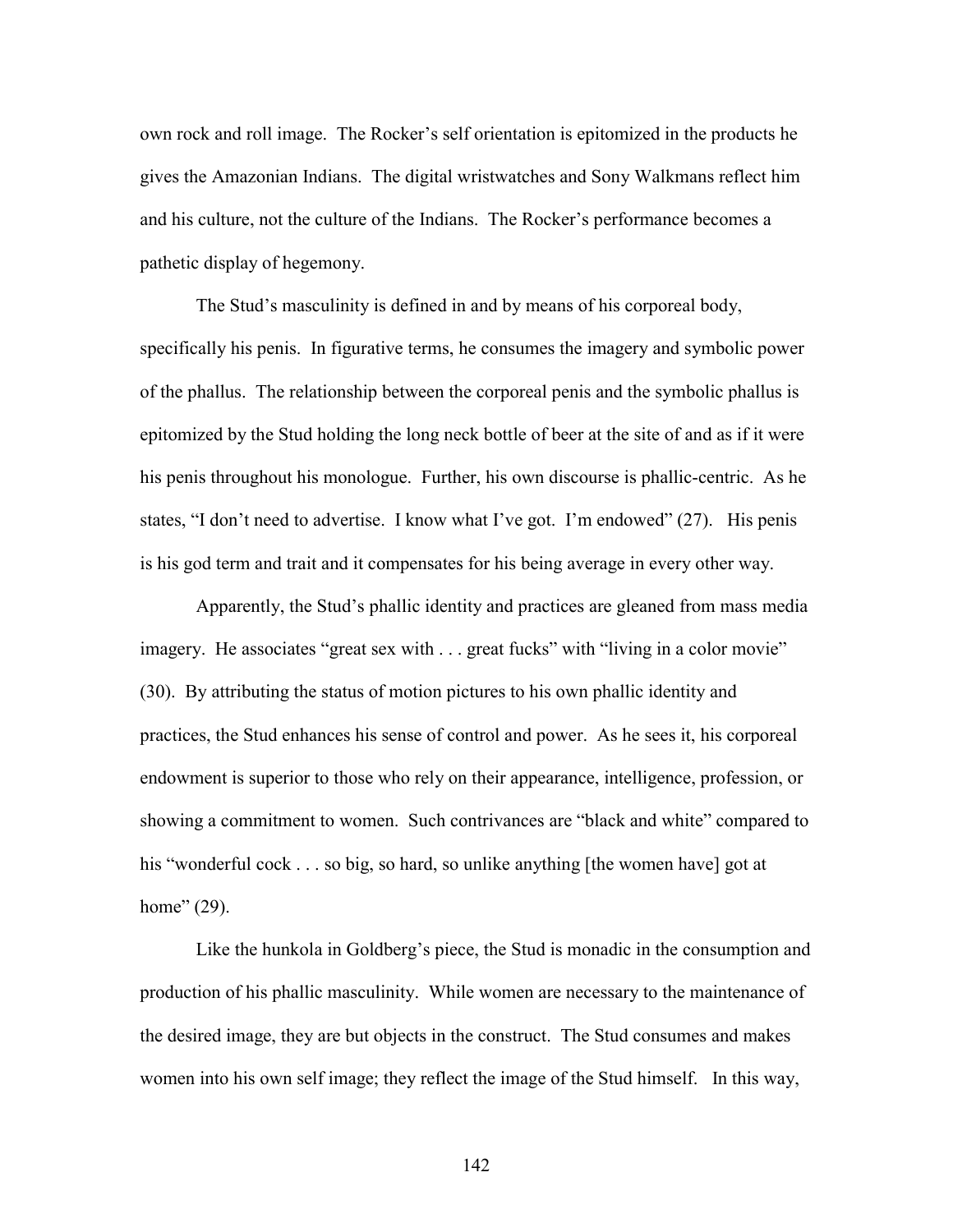own rock and roll image. The Rocker's self orientation is epitomized in the products he gives the Amazonian Indians. The digital wristwatches and Sony Walkmans reflect him and his culture, not the culture of the Indians. The Rocker's performance becomes a pathetic display of hegemony.

The Stud's masculinity is defined in and by means of his corporeal body, specifically his penis. In figurative terms, he consumes the imagery and symbolic power of the phallus. The relationship between the corporeal penis and the symbolic phallus is epitomized by the Stud holding the long neck bottle of beer at the site of and as if it were his penis throughout his monologue. Further, his own discourse is phallic-centric. As he states, "I don't need to advertise. I know what I've got. I'm endowed" (27). His penis is his god term and trait and it compensates for his being average in every other way.

Apparently, the Stud's phallic identity and practices are gleaned from mass media imagery. He associates "great sex with . . . great fucks" with "living in a color movie" (30). By attributing the status of motion pictures to his own phallic identity and practices, the Stud enhances his sense of control and power. As he sees it, his corporeal endowment is superior to those who rely on their appearance, intelligence, profession, or showing a commitment to women. Such contrivances are "black and white" compared to his "wonderful cock . . . so big, so hard, so unlike anything [the women have] got at home" (29).

Like the hunkola in Goldberg's piece, the Stud is monadic in the consumption and production of his phallic masculinity. While women are necessary to the maintenance of the desired image, they are but objects in the construct. The Stud consumes and makes women into his own self image; they reflect the image of the Stud himself. In this way,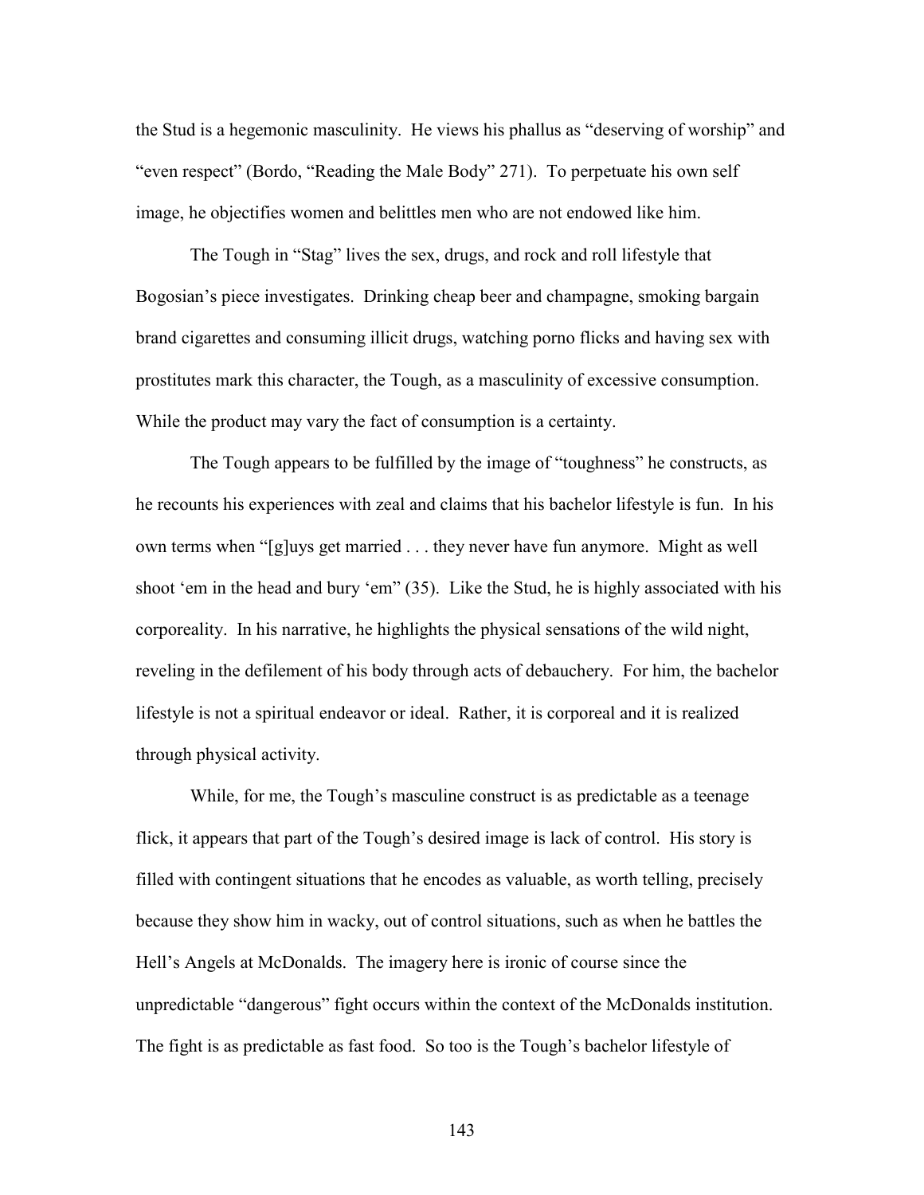the Stud is a hegemonic masculinity. He views his phallus as "deserving of worship" and "even respect" (Bordo, "Reading the Male Body" 271). To perpetuate his own self image, he objectifies women and belittles men who are not endowed like him.

The Tough in "Stag" lives the sex, drugs, and rock and roll lifestyle that Bogosian's piece investigates. Drinking cheap beer and champagne, smoking bargain brand cigarettes and consuming illicit drugs, watching porno flicks and having sex with prostitutes mark this character, the Tough, as a masculinity of excessive consumption. While the product may vary the fact of consumption is a certainty.

The Tough appears to be fulfilled by the image of "toughness" he constructs, as he recounts his experiences with zeal and claims that his bachelor lifestyle is fun. In his own terms when "[g]uys get married . . . they never have fun anymore. Might as well shoot 'em in the head and bury 'em" (35). Like the Stud, he is highly associated with his corporeality. In his narrative, he highlights the physical sensations of the wild night, reveling in the defilement of his body through acts of debauchery. For him, the bachelor lifestyle is not a spiritual endeavor or ideal. Rather, it is corporeal and it is realized through physical activity.

While, for me, the Tough's masculine construct is as predictable as a teenage flick, it appears that part of the Tough's desired image is lack of control. His story is filled with contingent situations that he encodes as valuable, as worth telling, precisely because they show him in wacky, out of control situations, such as when he battles the Hell's Angels at McDonalds. The imagery here is ironic of course since the unpredictable "dangerous" fight occurs within the context of the McDonalds institution. The fight is as predictable as fast food. So too is the Tough's bachelor lifestyle of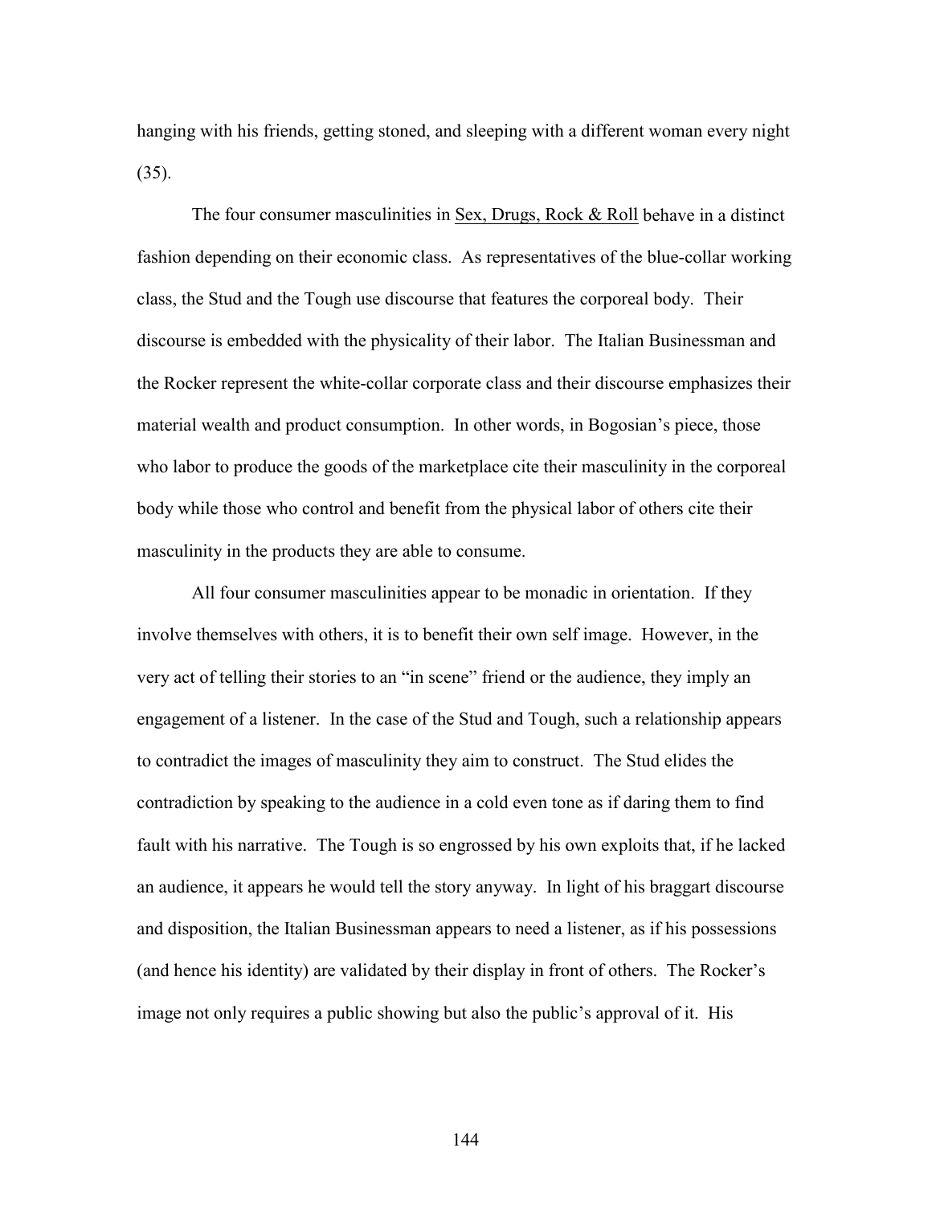hanging with his friends, getting stoned, and sleeping with a different woman every night (35).

The four consumer masculinities in Sex, Drugs, Rock & Roll behave in a distinct fashion depending on their economic class. As representatives of the blue-collar working class, the Stud and the Tough use discourse that features the corporeal body. Their discourse is embedded with the physicality of their labor. The Italian Businessman and the Rocker represent the white-collar corporate class and their discourse emphasizes their material wealth and product consumption. In other words, in Bogosian's piece, those who labor to produce the goods of the marketplace cite their masculinity in the corporeal body while those who control and benefit from the physical labor of others cite their masculinity in the products they are able to consume.

All four consumer masculinities appear to be monadic in orientation. If they involve themselves with others, it is to benefit their own self image. However, in the very act of telling their stories to an "in scene" friend or the audience, they imply an engagement of a listener. In the case of the Stud and Tough, such a relationship appears to contradict the images of masculinity they aim to construct. The Stud elides the contradiction by speaking to the audience in a cold even tone as if daring them to find fault with his narrative. The Tough is so engrossed by his own exploits that, if he lacked an audience, it appears he would tell the story anyway. In light of his braggart discourse and disposition, the Italian Businessman appears to need a listener, as if his possessions (and hence his identity) are validated by their display in front of others. The Rocker's image not only requires a public showing but also the public's approval of it. His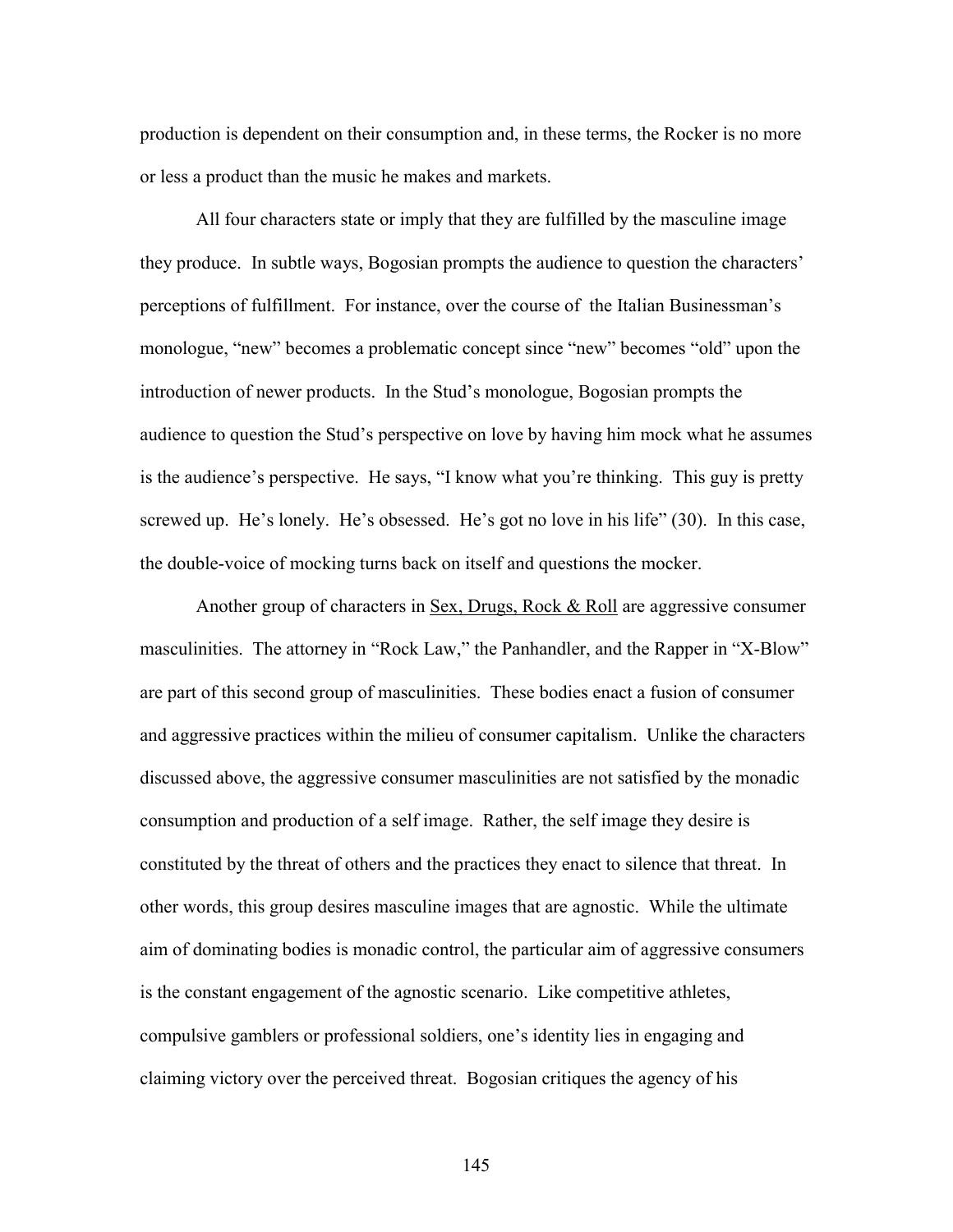production is dependent on their consumption and, in these terms, the Rocker is no more or less a product than the music he makes and markets.

All four characters state or imply that they are fulfilled by the masculine image they produce. In subtle ways, Bogosian prompts the audience to question the characters' perceptions of fulfillment. For instance, over the course of the Italian Businessman's monologue, "new" becomes a problematic concept since "new" becomes "old" upon the introduction of newer products. In the Stud's monologue, Bogosian prompts the audience to question the Stud's perspective on love by having him mock what he assumes is the audience's perspective. He says, "I know what you're thinking. This guy is pretty screwed up. He's lonely. He's obsessed. He's got no love in his life" (30). In this case, the double-voice of mocking turns back on itself and questions the mocker.

Another group of characters in <u>Sex, Drugs, Rock & Roll</u> are aggressive consumer masculinities. The attorney in "Rock Law," the Panhandler, and the Rapper in "X-Blow" are part of this second group of masculinities. These bodies enact a fusion of consumer and aggressive practices within the milieu of consumer capitalism. Unlike the characters discussed above, the aggressive consumer masculinities are not satisfied by the monadic consumption and production of a self image. Rather, the self image they desire is constituted by the threat of others and the practices they enact to silence that threat. In other words, this group desires masculine images that are agnostic. While the ultimate aim of dominating bodies is monadic control, the particular aim of aggressive consumers is the constant engagement of the agnostic scenario. Like competitive athletes, compulsive gamblers or professional soldiers, one's identity lies in engaging and claiming victory over the perceived threat. Bogosian critiques the agency of his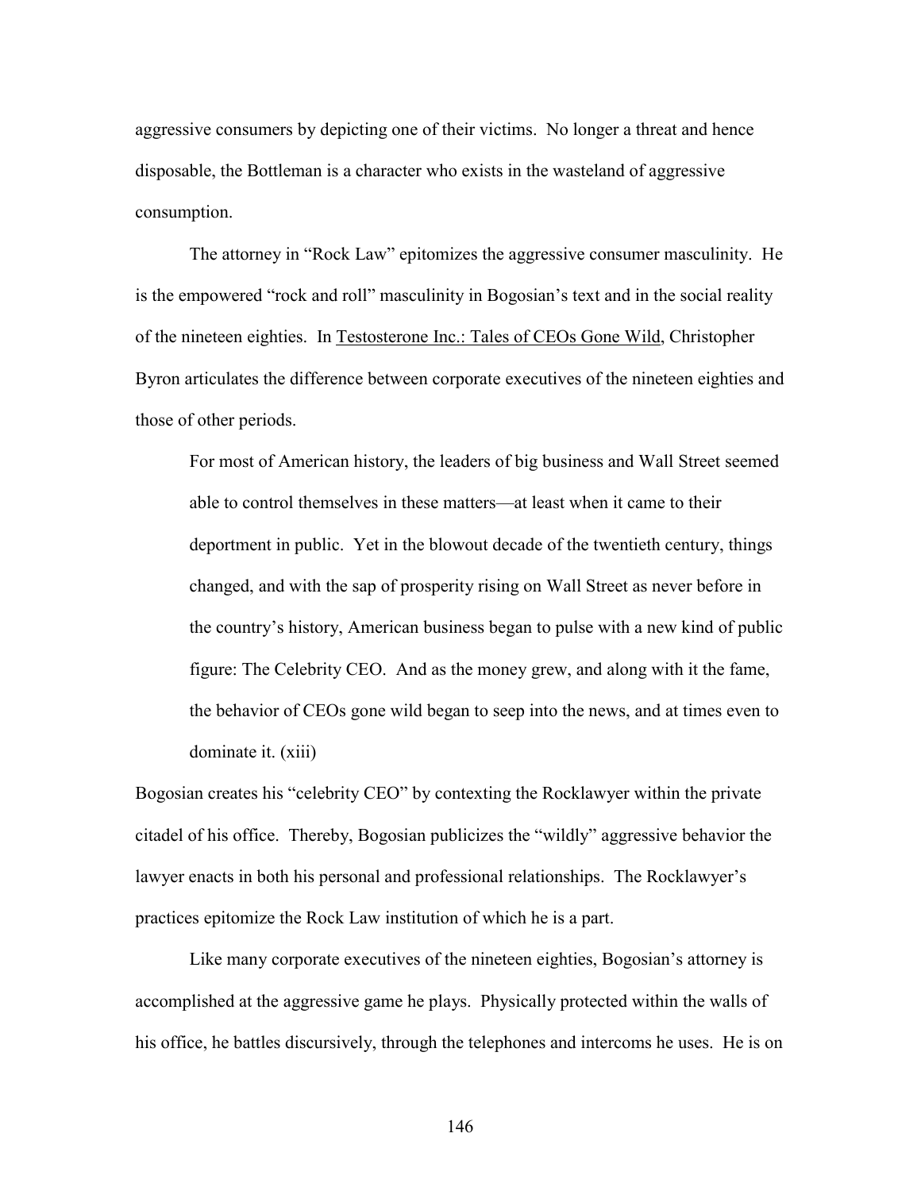aggressive consumers by depicting one of their victims. No longer a threat and hence disposable, the Bottleman is a character who exists in the wasteland of aggressive consumption.

The attorney in "Rock Law" epitomizes the aggressive consumer masculinity. He is the empowered "rock and roll" masculinity in Bogosian's text and in the social reality of the nineteen eighties. In Testosterone Inc.: Tales of CEOs Gone Wild, Christopher Byron articulates the difference between corporate executives of the nineteen eighties and those of other periods.

> For most of American history, the leaders of big business and Wall Street seemed able to control themselves in these matters—at least when it came to their deportment in public. Yet in the blowout decade of the twentieth century, things changed, and with the sap of prosperity rising on Wall Street as never before in the country's history, American business began to pulse with a new kind of public figure: The Celebrity CEO. And as the money grew, and along with it the fame, the behavior of CEOs gone wild began to seep into the news, and at times even to dominate it. (xiii)

Bogosian creates his "celebrity CEO" by contexting the Rocklawyer within the private citadel of his office. Thereby, Bogosian publicizes the "wildly" aggressive behavior the lawyer enacts in both his personal and professional relationships. The Rocklawyer's practices epitomize the Rock Law institution of which he is a part.

Like many corporate executives of the nineteen eighties, Bogosian's attorney is accomplished at the aggressive game he plays. Physically protected within the walls of his office, he battles discursively, through the telephones and intercoms he uses. He is on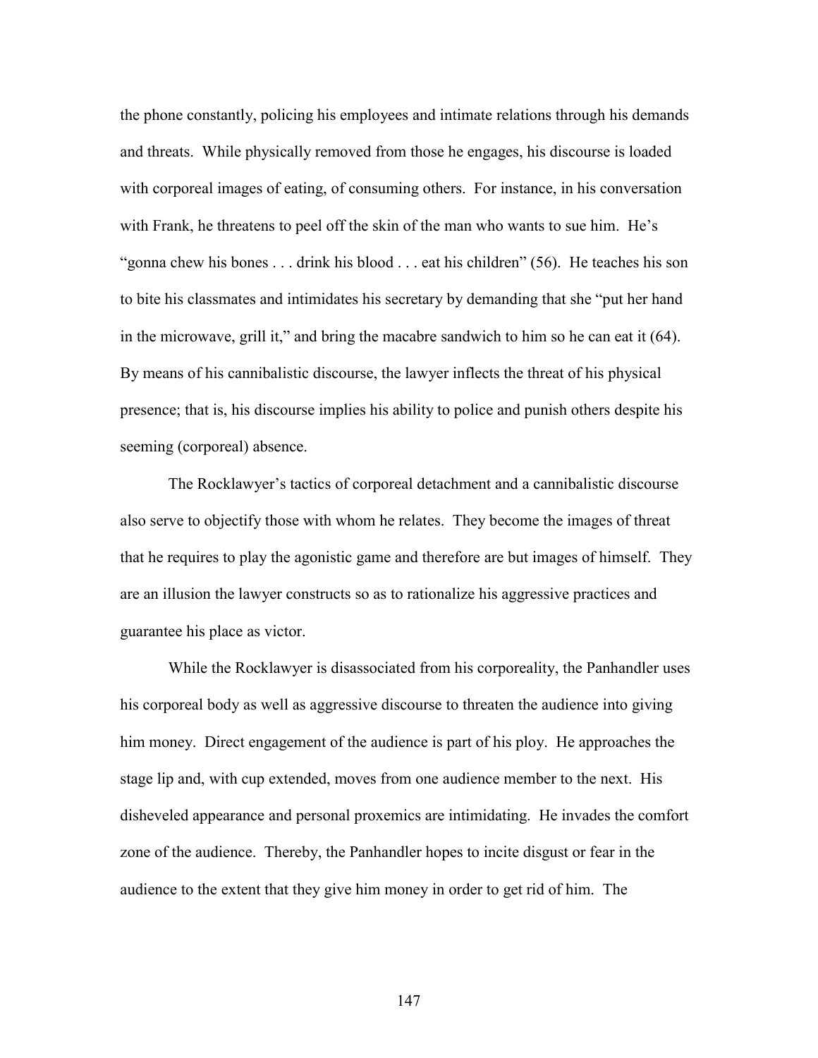the phone constantly, policing his employees and intimate relations through his demands and threats. While physically removed from those he engages, his discourse is loaded with corporeal images of eating, of consuming others. For instance, in his conversation with Frank, he threatens to peel off the skin of the man who wants to sue him. He's "gonna chew his bones . . . drink his blood . . . eat his children" (56). He teaches his son to bite his classmates and intimidates his secretary by demanding that she "put her hand in the microwave, grill it," and bring the macabre sandwich to him so he can eat it (64). By means of his cannibalistic discourse, the lawyer inflects the threat of his physical presence; that is, his discourse implies his ability to police and punish others despite his seeming (corporeal) absence.

The Rocklawyer's tactics of corporeal detachment and a cannibalistic discourse also serve to objectify those with whom he relates. They become the images of threat that he requires to play the agonistic game and therefore are but images of himself. They are an illusion the lawyer constructs so as to rationalize his aggressive practices and guarantee his place as victor.

While the Rocklawyer is disassociated from his corporeality, the Panhandler uses his corporeal body as well as aggressive discourse to threaten the audience into giving him money. Direct engagement of the audience is part of his ploy. He approaches the stage lip and, with cup extended, moves from one audience member to the next. His disheveled appearance and personal proxemics are intimidating. He invades the comfort zone of the audience. Thereby, the Panhandler hopes to incite disgust or fear in the audience to the extent that they give him money in order to get rid of him. The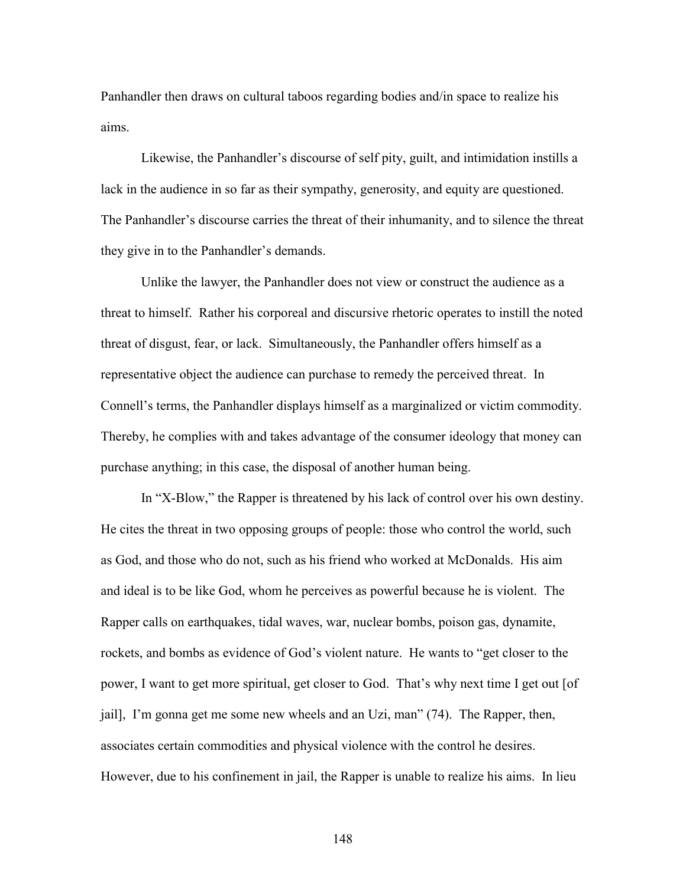Panhandler then draws on cultural taboos regarding bodies and/in space to realize his aims.

Likewise, the Panhandler's discourse of self pity, guilt, and intimidation instills a lack in the audience in so far as their sympathy, generosity, and equity are questioned. The Panhandler's discourse carries the threat of their inhumanity, and to silence the threat they give in to the Panhandler's demands.

Unlike the lawyer, the Panhandler does not view or construct the audience as a threat to himself. Rather his corporeal and discursive rhetoric operates to instill the noted threat of disgust, fear, or lack. Simultaneously, the Panhandler offers himself as a representative object the audience can purchase to remedy the perceived threat. In Connell's terms, the Panhandler displays himself as a marginalized or victim commodity. Thereby, he complies with and takes advantage of the consumer ideology that money can purchase anything; in this case, the disposal of another human being.

In "X-Blow," the Rapper is threatened by his lack of control over his own destiny. He cites the threat in two opposing groups of people: those who control the world, such as God, and those who do not, such as his friend who worked at McDonalds. His aim and ideal is to be like God, whom he perceives as powerful because he is violent. The Rapper calls on earthquakes, tidal waves, war, nuclear bombs, poison gas, dynamite, rockets, and bombs as evidence of God's violent nature. He wants to "get closer to the power, I want to get more spiritual, get closer to God. That's why next time I get out [of jail], I'm gonna get me some new wheels and an Uzi, man" (74). The Rapper, then, associates certain commodities and physical violence with the control he desires. However, due to his confinement in jail, the Rapper is unable to realize his aims. In lieu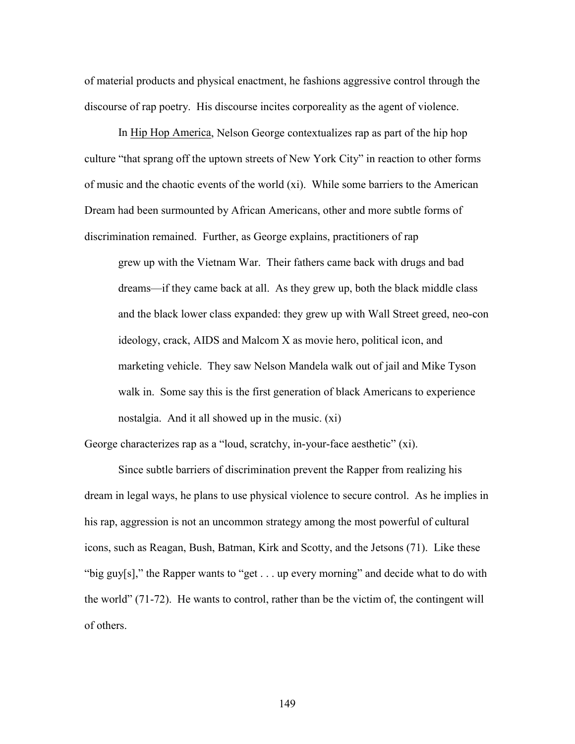of material products and physical enactment, he fashions aggressive control through the discourse of rap poetry. His discourse incites corporeality as the agent of violence.

In Hip Hop America, Nelson George contextualizes rap as part of the hip hop culture "that sprang off the uptown streets of New York City" in reaction to other forms of music and the chaotic events of the world (xi). While some barriers to the American Dream had been surmounted by African Americans, other and more subtle forms of discrimination remained. Further, as George explains, practitioners of rap

> grew up with the Vietnam War. Their fathers came back with drugs and bad dreams—if they came back at all. As they grew up, both the black middle class and the black lower class expanded: they grew up with Wall Street greed, neo-con ideology, crack, AIDS and Malcom X as movie hero, political icon, and marketing vehicle. They saw Nelson Mandela walk out of jail and Mike Tyson walk in. Some say this is the first generation of black Americans to experience nostalgia. And it all showed up in the music. (xi)

George characterizes rap as a "loud, scratchy, in-your-face aesthetic" (xi).

Since subtle barriers of discrimination prevent the Rapper from realizing his dream in legal ways, he plans to use physical violence to secure control. As he implies in his rap, aggression is not an uncommon strategy among the most powerful of cultural icons, such as Reagan, Bush, Batman, Kirk and Scotty, and the Jetsons (71). Like these "big guy[s]," the Rapper wants to "get . . . up every morning" and decide what to do with the world" (71-72). He wants to control, rather than be the victim of, the contingent will of others.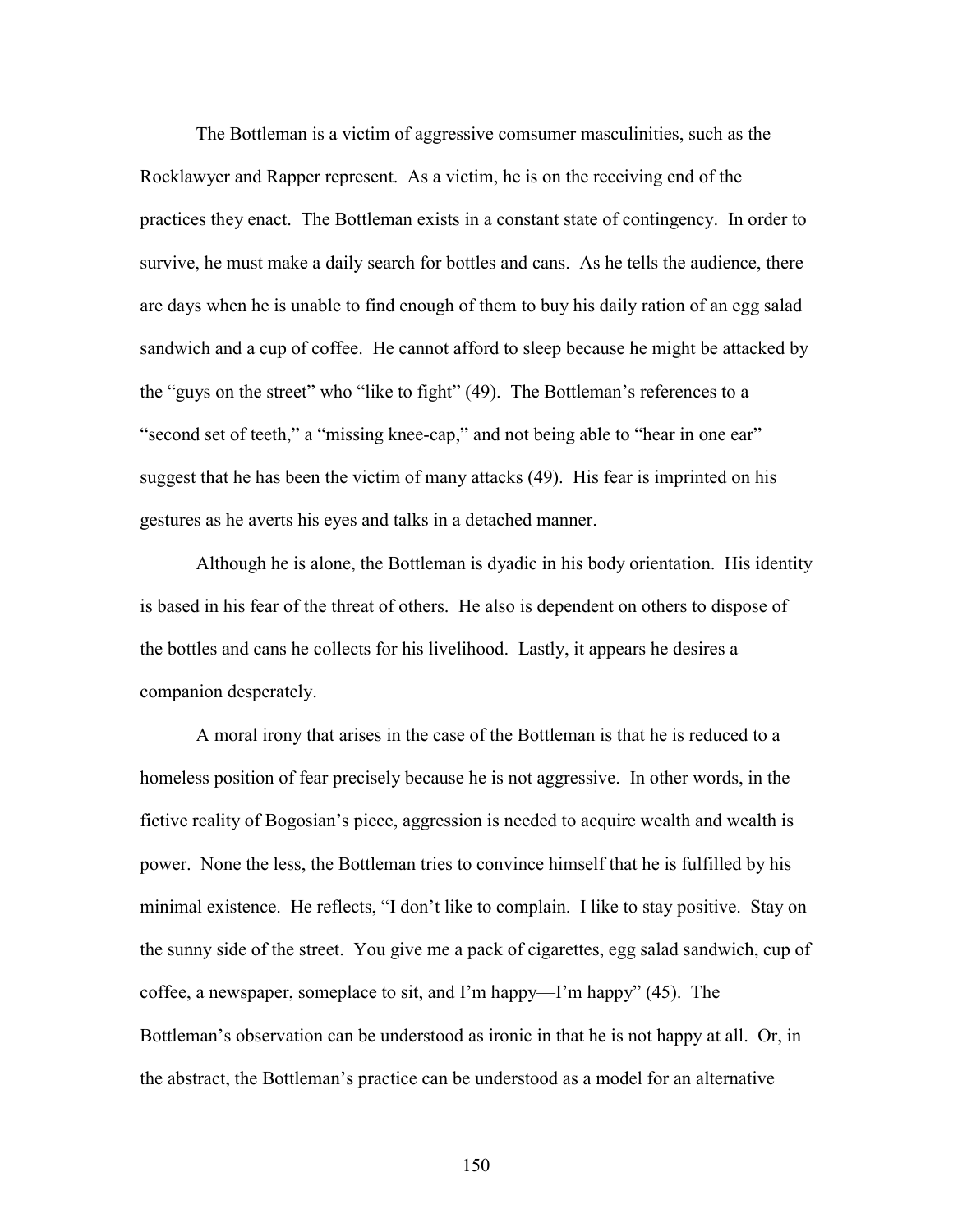The Bottleman is a victim of aggressive comsumer masculinities, such as the Rocklawyer and Rapper represent. As a victim, he is on the receiving end of the practices they enact. The Bottleman exists in a constant state of contingency. In order to survive, he must make a daily search for bottles and cans. As he tells the audience, there are days when he is unable to find enough of them to buy his daily ration of an egg salad sandwich and a cup of coffee. He cannot afford to sleep because he might be attacked by the "guys on the street" who "like to fight" (49). The Bottleman's references to a "second set of teeth," a "missing knee-cap," and not being able to "hear in one ear" suggest that he has been the victim of many attacks (49). His fear is imprinted on his gestures as he averts his eyes and talks in a detached manner.

Although he is alone, the Bottleman is dyadic in his body orientation. His identity is based in his fear of the threat of others. He also is dependent on others to dispose of the bottles and cans he collects for his livelihood. Lastly, it appears he desires a companion desperately.

A moral irony that arises in the case of the Bottleman is that he is reduced to a homeless position of fear precisely because he is not aggressive. In other words, in the fictive reality of Bogosian's piece, aggression is needed to acquire wealth and wealth is power. None the less, the Bottleman tries to convince himself that he is fulfilled by his minimal existence. He reflects, "I don't like to complain. I like to stay positive. Stay on the sunny side of the street. You give me a pack of cigarettes, egg salad sandwich, cup of coffee, a newspaper, someplace to sit, and I'm happy—I'm happy" (45). The Bottleman's observation can be understood as ironic in that he is not happy at all. Or, in the abstract, the Bottleman's practice can be understood as a model for an alternative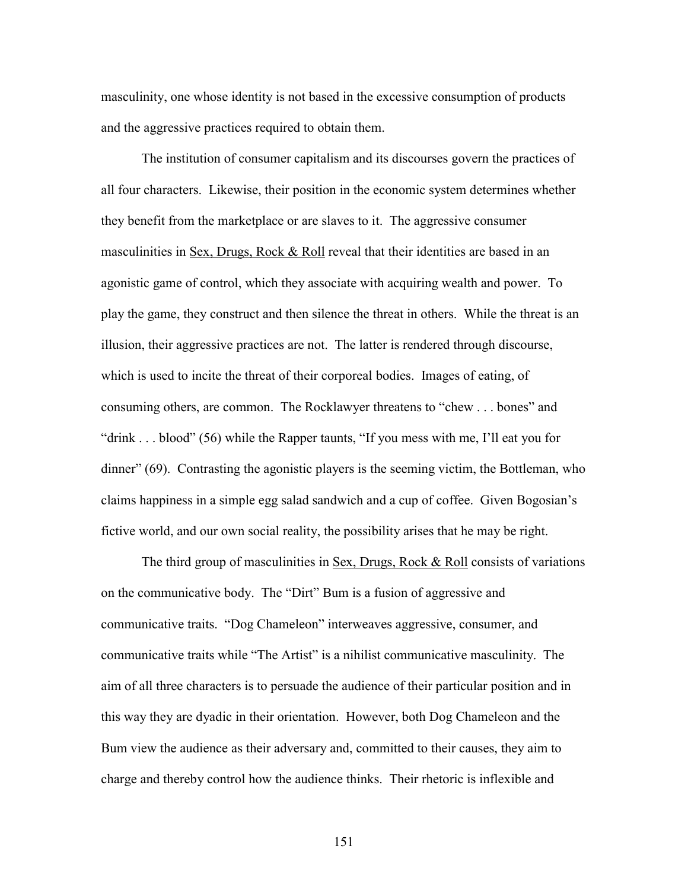masculinity, one whose identity is not based in the excessive consumption of products and the aggressive practices required to obtain them.

The institution of consumer capitalism and its discourses govern the practices of all four characters. Likewise, their position in the economic system determines whether they benefit from the marketplace or are slaves to it. The aggressive consumer masculinities in <u>Sex, Drugs, Rock & Roll</u> reveal that their identities are based in an agonistic game of control, which they associate with acquiring wealth and power. To play the game, they construct and then silence the threat in others. While the threat is an illusion, their aggressive practices are not. The latter is rendered through discourse, which is used to incite the threat of their corporeal bodies. Images of eating, of consuming others, are common. The Rocklawyer threatens to "chew . . . bones" and "drink . . . blood" (56) while the Rapper taunts, "If you mess with me, I'll eat you for dinner" (69). Contrasting the agonistic players is the seeming victim, the Bottleman, who claims happiness in a simple egg salad sandwich and a cup of coffee. Given Bogosian's fictive world, and our own social reality, the possibility arises that he may be right.

The third group of masculinities in <u>Sex, Drugs, Rock & Roll</u> consists of variations on the communicative body. The "Dirt" Bum is a fusion of aggressive and communicative traits. "Dog Chameleon" interweaves aggressive, consumer, and communicative traits while "The Artist" is a nihilist communicative masculinity. The aim of all three characters is to persuade the audience of their particular position and in this way they are dyadic in their orientation. However, both Dog Chameleon and the Bum view the audience as their adversary and, committed to their causes, they aim to charge and thereby control how the audience thinks. Their rhetoric is inflexible and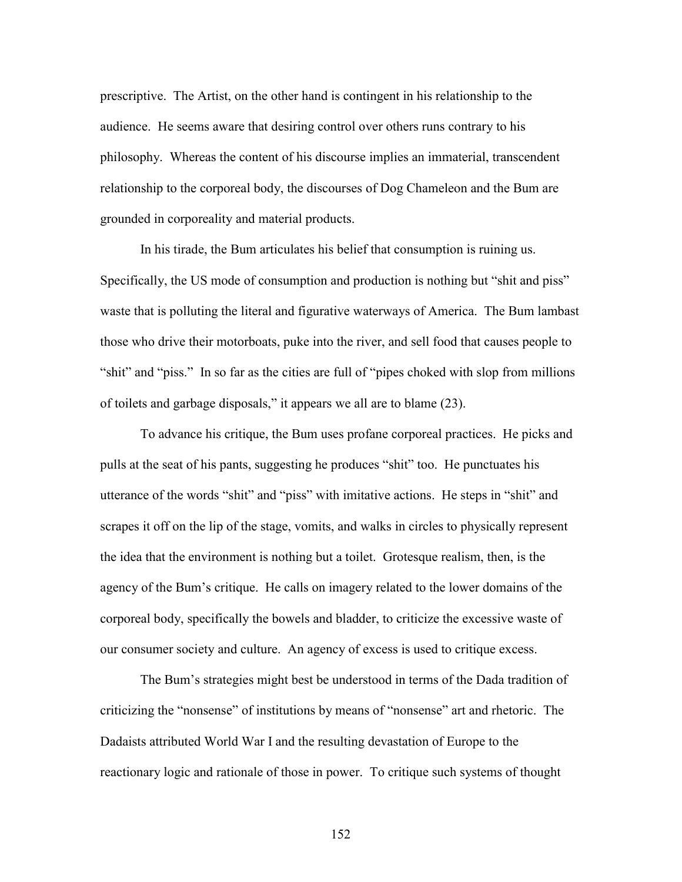prescriptive. The Artist, on the other hand is contingent in his relationship to the audience. He seems aware that desiring control over others runs contrary to his philosophy. Whereas the content of his discourse implies an immaterial, transcendent relationship to the corporeal body, the discourses of Dog Chameleon and the Bum are grounded in corporeality and material products.

In his tirade, the Bum articulates his belief that consumption is ruining us. Specifically, the US mode of consumption and production is nothing but "shit and piss" waste that is polluting the literal and figurative waterways of America. The Bum lambast those who drive their motorboats, puke into the river, and sell food that causes people to "shit" and "piss." In so far as the cities are full of "pipes choked with slop from millions of toilets and garbage disposals," it appears we all are to blame (23).

To advance his critique, the Bum uses profane corporeal practices. He picks and pulls at the seat of his pants, suggesting he produces "shit" too. He punctuates his utterance of the words "shit" and "piss" with imitative actions. He steps in "shit" and scrapes it off on the lip of the stage, vomits, and walks in circles to physically represent the idea that the environment is nothing but a toilet. Grotesque realism, then, is the agency of the Bum's critique. He calls on imagery related to the lower domains of the corporeal body, specifically the bowels and bladder, to criticize the excessive waste of our consumer society and culture. An agency of excess is used to critique excess.

The Bum's strategies might best be understood in terms of the Dada tradition of criticizing the "nonsense" of institutions by means of "nonsense" art and rhetoric. The Dadaists attributed World War I and the resulting devastation of Europe to the reactionary logic and rationale of those in power. To critique such systems of thought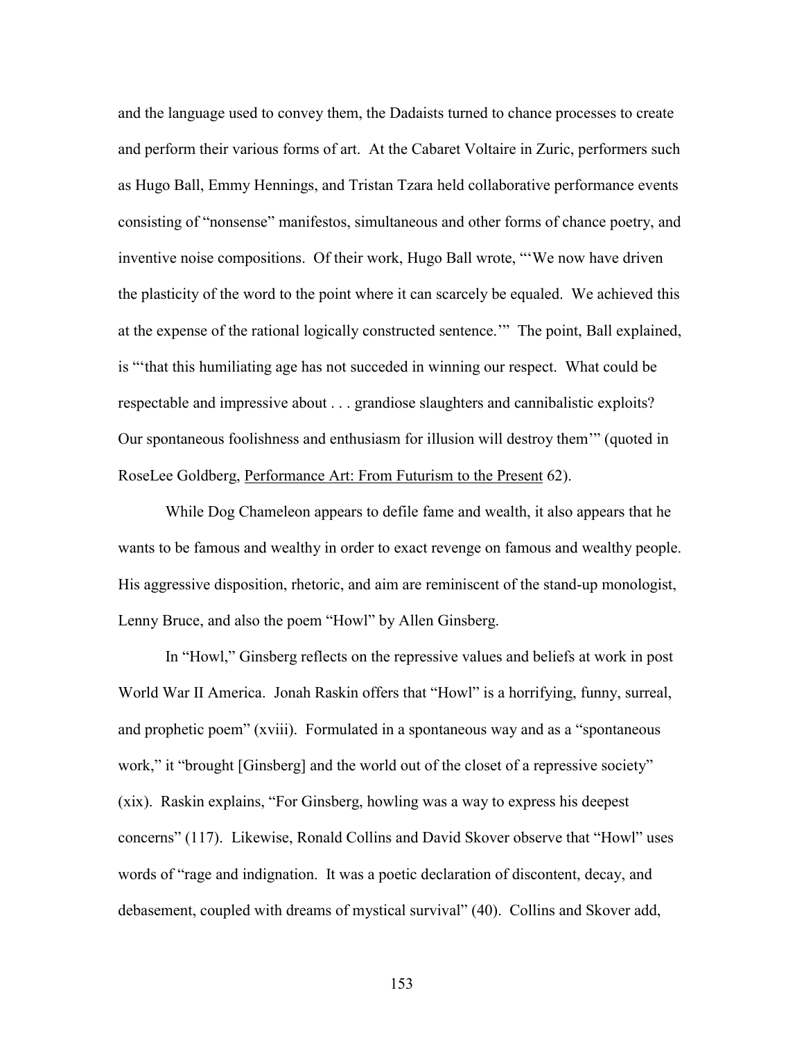and the language used to convey them, the Dadaists turned to chance processes to create and perform their various forms of art. At the Cabaret Voltaire in Zuric, performers such as Hugo Ball, Emmy Hennings, and Tristan Tzara held collaborative performance events consisting of "nonsense" manifestos, simultaneous and other forms of chance poetry, and inventive noise compositions. Of their work, Hugo Ball wrote, "'We now have driven the plasticity of the word to the point where it can scarcely be equaled. We achieved this at the expense of the rational logically constructed sentence.'" The point, Ball explained, is "'that this humiliating age has not succeded in winning our respect. What could be respectable and impressive about . . . grandiose slaughters and cannibalistic exploits? Our spontaneous foolishness and enthusiasm for illusion will destroy them'" (quoted in RoseLee Goldberg, Performance Art: From Futurism to the Present 62).

While Dog Chameleon appears to defile fame and wealth, it also appears that he wants to be famous and wealthy in order to exact revenge on famous and wealthy people. His aggressive disposition, rhetoric, and aim are reminiscent of the stand-up monologist, Lenny Bruce, and also the poem "Howl" by Allen Ginsberg.

In "Howl," Ginsberg reflects on the repressive values and beliefs at work in post World War II America. Jonah Raskin offers that "Howl" is a horrifying, funny, surreal, and prophetic poem" (xviii). Formulated in a spontaneous way and as a "spontaneous work," it "brought [Ginsberg] and the world out of the closet of a repressive society" (xix). Raskin explains, "For Ginsberg, howling was a way to express his deepest concerns" (117). Likewise, Ronald Collins and David Skover observe that "Howl" uses words of "rage and indignation. It was a poetic declaration of discontent, decay, and debasement, coupled with dreams of mystical survival" (40). Collins and Skover add,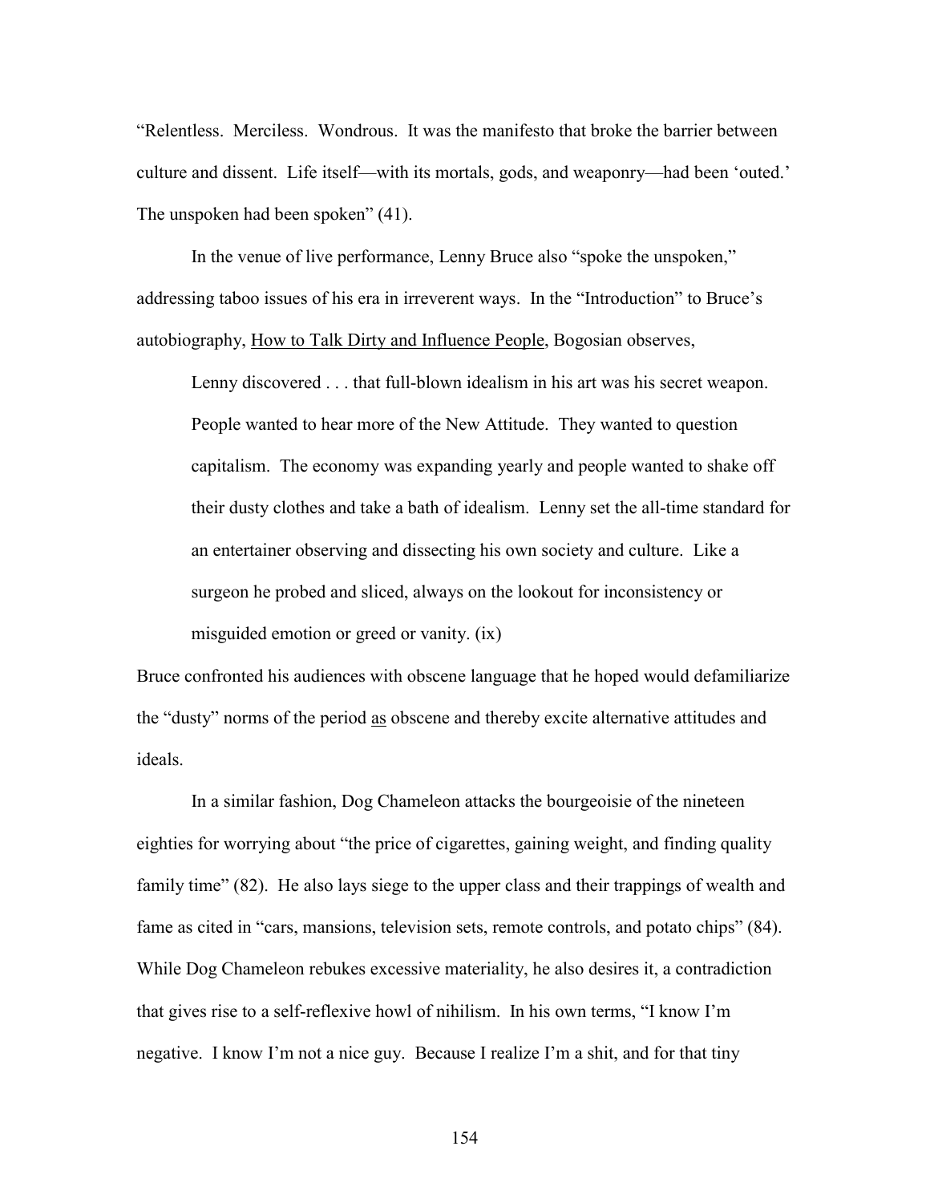"Relentless. Merciless. Wondrous. It was the manifesto that broke the barrier between culture and dissent. Life itself—with its mortals, gods, and weaponry—had been 'outed.' The unspoken had been spoken" (41).

In the venue of live performance, Lenny Bruce also "spoke the unspoken," addressing taboo issues of his era in irreverent ways. In the "Introduction" to Bruce's autobiography, How to Talk Dirty and Influence People, Bogosian observes,

> Lenny discovered . . . that full-blown idealism in his art was his secret weapon. People wanted to hear more of the New Attitude. They wanted to question capitalism. The economy was expanding yearly and people wanted to shake off their dusty clothes and take a bath of idealism. Lenny set the all-time standard for an entertainer observing and dissecting his own society and culture. Like a surgeon he probed and sliced, always on the lookout for inconsistency or misguided emotion or greed or vanity. (ix)

Bruce confronted his audiences with obscene language that he hoped would defamiliarize the "dusty" norms of the period as obscene and thereby excite alternative attitudes and ideals.

In a similar fashion, Dog Chameleon attacks the bourgeoisie of the nineteen eighties for worrying about "the price of cigarettes, gaining weight, and finding quality family time" (82). He also lays siege to the upper class and their trappings of wealth and fame as cited in "cars, mansions, television sets, remote controls, and potato chips" (84). While Dog Chameleon rebukes excessive materiality, he also desires it, a contradiction that gives rise to a self-reflexive howl of nihilism. In his own terms, "I know I'm negative. I know I'm not a nice guy. Because I realize I'm a shit, and for that tiny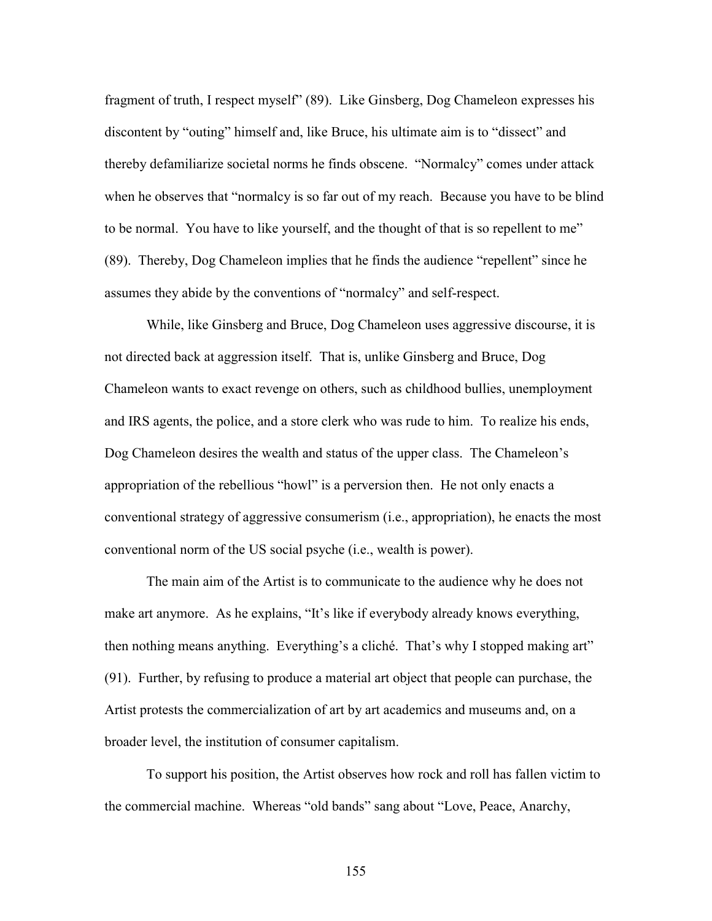fragment of truth, I respect myself" (89). Like Ginsberg, Dog Chameleon expresses his discontent by "outing" himself and, like Bruce, his ultimate aim is to "dissect" and thereby defamiliarize societal norms he finds obscene. "Normalcy" comes under attack when he observes that "normalcy is so far out of my reach. Because you have to be blind to be normal. You have to like yourself, and the thought of that is so repellent to me" (89). Thereby, Dog Chameleon implies that he finds the audience "repellent" since he assumes they abide by the conventions of "normalcy" and self-respect.

While, like Ginsberg and Bruce, Dog Chameleon uses aggressive discourse, it is not directed back at aggression itself. That is, unlike Ginsberg and Bruce, Dog Chameleon wants to exact revenge on others, such as childhood bullies, unemployment and IRS agents, the police, and a store clerk who was rude to him. To realize his ends, Dog Chameleon desires the wealth and status of the upper class. The Chameleon's appropriation of the rebellious "howl" is a perversion then. He not only enacts a conventional strategy of aggressive consumerism (i.e., appropriation), he enacts the most conventional norm of the US social psyche (i.e., wealth is power).

The main aim of the Artist is to communicate to the audience why he does not make art anymore. As he explains, "It's like if everybody already knows everything, then nothing means anything. Everything's a cliché. That's why I stopped making art" (91). Further, by refusing to produce a material art object that people can purchase, the Artist protests the commercialization of art by art academics and museums and, on a broader level, the institution of consumer capitalism.

To support his position, the Artist observes how rock and roll has fallen victim to the commercial machine. Whereas "old bands" sang about "Love, Peace, Anarchy,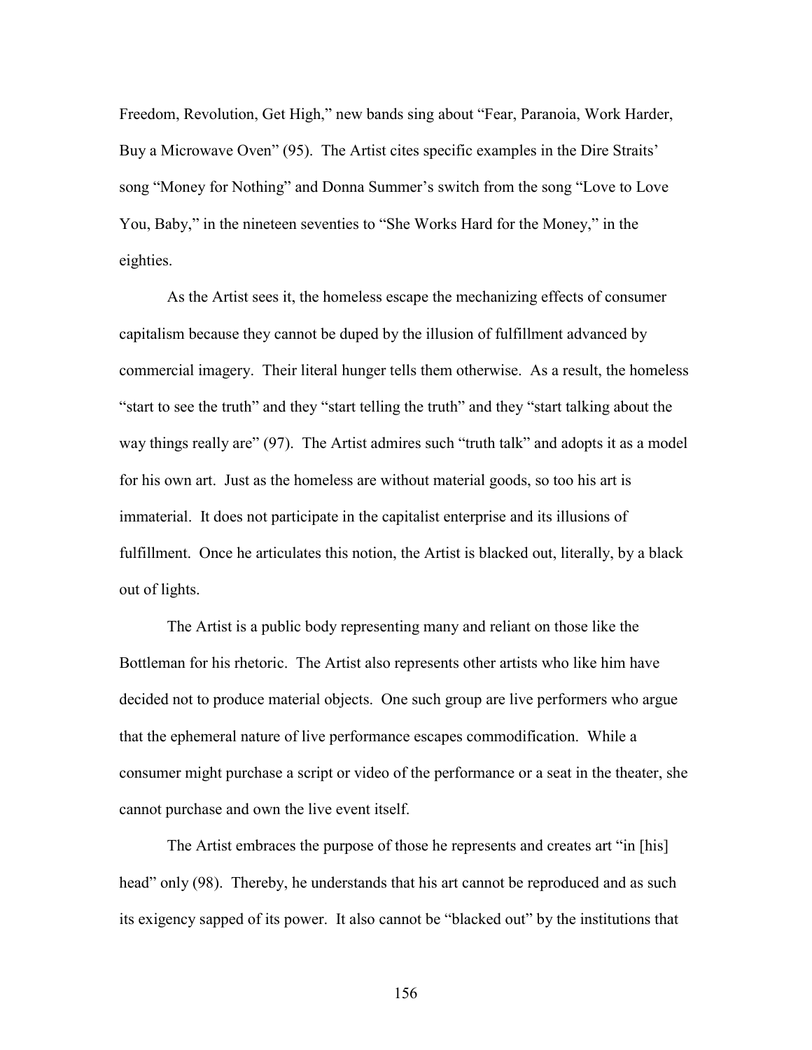Freedom, Revolution, Get High," new bands sing about "Fear, Paranoia, Work Harder, Buy a Microwave Oven" (95). The Artist cites specific examples in the Dire Straits' song "Money for Nothing" and Donna Summer's switch from the song "Love to Love You, Baby," in the nineteen seventies to "She Works Hard for the Money," in the eighties.

As the Artist sees it, the homeless escape the mechanizing effects of consumer capitalism because they cannot be duped by the illusion of fulfillment advanced by commercial imagery. Their literal hunger tells them otherwise. As a result, the homeless "start to see the truth" and they "start telling the truth" and they "start talking about the way things really are" (97). The Artist admires such "truth talk" and adopts it as a model for his own art. Just as the homeless are without material goods, so too his art is immaterial. It does not participate in the capitalist enterprise and its illusions of fulfillment. Once he articulates this notion, the Artist is blacked out, literally, by a black out of lights.

The Artist is a public body representing many and reliant on those like the Bottleman for his rhetoric. The Artist also represents other artists who like him have decided not to produce material objects. One such group are live performers who argue that the ephemeral nature of live performance escapes commodification. While a consumer might purchase a script or video of the performance or a seat in the theater, she cannot purchase and own the live event itself.

The Artist embraces the purpose of those he represents and creates art "in [his] head" only (98). Thereby, he understands that his art cannot be reproduced and as such its exigency sapped of its power. It also cannot be "blacked out" by the institutions that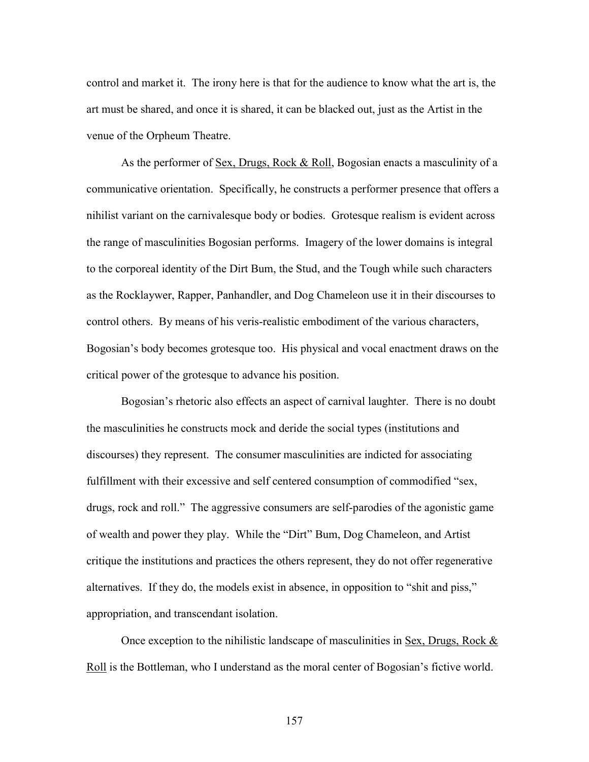control and market it. The irony here is that for the audience to know what the art is, the art must be shared, and once it is shared, it can be blacked out, just as the Artist in the venue of the Orpheum Theatre.

As the performer of Sex, Drugs, Rock & Roll, Bogosian enacts a masculinity of a communicative orientation. Specifically, he constructs a performer presence that offers a nihilist variant on the carnivalesque body or bodies. Grotesque realism is evident across the range of masculinities Bogosian performs. Imagery of the lower domains is integral to the corporeal identity of the Dirt Bum, the Stud, and the Tough while such characters as the Rocklaywer, Rapper, Panhandler, and Dog Chameleon use it in their discourses to control others. By means of his veris-realistic embodiment of the various characters, Bogosian's body becomes grotesque too. His physical and vocal enactment draws on the critical power of the grotesque to advance his position.

Bogosian's rhetoric also effects an aspect of carnival laughter. There is no doubt the masculinities he constructs mock and deride the social types (institutions and discourses) they represent. The consumer masculinities are indicted for associating fulfillment with their excessive and self centered consumption of commodified "sex, drugs, rock and roll." The aggressive consumers are self-parodies of the agonistic game of wealth and power they play. While the "Dirt" Bum, Dog Chameleon, and Artist critique the institutions and practices the others represent, they do not offer regenerative alternatives. If they do, the models exist in absence, in opposition to "shit and piss," appropriation, and transcendant isolation.

Once exception to the nihilistic landscape of masculinities in Sex, Drugs, Rock & Roll is the Bottleman, who I understand as the moral center of Bogosian's fictive world.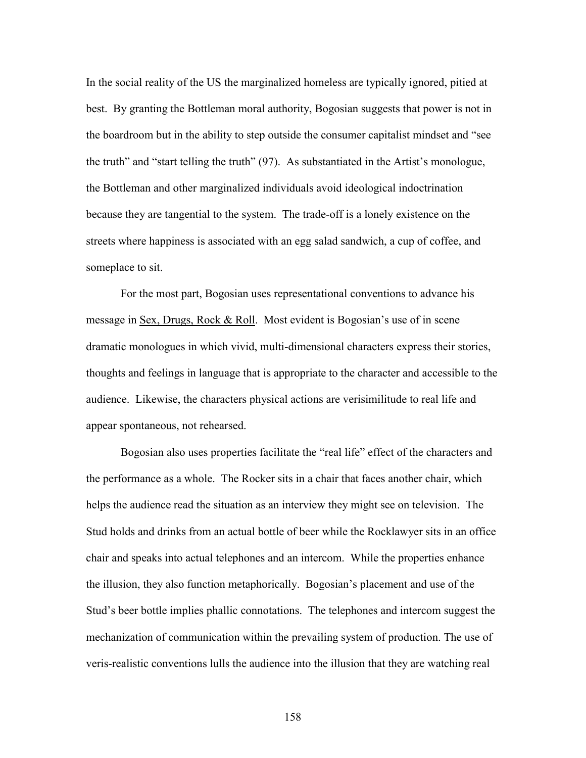In the social reality of the US the marginalized homeless are typically ignored, pitied at best. By granting the Bottleman moral authority, Bogosian suggests that power is not in the boardroom but in the ability to step outside the consumer capitalist mindset and "see the truth" and "start telling the truth" (97). As substantiated in the Artist's monologue, the Bottleman and other marginalized individuals avoid ideological indoctrination because they are tangential to the system. The trade-off is a lonely existence on the streets where happiness is associated with an egg salad sandwich, a cup of coffee, and someplace to sit.

For the most part, Bogosian uses representational conventions to advance his message in Sex, Drugs, Rock & Roll. Most evident is Bogosian's use of in scene dramatic monologues in which vivid, multi-dimensional characters express their stories, thoughts and feelings in language that is appropriate to the character and accessible to the audience. Likewise, the characters physical actions are verisimilitude to real life and appear spontaneous, not rehearsed.

Bogosian also uses properties facilitate the "real life" effect of the characters and the performance as a whole. The Rocker sits in a chair that faces another chair, which helps the audience read the situation as an interview they might see on television. The Stud holds and drinks from an actual bottle of beer while the Rocklawyer sits in an office chair and speaks into actual telephones and an intercom. While the properties enhance the illusion, they also function metaphorically. Bogosian's placement and use of the Stud's beer bottle implies phallic connotations. The telephones and intercom suggest the mechanization of communication within the prevailing system of production. The use of veris-realistic conventions lulls the audience into the illusion that they are watching real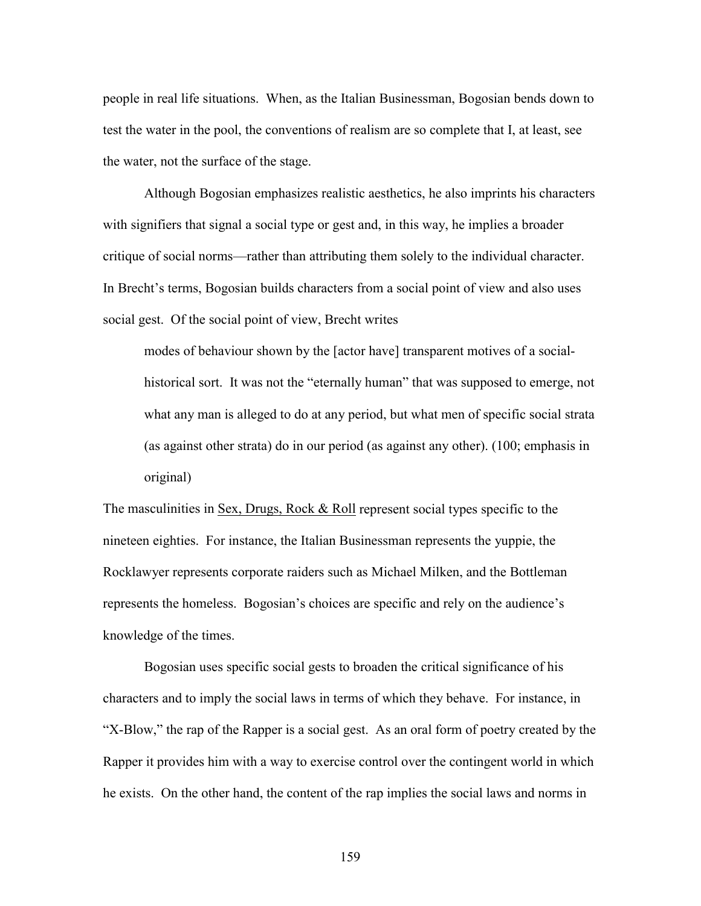people in real life situations. When, as the Italian Businessman, Bogosian bends down to test the water in the pool, the conventions of realism are so complete that I, at least, see the water, not the surface of the stage.

Although Bogosian emphasizes realistic aesthetics, he also imprints his characters with signifiers that signal a social type or gest and, in this way, he implies a broader critique of social norms—rather than attributing them solely to the individual character. In Brecht's terms, Bogosian builds characters from a social point of view and also uses social gest. Of the social point of view, Brecht writes

> modes of behaviour shown by the [actor have] transparent motives of a social-historical sort. It was not the "eternally human" that was supposed to emerge, not what any man is alleged to do at any period, but what men of specific social strata (as against other strata) do in our period (as against any other). (100; emphasis in original)

The masculinities in Sex, Drugs, Rock & Roll represent social types specific to the nineteen eighties. For instance, the Italian Businessman represents the yuppie, the Rocklawyer represents corporate raiders such as Michael Milken, and the Bottleman represents the homeless. Bogosian's choices are specific and rely on the audience's knowledge of the times.

Bogosian uses specific social gests to broaden the critical significance of his characters and to imply the social laws in terms of which they behave. For instance, in "X-Blow," the rap of the Rapper is a social gest. As an oral form of poetry created by the Rapper it provides him with a way to exercise control over the contingent world in which he exists. On the other hand, the content of the rap implies the social laws and norms in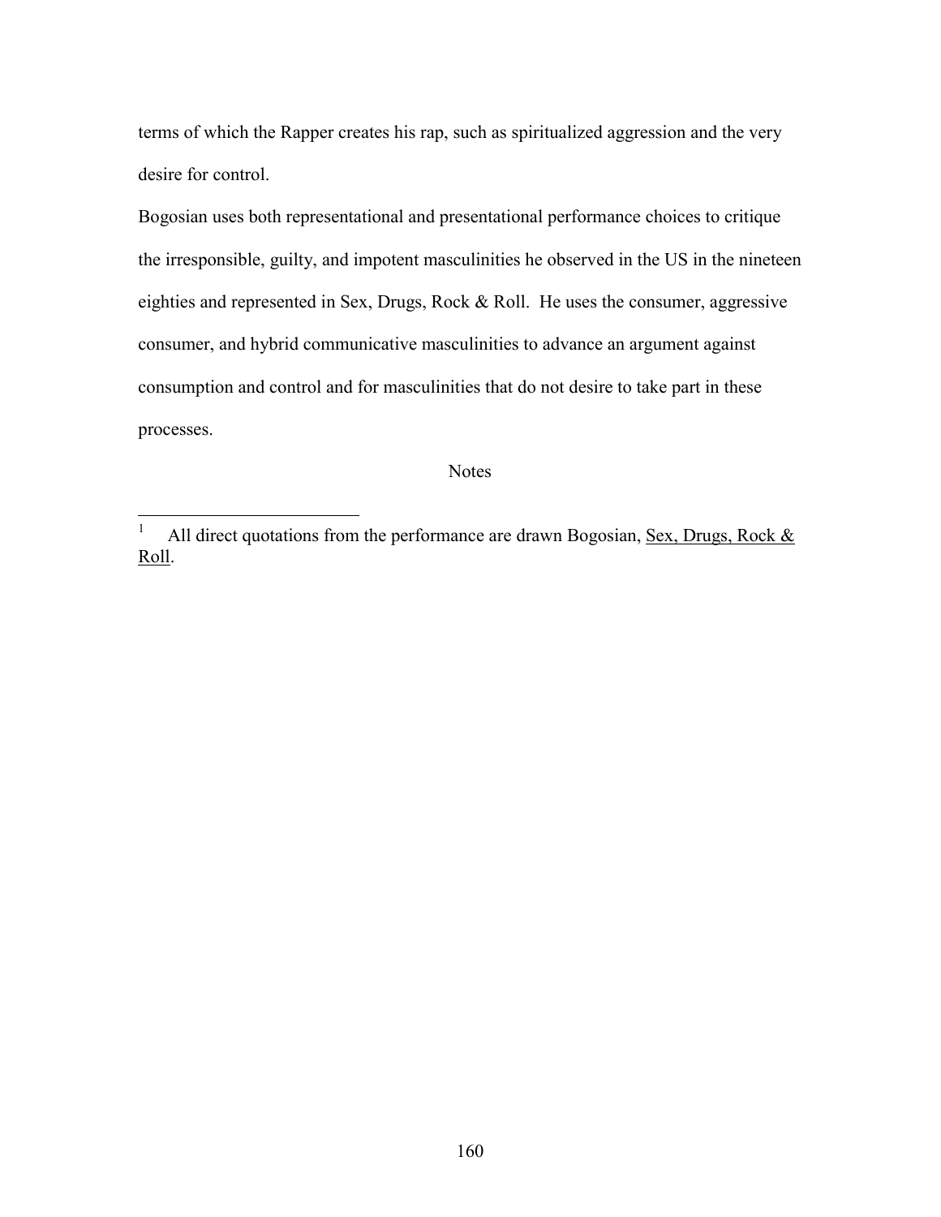terms of which the Rapper creates his rap, such as spiritualized aggression and the very desire for control.

Bogosian uses both representational and presentational performance choices to critique the irresponsible, guilty, and impotent masculinities he observed in the US in the nineteen eighties and represented in Sex, Drugs, Rock & Roll. He uses the consumer, aggressive consumer, and hybrid communicative masculinities to advance an argument against consumption and control and for masculinities that do not desire to take part in these processes.

Notes

[1] All direct quotations from the performance are drawn Bogosian, Sex, Drugs, Rock & Roll.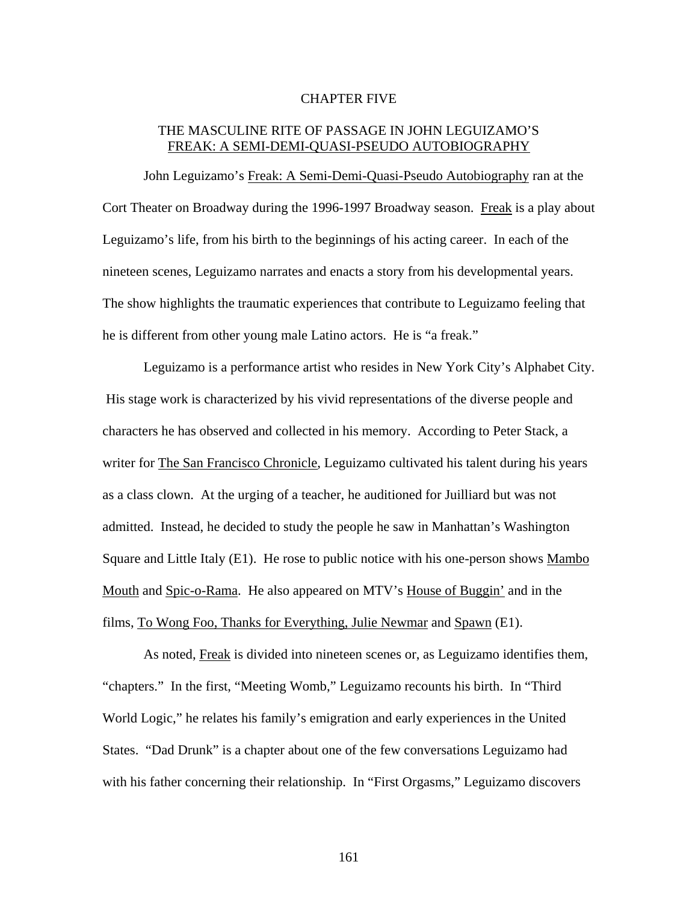# CHAPTER FIVE

## THE MASCULINE RITE OF PASSAGE IN JOHN LEGUIZAMO'S FREAK: A SEMI-DEMI-QUASI-PSEUDO AUTOBIOGRAPHY

John Leguizamo's Freak: A Semi-Demi-Quasi-Pseudo Autobiography ran at the Cort Theater on Broadway during the 1996-1997 Broadway season. Freak is a play about Leguizamo's life, from his birth to the beginnings of his acting career. In each of the nineteen scenes, Leguizamo narrates and enacts a story from his developmental years. The show highlights the traumatic experiences that contribute to Leguizamo feeling that he is different from other young male Latino actors. He is "a freak."

Leguizamo is a performance artist who resides in New York City's Alphabet City. His stage work is characterized by his vivid representations of the diverse people and characters he has observed and collected in his memory. According to Peter Stack, a writer for The San Francisco Chronicle, Leguizamo cultivated his talent during his years as a class clown. At the urging of a teacher, he auditioned for Juilliard but was not admitted. Instead, he decided to study the people he saw in Manhattan's Washington Square and Little Italy (E1). He rose to public notice with his one-person shows Mambo Mouth and Spic-o-Rama. He also appeared on MTV's House of Buggin' and in the films, To Wong Foo, Thanks for Everything, Julie Newmar and Spawn (E1).

As noted, Freak is divided into nineteen scenes or, as Leguizamo identifies them, "chapters." In the first, "Meeting Womb," Leguizamo recounts his birth. In "Third World Logic," he relates his family's emigration and early experiences in the United States. "Dad Drunk" is a chapter about one of the few conversations Leguizamo had with his father concerning their relationship. In "First Orgasms," Leguizamo discovers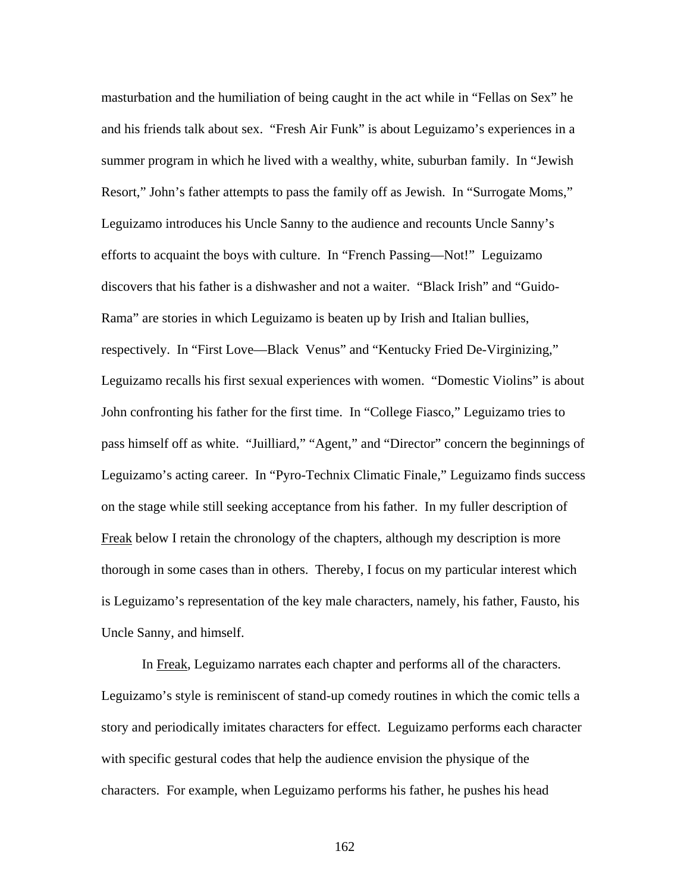masturbation and the humiliation of being caught in the act while in "Fellas on Sex" he and his friends talk about sex. "Fresh Air Funk" is about Leguizamo's experiences in a summer program in which he lived with a wealthy, white, suburban family. In "Jewish Resort," John's father attempts to pass the family off as Jewish. In "Surrogate Moms," Leguizamo introduces his Uncle Sanny to the audience and recounts Uncle Sanny's efforts to acquaint the boys with culture. In "French Passing—Not!" Leguizamo discovers that his father is a dishwasher and not a waiter. "Black Irish" and "Guido-Rama" are stories in which Leguizamo is beaten up by Irish and Italian bullies, respectively. In "First Love—Black Venus" and "Kentucky Fried De-Virginizing," Leguizamo recalls his first sexual experiences with women. "Domestic Violins" is about John confronting his father for the first time. In "College Fiasco," Leguizamo tries to pass himself off as white. "Juilliard," "Agent," and "Director" concern the beginnings of Leguizamo's acting career. In "Pyro-Technix Climatic Finale," Leguizamo finds success on the stage while still seeking acceptance from his father. In my fuller description of Freak below I retain the chronology of the chapters, although my description is more thorough in some cases than in others. Thereby, I focus on my particular interest which is Leguizamo's representation of the key male characters, namely, his father, Fausto, his Uncle Sanny, and himself.

In Freak, Leguizamo narrates each chapter and performs all of the characters. Leguizamo's style is reminiscent of stand-up comedy routines in which the comic tells a story and periodically imitates characters for effect. Leguizamo performs each character with specific gestural codes that help the audience envision the physique of the characters. For example, when Leguizamo performs his father, he pushes his head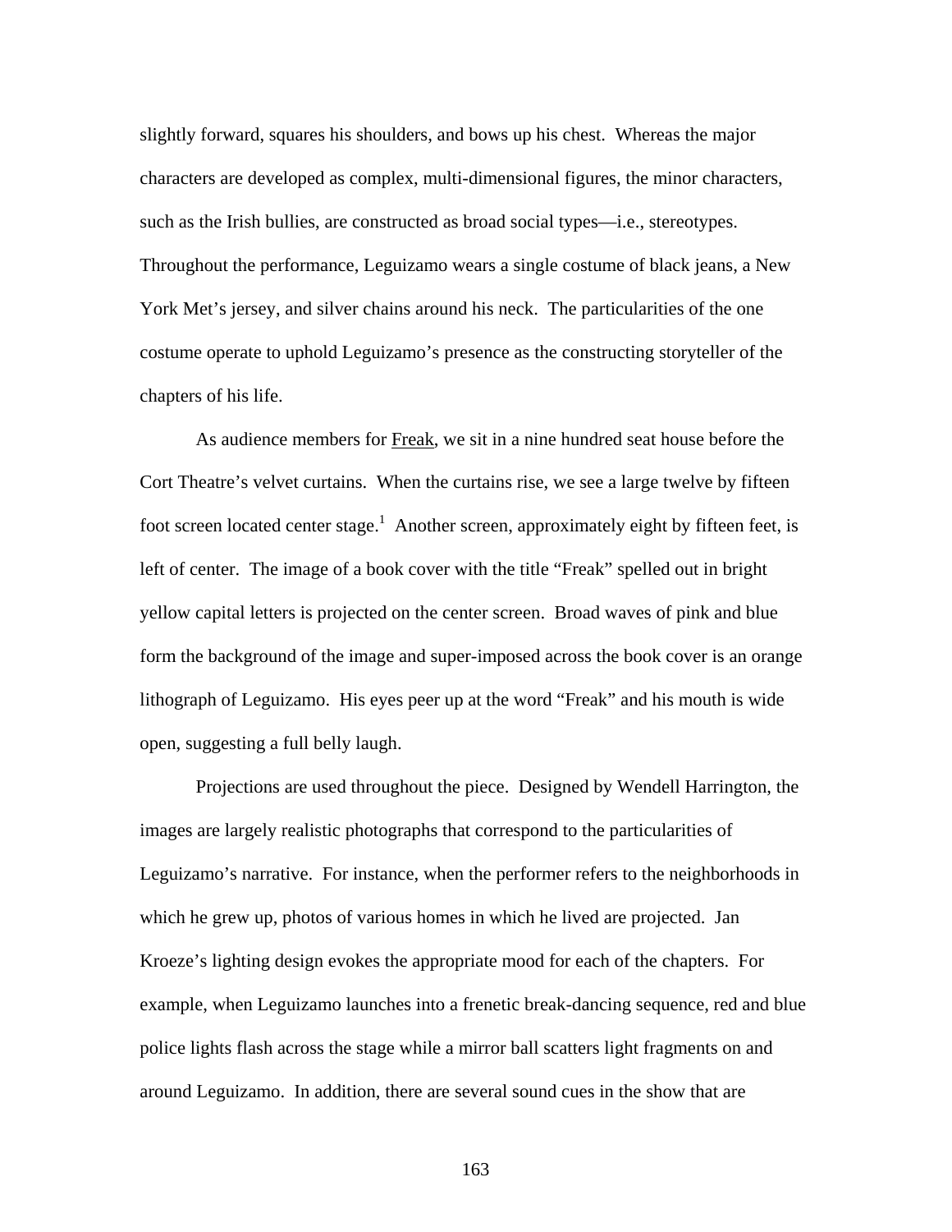slightly forward, squares his shoulders, and bows up his chest. Whereas the major characters are developed as complex, multi-dimensional figures, the minor characters, such as the Irish bullies, are constructed as broad social types—i.e., stereotypes. Throughout the performance, Leguizamo wears a single costume of black jeans, a New York Met's jersey, and silver chains around his neck. The particularities of the one costume operate to uphold Leguizamo's presence as the constructing storyteller of the chapters of his life.

As audience members for Freak, we sit in a nine hundred seat house before the Cort Theatre's velvet curtains. When the curtains rise, we see a large twelve by fifteen foot screen located center stage.[1] Another screen, approximately eight by fifteen feet, is left of center. The image of a book cover with the title "Freak" spelled out in bright yellow capital letters is projected on the center screen. Broad waves of pink and blue form the background of the image and super-imposed across the book cover is an orange lithograph of Leguizamo. His eyes peer up at the word "Freak" and his mouth is wide open, suggesting a full belly laugh.

Projections are used throughout the piece. Designed by Wendell Harrington, the images are largely realistic photographs that correspond to the particularities of Leguizamo's narrative. For instance, when the performer refers to the neighborhoods in which he grew up, photos of various homes in which he lived are projected. Jan Kroeze's lighting design evokes the appropriate mood for each of the chapters. For example, when Leguizamo launches into a frenetic break-dancing sequence, red and blue police lights flash across the stage while a mirror ball scatters light fragments on and around Leguizamo. In addition, there are several sound cues in the show that are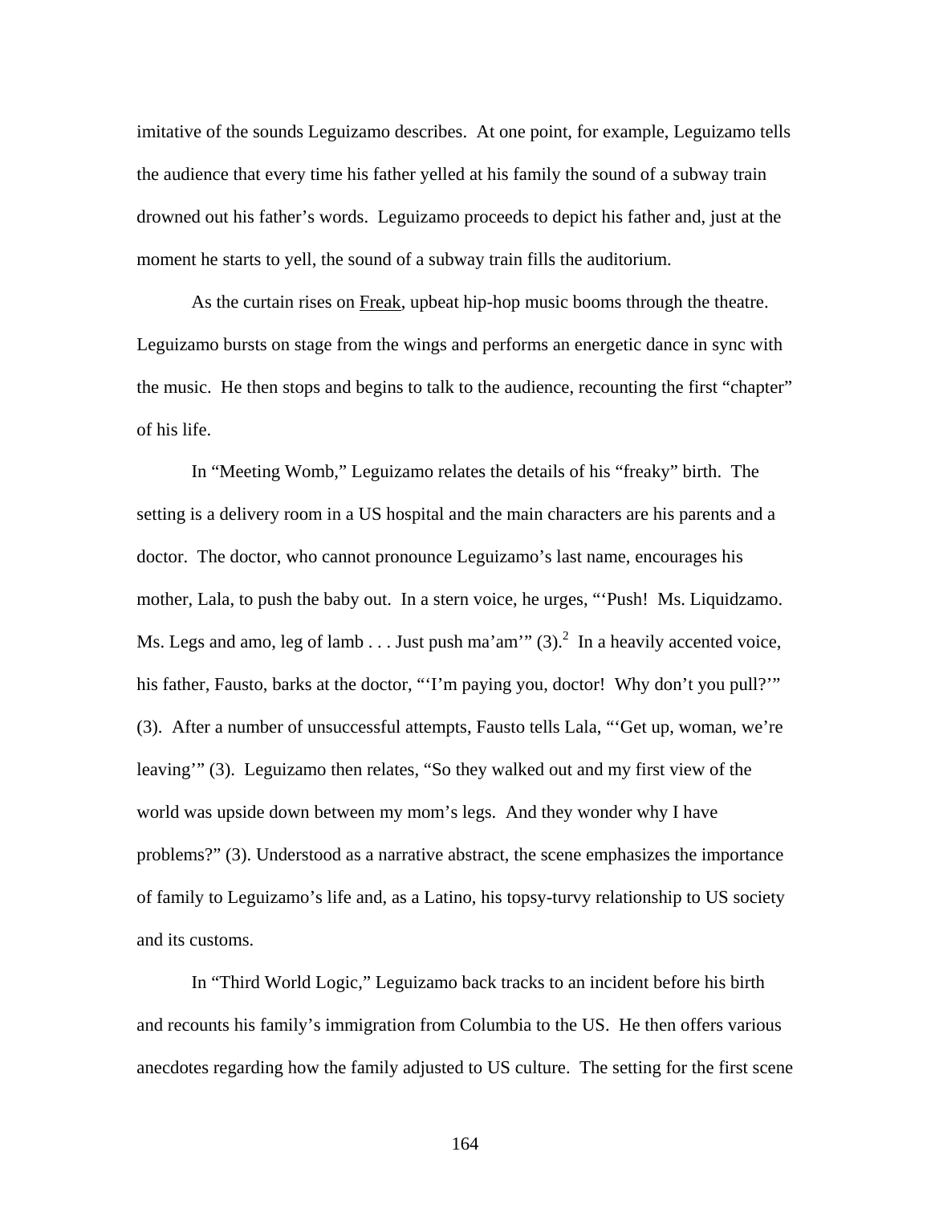imitative of the sounds Leguizamo describes. At one point, for example, Leguizamo tells the audience that every time his father yelled at his family the sound of a subway train drowned out his father's words. Leguizamo proceeds to depict his father and, just at the moment he starts to yell, the sound of a subway train fills the auditorium.

As the curtain rises on Freak, upbeat hip-hop music booms through the theatre. Leguizamo bursts on stage from the wings and performs an energetic dance in sync with the music. He then stops and begins to talk to the audience, recounting the first "chapter" of his life.

In "Meeting Womb," Leguizamo relates the details of his "freaky" birth. The setting is a delivery room in a US hospital and the main characters are his parents and a doctor. The doctor, who cannot pronounce Leguizamo's last name, encourages his mother, Lala, to push the baby out. In a stern voice, he urges, "'Push! Ms. Liquidzamo. Ms. Legs and amo, leg of lamb . . . Just push ma'am'" (3).[2] In a heavily accented voice, his father, Fausto, barks at the doctor, "'I'm paying you, doctor! Why don't you pull?'" (3). After a number of unsuccessful attempts, Fausto tells Lala, "'Get up, woman, we're leaving'" (3). Leguizamo then relates, "So they walked out and my first view of the world was upside down between my mom's legs. And they wonder why I have problems?" (3). Understood as a narrative abstract, the scene emphasizes the importance of family to Leguizamo's life and, as a Latino, his topsy-turvy relationship to US society and its customs.

In "Third World Logic," Leguizamo back tracks to an incident before his birth and recounts his family's immigration from Columbia to the US. He then offers various anecdotes regarding how the family adjusted to US culture. The setting for the first scene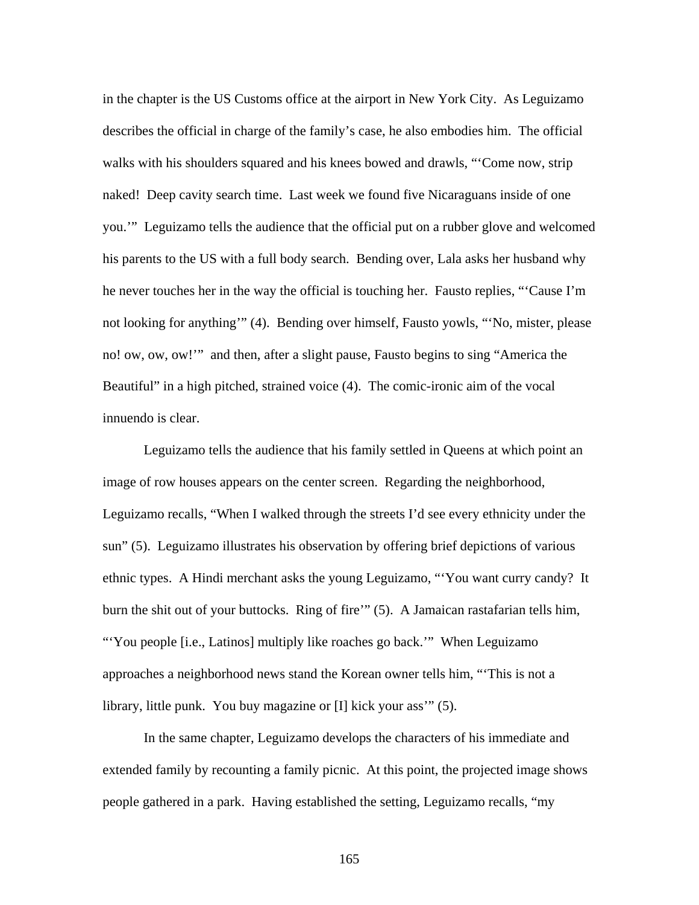in the chapter is the US Customs office at the airport in New York City. As Leguizamo describes the official in charge of the family's case, he also embodies him. The official walks with his shoulders squared and his knees bowed and drawls, "'Come now, strip naked! Deep cavity search time. Last week we found five Nicaraguans inside of one you.'" Leguizamo tells the audience that the official put on a rubber glove and welcomed his parents to the US with a full body search. Bending over, Lala asks her husband why he never touches her in the way the official is touching her. Fausto replies, "'Cause I'm not looking for anything'" (4). Bending over himself, Fausto yowls, "'No, mister, please no! ow, ow, ow!'" and then, after a slight pause, Fausto begins to sing "America the Beautiful" in a high pitched, strained voice (4). The comic-ironic aim of the vocal innuendo is clear.

Leguizamo tells the audience that his family settled in Queens at which point an image of row houses appears on the center screen. Regarding the neighborhood, Leguizamo recalls, "When I walked through the streets I'd see every ethnicity under the sun" (5). Leguizamo illustrates his observation by offering brief depictions of various ethnic types. A Hindi merchant asks the young Leguizamo, "'You want curry candy? It burn the shit out of your buttocks. Ring of fire'" (5). A Jamaican rastafarian tells him, "'You people [i.e., Latinos] multiply like roaches go back.'" When Leguizamo approaches a neighborhood news stand the Korean owner tells him, "'This is not a library, little punk. You buy magazine or [I] kick your ass'" (5).

In the same chapter, Leguizamo develops the characters of his immediate and extended family by recounting a family picnic. At this point, the projected image shows people gathered in a park. Having established the setting, Leguizamo recalls, "my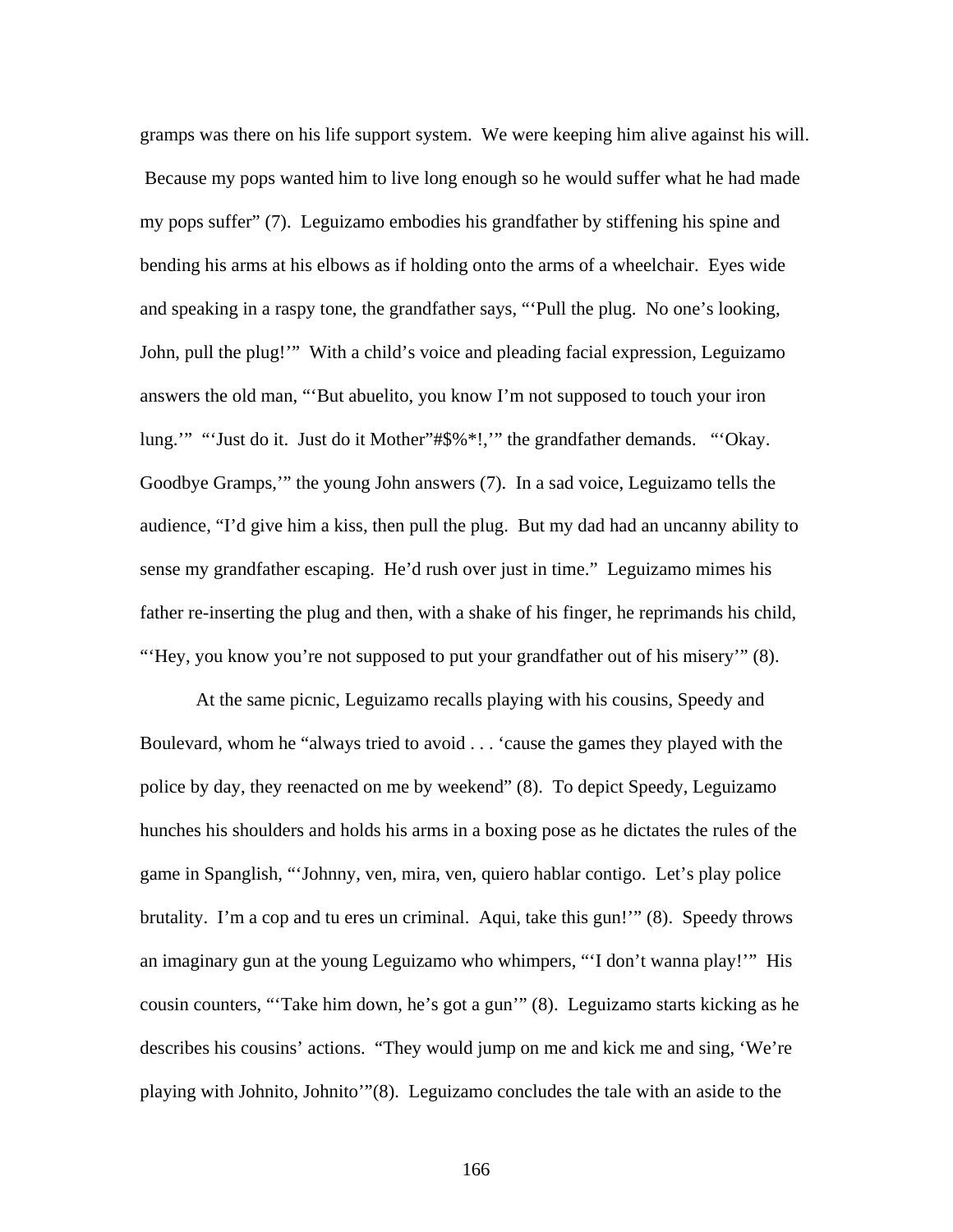gramps was there on his life support system. We were keeping him alive against his will. Because my pops wanted him to live long enough so he would suffer what he had made my pops suffer" (7). Leguizamo embodies his grandfather by stiffening his spine and bending his arms at his elbows as if holding onto the arms of a wheelchair. Eyes wide and speaking in a raspy tone, the grandfather says, "'Pull the plug. No one's looking, John, pull the plug!'" With a child's voice and pleading facial expression, Leguizamo answers the old man, "'But abuelito, you know I'm not supposed to touch your iron lung.'" "'Just do it. Just do it Mother"#$%*!,'" the grandfather demands. "'Okay. Goodbye Gramps,'" the young John answers (7). In a sad voice, Leguizamo tells the audience, "I'd give him a kiss, then pull the plug. But my dad had an uncanny ability to sense my grandfather escaping. He'd rush over just in time." Leguizamo mimes his father re-inserting the plug and then, with a shake of his finger, he reprimands his child, "'Hey, you know you're not supposed to put your grandfather out of his misery'" (8).

At the same picnic, Leguizamo recalls playing with his cousins, Speedy and Boulevard, whom he "always tried to avoid . . . 'cause the games they played with the police by day, they reenacted on me by weekend" (8). To depict Speedy, Leguizamo hunches his shoulders and holds his arms in a boxing pose as he dictates the rules of the game in Spanglish, "'Johnny, ven, mira, ven, quiero hablar contigo. Let's play police brutality. I'm a cop and tu eres un criminal. Aqui, take this gun!'" (8). Speedy throws an imaginary gun at the young Leguizamo who whimpers, "'I don't wanna play!'" His cousin counters, "'Take him down, he's got a gun'" (8). Leguizamo starts kicking as he describes his cousins' actions. "They would jump on me and kick me and sing, 'We're playing with Johnito, Johnito'"(8). Leguizamo concludes the tale with an aside to the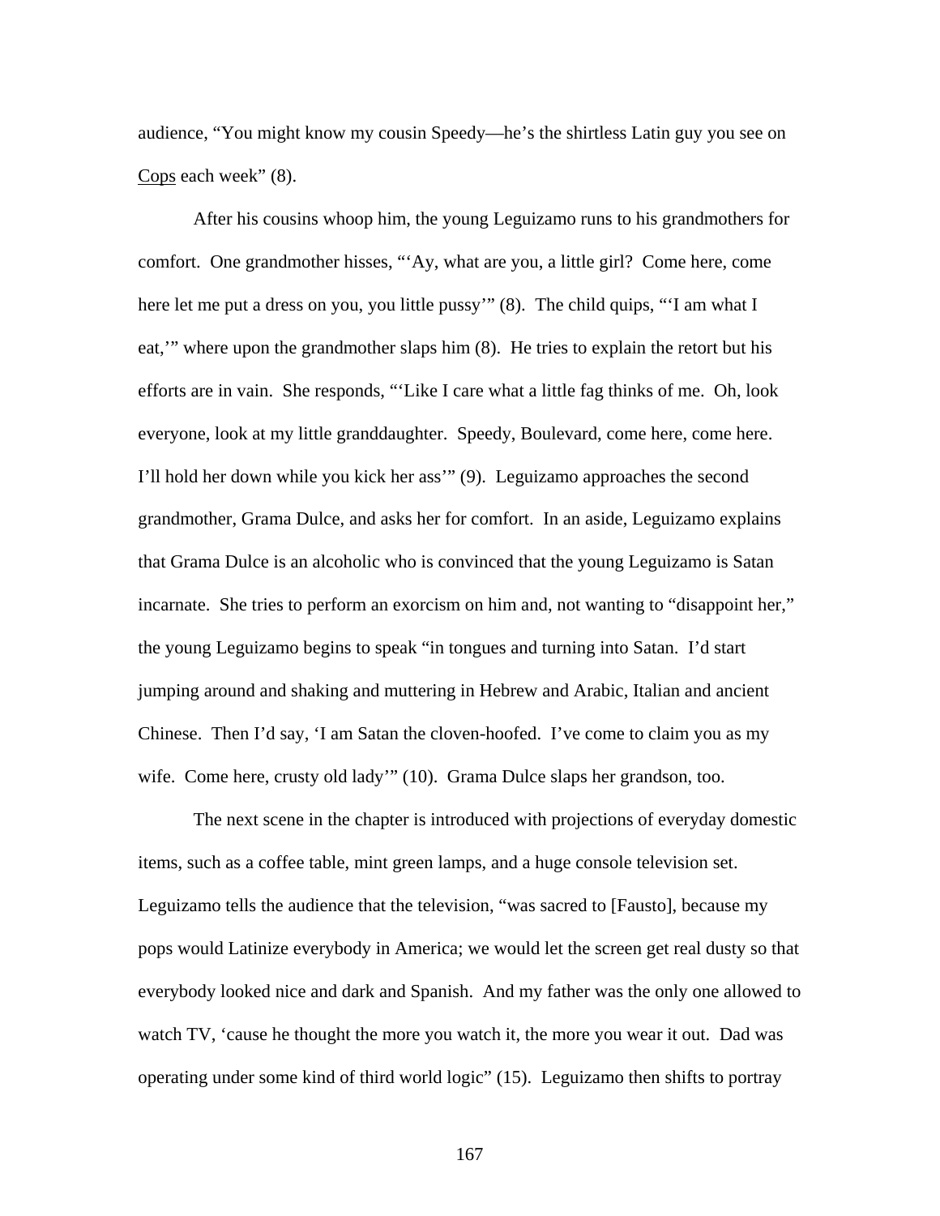audience, "You might know my cousin Speedy—he's the shirtless Latin guy you see on Cops each week" (8).

After his cousins whoop him, the young Leguizamo runs to his grandmothers for comfort. One grandmother hisses, "'Ay, what are you, a little girl? Come here, come here let me put a dress on you, you little pussy'" (8). The child quips, "'I am what I eat,'" where upon the grandmother slaps him (8). He tries to explain the retort but his efforts are in vain. She responds, "'Like I care what a little fag thinks of me. Oh, look everyone, look at my little granddaughter. Speedy, Boulevard, come here, come here. I'll hold her down while you kick her ass'" (9). Leguizamo approaches the second grandmother, Grama Dulce, and asks her for comfort. In an aside, Leguizamo explains that Grama Dulce is an alcoholic who is convinced that the young Leguizamo is Satan incarnate. She tries to perform an exorcism on him and, not wanting to "disappoint her," the young Leguizamo begins to speak "in tongues and turning into Satan. I'd start jumping around and shaking and muttering in Hebrew and Arabic, Italian and ancient Chinese. Then I'd say, 'I am Satan the cloven-hoofed. I've come to claim you as my wife. Come here, crusty old lady'" (10). Grama Dulce slaps her grandson, too.

The next scene in the chapter is introduced with projections of everyday domestic items, such as a coffee table, mint green lamps, and a huge console television set. Leguizamo tells the audience that the television, "was sacred to [Fausto], because my pops would Latinize everybody in America; we would let the screen get real dusty so that everybody looked nice and dark and Spanish. And my father was the only one allowed to watch TV, 'cause he thought the more you watch it, the more you wear it out. Dad was operating under some kind of third world logic" (15). Leguizamo then shifts to portray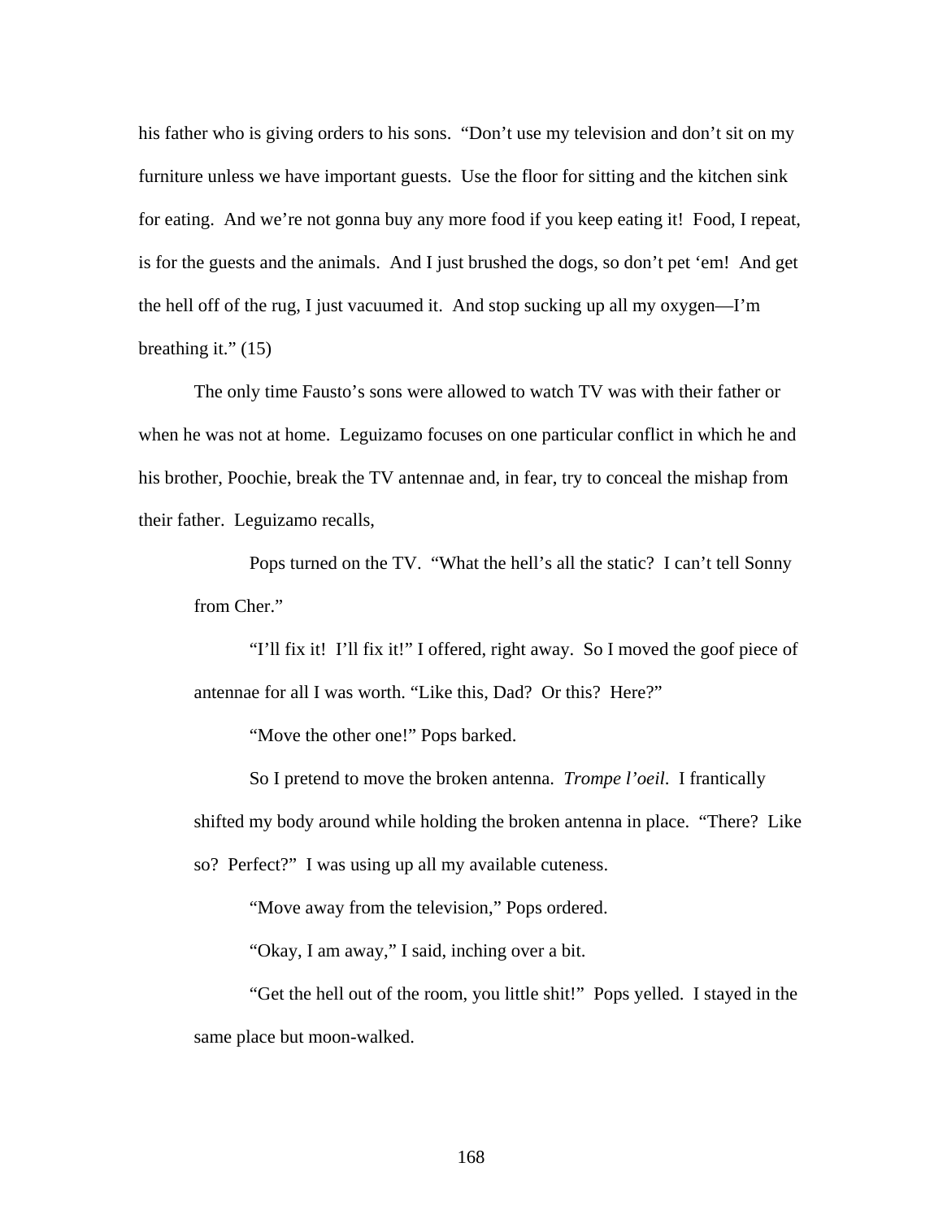his father who is giving orders to his sons. "Don't use my television and don't sit on my furniture unless we have important guests. Use the floor for sitting and the kitchen sink for eating. And we're not gonna buy any more food if you keep eating it! Food, I repeat, is for the guests and the animals. And I just brushed the dogs, so don't pet 'em! And get the hell off of the rug, I just vacuumed it. And stop sucking up all my oxygen—I'm breathing it." (15)

The only time Fausto's sons were allowed to watch TV was with their father or when he was not at home. Leguizamo focuses on one particular conflict in which he and his brother, Poochie, break the TV antennae and, in fear, try to conceal the mishap from their father. Leguizamo recalls,

> Pops turned on the TV. "What the hell's all the static? I can't tell Sonny from Cher."
>
> "I'll fix it! I'll fix it!" I offered, right away. So I moved the goof piece of antennae for all I was worth. "Like this, Dad? Or this? Here?"
>
> "Move the other one!" Pops barked.
>
> So I pretend to move the broken antenna. *Trompe l'oeil*. I frantically shifted my body around while holding the broken antenna in place. "There? Like so? Perfect?" I was using up all my available cuteness.
>
> "Move away from the television," Pops ordered.
>
> "Okay, I am away," I said, inching over a bit.
>
> "Get the hell out of the room, you little shit!" Pops yelled. I stayed in the same place but moon-walked.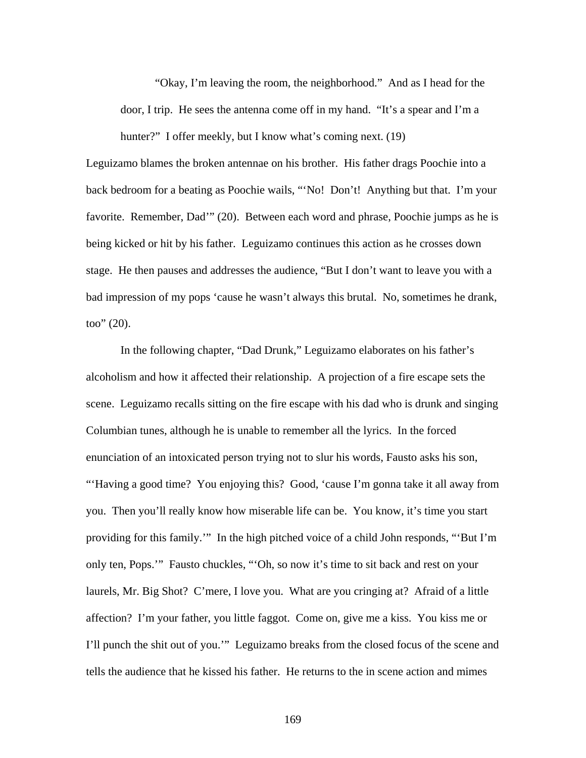> "Okay, I'm leaving the room, the neighborhood." And as I head for the door, I trip. He sees the antenna come off in my hand. "It's a spear and I'm a hunter?" I offer meekly, but I know what's coming next. (19)

Leguizamo blames the broken antennae on his brother. His father drags Poochie into a back bedroom for a beating as Poochie wails, "'No! Don't! Anything but that. I'm your favorite. Remember, Dad'" (20). Between each word and phrase, Poochie jumps as he is being kicked or hit by his father. Leguizamo continues this action as he crosses down stage. He then pauses and addresses the audience, "But I don't want to leave you with a bad impression of my pops 'cause he wasn't always this brutal. No, sometimes he drank, too" (20).

In the following chapter, "Dad Drunk," Leguizamo elaborates on his father's alcoholism and how it affected their relationship. A projection of a fire escape sets the scene. Leguizamo recalls sitting on the fire escape with his dad who is drunk and singing Columbian tunes, although he is unable to remember all the lyrics. In the forced enunciation of an intoxicated person trying not to slur his words, Fausto asks his son, "'Having a good time? You enjoying this? Good, 'cause I'm gonna take it all away from you. Then you'll really know how miserable life can be. You know, it's time you start providing for this family.'" In the high pitched voice of a child John responds, "'But I'm only ten, Pops.'" Fausto chuckles, "'Oh, so now it's time to sit back and rest on your laurels, Mr. Big Shot? C'mere, I love you. What are you cringing at? Afraid of a little affection? I'm your father, you little faggot. Come on, give me a kiss. You kiss me or I'll punch the shit out of you.'" Leguizamo breaks from the closed focus of the scene and tells the audience that he kissed his father. He returns to the in scene action and mimes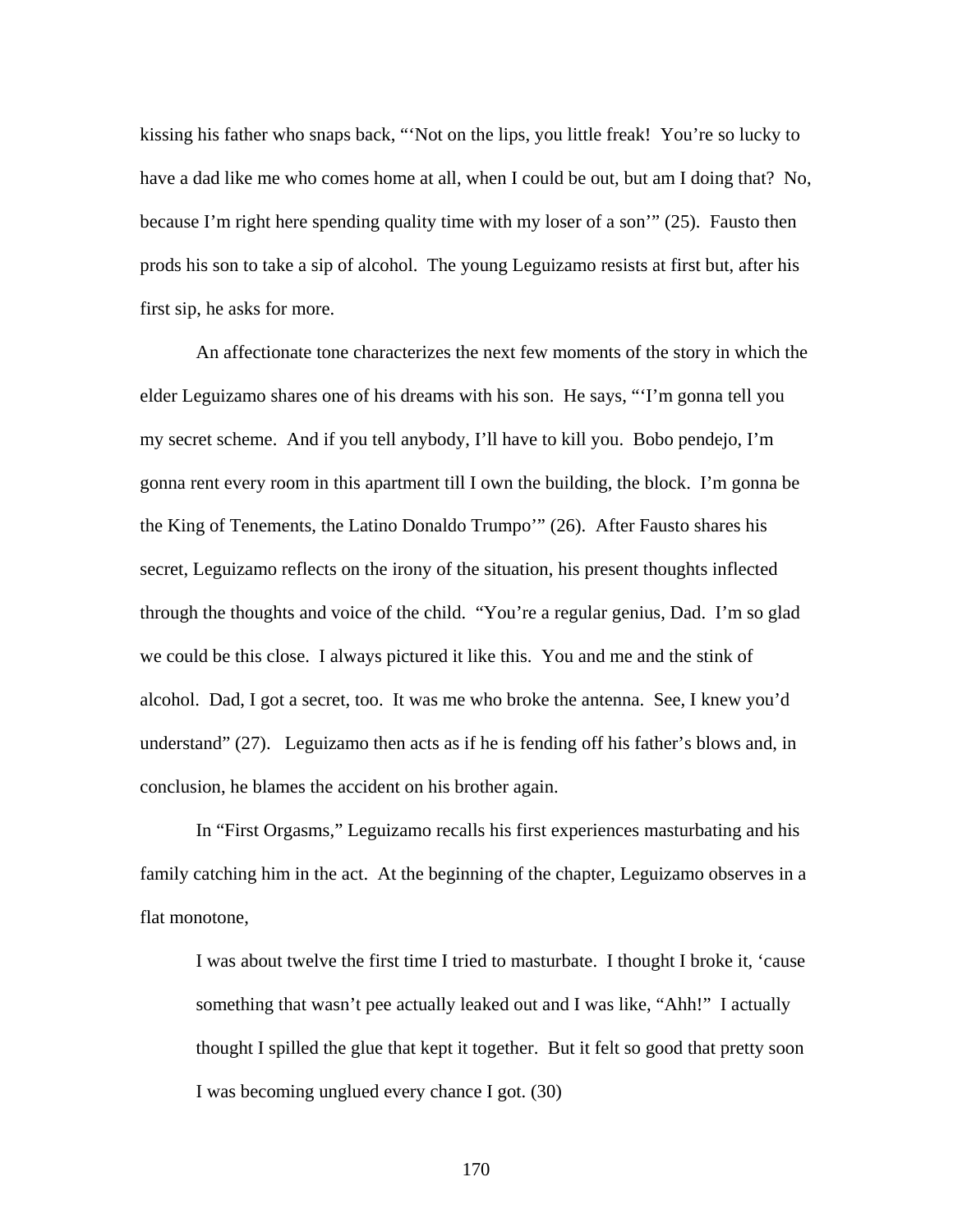kissing his father who snaps back, "'Not on the lips, you little freak! You're so lucky to have a dad like me who comes home at all, when I could be out, but am I doing that? No, because I'm right here spending quality time with my loser of a son'" (25). Fausto then prods his son to take a sip of alcohol. The young Leguizamo resists at first but, after his first sip, he asks for more.

An affectionate tone characterizes the next few moments of the story in which the elder Leguizamo shares one of his dreams with his son. He says, "'I'm gonna tell you my secret scheme. And if you tell anybody, I'll have to kill you. Bobo pendejo, I'm gonna rent every room in this apartment till I own the building, the block. I'm gonna be the King of Tenements, the Latino Donaldo Trumpo'" (26). After Fausto shares his secret, Leguizamo reflects on the irony of the situation, his present thoughts inflected through the thoughts and voice of the child. "You're a regular genius, Dad. I'm so glad we could be this close. I always pictured it like this. You and me and the stink of alcohol. Dad, I got a secret, too. It was me who broke the antenna. See, I knew you'd understand" (27). Leguizamo then acts as if he is fending off his father's blows and, in conclusion, he blames the accident on his brother again.

In "First Orgasms," Leguizamo recalls his first experiences masturbating and his family catching him in the act. At the beginning of the chapter, Leguizamo observes in a flat monotone,

> I was about twelve the first time I tried to masturbate. I thought I broke it, 'cause something that wasn't pee actually leaked out and I was like, "Ahh!" I actually thought I spilled the glue that kept it together. But it felt so good that pretty soon I was becoming unglued every chance I got. (30)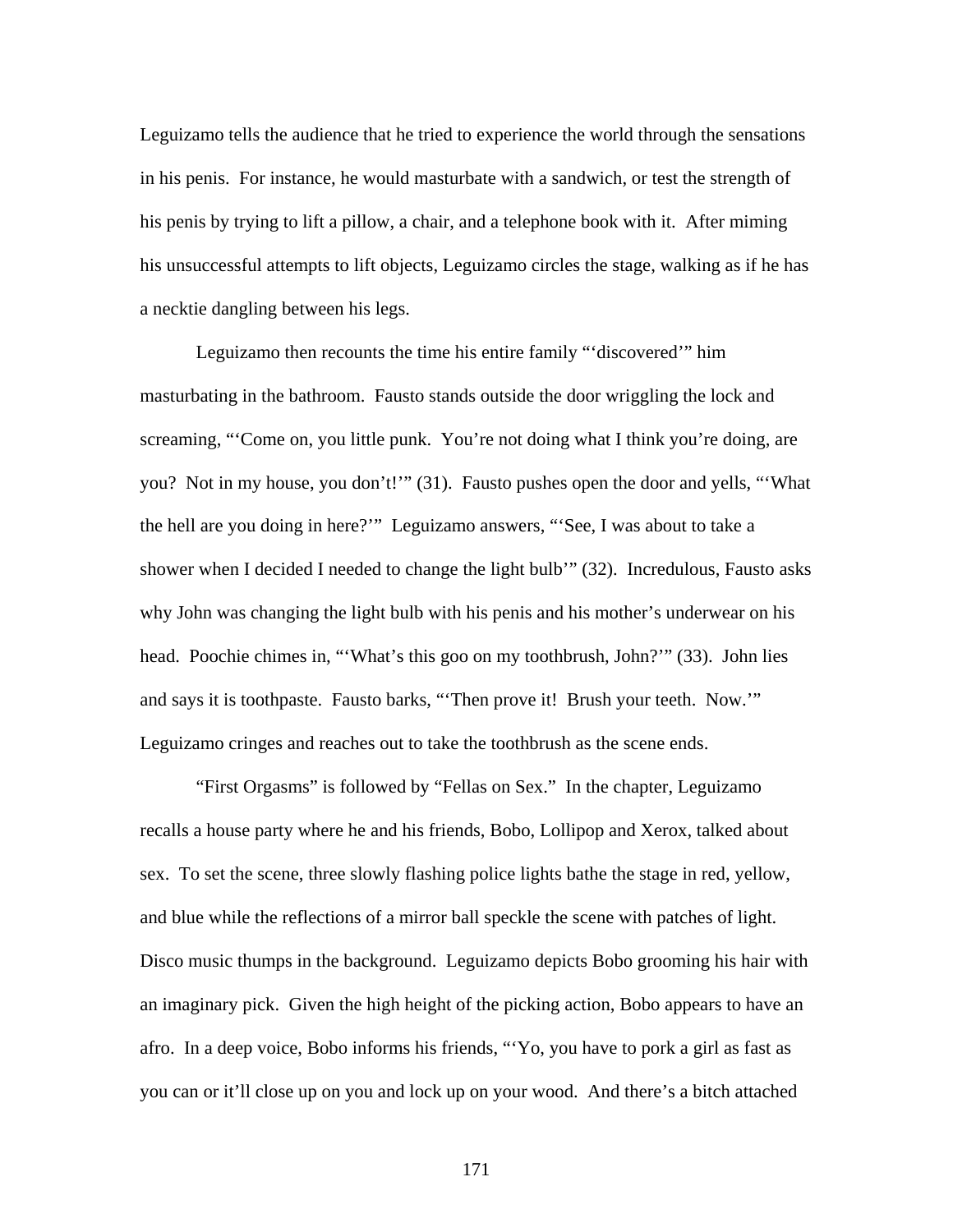Leguizamo tells the audience that he tried to experience the world through the sensations in his penis. For instance, he would masturbate with a sandwich, or test the strength of his penis by trying to lift a pillow, a chair, and a telephone book with it. After miming his unsuccessful attempts to lift objects, Leguizamo circles the stage, walking as if he has a necktie dangling between his legs.

Leguizamo then recounts the time his entire family "'discovered'" him masturbating in the bathroom. Fausto stands outside the door wriggling the lock and screaming, "'Come on, you little punk. You're not doing what I think you're doing, are you? Not in my house, you don't!'" (31). Fausto pushes open the door and yells, "'What the hell are you doing in here?'" Leguizamo answers, "'See, I was about to take a shower when I decided I needed to change the light bulb'" (32). Incredulous, Fausto asks why John was changing the light bulb with his penis and his mother's underwear on his head. Poochie chimes in, "'What's this goo on my toothbrush, John?'" (33). John lies and says it is toothpaste. Fausto barks, "'Then prove it! Brush your teeth. Now.'" Leguizamo cringes and reaches out to take the toothbrush as the scene ends.

"First Orgasms" is followed by "Fellas on Sex." In the chapter, Leguizamo recalls a house party where he and his friends, Bobo, Lollipop and Xerox, talked about sex. To set the scene, three slowly flashing police lights bathe the stage in red, yellow, and blue while the reflections of a mirror ball speckle the scene with patches of light. Disco music thumps in the background. Leguizamo depicts Bobo grooming his hair with an imaginary pick. Given the high height of the picking action, Bobo appears to have an afro. In a deep voice, Bobo informs his friends, "'Yo, you have to pork a girl as fast as you can or it'll close up on you and lock up on your wood. And there's a bitch attached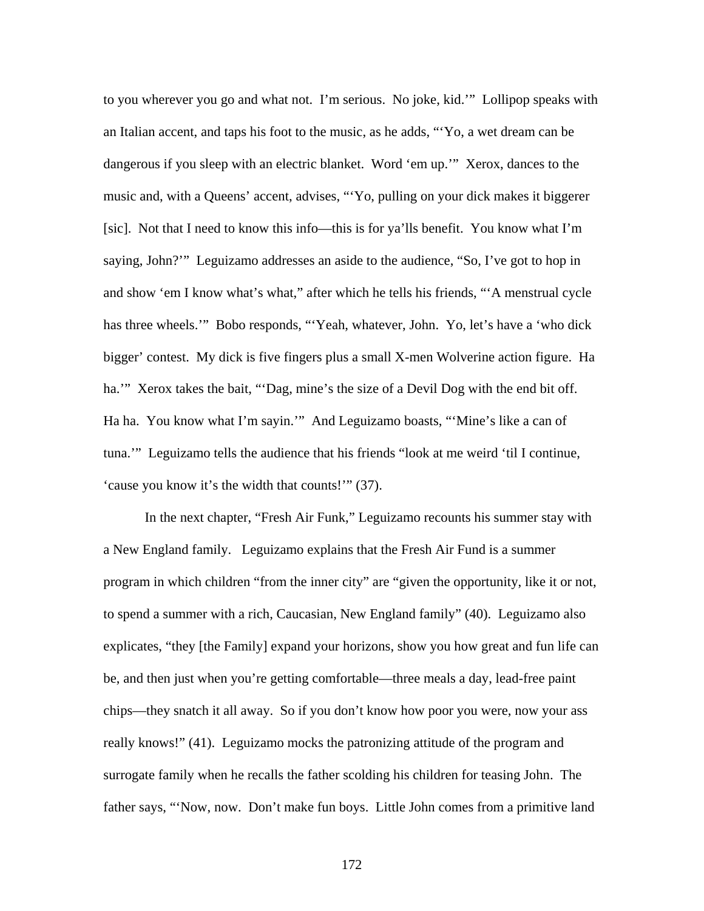to you wherever you go and what not.  I'm serious.  No joke, kid.'"  Lollipop speaks with an Italian accent, and taps his foot to the music, as he adds, "'Yo, a wet dream can be dangerous if you sleep with an electric blanket.  Word 'em up.'"  Xerox, dances to the music and, with a Queens' accent, advises, "'Yo, pulling on your dick makes it biggerer [sic].  Not that I need to know this info—this is for ya'lls benefit.  You know what I'm saying, John?'"  Leguizamo addresses an aside to the audience, "So, I've got to hop in and show 'em I know what's what," after which he tells his friends, "'A menstrual cycle has three wheels.'"  Bobo responds, "'Yeah, whatever, John.  Yo, let's have a 'who dick bigger' contest.  My dick is five fingers plus a small X-men Wolverine action figure.  Ha ha.'"  Xerox takes the bait, "'Dag, mine's the size of a Devil Dog with the end bit off.  Ha ha.  You know what I'm sayin.'"  And Leguizamo boasts, "'Mine's like a can of tuna.'"  Leguizamo tells the audience that his friends "look at me weird 'til I continue, 'cause you know it's the width that counts!'" (37).

In the next chapter, "Fresh Air Funk," Leguizamo recounts his summer stay with a New England family.   Leguizamo explains that the Fresh Air Fund is a summer program in which children "from the inner city" are "given the opportunity, like it or not, to spend a summer with a rich, Caucasian, New England family" (40).  Leguizamo also explicates, "they [the Family] expand your horizons, show you how great and fun life can be, and then just when you're getting comfortable—three meals a day, lead-free paint chips—they snatch it all away.  So if you don't know how poor you were, now your ass really knows!" (41).  Leguizamo mocks the patronizing attitude of the program and surrogate family when he recalls the father scolding his children for teasing John.  The father says, "'Now, now.  Don't make fun boys.  Little John comes from a primitive land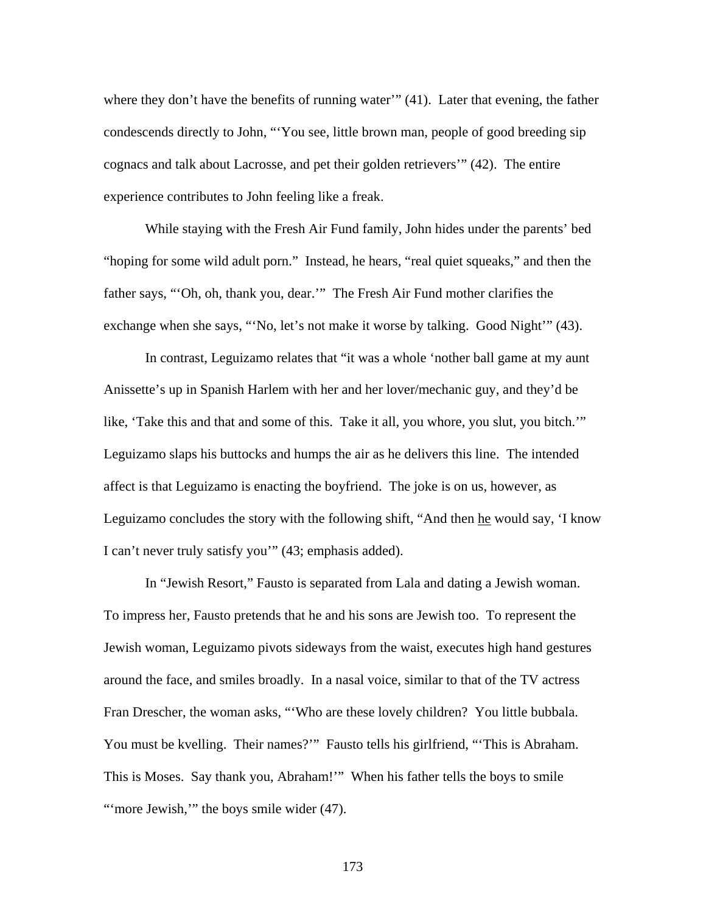where they don't have the benefits of running water'" (41). Later that evening, the father condescends directly to John, "'You see, little brown man, people of good breeding sip cognacs and talk about Lacrosse, and pet their golden retrievers'" (42). The entire experience contributes to John feeling like a freak.

While staying with the Fresh Air Fund family, John hides under the parents' bed "hoping for some wild adult porn." Instead, he hears, "real quiet squeaks," and then the father says, "'Oh, oh, thank you, dear.'" The Fresh Air Fund mother clarifies the exchange when she says, "'No, let's not make it worse by talking. Good Night'" (43).

In contrast, Leguizamo relates that "it was a whole 'nother ball game at my aunt Anissette's up in Spanish Harlem with her and her lover/mechanic guy, and they'd be like, 'Take this and that and some of this. Take it all, you whore, you slut, you bitch.'" Leguizamo slaps his buttocks and humps the air as he delivers this line. The intended affect is that Leguizamo is enacting the boyfriend. The joke is on us, however, as Leguizamo concludes the story with the following shift, "And then <u>he</u> would say, 'I know I can't never truly satisfy you'" (43; emphasis added).

In "Jewish Resort," Fausto is separated from Lala and dating a Jewish woman. To impress her, Fausto pretends that he and his sons are Jewish too. To represent the Jewish woman, Leguizamo pivots sideways from the waist, executes high hand gestures around the face, and smiles broadly. In a nasal voice, similar to that of the TV actress Fran Drescher, the woman asks, "'Who are these lovely children? You little bubbala. You must be kvelling. Their names?'" Fausto tells his girlfriend, "'This is Abraham. This is Moses. Say thank you, Abraham!'" When his father tells the boys to smile "'more Jewish,'" the boys smile wider (47).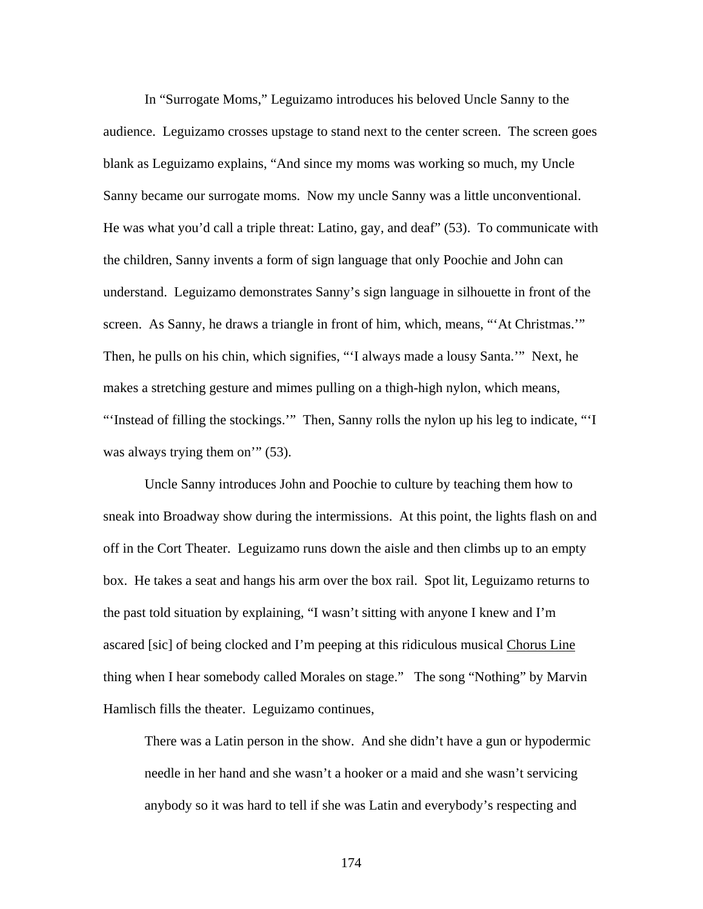In "Surrogate Moms," Leguizamo introduces his beloved Uncle Sanny to the audience. Leguizamo crosses upstage to stand next to the center screen. The screen goes blank as Leguizamo explains, "And since my moms was working so much, my Uncle Sanny became our surrogate moms. Now my uncle Sanny was a little unconventional. He was what you'd call a triple threat: Latino, gay, and deaf" (53). To communicate with the children, Sanny invents a form of sign language that only Poochie and John can understand. Leguizamo demonstrates Sanny's sign language in silhouette in front of the screen. As Sanny, he draws a triangle in front of him, which, means, "'At Christmas.'" Then, he pulls on his chin, which signifies, "'I always made a lousy Santa.'" Next, he makes a stretching gesture and mimes pulling on a thigh-high nylon, which means, "'Instead of filling the stockings.'" Then, Sanny rolls the nylon up his leg to indicate, "'I was always trying them on'" (53).

Uncle Sanny introduces John and Poochie to culture by teaching them how to sneak into Broadway show during the intermissions. At this point, the lights flash on and off in the Cort Theater. Leguizamo runs down the aisle and then climbs up to an empty box. He takes a seat and hangs his arm over the box rail. Spot lit, Leguizamo returns to the past told situation by explaining, "I wasn't sitting with anyone I knew and I'm ascared [sic] of being clocked and I'm peeping at this ridiculous musical <u>Chorus Line</u> thing when I hear somebody called Morales on stage." The song "Nothing" by Marvin Hamlisch fills the theater. Leguizamo continues,

> There was a Latin person in the show. And she didn't have a gun or hypodermic needle in her hand and she wasn't a hooker or a maid and she wasn't servicing anybody so it was hard to tell if she was Latin and everybody's respecting and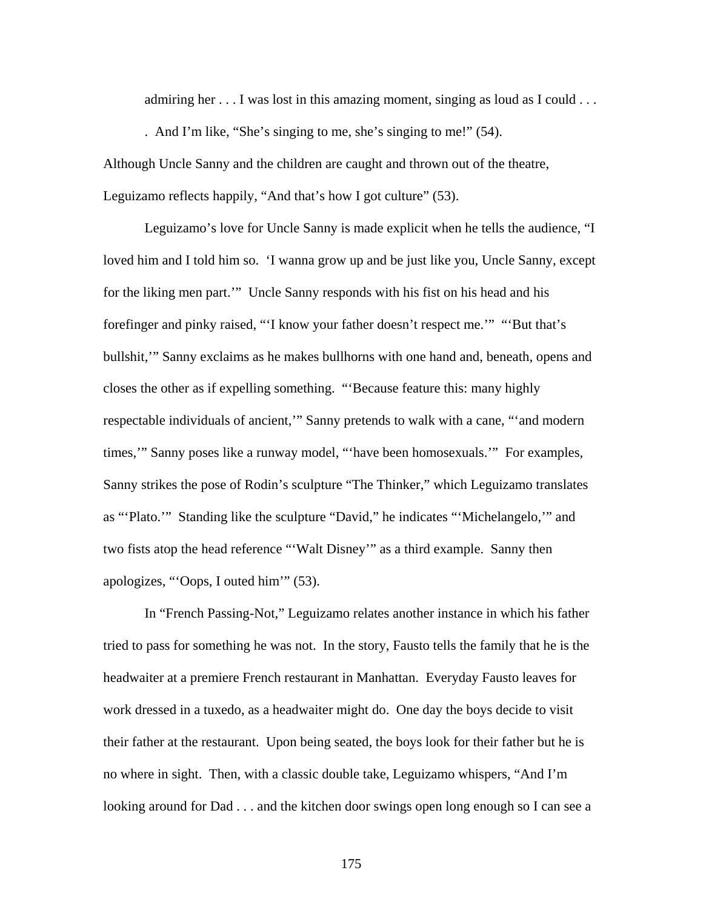admiring her . . . I was lost in this amazing moment, singing as loud as I could . . . . And I'm like, "She's singing to me, she's singing to me!" (54).

Although Uncle Sanny and the children are caught and thrown out of the theatre, Leguizamo reflects happily, "And that's how I got culture" (53).

Leguizamo's love for Uncle Sanny is made explicit when he tells the audience, "I loved him and I told him so. 'I wanna grow up and be just like you, Uncle Sanny, except for the liking men part.'" Uncle Sanny responds with his fist on his head and his forefinger and pinky raised, "'I know your father doesn't respect me.'" "'But that's bullshit,'" Sanny exclaims as he makes bullhorns with one hand and, beneath, opens and closes the other as if expelling something. "'Because feature this: many highly respectable individuals of ancient,'" Sanny pretends to walk with a cane, "'and modern times,'" Sanny poses like a runway model, "'have been homosexuals.'" For examples, Sanny strikes the pose of Rodin's sculpture "The Thinker," which Leguizamo translates as "'Plato.'" Standing like the sculpture "David," he indicates "'Michelangelo,'" and two fists atop the head reference "'Walt Disney'" as a third example. Sanny then apologizes, "'Oops, I outed him'" (53).

In "French Passing-Not," Leguizamo relates another instance in which his father tried to pass for something he was not. In the story, Fausto tells the family that he is the headwaiter at a premiere French restaurant in Manhattan. Everyday Fausto leaves for work dressed in a tuxedo, as a headwaiter might do. One day the boys decide to visit their father at the restaurant. Upon being seated, the boys look for their father but he is no where in sight. Then, with a classic double take, Leguizamo whispers, "And I'm looking around for Dad . . . and the kitchen door swings open long enough so I can see a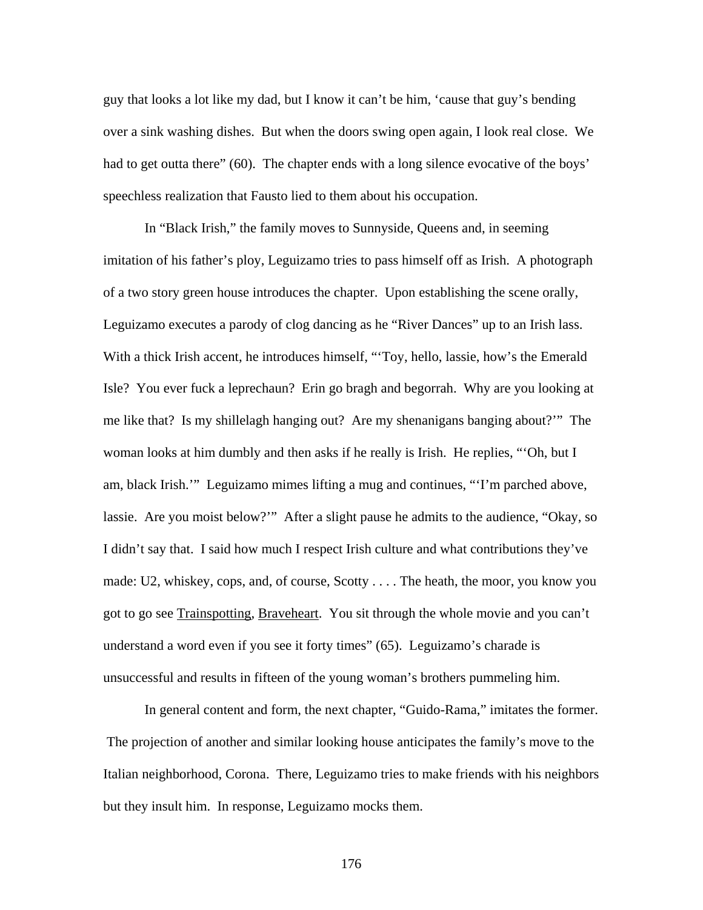guy that looks a lot like my dad, but I know it can't be him, 'cause that guy's bending over a sink washing dishes. But when the doors swing open again, I look real close. We had to get outta there" (60). The chapter ends with a long silence evocative of the boys' speechless realization that Fausto lied to them about his occupation.

In "Black Irish," the family moves to Sunnyside, Queens and, in seeming imitation of his father's ploy, Leguizamo tries to pass himself off as Irish. A photograph of a two story green house introduces the chapter. Upon establishing the scene orally, Leguizamo executes a parody of clog dancing as he "River Dances" up to an Irish lass. With a thick Irish accent, he introduces himself, "'Toy, hello, lassie, how's the Emerald Isle? You ever fuck a leprechaun? Erin go bragh and begorrah. Why are you looking at me like that? Is my shillelagh hanging out? Are my shenanigans banging about?'" The woman looks at him dumbly and then asks if he really is Irish. He replies, "'Oh, but I am, black Irish.'" Leguizamo mimes lifting a mug and continues, "'I'm parched above, lassie. Are you moist below?'" After a slight pause he admits to the audience, "Okay, so I didn't say that. I said how much I respect Irish culture and what contributions they've made: U2, whiskey, cops, and, of course, Scotty . . . . The heath, the moor, you know you got to go see <u>Trainspotting</u>, <u>Braveheart</u>. You sit through the whole movie and you can't understand a word even if you see it forty times" (65). Leguizamo's charade is unsuccessful and results in fifteen of the young woman's brothers pummeling him.

In general content and form, the next chapter, "Guido-Rama," imitates the former. The projection of another and similar looking house anticipates the family's move to the Italian neighborhood, Corona. There, Leguizamo tries to make friends with his neighbors but they insult him. In response, Leguizamo mocks them.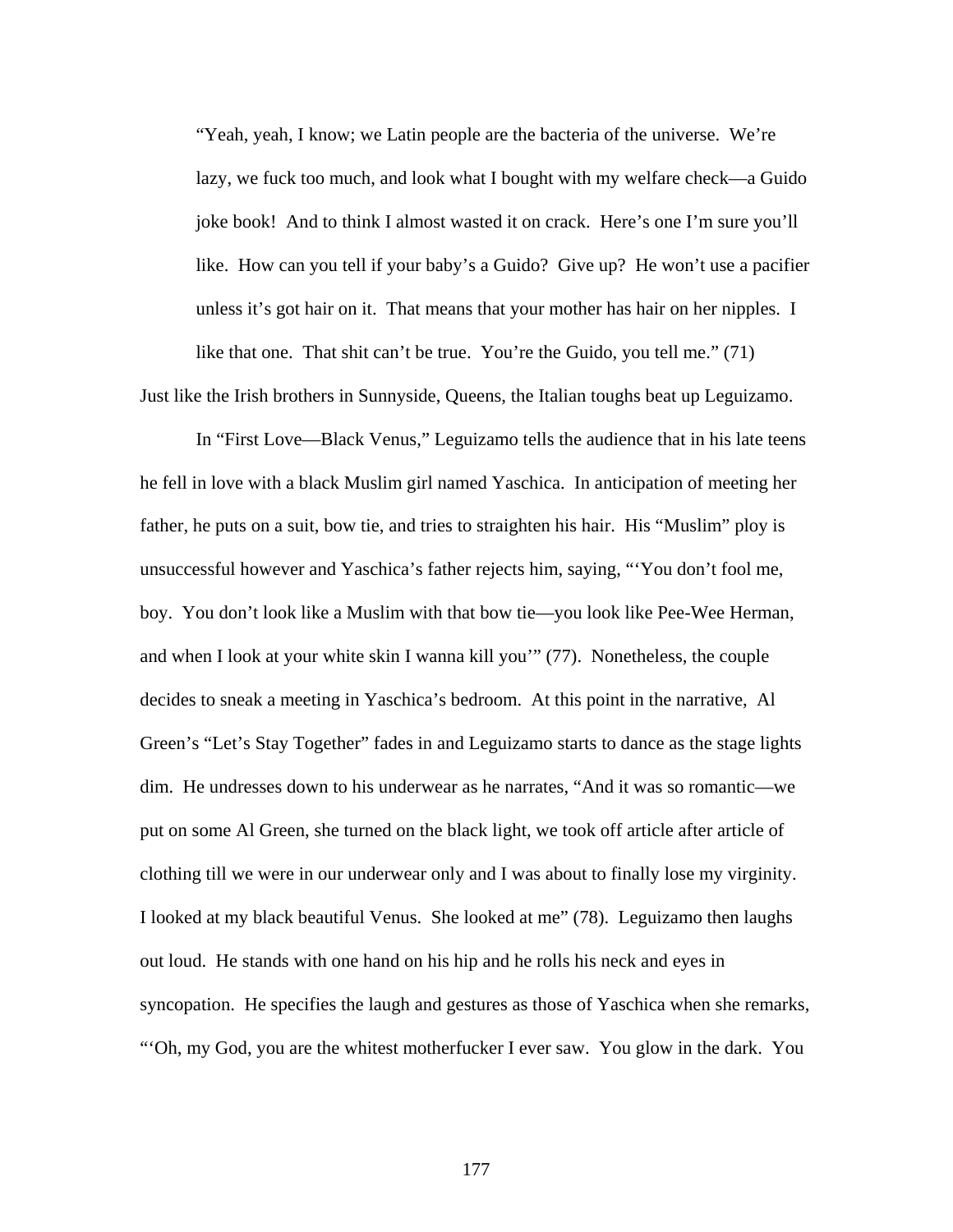> "Yeah, yeah, I know; we Latin people are the bacteria of the universe. We're lazy, we fuck too much, and look what I bought with my welfare check—a Guido joke book! And to think I almost wasted it on crack. Here's one I'm sure you'll like. How can you tell if your baby's a Guido? Give up? He won't use a pacifier unless it's got hair on it. That means that your mother has hair on her nipples. I like that one. That shit can't be true. You're the Guido, you tell me." (71)

Just like the Irish brothers in Sunnyside, Queens, the Italian toughs beat up Leguizamo.

In "First Love—Black Venus," Leguizamo tells the audience that in his late teens he fell in love with a black Muslim girl named Yaschica. In anticipation of meeting her father, he puts on a suit, bow tie, and tries to straighten his hair. His "Muslim" ploy is unsuccessful however and Yaschica's father rejects him, saying, "'You don't fool me, boy. You don't look like a Muslim with that bow tie—you look like Pee-Wee Herman, and when I look at your white skin I wanna kill you'" (77). Nonetheless, the couple decides to sneak a meeting in Yaschica's bedroom. At this point in the narrative, Al Green's "Let's Stay Together" fades in and Leguizamo starts to dance as the stage lights dim. He undresses down to his underwear as he narrates, "And it was so romantic—we put on some Al Green, she turned on the black light, we took off article after article of clothing till we were in our underwear only and I was about to finally lose my virginity. I looked at my black beautiful Venus. She looked at me" (78). Leguizamo then laughs out loud. He stands with one hand on his hip and he rolls his neck and eyes in syncopation. He specifies the laugh and gestures as those of Yaschica when she remarks, "'Oh, my God, you are the whitest motherfucker I ever saw. You glow in the dark. You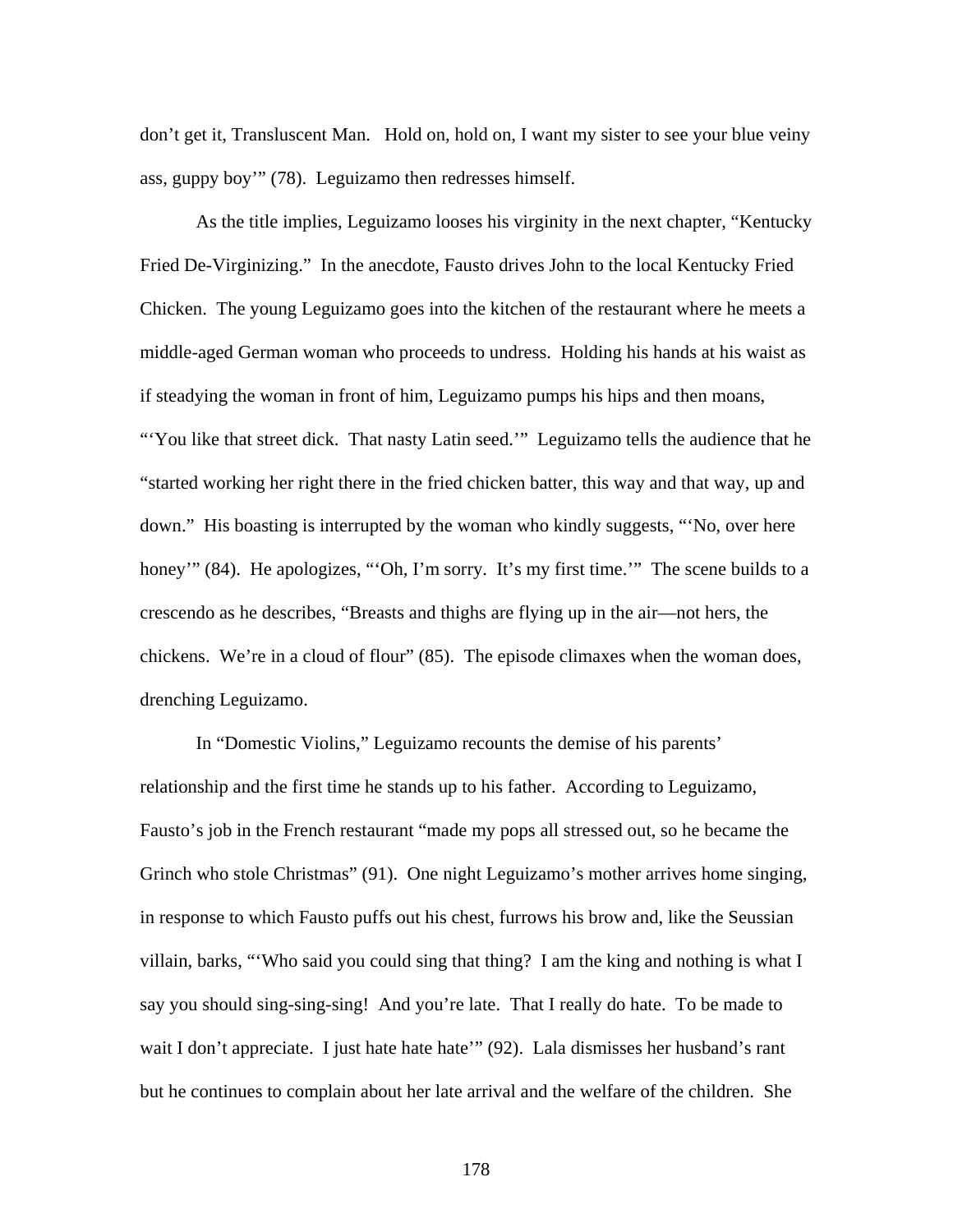don't get it, Transluscent Man.  Hold on, hold on, I want my sister to see your blue veiny ass, guppy boy'" (78).  Leguizamo then redresses himself.

As the title implies, Leguizamo looses his virginity in the next chapter, "Kentucky Fried De-Virginizing."  In the anecdote, Fausto drives John to the local Kentucky Fried Chicken.  The young Leguizamo goes into the kitchen of the restaurant where he meets a middle-aged German woman who proceeds to undress.  Holding his hands at his waist as if steadying the woman in front of him, Leguizamo pumps his hips and then moans, "'You like that street dick.  That nasty Latin seed.'"  Leguizamo tells the audience that he "started working her right there in the fried chicken batter, this way and that way, up and down."  His boasting is interrupted by the woman who kindly suggests, "'No, over here honey'" (84).  He apologizes, "'Oh, I'm sorry.  It's my first time.'"  The scene builds to a crescendo as he describes, "Breasts and thighs are flying up in the air—not hers, the chickens.  We're in a cloud of flour" (85).  The episode climaxes when the woman does, drenching Leguizamo.

In "Domestic Violins," Leguizamo recounts the demise of his parents' relationship and the first time he stands up to his father.  According to Leguizamo, Fausto's job in the French restaurant "made my pops all stressed out, so he became the Grinch who stole Christmas" (91).  One night Leguizamo's mother arrives home singing, in response to which Fausto puffs out his chest, furrows his brow and, like the Seussian villain, barks, "'Who said you could sing that thing?  I am the king and nothing is what I say you should sing-sing-sing!  And you're late.  That I really do hate.  To be made to wait I don't appreciate.  I just hate hate hate'" (92).  Lala dismisses her husband's rant but he continues to complain about her late arrival and the welfare of the children.  She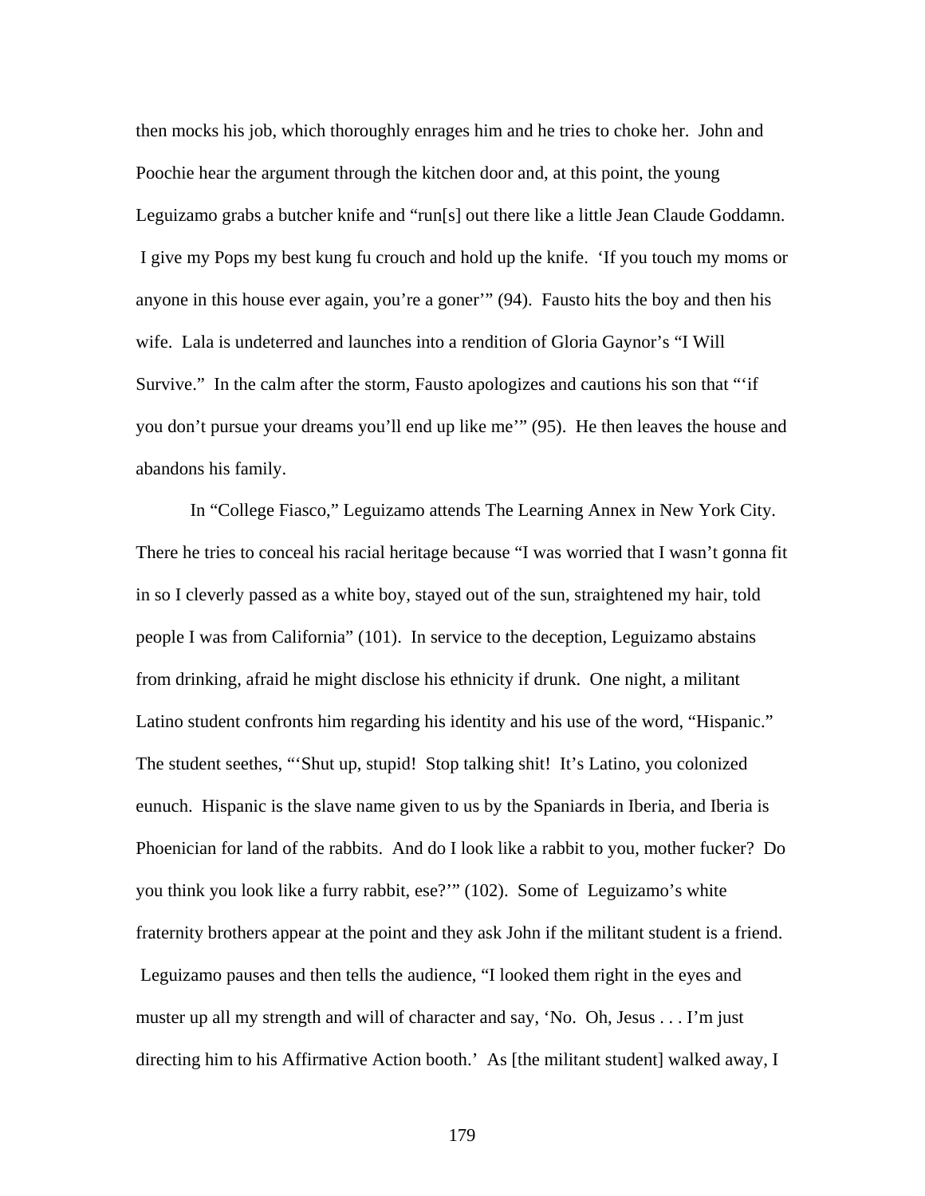then mocks his job, which thoroughly enrages him and he tries to choke her.  John and Poochie hear the argument through the kitchen door and, at this point, the young Leguizamo grabs a butcher knife and "run[s] out there like a little Jean Claude Goddamn.  I give my Pops my best kung fu crouch and hold up the knife.  'If you touch my moms or anyone in this house ever again, you're a goner'" (94).  Fausto hits the boy and then his wife.  Lala is undeterred and launches into a rendition of Gloria Gaynor's "I Will Survive."  In the calm after the storm, Fausto apologizes and cautions his son that "'if you don't pursue your dreams you'll end up like me'" (95).  He then leaves the house and abandons his family.

In "College Fiasco," Leguizamo attends The Learning Annex in New York City. There he tries to conceal his racial heritage because "I was worried that I wasn't gonna fit in so I cleverly passed as a white boy, stayed out of the sun, straightened my hair, told people I was from California" (101).  In service to the deception, Leguizamo abstains from drinking, afraid he might disclose his ethnicity if drunk.  One night, a militant Latino student confronts him regarding his identity and his use of the word, "Hispanic." The student seethes, "'Shut up, stupid!  Stop talking shit!  It's Latino, you colonized eunuch.  Hispanic is the slave name given to us by the Spaniards in Iberia, and Iberia is Phoenician for land of the rabbits.  And do I look like a rabbit to you, mother fucker?  Do you think you look like a furry rabbit, ese?'" (102).  Some of  Leguizamo's white fraternity brothers appear at the point and they ask John if the militant student is a friend.  Leguizamo pauses and then tells the audience, "I looked them right in the eyes and muster up all my strength and will of character and say, 'No.  Oh, Jesus . . . I'm just directing him to his Affirmative Action booth.'  As [the militant student] walked away, I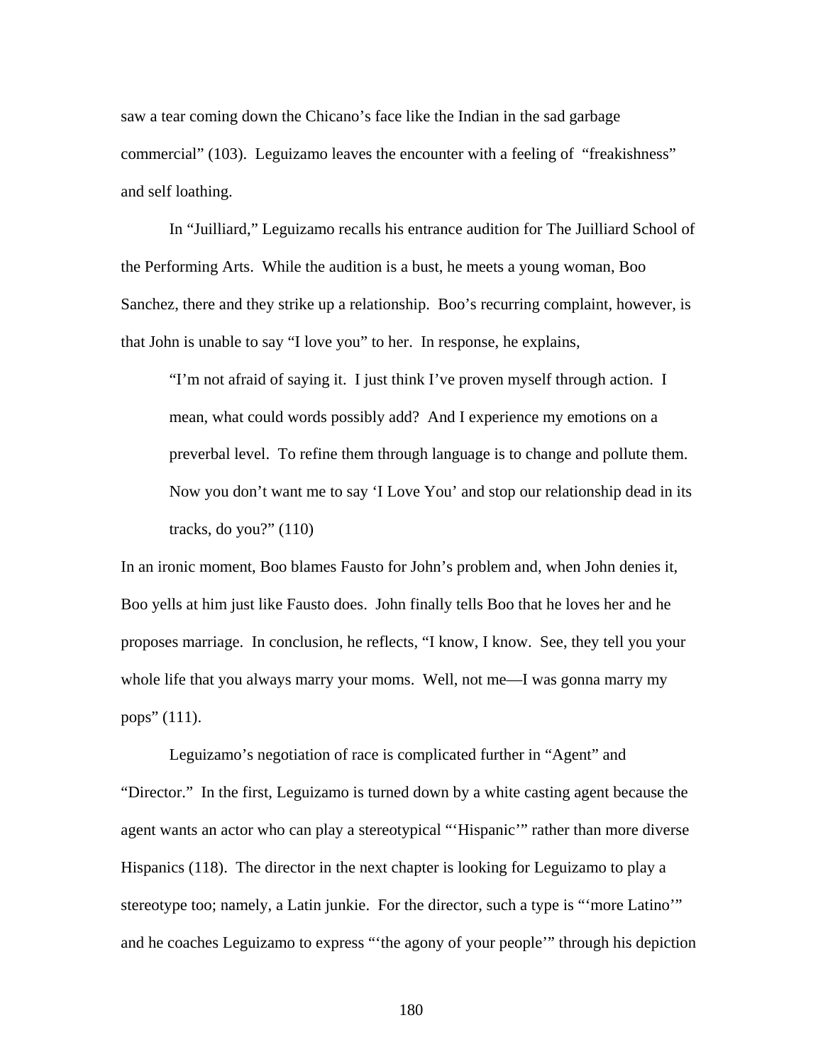saw a tear coming down the Chicano's face like the Indian in the sad garbage commercial" (103). Leguizamo leaves the encounter with a feeling of "freakishness" and self loathing.

In "Juilliard," Leguizamo recalls his entrance audition for The Juilliard School of the Performing Arts. While the audition is a bust, he meets a young woman, Boo Sanchez, there and they strike up a relationship. Boo's recurring complaint, however, is that John is unable to say "I love you" to her. In response, he explains,

> "I'm not afraid of saying it. I just think I've proven myself through action. I mean, what could words possibly add? And I experience my emotions on a preverbal level. To refine them through language is to change and pollute them. Now you don't want me to say 'I Love You' and stop our relationship dead in its tracks, do you?" (110)

In an ironic moment, Boo blames Fausto for John's problem and, when John denies it, Boo yells at him just like Fausto does. John finally tells Boo that he loves her and he proposes marriage. In conclusion, he reflects, "I know, I know. See, they tell you your whole life that you always marry your moms. Well, not me—I was gonna marry my pops" (111).

Leguizamo's negotiation of race is complicated further in "Agent" and "Director." In the first, Leguizamo is turned down by a white casting agent because the agent wants an actor who can play a stereotypical "'Hispanic'" rather than more diverse Hispanics (118). The director in the next chapter is looking for Leguizamo to play a stereotype too; namely, a Latin junkie. For the director, such a type is "'more Latino'" and he coaches Leguizamo to express "'the agony of your people'" through his depiction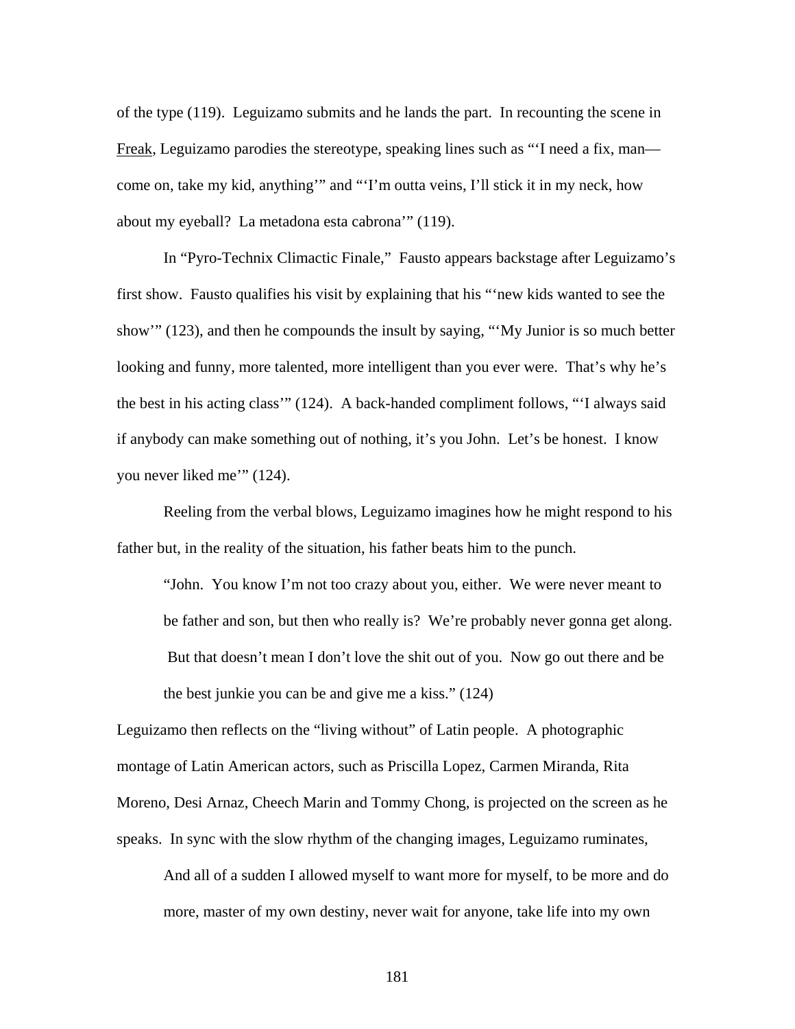of the type (119). Leguizamo submits and he lands the part. In recounting the scene in Freak, Leguizamo parodies the stereotype, speaking lines such as "'I need a fix, man—come on, take my kid, anything'" and "'I'm outta veins, I'll stick it in my neck, how about my eyeball? La metadona esta cabrona'" (119).

In "Pyro-Technix Climactic Finale," Fausto appears backstage after Leguizamo's first show. Fausto qualifies his visit by explaining that his "'new kids wanted to see the show'" (123), and then he compounds the insult by saying, "'My Junior is so much better looking and funny, more talented, more intelligent than you ever were. That's why he's the best in his acting class'" (124). A back-handed compliment follows, "'I always said if anybody can make something out of nothing, it's you John. Let's be honest. I know you never liked me'" (124).

Reeling from the verbal blows, Leguizamo imagines how he might respond to his father but, in the reality of the situation, his father beats him to the punch.

> "John. You know I'm not too crazy about you, either. We were never meant to be father and son, but then who really is? We're probably never gonna get along. But that doesn't mean I don't love the shit out of you. Now go out there and be the best junkie you can be and give me a kiss." (124)

Leguizamo then reflects on the "living without" of Latin people. A photographic montage of Latin American actors, such as Priscilla Lopez, Carmen Miranda, Rita Moreno, Desi Arnaz, Cheech Marin and Tommy Chong, is projected on the screen as he speaks. In sync with the slow rhythm of the changing images, Leguizamo ruminates,

> And all of a sudden I allowed myself to want more for myself, to be more and do more, master of my own destiny, never wait for anyone, take life into my own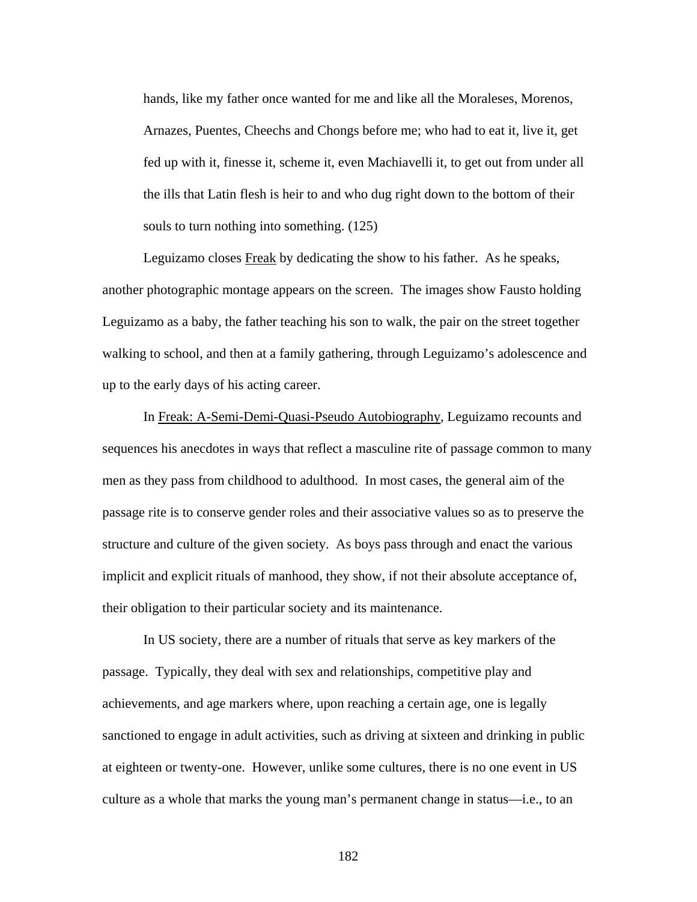hands, like my father once wanted for me and like all the Moraleses, Morenos, Arnazes, Puentes, Cheechs and Chongs before me; who had to eat it, live it, get fed up with it, finesse it, scheme it, even Machiavelli it, to get out from under all the ills that Latin flesh is heir to and who dug right down to the bottom of their souls to turn nothing into something. (125)

Leguizamo closes Freak by dedicating the show to his father. As he speaks, another photographic montage appears on the screen. The images show Fausto holding Leguizamo as a baby, the father teaching his son to walk, the pair on the street together walking to school, and then at a family gathering, through Leguizamo's adolescence and up to the early days of his acting career.

In Freak: A-Semi-Demi-Quasi-Pseudo Autobiography, Leguizamo recounts and sequences his anecdotes in ways that reflect a masculine rite of passage common to many men as they pass from childhood to adulthood. In most cases, the general aim of the passage rite is to conserve gender roles and their associative values so as to preserve the structure and culture of the given society. As boys pass through and enact the various implicit and explicit rituals of manhood, they show, if not their absolute acceptance of, their obligation to their particular society and its maintenance.

In US society, there are a number of rituals that serve as key markers of the passage. Typically, they deal with sex and relationships, competitive play and achievements, and age markers where, upon reaching a certain age, one is legally sanctioned to engage in adult activities, such as driving at sixteen and drinking in public at eighteen or twenty-one. However, unlike some cultures, there is no one event in US culture as a whole that marks the young man's permanent change in status—i.e., to an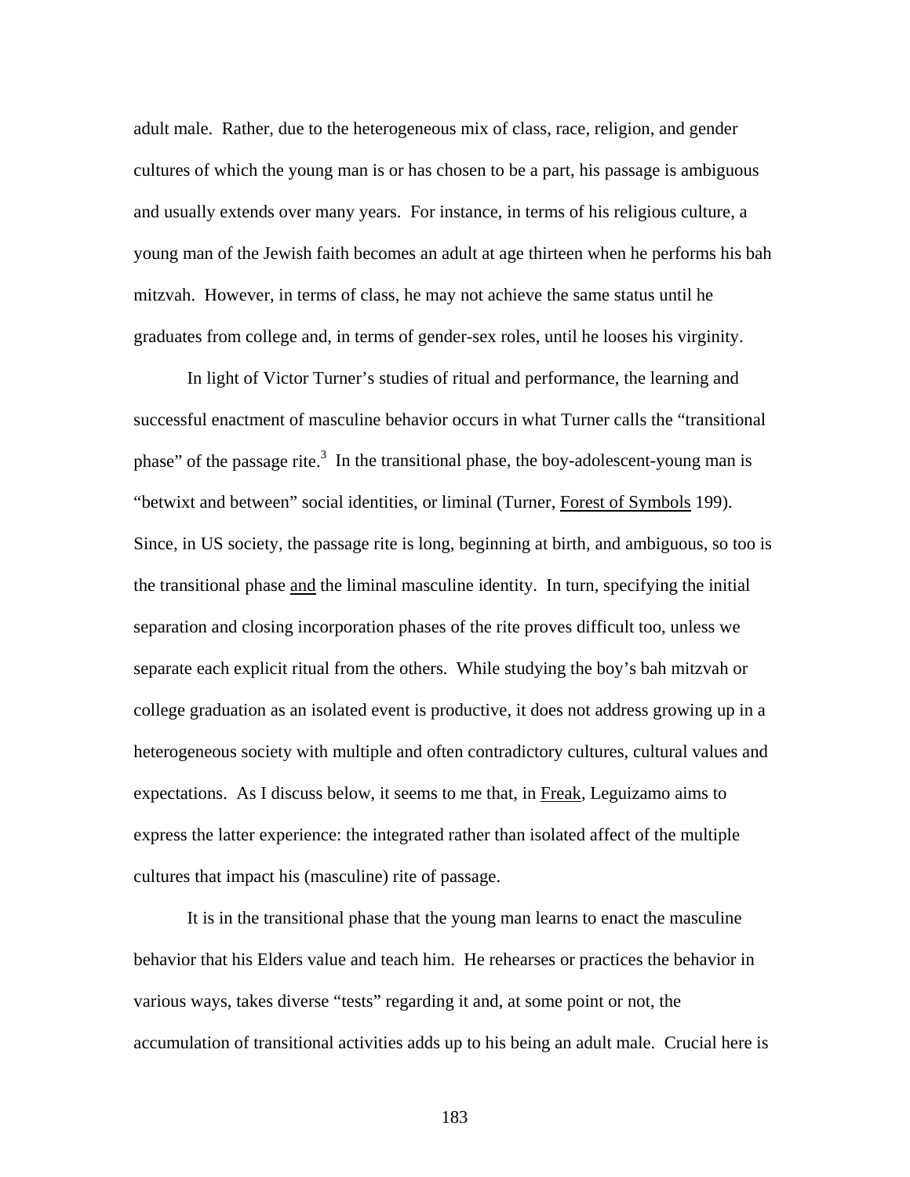adult male. Rather, due to the heterogeneous mix of class, race, religion, and gender cultures of which the young man is or has chosen to be a part, his passage is ambiguous and usually extends over many years. For instance, in terms of his religious culture, a young man of the Jewish faith becomes an adult at age thirteen when he performs his bah mitzvah. However, in terms of class, he may not achieve the same status until he graduates from college and, in terms of gender-sex roles, until he looses his virginity.

In light of Victor Turner's studies of ritual and performance, the learning and successful enactment of masculine behavior occurs in what Turner calls the "transitional phase" of the passage rite.[3] In the transitional phase, the boy-adolescent-young man is "betwixt and between" social identities, or liminal (Turner, <u>Forest of Symbols</u> 199). Since, in US society, the passage rite is long, beginning at birth, and ambiguous, so too is the transitional phase <u>and</u> the liminal masculine identity. In turn, specifying the initial separation and closing incorporation phases of the rite proves difficult too, unless we separate each explicit ritual from the others. While studying the boy's bah mitzvah or college graduation as an isolated event is productive, it does not address growing up in a heterogeneous society with multiple and often contradictory cultures, cultural values and expectations. As I discuss below, it seems to me that, in <u>Freak</u>, Leguizamo aims to express the latter experience: the integrated rather than isolated affect of the multiple cultures that impact his (masculine) rite of passage.

It is in the transitional phase that the young man learns to enact the masculine behavior that his Elders value and teach him. He rehearses or practices the behavior in various ways, takes diverse "tests" regarding it and, at some point or not, the accumulation of transitional activities adds up to his being an adult male. Crucial here is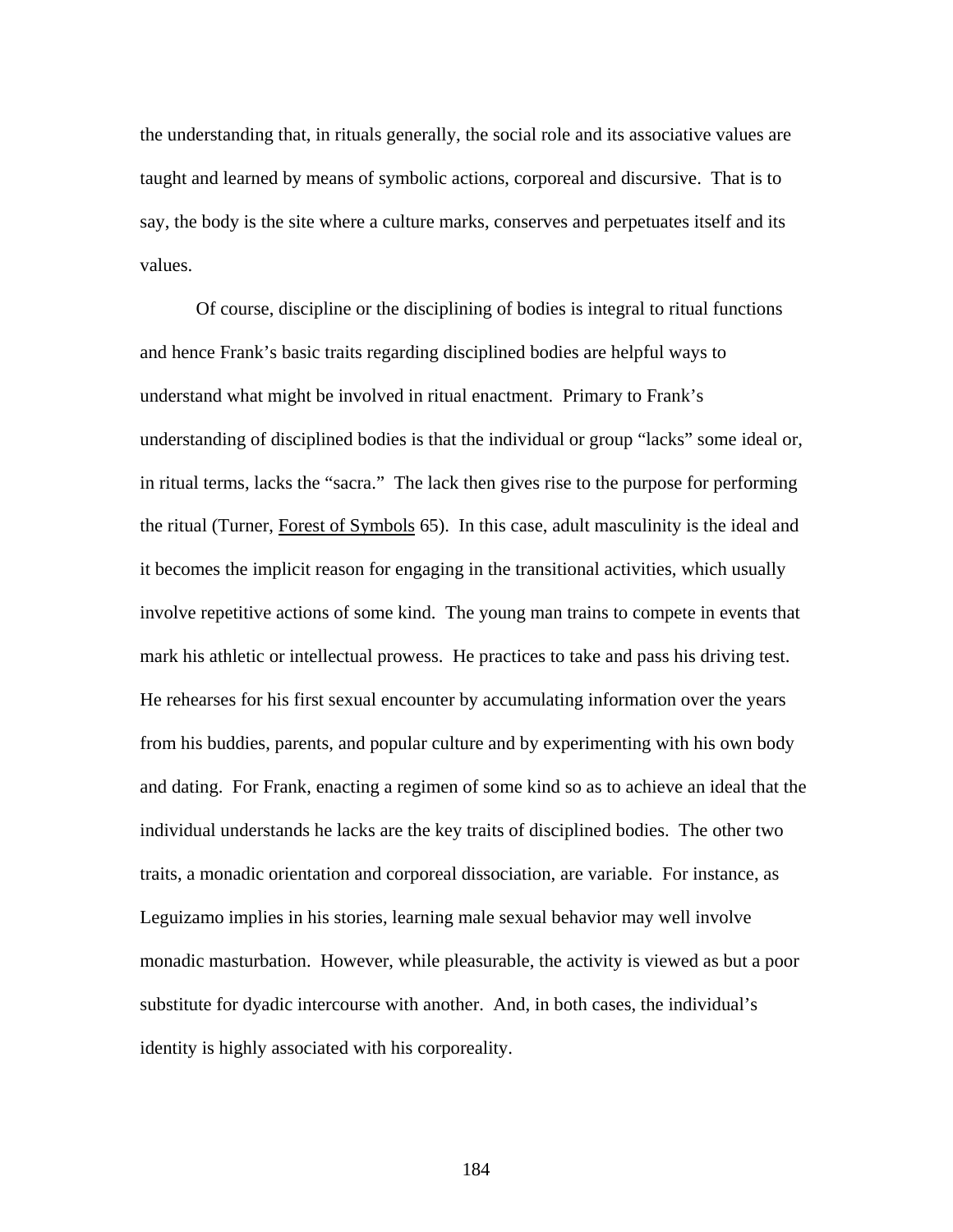the understanding that, in rituals generally, the social role and its associative values are taught and learned by means of symbolic actions, corporeal and discursive. That is to say, the body is the site where a culture marks, conserves and perpetuates itself and its values.

Of course, discipline or the disciplining of bodies is integral to ritual functions and hence Frank's basic traits regarding disciplined bodies are helpful ways to understand what might be involved in ritual enactment. Primary to Frank's understanding of disciplined bodies is that the individual or group "lacks" some ideal or, in ritual terms, lacks the "sacra." The lack then gives rise to the purpose for performing the ritual (Turner, Forest of Symbols 65). In this case, adult masculinity is the ideal and it becomes the implicit reason for engaging in the transitional activities, which usually involve repetitive actions of some kind. The young man trains to compete in events that mark his athletic or intellectual prowess. He practices to take and pass his driving test. He rehearses for his first sexual encounter by accumulating information over the years from his buddies, parents, and popular culture and by experimenting with his own body and dating. For Frank, enacting a regimen of some kind so as to achieve an ideal that the individual understands he lacks are the key traits of disciplined bodies. The other two traits, a monadic orientation and corporeal dissociation, are variable. For instance, as Leguizamo implies in his stories, learning male sexual behavior may well involve monadic masturbation. However, while pleasurable, the activity is viewed as but a poor substitute for dyadic intercourse with another. And, in both cases, the individual's identity is highly associated with his corporeality.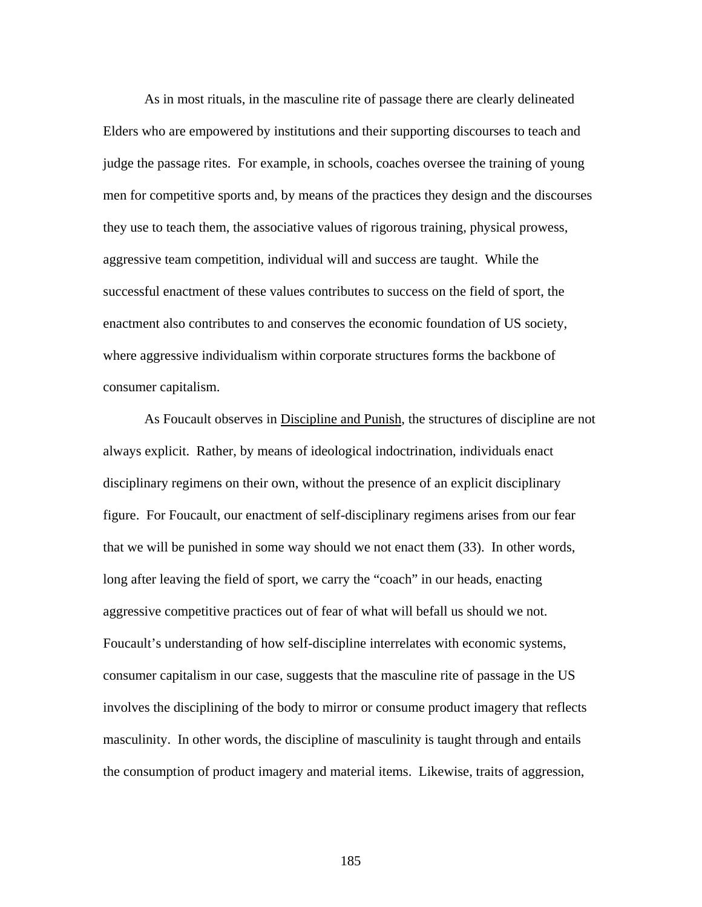As in most rituals, in the masculine rite of passage there are clearly delineated Elders who are empowered by institutions and their supporting discourses to teach and judge the passage rites. For example, in schools, coaches oversee the training of young men for competitive sports and, by means of the practices they design and the discourses they use to teach them, the associative values of rigorous training, physical prowess, aggressive team competition, individual will and success are taught. While the successful enactment of these values contributes to success on the field of sport, the enactment also contributes to and conserves the economic foundation of US society, where aggressive individualism within corporate structures forms the backbone of consumer capitalism.

As Foucault observes in Discipline and Punish, the structures of discipline are not always explicit. Rather, by means of ideological indoctrination, individuals enact disciplinary regimens on their own, without the presence of an explicit disciplinary figure. For Foucault, our enactment of self-disciplinary regimens arises from our fear that we will be punished in some way should we not enact them (33). In other words, long after leaving the field of sport, we carry the "coach" in our heads, enacting aggressive competitive practices out of fear of what will befall us should we not. Foucault's understanding of how self-discipline interrelates with economic systems, consumer capitalism in our case, suggests that the masculine rite of passage in the US involves the disciplining of the body to mirror or consume product imagery that reflects masculinity. In other words, the discipline of masculinity is taught through and entails the consumption of product imagery and material items. Likewise, traits of aggression,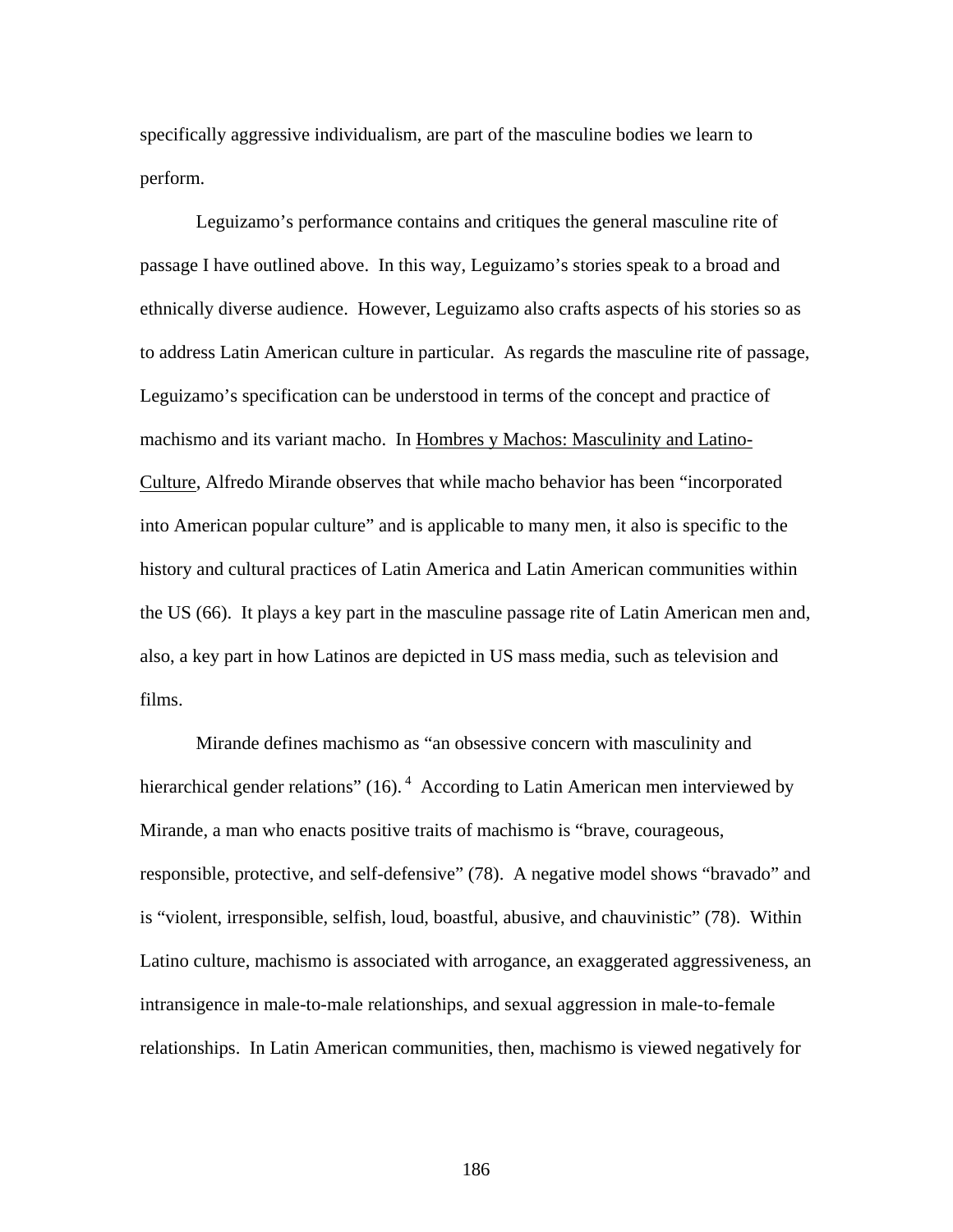specifically aggressive individualism, are part of the masculine bodies we learn to perform.

Leguizamo's performance contains and critiques the general masculine rite of passage I have outlined above. In this way, Leguizamo's stories speak to a broad and ethnically diverse audience. However, Leguizamo also crafts aspects of his stories so as to address Latin American culture in particular. As regards the masculine rite of passage, Leguizamo's specification can be understood in terms of the concept and practice of machismo and its variant macho. In Hombres y Machos: Masculinity and Latino-Culture, Alfredo Mirande observes that while macho behavior has been "incorporated into American popular culture" and is applicable to many men, it also is specific to the history and cultural practices of Latin America and Latin American communities within the US (66). It plays a key part in the masculine passage rite of Latin American men and, also, a key part in how Latinos are depicted in US mass media, such as television and films.

Mirande defines machismo as "an obsessive concern with masculinity and hierarchical gender relations" (16).[4] According to Latin American men interviewed by Mirande, a man who enacts positive traits of machismo is "brave, courageous, responsible, protective, and self-defensive" (78). A negative model shows "bravado" and is "violent, irresponsible, selfish, loud, boastful, abusive, and chauvinistic" (78). Within Latino culture, machismo is associated with arrogance, an exaggerated aggressiveness, an intransigence in male-to-male relationships, and sexual aggression in male-to-female relationships. In Latin American communities, then, machismo is viewed negatively for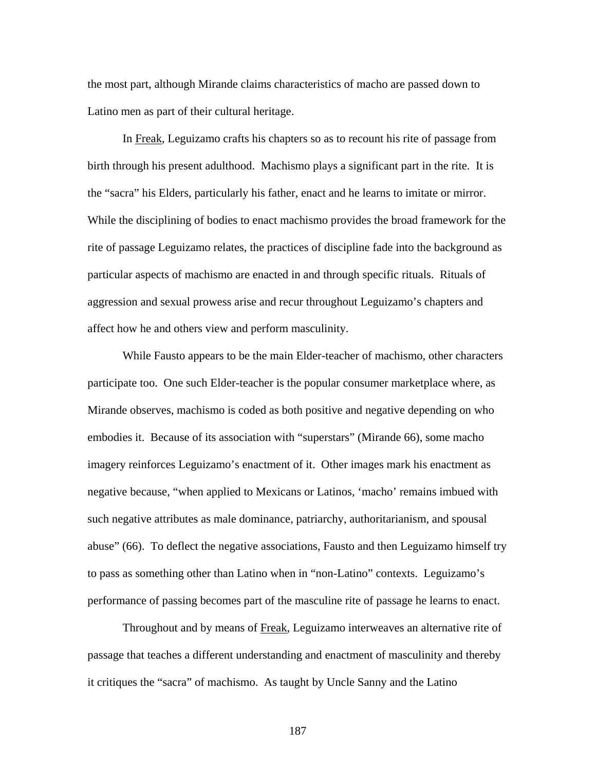the most part, although Mirande claims characteristics of macho are passed down to Latino men as part of their cultural heritage.

In Freak, Leguizamo crafts his chapters so as to recount his rite of passage from birth through his present adulthood. Machismo plays a significant part in the rite. It is the "sacra" his Elders, particularly his father, enact and he learns to imitate or mirror. While the disciplining of bodies to enact machismo provides the broad framework for the rite of passage Leguizamo relates, the practices of discipline fade into the background as particular aspects of machismo are enacted in and through specific rituals. Rituals of aggression and sexual prowess arise and recur throughout Leguizamo's chapters and affect how he and others view and perform masculinity.

While Fausto appears to be the main Elder-teacher of machismo, other characters participate too. One such Elder-teacher is the popular consumer marketplace where, as Mirande observes, machismo is coded as both positive and negative depending on who embodies it. Because of its association with "superstars" (Mirande 66), some macho imagery reinforces Leguizamo's enactment of it. Other images mark his enactment as negative because, "when applied to Mexicans or Latinos, 'macho' remains imbued with such negative attributes as male dominance, patriarchy, authoritarianism, and spousal abuse" (66). To deflect the negative associations, Fausto and then Leguizamo himself try to pass as something other than Latino when in "non-Latino" contexts. Leguizamo's performance of passing becomes part of the masculine rite of passage he learns to enact.

Throughout and by means of Freak, Leguizamo interweaves an alternative rite of passage that teaches a different understanding and enactment of masculinity and thereby it critiques the "sacra" of machismo. As taught by Uncle Sanny and the Latino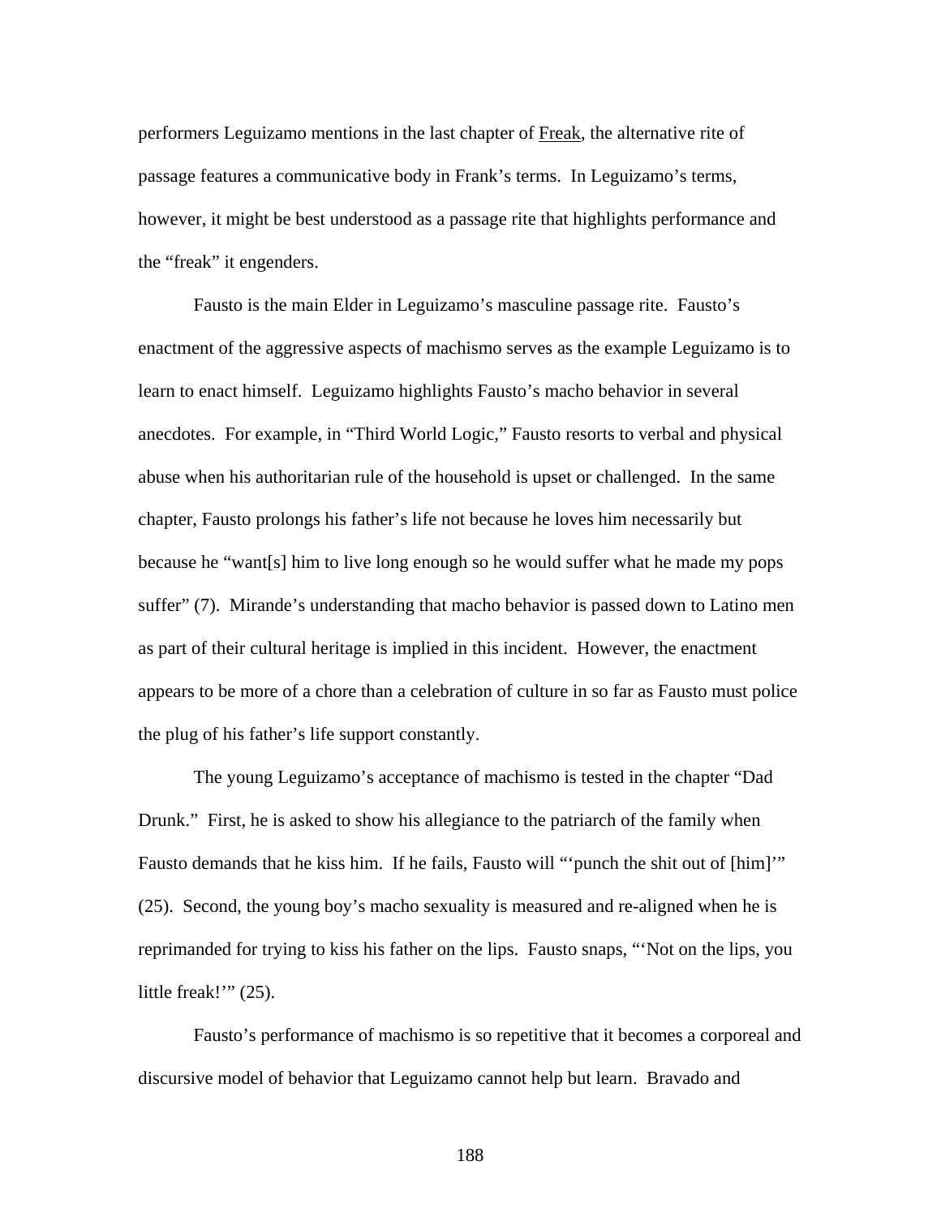performers Leguizamo mentions in the last chapter of Freak, the alternative rite of passage features a communicative body in Frank's terms. In Leguizamo's terms, however, it might be best understood as a passage rite that highlights performance and the "freak" it engenders.

Fausto is the main Elder in Leguizamo's masculine passage rite. Fausto's enactment of the aggressive aspects of machismo serves as the example Leguizamo is to learn to enact himself. Leguizamo highlights Fausto's macho behavior in several anecdotes. For example, in "Third World Logic," Fausto resorts to verbal and physical abuse when his authoritarian rule of the household is upset or challenged. In the same chapter, Fausto prolongs his father's life not because he loves him necessarily but because he "want[s] him to live long enough so he would suffer what he made my pops suffer" (7). Mirande's understanding that macho behavior is passed down to Latino men as part of their cultural heritage is implied in this incident. However, the enactment appears to be more of a chore than a celebration of culture in so far as Fausto must police the plug of his father's life support constantly.

The young Leguizamo's acceptance of machismo is tested in the chapter "Dad Drunk." First, he is asked to show his allegiance to the patriarch of the family when Fausto demands that he kiss him. If he fails, Fausto will "'punch the shit out of [him]'" (25). Second, the young boy's macho sexuality is measured and re-aligned when he is reprimanded for trying to kiss his father on the lips. Fausto snaps, "'Not on the lips, you little freak!'" (25).

Fausto's performance of machismo is so repetitive that it becomes a corporeal and discursive model of behavior that Leguizamo cannot help but learn. Bravado and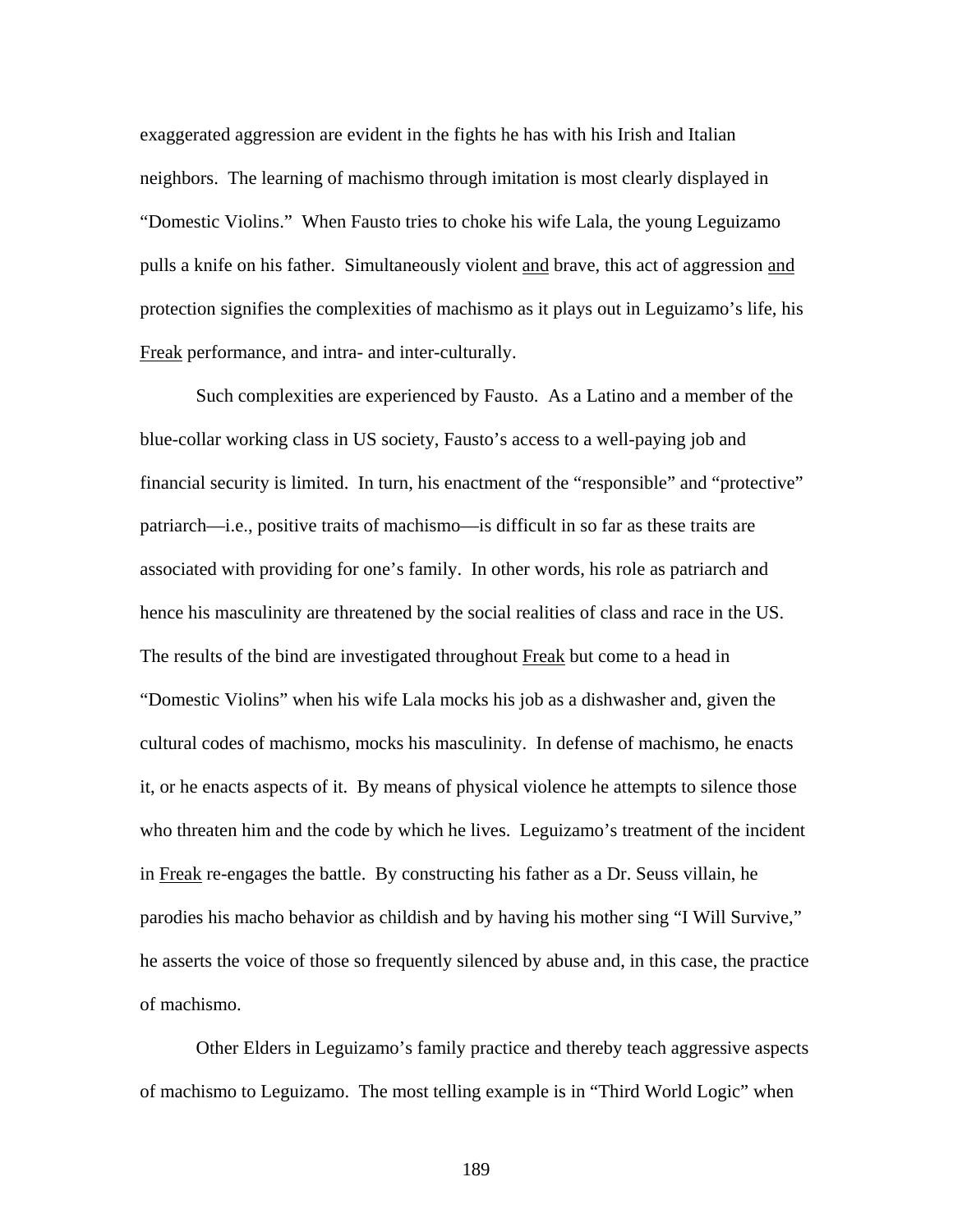exaggerated aggression are evident in the fights he has with his Irish and Italian neighbors. The learning of machismo through imitation is most clearly displayed in "Domestic Violins." When Fausto tries to choke his wife Lala, the young Leguizamo pulls a knife on his father. Simultaneously violent <u>and</u> brave, this act of aggression <u>and</u> protection signifies the complexities of machismo as it plays out in Leguizamo's life, his <u>Freak</u> performance, and intra- and inter-culturally.

Such complexities are experienced by Fausto. As a Latino and a member of the blue-collar working class in US society, Fausto's access to a well-paying job and financial security is limited. In turn, his enactment of the "responsible" and "protective" patriarch—i.e., positive traits of machismo—is difficult in so far as these traits are associated with providing for one's family. In other words, his role as patriarch and hence his masculinity are threatened by the social realities of class and race in the US. The results of the bind are investigated throughout <u>Freak</u> but come to a head in "Domestic Violins" when his wife Lala mocks his job as a dishwasher and, given the cultural codes of machismo, mocks his masculinity. In defense of machismo, he enacts it, or he enacts aspects of it. By means of physical violence he attempts to silence those who threaten him and the code by which he lives. Leguizamo's treatment of the incident in <u>Freak</u> re-engages the battle. By constructing his father as a Dr. Seuss villain, he parodies his macho behavior as childish and by having his mother sing "I Will Survive," he asserts the voice of those so frequently silenced by abuse and, in this case, the practice of machismo.

Other Elders in Leguizamo's family practice and thereby teach aggressive aspects of machismo to Leguizamo. The most telling example is in "Third World Logic" when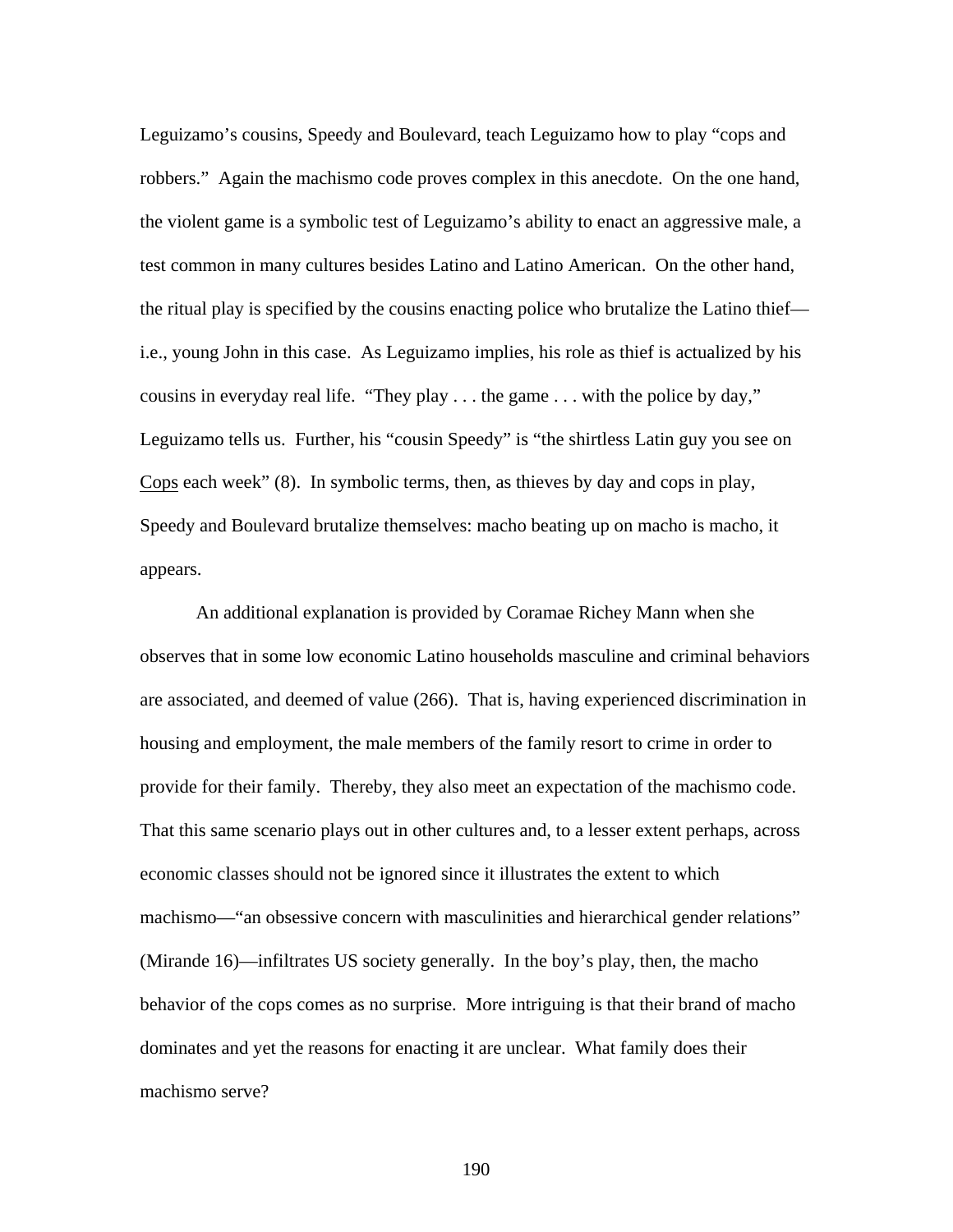Leguizamo's cousins, Speedy and Boulevard, teach Leguizamo how to play "cops and robbers." Again the machismo code proves complex in this anecdote. On the one hand, the violent game is a symbolic test of Leguizamo's ability to enact an aggressive male, a test common in many cultures besides Latino and Latino American. On the other hand, the ritual play is specified by the cousins enacting police who brutalize the Latino thief—i.e., young John in this case. As Leguizamo implies, his role as thief is actualized by his cousins in everyday real life. "They play . . . the game . . . with the police by day," Leguizamo tells us. Further, his "cousin Speedy" is "the shirtless Latin guy you see on Cops each week" (8). In symbolic terms, then, as thieves by day and cops in play, Speedy and Boulevard brutalize themselves: macho beating up on macho is macho, it appears.

An additional explanation is provided by Coramae Richey Mann when she observes that in some low economic Latino households masculine and criminal behaviors are associated, and deemed of value (266). That is, having experienced discrimination in housing and employment, the male members of the family resort to crime in order to provide for their family. Thereby, they also meet an expectation of the machismo code. That this same scenario plays out in other cultures and, to a lesser extent perhaps, across economic classes should not be ignored since it illustrates the extent to which machismo—"an obsessive concern with masculinities and hierarchical gender relations" (Mirande 16)—infiltrates US society generally. In the boy's play, then, the macho behavior of the cops comes as no surprise. More intriguing is that their brand of macho dominates and yet the reasons for enacting it are unclear. What family does their machismo serve?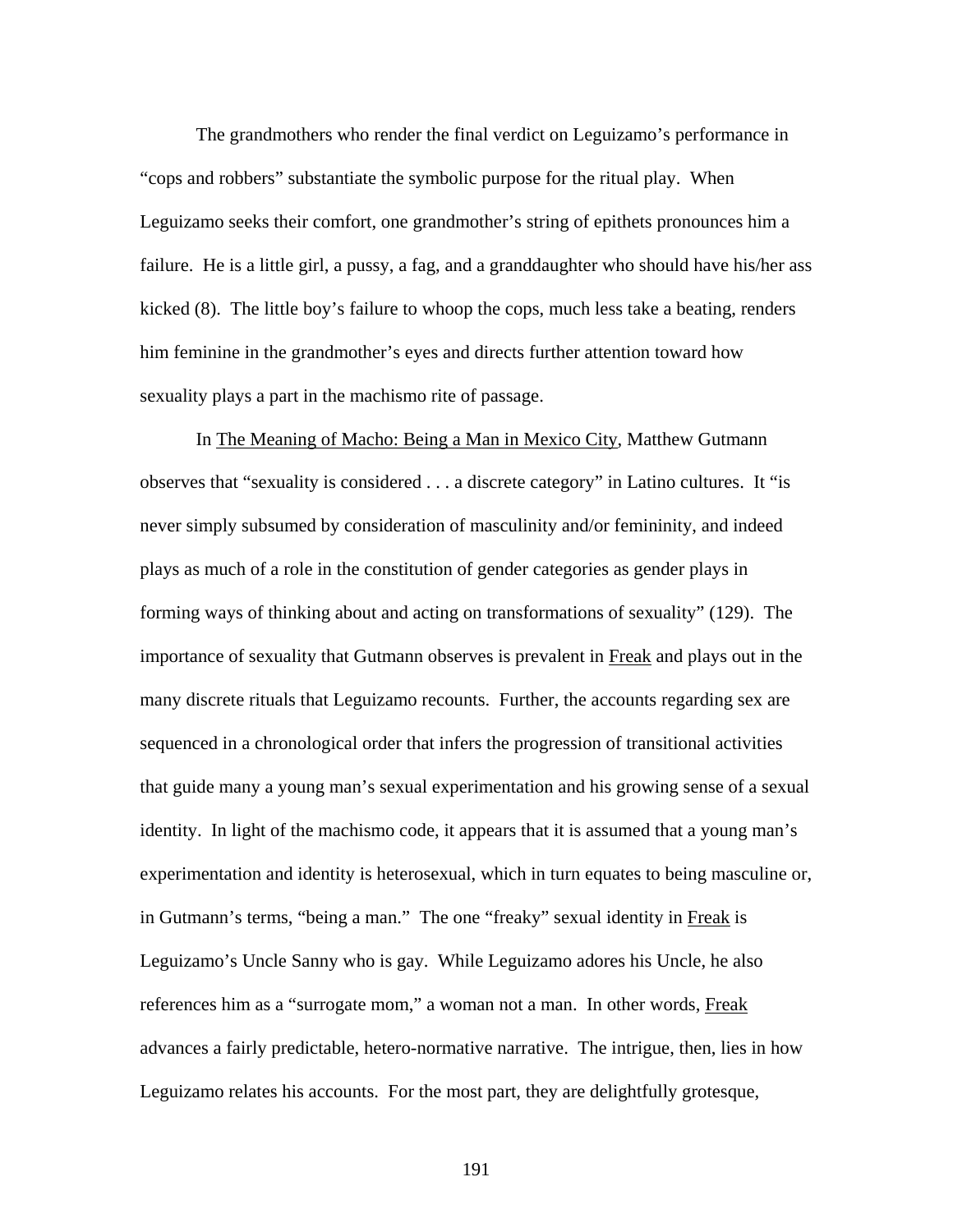The grandmothers who render the final verdict on Leguizamo's performance in "cops and robbers" substantiate the symbolic purpose for the ritual play. When Leguizamo seeks their comfort, one grandmother's string of epithets pronounces him a failure. He is a little girl, a pussy, a fag, and a granddaughter who should have his/her ass kicked (8). The little boy's failure to whoop the cops, much less take a beating, renders him feminine in the grandmother's eyes and directs further attention toward how sexuality plays a part in the machismo rite of passage.

In <u>The Meaning of Macho: Being a Man in Mexico City</u>, Matthew Gutmann observes that "sexuality is considered . . . a discrete category" in Latino cultures. It "is never simply subsumed by consideration of masculinity and/or femininity, and indeed plays as much of a role in the constitution of gender categories as gender plays in forming ways of thinking about and acting on transformations of sexuality" (129). The importance of sexuality that Gutmann observes is prevalent in <u>Freak</u> and plays out in the many discrete rituals that Leguizamo recounts. Further, the accounts regarding sex are sequenced in a chronological order that infers the progression of transitional activities that guide many a young man's sexual experimentation and his growing sense of a sexual identity. In light of the machismo code, it appears that it is assumed that a young man's experimentation and identity is heterosexual, which in turn equates to being masculine or, in Gutmann's terms, "being a man." The one "freaky" sexual identity in <u>Freak</u> is Leguizamo's Uncle Sanny who is gay. While Leguizamo adores his Uncle, he also references him as a "surrogate mom," a woman not a man. In other words, <u>Freak</u> advances a fairly predictable, hetero-normative narrative. The intrigue, then, lies in how Leguizamo relates his accounts. For the most part, they are delightfully grotesque,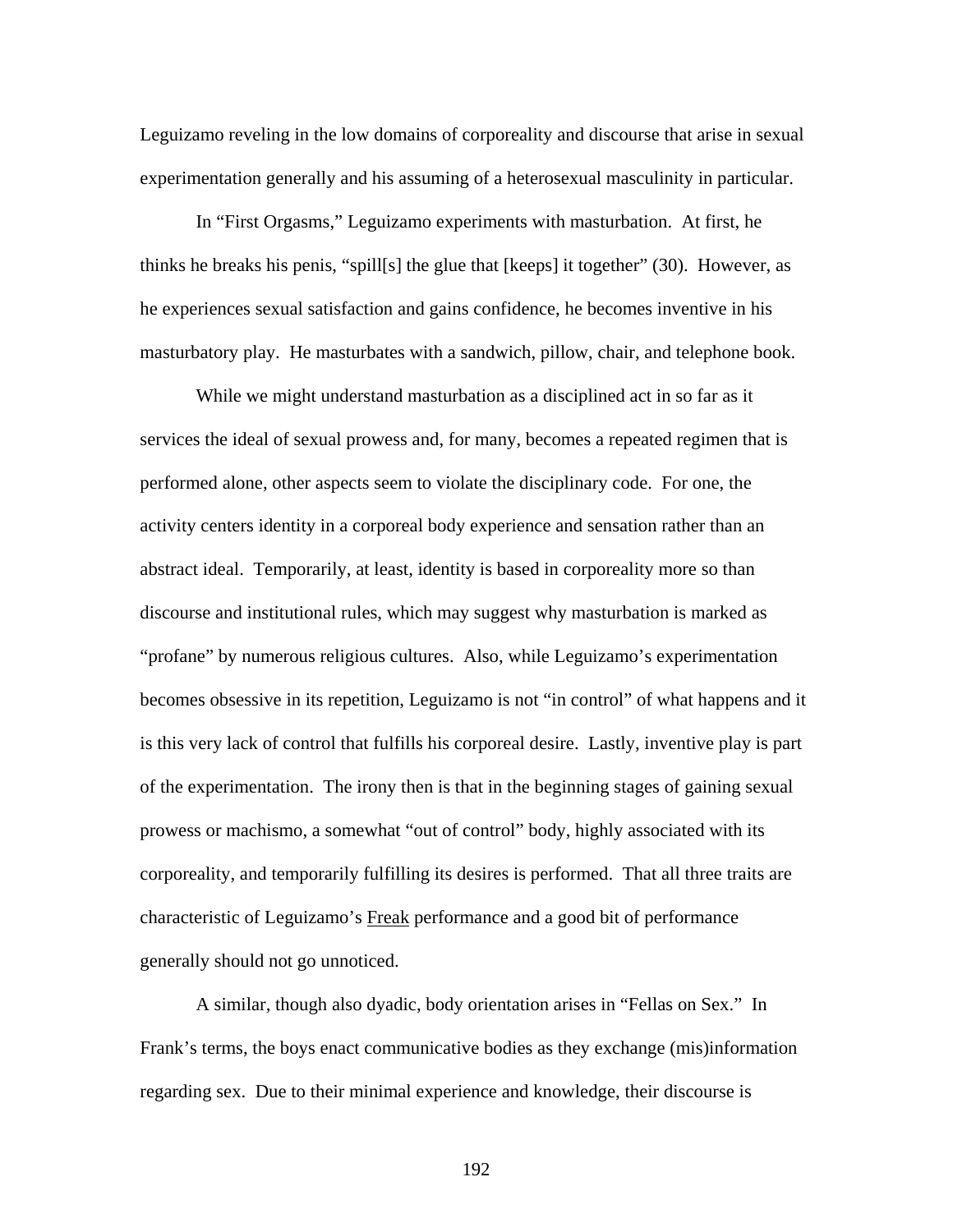Leguizamo reveling in the low domains of corporeality and discourse that arise in sexual experimentation generally and his assuming of a heterosexual masculinity in particular.

In "First Orgasms," Leguizamo experiments with masturbation. At first, he thinks he breaks his penis, "spill[s] the glue that [keeps] it together" (30). However, as he experiences sexual satisfaction and gains confidence, he becomes inventive in his masturbatory play. He masturbates with a sandwich, pillow, chair, and telephone book.

While we might understand masturbation as a disciplined act in so far as it services the ideal of sexual prowess and, for many, becomes a repeated regimen that is performed alone, other aspects seem to violate the disciplinary code. For one, the activity centers identity in a corporeal body experience and sensation rather than an abstract ideal. Temporarily, at least, identity is based in corporeality more so than discourse and institutional rules, which may suggest why masturbation is marked as "profane" by numerous religious cultures. Also, while Leguizamo's experimentation becomes obsessive in its repetition, Leguizamo is not "in control" of what happens and it is this very lack of control that fulfills his corporeal desire. Lastly, inventive play is part of the experimentation. The irony then is that in the beginning stages of gaining sexual prowess or machismo, a somewhat "out of control" body, highly associated with its corporeality, and temporarily fulfilling its desires is performed. That all three traits are characteristic of Leguizamo's <u>Freak</u> performance and a good bit of performance generally should not go unnoticed.

A similar, though also dyadic, body orientation arises in "Fellas on Sex." In Frank's terms, the boys enact communicative bodies as they exchange (mis)information regarding sex. Due to their minimal experience and knowledge, their discourse is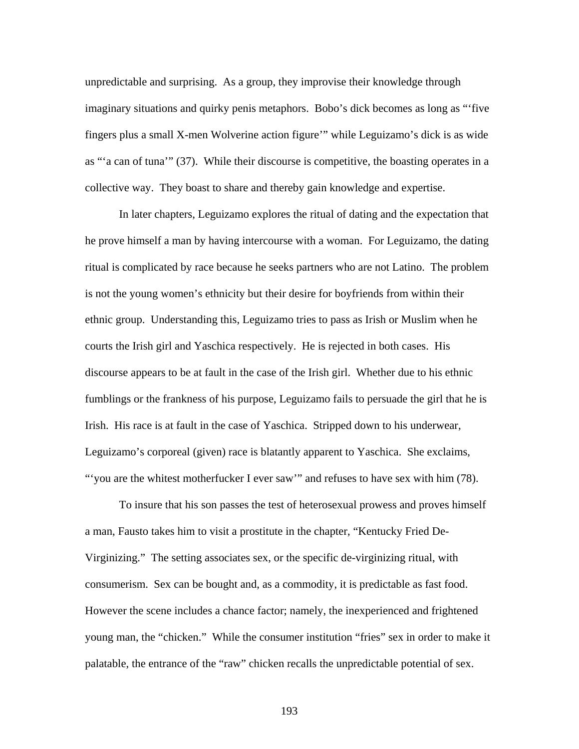unpredictable and surprising. As a group, they improvise their knowledge through imaginary situations and quirky penis metaphors. Bobo's dick becomes as long as "'five fingers plus a small X-men Wolverine action figure'" while Leguizamo's dick is as wide as "'a can of tuna'" (37). While their discourse is competitive, the boasting operates in a collective way. They boast to share and thereby gain knowledge and expertise.

In later chapters, Leguizamo explores the ritual of dating and the expectation that he prove himself a man by having intercourse with a woman. For Leguizamo, the dating ritual is complicated by race because he seeks partners who are not Latino. The problem is not the young women's ethnicity but their desire for boyfriends from within their ethnic group. Understanding this, Leguizamo tries to pass as Irish or Muslim when he courts the Irish girl and Yaschica respectively. He is rejected in both cases. His discourse appears to be at fault in the case of the Irish girl. Whether due to his ethnic fumblings or the frankness of his purpose, Leguizamo fails to persuade the girl that he is Irish. His race is at fault in the case of Yaschica. Stripped down to his underwear, Leguizamo's corporeal (given) race is blatantly apparent to Yaschica. She exclaims, "'you are the whitest motherfucker I ever saw'" and refuses to have sex with him (78).

To insure that his son passes the test of heterosexual prowess and proves himself a man, Fausto takes him to visit a prostitute in the chapter, "Kentucky Fried De-Virginizing." The setting associates sex, or the specific de-virginizing ritual, with consumerism. Sex can be bought and, as a commodity, it is predictable as fast food. However the scene includes a chance factor; namely, the inexperienced and frightened young man, the "chicken." While the consumer institution "fries" sex in order to make it palatable, the entrance of the "raw" chicken recalls the unpredictable potential of sex.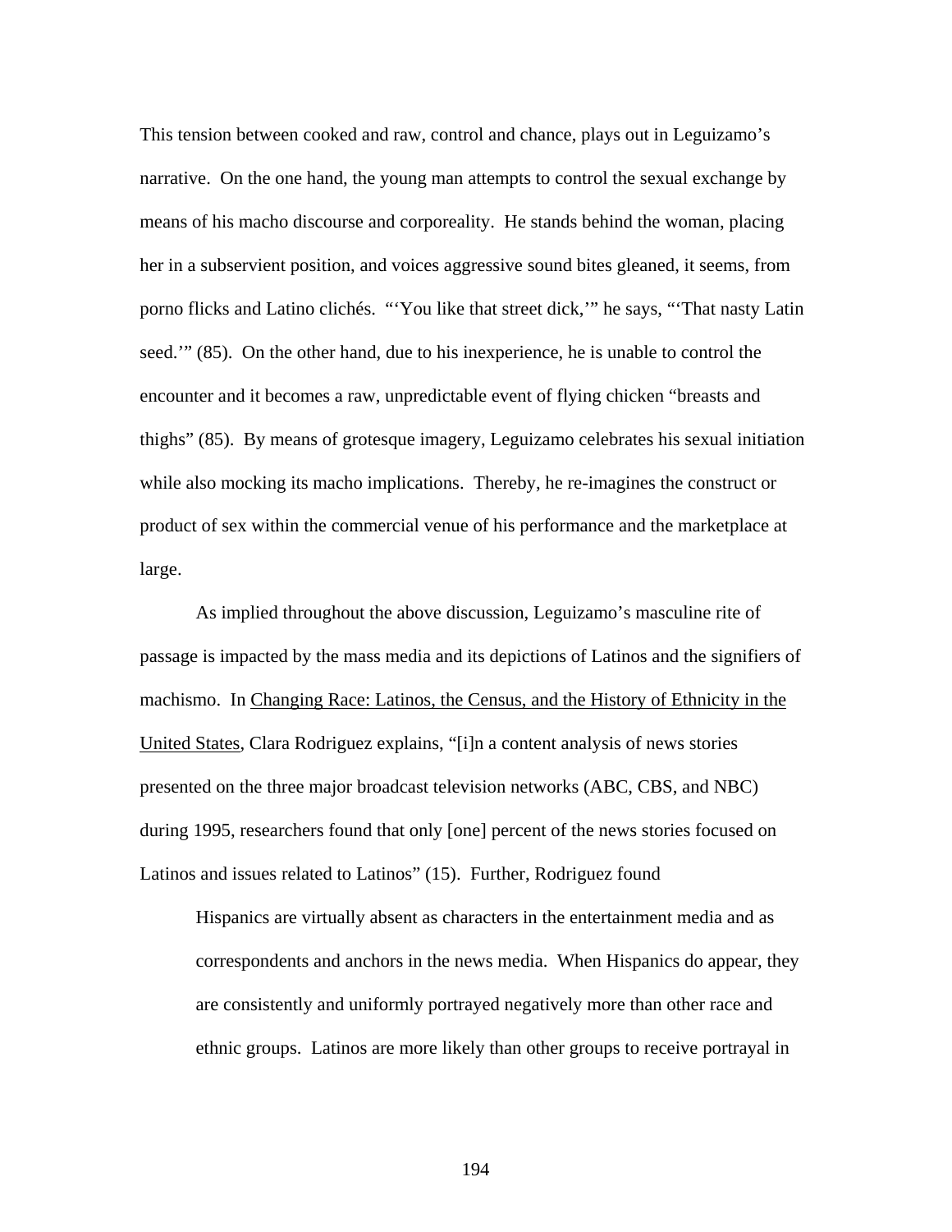This tension between cooked and raw, control and chance, plays out in Leguizamo's narrative. On the one hand, the young man attempts to control the sexual exchange by means of his macho discourse and corporeality. He stands behind the woman, placing her in a subservient position, and voices aggressive sound bites gleaned, it seems, from porno flicks and Latino clichés. "'You like that street dick,'" he says, "'That nasty Latin seed.'" (85). On the other hand, due to his inexperience, he is unable to control the encounter and it becomes a raw, unpredictable event of flying chicken "breasts and thighs" (85). By means of grotesque imagery, Leguizamo celebrates his sexual initiation while also mocking its macho implications. Thereby, he re-imagines the construct or product of sex within the commercial venue of his performance and the marketplace at large.

As implied throughout the above discussion, Leguizamo's masculine rite of passage is impacted by the mass media and its depictions of Latinos and the signifiers of machismo. In Changing Race: Latinos, the Census, and the History of Ethnicity in the United States, Clara Rodriguez explains, "[i]n a content analysis of news stories presented on the three major broadcast television networks (ABC, CBS, and NBC) during 1995, researchers found that only [one] percent of the news stories focused on Latinos and issues related to Latinos" (15). Further, Rodriguez found

> Hispanics are virtually absent as characters in the entertainment media and as correspondents and anchors in the news media. When Hispanics do appear, they are consistently and uniformly portrayed negatively more than other race and ethnic groups. Latinos are more likely than other groups to receive portrayal in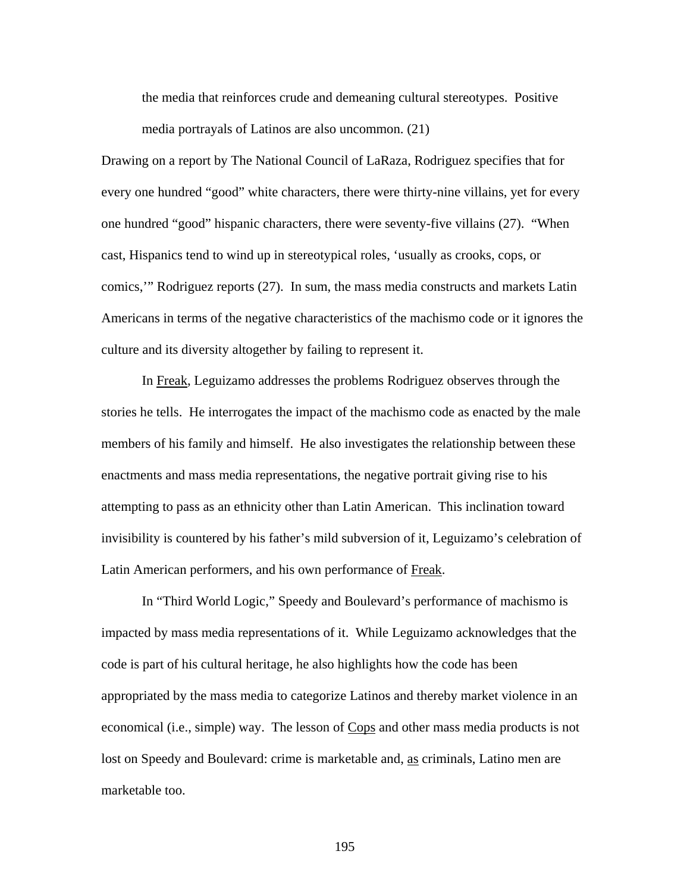> the media that reinforces crude and demeaning cultural stereotypes. Positive media portrayals of Latinos are also uncommon. (21)

Drawing on a report by The National Council of LaRaza, Rodriguez specifies that for every one hundred "good" white characters, there were thirty-nine villains, yet for every one hundred "good" hispanic characters, there were seventy-five villains (27). "When cast, Hispanics tend to wind up in stereotypical roles, 'usually as crooks, cops, or comics,'" Rodriguez reports (27). In sum, the mass media constructs and markets Latin Americans in terms of the negative characteristics of the machismo code or it ignores the culture and its diversity altogether by failing to represent it.

In <u>Freak</u>, Leguizamo addresses the problems Rodriguez observes through the stories he tells. He interrogates the impact of the machismo code as enacted by the male members of his family and himself. He also investigates the relationship between these enactments and mass media representations, the negative portrait giving rise to his attempting to pass as an ethnicity other than Latin American. This inclination toward invisibility is countered by his father's mild subversion of it, Leguizamo's celebration of Latin American performers, and his own performance of <u>Freak</u>.

In "Third World Logic," Speedy and Boulevard's performance of machismo is impacted by mass media representations of it. While Leguizamo acknowledges that the code is part of his cultural heritage, he also highlights how the code has been appropriated by the mass media to categorize Latinos and thereby market violence in an economical (i.e., simple) way. The lesson of <u>Cops</u> and other mass media products is not lost on Speedy and Boulevard: crime is marketable and, <u>as</u> criminals, Latino men are marketable too.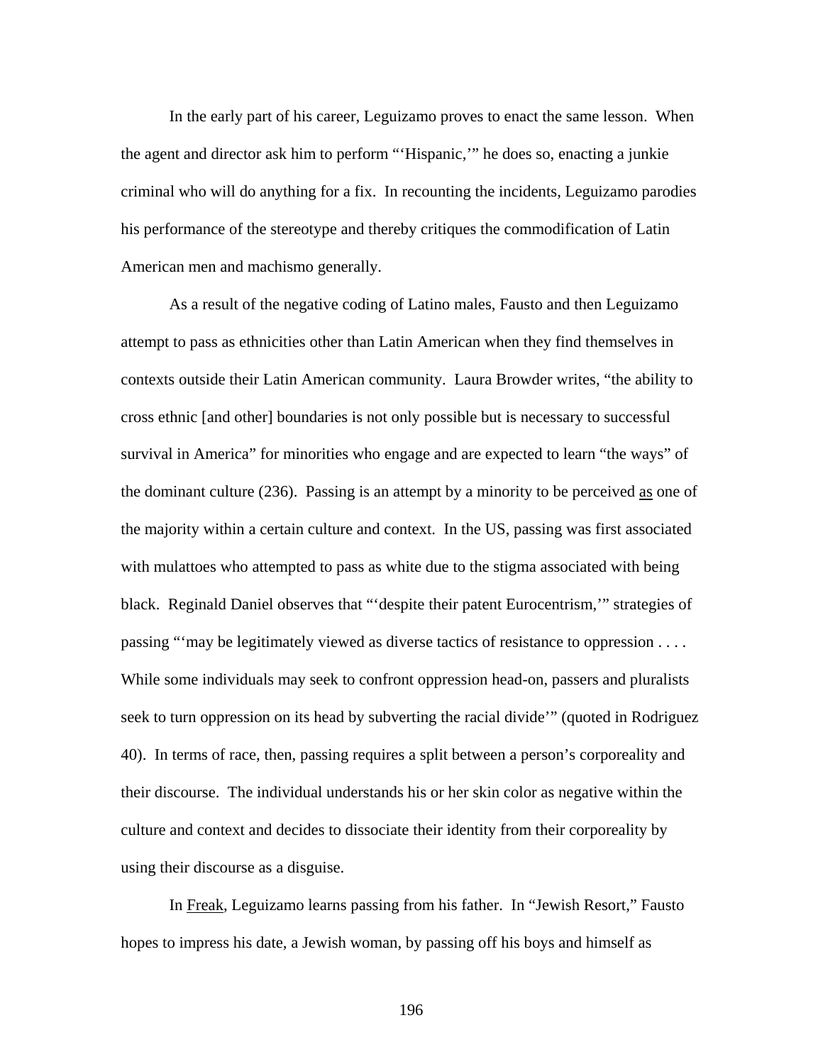In the early part of his career, Leguizamo proves to enact the same lesson. When the agent and director ask him to perform "'Hispanic,'" he does so, enacting a junkie criminal who will do anything for a fix. In recounting the incidents, Leguizamo parodies his performance of the stereotype and thereby critiques the commodification of Latin American men and machismo generally.

As a result of the negative coding of Latino males, Fausto and then Leguizamo attempt to pass as ethnicities other than Latin American when they find themselves in contexts outside their Latin American community. Laura Browder writes, "the ability to cross ethnic [and other] boundaries is not only possible but is necessary to successful survival in America" for minorities who engage and are expected to learn "the ways" of the dominant culture (236). Passing is an attempt by a minority to be perceived <u>as</u> one of the majority within a certain culture and context. In the US, passing was first associated with mulattoes who attempted to pass as white due to the stigma associated with being black. Reginald Daniel observes that "'despite their patent Eurocentrism,'" strategies of passing "'may be legitimately viewed as diverse tactics of resistance to oppression . . . . While some individuals may seek to confront oppression head-on, passers and pluralists seek to turn oppression on its head by subverting the racial divide'" (quoted in Rodriguez 40). In terms of race, then, passing requires a split between a person's corporeality and their discourse. The individual understands his or her skin color as negative within the culture and context and decides to dissociate their identity from their corporeality by using their discourse as a disguise.

In <u>Freak</u>, Leguizamo learns passing from his father. In "Jewish Resort," Fausto hopes to impress his date, a Jewish woman, by passing off his boys and himself as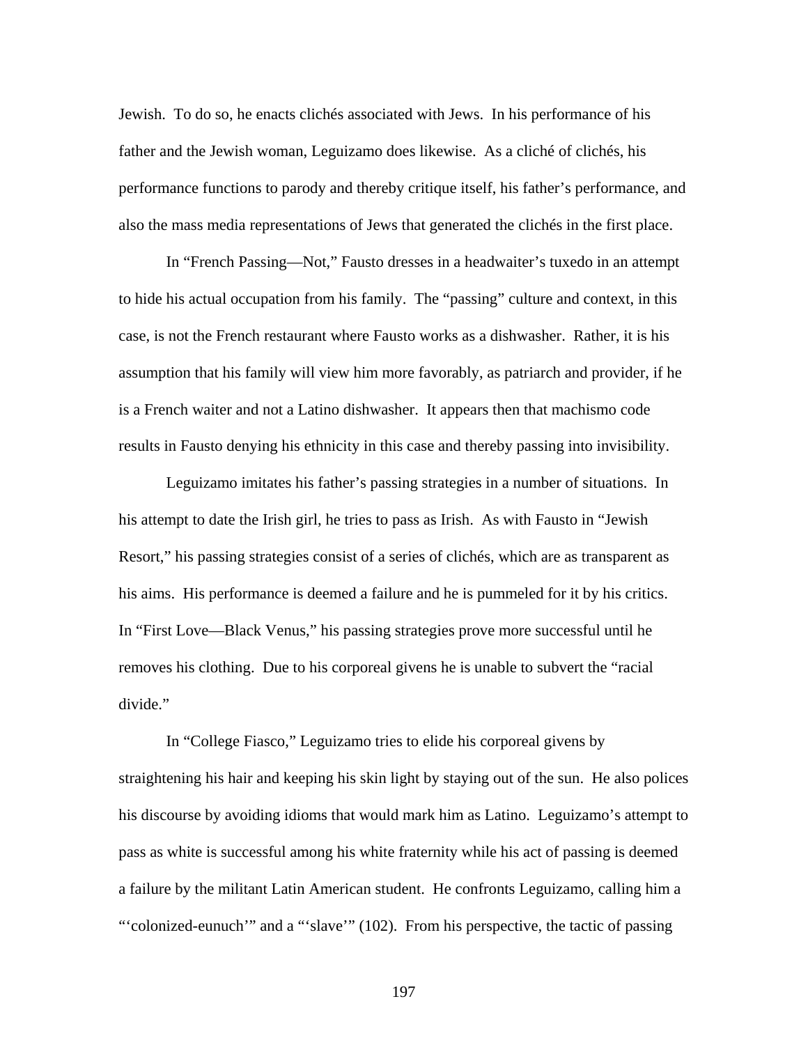Jewish. To do so, he enacts clichés associated with Jews. In his performance of his father and the Jewish woman, Leguizamo does likewise. As a cliché of clichés, his performance functions to parody and thereby critique itself, his father's performance, and also the mass media representations of Jews that generated the clichés in the first place.

In "French Passing—Not," Fausto dresses in a headwaiter's tuxedo in an attempt to hide his actual occupation from his family. The "passing" culture and context, in this case, is not the French restaurant where Fausto works as a dishwasher. Rather, it is his assumption that his family will view him more favorably, as patriarch and provider, if he is a French waiter and not a Latino dishwasher. It appears then that machismo code results in Fausto denying his ethnicity in this case and thereby passing into invisibility.

Leguizamo imitates his father's passing strategies in a number of situations. In his attempt to date the Irish girl, he tries to pass as Irish. As with Fausto in "Jewish Resort," his passing strategies consist of a series of clichés, which are as transparent as his aims. His performance is deemed a failure and he is pummeled for it by his critics. In "First Love—Black Venus," his passing strategies prove more successful until he removes his clothing. Due to his corporeal givens he is unable to subvert the "racial divide."

In "College Fiasco," Leguizamo tries to elide his corporeal givens by straightening his hair and keeping his skin light by staying out of the sun. He also polices his discourse by avoiding idioms that would mark him as Latino. Leguizamo's attempt to pass as white is successful among his white fraternity while his act of passing is deemed a failure by the militant Latin American student. He confronts Leguizamo, calling him a "'colonized-eunuch'" and a "'slave'" (102). From his perspective, the tactic of passing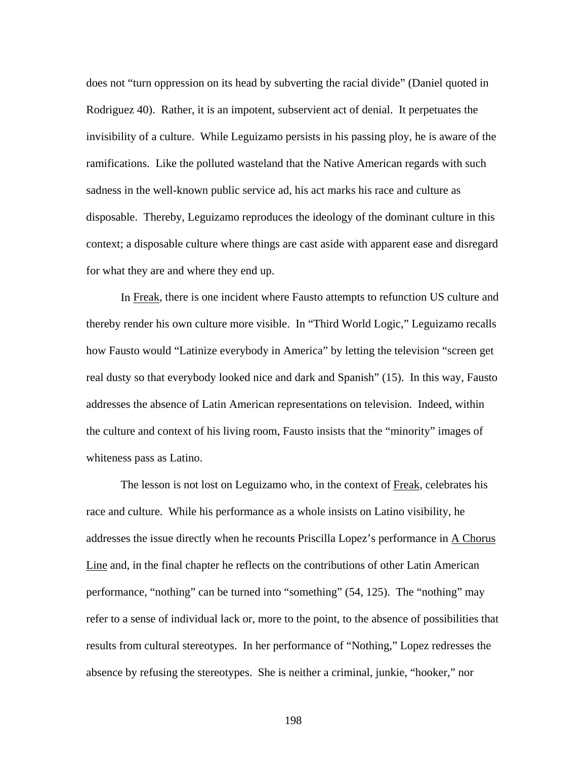does not "turn oppression on its head by subverting the racial divide" (Daniel quoted in Rodriguez 40). Rather, it is an impotent, subservient act of denial. It perpetuates the invisibility of a culture. While Leguizamo persists in his passing ploy, he is aware of the ramifications. Like the polluted wasteland that the Native American regards with such sadness in the well-known public service ad, his act marks his race and culture as disposable. Thereby, Leguizamo reproduces the ideology of the dominant culture in this context; a disposable culture where things are cast aside with apparent ease and disregard for what they are and where they end up.

In Freak, there is one incident where Fausto attempts to refunction US culture and thereby render his own culture more visible. In "Third World Logic," Leguizamo recalls how Fausto would "Latinize everybody in America" by letting the television "screen get real dusty so that everybody looked nice and dark and Spanish" (15). In this way, Fausto addresses the absence of Latin American representations on television. Indeed, within the culture and context of his living room, Fausto insists that the "minority" images of whiteness pass as Latino.

The lesson is not lost on Leguizamo who, in the context of Freak, celebrates his race and culture. While his performance as a whole insists on Latino visibility, he addresses the issue directly when he recounts Priscilla Lopez's performance in A Chorus Line and, in the final chapter he reflects on the contributions of other Latin American performance, "nothing" can be turned into "something" (54, 125). The "nothing" may refer to a sense of individual lack or, more to the point, to the absence of possibilities that results from cultural stereotypes. In her performance of "Nothing," Lopez redresses the absence by refusing the stereotypes. She is neither a criminal, junkie, "hooker," nor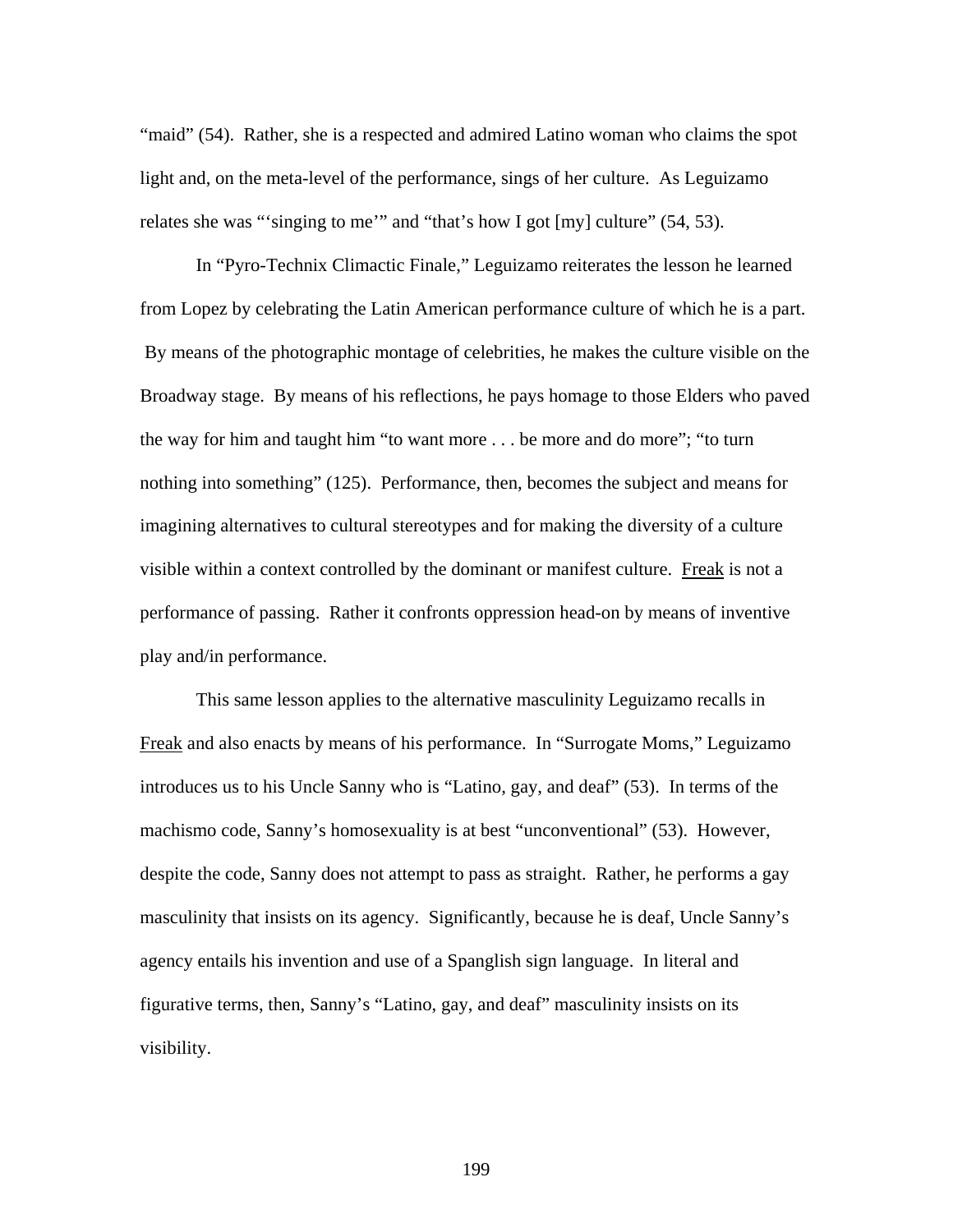"maid" (54).  Rather, she is a respected and admired Latino woman who claims the spot light and, on the meta-level of the performance, sings of her culture.  As Leguizamo relates she was "'singing to me'" and "that's how I got [my] culture" (54, 53).

In "Pyro-Technix Climactic Finale," Leguizamo reiterates the lesson he learned from Lopez by celebrating the Latin American performance culture of which he is a part.  By means of the photographic montage of celebrities, he makes the culture visible on the Broadway stage.  By means of his reflections, he pays homage to those Elders who paved the way for him and taught him "to want more . . . be more and do more"; "to turn nothing into something" (125).  Performance, then, becomes the subject and means for imagining alternatives to cultural stereotypes and for making the diversity of a culture visible within a context controlled by the dominant or manifest culture.  <u>Freak</u> is not a performance of passing.  Rather it confronts oppression head-on by means of inventive play and/in performance.

This same lesson applies to the alternative masculinity Leguizamo recalls in <u>Freak</u> and also enacts by means of his performance.  In "Surrogate Moms," Leguizamo introduces us to his Uncle Sanny who is "Latino, gay, and deaf" (53).  In terms of the machismo code, Sanny's homosexuality is at best "unconventional" (53).  However, despite the code, Sanny does not attempt to pass as straight.  Rather, he performs a gay masculinity that insists on its agency.  Significantly, because he is deaf, Uncle Sanny's agency entails his invention and use of a Spanglish sign language.  In literal and figurative terms, then, Sanny's "Latino, gay, and deaf" masculinity insists on its visibility.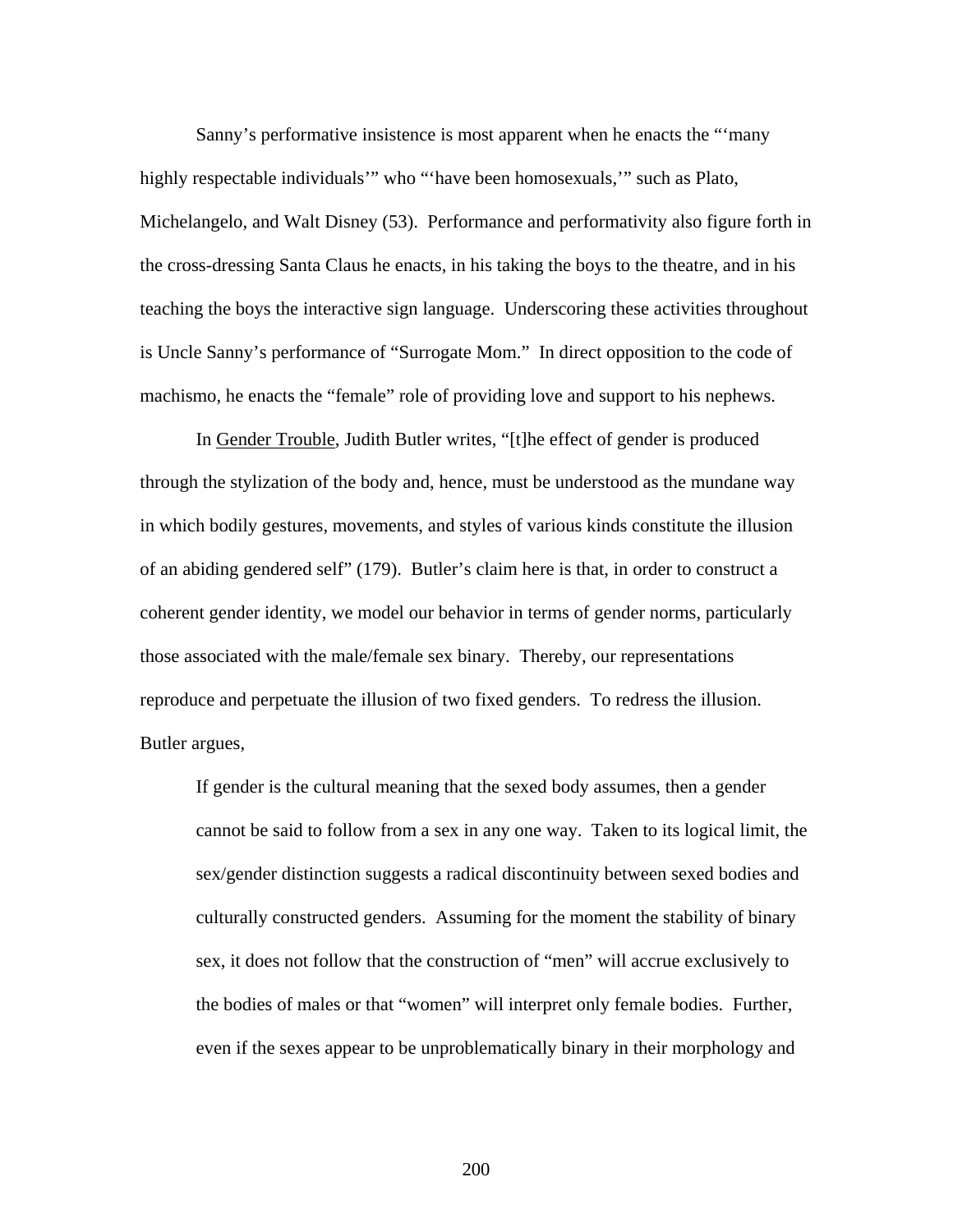Sanny's performative insistence is most apparent when he enacts the "'many highly respectable individuals'" who "'have been homosexuals,'" such as Plato, Michelangelo, and Walt Disney (53). Performance and performativity also figure forth in the cross-dressing Santa Claus he enacts, in his taking the boys to the theatre, and in his teaching the boys the interactive sign language. Underscoring these activities throughout is Uncle Sanny's performance of "Surrogate Mom." In direct opposition to the code of machismo, he enacts the "female" role of providing love and support to his nephews.

In Gender Trouble, Judith Butler writes, "[t]he effect of gender is produced through the stylization of the body and, hence, must be understood as the mundane way in which bodily gestures, movements, and styles of various kinds constitute the illusion of an abiding gendered self" (179). Butler's claim here is that, in order to construct a coherent gender identity, we model our behavior in terms of gender norms, particularly those associated with the male/female sex binary. Thereby, our representations reproduce and perpetuate the illusion of two fixed genders. To redress the illusion. Butler argues,

> If gender is the cultural meaning that the sexed body assumes, then a gender cannot be said to follow from a sex in any one way. Taken to its logical limit, the sex/gender distinction suggests a radical discontinuity between sexed bodies and culturally constructed genders. Assuming for the moment the stability of binary sex, it does not follow that the construction of "men" will accrue exclusively to the bodies of males or that "women" will interpret only female bodies. Further, even if the sexes appear to be unproblematically binary in their morphology and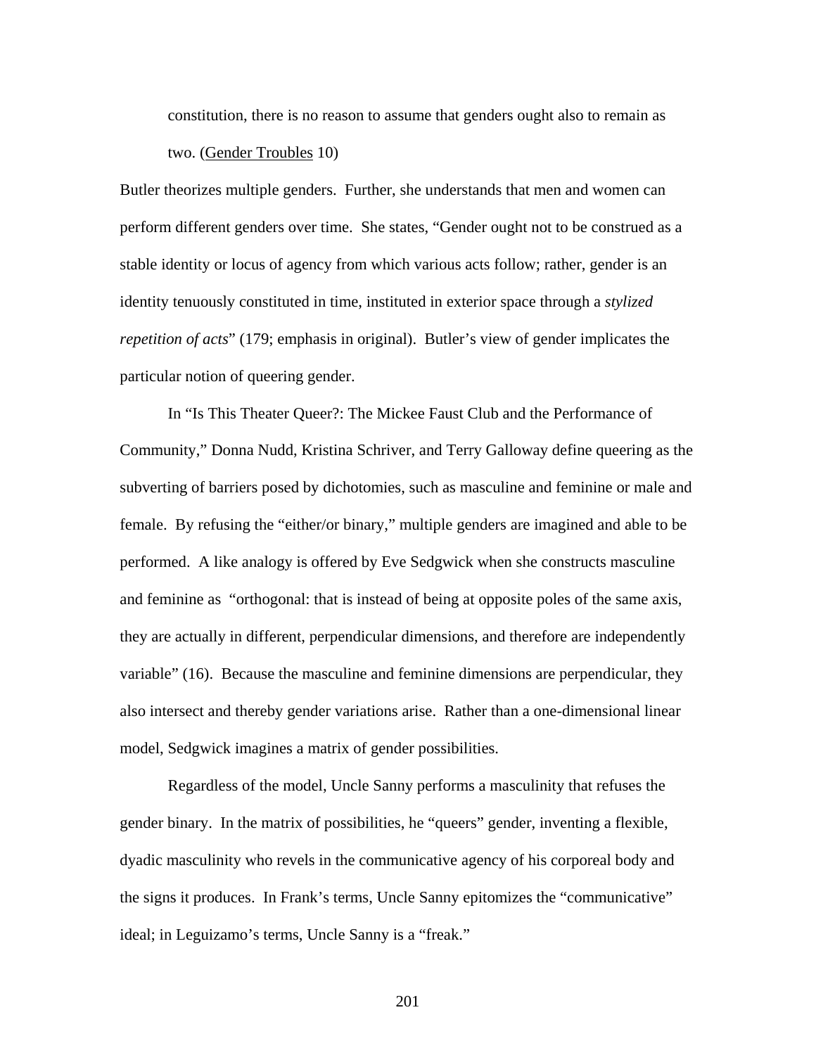> constitution, there is no reason to assume that genders ought also to remain as two. (<u>Gender Troubles</u> 10)

Butler theorizes multiple genders. Further, she understands that men and women can perform different genders over time. She states, "Gender ought not to be construed as a stable identity or locus of agency from which various acts follow; rather, gender is an identity tenuously constituted in time, instituted in exterior space through a *stylized repetition of acts*" (179; emphasis in original). Butler's view of gender implicates the particular notion of queering gender.

In "Is This Theater Queer?: The Mickee Faust Club and the Performance of Community," Donna Nudd, Kristina Schriver, and Terry Galloway define queering as the subverting of barriers posed by dichotomies, such as masculine and feminine or male and female. By refusing the "either/or binary," multiple genders are imagined and able to be performed. A like analogy is offered by Eve Sedgwick when she constructs masculine and feminine as "orthogonal: that is instead of being at opposite poles of the same axis, they are actually in different, perpendicular dimensions, and therefore are independently variable" (16). Because the masculine and feminine dimensions are perpendicular, they also intersect and thereby gender variations arise. Rather than a one-dimensional linear model, Sedgwick imagines a matrix of gender possibilities.

Regardless of the model, Uncle Sanny performs a masculinity that refuses the gender binary. In the matrix of possibilities, he "queers" gender, inventing a flexible, dyadic masculinity who revels in the communicative agency of his corporeal body and the signs it produces. In Frank's terms, Uncle Sanny epitomizes the "communicative" ideal; in Leguizamo's terms, Uncle Sanny is a "freak."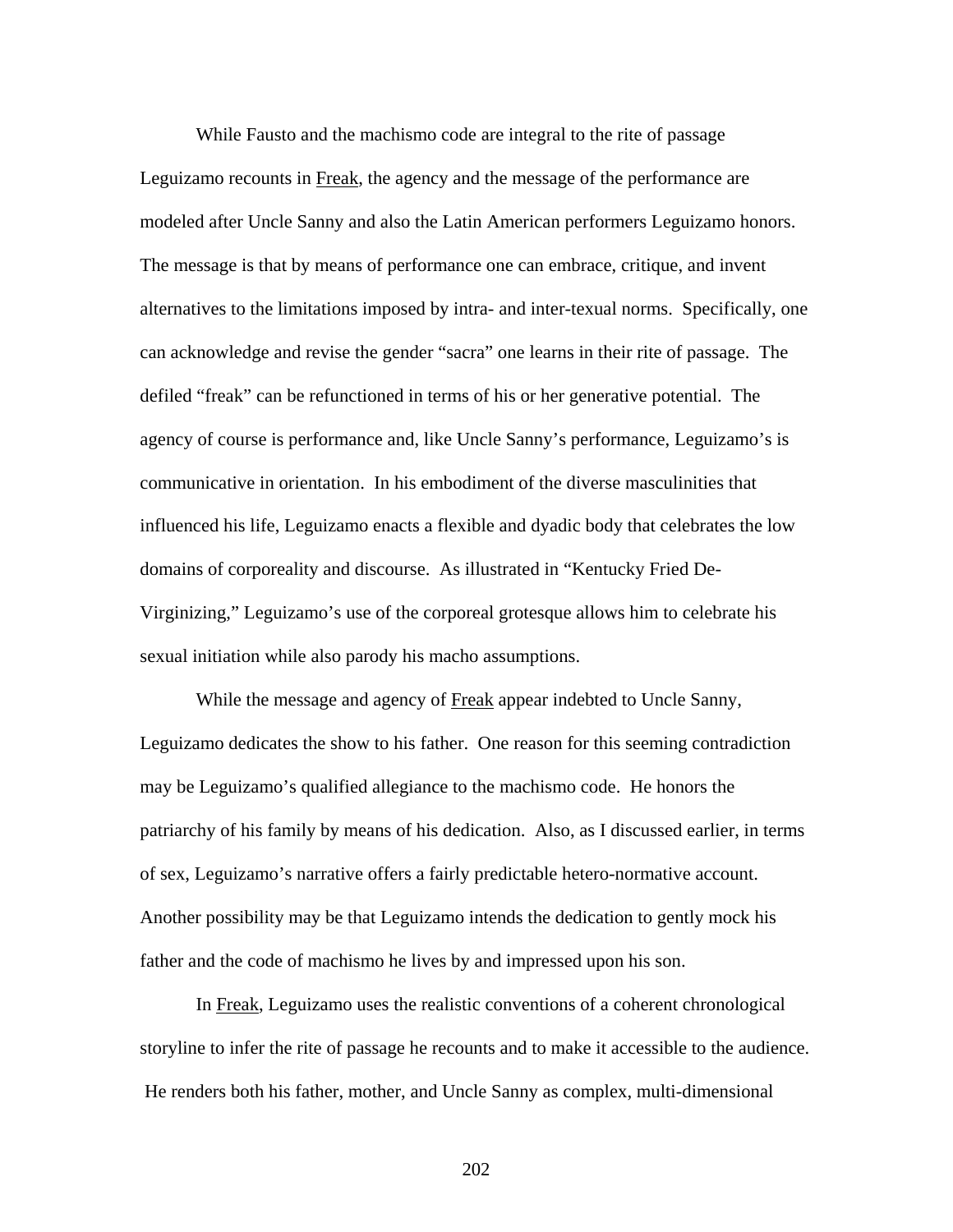While Fausto and the machismo code are integral to the rite of passage Leguizamo recounts in Freak, the agency and the message of the performance are modeled after Uncle Sanny and also the Latin American performers Leguizamo honors. The message is that by means of performance one can embrace, critique, and invent alternatives to the limitations imposed by intra- and inter-textual norms. Specifically, one can acknowledge and revise the gender "sacra" one learns in their rite of passage. The defiled "freak" can be refunctioned in terms of his or her generative potential. The agency of course is performance and, like Uncle Sanny's performance, Leguizamo's is communicative in orientation. In his embodiment of the diverse masculinities that influenced his life, Leguizamo enacts a flexible and dyadic body that celebrates the low domains of corporeality and discourse. As illustrated in "Kentucky Fried De-Virginizing," Leguizamo's use of the corporeal grotesque allows him to celebrate his sexual initiation while also parody his macho assumptions.

While the message and agency of Freak appear indebted to Uncle Sanny, Leguizamo dedicates the show to his father. One reason for this seeming contradiction may be Leguizamo's qualified allegiance to the machismo code. He honors the patriarchy of his family by means of his dedication. Also, as I discussed earlier, in terms of sex, Leguizamo's narrative offers a fairly predictable hetero-normative account. Another possibility may be that Leguizamo intends the dedication to gently mock his father and the code of machismo he lives by and impressed upon his son.

In Freak, Leguizamo uses the realistic conventions of a coherent chronological storyline to infer the rite of passage he recounts and to make it accessible to the audience. He renders both his father, mother, and Uncle Sanny as complex, multi-dimensional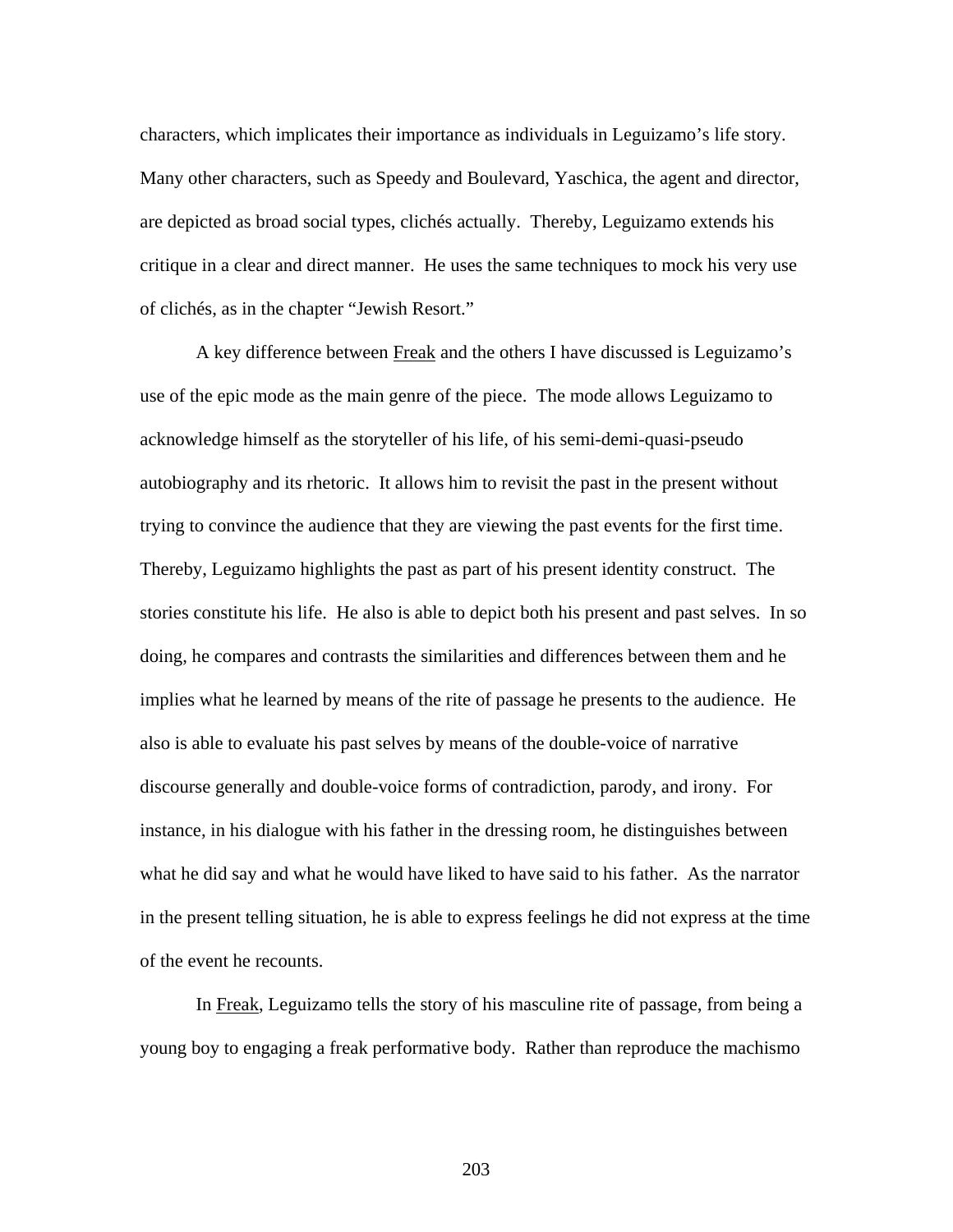characters, which implicates their importance as individuals in Leguizamo's life story. Many other characters, such as Speedy and Boulevard, Yaschica, the agent and director, are depicted as broad social types, clichés actually. Thereby, Leguizamo extends his critique in a clear and direct manner. He uses the same techniques to mock his very use of clichés, as in the chapter "Jewish Resort."

A key difference between Freak and the others I have discussed is Leguizamo's use of the epic mode as the main genre of the piece. The mode allows Leguizamo to acknowledge himself as the storyteller of his life, of his semi-demi-quasi-pseudo autobiography and its rhetoric. It allows him to revisit the past in the present without trying to convince the audience that they are viewing the past events for the first time. Thereby, Leguizamo highlights the past as part of his present identity construct. The stories constitute his life. He also is able to depict both his present and past selves. In so doing, he compares and contrasts the similarities and differences between them and he implies what he learned by means of the rite of passage he presents to the audience. He also is able to evaluate his past selves by means of the double-voice of narrative discourse generally and double-voice forms of contradiction, parody, and irony. For instance, in his dialogue with his father in the dressing room, he distinguishes between what he did say and what he would have liked to have said to his father. As the narrator in the present telling situation, he is able to express feelings he did not express at the time of the event he recounts.

In Freak, Leguizamo tells the story of his masculine rite of passage, from being a young boy to engaging a freak performative body. Rather than reproduce the machismo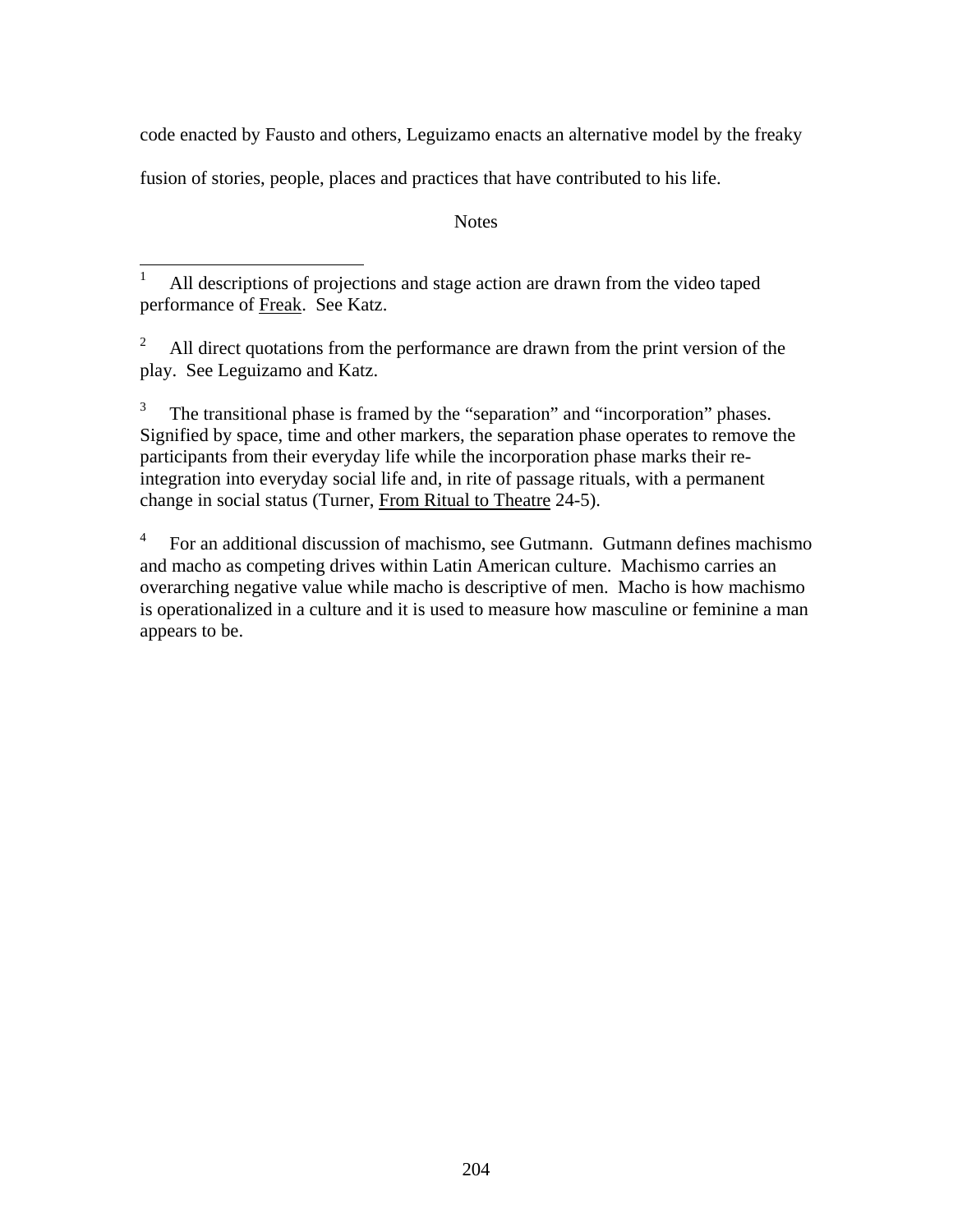code enacted by Fausto and others, Leguizamo enacts an alternative model by the freaky fusion of stories, people, places and practices that have contributed to his life.

Notes

[1] All descriptions of projections and stage action are drawn from the video taped performance of Freak. See Katz.

[2] All direct quotations from the performance are drawn from the print version of the play. See Leguizamo and Katz.

[3] The transitional phase is framed by the "separation" and "incorporation" phases. Signified by space, time and other markers, the separation phase operates to remove the participants from their everyday life while the incorporation phase marks their re-integration into everyday social life and, in rite of passage rituals, with a permanent change in social status (Turner, From Ritual to Theatre 24-5).

[4] For an additional discussion of machismo, see Gutmann. Gutmann defines machismo and macho as competing drives within Latin American culture. Machismo carries an overarching negative value while macho is descriptive of men. Macho is how machismo is operationalized in a culture and it is used to measure how masculine or feminine a man appears to be.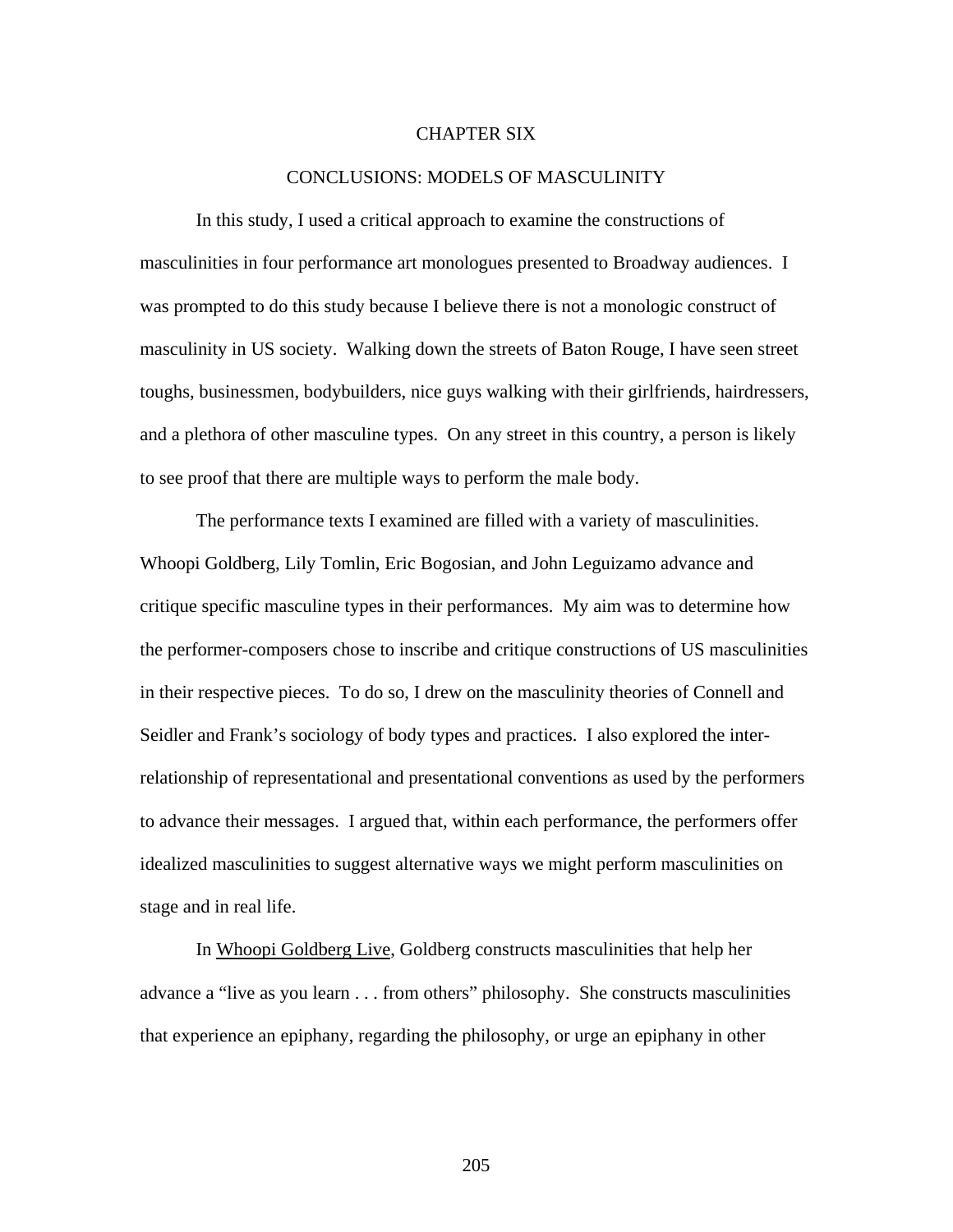# CHAPTER SIX

## CONCLUSIONS: MODELS OF MASCULINITY

In this study, I used a critical approach to examine the constructions of masculinities in four performance art monologues presented to Broadway audiences. I was prompted to do this study because I believe there is not a monologic construct of masculinity in US society. Walking down the streets of Baton Rouge, I have seen street toughs, businessmen, bodybuilders, nice guys walking with their girlfriends, hairdressers, and a plethora of other masculine types. On any street in this country, a person is likely to see proof that there are multiple ways to perform the male body.

The performance texts I examined are filled with a variety of masculinities. Whoopi Goldberg, Lily Tomlin, Eric Bogosian, and John Leguizamo advance and critique specific masculine types in their performances. My aim was to determine how the performer-composers chose to inscribe and critique constructions of US masculinities in their respective pieces. To do so, I drew on the masculinity theories of Connell and Seidler and Frank's sociology of body types and practices. I also explored the inter-relationship of representational and presentational conventions as used by the performers to advance their messages. I argued that, within each performance, the performers offer idealized masculinities to suggest alternative ways we might perform masculinities on stage and in real life.

In Whoopi Goldberg Live, Goldberg constructs masculinities that help her advance a "live as you learn . . . from others" philosophy. She constructs masculinities that experience an epiphany, regarding the philosophy, or urge an epiphany in other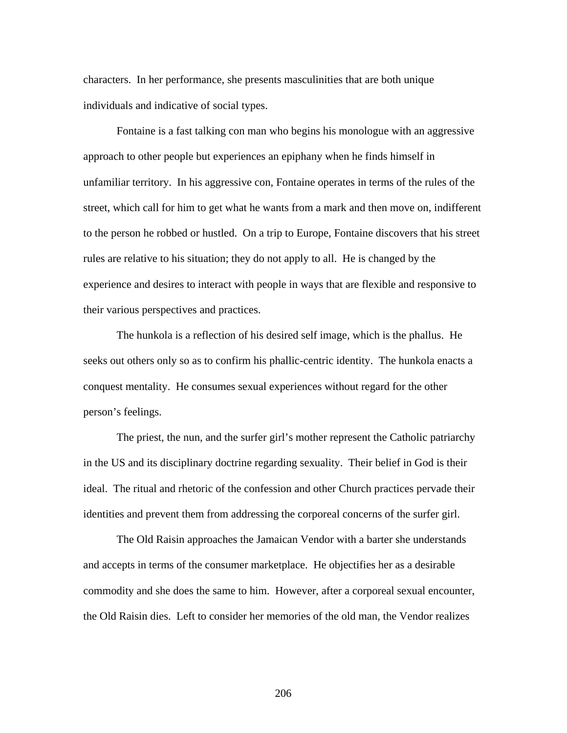characters. In her performance, she presents masculinities that are both unique individuals and indicative of social types.

Fontaine is a fast talking con man who begins his monologue with an aggressive approach to other people but experiences an epiphany when he finds himself in unfamiliar territory. In his aggressive con, Fontaine operates in terms of the rules of the street, which call for him to get what he wants from a mark and then move on, indifferent to the person he robbed or hustled. On a trip to Europe, Fontaine discovers that his street rules are relative to his situation; they do not apply to all. He is changed by the experience and desires to interact with people in ways that are flexible and responsive to their various perspectives and practices.

The hunkola is a reflection of his desired self image, which is the phallus. He seeks out others only so as to confirm his phallic-centric identity. The hunkola enacts a conquest mentality. He consumes sexual experiences without regard for the other person's feelings.

The priest, the nun, and the surfer girl's mother represent the Catholic patriarchy in the US and its disciplinary doctrine regarding sexuality. Their belief in God is their ideal. The ritual and rhetoric of the confession and other Church practices pervade their identities and prevent them from addressing the corporeal concerns of the surfer girl.

The Old Raisin approaches the Jamaican Vendor with a barter she understands and accepts in terms of the consumer marketplace. He objectifies her as a desirable commodity and she does the same to him. However, after a corporeal sexual encounter, the Old Raisin dies. Left to consider her memories of the old man, the Vendor realizes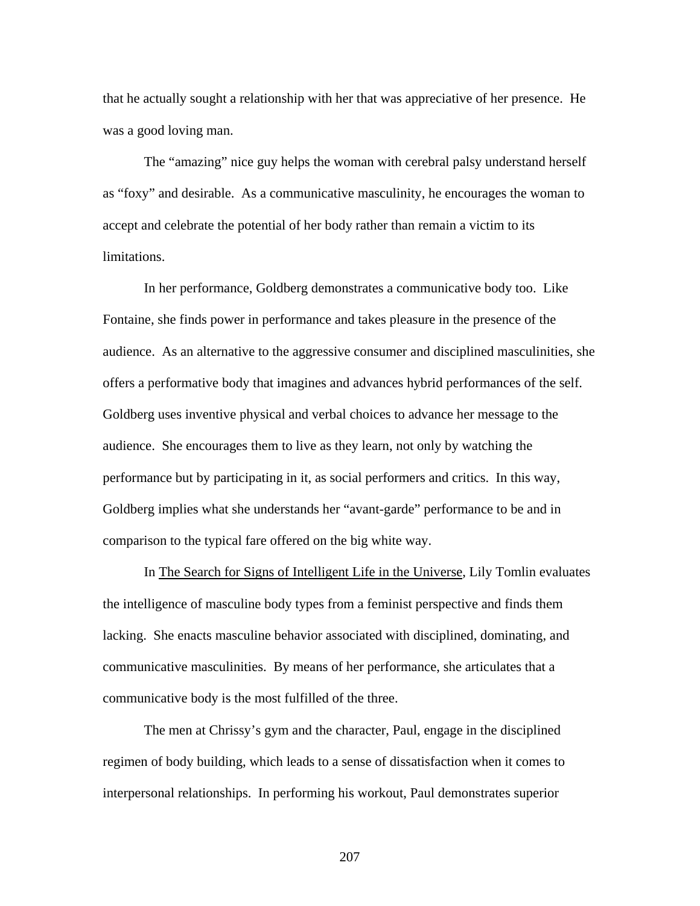that he actually sought a relationship with her that was appreciative of her presence. He was a good loving man.

The "amazing" nice guy helps the woman with cerebral palsy understand herself as "foxy" and desirable. As a communicative masculinity, he encourages the woman to accept and celebrate the potential of her body rather than remain a victim to its limitations.

In her performance, Goldberg demonstrates a communicative body too. Like Fontaine, she finds power in performance and takes pleasure in the presence of the audience. As an alternative to the aggressive consumer and disciplined masculinities, she offers a performative body that imagines and advances hybrid performances of the self. Goldberg uses inventive physical and verbal choices to advance her message to the audience. She encourages them to live as they learn, not only by watching the performance but by participating in it, as social performers and critics. In this way, Goldberg implies what she understands her "avant-garde" performance to be and in comparison to the typical fare offered on the big white way.

In <u>The Search for Signs of Intelligent Life in the Universe</u>, Lily Tomlin evaluates the intelligence of masculine body types from a feminist perspective and finds them lacking. She enacts masculine behavior associated with disciplined, dominating, and communicative masculinities. By means of her performance, she articulates that a communicative body is the most fulfilled of the three.

The men at Chrissy's gym and the character, Paul, engage in the disciplined regimen of body building, which leads to a sense of dissatisfaction when it comes to interpersonal relationships. In performing his workout, Paul demonstrates superior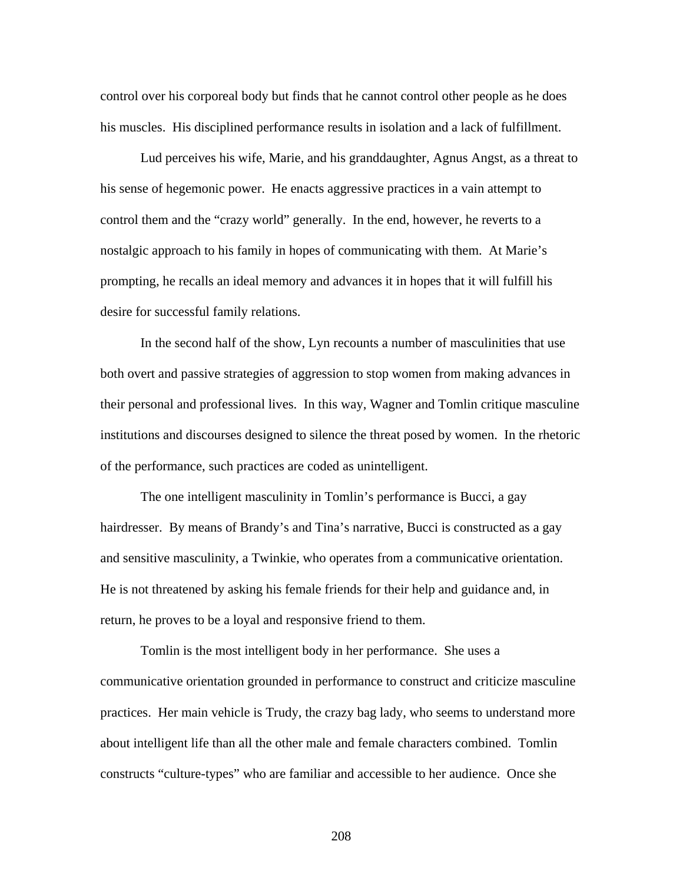control over his corporeal body but finds that he cannot control other people as he does his muscles. His disciplined performance results in isolation and a lack of fulfillment.

Lud perceives his wife, Marie, and his granddaughter, Agnus Angst, as a threat to his sense of hegemonic power. He enacts aggressive practices in a vain attempt to control them and the "crazy world" generally. In the end, however, he reverts to a nostalgic approach to his family in hopes of communicating with them. At Marie's prompting, he recalls an ideal memory and advances it in hopes that it will fulfill his desire for successful family relations.

In the second half of the show, Lyn recounts a number of masculinities that use both overt and passive strategies of aggression to stop women from making advances in their personal and professional lives. In this way, Wagner and Tomlin critique masculine institutions and discourses designed to silence the threat posed by women. In the rhetoric of the performance, such practices are coded as unintelligent.

The one intelligent masculinity in Tomlin's performance is Bucci, a gay hairdresser. By means of Brandy's and Tina's narrative, Bucci is constructed as a gay and sensitive masculinity, a Twinkie, who operates from a communicative orientation. He is not threatened by asking his female friends for their help and guidance and, in return, he proves to be a loyal and responsive friend to them.

Tomlin is the most intelligent body in her performance. She uses a communicative orientation grounded in performance to construct and criticize masculine practices. Her main vehicle is Trudy, the crazy bag lady, who seems to understand more about intelligent life than all the other male and female characters combined. Tomlin constructs "culture-types" who are familiar and accessible to her audience. Once she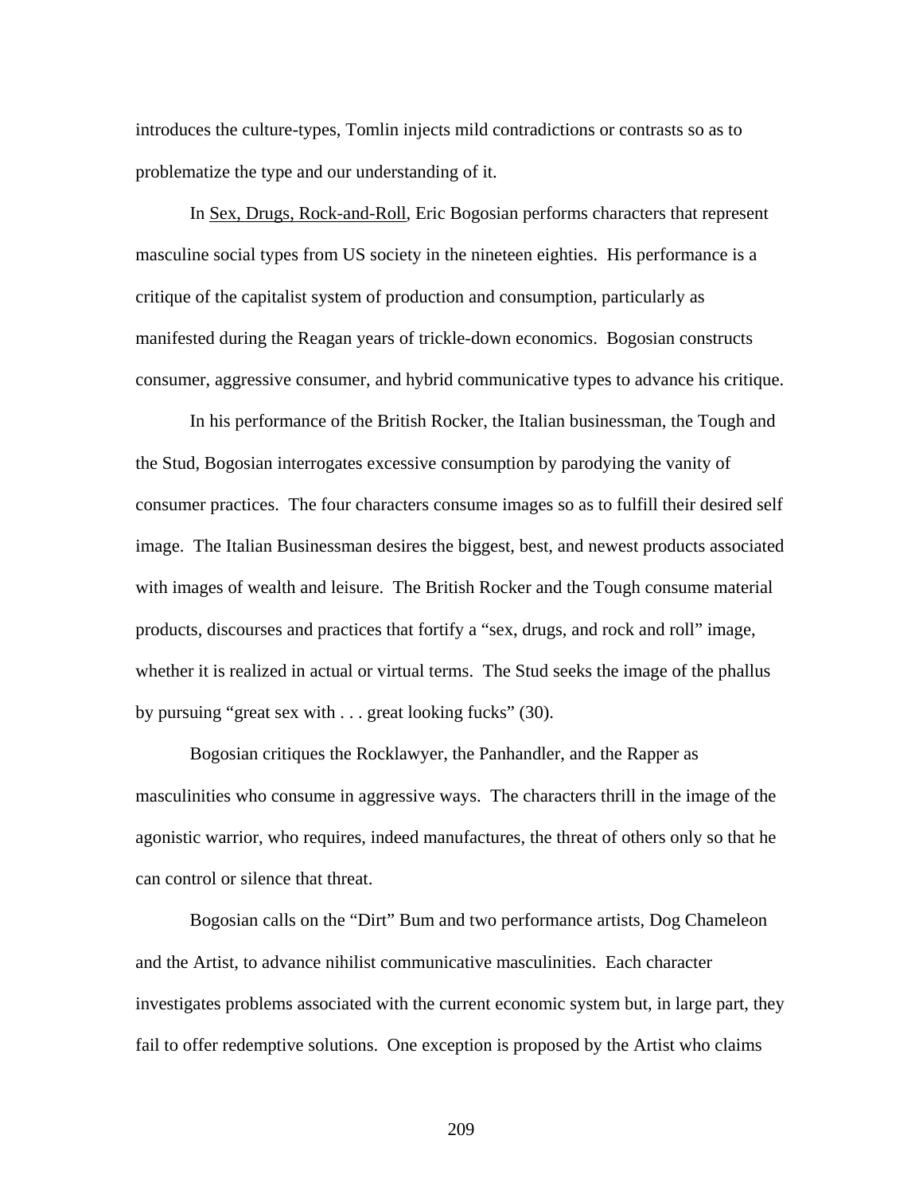introduces the culture-types, Tomlin injects mild contradictions or contrasts so as to problematize the type and our understanding of it.

In Sex, Drugs, Rock-and-Roll, Eric Bogosian performs characters that represent masculine social types from US society in the nineteen eighties. His performance is a critique of the capitalist system of production and consumption, particularly as manifested during the Reagan years of trickle-down economics. Bogosian constructs consumer, aggressive consumer, and hybrid communicative types to advance his critique.

In his performance of the British Rocker, the Italian businessman, the Tough and the Stud, Bogosian interrogates excessive consumption by parodying the vanity of consumer practices. The four characters consume images so as to fulfill their desired self image. The Italian Businessman desires the biggest, best, and newest products associated with images of wealth and leisure. The British Rocker and the Tough consume material products, discourses and practices that fortify a "sex, drugs, and rock and roll" image, whether it is realized in actual or virtual terms. The Stud seeks the image of the phallus by pursuing "great sex with . . . great looking fucks" (30).

Bogosian critiques the Rocklawyer, the Panhandler, and the Rapper as masculinities who consume in aggressive ways. The characters thrill in the image of the agonistic warrior, who requires, indeed manufactures, the threat of others only so that he can control or silence that threat.

Bogosian calls on the "Dirt" Bum and two performance artists, Dog Chameleon and the Artist, to advance nihilist communicative masculinities. Each character investigates problems associated with the current economic system but, in large part, they fail to offer redemptive solutions. One exception is proposed by the Artist who claims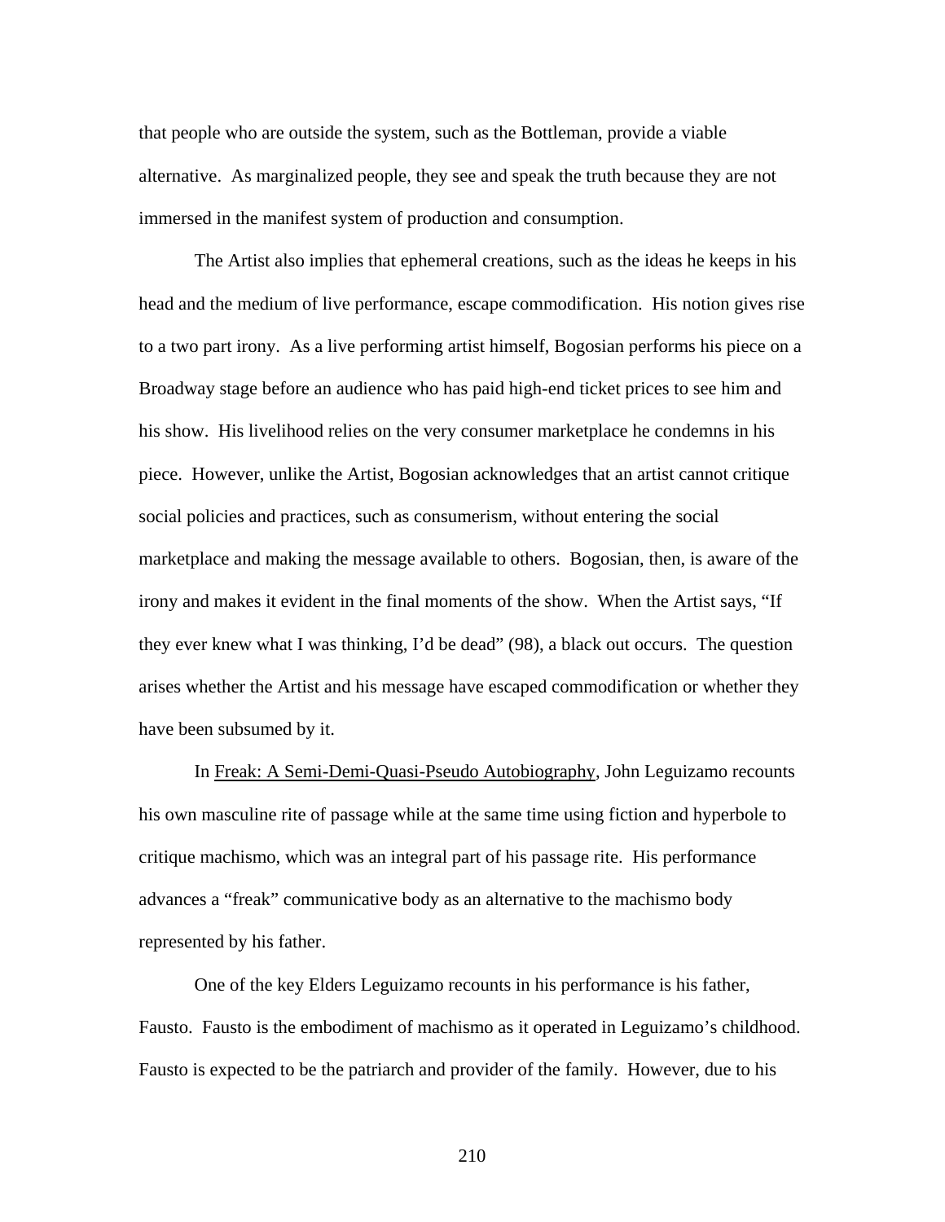that people who are outside the system, such as the Bottleman, provide a viable alternative. As marginalized people, they see and speak the truth because they are not immersed in the manifest system of production and consumption.

The Artist also implies that ephemeral creations, such as the ideas he keeps in his head and the medium of live performance, escape commodification. His notion gives rise to a two part irony. As a live performing artist himself, Bogosian performs his piece on a Broadway stage before an audience who has paid high-end ticket prices to see him and his show. His livelihood relies on the very consumer marketplace he condemns in his piece. However, unlike the Artist, Bogosian acknowledges that an artist cannot critique social policies and practices, such as consumerism, without entering the social marketplace and making the message available to others. Bogosian, then, is aware of the irony and makes it evident in the final moments of the show. When the Artist says, "If they ever knew what I was thinking, I'd be dead" (98), a black out occurs. The question arises whether the Artist and his message have escaped commodification or whether they have been subsumed by it.

In Freak: A Semi-Demi-Quasi-Pseudo Autobiography, John Leguizamo recounts his own masculine rite of passage while at the same time using fiction and hyperbole to critique machismo, which was an integral part of his passage rite. His performance advances a "freak" communicative body as an alternative to the machismo body represented by his father.

One of the key Elders Leguizamo recounts in his performance is his father, Fausto. Fausto is the embodiment of machismo as it operated in Leguizamo's childhood. Fausto is expected to be the patriarch and provider of the family. However, due to his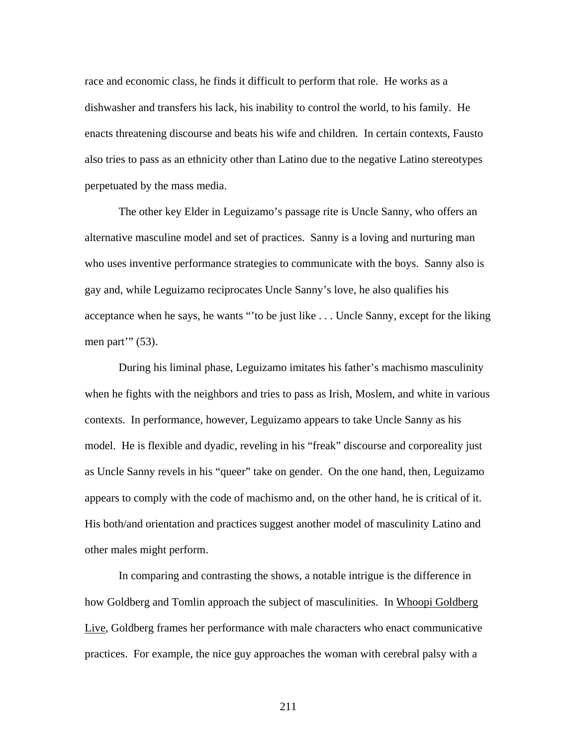race and economic class, he finds it difficult to perform that role. He works as a dishwasher and transfers his lack, his inability to control the world, to his family. He enacts threatening discourse and beats his wife and children. In certain contexts, Fausto also tries to pass as an ethnicity other than Latino due to the negative Latino stereotypes perpetuated by the mass media.

The other key Elder in Leguizamo's passage rite is Uncle Sanny, who offers an alternative masculine model and set of practices. Sanny is a loving and nurturing man who uses inventive performance strategies to communicate with the boys. Sanny also is gay and, while Leguizamo reciprocates Uncle Sanny's love, he also qualifies his acceptance when he says, he wants "'to be just like . . . Uncle Sanny, except for the liking men part'" (53).

During his liminal phase, Leguizamo imitates his father's machismo masculinity when he fights with the neighbors and tries to pass as Irish, Moslem, and white in various contexts. In performance, however, Leguizamo appears to take Uncle Sanny as his model. He is flexible and dyadic, reveling in his "freak" discourse and corporeality just as Uncle Sanny revels in his "queer" take on gender. On the one hand, then, Leguizamo appears to comply with the code of machismo and, on the other hand, he is critical of it. His both/and orientation and practices suggest another model of masculinity Latino and other males might perform.

In comparing and contrasting the shows, a notable intrigue is the difference in how Goldberg and Tomlin approach the subject of masculinities. In Whoopi Goldberg Live, Goldberg frames her performance with male characters who enact communicative practices. For example, the nice guy approaches the woman with cerebral palsy with a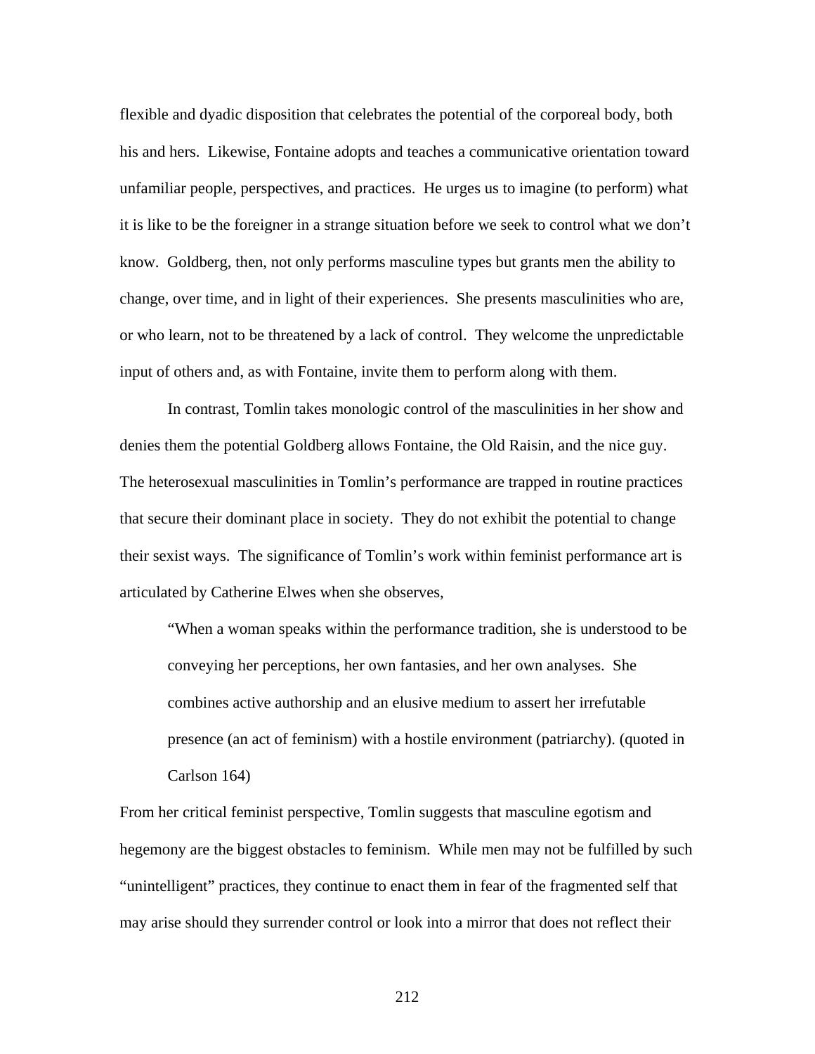flexible and dyadic disposition that celebrates the potential of the corporeal body, both his and hers. Likewise, Fontaine adopts and teaches a communicative orientation toward unfamiliar people, perspectives, and practices. He urges us to imagine (to perform) what it is like to be the foreigner in a strange situation before we seek to control what we don't know. Goldberg, then, not only performs masculine types but grants men the ability to change, over time, and in light of their experiences. She presents masculinities who are, or who learn, not to be threatened by a lack of control. They welcome the unpredictable input of others and, as with Fontaine, invite them to perform along with them.

In contrast, Tomlin takes monologic control of the masculinities in her show and denies them the potential Goldberg allows Fontaine, the Old Raisin, and the nice guy. The heterosexual masculinities in Tomlin's performance are trapped in routine practices that secure their dominant place in society. They do not exhibit the potential to change their sexist ways. The significance of Tomlin's work within feminist performance art is articulated by Catherine Elwes when she observes,

> "When a woman speaks within the performance tradition, she is understood to be conveying her perceptions, her own fantasies, and her own analyses. She combines active authorship and an elusive medium to assert her irrefutable presence (an act of feminism) with a hostile environment (patriarchy). (quoted in Carlson 164)

From her critical feminist perspective, Tomlin suggests that masculine egotism and hegemony are the biggest obstacles to feminism. While men may not be fulfilled by such "unintelligent" practices, they continue to enact them in fear of the fragmented self that may arise should they surrender control or look into a mirror that does not reflect their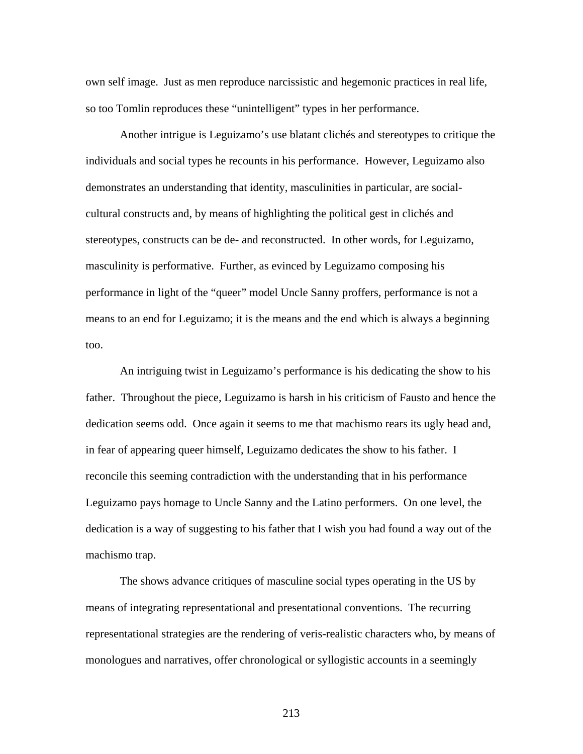own self image. Just as men reproduce narcissistic and hegemonic practices in real life, so too Tomlin reproduces these "unintelligent" types in her performance.

Another intrigue is Leguizamo's use blatant clichés and stereotypes to critique the individuals and social types he recounts in his performance. However, Leguizamo also demonstrates an understanding that identity, masculinities in particular, are social-cultural constructs and, by means of highlighting the political gest in clichés and stereotypes, constructs can be de- and reconstructed. In other words, for Leguizamo, masculinity is performative. Further, as evinced by Leguizamo composing his performance in light of the "queer" model Uncle Sanny proffers, performance is not a means to an end for Leguizamo; it is the means <u>and</u> the end which is always a beginning too.

An intriguing twist in Leguizamo's performance is his dedicating the show to his father. Throughout the piece, Leguizamo is harsh in his criticism of Fausto and hence the dedication seems odd. Once again it seems to me that machismo rears its ugly head and, in fear of appearing queer himself, Leguizamo dedicates the show to his father. I reconcile this seeming contradiction with the understanding that in his performance Leguizamo pays homage to Uncle Sanny and the Latino performers. On one level, the dedication is a way of suggesting to his father that I wish you had found a way out of the machismo trap.

The shows advance critiques of masculine social types operating in the US by means of integrating representational and presentational conventions. The recurring representational strategies are the rendering of veris-realistic characters who, by means of monologues and narratives, offer chronological or syllogistic accounts in a seemingly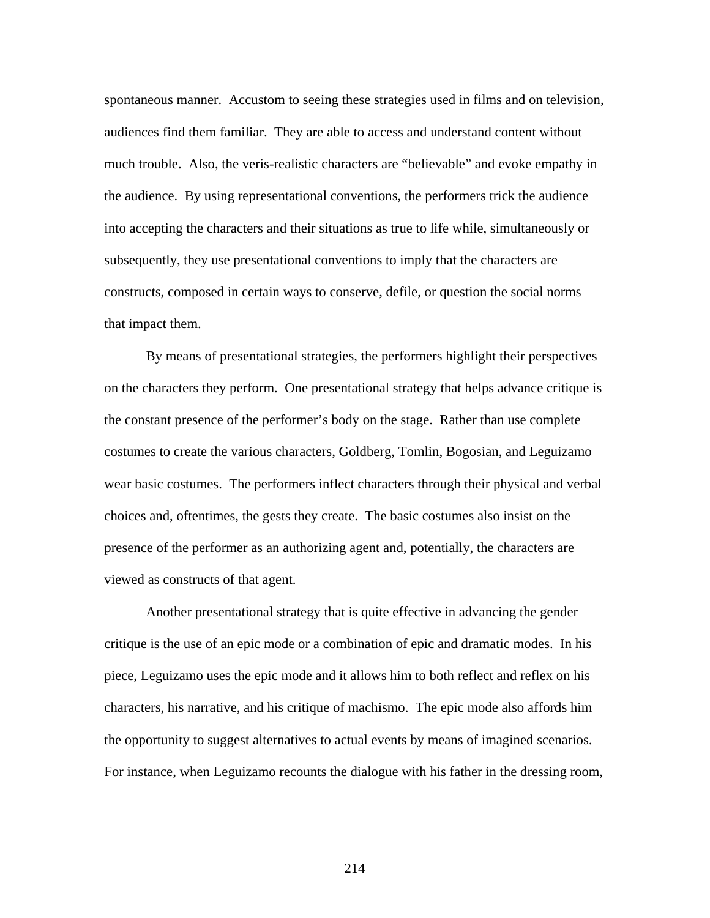spontaneous manner. Accustom to seeing these strategies used in films and on television, audiences find them familiar. They are able to access and understand content without much trouble. Also, the veris-realistic characters are “believable” and evoke empathy in the audience. By using representational conventions, the performers trick the audience into accepting the characters and their situations as true to life while, simultaneously or subsequently, they use presentational conventions to imply that the characters are constructs, composed in certain ways to conserve, defile, or question the social norms that impact them.

By means of presentational strategies, the performers highlight their perspectives on the characters they perform. One presentational strategy that helps advance critique is the constant presence of the performer’s body on the stage. Rather than use complete costumes to create the various characters, Goldberg, Tomlin, Bogosian, and Leguizamo wear basic costumes. The performers inflect characters through their physical and verbal choices and, oftentimes, the gests they create. The basic costumes also insist on the presence of the performer as an authorizing agent and, potentially, the characters are viewed as constructs of that agent.

Another presentational strategy that is quite effective in advancing the gender critique is the use of an epic mode or a combination of epic and dramatic modes. In his piece, Leguizamo uses the epic mode and it allows him to both reflect and reflex on his characters, his narrative, and his critique of machismo. The epic mode also affords him the opportunity to suggest alternatives to actual events by means of imagined scenarios. For instance, when Leguizamo recounts the dialogue with his father in the dressing room,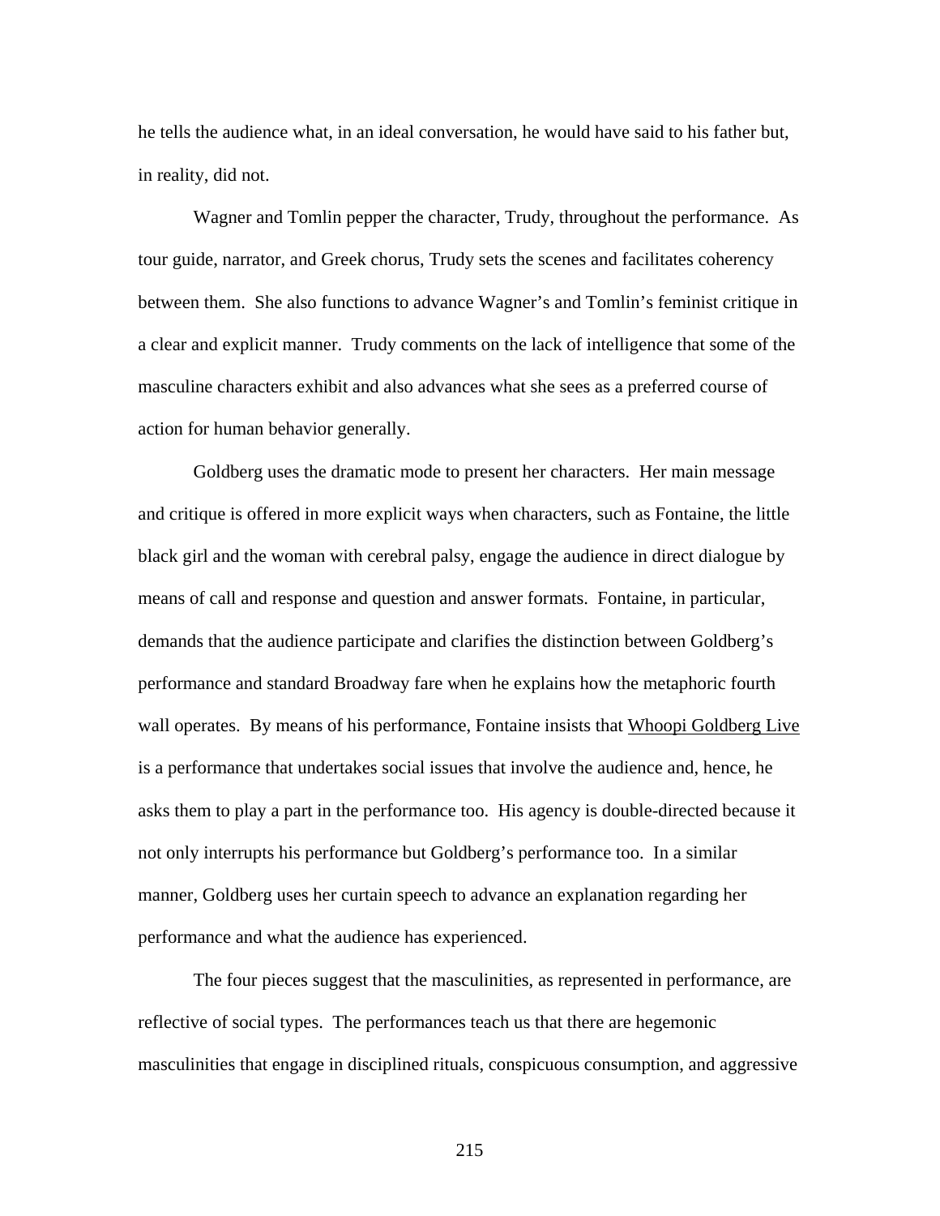he tells the audience what, in an ideal conversation, he would have said to his father but, in reality, did not.

Wagner and Tomlin pepper the character, Trudy, throughout the performance. As tour guide, narrator, and Greek chorus, Trudy sets the scenes and facilitates coherency between them. She also functions to advance Wagner's and Tomlin's feminist critique in a clear and explicit manner. Trudy comments on the lack of intelligence that some of the masculine characters exhibit and also advances what she sees as a preferred course of action for human behavior generally.

Goldberg uses the dramatic mode to present her characters. Her main message and critique is offered in more explicit ways when characters, such as Fontaine, the little black girl and the woman with cerebral palsy, engage the audience in direct dialogue by means of call and response and question and answer formats. Fontaine, in particular, demands that the audience participate and clarifies the distinction between Goldberg's performance and standard Broadway fare when he explains how the metaphoric fourth wall operates. By means of his performance, Fontaine insists that Whoopi Goldberg Live is a performance that undertakes social issues that involve the audience and, hence, he asks them to play a part in the performance too. His agency is double-directed because it not only interrupts his performance but Goldberg's performance too. In a similar manner, Goldberg uses her curtain speech to advance an explanation regarding her performance and what the audience has experienced.

The four pieces suggest that the masculinities, as represented in performance, are reflective of social types. The performances teach us that there are hegemonic masculinities that engage in disciplined rituals, conspicuous consumption, and aggressive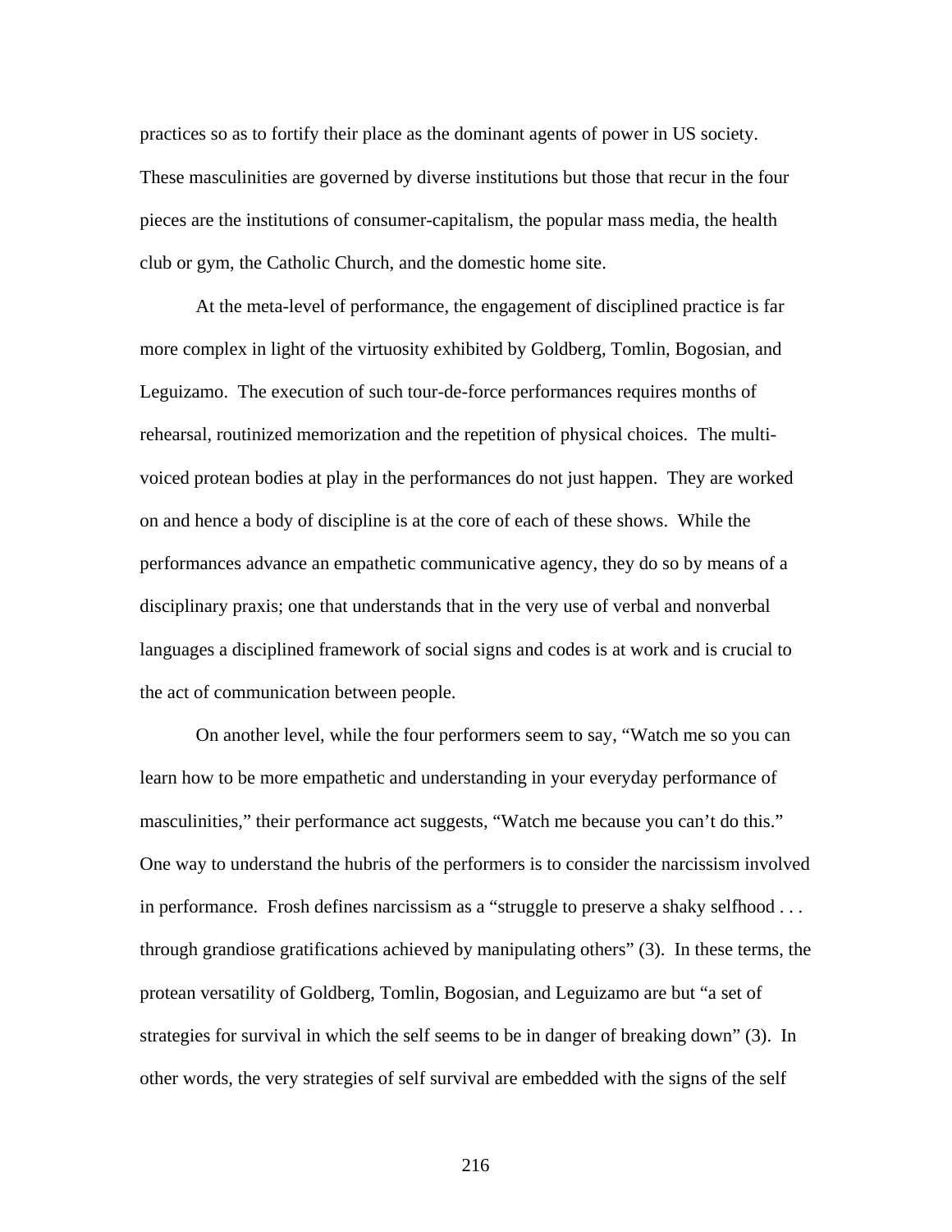practices so as to fortify their place as the dominant agents of power in US society. These masculinities are governed by diverse institutions but those that recur in the four pieces are the institutions of consumer-capitalism, the popular mass media, the health club or gym, the Catholic Church, and the domestic home site.

At the meta-level of performance, the engagement of disciplined practice is far more complex in light of the virtuosity exhibited by Goldberg, Tomlin, Bogosian, and Leguizamo. The execution of such tour-de-force performances requires months of rehearsal, routinized memorization and the repetition of physical choices. The multi-voiced protean bodies at play in the performances do not just happen. They are worked on and hence a body of discipline is at the core of each of these shows. While the performances advance an empathetic communicative agency, they do so by means of a disciplinary praxis; one that understands that in the very use of verbal and nonverbal languages a disciplined framework of social signs and codes is at work and is crucial to the act of communication between people.

On another level, while the four performers seem to say, "Watch me so you can learn how to be more empathetic and understanding in your everyday performance of masculinities," their performance act suggests, "Watch me because you can't do this." One way to understand the hubris of the performers is to consider the narcissism involved in performance. Frosh defines narcissism as a "struggle to preserve a shaky selfhood . . . through grandiose gratifications achieved by manipulating others" (3). In these terms, the protean versatility of Goldberg, Tomlin, Bogosian, and Leguizamo are but "a set of strategies for survival in which the self seems to be in danger of breaking down" (3). In other words, the very strategies of self survival are embedded with the signs of the self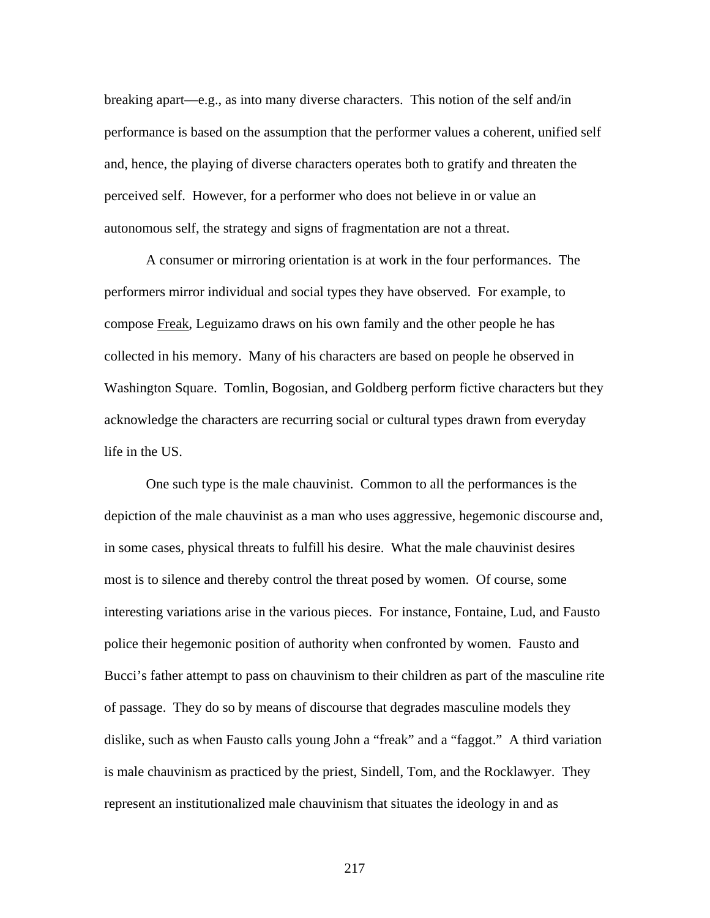breaking apart—e.g., as into many diverse characters. This notion of the self and/in performance is based on the assumption that the performer values a coherent, unified self and, hence, the playing of diverse characters operates both to gratify and threaten the perceived self. However, for a performer who does not believe in or value an autonomous self, the strategy and signs of fragmentation are not a threat.

A consumer or mirroring orientation is at work in the four performances. The performers mirror individual and social types they have observed. For example, to compose Freak, Leguizamo draws on his own family and the other people he has collected in his memory. Many of his characters are based on people he observed in Washington Square. Tomlin, Bogosian, and Goldberg perform fictive characters but they acknowledge the characters are recurring social or cultural types drawn from everyday life in the US.

One such type is the male chauvinist. Common to all the performances is the depiction of the male chauvinist as a man who uses aggressive, hegemonic discourse and, in some cases, physical threats to fulfill his desire. What the male chauvinist desires most is to silence and thereby control the threat posed by women. Of course, some interesting variations arise in the various pieces. For instance, Fontaine, Lud, and Fausto police their hegemonic position of authority when confronted by women. Fausto and Bucci's father attempt to pass on chauvinism to their children as part of the masculine rite of passage. They do so by means of discourse that degrades masculine models they dislike, such as when Fausto calls young John a "freak" and a "faggot." A third variation is male chauvinism as practiced by the priest, Sindell, Tom, and the Rocklawyer. They represent an institutionalized male chauvinism that situates the ideology in and as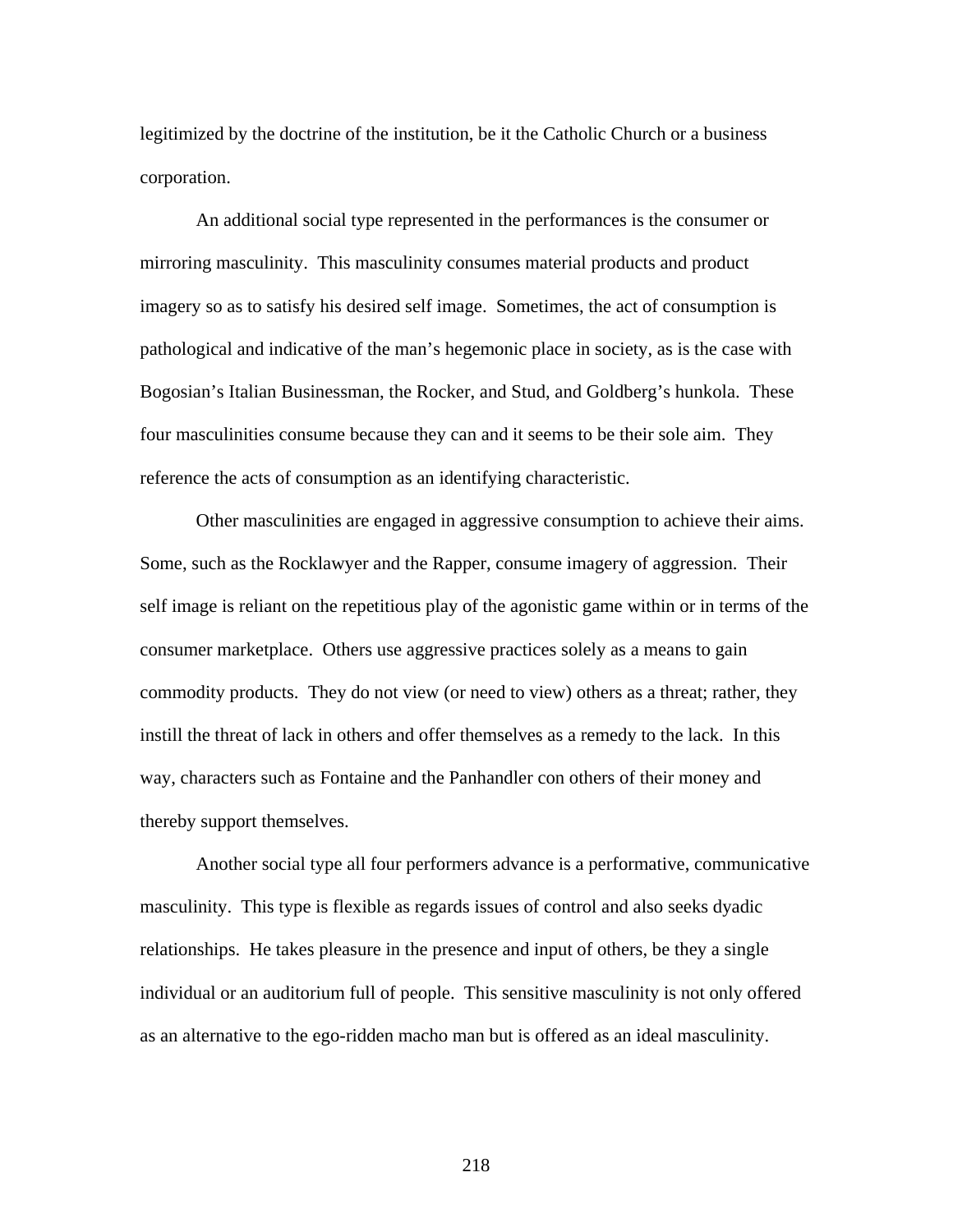legitimized by the doctrine of the institution, be it the Catholic Church or a business corporation.

An additional social type represented in the performances is the consumer or mirroring masculinity. This masculinity consumes material products and product imagery so as to satisfy his desired self image. Sometimes, the act of consumption is pathological and indicative of the man's hegemonic place in society, as is the case with Bogosian's Italian Businessman, the Rocker, and Stud, and Goldberg's hunkola. These four masculinities consume because they can and it seems to be their sole aim. They reference the acts of consumption as an identifying characteristic.

Other masculinities are engaged in aggressive consumption to achieve their aims. Some, such as the Rocklawyer and the Rapper, consume imagery of aggression. Their self image is reliant on the repetitious play of the agonistic game within or in terms of the consumer marketplace. Others use aggressive practices solely as a means to gain commodity products. They do not view (or need to view) others as a threat; rather, they instill the threat of lack in others and offer themselves as a remedy to the lack. In this way, characters such as Fontaine and the Panhandler con others of their money and thereby support themselves.

Another social type all four performers advance is a performative, communicative masculinity. This type is flexible as regards issues of control and also seeks dyadic relationships. He takes pleasure in the presence and input of others, be they a single individual or an auditorium full of people. This sensitive masculinity is not only offered as an alternative to the ego-ridden macho man but is offered as an ideal masculinity.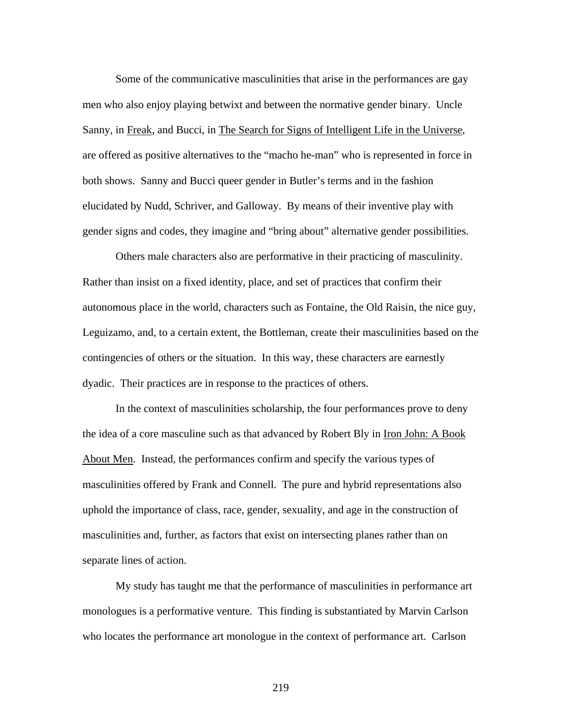Some of the communicative masculinities that arise in the performances are gay men who also enjoy playing betwixt and between the normative gender binary. Uncle Sanny, in Freak, and Bucci, in The Search for Signs of Intelligent Life in the Universe, are offered as positive alternatives to the "macho he-man" who is represented in force in both shows. Sanny and Bucci queer gender in Butler's terms and in the fashion elucidated by Nudd, Schriver, and Galloway. By means of their inventive play with gender signs and codes, they imagine and "bring about" alternative gender possibilities.

Others male characters also are performative in their practicing of masculinity. Rather than insist on a fixed identity, place, and set of practices that confirm their autonomous place in the world, characters such as Fontaine, the Old Raisin, the nice guy, Leguizamo, and, to a certain extent, the Bottleman, create their masculinities based on the contingencies of others or the situation. In this way, these characters are earnestly dyadic. Their practices are in response to the practices of others.

In the context of masculinities scholarship, the four performances prove to deny the idea of a core masculine such as that advanced by Robert Bly in Iron John: A Book About Men. Instead, the performances confirm and specify the various types of masculinities offered by Frank and Connell. The pure and hybrid representations also uphold the importance of class, race, gender, sexuality, and age in the construction of masculinities and, further, as factors that exist on intersecting planes rather than on separate lines of action.

My study has taught me that the performance of masculinities in performance art monologues is a performative venture. This finding is substantiated by Marvin Carlson who locates the performance art monologue in the context of performance art. Carlson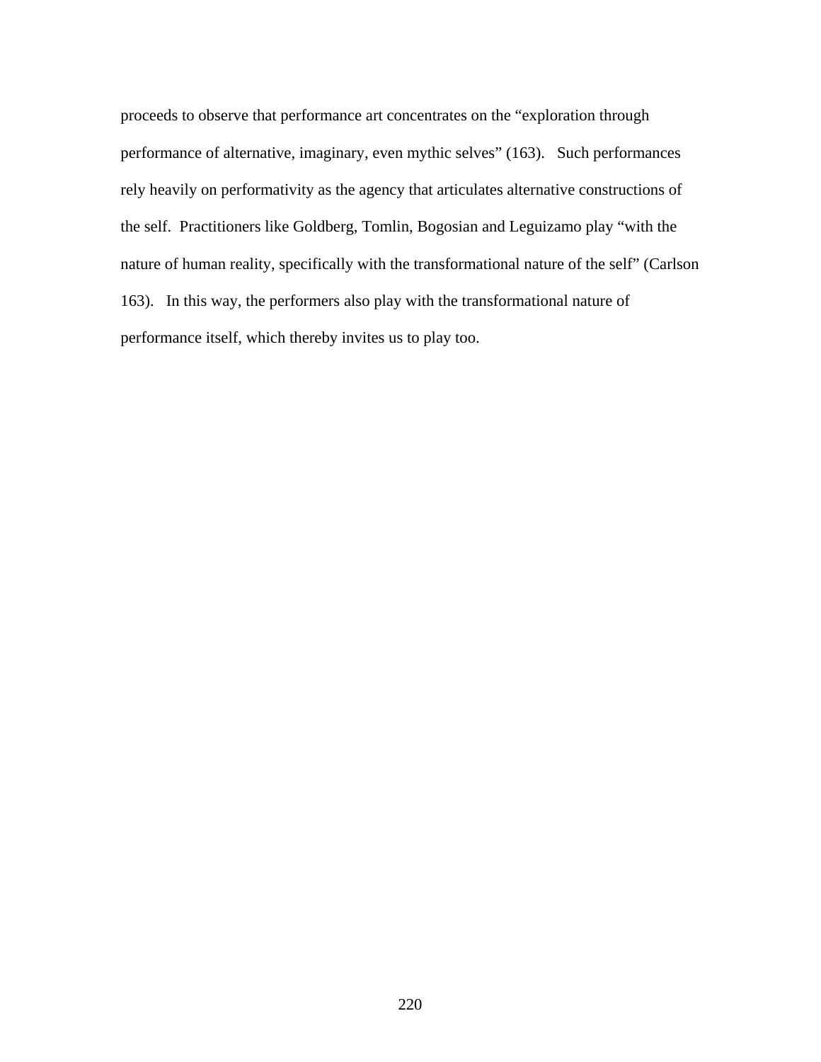proceeds to observe that performance art concentrates on the “exploration through performance of alternative, imaginary, even mythic selves” (163). Such performances rely heavily on performativity as the agency that articulates alternative constructions of the self. Practitioners like Goldberg, Tomlin, Bogosian and Leguizamo play “with the nature of human reality, specifically with the transformational nature of the self” (Carlson 163). In this way, the performers also play with the transformational nature of performance itself, which thereby invites us to play too.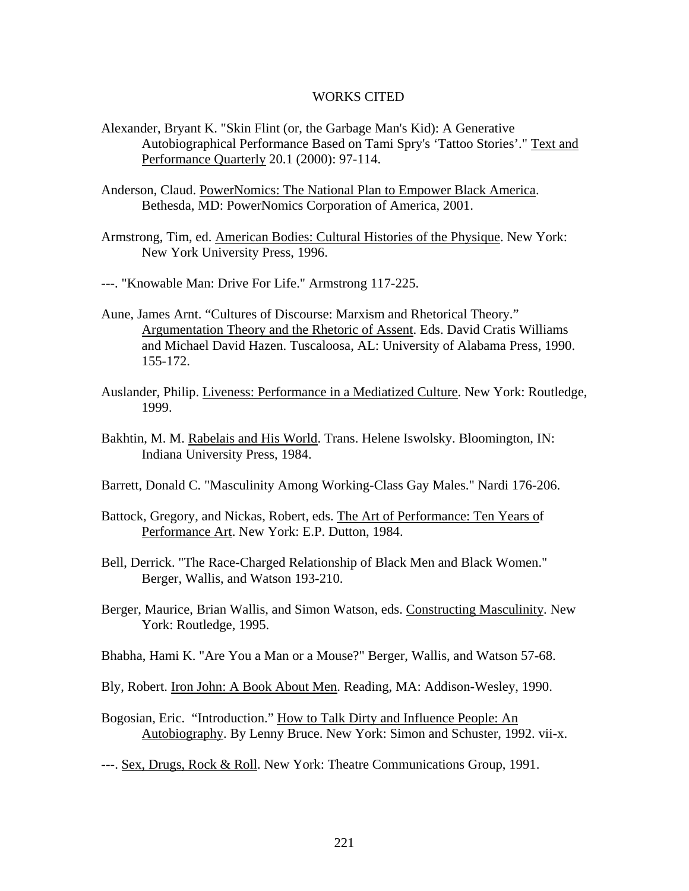# WORKS CITED

Alexander, Bryant K. "Skin Flint (or, the Garbage Man's Kid): A Generative Autobiographical Performance Based on Tami Spry's 'Tattoo Stories'." Text and Performance Quarterly 20.1 (2000): 97-114.

Anderson, Claud. PowerNomics: The National Plan to Empower Black America. Bethesda, MD: PowerNomics Corporation of America, 2001.

Armstrong, Tim, ed. American Bodies: Cultural Histories of the Physique. New York: New York University Press, 1996.

---. "Knowable Man: Drive For Life." Armstrong 117-225.

Aune, James Arnt. "Cultures of Discourse: Marxism and Rhetorical Theory." Argumentation Theory and the Rhetoric of Assent. Eds. David Cratis Williams and Michael David Hazen. Tuscaloosa, AL: University of Alabama Press, 1990. 155-172.

Auslander, Philip. Liveness: Performance in a Mediatized Culture. New York: Routledge, 1999.

Bakhtin, M. M. Rabelais and His World. Trans. Helene Iswolsky. Bloomington, IN: Indiana University Press, 1984.

Barrett, Donald C. "Masculinity Among Working-Class Gay Males." Nardi 176-206.

Battock, Gregory, and Nickas, Robert, eds. The Art of Performance: Ten Years of Performance Art. New York: E.P. Dutton, 1984.

Bell, Derrick. "The Race-Charged Relationship of Black Men and Black Women." Berger, Wallis, and Watson 193-210.

Berger, Maurice, Brian Wallis, and Simon Watson, eds. Constructing Masculinity. New York: Routledge, 1995.

Bhabha, Hami K. "Are You a Man or a Mouse?" Berger, Wallis, and Watson 57-68.

Bly, Robert. Iron John: A Book About Men. Reading, MA: Addison-Wesley, 1990.

Bogosian, Eric. "Introduction." How to Talk Dirty and Influence People: An Autobiography. By Lenny Bruce. New York: Simon and Schuster, 1992. vii-x.

---. Sex, Drugs, Rock & Roll. New York: Theatre Communications Group, 1991.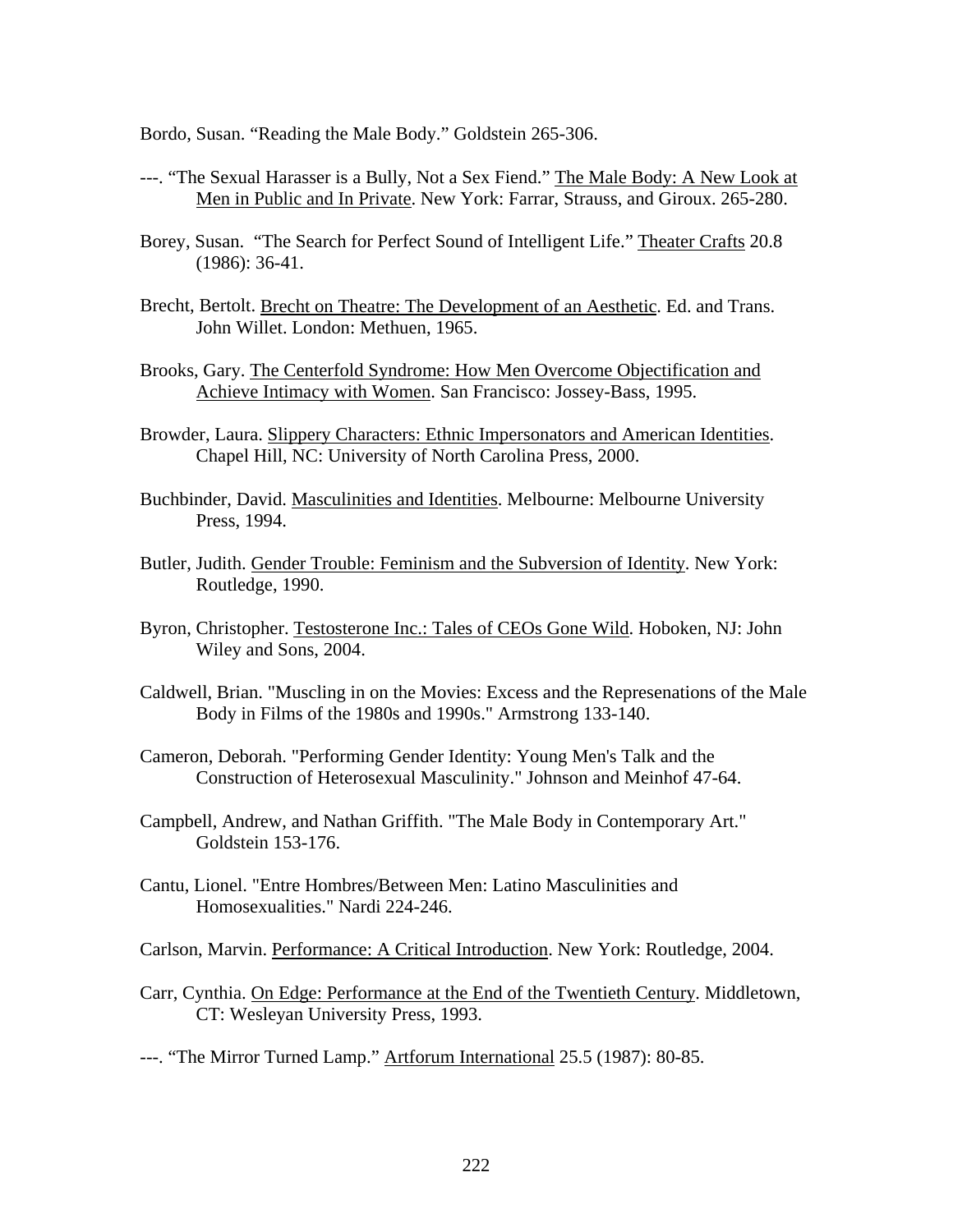Bordo, Susan. "Reading the Male Body." Goldstein 265-306.

---. "The Sexual Harasser is a Bully, Not a Sex Fiend." The Male Body: A New Look at Men in Public and In Private. New York: Farrar, Strauss, and Giroux. 265-280.

Borey, Susan. "The Search for Perfect Sound of Intelligent Life." Theater Crafts 20.8 (1986): 36-41.

Brecht, Bertolt. Brecht on Theatre: The Development of an Aesthetic. Ed. and Trans. John Willet. London: Methuen, 1965.

Brooks, Gary. The Centerfold Syndrome: How Men Overcome Objectification and Achieve Intimacy with Women. San Francisco: Jossey-Bass, 1995.

Browder, Laura. Slippery Characters: Ethnic Impersonators and American Identities. Chapel Hill, NC: University of North Carolina Press, 2000.

Buchbinder, David. Masculinities and Identities. Melbourne: Melbourne University Press, 1994.

Butler, Judith. Gender Trouble: Feminism and the Subversion of Identity. New York: Routledge, 1990.

Byron, Christopher. Testosterone Inc.: Tales of CEOs Gone Wild. Hoboken, NJ: John Wiley and Sons, 2004.

Caldwell, Brian. "Muscling in on the Movies: Excess and the Represenations of the Male Body in Films of the 1980s and 1990s." Armstrong 133-140.

Cameron, Deborah. "Performing Gender Identity: Young Men's Talk and the Construction of Heterosexual Masculinity." Johnson and Meinhof 47-64.

Campbell, Andrew, and Nathan Griffith. "The Male Body in Contemporary Art." Goldstein 153-176.

Cantu, Lionel. "Entre Hombres/Between Men: Latino Masculinities and Homosexualities." Nardi 224-246.

Carlson, Marvin. Performance: A Critical Introduction. New York: Routledge, 2004.

Carr, Cynthia. On Edge: Performance at the End of the Twentieth Century. Middletown, CT: Wesleyan University Press, 1993.

---. "The Mirror Turned Lamp." Artforum International 25.5 (1987): 80-85.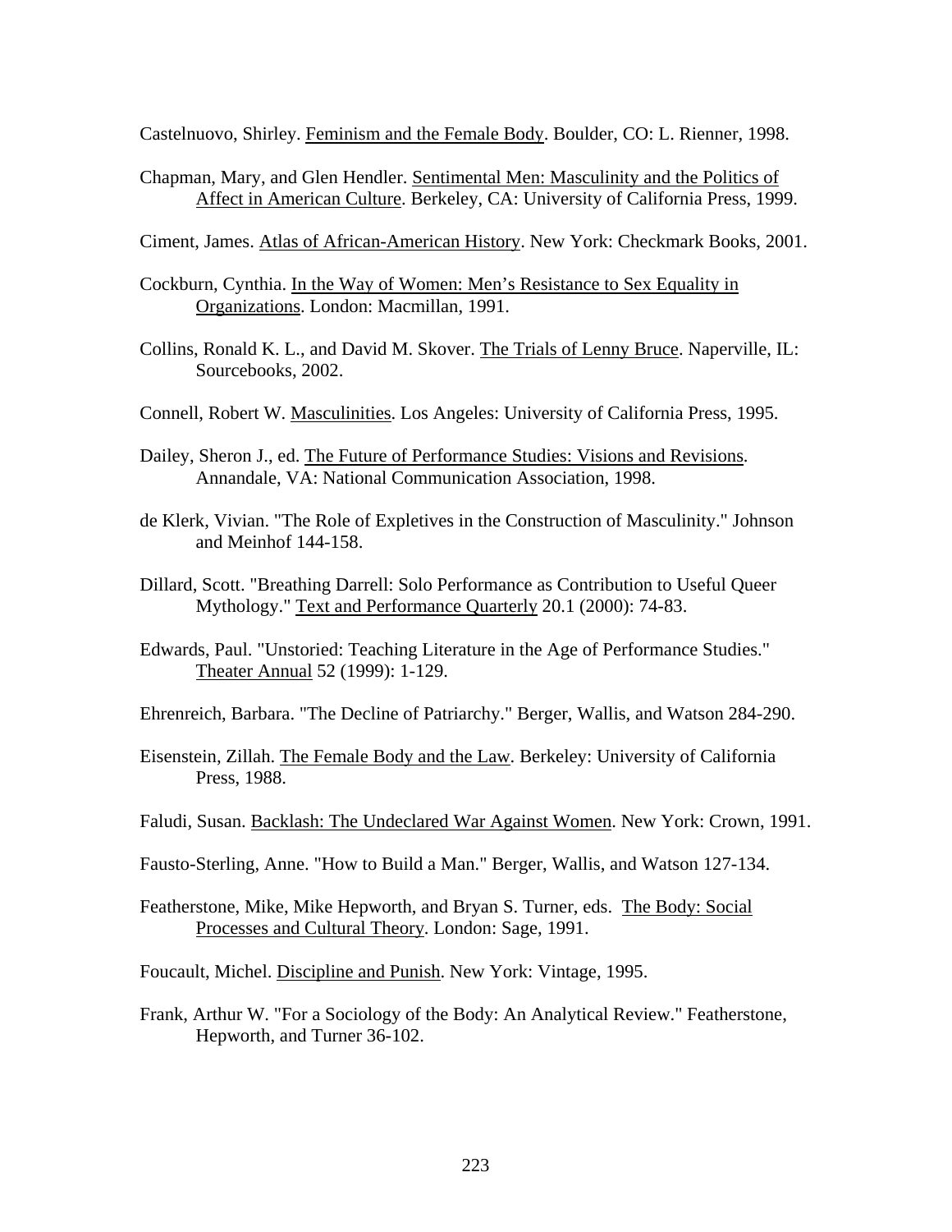Castelnuovo, Shirley. <u>Feminism and the Female Body</u>. Boulder, CO: L. Rienner, 1998.

Chapman, Mary, and Glen Hendler. <u>Sentimental Men: Masculinity and the Politics of Affect in American Culture</u>. Berkeley, CA: University of California Press, 1999.

Ciment, James. <u>Atlas of African-American History</u>. New York: Checkmark Books, 2001.

Cockburn, Cynthia. <u>In the Way of Women: Men's Resistance to Sex Equality in Organizations</u>. London: Macmillan, 1991.

Collins, Ronald K. L., and David M. Skover. <u>The Trials of Lenny Bruce</u>. Naperville, IL: Sourcebooks, 2002.

Connell, Robert W. <u>Masculinities</u>. Los Angeles: University of California Press, 1995.

Dailey, Sheron J., ed. <u>The Future of Performance Studies: Visions and Revisions</u>. Annandale, VA: National Communication Association, 1998.

de Klerk, Vivian. "The Role of Expletives in the Construction of Masculinity." Johnson and Meinhof 144-158.

Dillard, Scott. "Breathing Darrell: Solo Performance as Contribution to Useful Queer Mythology." <u>Text and Performance Quarterly</u> 20.1 (2000): 74-83.

Edwards, Paul. "Unstoried: Teaching Literature in the Age of Performance Studies." <u>Theater Annual</u> 52 (1999): 1-129.

Ehrenreich, Barbara. "The Decline of Patriarchy." Berger, Wallis, and Watson 284-290.

Eisenstein, Zillah. <u>The Female Body and the Law</u>. Berkeley: University of California Press, 1988.

Faludi, Susan. <u>Backlash: The Undeclared War Against Women</u>. New York: Crown, 1991.

Fausto-Sterling, Anne. "How to Build a Man." Berger, Wallis, and Watson 127-134.

Featherstone, Mike, Mike Hepworth, and Bryan S. Turner, eds. <u>The Body: Social Processes and Cultural Theory</u>. London: Sage, 1991.

Foucault, Michel. <u>Discipline and Punish</u>. New York: Vintage, 1995.

Frank, Arthur W. "For a Sociology of the Body: An Analytical Review." Featherstone, Hepworth, and Turner 36-102.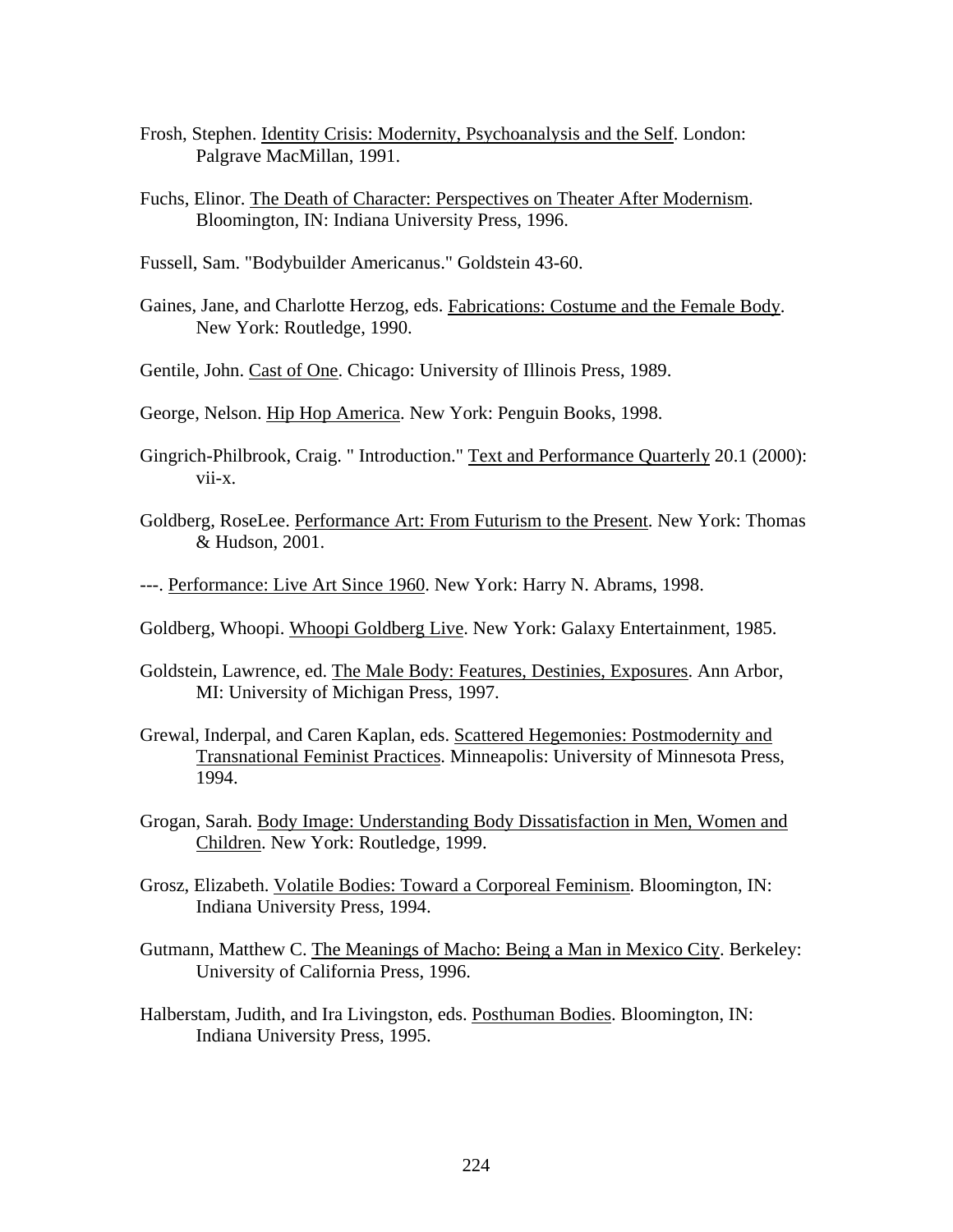Frosh, Stephen. Identity Crisis: Modernity, Psychoanalysis and the Self. London: Palgrave MacMillan, 1991.

Fuchs, Elinor. The Death of Character: Perspectives on Theater After Modernism. Bloomington, IN: Indiana University Press, 1996.

Fussell, Sam. "Bodybuilder Americanus." Goldstein 43-60.

Gaines, Jane, and Charlotte Herzog, eds. Fabrications: Costume and the Female Body. New York: Routledge, 1990.

Gentile, John. Cast of One. Chicago: University of Illinois Press, 1989.

George, Nelson. Hip Hop America. New York: Penguin Books, 1998.

Gingrich-Philbrook, Craig. " Introduction." Text and Performance Quarterly 20.1 (2000): vii-x.

Goldberg, RoseLee. Performance Art: From Futurism to the Present. New York: Thomas & Hudson, 2001.

---. Performance: Live Art Since 1960. New York: Harry N. Abrams, 1998.

Goldberg, Whoopi. Whoopi Goldberg Live. New York: Galaxy Entertainment, 1985.

Goldstein, Lawrence, ed. The Male Body: Features, Destinies, Exposures. Ann Arbor, MI: University of Michigan Press, 1997.

Grewal, Inderpal, and Caren Kaplan, eds. Scattered Hegemonies: Postmodernity and Transnational Feminist Practices. Minneapolis: University of Minnesota Press, 1994.

Grogan, Sarah. Body Image: Understanding Body Dissatisfaction in Men, Women and Children. New York: Routledge, 1999.

Grosz, Elizabeth. Volatile Bodies: Toward a Corporeal Feminism. Bloomington, IN: Indiana University Press, 1994.

Gutmann, Matthew C. The Meanings of Macho: Being a Man in Mexico City. Berkeley: University of California Press, 1996.

Halberstam, Judith, and Ira Livingston, eds. Posthuman Bodies. Bloomington, IN: Indiana University Press, 1995.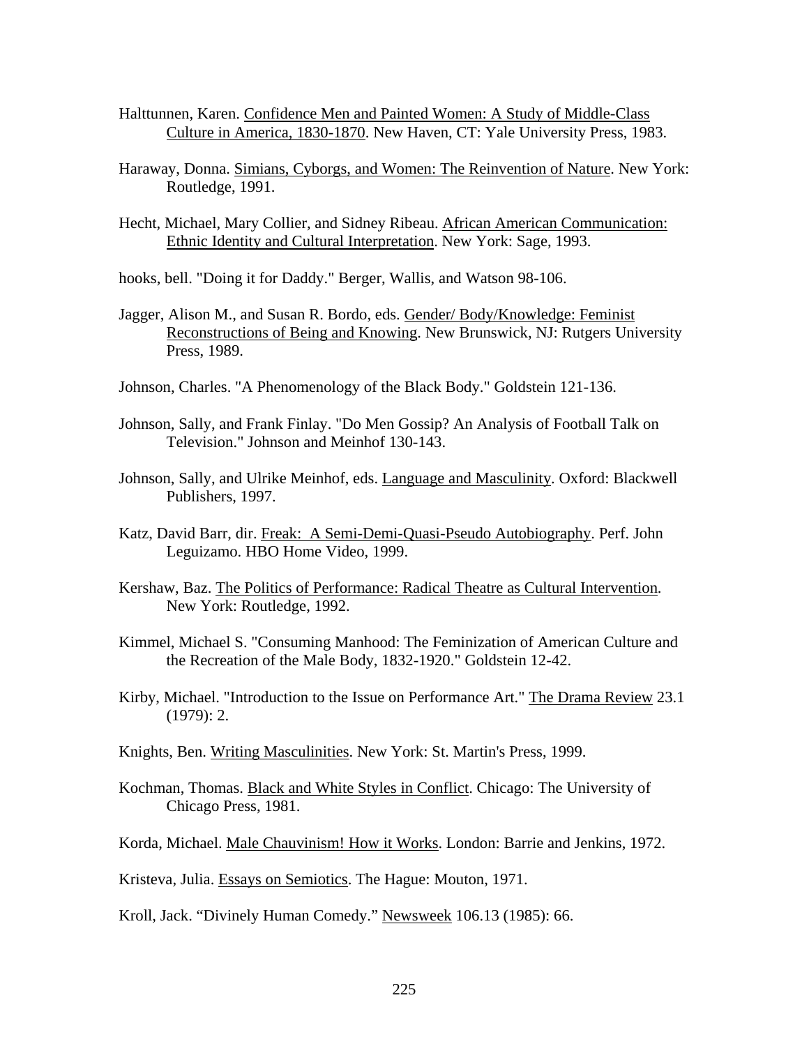Halttunnen, Karen. Confidence Men and Painted Women: A Study of Middle-Class Culture in America, 1830-1870. New Haven, CT: Yale University Press, 1983.

Haraway, Donna. Simians, Cyborgs, and Women: The Reinvention of Nature. New York: Routledge, 1991.

Hecht, Michael, Mary Collier, and Sidney Ribeau. African American Communication: Ethnic Identity and Cultural Interpretation. New York: Sage, 1993.

hooks, bell. "Doing it for Daddy." Berger, Wallis, and Watson 98-106.

Jagger, Alison M., and Susan R. Bordo, eds. Gender/ Body/Knowledge: Feminist Reconstructions of Being and Knowing. New Brunswick, NJ: Rutgers University Press, 1989.

Johnson, Charles. "A Phenomenology of the Black Body." Goldstein 121-136.

Johnson, Sally, and Frank Finlay. "Do Men Gossip? An Analysis of Football Talk on Television." Johnson and Meinhof 130-143.

Johnson, Sally, and Ulrike Meinhof, eds. Language and Masculinity. Oxford: Blackwell Publishers, 1997.

Katz, David Barr, dir. Freak: A Semi-Demi-Quasi-Pseudo Autobiography. Perf. John Leguizamo. HBO Home Video, 1999.

Kershaw, Baz. The Politics of Performance: Radical Theatre as Cultural Intervention. New York: Routledge, 1992.

Kimmel, Michael S. "Consuming Manhood: The Feminization of American Culture and the Recreation of the Male Body, 1832-1920." Goldstein 12-42.

Kirby, Michael. "Introduction to the Issue on Performance Art." The Drama Review 23.1 (1979): 2.

Knights, Ben. Writing Masculinities. New York: St. Martin's Press, 1999.

Kochman, Thomas. Black and White Styles in Conflict. Chicago: The University of Chicago Press, 1981.

Korda, Michael. Male Chauvinism! How it Works. London: Barrie and Jenkins, 1972.

Kristeva, Julia. Essays on Semiotics. The Hague: Mouton, 1971.

Kroll, Jack. "Divinely Human Comedy." Newsweek 106.13 (1985): 66.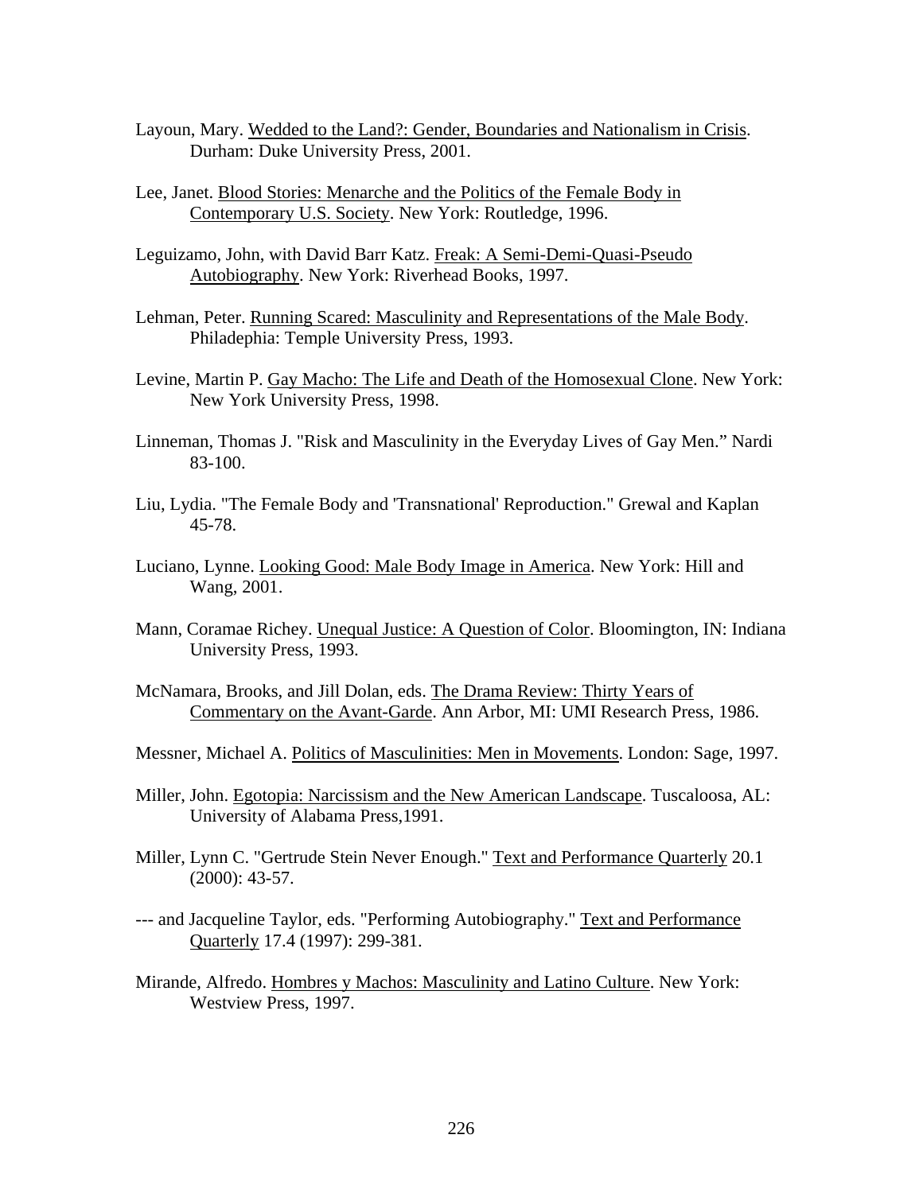Layoun, Mary. Wedded to the Land?: Gender, Boundaries and Nationalism in Crisis. Durham: Duke University Press, 2001.

Lee, Janet. Blood Stories: Menarche and the Politics of the Female Body in Contemporary U.S. Society. New York: Routledge, 1996.

Leguizamo, John, with David Barr Katz. Freak: A Semi-Demi-Quasi-Pseudo Autobiography. New York: Riverhead Books, 1997.

Lehman, Peter. Running Scared: Masculinity and Representations of the Male Body. Philadephia: Temple University Press, 1993.

Levine, Martin P. Gay Macho: The Life and Death of the Homosexual Clone. New York: New York University Press, 1998.

Linneman, Thomas J. "Risk and Masculinity in the Everyday Lives of Gay Men." Nardi 83-100.

Liu, Lydia. "The Female Body and 'Transnational' Reproduction." Grewal and Kaplan 45-78.

Luciano, Lynne. Looking Good: Male Body Image in America. New York: Hill and Wang, 2001.

Mann, Coramae Richey. Unequal Justice: A Question of Color. Bloomington, IN: Indiana University Press, 1993.

McNamara, Brooks, and Jill Dolan, eds. The Drama Review: Thirty Years of Commentary on the Avant-Garde. Ann Arbor, MI: UMI Research Press, 1986.

Messner, Michael A. Politics of Masculinities: Men in Movements. London: Sage, 1997.

Miller, John. Egotopia: Narcissism and the New American Landscape. Tuscaloosa, AL: University of Alabama Press,1991.

Miller, Lynn C. "Gertrude Stein Never Enough." Text and Performance Quarterly 20.1 (2000): 43-57.

--- and Jacqueline Taylor, eds. "Performing Autobiography." Text and Performance Quarterly 17.4 (1997): 299-381.

Mirande, Alfredo. Hombres y Machos: Masculinity and Latino Culture. New York: Westview Press, 1997.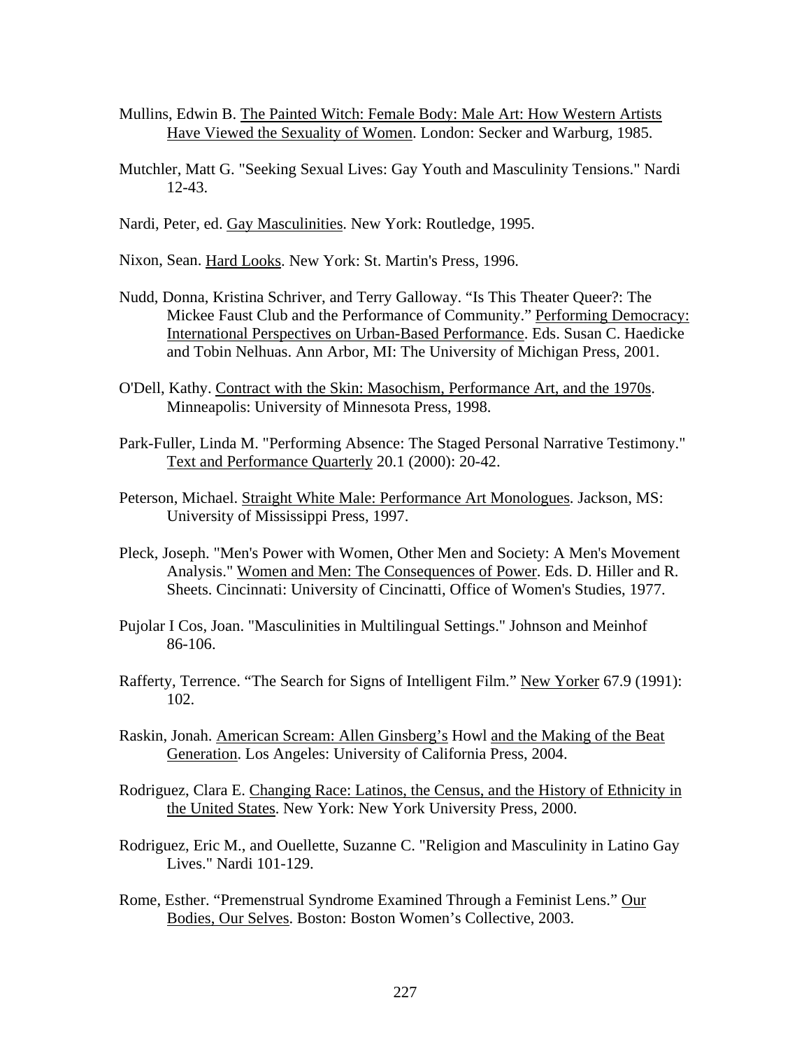Mullins, Edwin B. The Painted Witch: Female Body: Male Art: How Western Artists Have Viewed the Sexuality of Women. London: Secker and Warburg, 1985.

Mutchler, Matt G. "Seeking Sexual Lives: Gay Youth and Masculinity Tensions." Nardi 12-43.

Nardi, Peter, ed. Gay Masculinities. New York: Routledge, 1995.

Nixon, Sean. Hard Looks. New York: St. Martin's Press, 1996.

Nudd, Donna, Kristina Schriver, and Terry Galloway. “Is This Theater Queer?: The Mickee Faust Club and the Performance of Community.” Performing Democracy: International Perspectives on Urban-Based Performance. Eds. Susan C. Haedicke and Tobin Nelhuas. Ann Arbor, MI: The University of Michigan Press, 2001.

O'Dell, Kathy. Contract with the Skin: Masochism, Performance Art, and the 1970s. Minneapolis: University of Minnesota Press, 1998.

Park-Fuller, Linda M. "Performing Absence: The Staged Personal Narrative Testimony." Text and Performance Quarterly 20.1 (2000): 20-42.

Peterson, Michael. Straight White Male: Performance Art Monologues. Jackson, MS: University of Mississippi Press, 1997.

Pleck, Joseph. "Men's Power with Women, Other Men and Society: A Men's Movement Analysis." Women and Men: The Consequences of Power. Eds. D. Hiller and R. Sheets. Cincinnati: University of Cincinatti, Office of Women's Studies, 1977.

Pujolar I Cos, Joan. "Masculinities in Multilingual Settings." Johnson and Meinhof 86-106.

Rafferty, Terrence. “The Search for Signs of Intelligent Film.” New Yorker 67.9 (1991): 102.

Raskin, Jonah. American Scream: Allen Ginsberg’s Howl and the Making of the Beat Generation. Los Angeles: University of California Press, 2004.

Rodriguez, Clara E. Changing Race: Latinos, the Census, and the History of Ethnicity in the United States. New York: New York University Press, 2000.

Rodriguez, Eric M., and Ouellette, Suzanne C. "Religion and Masculinity in Latino Gay Lives." Nardi 101-129.

Rome, Esther. “Premenstrual Syndrome Examined Through a Feminist Lens.” Our Bodies, Our Selves. Boston: Boston Women’s Collective, 2003.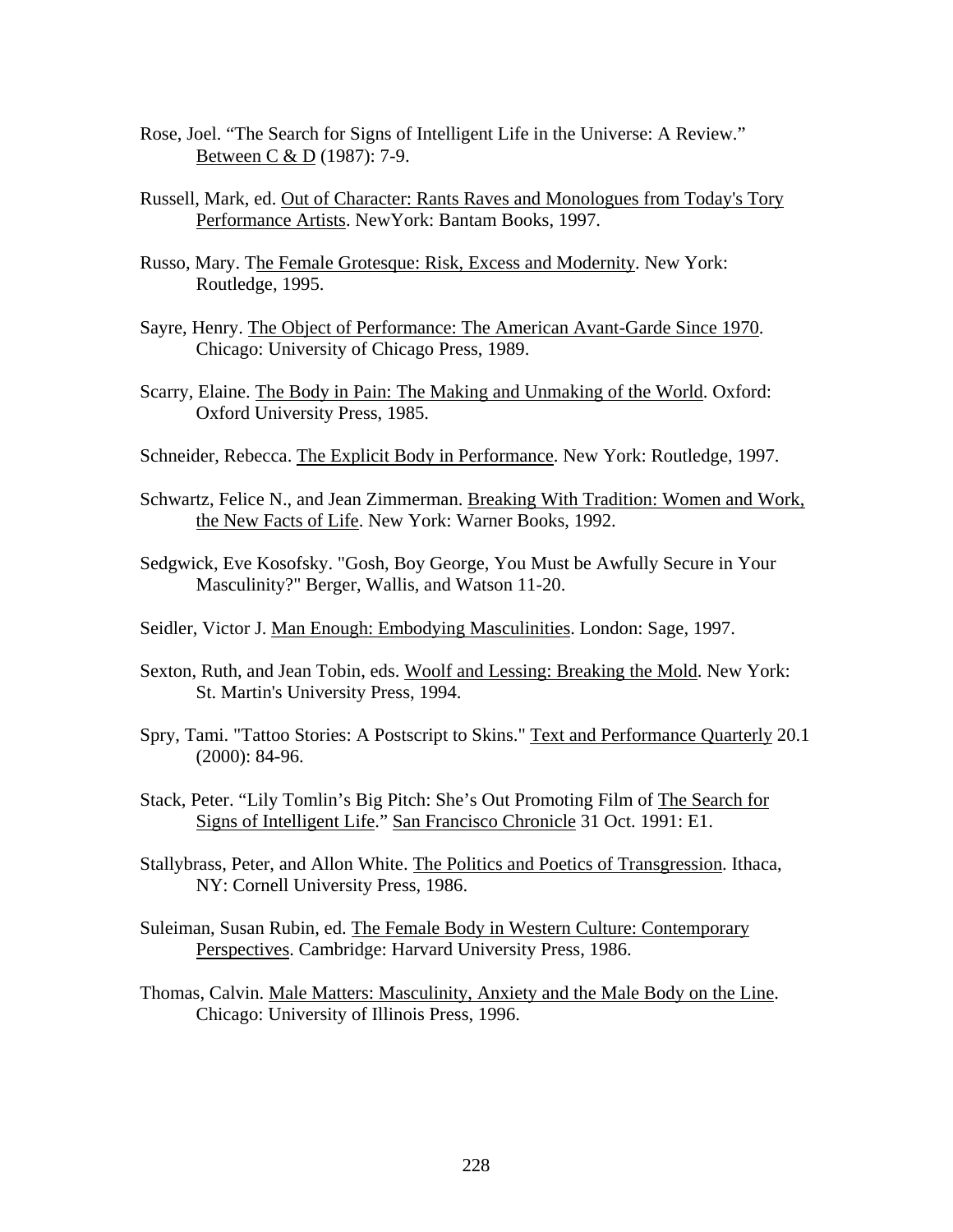Rose, Joel. “The Search for Signs of Intelligent Life in the Universe: A Review.” Between C & D (1987): 7-9.

Russell, Mark, ed. Out of Character: Rants Raves and Monologues from Today's Tory Performance Artists. NewYork: Bantam Books, 1997.

Russo, Mary. The Female Grotesque: Risk, Excess and Modernity. New York: Routledge, 1995.

Sayre, Henry. The Object of Performance: The American Avant-Garde Since 1970. Chicago: University of Chicago Press, 1989.

Scarry, Elaine. The Body in Pain: The Making and Unmaking of the World. Oxford: Oxford University Press, 1985.

Schneider, Rebecca. The Explicit Body in Performance. New York: Routledge, 1997.

Schwartz, Felice N., and Jean Zimmerman. Breaking With Tradition: Women and Work, the New Facts of Life. New York: Warner Books, 1992.

Sedgwick, Eve Kosofsky. "Gosh, Boy George, You Must be Awfully Secure in Your Masculinity?" Berger, Wallis, and Watson 11-20.

Seidler, Victor J. Man Enough: Embodying Masculinities. London: Sage, 1997.

Sexton, Ruth, and Jean Tobin, eds. Woolf and Lessing: Breaking the Mold. New York: St. Martin's University Press, 1994.

Spry, Tami. "Tattoo Stories: A Postscript to Skins." Text and Performance Quarterly 20.1 (2000): 84-96.

Stack, Peter. “Lily Tomlin’s Big Pitch: She’s Out Promoting Film of The Search for Signs of Intelligent Life.” San Francisco Chronicle 31 Oct. 1991: E1.

Stallybrass, Peter, and Allon White. The Politics and Poetics of Transgression. Ithaca, NY: Cornell University Press, 1986.

Suleiman, Susan Rubin, ed. The Female Body in Western Culture: Contemporary Perspectives. Cambridge: Harvard University Press, 1986.

Thomas, Calvin. Male Matters: Masculinity, Anxiety and the Male Body on the Line. Chicago: University of Illinois Press, 1996.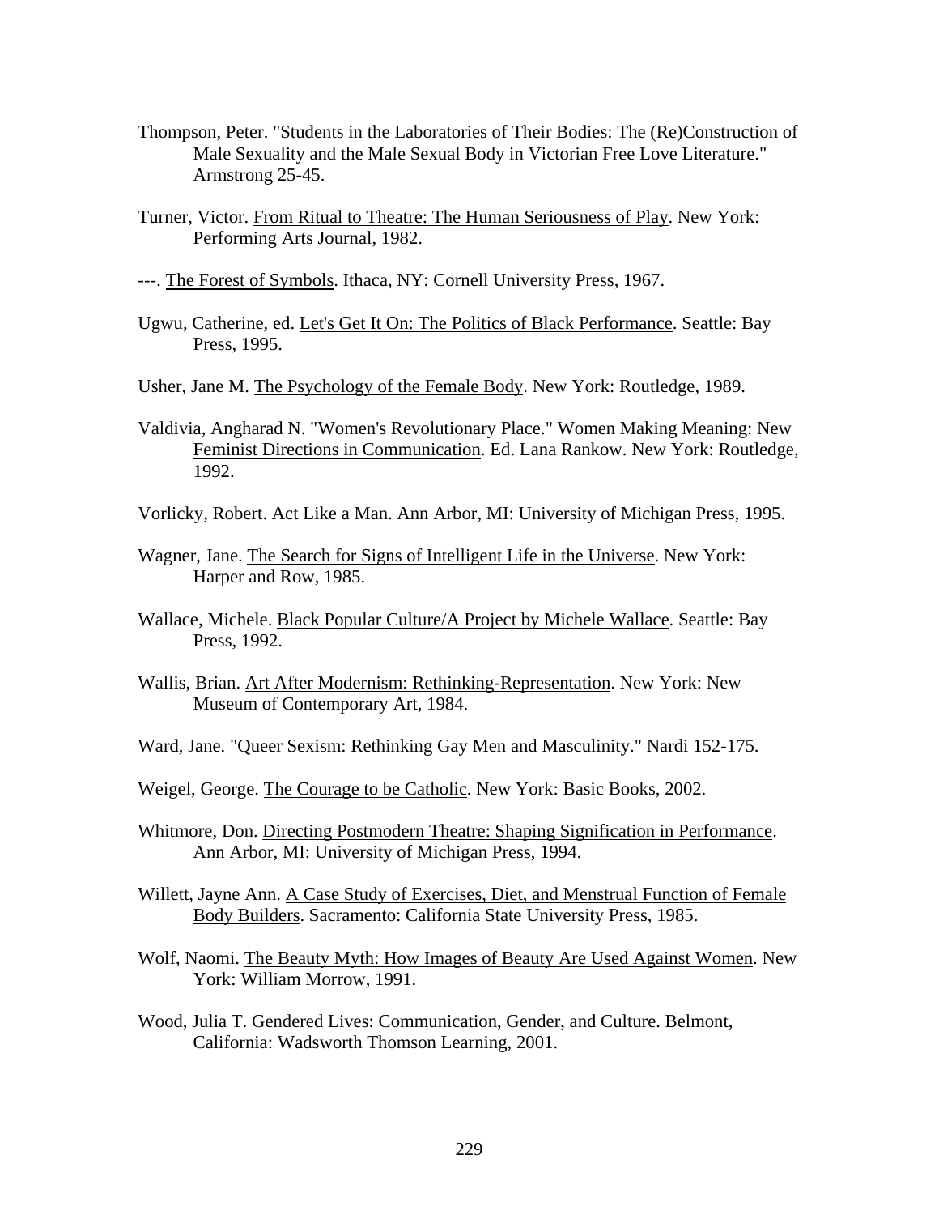Thompson, Peter. "Students in the Laboratories of Their Bodies: The (Re)Construction of Male Sexuality and the Male Sexual Body in Victorian Free Love Literature." Armstrong 25-45.

Turner, Victor. From Ritual to Theatre: The Human Seriousness of Play. New York: Performing Arts Journal, 1982.

---. The Forest of Symbols. Ithaca, NY: Cornell University Press, 1967.

Ugwu, Catherine, ed. Let's Get It On: The Politics of Black Performance. Seattle: Bay Press, 1995.

Usher, Jane M. The Psychology of the Female Body. New York: Routledge, 1989.

Valdivia, Angharad N. "Women's Revolutionary Place." Women Making Meaning: New Feminist Directions in Communication. Ed. Lana Rankow. New York: Routledge, 1992.

Vorlicky, Robert. Act Like a Man. Ann Arbor, MI: University of Michigan Press, 1995.

Wagner, Jane. The Search for Signs of Intelligent Life in the Universe. New York: Harper and Row, 1985.

Wallace, Michele. Black Popular Culture/A Project by Michele Wallace. Seattle: Bay Press, 1992.

Wallis, Brian. Art After Modernism: Rethinking-Representation. New York: New Museum of Contemporary Art, 1984.

Ward, Jane. "Queer Sexism: Rethinking Gay Men and Masculinity." Nardi 152-175.

Weigel, George. The Courage to be Catholic. New York: Basic Books, 2002.

Whitmore, Don. Directing Postmodern Theatre: Shaping Signification in Performance. Ann Arbor, MI: University of Michigan Press, 1994.

Willett, Jayne Ann. A Case Study of Exercises, Diet, and Menstrual Function of Female Body Builders. Sacramento: California State University Press, 1985.

Wolf, Naomi. The Beauty Myth: How Images of Beauty Are Used Against Women. New York: William Morrow, 1991.

Wood, Julia T. Gendered Lives: Communication, Gender, and Culture. Belmont, California: Wadsworth Thomson Learning, 2001.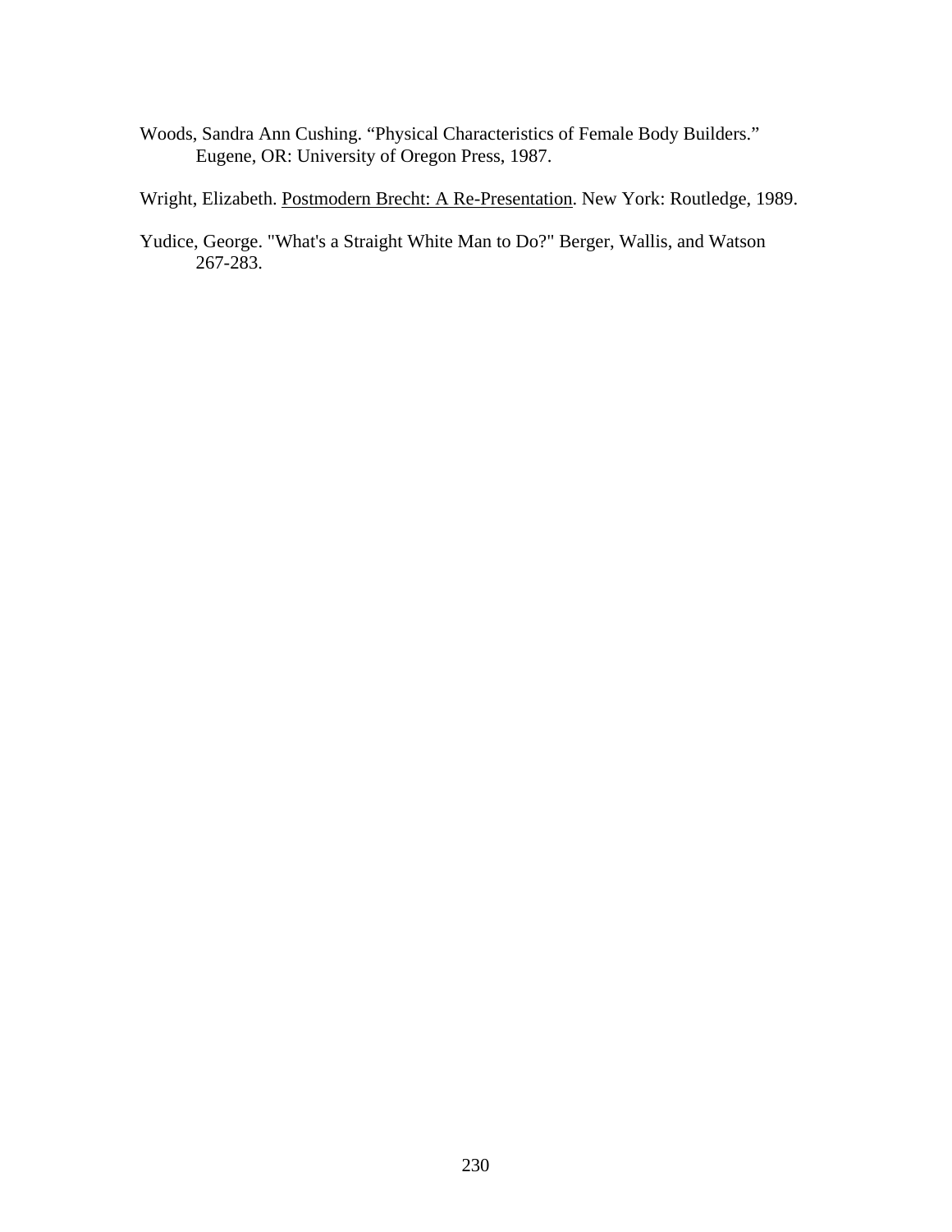Woods, Sandra Ann Cushing. “Physical Characteristics of Female Body Builders.” Eugene, OR: University of Oregon Press, 1987.

Wright, Elizabeth. <u>Postmodern Brecht: A Re-Presentation</u>. New York: Routledge, 1989.

Yudice, George. "What's a Straight White Man to Do?" Berger, Wallis, and Watson 267-283.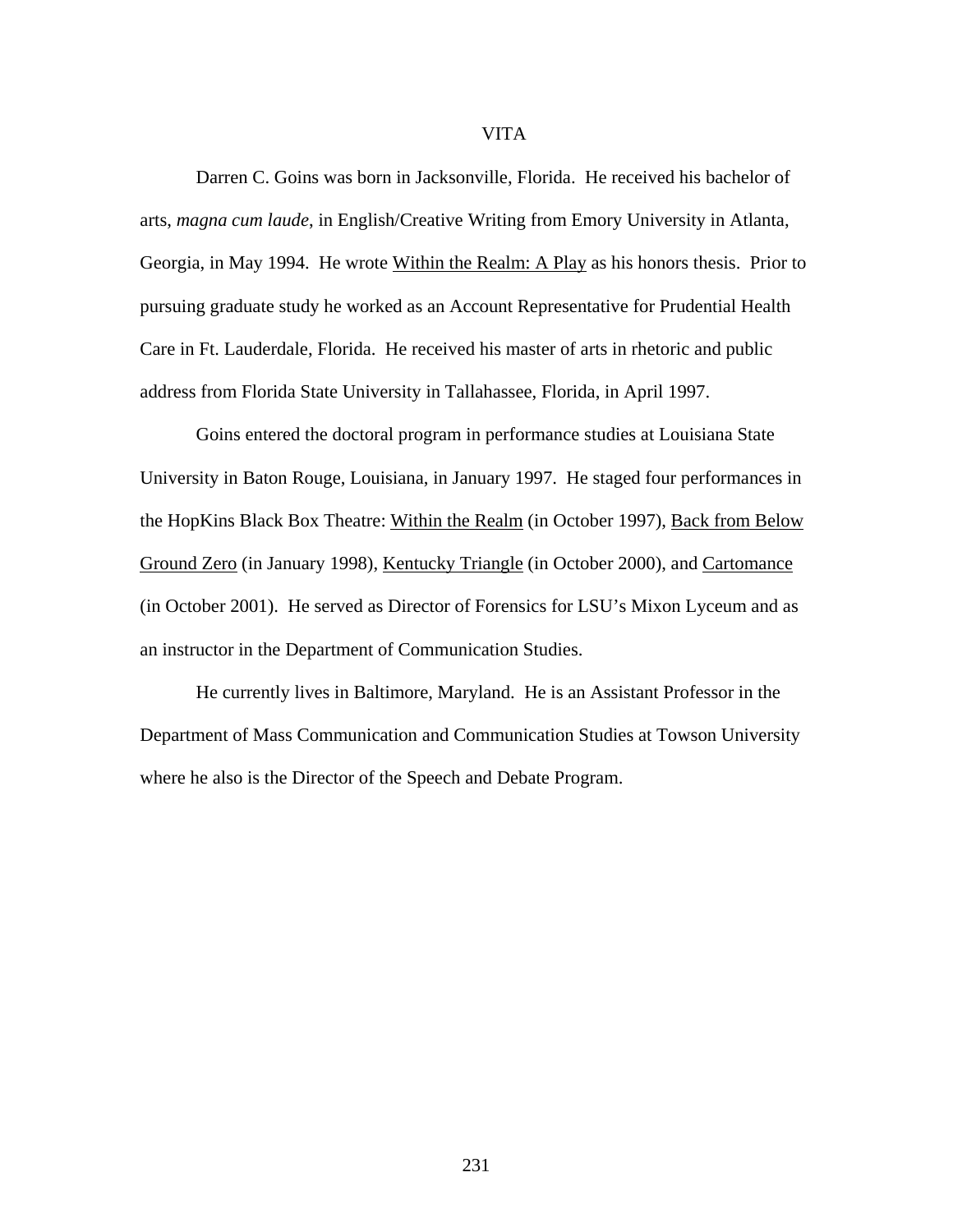# VITA

Darren C. Goins was born in Jacksonville, Florida. He received his bachelor of arts, *magna cum laude*, in English/Creative Writing from Emory University in Atlanta, Georgia, in May 1994. He wrote <u>Within the Realm: A Play</u> as his honors thesis. Prior to pursuing graduate study he worked as an Account Representative for Prudential Health Care in Ft. Lauderdale, Florida. He received his master of arts in rhetoric and public address from Florida State University in Tallahassee, Florida, in April 1997.

Goins entered the doctoral program in performance studies at Louisiana State University in Baton Rouge, Louisiana, in January 1997. He staged four performances in the HopKins Black Box Theatre: <u>Within the Realm</u> (in October 1997), <u>Back from Below Ground Zero</u> (in January 1998), <u>Kentucky Triangle</u> (in October 2000), and <u>Cartomance</u> (in October 2001). He served as Director of Forensics for LSU's Mixon Lyceum and as an instructor in the Department of Communication Studies.

He currently lives in Baltimore, Maryland. He is an Assistant Professor in the Department of Mass Communication and Communication Studies at Towson University where he also is the Director of the Speech and Debate Program.